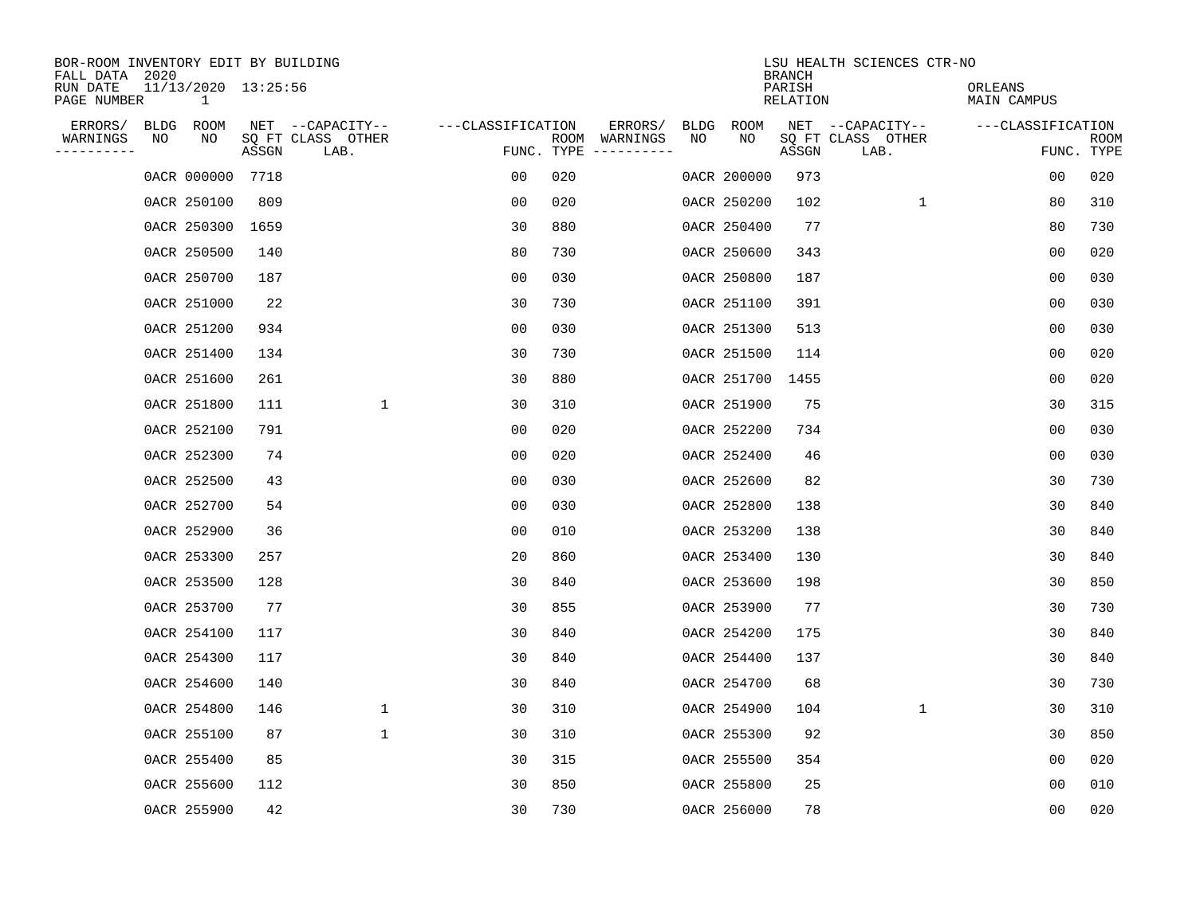BOR-ROOM INVENTORY EDIT BY BUILDING
FALL DATA 2020
RUN DATE 11/13/2020 13:25:56
PAGE NUMBER 1

LSU HEALTH SCIENCES CTR-NO
BRANCH
PARISH ORLEANS
RELATION MAIN CAMPUS

| ERRORS/ WARNINGS | BLDG NO | ROOM NO | NET SQ FT ASSGN | CAPACITY CLASS LAB. | CAPACITY OTHER | CLASSIFICATION FUNC. | ROOM TYPE | ERRORS/ WARNINGS | BLDG NO | ROOM NO | NET SQ FT ASSGN | CAPACITY CLASS LAB. | CAPACITY OTHER | CLASSIFICATION FUNC. | ROOM TYPE |
|---|---|---|---|---|---|---|---|---|---|---|---|---|---|---|---|
| | 0ACR | 000000 | 7718 | | | 00 | 020 | | 0ACR | 200000 | 973 | | | 00 | 020 |
| | 0ACR | 250100 | 809 | | | 00 | 020 | | 0ACR | 250200 | 102 | | 1 | 80 | 310 |
| | 0ACR | 250300 | 1659 | | | 30 | 880 | | 0ACR | 250400 | 77 | | | 80 | 730 |
| | 0ACR | 250500 | 140 | | | 80 | 730 | | 0ACR | 250600 | 343 | | | 00 | 020 |
| | 0ACR | 250700 | 187 | | | 00 | 030 | | 0ACR | 250800 | 187 | | | 00 | 030 |
| | 0ACR | 251000 | 22 | | | 30 | 730 | | 0ACR | 251100 | 391 | | | 00 | 030 |
| | 0ACR | 251200 | 934 | | | 00 | 030 | | 0ACR | 251300 | 513 | | | 00 | 030 |
| | 0ACR | 251400 | 134 | | | 30 | 730 | | 0ACR | 251500 | 114 | | | 00 | 020 |
| | 0ACR | 251600 | 261 | | | 30 | 880 | | 0ACR | 251700 | 1455 | | | 00 | 020 |
| | 0ACR | 251800 | 111 | | 1 | 30 | 310 | | 0ACR | 251900 | 75 | | | 30 | 315 |
| | 0ACR | 252100 | 791 | | | 00 | 020 | | 0ACR | 252200 | 734 | | | 00 | 030 |
| | 0ACR | 252300 | 74 | | | 00 | 020 | | 0ACR | 252400 | 46 | | | 00 | 030 |
| | 0ACR | 252500 | 43 | | | 00 | 030 | | 0ACR | 252600 | 82 | | | 30 | 730 |
| | 0ACR | 252700 | 54 | | | 00 | 030 | | 0ACR | 252800 | 138 | | | 30 | 840 |
| | 0ACR | 252900 | 36 | | | 00 | 010 | | 0ACR | 253200 | 138 | | | 30 | 840 |
| | 0ACR | 253300 | 257 | | | 20 | 860 | | 0ACR | 253400 | 130 | | | 30 | 840 |
| | 0ACR | 253500 | 128 | | | 30 | 840 | | 0ACR | 253600 | 198 | | | 30 | 850 |
| | 0ACR | 253700 | 77 | | | 30 | 855 | | 0ACR | 253900 | 77 | | | 30 | 730 |
| | 0ACR | 254100 | 117 | | | 30 | 840 | | 0ACR | 254200 | 175 | | | 30 | 840 |
| | 0ACR | 254300 | 117 | | | 30 | 840 | | 0ACR | 254400 | 137 | | | 30 | 840 |
| | 0ACR | 254600 | 140 | | | 30 | 840 | | 0ACR | 254700 | 68 | | | 30 | 730 |
| | 0ACR | 254800 | 146 | | 1 | 30 | 310 | | 0ACR | 254900 | 104 | | 1 | 30 | 310 |
| | 0ACR | 255100 | 87 | | 1 | 30 | 310 | | 0ACR | 255300 | 92 | | | 30 | 850 |
| | 0ACR | 255400 | 85 | | | 30 | 315 | | 0ACR | 255500 | 354 | | | 00 | 020 |
| | 0ACR | 255600 | 112 | | | 30 | 850 | | 0ACR | 255800 | 25 | | | 00 | 010 |
| | 0ACR | 255900 | 42 | | | 30 | 730 | | 0ACR | 256000 | 78 | | | 00 | 020 |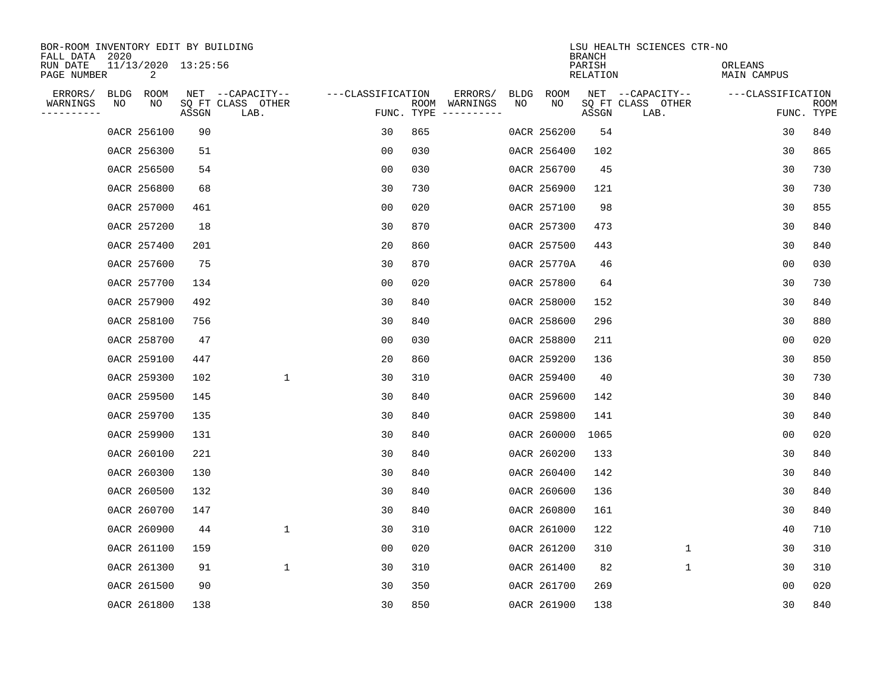BOR-ROOM INVENTORY EDIT BY BUILDING
FALL DATA 2020
RUN DATE 11/13/2020 13:25:56
PAGE NUMBER 2

LSU HEALTH SCIENCES CTR-NO
BRANCH
PARISH ORLEANS
RELATION MAIN CAMPUS

| ERRORS/ WARNINGS | BLDG NO | ROOM NO | NET SQ FT ASSGN | CAPACITY CLASS LAB. | CAPACITY OTHER | CLASSIFICATION FUNC. | ROOM TYPE | ERRORS/ WARNINGS | BLDG NO | ROOM NO | NET SQ FT ASSGN | CAPACITY CLASS LAB. | CAPACITY OTHER | CLASSIFICATION FUNC. | ROOM TYPE |
|---|---|---|---|---|---|---|---|---|---|---|---|---|---|---|---|
| | 0ACR | 256100 | 90 | | | 30 | 865 | | 0ACR | 256200 | 54 | | | 30 | 840 |
| | 0ACR | 256300 | 51 | | | 00 | 030 | | 0ACR | 256400 | 102 | | | 30 | 865 |
| | 0ACR | 256500 | 54 | | | 00 | 030 | | 0ACR | 256700 | 45 | | | 30 | 730 |
| | 0ACR | 256800 | 68 | | | 30 | 730 | | 0ACR | 256900 | 121 | | | 30 | 730 |
| | 0ACR | 257000 | 461 | | | 00 | 020 | | 0ACR | 257100 | 98 | | | 30 | 855 |
| | 0ACR | 257200 | 18 | | | 30 | 870 | | 0ACR | 257300 | 473 | | | 30 | 840 |
| | 0ACR | 257400 | 201 | | | 20 | 860 | | 0ACR | 257500 | 443 | | | 30 | 840 |
| | 0ACR | 257600 | 75 | | | 30 | 870 | | 0ACR | 25770A | 46 | | | 00 | 030 |
| | 0ACR | 257700 | 134 | | | 00 | 020 | | 0ACR | 257800 | 64 | | | 30 | 730 |
| | 0ACR | 257900 | 492 | | | 30 | 840 | | 0ACR | 258000 | 152 | | | 30 | 840 |
| | 0ACR | 258100 | 756 | | | 30 | 840 | | 0ACR | 258600 | 296 | | | 30 | 880 |
| | 0ACR | 258700 | 47 | | | 00 | 030 | | 0ACR | 258800 | 211 | | | 00 | 020 |
| | 0ACR | 259100 | 447 | | | 20 | 860 | | 0ACR | 259200 | 136 | | | 30 | 850 |
| | 0ACR | 259300 | 102 | | 1 | 30 | 310 | | 0ACR | 259400 | 40 | | | 30 | 730 |
| | 0ACR | 259500 | 145 | | | 30 | 840 | | 0ACR | 259600 | 142 | | | 30 | 840 |
| | 0ACR | 259700 | 135 | | | 30 | 840 | | 0ACR | 259800 | 141 | | | 30 | 840 |
| | 0ACR | 259900 | 131 | | | 30 | 840 | | 0ACR | 260000 | 1065 | | | 00 | 020 |
| | 0ACR | 260100 | 221 | | | 30 | 840 | | 0ACR | 260200 | 133 | | | 30 | 840 |
| | 0ACR | 260300 | 130 | | | 30 | 840 | | 0ACR | 260400 | 142 | | | 30 | 840 |
| | 0ACR | 260500 | 132 | | | 30 | 840 | | 0ACR | 260600 | 136 | | | 30 | 840 |
| | 0ACR | 260700 | 147 | | | 30 | 840 | | 0ACR | 260800 | 161 | | | 30 | 840 |
| | 0ACR | 260900 | 44 | | 1 | 30 | 310 | | 0ACR | 261000 | 122 | | | 40 | 710 |
| | 0ACR | 261100 | 159 | | | 00 | 020 | | 0ACR | 261200 | 310 | | 1 | 30 | 310 |
| | 0ACR | 261300 | 91 | | 1 | 30 | 310 | | 0ACR | 261400 | 82 | | 1 | 30 | 310 |
| | 0ACR | 261500 | 90 | | | 30 | 350 | | 0ACR | 261700 | 269 | | | 00 | 020 |
| | 0ACR | 261800 | 138 | | | 30 | 850 | | 0ACR | 261900 | 138 | | | 30 | 840 |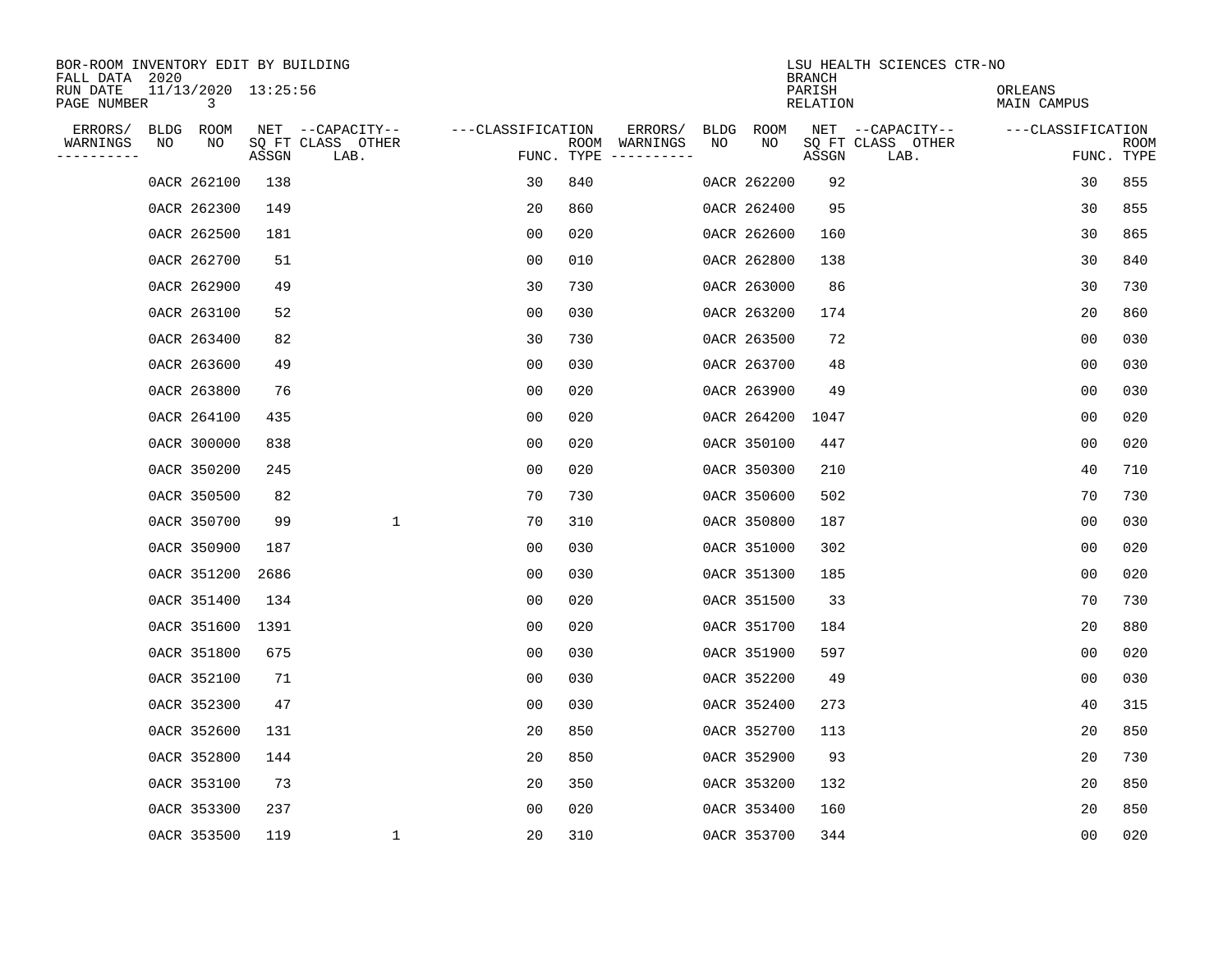BOR-ROOM INVENTORY EDIT BY BUILDING
FALL DATA 2020
RUN DATE 11/13/2020 13:25:56
PAGE NUMBER 3

LSU HEALTH SCIENCES CTR-NO
BRANCH
PARISH ORLEANS
RELATION MAIN CAMPUS

| ERRORS/ WARNINGS | BLDG NO | ROOM NO | NET SQ FT ASSGN | CAPACITY CLASS LAB. | CAPACITY OTHER | CLASSIFICATION FUNC. | ROOM TYPE | ERRORS/ WARNINGS | BLDG NO | ROOM NO | NET SQ FT ASSGN | CAPACITY CLASS LAB. | CAPACITY OTHER | CLASSIFICATION FUNC. | ROOM TYPE |
|---|---|---|---|---|---|---|---|---|---|---|---|---|---|---|---|
| | 0ACR | 262100 | 138 | | | 30 | 840 | | 0ACR | 262200 | 92 | | | 30 | 855 |
| | 0ACR | 262300 | 149 | | | 20 | 860 | | 0ACR | 262400 | 95 | | | 30 | 855 |
| | 0ACR | 262500 | 181 | | | 00 | 020 | | 0ACR | 262600 | 160 | | | 30 | 865 |
| | 0ACR | 262700 | 51 | | | 00 | 010 | | 0ACR | 262800 | 138 | | | 30 | 840 |
| | 0ACR | 262900 | 49 | | | 30 | 730 | | 0ACR | 263000 | 86 | | | 30 | 730 |
| | 0ACR | 263100 | 52 | | | 00 | 030 | | 0ACR | 263200 | 174 | | | 20 | 860 |
| | 0ACR | 263400 | 82 | | | 30 | 730 | | 0ACR | 263500 | 72 | | | 00 | 030 |
| | 0ACR | 263600 | 49 | | | 00 | 030 | | 0ACR | 263700 | 48 | | | 00 | 030 |
| | 0ACR | 263800 | 76 | | | 00 | 020 | | 0ACR | 263900 | 49 | | | 00 | 030 |
| | 0ACR | 264100 | 435 | | | 00 | 020 | | 0ACR | 264200 | 1047 | | | 00 | 020 |
| | 0ACR | 300000 | 838 | | | 00 | 020 | | 0ACR | 350100 | 447 | | | 00 | 020 |
| | 0ACR | 350200 | 245 | | | 00 | 020 | | 0ACR | 350300 | 210 | | | 40 | 710 |
| | 0ACR | 350500 | 82 | | | 70 | 730 | | 0ACR | 350600 | 502 | | | 70 | 730 |
| | 0ACR | 350700 | 99 | | 1 | 70 | 310 | | 0ACR | 350800 | 187 | | | 00 | 030 |
| | 0ACR | 350900 | 187 | | | 00 | 030 | | 0ACR | 351000 | 302 | | | 00 | 020 |
| | 0ACR | 351200 | 2686 | | | 00 | 030 | | 0ACR | 351300 | 185 | | | 00 | 020 |
| | 0ACR | 351400 | 134 | | | 00 | 020 | | 0ACR | 351500 | 33 | | | 70 | 730 |
| | 0ACR | 351600 | 1391 | | | 00 | 020 | | 0ACR | 351700 | 184 | | | 20 | 880 |
| | 0ACR | 351800 | 675 | | | 00 | 030 | | 0ACR | 351900 | 597 | | | 00 | 020 |
| | 0ACR | 352100 | 71 | | | 00 | 030 | | 0ACR | 352200 | 49 | | | 00 | 030 |
| | 0ACR | 352300 | 47 | | | 00 | 030 | | 0ACR | 352400 | 273 | | | 40 | 315 |
| | 0ACR | 352600 | 131 | | | 20 | 850 | | 0ACR | 352700 | 113 | | | 20 | 850 |
| | 0ACR | 352800 | 144 | | | 20 | 850 | | 0ACR | 352900 | 93 | | | 20 | 730 |
| | 0ACR | 353100 | 73 | | | 20 | 350 | | 0ACR | 353200 | 132 | | | 20 | 850 |
| | 0ACR | 353300 | 237 | | | 00 | 020 | | 0ACR | 353400 | 160 | | | 20 | 850 |
| | 0ACR | 353500 | 119 | | 1 | 20 | 310 | | 0ACR | 353700 | 344 | | | 00 | 020 |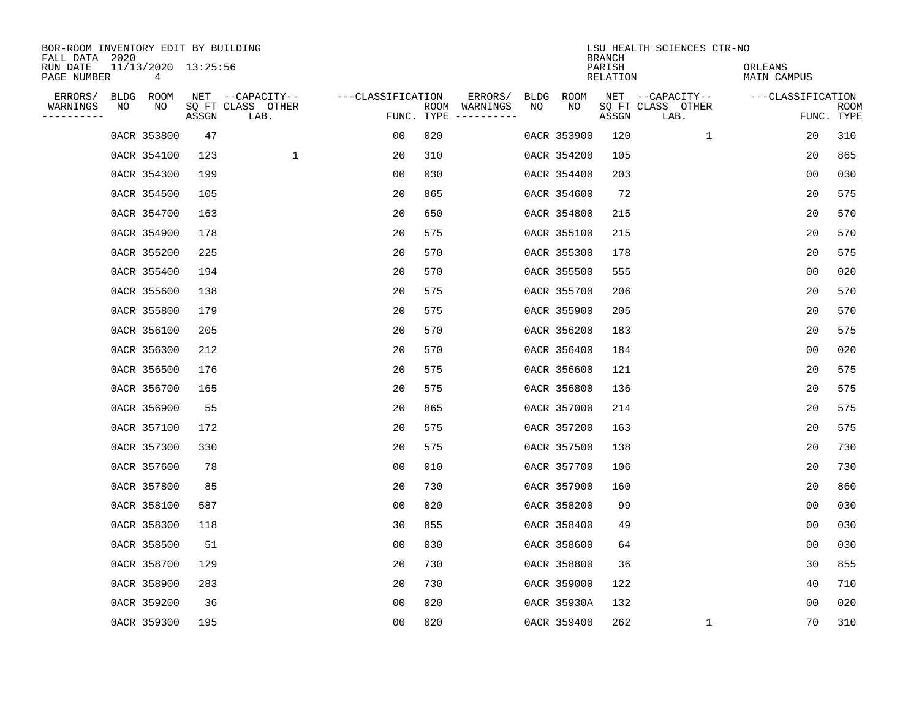BOR-ROOM INVENTORY EDIT BY BUILDING
FALL DATA 2020
RUN DATE 11/13/2020 13:25:56
PAGE NUMBER 4

LSU HEALTH SCIENCES CTR-NO
BRANCH
PARISH ORLEANS
RELATION MAIN CAMPUS

| ERRORS/ WARNINGS | BLDG NO | ROOM NO | NET SQ FT ASSGN | CAPACITY CLASS LAB. | CAPACITY OTHER | CLASSIFICATION FUNC. | ROOM TYPE | ERRORS/ WARNINGS | BLDG NO | ROOM NO | NET SQ FT ASSGN | CAPACITY CLASS LAB. | CAPACITY OTHER | CLASSIFICATION FUNC. | ROOM TYPE |
|---|---|---|---|---|---|---|---|---|---|---|---|---|---|---|---|
| | 0ACR | 353800 | 47 | | | 00 | 020 | | 0ACR | 353900 | 120 | | 1 | 20 | 310 |
| | 0ACR | 354100 | 123 | | 1 | 20 | 310 | | 0ACR | 354200 | 105 | | | 20 | 865 |
| | 0ACR | 354300 | 199 | | | 00 | 030 | | 0ACR | 354400 | 203 | | | 00 | 030 |
| | 0ACR | 354500 | 105 | | | 20 | 865 | | 0ACR | 354600 | 72 | | | 20 | 575 |
| | 0ACR | 354700 | 163 | | | 20 | 650 | | 0ACR | 354800 | 215 | | | 20 | 570 |
| | 0ACR | 354900 | 178 | | | 20 | 575 | | 0ACR | 355100 | 215 | | | 20 | 570 |
| | 0ACR | 355200 | 225 | | | 20 | 570 | | 0ACR | 355300 | 178 | | | 20 | 575 |
| | 0ACR | 355400 | 194 | | | 20 | 570 | | 0ACR | 355500 | 555 | | | 00 | 020 |
| | 0ACR | 355600 | 138 | | | 20 | 575 | | 0ACR | 355700 | 206 | | | 20 | 570 |
| | 0ACR | 355800 | 179 | | | 20 | 575 | | 0ACR | 355900 | 205 | | | 20 | 570 |
| | 0ACR | 356100 | 205 | | | 20 | 570 | | 0ACR | 356200 | 183 | | | 20 | 575 |
| | 0ACR | 356300 | 212 | | | 20 | 570 | | 0ACR | 356400 | 184 | | | 00 | 020 |
| | 0ACR | 356500 | 176 | | | 20 | 575 | | 0ACR | 356600 | 121 | | | 20 | 575 |
| | 0ACR | 356700 | 165 | | | 20 | 575 | | 0ACR | 356800 | 136 | | | 20 | 575 |
| | 0ACR | 356900 | 55 | | | 20 | 865 | | 0ACR | 357000 | 214 | | | 20 | 575 |
| | 0ACR | 357100 | 172 | | | 20 | 575 | | 0ACR | 357200 | 163 | | | 20 | 575 |
| | 0ACR | 357300 | 330 | | | 20 | 575 | | 0ACR | 357500 | 138 | | | 20 | 730 |
| | 0ACR | 357600 | 78 | | | 00 | 010 | | 0ACR | 357700 | 106 | | | 20 | 730 |
| | 0ACR | 357800 | 85 | | | 20 | 730 | | 0ACR | 357900 | 160 | | | 20 | 860 |
| | 0ACR | 358100 | 587 | | | 00 | 020 | | 0ACR | 358200 | 99 | | | 00 | 030 |
| | 0ACR | 358300 | 118 | | | 30 | 855 | | 0ACR | 358400 | 49 | | | 00 | 030 |
| | 0ACR | 358500 | 51 | | | 00 | 030 | | 0ACR | 358600 | 64 | | | 00 | 030 |
| | 0ACR | 358700 | 129 | | | 20 | 730 | | 0ACR | 358800 | 36 | | | 30 | 855 |
| | 0ACR | 358900 | 283 | | | 20 | 730 | | 0ACR | 359000 | 122 | | | 40 | 710 |
| | 0ACR | 359200 | 36 | | | 00 | 020 | | 0ACR | 35930A | 132 | | | 00 | 020 |
| | 0ACR | 359300 | 195 | | | 00 | 020 | | 0ACR | 359400 | 262 | | 1 | 70 | 310 |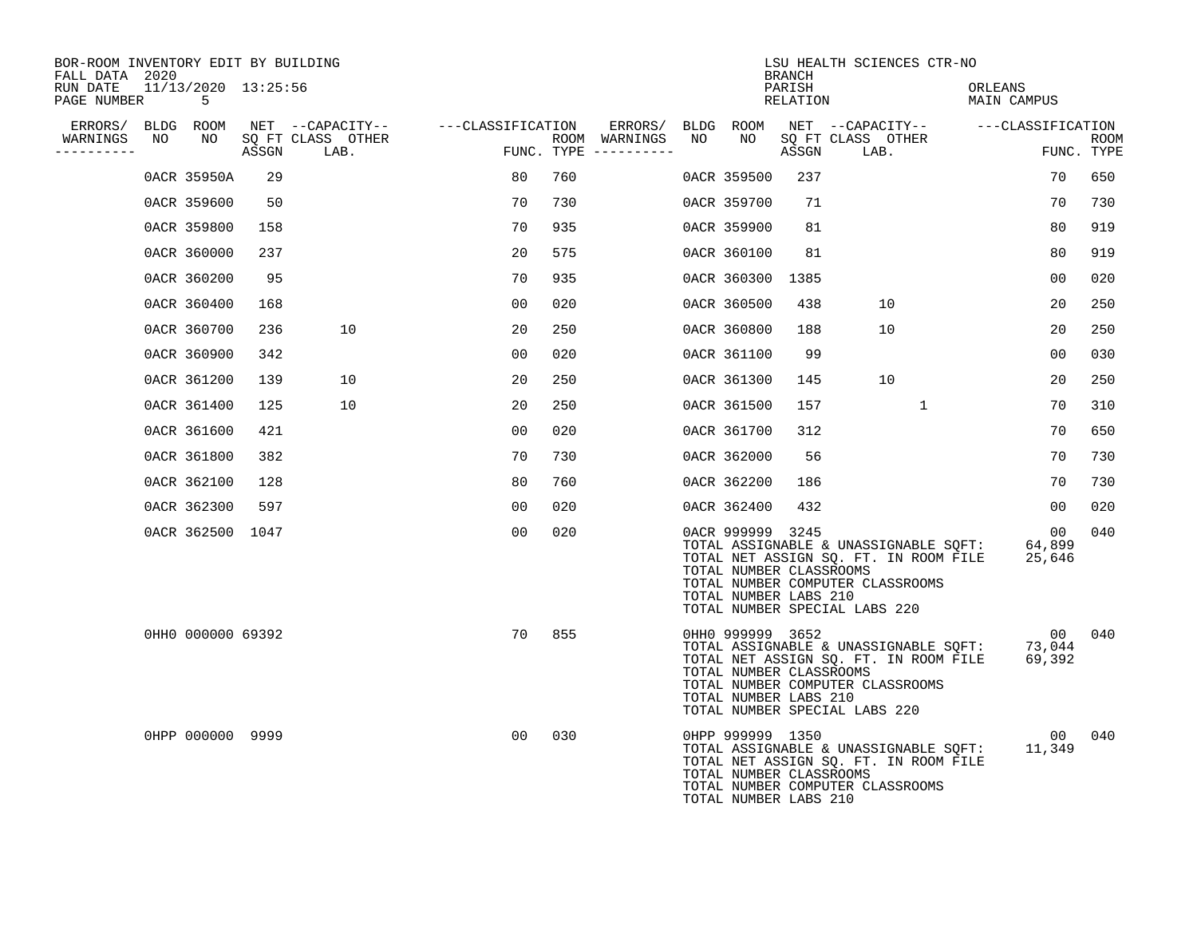BOR-ROOM INVENTORY EDIT BY BUILDING
FALL DATA 2020
RUN DATE 11/13/2020 13:25:56
PAGE NUMBER 5

LSU HEALTH SCIENCES CTR-NO
BRANCH
PARISH ORLEANS
RELATION MAIN CAMPUS

| ERRORS/ WARNINGS | BLDG NO | ROOM NO | NET SQ FT ASSGN | CAPACITY CLASS | OTHER LAB. | CLASSIFICATION FUNC. | ROOM TYPE | ERRORS/ WARNINGS | BLDG NO | ROOM NO | NET SQ FT ASSGN | CAPACITY CLASS | OTHER LAB. | CLASSIFICATION FUNC. | ROOM TYPE |
|---|---|---|---|---|---|---|---|---|---|---|---|---|---|---|---|
| | 0ACR | 35950A | 29 | | | 80 | 760 | | 0ACR | 359500 | 237 | | | 70 | 650 |
| | 0ACR | 359600 | 50 | | | 70 | 730 | | 0ACR | 359700 | 71 | | | 70 | 730 |
| | 0ACR | 359800 | 158 | | | 70 | 935 | | 0ACR | 359900 | 81 | | | 80 | 919 |
| | 0ACR | 360000 | 237 | | | 20 | 575 | | 0ACR | 360100 | 81 | | | 80 | 919 |
| | 0ACR | 360200 | 95 | | | 70 | 935 | | 0ACR | 360300 | 1385 | | | 00 | 020 |
| | 0ACR | 360400 | 168 | | | 00 | 020 | | 0ACR | 360500 | 438 | 10 | | 20 | 250 |
| | 0ACR | 360700 | 236 | 10 | | 20 | 250 | | 0ACR | 360800 | 188 | 10 | | 20 | 250 |
| | 0ACR | 360900 | 342 | | | 00 | 020 | | 0ACR | 361100 | 99 | | | 00 | 030 |
| | 0ACR | 361200 | 139 | 10 | | 20 | 250 | | 0ACR | 361300 | 145 | 10 | | 20 | 250 |
| | 0ACR | 361400 | 125 | 10 | | 20 | 250 | | 0ACR | 361500 | 157 | | 1 | 70 | 310 |
| | 0ACR | 361600 | 421 | | | 00 | 020 | | 0ACR | 361700 | 312 | | | 70 | 650 |
| | 0ACR | 361800 | 382 | | | 70 | 730 | | 0ACR | 362000 | 56 | | | 70 | 730 |
| | 0ACR | 362100 | 128 | | | 80 | 760 | | 0ACR | 362200 | 186 | | | 70 | 730 |
| | 0ACR | 362300 | 597 | | | 00 | 020 | | 0ACR | 362400 | 432 | | | 00 | 020 |
| | 0ACR | 362500 | 1047 | | | 00 | 020 | | 0ACR | 999999 | 3245 | | | 00 | 040 |
| | 0HH0 | 000000 | 69392 | | | 70 | 855 | | 0HH0 | 999999 | 3652 | | | 00 | 040 |
| | 0HPP | 000000 | 9999 | | | 00 | 030 | | 0HPP | 999999 | 1350 | | | 00 | 040 |

0ACR totals:
TOTAL ASSIGNABLE & UNASSIGNABLE SQFT: 64,899
TOTAL NET ASSIGN SQ. FT. IN ROOM FILE 25,646
TOTAL NUMBER CLASSROOMS
TOTAL NUMBER COMPUTER CLASSROOMS
TOTAL NUMBER LABS 210
TOTAL NUMBER SPECIAL LABS 220

0HH0 totals:
TOTAL ASSIGNABLE & UNASSIGNABLE SQFT: 73,044
TOTAL NET ASSIGN SQ. FT. IN ROOM FILE 69,392
TOTAL NUMBER CLASSROOMS
TOTAL NUMBER COMPUTER CLASSROOMS
TOTAL NUMBER LABS 210
TOTAL NUMBER SPECIAL LABS 220

0HPP totals:
TOTAL ASSIGNABLE & UNASSIGNABLE SQFT: 11,349
TOTAL NET ASSIGN SQ. FT. IN ROOM FILE
TOTAL NUMBER CLASSROOMS
TOTAL NUMBER COMPUTER CLASSROOMS
TOTAL NUMBER LABS 210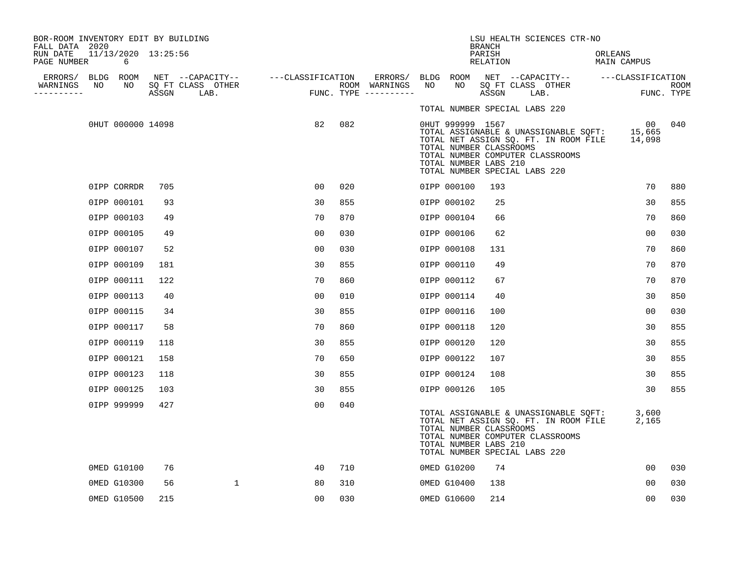BOR-ROOM INVENTORY EDIT BY BUILDING
FALL DATA 2020
RUN DATE 11/13/2020 13:25:56
PAGE NUMBER 6

LSU HEALTH SCIENCES CTR-NO
BRANCH
PARISH ORLEANS
RELATION MAIN CAMPUS

| ERRORS/ WARNINGS | BLDG NO | ROOM NO | NET SQ FT ASSGN | --CAPACITY-- CLASS | OTHER LAB. | ---CLASSIFICATION FUNC. | ROOM TYPE | ERRORS/ WARNINGS | BLDG NO | ROOM NO | NET SQ FT ASSGN | --CAPACITY-- CLASS | OTHER LAB. | ---CLASSIFICATION FUNC. | ROOM TYPE |
|---|---|---|---|---|---|---|---|---|---|---|---|---|---|---|---|
| | | | | | | | | | TOTAL NUMBER SPECIAL LABS 220 | | | | | | |
| | 0HUT | 000000 | 14098 | | | 82 | 082 | | 0HUT | 999999 | 1567 | | | 00 | 040 |
| | | | | | | | | | TOTAL ASSIGNABLE & UNASSIGNABLE SQFT: | | 15,665 | | | | |
| | | | | | | | | | TOTAL NET ASSIGN SQ. FT. IN ROOM FILE | | 14,098 | | | | |
| | | | | | | | | | TOTAL NUMBER CLASSROOMS | | | | | | |
| | | | | | | | | | TOTAL NUMBER COMPUTER CLASSROOMS | | | | | | |
| | | | | | | | | | TOTAL NUMBER LABS 210 | | | | | | |
| | | | | | | | | | TOTAL NUMBER SPECIAL LABS 220 | | | | | | |
| | 0IPP | CORRDR | 705 | | | 00 | 020 | | 0IPP | 000100 | 193 | | | 70 | 880 |
| | 0IPP | 000101 | 93 | | | 30 | 855 | | 0IPP | 000102 | 25 | | | 30 | 855 |
| | 0IPP | 000103 | 49 | | | 70 | 870 | | 0IPP | 000104 | 66 | | | 70 | 860 |
| | 0IPP | 000105 | 49 | | | 00 | 030 | | 0IPP | 000106 | 62 | | | 00 | 030 |
| | 0IPP | 000107 | 52 | | | 00 | 030 | | 0IPP | 000108 | 131 | | | 70 | 860 |
| | 0IPP | 000109 | 181 | | | 30 | 855 | | 0IPP | 000110 | 49 | | | 70 | 870 |
| | 0IPP | 000111 | 122 | | | 70 | 860 | | 0IPP | 000112 | 67 | | | 70 | 870 |
| | 0IPP | 000113 | 40 | | | 00 | 010 | | 0IPP | 000114 | 40 | | | 30 | 850 |
| | 0IPP | 000115 | 34 | | | 30 | 855 | | 0IPP | 000116 | 100 | | | 00 | 030 |
| | 0IPP | 000117 | 58 | | | 70 | 860 | | 0IPP | 000118 | 120 | | | 30 | 855 |
| | 0IPP | 000119 | 118 | | | 30 | 855 | | 0IPP | 000120 | 120 | | | 30 | 855 |
| | 0IPP | 000121 | 158 | | | 70 | 650 | | 0IPP | 000122 | 107 | | | 30 | 855 |
| | 0IPP | 000123 | 118 | | | 30 | 855 | | 0IPP | 000124 | 108 | | | 30 | 855 |
| | 0IPP | 000125 | 103 | | | 30 | 855 | | 0IPP | 000126 | 105 | | | 30 | 855 |
| | 0IPP | 999999 | 427 | | | 00 | 040 | | | | | | | | |
| | | | | | | | | | TOTAL ASSIGNABLE & UNASSIGNABLE SQFT: | | 3,600 | | | | |
| | | | | | | | | | TOTAL NET ASSIGN SQ. FT. IN ROOM FILE | | 2,165 | | | | |
| | | | | | | | | | TOTAL NUMBER CLASSROOMS | | | | | | |
| | | | | | | | | | TOTAL NUMBER COMPUTER CLASSROOMS | | | | | | |
| | | | | | | | | | TOTAL NUMBER LABS 210 | | | | | | |
| | | | | | | | | | TOTAL NUMBER SPECIAL LABS 220 | | | | | | |
| | 0MED | G10100 | 76 | | | 40 | 710 | | 0MED | G10200 | 74 | | | 00 | 030 |
| | 0MED | G10300 | 56 | | 1 | 80 | 310 | | 0MED | G10400 | 138 | | | 00 | 030 |
| | 0MED | G10500 | 215 | | | 00 | 030 | | 0MED | G10600 | 214 | | | 00 | 030 |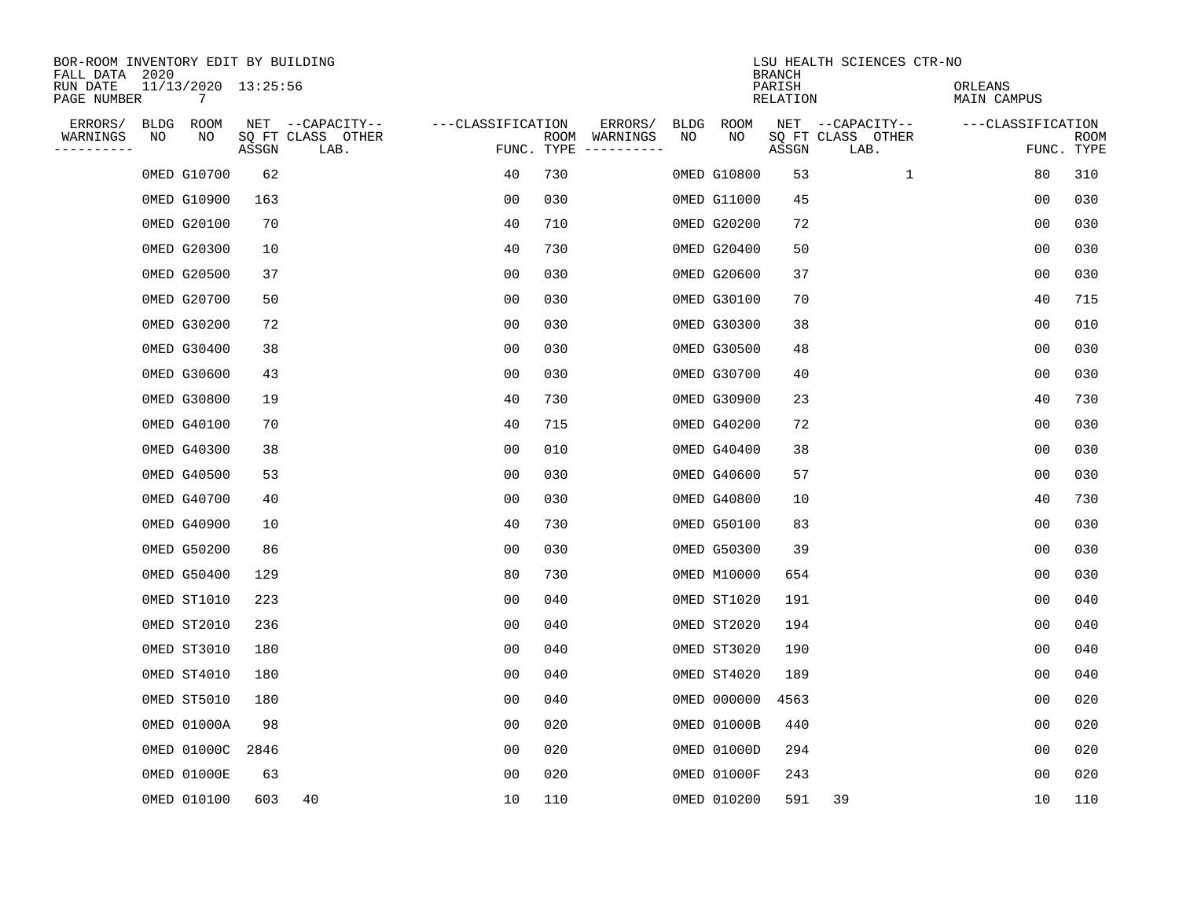BOR-ROOM INVENTORY EDIT BY BUILDING
FALL DATA 2020
RUN DATE 11/13/2020 13:25:56
PAGE NUMBER 7

LSU HEALTH SCIENCES CTR-NO
BRANCH
PARISH ORLEANS
RELATION MAIN CAMPUS

| ERRORS/ WARNINGS | BLDG NO | ROOM NO | NET SQ FT ASSGN | CAPACITY CLASS LAB. | CAPACITY OTHER | CLASSIFICATION FUNC. | ROOM TYPE | ERRORS/ WARNINGS | BLDG NO | ROOM NO | NET SQ FT ASSGN | CAPACITY CLASS LAB. | CAPACITY OTHER | CLASSIFICATION FUNC. | ROOM TYPE |
|---|---|---|---|---|---|---|---|---|---|---|---|---|---|---|---|
| | 0MED | G10700 | 62 | | | 40 | 730 | | 0MED | G10800 | 53 | | 1 | 80 | 310 |
| | 0MED | G10900 | 163 | | | 00 | 030 | | 0MED | G11000 | 45 | | | 00 | 030 |
| | 0MED | G20100 | 70 | | | 40 | 710 | | 0MED | G20200 | 72 | | | 00 | 030 |
| | 0MED | G20300 | 10 | | | 40 | 730 | | 0MED | G20400 | 50 | | | 00 | 030 |
| | 0MED | G20500 | 37 | | | 00 | 030 | | 0MED | G20600 | 37 | | | 00 | 030 |
| | 0MED | G20700 | 50 | | | 00 | 030 | | 0MED | G30100 | 70 | | | 40 | 715 |
| | 0MED | G30200 | 72 | | | 00 | 030 | | 0MED | G30300 | 38 | | | 00 | 010 |
| | 0MED | G30400 | 38 | | | 00 | 030 | | 0MED | G30500 | 48 | | | 00 | 030 |
| | 0MED | G30600 | 43 | | | 00 | 030 | | 0MED | G30700 | 40 | | | 00 | 030 |
| | 0MED | G30800 | 19 | | | 40 | 730 | | 0MED | G30900 | 23 | | | 40 | 730 |
| | 0MED | G40100 | 70 | | | 40 | 715 | | 0MED | G40200 | 72 | | | 00 | 030 |
| | 0MED | G40300 | 38 | | | 00 | 010 | | 0MED | G40400 | 38 | | | 00 | 030 |
| | 0MED | G40500 | 53 | | | 00 | 030 | | 0MED | G40600 | 57 | | | 00 | 030 |
| | 0MED | G40700 | 40 | | | 00 | 030 | | 0MED | G40800 | 10 | | | 40 | 730 |
| | 0MED | G40900 | 10 | | | 40 | 730 | | 0MED | G50100 | 83 | | | 00 | 030 |
| | 0MED | G50200 | 86 | | | 00 | 030 | | 0MED | G50300 | 39 | | | 00 | 030 |
| | 0MED | G50400 | 129 | | | 80 | 730 | | 0MED | M10000 | 654 | | | 00 | 030 |
| | 0MED | ST1010 | 223 | | | 00 | 040 | | 0MED | ST1020 | 191 | | | 00 | 040 |
| | 0MED | ST2010 | 236 | | | 00 | 040 | | 0MED | ST2020 | 194 | | | 00 | 040 |
| | 0MED | ST3010 | 180 | | | 00 | 040 | | 0MED | ST3020 | 190 | | | 00 | 040 |
| | 0MED | ST4010 | 180 | | | 00 | 040 | | 0MED | ST4020 | 189 | | | 00 | 040 |
| | 0MED | ST5010 | 180 | | | 00 | 040 | | 0MED | 000000 | 4563 | | | 00 | 020 |
| | 0MED | 01000A | 98 | | | 00 | 020 | | 0MED | 01000B | 440 | | | 00 | 020 |
| | 0MED | 01000C | 2846 | | | 00 | 020 | | 0MED | 01000D | 294 | | | 00 | 020 |
| | 0MED | 01000E | 63 | | | 00 | 020 | | 0MED | 01000F | 243 | | | 00 | 020 |
| | 0MED | 010100 | 603 | 40 | | 10 | 110 | | 0MED | 010200 | 591 | 39 | | 10 | 110 |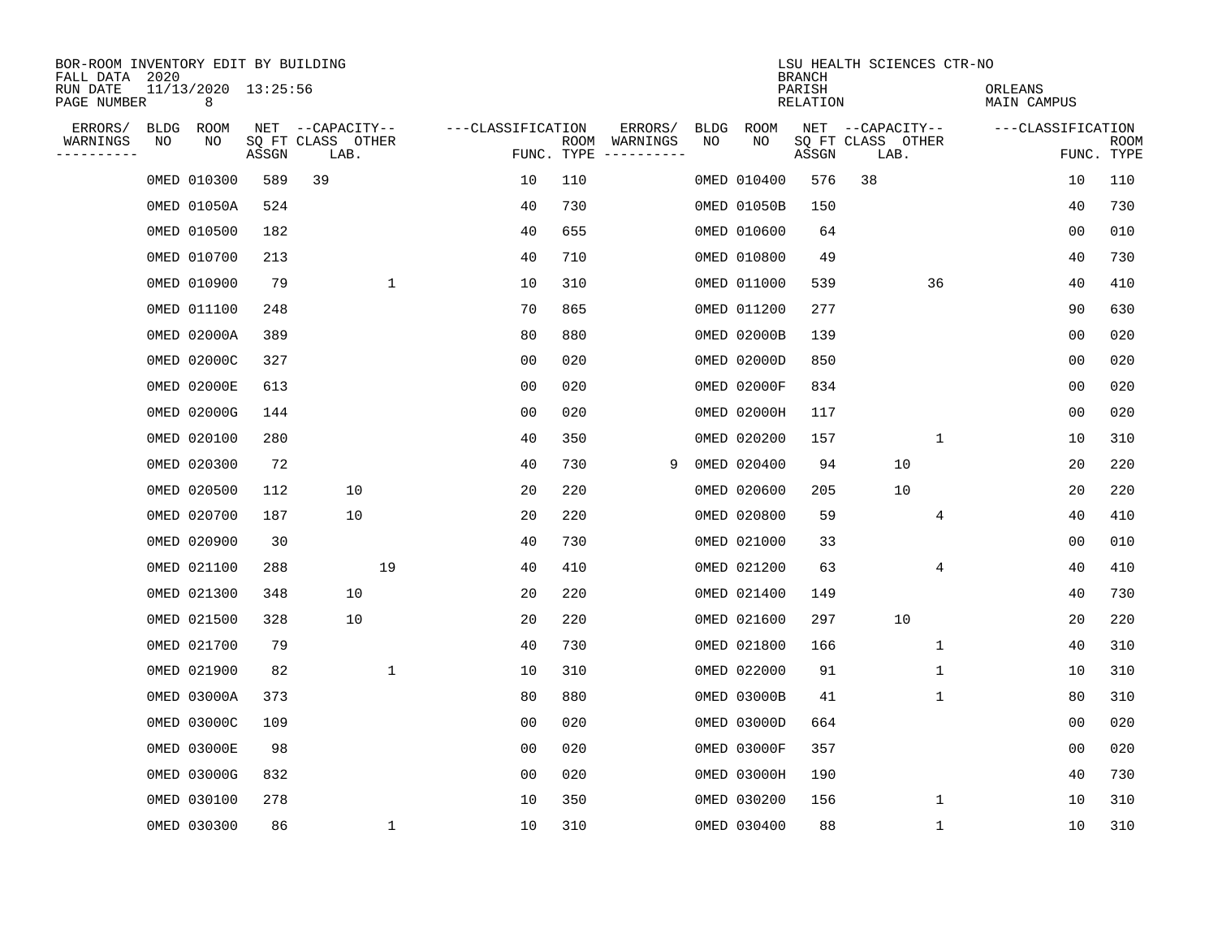BOR-ROOM INVENTORY EDIT BY BUILDING
FALL DATA 2020
RUN DATE 11/13/2020 13:25:56
PAGE NUMBER 8

LSU HEALTH SCIENCES CTR-NO
BRANCH
PARISH ORLEANS
RELATION MAIN CAMPUS

| ERRORS/ WARNINGS | BLDG NO | ROOM NO | NET SQ FT ASSGN | CAPACITY CLASS | CAPACITY LAB. | CAPACITY OTHER | CLASSIFICATION FUNC. | ROOM TYPE | ERRORS/ WARNINGS | BLDG NO | ROOM NO | NET SQ FT ASSGN | CAPACITY CLASS | CAPACITY LAB. | CAPACITY OTHER | CLASSIFICATION FUNC. | ROOM TYPE |
|---|---|---|---|---|---|---|---|---|---|---|---|---|---|---|---|---|---|
| | 0MED | 010300 | 589 | 39 | | | 10 | 110 | | 0MED | 010400 | 576 | 38 | | | 10 | 110 |
| | 0MED | 01050A | 524 | | | | 40 | 730 | | 0MED | 01050B | 150 | | | | 40 | 730 |
| | 0MED | 010500 | 182 | | | | 40 | 655 | | 0MED | 010600 | 64 | | | | 00 | 010 |
| | 0MED | 010700 | 213 | | | | 40 | 710 | | 0MED | 010800 | 49 | | | | 40 | 730 |
| | 0MED | 010900 | 79 | | | 1 | 10 | 310 | | 0MED | 011000 | 539 | | | 36 | 40 | 410 |
| | 0MED | 011100 | 248 | | | | 70 | 865 | | 0MED | 011200 | 277 | | | | 90 | 630 |
| | 0MED | 02000A | 389 | | | | 80 | 880 | | 0MED | 02000B | 139 | | | | 00 | 020 |
| | 0MED | 02000C | 327 | | | | 00 | 020 | | 0MED | 02000D | 850 | | | | 00 | 020 |
| | 0MED | 02000E | 613 | | | | 00 | 020 | | 0MED | 02000F | 834 | | | | 00 | 020 |
| | 0MED | 02000G | 144 | | | | 00 | 020 | | 0MED | 02000H | 117 | | | | 00 | 020 |
| | 0MED | 020100 | 280 | | | | 40 | 350 | | 0MED | 020200 | 157 | | | 1 | 10 | 310 |
| | 0MED | 020300 | 72 | | | | 40 | 730 | 9 | 0MED | 020400 | 94 | | 10 | | 20 | 220 |
| | 0MED | 020500 | 112 | | 10 | | 20 | 220 | | 0MED | 020600 | 205 | | 10 | | 20 | 220 |
| | 0MED | 020700 | 187 | | 10 | | 20 | 220 | | 0MED | 020800 | 59 | | | 4 | 40 | 410 |
| | 0MED | 020900 | 30 | | | | 40 | 730 | | 0MED | 021000 | 33 | | | | 00 | 010 |
| | 0MED | 021100 | 288 | | | 19 | 40 | 410 | | 0MED | 021200 | 63 | | | 4 | 40 | 410 |
| | 0MED | 021300 | 348 | | 10 | | 20 | 220 | | 0MED | 021400 | 149 | | | | 40 | 730 |
| | 0MED | 021500 | 328 | | 10 | | 20 | 220 | | 0MED | 021600 | 297 | | 10 | | 20 | 220 |
| | 0MED | 021700 | 79 | | | | 40 | 730 | | 0MED | 021800 | 166 | | | 1 | 40 | 310 |
| | 0MED | 021900 | 82 | | | 1 | 10 | 310 | | 0MED | 022000 | 91 | | | 1 | 10 | 310 |
| | 0MED | 03000A | 373 | | | | 80 | 880 | | 0MED | 03000B | 41 | | | 1 | 80 | 310 |
| | 0MED | 03000C | 109 | | | | 00 | 020 | | 0MED | 03000D | 664 | | | | 00 | 020 |
| | 0MED | 03000E | 98 | | | | 00 | 020 | | 0MED | 03000F | 357 | | | | 00 | 020 |
| | 0MED | 03000G | 832 | | | | 00 | 020 | | 0MED | 03000H | 190 | | | | 40 | 730 |
| | 0MED | 030100 | 278 | | | | 10 | 350 | | 0MED | 030200 | 156 | | | 1 | 10 | 310 |
| | 0MED | 030300 | 86 | | | 1 | 10 | 310 | | 0MED | 030400 | 88 | | | 1 | 10 | 310 |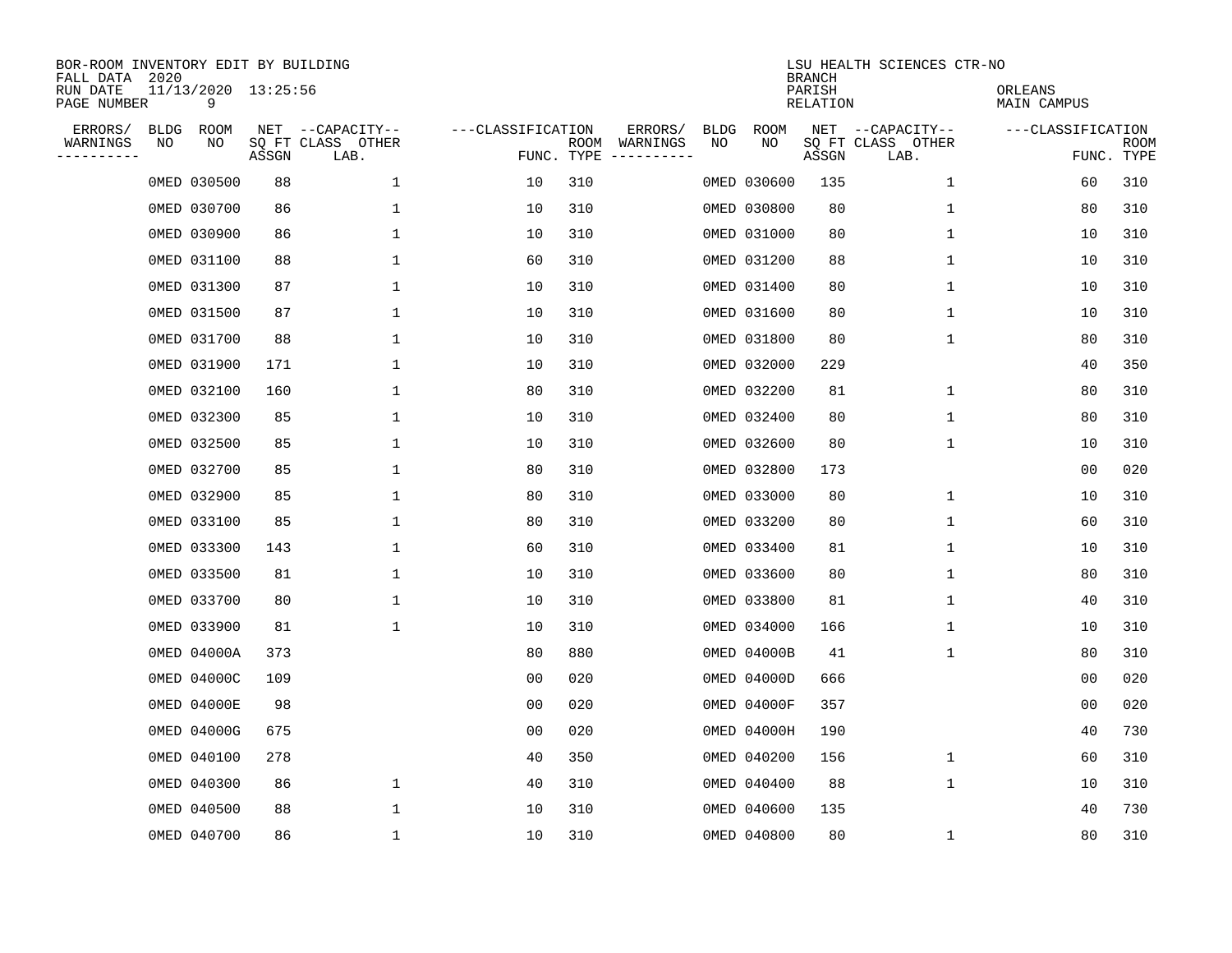BOR-ROOM INVENTORY EDIT BY BUILDING
FALL DATA 2020
RUN DATE 11/13/2020 13:25:56
PAGE NUMBER 9

LSU HEALTH SCIENCES CTR-NO
BRANCH
PARISH ORLEANS
RELATION MAIN CAMPUS

| ERRORS/ WARNINGS | BLDG NO | ROOM NO | NET SQ FT ASSGN | --CAPACITY-- CLASS LAB. | OTHER | ---CLASSIFICATION FUNC. | ROOM TYPE | ERRORS/ WARNINGS | BLDG NO | ROOM NO | NET SQ FT ASSGN | --CAPACITY-- CLASS LAB. | OTHER | ---CLASSIFICATION FUNC. | ROOM TYPE |
|---|---|---|---|---|---|---|---|---|---|---|---|---|---|---|---|
| | 0MED | 030500 | 88 | | 1 | 10 | 310 | | 0MED | 030600 | 135 | | 1 | 60 | 310 |
| | 0MED | 030700 | 86 | | 1 | 10 | 310 | | 0MED | 030800 | 80 | | 1 | 80 | 310 |
| | 0MED | 030900 | 86 | | 1 | 10 | 310 | | 0MED | 031000 | 80 | | 1 | 10 | 310 |
| | 0MED | 031100 | 88 | | 1 | 60 | 310 | | 0MED | 031200 | 88 | | 1 | 10 | 310 |
| | 0MED | 031300 | 87 | | 1 | 10 | 310 | | 0MED | 031400 | 80 | | 1 | 10 | 310 |
| | 0MED | 031500 | 87 | | 1 | 10 | 310 | | 0MED | 031600 | 80 | | 1 | 10 | 310 |
| | 0MED | 031700 | 88 | | 1 | 10 | 310 | | 0MED | 031800 | 80 | | 1 | 80 | 310 |
| | 0MED | 031900 | 171 | | 1 | 10 | 310 | | 0MED | 032000 | 229 | | | 40 | 350 |
| | 0MED | 032100 | 160 | | 1 | 80 | 310 | | 0MED | 032200 | 81 | | 1 | 80 | 310 |
| | 0MED | 032300 | 85 | | 1 | 10 | 310 | | 0MED | 032400 | 80 | | 1 | 80 | 310 |
| | 0MED | 032500 | 85 | | 1 | 10 | 310 | | 0MED | 032600 | 80 | | 1 | 10 | 310 |
| | 0MED | 032700 | 85 | | 1 | 80 | 310 | | 0MED | 032800 | 173 | | | 00 | 020 |
| | 0MED | 032900 | 85 | | 1 | 80 | 310 | | 0MED | 033000 | 80 | | 1 | 10 | 310 |
| | 0MED | 033100 | 85 | | 1 | 80 | 310 | | 0MED | 033200 | 80 | | 1 | 60 | 310 |
| | 0MED | 033300 | 143 | | 1 | 60 | 310 | | 0MED | 033400 | 81 | | 1 | 10 | 310 |
| | 0MED | 033500 | 81 | | 1 | 10 | 310 | | 0MED | 033600 | 80 | | 1 | 80 | 310 |
| | 0MED | 033700 | 80 | | 1 | 10 | 310 | | 0MED | 033800 | 81 | | 1 | 40 | 310 |
| | 0MED | 033900 | 81 | | 1 | 10 | 310 | | 0MED | 034000 | 166 | | 1 | 10 | 310 |
| | 0MED | 04000A | 373 | | | 80 | 880 | | 0MED | 04000B | 41 | | 1 | 80 | 310 |
| | 0MED | 04000C | 109 | | | 00 | 020 | | 0MED | 04000D | 666 | | | 00 | 020 |
| | 0MED | 04000E | 98 | | | 00 | 020 | | 0MED | 04000F | 357 | | | 00 | 020 |
| | 0MED | 04000G | 675 | | | 00 | 020 | | 0MED | 04000H | 190 | | | 40 | 730 |
| | 0MED | 040100 | 278 | | | 40 | 350 | | 0MED | 040200 | 156 | | 1 | 60 | 310 |
| | 0MED | 040300 | 86 | | 1 | 40 | 310 | | 0MED | 040400 | 88 | | 1 | 10 | 310 |
| | 0MED | 040500 | 88 | | 1 | 10 | 310 | | 0MED | 040600 | 135 | | | 40 | 730 |
| | 0MED | 040700 | 86 | | 1 | 10 | 310 | | 0MED | 040800 | 80 | | 1 | 80 | 310 |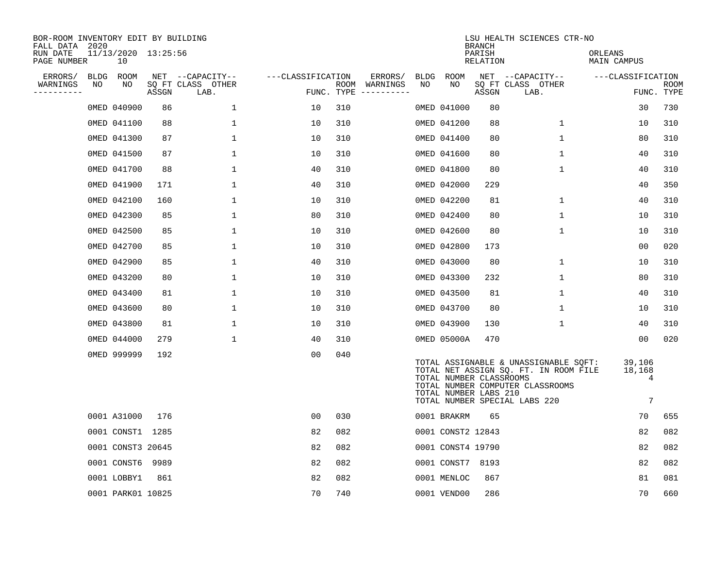BOR-ROOM INVENTORY EDIT BY BUILDING
FALL DATA 2020
RUN DATE 11/13/2020 13:25:56
PAGE NUMBER 10

LSU HEALTH SCIENCES CTR-NO
BRANCH
PARISH ORLEANS
RELATION MAIN CAMPUS

| ERRORS/ WARNINGS | BLDG NO | ROOM NO | NET SQ FT ASSGN | CAPACITY-- CLASS LAB. | OTHER | CLASSIFICATION FUNC. | ROOM TYPE | ERRORS/ WARNINGS | BLDG NO | ROOM NO | NET SQ FT ASSGN | CAPACITY-- CLASS LAB. | OTHER | CLASSIFICATION FUNC. | ROOM TYPE |
|---|---|---|---|---|---|---|---|---|---|---|---|---|---|---|---|
| | 0MED | 040900 | 86 | | 1 | 10 | 310 | | 0MED | 041000 | 80 | | | 30 | 730 |
| | 0MED | 041100 | 88 | | 1 | 10 | 310 | | 0MED | 041200 | 88 | | 1 | 10 | 310 |
| | 0MED | 041300 | 87 | | 1 | 10 | 310 | | 0MED | 041400 | 80 | | 1 | 80 | 310 |
| | 0MED | 041500 | 87 | | 1 | 10 | 310 | | 0MED | 041600 | 80 | | 1 | 40 | 310 |
| | 0MED | 041700 | 88 | | 1 | 40 | 310 | | 0MED | 041800 | 80 | | 1 | 40 | 310 |
| | 0MED | 041900 | 171 | | 1 | 40 | 310 | | 0MED | 042000 | 229 | | | 40 | 350 |
| | 0MED | 042100 | 160 | | 1 | 10 | 310 | | 0MED | 042200 | 81 | | 1 | 40 | 310 |
| | 0MED | 042300 | 85 | | 1 | 80 | 310 | | 0MED | 042400 | 80 | | 1 | 10 | 310 |
| | 0MED | 042500 | 85 | | 1 | 10 | 310 | | 0MED | 042600 | 80 | | 1 | 10 | 310 |
| | 0MED | 042700 | 85 | | 1 | 10 | 310 | | 0MED | 042800 | 173 | | | 00 | 020 |
| | 0MED | 042900 | 85 | | 1 | 40 | 310 | | 0MED | 043000 | 80 | | 1 | 10 | 310 |
| | 0MED | 043200 | 80 | | 1 | 10 | 310 | | 0MED | 043300 | 232 | | 1 | 80 | 310 |
| | 0MED | 043400 | 81 | | 1 | 10 | 310 | | 0MED | 043500 | 81 | | 1 | 40 | 310 |
| | 0MED | 043600 | 80 | | 1 | 10 | 310 | | 0MED | 043700 | 80 | | 1 | 10 | 310 |
| | 0MED | 043800 | 81 | | 1 | 10 | 310 | | 0MED | 043900 | 130 | | 1 | 40 | 310 |
| | 0MED | 044000 | 279 | | 1 | 40 | 310 | | 0MED | 05000A | 470 | | | 00 | 020 |
| | 0MED | 999999 | 192 | | | 00 | 040 | | | | | | | | |

TOTAL ASSIGNABLE & UNASSIGNABLE SQFT: 39,106
TOTAL NET ASSIGN SQ. FT. IN ROOM FILE 18,168
TOTAL NUMBER CLASSROOMS 4
TOTAL NUMBER COMPUTER CLASSROOMS
TOTAL NUMBER LABS 210
TOTAL NUMBER SPECIAL LABS 220 7

| ERRORS/ WARNINGS | BLDG NO | ROOM NO | NET SQ FT ASSGN | CAPACITY-- CLASS LAB. | OTHER | CLASSIFICATION FUNC. | ROOM TYPE | ERRORS/ WARNINGS | BLDG NO | ROOM NO | NET SQ FT ASSGN | CAPACITY-- CLASS LAB. | OTHER | CLASSIFICATION FUNC. | ROOM TYPE |
|---|---|---|---|---|---|---|---|---|---|---|---|---|---|---|---|
| | 0001 | A31000 | 176 | | | 00 | 030 | | 0001 | BRAKRM | 65 | | | 70 | 655 |
| | 0001 | CONST1 | 1285 | | | 82 | 082 | | 0001 | CONST2 | 12843 | | | 82 | 082 |
| | 0001 | CONST3 | 20645 | | | 82 | 082 | | 0001 | CONST4 | 19790 | | | 82 | 082 |
| | 0001 | CONST6 | 9989 | | | 82 | 082 | | 0001 | CONST7 | 8193 | | | 82 | 082 |
| | 0001 | LOBBY1 | 861 | | | 82 | 082 | | 0001 | MENLOC | 867 | | | 81 | 081 |
| | 0001 | PARK01 | 10825 | | | 70 | 740 | | 0001 | VEND00 | 286 | | | 70 | 660 |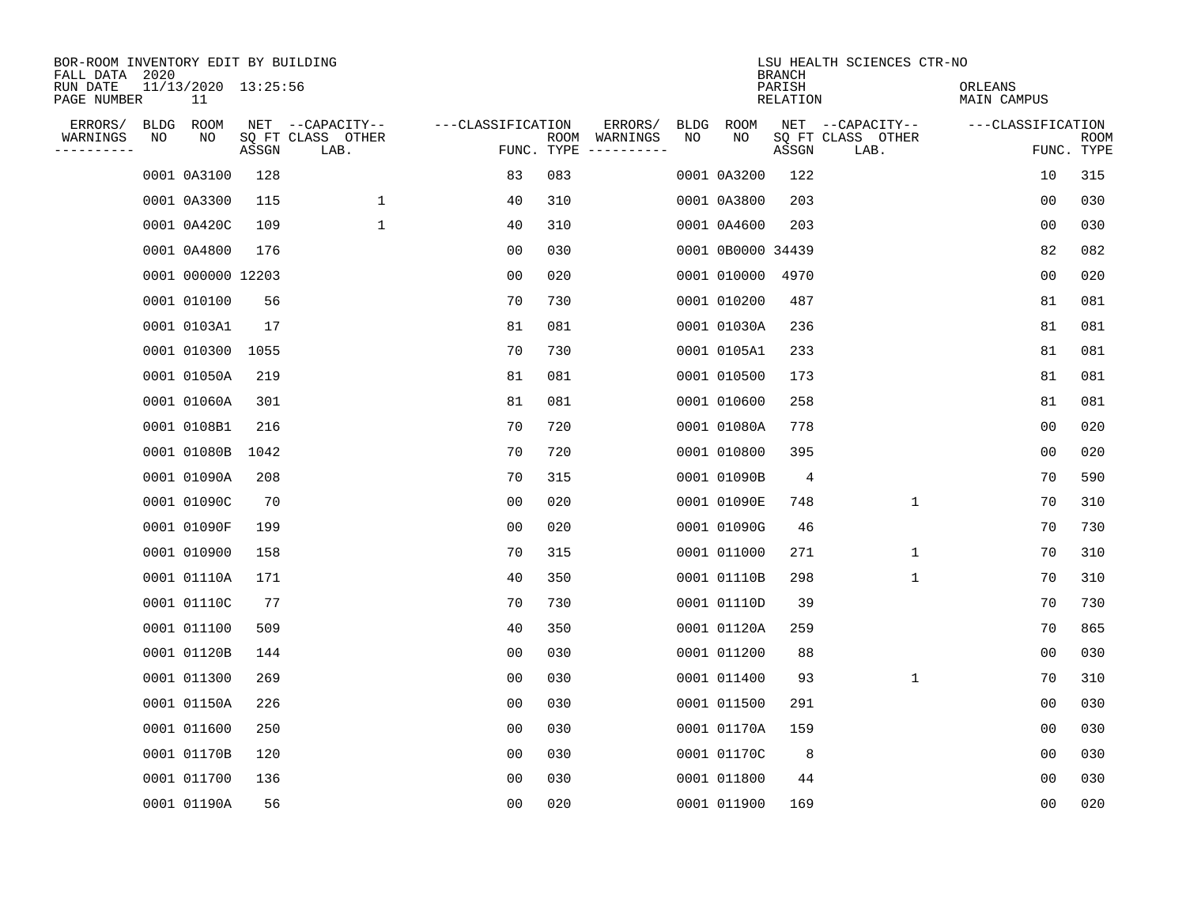BOR-ROOM INVENTORY EDIT BY BUILDING
FALL DATA 2020
RUN DATE 11/13/2020 13:25:56
PAGE NUMBER 11

LSU HEALTH SCIENCES CTR-NO
BRANCH
PARISH ORLEANS
RELATION MAIN CAMPUS

| ERRORS/ WARNINGS | BLDG NO | ROOM NO | NET SQ FT ASSGN | CAPACITY CLASS LAB. | CAPACITY OTHER | CLASSIFICATION FUNC. | ROOM TYPE | ERRORS/ WARNINGS | BLDG NO | ROOM NO | NET SQ FT ASSGN | CAPACITY CLASS LAB. | CAPACITY OTHER | CLASSIFICATION FUNC. | ROOM TYPE |
|---|---|---|---|---|---|---|---|---|---|---|---|---|---|---|---|
| | 0001 | 0A3100 | 128 | | | 83 | 083 | | 0001 | 0A3200 | 122 | | | 10 | 315 |
| | 0001 | 0A3300 | 115 | | 1 | 40 | 310 | | 0001 | 0A3800 | 203 | | | 00 | 030 |
| | 0001 | 0A420C | 109 | | 1 | 40 | 310 | | 0001 | 0A4600 | 203 | | | 00 | 030 |
| | 0001 | 0A4800 | 176 | | | 00 | 030 | | 0001 | 0B0000 | 34439 | | | 82 | 082 |
| | 0001 | 000000 | 12203 | | | 00 | 020 | | 0001 | 010000 | 4970 | | | 00 | 020 |
| | 0001 | 010100 | 56 | | | 70 | 730 | | 0001 | 010200 | 487 | | | 81 | 081 |
| | 0001 | 0103A1 | 17 | | | 81 | 081 | | 0001 | 01030A | 236 | | | 81 | 081 |
| | 0001 | 010300 | 1055 | | | 70 | 730 | | 0001 | 0105A1 | 233 | | | 81 | 081 |
| | 0001 | 01050A | 219 | | | 81 | 081 | | 0001 | 010500 | 173 | | | 81 | 081 |
| | 0001 | 01060A | 301 | | | 81 | 081 | | 0001 | 010600 | 258 | | | 81 | 081 |
| | 0001 | 0108B1 | 216 | | | 70 | 720 | | 0001 | 01080A | 778 | | | 00 | 020 |
| | 0001 | 01080B | 1042 | | | 70 | 720 | | 0001 | 010800 | 395 | | | 00 | 020 |
| | 0001 | 01090A | 208 | | | 70 | 315 | | 0001 | 01090B | 4 | | | 70 | 590 |
| | 0001 | 01090C | 70 | | | 00 | 020 | | 0001 | 01090E | 748 | | 1 | 70 | 310 |
| | 0001 | 01090F | 199 | | | 00 | 020 | | 0001 | 01090G | 46 | | | 70 | 730 |
| | 0001 | 010900 | 158 | | | 70 | 315 | | 0001 | 011000 | 271 | | 1 | 70 | 310 |
| | 0001 | 01110A | 171 | | | 40 | 350 | | 0001 | 01110B | 298 | | 1 | 70 | 310 |
| | 0001 | 01110C | 77 | | | 70 | 730 | | 0001 | 01110D | 39 | | | 70 | 730 |
| | 0001 | 011100 | 509 | | | 40 | 350 | | 0001 | 01120A | 259 | | | 70 | 865 |
| | 0001 | 01120B | 144 | | | 00 | 030 | | 0001 | 011200 | 88 | | | 00 | 030 |
| | 0001 | 011300 | 269 | | | 00 | 030 | | 0001 | 011400 | 93 | | 1 | 70 | 310 |
| | 0001 | 01150A | 226 | | | 00 | 030 | | 0001 | 011500 | 291 | | | 00 | 030 |
| | 0001 | 011600 | 250 | | | 00 | 030 | | 0001 | 01170A | 159 | | | 00 | 030 |
| | 0001 | 01170B | 120 | | | 00 | 030 | | 0001 | 01170C | 8 | | | 00 | 030 |
| | 0001 | 011700 | 136 | | | 00 | 030 | | 0001 | 011800 | 44 | | | 00 | 030 |
| | 0001 | 01190A | 56 | | | 00 | 020 | | 0001 | 011900 | 169 | | | 00 | 020 |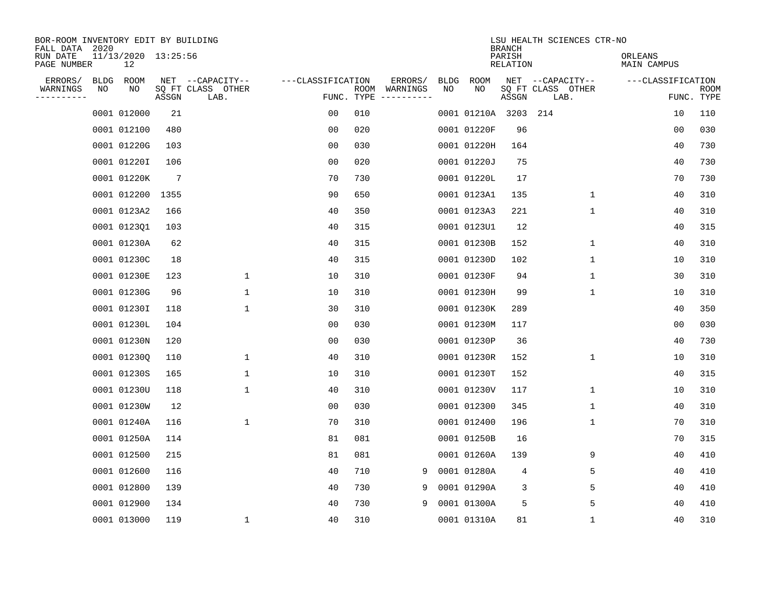BOR-ROOM INVENTORY EDIT BY BUILDING
FALL DATA 2020
RUN DATE 11/13/2020 13:25:56
PAGE NUMBER 12

LSU HEALTH SCIENCES CTR-NO
BRANCH
PARISH ORLEANS
RELATION MAIN CAMPUS

| ERRORS/ WARNINGS | BLDG NO | ROOM NO | NET SQ FT ASSGN | CAPACITY CLASS LAB. | CAPACITY OTHER | CLASSIFICATION FUNC. | ROOM TYPE | ERRORS/ WARNINGS | BLDG NO | ROOM NO | NET SQ FT ASSGN | CAPACITY CLASS LAB. | CAPACITY OTHER | CLASSIFICATION FUNC. | ROOM TYPE |
|---|---|---|---|---|---|---|---|---|---|---|---|---|---|---|---|
| | 0001 | 012000 | 21 | | | 00 | 010 | | 0001 | 01210A | 3203 | 214 | | 10 | 110 |
| | 0001 | 012100 | 480 | | | 00 | 020 | | 0001 | 01220F | 96 | | | 00 | 030 |
| | 0001 | 01220G | 103 | | | 00 | 030 | | 0001 | 01220H | 164 | | | 40 | 730 |
| | 0001 | 01220I | 106 | | | 00 | 020 | | 0001 | 01220J | 75 | | | 40 | 730 |
| | 0001 | 01220K | 7 | | | 70 | 730 | | 0001 | 01220L | 17 | | | 70 | 730 |
| | 0001 | 012200 | 1355 | | | 90 | 650 | | 0001 | 0123A1 | 135 | | 1 | 40 | 310 |
| | 0001 | 0123A2 | 166 | | | 40 | 350 | | 0001 | 0123A3 | 221 | | 1 | 40 | 310 |
| | 0001 | 0123Q1 | 103 | | | 40 | 315 | | 0001 | 0123U1 | 12 | | | 40 | 315 |
| | 0001 | 01230A | 62 | | | 40 | 315 | | 0001 | 01230B | 152 | | 1 | 40 | 310 |
| | 0001 | 01230C | 18 | | | 40 | 315 | | 0001 | 01230D | 102 | | 1 | 10 | 310 |
| | 0001 | 01230E | 123 | | 1 | 10 | 310 | | 0001 | 01230F | 94 | | 1 | 30 | 310 |
| | 0001 | 01230G | 96 | | 1 | 10 | 310 | | 0001 | 01230H | 99 | | 1 | 10 | 310 |
| | 0001 | 01230I | 118 | | 1 | 30 | 310 | | 0001 | 01230K | 289 | | | 40 | 350 |
| | 0001 | 01230L | 104 | | | 00 | 030 | | 0001 | 01230M | 117 | | | 00 | 030 |
| | 0001 | 01230N | 120 | | | 00 | 030 | | 0001 | 01230P | 36 | | | 40 | 730 |
| | 0001 | 01230Q | 110 | | 1 | 40 | 310 | | 0001 | 01230R | 152 | | 1 | 10 | 310 |
| | 0001 | 01230S | 165 | | 1 | 10 | 310 | | 0001 | 01230T | 152 | | | 40 | 315 |
| | 0001 | 01230U | 118 | | 1 | 40 | 310 | | 0001 | 01230V | 117 | | 1 | 10 | 310 |
| | 0001 | 01230W | 12 | | | 00 | 030 | | 0001 | 012300 | 345 | | 1 | 40 | 310 |
| | 0001 | 01240A | 116 | | 1 | 70 | 310 | | 0001 | 012400 | 196 | | 1 | 70 | 310 |
| | 0001 | 01250A | 114 | | | 81 | 081 | | 0001 | 01250B | 16 | | | 70 | 315 |
| | 0001 | 012500 | 215 | | | 81 | 081 | | 0001 | 01260A | 139 | | 9 | 40 | 410 |
| | 0001 | 012600 | 116 | | | 40 | 710 | 9 | 0001 | 01280A | 4 | | 5 | 40 | 410 |
| | 0001 | 012800 | 139 | | | 40 | 730 | 9 | 0001 | 01290A | 3 | | 5 | 40 | 410 |
| | 0001 | 012900 | 134 | | | 40 | 730 | 9 | 0001 | 01300A | 5 | | 5 | 40 | 410 |
| | 0001 | 013000 | 119 | | 1 | 40 | 310 | | 0001 | 01310A | 81 | | 1 | 40 | 310 |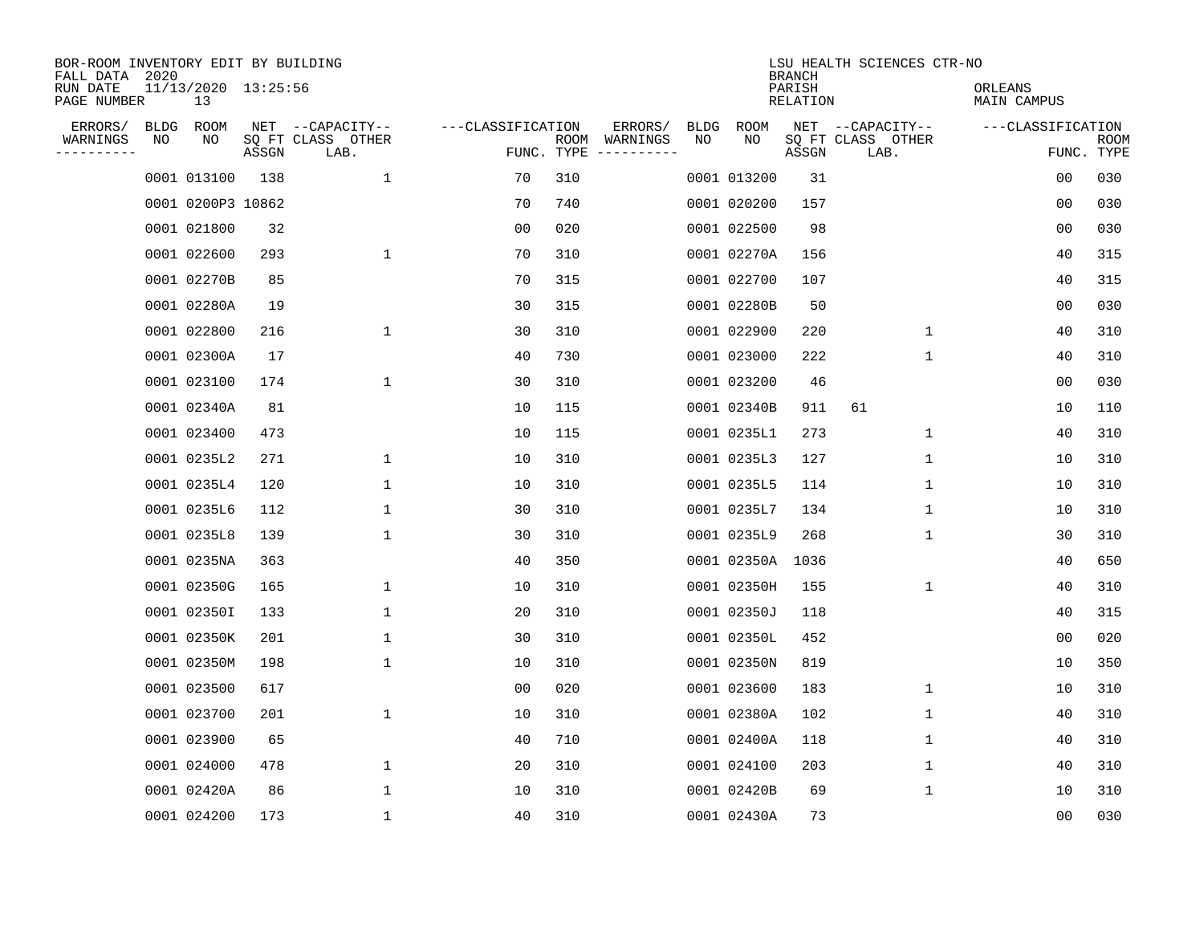BOR-ROOM INVENTORY EDIT BY BUILDING
FALL DATA 2020
RUN DATE 11/13/2020 13:25:56
PAGE NUMBER 13

LSU HEALTH SCIENCES CTR-NO
BRANCH
PARISH ORLEANS
RELATION MAIN CAMPUS

| ERRORS/ WARNINGS | BLDG NO | ROOM NO | NET SQ FT ASSGN | CAPACITY CLASS LAB. | CAPACITY OTHER | CLASSIFICATION FUNC. | ROOM TYPE | ERRORS/ WARNINGS | BLDG NO | ROOM NO | NET SQ FT ASSGN | CAPACITY CLASS LAB. | CAPACITY OTHER | CLASSIFICATION FUNC. | ROOM TYPE |
|---|---|---|---|---|---|---|---|---|---|---|---|---|---|---|---|
| | 0001 | 013100 | 138 | | 1 | 70 | 310 | | 0001 | 013200 | 31 | | | 00 | 030 |
| | 0001 | 0200P3 | 10862 | | | 70 | 740 | | 0001 | 020200 | 157 | | | 00 | 030 |
| | 0001 | 021800 | 32 | | | 00 | 020 | | 0001 | 022500 | 98 | | | 00 | 030 |
| | 0001 | 022600 | 293 | | 1 | 70 | 310 | | 0001 | 02270A | 156 | | | 40 | 315 |
| | 0001 | 02270B | 85 | | | 70 | 315 | | 0001 | 022700 | 107 | | | 40 | 315 |
| | 0001 | 02280A | 19 | | | 30 | 315 | | 0001 | 02280B | 50 | | | 00 | 030 |
| | 0001 | 022800 | 216 | | 1 | 30 | 310 | | 0001 | 022900 | 220 | | 1 | 40 | 310 |
| | 0001 | 02300A | 17 | | | 40 | 730 | | 0001 | 023000 | 222 | | 1 | 40 | 310 |
| | 0001 | 023100 | 174 | | 1 | 30 | 310 | | 0001 | 023200 | 46 | | | 00 | 030 |
| | 0001 | 02340A | 81 | | | 10 | 115 | | 0001 | 02340B | 911 | 61 | | 10 | 110 |
| | 0001 | 023400 | 473 | | | 10 | 115 | | 0001 | 0235L1 | 273 | | 1 | 40 | 310 |
| | 0001 | 0235L2 | 271 | | 1 | 10 | 310 | | 0001 | 0235L3 | 127 | | 1 | 10 | 310 |
| | 0001 | 0235L4 | 120 | | 1 | 10 | 310 | | 0001 | 0235L5 | 114 | | 1 | 10 | 310 |
| | 0001 | 0235L6 | 112 | | 1 | 30 | 310 | | 0001 | 0235L7 | 134 | | 1 | 10 | 310 |
| | 0001 | 0235L8 | 139 | | 1 | 30 | 310 | | 0001 | 0235L9 | 268 | | 1 | 30 | 310 |
| | 0001 | 0235NA | 363 | | | 40 | 350 | | 0001 | 02350A | 1036 | | | 40 | 650 |
| | 0001 | 02350G | 165 | | 1 | 10 | 310 | | 0001 | 02350H | 155 | | 1 | 40 | 310 |
| | 0001 | 02350I | 133 | | 1 | 20 | 310 | | 0001 | 02350J | 118 | | | 40 | 315 |
| | 0001 | 02350K | 201 | | 1 | 30 | 310 | | 0001 | 02350L | 452 | | | 00 | 020 |
| | 0001 | 02350M | 198 | | 1 | 10 | 310 | | 0001 | 02350N | 819 | | | 10 | 350 |
| | 0001 | 023500 | 617 | | | 00 | 020 | | 0001 | 023600 | 183 | | 1 | 10 | 310 |
| | 0001 | 023700 | 201 | | 1 | 10 | 310 | | 0001 | 02380A | 102 | | 1 | 40 | 310 |
| | 0001 | 023900 | 65 | | | 40 | 710 | | 0001 | 02400A | 118 | | 1 | 40 | 310 |
| | 0001 | 024000 | 478 | | 1 | 20 | 310 | | 0001 | 024100 | 203 | | 1 | 40 | 310 |
| | 0001 | 02420A | 86 | | 1 | 10 | 310 | | 0001 | 02420B | 69 | | 1 | 10 | 310 |
| | 0001 | 024200 | 173 | | 1 | 40 | 310 | | 0001 | 02430A | 73 | | | 00 | 030 |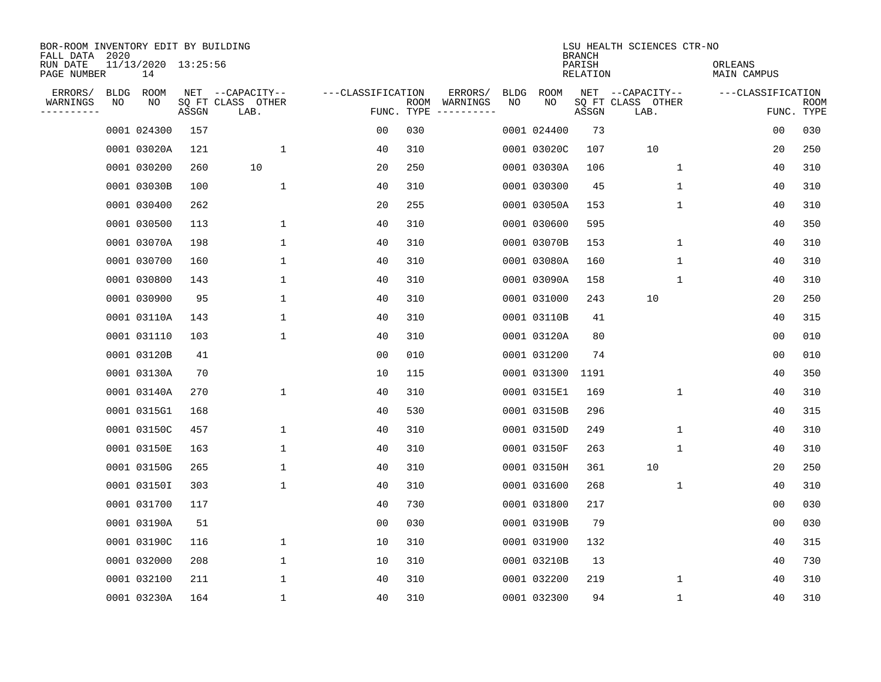BOR-ROOM INVENTORY EDIT BY BUILDING
FALL DATA 2020
RUN DATE 11/13/2020 13:25:56
PAGE NUMBER 14

LSU HEALTH SCIENCES CTR-NO
BRANCH
PARISH ORLEANS
RELATION MAIN CAMPUS

| ERRORS/ WARNINGS | BLDG NO | ROOM NO | NET SQ FT ASSGN | CAPACITY CLASS LAB. | CAPACITY OTHER | FUNC. | ROOM TYPE | ERRORS/ WARNINGS | BLDG NO | ROOM NO | NET SQ FT ASSGN | CAPACITY CLASS LAB. | CAPACITY OTHER | FUNC. | ROOM TYPE |
|---|---|---|---|---|---|---|---|---|---|---|---|---|---|---|---|
| | 0001 | 024300 | 157 | | | 00 | 030 | | 0001 | 024400 | 73 | | | 00 | 030 |
| | 0001 | 03020A | 121 | | 1 | 40 | 310 | | 0001 | 03020C | 107 | 10 | | 20 | 250 |
| | 0001 | 030200 | 260 | 10 | | 20 | 250 | | 0001 | 03030A | 106 | | 1 | 40 | 310 |
| | 0001 | 03030B | 100 | | 1 | 40 | 310 | | 0001 | 030300 | 45 | | 1 | 40 | 310 |
| | 0001 | 030400 | 262 | | | 20 | 255 | | 0001 | 03050A | 153 | | 1 | 40 | 310 |
| | 0001 | 030500 | 113 | | 1 | 40 | 310 | | 0001 | 030600 | 595 | | | 40 | 350 |
| | 0001 | 03070A | 198 | | 1 | 40 | 310 | | 0001 | 03070B | 153 | | 1 | 40 | 310 |
| | 0001 | 030700 | 160 | | 1 | 40 | 310 | | 0001 | 03080A | 160 | | 1 | 40 | 310 |
| | 0001 | 030800 | 143 | | 1 | 40 | 310 | | 0001 | 03090A | 158 | | 1 | 40 | 310 |
| | 0001 | 030900 | 95 | | 1 | 40 | 310 | | 0001 | 031000 | 243 | 10 | | 20 | 250 |
| | 0001 | 03110A | 143 | | 1 | 40 | 310 | | 0001 | 03110B | 41 | | | 40 | 315 |
| | 0001 | 031110 | 103 | | 1 | 40 | 310 | | 0001 | 03120A | 80 | | | 00 | 010 |
| | 0001 | 03120B | 41 | | | 00 | 010 | | 0001 | 031200 | 74 | | | 00 | 010 |
| | 0001 | 03130A | 70 | | | 10 | 115 | | 0001 | 031300 | 1191 | | | 40 | 350 |
| | 0001 | 03140A | 270 | | 1 | 40 | 310 | | 0001 | 0315E1 | 169 | | 1 | 40 | 310 |
| | 0001 | 0315G1 | 168 | | | 40 | 530 | | 0001 | 03150B | 296 | | | 40 | 315 |
| | 0001 | 03150C | 457 | | 1 | 40 | 310 | | 0001 | 03150D | 249 | | 1 | 40 | 310 |
| | 0001 | 03150E | 163 | | 1 | 40 | 310 | | 0001 | 03150F | 263 | | 1 | 40 | 310 |
| | 0001 | 03150G | 265 | | 1 | 40 | 310 | | 0001 | 03150H | 361 | 10 | | 20 | 250 |
| | 0001 | 03150I | 303 | | 1 | 40 | 310 | | 0001 | 031600 | 268 | | 1 | 40 | 310 |
| | 0001 | 031700 | 117 | | | 40 | 730 | | 0001 | 031800 | 217 | | | 00 | 030 |
| | 0001 | 03190A | 51 | | | 00 | 030 | | 0001 | 03190B | 79 | | | 00 | 030 |
| | 0001 | 03190C | 116 | | 1 | 10 | 310 | | 0001 | 031900 | 132 | | | 40 | 315 |
| | 0001 | 032000 | 208 | | 1 | 10 | 310 | | 0001 | 03210B | 13 | | | 40 | 730 |
| | 0001 | 032100 | 211 | | 1 | 40 | 310 | | 0001 | 032200 | 219 | | 1 | 40 | 310 |
| | 0001 | 03230A | 164 | | 1 | 40 | 310 | | 0001 | 032300 | 94 | | 1 | 40 | 310 |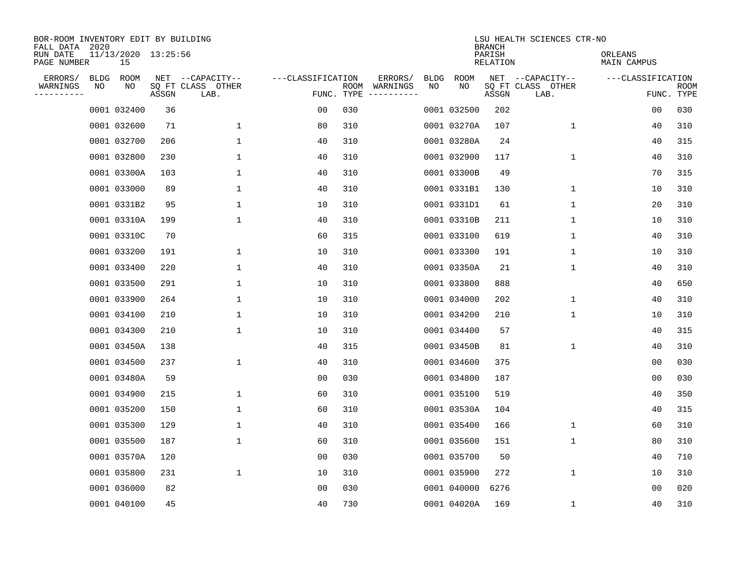BOR-ROOM INVENTORY EDIT BY BUILDING
FALL DATA 2020
RUN DATE 11/13/2020 13:25:56
PAGE NUMBER 15

LSU HEALTH SCIENCES CTR-NO
BRANCH
PARISH ORLEANS
RELATION MAIN CAMPUS

| ERRORS/ WARNINGS | BLDG NO | ROOM NO | NET SQ FT ASSGN | CAPACITY CLASS LAB. | CAPACITY OTHER | FUNC. | ROOM TYPE | ERRORS/ WARNINGS | BLDG NO | ROOM NO | NET SQ FT ASSGN | CAPACITY CLASS LAB. | CAPACITY OTHER | FUNC. | ROOM TYPE |
|---|---|---|---|---|---|---|---|---|---|---|---|---|---|---|---|
| | 0001 | 032400 | 36 | | | 00 | 030 | | 0001 | 032500 | 202 | | | 00 | 030 |
| | 0001 | 032600 | 71 | | 1 | 80 | 310 | | 0001 | 03270A | 107 | | 1 | 40 | 310 |
| | 0001 | 032700 | 206 | | 1 | 40 | 310 | | 0001 | 03280A | 24 | | | 40 | 315 |
| | 0001 | 032800 | 230 | | 1 | 40 | 310 | | 0001 | 032900 | 117 | | 1 | 40 | 310 |
| | 0001 | 03300A | 103 | | 1 | 40 | 310 | | 0001 | 03300B | 49 | | | 70 | 315 |
| | 0001 | 033000 | 89 | | 1 | 40 | 310 | | 0001 | 0331B1 | 130 | | 1 | 10 | 310 |
| | 0001 | 0331B2 | 95 | | 1 | 10 | 310 | | 0001 | 0331D1 | 61 | | 1 | 20 | 310 |
| | 0001 | 03310A | 199 | | 1 | 40 | 310 | | 0001 | 03310B | 211 | | 1 | 10 | 310 |
| | 0001 | 03310C | 70 | | | 60 | 315 | | 0001 | 033100 | 619 | | 1 | 40 | 310 |
| | 0001 | 033200 | 191 | | 1 | 10 | 310 | | 0001 | 033300 | 191 | | 1 | 10 | 310 |
| | 0001 | 033400 | 220 | | 1 | 40 | 310 | | 0001 | 03350A | 21 | | 1 | 40 | 310 |
| | 0001 | 033500 | 291 | | 1 | 10 | 310 | | 0001 | 033800 | 888 | | | 40 | 650 |
| | 0001 | 033900 | 264 | | 1 | 10 | 310 | | 0001 | 034000 | 202 | | 1 | 40 | 310 |
| | 0001 | 034100 | 210 | | 1 | 10 | 310 | | 0001 | 034200 | 210 | | 1 | 10 | 310 |
| | 0001 | 034300 | 210 | | 1 | 10 | 310 | | 0001 | 034400 | 57 | | | 40 | 315 |
| | 0001 | 03450A | 138 | | | 40 | 315 | | 0001 | 03450B | 81 | | 1 | 40 | 310 |
| | 0001 | 034500 | 237 | | 1 | 40 | 310 | | 0001 | 034600 | 375 | | | 00 | 030 |
| | 0001 | 03480A | 59 | | | 00 | 030 | | 0001 | 034800 | 187 | | | 00 | 030 |
| | 0001 | 034900 | 215 | | 1 | 60 | 310 | | 0001 | 035100 | 519 | | | 40 | 350 |
| | 0001 | 035200 | 150 | | 1 | 60 | 310 | | 0001 | 03530A | 104 | | | 40 | 315 |
| | 0001 | 035300 | 129 | | 1 | 40 | 310 | | 0001 | 035400 | 166 | | 1 | 60 | 310 |
| | 0001 | 035500 | 187 | | 1 | 60 | 310 | | 0001 | 035600 | 151 | | 1 | 80 | 310 |
| | 0001 | 03570A | 120 | | | 00 | 030 | | 0001 | 035700 | 50 | | | 40 | 710 |
| | 0001 | 035800 | 231 | | 1 | 10 | 310 | | 0001 | 035900 | 272 | | 1 | 10 | 310 |
| | 0001 | 036000 | 82 | | | 00 | 030 | | 0001 | 040000 | 6276 | | | 00 | 020 |
| | 0001 | 040100 | 45 | | | 40 | 730 | | 0001 | 04020A | 169 | | 1 | 40 | 310 |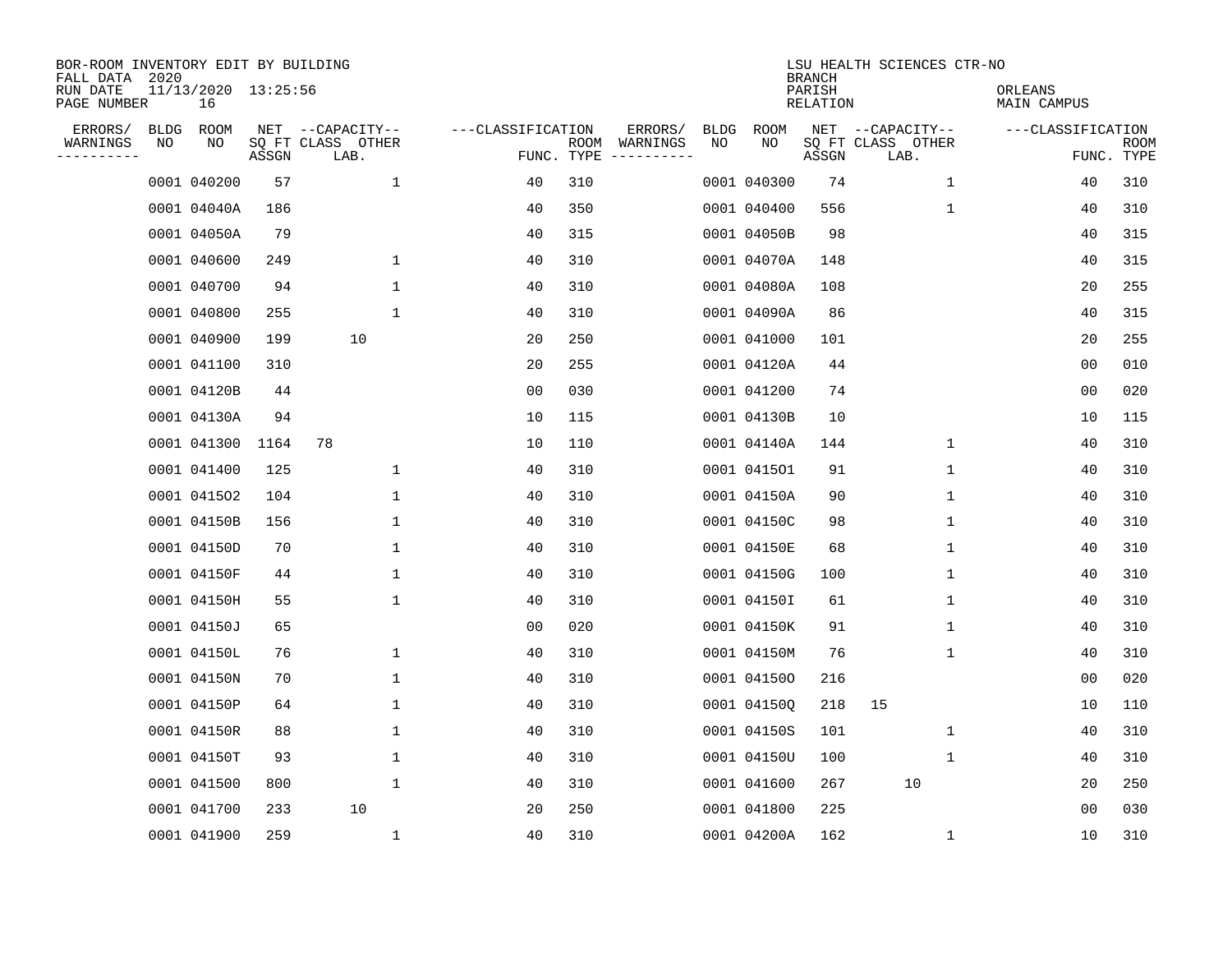BOR-ROOM INVENTORY EDIT BY BUILDING
FALL DATA 2020
RUN DATE 11/13/2020 13:25:56
PAGE NUMBER 16

LSU HEALTH SCIENCES CTR-NO
BRANCH
PARISH ORLEANS
RELATION MAIN CAMPUS

| ERRORS/ WARNINGS | BLDG NO | ROOM NO | NET SQ FT ASSGN | CAPACITY CLASS | CAPACITY LAB. | CAPACITY OTHER | CLASSIFICATION FUNC. | ROOM TYPE | ERRORS/ WARNINGS | BLDG NO | ROOM NO | NET SQ FT ASSGN | CAPACITY CLASS | CAPACITY LAB. | CAPACITY OTHER | CLASSIFICATION FUNC. | ROOM TYPE |
|---|---|---|---|---|---|---|---|---|---|---|---|---|---|---|---|---|---|
| | 0001 | 040200 | 57 | | | 1 | 40 | 310 | | 0001 | 040300 | 74 | | | 1 | 40 | 310 |
| | 0001 | 04040A | 186 | | | | 40 | 350 | | 0001 | 040400 | 556 | | | 1 | 40 | 310 |
| | 0001 | 04050A | 79 | | | | 40 | 315 | | 0001 | 04050B | 98 | | | | 40 | 315 |
| | 0001 | 040600 | 249 | | | 1 | 40 | 310 | | 0001 | 04070A | 148 | | | | 40 | 315 |
| | 0001 | 040700 | 94 | | | 1 | 40 | 310 | | 0001 | 04080A | 108 | | | | 20 | 255 |
| | 0001 | 040800 | 255 | | | 1 | 40 | 310 | | 0001 | 04090A | 86 | | | | 40 | 315 |
| | 0001 | 040900 | 199 | | 10 | | 20 | 250 | | 0001 | 041000 | 101 | | | | 20 | 255 |
| | 0001 | 041100 | 310 | | | | 20 | 255 | | 0001 | 04120A | 44 | | | | 00 | 010 |
| | 0001 | 04120B | 44 | | | | 00 | 030 | | 0001 | 041200 | 74 | | | | 00 | 020 |
| | 0001 | 04130A | 94 | | | | 10 | 115 | | 0001 | 04130B | 10 | | | | 10 | 115 |
| | 0001 | 041300 | 1164 | 78 | | | 10 | 110 | | 0001 | 04140A | 144 | | | 1 | 40 | 310 |
| | 0001 | 041400 | 125 | | | 1 | 40 | 310 | | 0001 | 041501 | 91 | | | 1 | 40 | 310 |
| | 0001 | 041502 | 104 | | | 1 | 40 | 310 | | 0001 | 04150A | 90 | | | 1 | 40 | 310 |
| | 0001 | 04150B | 156 | | | 1 | 40 | 310 | | 0001 | 04150C | 98 | | | 1 | 40 | 310 |
| | 0001 | 04150D | 70 | | | 1 | 40 | 310 | | 0001 | 04150E | 68 | | | 1 | 40 | 310 |
| | 0001 | 04150F | 44 | | | 1 | 40 | 310 | | 0001 | 04150G | 100 | | | 1 | 40 | 310 |
| | 0001 | 04150H | 55 | | | 1 | 40 | 310 | | 0001 | 04150I | 61 | | | 1 | 40 | 310 |
| | 0001 | 04150J | 65 | | | | 00 | 020 | | 0001 | 04150K | 91 | | | 1 | 40 | 310 |
| | 0001 | 04150L | 76 | | | 1 | 40 | 310 | | 0001 | 04150M | 76 | | | 1 | 40 | 310 |
| | 0001 | 04150N | 70 | | | 1 | 40 | 310 | | 0001 | 04150O | 216 | | | | 00 | 020 |
| | 0001 | 04150P | 64 | | | 1 | 40 | 310 | | 0001 | 04150Q | 218 | 15 | | | 10 | 110 |
| | 0001 | 04150R | 88 | | | 1 | 40 | 310 | | 0001 | 04150S | 101 | | | 1 | 40 | 310 |
| | 0001 | 04150T | 93 | | | 1 | 40 | 310 | | 0001 | 04150U | 100 | | | 1 | 40 | 310 |
| | 0001 | 041500 | 800 | | | 1 | 40 | 310 | | 0001 | 041600 | 267 | | 10 | | 20 | 250 |
| | 0001 | 041700 | 233 | | 10 | | 20 | 250 | | 0001 | 041800 | 225 | | | | 00 | 030 |
| | 0001 | 041900 | 259 | | | 1 | 40 | 310 | | 0001 | 04200A | 162 | | | 1 | 10 | 310 |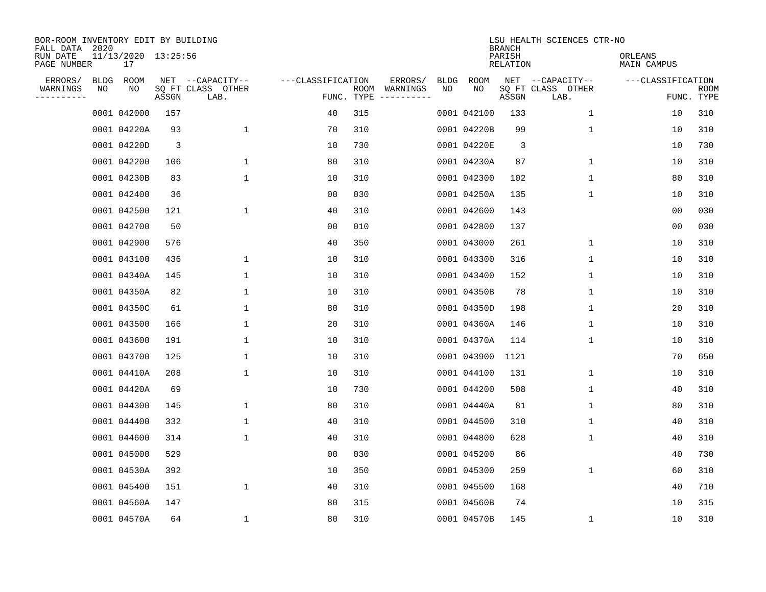BOR-ROOM INVENTORY EDIT BY BUILDING
FALL DATA 2020
RUN DATE 11/13/2020 13:25:56
PAGE NUMBER 17

LSU HEALTH SCIENCES CTR-NO
BRANCH
PARISH ORLEANS
RELATION MAIN CAMPUS

| ERRORS/ WARNINGS | BLDG NO | ROOM NO | NET SQ FT ASSGN | CAPACITY CLASS LAB. | CAPACITY OTHER | CLASSIFICATION FUNC. | ROOM TYPE | ERRORS/ WARNINGS | BLDG NO | ROOM NO | NET SQ FT ASSGN | CAPACITY CLASS LAB. | CAPACITY OTHER | CLASSIFICATION FUNC. | ROOM TYPE |
|---|---|---|---|---|---|---|---|---|---|---|---|---|---|---|---|
| | 0001 | 042000 | 157 | | | 40 | 315 | | 0001 | 042100 | 133 | | 1 | 10 | 310 |
| | 0001 | 04220A | 93 | | 1 | 70 | 310 | | 0001 | 04220B | 99 | | 1 | 10 | 310 |
| | 0001 | 04220D | 3 | | | 10 | 730 | | 0001 | 04220E | 3 | | | 10 | 730 |
| | 0001 | 042200 | 106 | | 1 | 80 | 310 | | 0001 | 04230A | 87 | | 1 | 10 | 310 |
| | 0001 | 04230B | 83 | | 1 | 10 | 310 | | 0001 | 042300 | 102 | | 1 | 80 | 310 |
| | 0001 | 042400 | 36 | | | 00 | 030 | | 0001 | 04250A | 135 | | 1 | 10 | 310 |
| | 0001 | 042500 | 121 | | 1 | 40 | 310 | | 0001 | 042600 | 143 | | | 00 | 030 |
| | 0001 | 042700 | 50 | | | 00 | 010 | | 0001 | 042800 | 137 | | | 00 | 030 |
| | 0001 | 042900 | 576 | | | 40 | 350 | | 0001 | 043000 | 261 | | 1 | 10 | 310 |
| | 0001 | 043100 | 436 | | 1 | 10 | 310 | | 0001 | 043300 | 316 | | 1 | 10 | 310 |
| | 0001 | 04340A | 145 | | 1 | 10 | 310 | | 0001 | 043400 | 152 | | 1 | 10 | 310 |
| | 0001 | 04350A | 82 | | 1 | 10 | 310 | | 0001 | 04350B | 78 | | 1 | 10 | 310 |
| | 0001 | 04350C | 61 | | 1 | 80 | 310 | | 0001 | 04350D | 198 | | 1 | 20 | 310 |
| | 0001 | 043500 | 166 | | 1 | 20 | 310 | | 0001 | 04360A | 146 | | 1 | 10 | 310 |
| | 0001 | 043600 | 191 | | 1 | 10 | 310 | | 0001 | 04370A | 114 | | 1 | 10 | 310 |
| | 0001 | 043700 | 125 | | 1 | 10 | 310 | | 0001 | 043900 | 1121 | | | 70 | 650 |
| | 0001 | 04410A | 208 | | 1 | 10 | 310 | | 0001 | 044100 | 131 | | 1 | 10 | 310 |
| | 0001 | 04420A | 69 | | | 10 | 730 | | 0001 | 044200 | 508 | | 1 | 40 | 310 |
| | 0001 | 044300 | 145 | | 1 | 80 | 310 | | 0001 | 04440A | 81 | | 1 | 80 | 310 |
| | 0001 | 044400 | 332 | | 1 | 40 | 310 | | 0001 | 044500 | 310 | | 1 | 40 | 310 |
| | 0001 | 044600 | 314 | | 1 | 40 | 310 | | 0001 | 044800 | 628 | | 1 | 40 | 310 |
| | 0001 | 045000 | 529 | | | 00 | 030 | | 0001 | 045200 | 86 | | | 40 | 730 |
| | 0001 | 04530A | 392 | | | 10 | 350 | | 0001 | 045300 | 259 | | 1 | 60 | 310 |
| | 0001 | 045400 | 151 | | 1 | 40 | 310 | | 0001 | 045500 | 168 | | | 40 | 710 |
| | 0001 | 04560A | 147 | | | 80 | 315 | | 0001 | 04560B | 74 | | | 10 | 315 |
| | 0001 | 04570A | 64 | | 1 | 80 | 310 | | 0001 | 04570B | 145 | | 1 | 10 | 310 |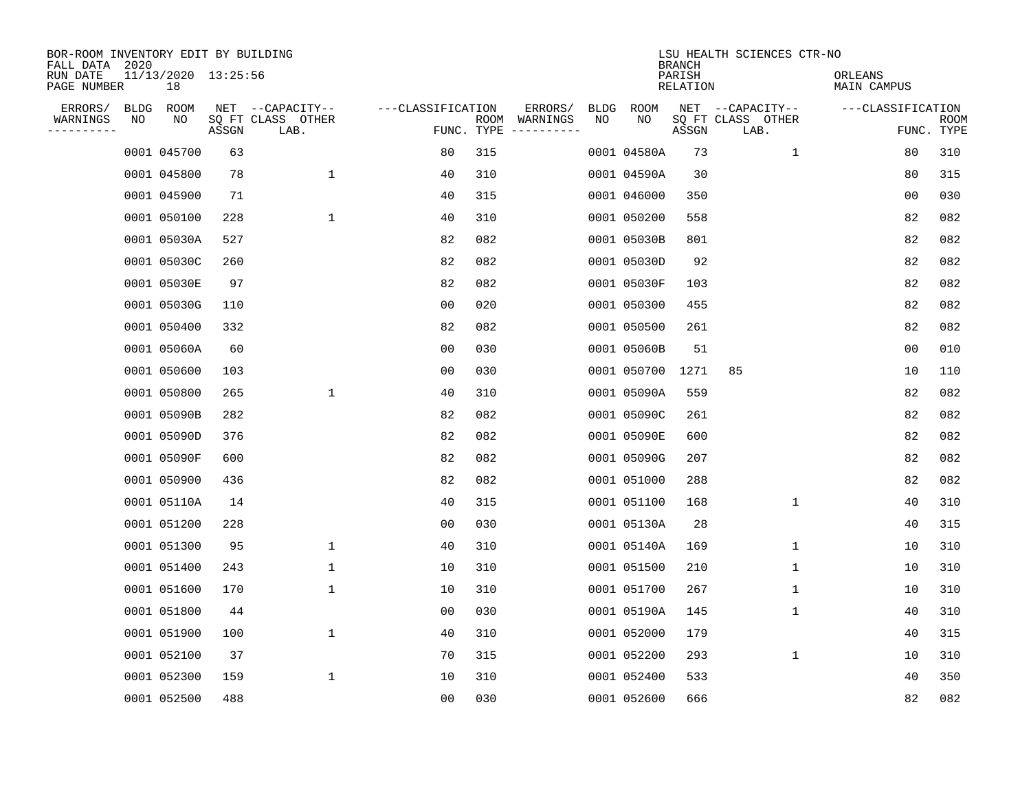BOR-ROOM INVENTORY EDIT BY BUILDING
FALL DATA 2020
RUN DATE 11/13/2020 13:25:56
PAGE NUMBER 18

LSU HEALTH SCIENCES CTR-NO
BRANCH
PARISH ORLEANS
RELATION MAIN CAMPUS

| ERRORS/ WARNINGS | BLDG NO | ROOM NO | NET SQ FT ASSGN | --CAPACITY-- CLASS LAB. | OTHER | ---CLASSIFICATION FUNC. | ROOM TYPE | ERRORS/ WARNINGS | BLDG NO | ROOM NO | NET SQ FT ASSGN | --CAPACITY-- CLASS LAB. | OTHER | ---CLASSIFICATION FUNC. | ROOM TYPE |
|---|---|---|---|---|---|---|---|---|---|---|---|---|---|---|---|
| | 0001 | 045700 | 63 | | | 80 | 315 | | 0001 | 04580A | 73 | | 1 | 80 | 310 |
| | 0001 | 045800 | 78 | | 1 | 40 | 310 | | 0001 | 04590A | 30 | | | 80 | 315 |
| | 0001 | 045900 | 71 | | | 40 | 315 | | 0001 | 046000 | 350 | | | 00 | 030 |
| | 0001 | 050100 | 228 | | 1 | 40 | 310 | | 0001 | 050200 | 558 | | | 82 | 082 |
| | 0001 | 05030A | 527 | | | 82 | 082 | | 0001 | 05030B | 801 | | | 82 | 082 |
| | 0001 | 05030C | 260 | | | 82 | 082 | | 0001 | 05030D | 92 | | | 82 | 082 |
| | 0001 | 05030E | 97 | | | 82 | 082 | | 0001 | 05030F | 103 | | | 82 | 082 |
| | 0001 | 05030G | 110 | | | 00 | 020 | | 0001 | 050300 | 455 | | | 82 | 082 |
| | 0001 | 050400 | 332 | | | 82 | 082 | | 0001 | 050500 | 261 | | | 82 | 082 |
| | 0001 | 05060A | 60 | | | 00 | 030 | | 0001 | 05060B | 51 | | | 00 | 010 |
| | 0001 | 050600 | 103 | | | 00 | 030 | | 0001 | 050700 | 1271 | 85 | | 10 | 110 |
| | 0001 | 050800 | 265 | | 1 | 40 | 310 | | 0001 | 05090A | 559 | | | 82 | 082 |
| | 0001 | 05090B | 282 | | | 82 | 082 | | 0001 | 05090C | 261 | | | 82 | 082 |
| | 0001 | 05090D | 376 | | | 82 | 082 | | 0001 | 05090E | 600 | | | 82 | 082 |
| | 0001 | 05090F | 600 | | | 82 | 082 | | 0001 | 05090G | 207 | | | 82 | 082 |
| | 0001 | 050900 | 436 | | | 82 | 082 | | 0001 | 051000 | 288 | | | 82 | 082 |
| | 0001 | 05110A | 14 | | | 40 | 315 | | 0001 | 051100 | 168 | | 1 | 40 | 310 |
| | 0001 | 051200 | 228 | | | 00 | 030 | | 0001 | 05130A | 28 | | | 40 | 315 |
| | 0001 | 051300 | 95 | | 1 | 40 | 310 | | 0001 | 05140A | 169 | | 1 | 10 | 310 |
| | 0001 | 051400 | 243 | | 1 | 10 | 310 | | 0001 | 051500 | 210 | | 1 | 10 | 310 |
| | 0001 | 051600 | 170 | | 1 | 10 | 310 | | 0001 | 051700 | 267 | | 1 | 10 | 310 |
| | 0001 | 051800 | 44 | | | 00 | 030 | | 0001 | 05190A | 145 | | 1 | 40 | 310 |
| | 0001 | 051900 | 100 | | 1 | 40 | 310 | | 0001 | 052000 | 179 | | | 40 | 315 |
| | 0001 | 052100 | 37 | | | 70 | 315 | | 0001 | 052200 | 293 | | 1 | 10 | 310 |
| | 0001 | 052300 | 159 | | 1 | 10 | 310 | | 0001 | 052400 | 533 | | | 40 | 350 |
| | 0001 | 052500 | 488 | | | 00 | 030 | | 0001 | 052600 | 666 | | | 82 | 082 |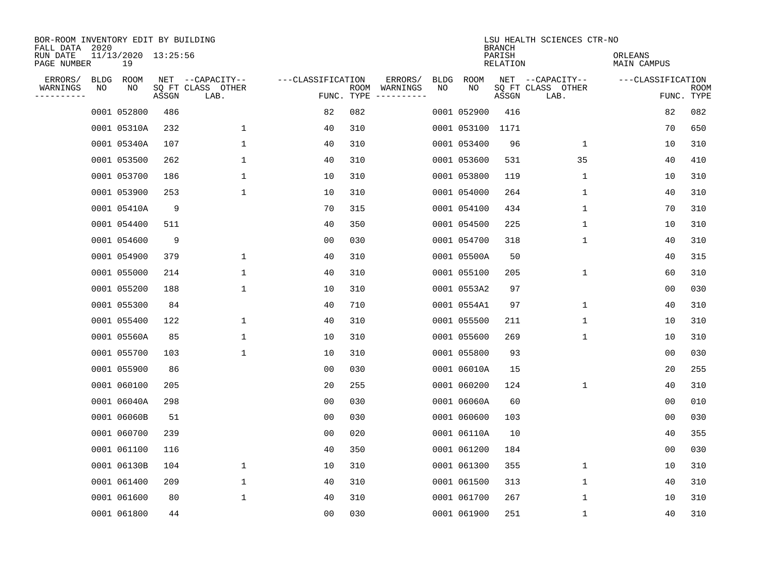BOR-ROOM INVENTORY EDIT BY BUILDING
FALL DATA 2020
RUN DATE 11/13/2020 13:25:56
PAGE NUMBER 19

LSU HEALTH SCIENCES CTR-NO
BRANCH
PARISH ORLEANS
RELATION MAIN CAMPUS

| ERRORS/ WARNINGS | BLDG NO | ROOM NO | NET SQ FT ASSGN | --CAPACITY-- CLASS LAB. | OTHER | ---CLASSIFICATION FUNC. | ROOM TYPE | ERRORS/ WARNINGS | BLDG NO | ROOM NO | NET SQ FT ASSGN | --CAPACITY-- CLASS LAB. | OTHER | ---CLASSIFICATION FUNC. | ROOM TYPE |
|---|---|---|---|---|---|---|---|---|---|---|---|---|---|---|---|
| | 0001 | 052800 | 486 | | | 82 | 082 | | 0001 | 052900 | 416 | | | 82 | 082 |
| | 0001 | 05310A | 232 | | 1 | 40 | 310 | | 0001 | 053100 | 1171 | | | 70 | 650 |
| | 0001 | 05340A | 107 | | 1 | 40 | 310 | | 0001 | 053400 | 96 | | 1 | 10 | 310 |
| | 0001 | 053500 | 262 | | 1 | 40 | 310 | | 0001 | 053600 | 531 | | 35 | 40 | 410 |
| | 0001 | 053700 | 186 | | 1 | 10 | 310 | | 0001 | 053800 | 119 | | 1 | 10 | 310 |
| | 0001 | 053900 | 253 | | 1 | 10 | 310 | | 0001 | 054000 | 264 | | 1 | 40 | 310 |
| | 0001 | 05410A | 9 | | | 70 | 315 | | 0001 | 054100 | 434 | | 1 | 70 | 310 |
| | 0001 | 054400 | 511 | | | 40 | 350 | | 0001 | 054500 | 225 | | 1 | 10 | 310 |
| | 0001 | 054600 | 9 | | | 00 | 030 | | 0001 | 054700 | 318 | | 1 | 40 | 310 |
| | 0001 | 054900 | 379 | | 1 | 40 | 310 | | 0001 | 05500A | 50 | | | 40 | 315 |
| | 0001 | 055000 | 214 | | 1 | 40 | 310 | | 0001 | 055100 | 205 | | 1 | 60 | 310 |
| | 0001 | 055200 | 188 | | 1 | 10 | 310 | | 0001 | 0553A2 | 97 | | | 00 | 030 |
| | 0001 | 055300 | 84 | | | 40 | 710 | | 0001 | 0554A1 | 97 | | 1 | 40 | 310 |
| | 0001 | 055400 | 122 | | 1 | 40 | 310 | | 0001 | 055500 | 211 | | 1 | 10 | 310 |
| | 0001 | 05560A | 85 | | 1 | 10 | 310 | | 0001 | 055600 | 269 | | 1 | 10 | 310 |
| | 0001 | 055700 | 103 | | 1 | 10 | 310 | | 0001 | 055800 | 93 | | | 00 | 030 |
| | 0001 | 055900 | 86 | | | 00 | 030 | | 0001 | 06010A | 15 | | | 20 | 255 |
| | 0001 | 060100 | 205 | | | 20 | 255 | | 0001 | 060200 | 124 | | 1 | 40 | 310 |
| | 0001 | 06040A | 298 | | | 00 | 030 | | 0001 | 06060A | 60 | | | 00 | 010 |
| | 0001 | 06060B | 51 | | | 00 | 030 | | 0001 | 060600 | 103 | | | 00 | 030 |
| | 0001 | 060700 | 239 | | | 00 | 020 | | 0001 | 06110A | 10 | | | 40 | 355 |
| | 0001 | 061100 | 116 | | | 40 | 350 | | 0001 | 061200 | 184 | | | 00 | 030 |
| | 0001 | 06130B | 104 | | 1 | 10 | 310 | | 0001 | 061300 | 355 | | 1 | 10 | 310 |
| | 0001 | 061400 | 209 | | 1 | 40 | 310 | | 0001 | 061500 | 313 | | 1 | 40 | 310 |
| | 0001 | 061600 | 80 | | 1 | 40 | 310 | | 0001 | 061700 | 267 | | 1 | 10 | 310 |
| | 0001 | 061800 | 44 | | | 00 | 030 | | 0001 | 061900 | 251 | | 1 | 40 | 310 |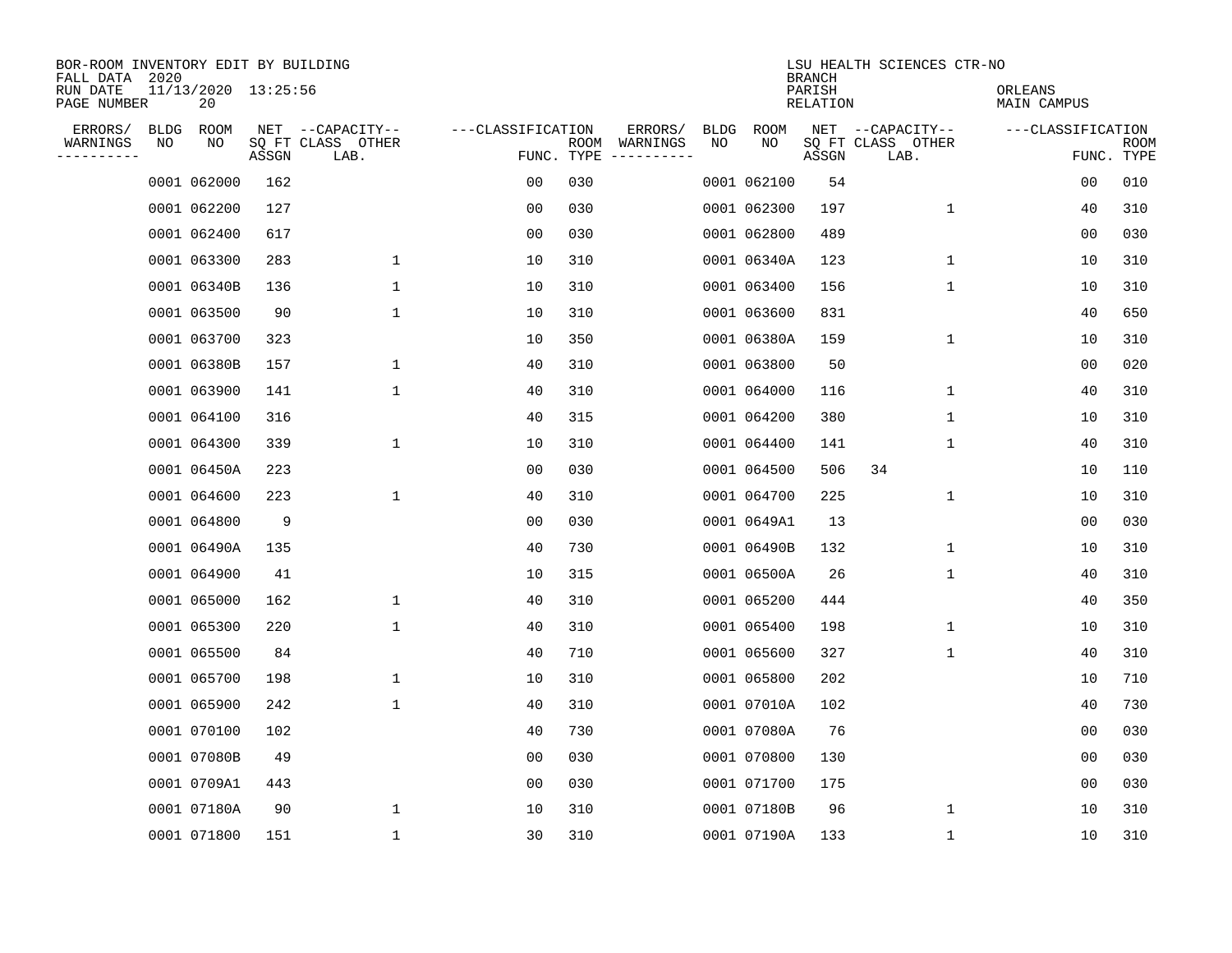BOR-ROOM INVENTORY EDIT BY BUILDING
FALL DATA 2020
RUN DATE 11/13/2020 13:25:56
PAGE NUMBER 20

LSU HEALTH SCIENCES CTR-NO
BRANCH
PARISH ORLEANS
RELATION MAIN CAMPUS

| ERRORS/ WARNINGS | BLDG NO | ROOM NO | NET SQ FT ASSGN | CAPACITY CLASS LAB. | CAPACITY OTHER | CLASSIFICATION FUNC. | ROOM TYPE | ERRORS/ WARNINGS | BLDG NO | ROOM NO | NET SQ FT ASSGN | CAPACITY CLASS LAB. | CAPACITY OTHER | CLASSIFICATION FUNC. | ROOM TYPE |
|---|---|---|---|---|---|---|---|---|---|---|---|---|---|---|---|
| | 0001 | 062000 | 162 | | | 00 | 030 | | 0001 | 062100 | 54 | | | 00 | 010 |
| | 0001 | 062200 | 127 | | | 00 | 030 | | 0001 | 062300 | 197 | | 1 | 40 | 310 |
| | 0001 | 062400 | 617 | | | 00 | 030 | | 0001 | 062800 | 489 | | | 00 | 030 |
| | 0001 | 063300 | 283 | | 1 | 10 | 310 | | 0001 | 06340A | 123 | | 1 | 10 | 310 |
| | 0001 | 06340B | 136 | | 1 | 10 | 310 | | 0001 | 063400 | 156 | | 1 | 10 | 310 |
| | 0001 | 063500 | 90 | | 1 | 10 | 310 | | 0001 | 063600 | 831 | | | 40 | 650 |
| | 0001 | 063700 | 323 | | | 10 | 350 | | 0001 | 06380A | 159 | | 1 | 10 | 310 |
| | 0001 | 06380B | 157 | | 1 | 40 | 310 | | 0001 | 063800 | 50 | | | 00 | 020 |
| | 0001 | 063900 | 141 | | 1 | 40 | 310 | | 0001 | 064000 | 116 | | 1 | 40 | 310 |
| | 0001 | 064100 | 316 | | | 40 | 315 | | 0001 | 064200 | 380 | | 1 | 10 | 310 |
| | 0001 | 064300 | 339 | | 1 | 10 | 310 | | 0001 | 064400 | 141 | | 1 | 40 | 310 |
| | 0001 | 06450A | 223 | | | 00 | 030 | | 0001 | 064500 | 506 | 34 | | 10 | 110 |
| | 0001 | 064600 | 223 | | 1 | 40 | 310 | | 0001 | 064700 | 225 | | 1 | 10 | 310 |
| | 0001 | 064800 | 9 | | | 00 | 030 | | 0001 | 0649A1 | 13 | | | 00 | 030 |
| | 0001 | 06490A | 135 | | | 40 | 730 | | 0001 | 06490B | 132 | | 1 | 10 | 310 |
| | 0001 | 064900 | 41 | | | 10 | 315 | | 0001 | 06500A | 26 | | 1 | 40 | 310 |
| | 0001 | 065000 | 162 | | 1 | 40 | 310 | | 0001 | 065200 | 444 | | | 40 | 350 |
| | 0001 | 065300 | 220 | | 1 | 40 | 310 | | 0001 | 065400 | 198 | | 1 | 10 | 310 |
| | 0001 | 065500 | 84 | | | 40 | 710 | | 0001 | 065600 | 327 | | 1 | 40 | 310 |
| | 0001 | 065700 | 198 | | 1 | 10 | 310 | | 0001 | 065800 | 202 | | | 10 | 710 |
| | 0001 | 065900 | 242 | | 1 | 40 | 310 | | 0001 | 07010A | 102 | | | 40 | 730 |
| | 0001 | 070100 | 102 | | | 40 | 730 | | 0001 | 07080A | 76 | | | 00 | 030 |
| | 0001 | 07080B | 49 | | | 00 | 030 | | 0001 | 070800 | 130 | | | 00 | 030 |
| | 0001 | 0709A1 | 443 | | | 00 | 030 | | 0001 | 071700 | 175 | | | 00 | 030 |
| | 0001 | 07180A | 90 | | 1 | 10 | 310 | | 0001 | 07180B | 96 | | 1 | 10 | 310 |
| | 0001 | 071800 | 151 | | 1 | 30 | 310 | | 0001 | 07190A | 133 | | 1 | 10 | 310 |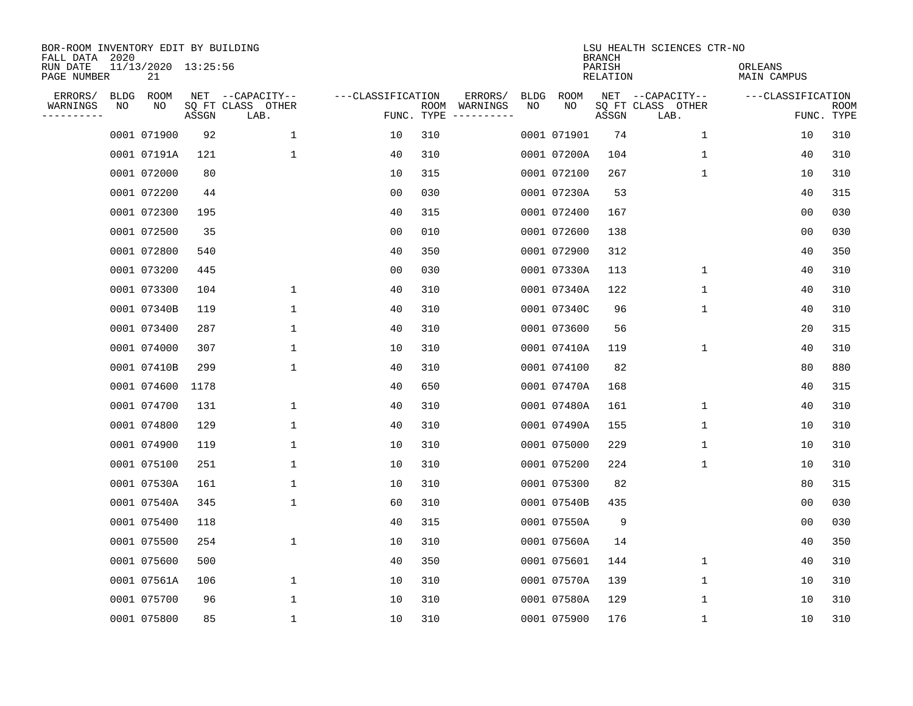BOR-ROOM INVENTORY EDIT BY BUILDING
FALL DATA 2020
RUN DATE 11/13/2020 13:25:56
PAGE NUMBER 21

LSU HEALTH SCIENCES CTR-NO
BRANCH
PARISH ORLEANS
RELATION MAIN CAMPUS

| ERRORS/ WARNINGS | BLDG NO | ROOM NO | NET SQ FT ASSGN | CAPACITY-- CLASS LAB. | OTHER | CLASSIFICATION FUNC. | ROOM TYPE | ERRORS/ WARNINGS | BLDG NO | ROOM NO | NET SQ FT ASSGN | CAPACITY-- CLASS LAB. | OTHER | CLASSIFICATION FUNC. | ROOM TYPE |
|---|---|---|---|---|---|---|---|---|---|---|---|---|---|---|---|
| | 0001 | 071900 | 92 | | 1 | 10 | 310 | | 0001 | 071901 | 74 | | 1 | 10 | 310 |
| | 0001 | 07191A | 121 | | 1 | 40 | 310 | | 0001 | 07200A | 104 | | 1 | 40 | 310 |
| | 0001 | 072000 | 80 | | | 10 | 315 | | 0001 | 072100 | 267 | | 1 | 10 | 310 |
| | 0001 | 072200 | 44 | | | 00 | 030 | | 0001 | 07230A | 53 | | | 40 | 315 |
| | 0001 | 072300 | 195 | | | 40 | 315 | | 0001 | 072400 | 167 | | | 00 | 030 |
| | 0001 | 072500 | 35 | | | 00 | 010 | | 0001 | 072600 | 138 | | | 00 | 030 |
| | 0001 | 072800 | 540 | | | 40 | 350 | | 0001 | 072900 | 312 | | | 40 | 350 |
| | 0001 | 073200 | 445 | | | 00 | 030 | | 0001 | 07330A | 113 | | 1 | 40 | 310 |
| | 0001 | 073300 | 104 | | 1 | 40 | 310 | | 0001 | 07340A | 122 | | 1 | 40 | 310 |
| | 0001 | 07340B | 119 | | 1 | 40 | 310 | | 0001 | 07340C | 96 | | 1 | 40 | 310 |
| | 0001 | 073400 | 287 | | 1 | 40 | 310 | | 0001 | 073600 | 56 | | | 20 | 315 |
| | 0001 | 074000 | 307 | | 1 | 10 | 310 | | 0001 | 07410A | 119 | | 1 | 40 | 310 |
| | 0001 | 07410B | 299 | | 1 | 40 | 310 | | 0001 | 074100 | 82 | | | 80 | 880 |
| | 0001 | 074600 | 1178 | | | 40 | 650 | | 0001 | 07470A | 168 | | | 40 | 315 |
| | 0001 | 074700 | 131 | | 1 | 40 | 310 | | 0001 | 07480A | 161 | | 1 | 40 | 310 |
| | 0001 | 074800 | 129 | | 1 | 40 | 310 | | 0001 | 07490A | 155 | | 1 | 10 | 310 |
| | 0001 | 074900 | 119 | | 1 | 10 | 310 | | 0001 | 075000 | 229 | | 1 | 10 | 310 |
| | 0001 | 075100 | 251 | | 1 | 10 | 310 | | 0001 | 075200 | 224 | | 1 | 10 | 310 |
| | 0001 | 07530A | 161 | | 1 | 10 | 310 | | 0001 | 075300 | 82 | | | 80 | 315 |
| | 0001 | 07540A | 345 | | 1 | 60 | 310 | | 0001 | 07540B | 435 | | | 00 | 030 |
| | 0001 | 075400 | 118 | | | 40 | 315 | | 0001 | 07550A | 9 | | | 00 | 030 |
| | 0001 | 075500 | 254 | | 1 | 10 | 310 | | 0001 | 07560A | 14 | | | 40 | 350 |
| | 0001 | 075600 | 500 | | | 40 | 350 | | 0001 | 075601 | 144 | | 1 | 40 | 310 |
| | 0001 | 07561A | 106 | | 1 | 10 | 310 | | 0001 | 07570A | 139 | | 1 | 10 | 310 |
| | 0001 | 075700 | 96 | | 1 | 10 | 310 | | 0001 | 07580A | 129 | | 1 | 10 | 310 |
| | 0001 | 075800 | 85 | | 1 | 10 | 310 | | 0001 | 075900 | 176 | | 1 | 10 | 310 |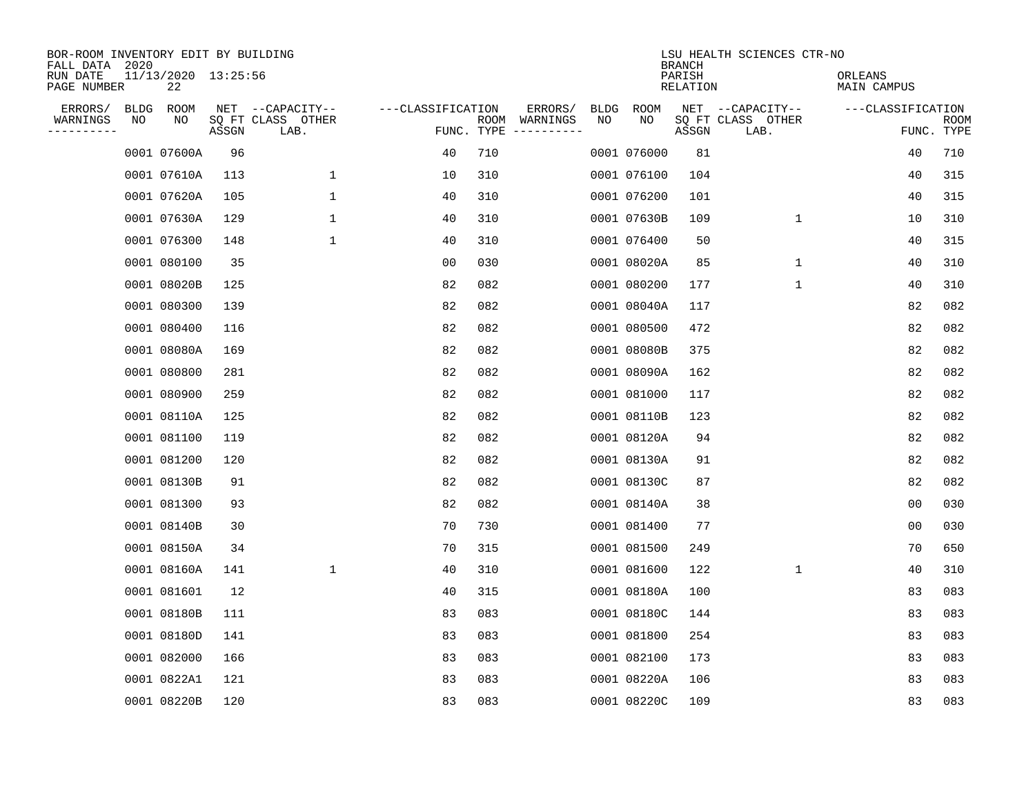BOR-ROOM INVENTORY EDIT BY BUILDING
FALL DATA 2020
RUN DATE 11/13/2020 13:25:56
PAGE NUMBER 22

LSU HEALTH SCIENCES CTR-NO
BRANCH
PARISH ORLEANS
RELATION MAIN CAMPUS

| ERRORS/ WARNINGS | BLDG NO | ROOM NO | NET SQ FT ASSGN | CAPACITY CLASS LAB. | CAPACITY OTHER | CLASSIFICATION FUNC. | ROOM TYPE | ERRORS/ WARNINGS | BLDG NO | ROOM NO | NET SQ FT ASSGN | CAPACITY CLASS LAB. | CAPACITY OTHER | CLASSIFICATION FUNC. | ROOM TYPE |
|---|---|---|---|---|---|---|---|---|---|---|---|---|---|---|---|
| | 0001 | 07600A | 96 | | | 40 | 710 | | 0001 | 076000 | 81 | | | 40 | 710 |
| | 0001 | 07610A | 113 | | 1 | 10 | 310 | | 0001 | 076100 | 104 | | | 40 | 315 |
| | 0001 | 07620A | 105 | | 1 | 40 | 310 | | 0001 | 076200 | 101 | | | 40 | 315 |
| | 0001 | 07630A | 129 | | 1 | 40 | 310 | | 0001 | 07630B | 109 | | 1 | 10 | 310 |
| | 0001 | 076300 | 148 | | 1 | 40 | 310 | | 0001 | 076400 | 50 | | | 40 | 315 |
| | 0001 | 080100 | 35 | | | 00 | 030 | | 0001 | 08020A | 85 | | 1 | 40 | 310 |
| | 0001 | 08020B | 125 | | | 82 | 082 | | 0001 | 080200 | 177 | | 1 | 40 | 310 |
| | 0001 | 080300 | 139 | | | 82 | 082 | | 0001 | 08040A | 117 | | | 82 | 082 |
| | 0001 | 080400 | 116 | | | 82 | 082 | | 0001 | 080500 | 472 | | | 82 | 082 |
| | 0001 | 08080A | 169 | | | 82 | 082 | | 0001 | 08080B | 375 | | | 82 | 082 |
| | 0001 | 080800 | 281 | | | 82 | 082 | | 0001 | 08090A | 162 | | | 82 | 082 |
| | 0001 | 080900 | 259 | | | 82 | 082 | | 0001 | 081000 | 117 | | | 82 | 082 |
| | 0001 | 08110A | 125 | | | 82 | 082 | | 0001 | 08110B | 123 | | | 82 | 082 |
| | 0001 | 081100 | 119 | | | 82 | 082 | | 0001 | 08120A | 94 | | | 82 | 082 |
| | 0001 | 081200 | 120 | | | 82 | 082 | | 0001 | 08130A | 91 | | | 82 | 082 |
| | 0001 | 08130B | 91 | | | 82 | 082 | | 0001 | 08130C | 87 | | | 82 | 082 |
| | 0001 | 081300 | 93 | | | 82 | 082 | | 0001 | 08140A | 38 | | | 00 | 030 |
| | 0001 | 08140B | 30 | | | 70 | 730 | | 0001 | 081400 | 77 | | | 00 | 030 |
| | 0001 | 08150A | 34 | | | 70 | 315 | | 0001 | 081500 | 249 | | | 70 | 650 |
| | 0001 | 08160A | 141 | | 1 | 40 | 310 | | 0001 | 081600 | 122 | | 1 | 40 | 310 |
| | 0001 | 081601 | 12 | | | 40 | 315 | | 0001 | 08180A | 100 | | | 83 | 083 |
| | 0001 | 08180B | 111 | | | 83 | 083 | | 0001 | 08180C | 144 | | | 83 | 083 |
| | 0001 | 08180D | 141 | | | 83 | 083 | | 0001 | 081800 | 254 | | | 83 | 083 |
| | 0001 | 082000 | 166 | | | 83 | 083 | | 0001 | 082100 | 173 | | | 83 | 083 |
| | 0001 | 0822A1 | 121 | | | 83 | 083 | | 0001 | 08220A | 106 | | | 83 | 083 |
| | 0001 | 08220B | 120 | | | 83 | 083 | | 0001 | 08220C | 109 | | | 83 | 083 |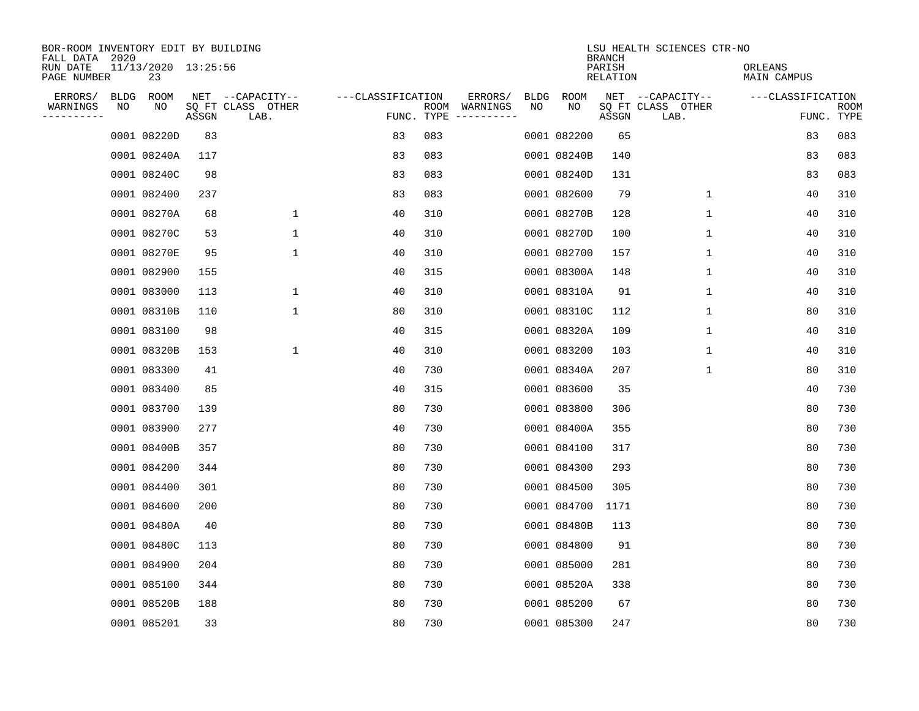BOR-ROOM INVENTORY EDIT BY BUILDING
FALL DATA 2020
RUN DATE 11/13/2020 13:25:56
PAGE NUMBER 23

LSU HEALTH SCIENCES CTR-NO
BRANCH
PARISH ORLEANS
RELATION MAIN CAMPUS

| ERRORS/ WARNINGS | BLDG NO | ROOM NO | NET SQ FT ASSGN | CAPACITY CLASS LAB. | CAPACITY OTHER | CLASSIFICATION FUNC. | ROOM TYPE | ERRORS/ WARNINGS | BLDG NO | ROOM NO | NET SQ FT ASSGN | CAPACITY CLASS LAB. | CAPACITY OTHER | CLASSIFICATION FUNC. | ROOM TYPE |
|---|---|---|---|---|---|---|---|---|---|---|---|---|---|---|---|
| | 0001 | 08220D | 83 | | | 83 | 083 | | 0001 | 082200 | 65 | | | 83 | 083 |
| | 0001 | 08240A | 117 | | | 83 | 083 | | 0001 | 08240B | 140 | | | 83 | 083 |
| | 0001 | 08240C | 98 | | | 83 | 083 | | 0001 | 08240D | 131 | | | 83 | 083 |
| | 0001 | 082400 | 237 | | | 83 | 083 | | 0001 | 082600 | 79 | | 1 | 40 | 310 |
| | 0001 | 08270A | 68 | | 1 | 40 | 310 | | 0001 | 08270B | 128 | | 1 | 40 | 310 |
| | 0001 | 08270C | 53 | | 1 | 40 | 310 | | 0001 | 08270D | 100 | | 1 | 40 | 310 |
| | 0001 | 08270E | 95 | | 1 | 40 | 310 | | 0001 | 082700 | 157 | | 1 | 40 | 310 |
| | 0001 | 082900 | 155 | | | 40 | 315 | | 0001 | 08300A | 148 | | 1 | 40 | 310 |
| | 0001 | 083000 | 113 | | 1 | 40 | 310 | | 0001 | 08310A | 91 | | 1 | 40 | 310 |
| | 0001 | 08310B | 110 | | 1 | 80 | 310 | | 0001 | 08310C | 112 | | 1 | 80 | 310 |
| | 0001 | 083100 | 98 | | | 40 | 315 | | 0001 | 08320A | 109 | | 1 | 40 | 310 |
| | 0001 | 08320B | 153 | | 1 | 40 | 310 | | 0001 | 083200 | 103 | | 1 | 40 | 310 |
| | 0001 | 083300 | 41 | | | 40 | 730 | | 0001 | 08340A | 207 | | 1 | 80 | 310 |
| | 0001 | 083400 | 85 | | | 40 | 315 | | 0001 | 083600 | 35 | | | 40 | 730 |
| | 0001 | 083700 | 139 | | | 80 | 730 | | 0001 | 083800 | 306 | | | 80 | 730 |
| | 0001 | 083900 | 277 | | | 40 | 730 | | 0001 | 08400A | 355 | | | 80 | 730 |
| | 0001 | 08400B | 357 | | | 80 | 730 | | 0001 | 084100 | 317 | | | 80 | 730 |
| | 0001 | 084200 | 344 | | | 80 | 730 | | 0001 | 084300 | 293 | | | 80 | 730 |
| | 0001 | 084400 | 301 | | | 80 | 730 | | 0001 | 084500 | 305 | | | 80 | 730 |
| | 0001 | 084600 | 200 | | | 80 | 730 | | 0001 | 084700 | 1171 | | | 80 | 730 |
| | 0001 | 08480A | 40 | | | 80 | 730 | | 0001 | 08480B | 113 | | | 80 | 730 |
| | 0001 | 08480C | 113 | | | 80 | 730 | | 0001 | 084800 | 91 | | | 80 | 730 |
| | 0001 | 084900 | 204 | | | 80 | 730 | | 0001 | 085000 | 281 | | | 80 | 730 |
| | 0001 | 085100 | 344 | | | 80 | 730 | | 0001 | 08520A | 338 | | | 80 | 730 |
| | 0001 | 08520B | 188 | | | 80 | 730 | | 0001 | 085200 | 67 | | | 80 | 730 |
| | 0001 | 085201 | 33 | | | 80 | 730 | | 0001 | 085300 | 247 | | | 80 | 730 |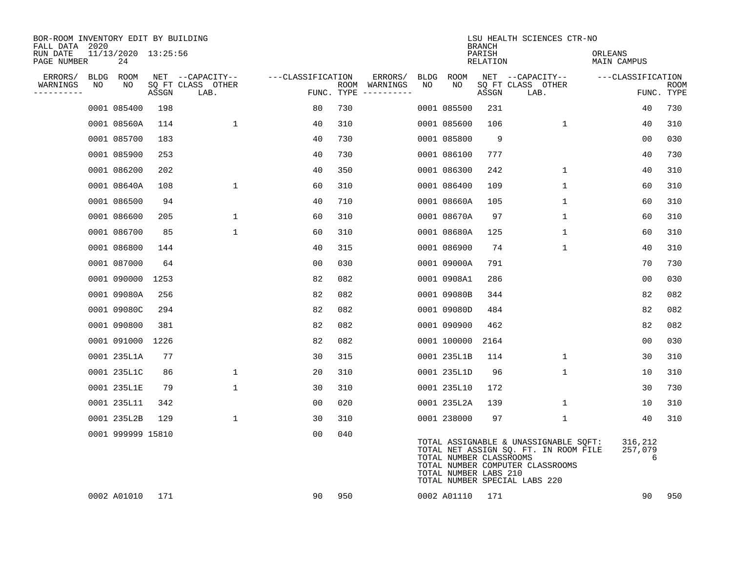BOR-ROOM INVENTORY EDIT BY BUILDING
FALL DATA 2020
RUN DATE 11/13/2020 13:25:56
PAGE NUMBER 24

LSU HEALTH SCIENCES CTR-NO
BRANCH
PARISH ORLEANS
RELATION MAIN CAMPUS

| ERRORS/ WARNINGS | BLDG NO | ROOM NO | NET SQ FT ASSGN | CAPACITY CLASS LAB. | CAPACITY OTHER | CLASSIFICATION FUNC. | ROOM TYPE | ERRORS/ WARNINGS | BLDG NO | ROOM NO | NET SQ FT ASSGN | CAPACITY CLASS LAB. | CAPACITY OTHER | CLASSIFICATION FUNC. | ROOM TYPE |
|---|---|---|---|---|---|---|---|---|---|---|---|---|---|---|---|
| | 0001 | 085400 | 198 | | | 80 | 730 | | 0001 | 085500 | 231 | | | 40 | 730 |
| | 0001 | 08560A | 114 | | 1 | 40 | 310 | | 0001 | 085600 | 106 | | 1 | 40 | 310 |
| | 0001 | 085700 | 183 | | | 40 | 730 | | 0001 | 085800 | 9 | | | 00 | 030 |
| | 0001 | 085900 | 253 | | | 40 | 730 | | 0001 | 086100 | 777 | | | 40 | 730 |
| | 0001 | 086200 | 202 | | | 40 | 350 | | 0001 | 086300 | 242 | | 1 | 40 | 310 |
| | 0001 | 08640A | 108 | | 1 | 60 | 310 | | 0001 | 086400 | 109 | | 1 | 60 | 310 |
| | 0001 | 086500 | 94 | | | 40 | 710 | | 0001 | 08660A | 105 | | 1 | 60 | 310 |
| | 0001 | 086600 | 205 | | 1 | 60 | 310 | | 0001 | 08670A | 97 | | 1 | 60 | 310 |
| | 0001 | 086700 | 85 | | 1 | 60 | 310 | | 0001 | 08680A | 125 | | 1 | 60 | 310 |
| | 0001 | 086800 | 144 | | | 40 | 315 | | 0001 | 086900 | 74 | | 1 | 40 | 310 |
| | 0001 | 087000 | 64 | | | 00 | 030 | | 0001 | 09000A | 791 | | | 70 | 730 |
| | 0001 | 090000 | 1253 | | | 82 | 082 | | 0001 | 0908A1 | 286 | | | 00 | 030 |
| | 0001 | 09080A | 256 | | | 82 | 082 | | 0001 | 09080B | 344 | | | 82 | 082 |
| | 0001 | 09080C | 294 | | | 82 | 082 | | 0001 | 09080D | 484 | | | 82 | 082 |
| | 0001 | 090800 | 381 | | | 82 | 082 | | 0001 | 090900 | 462 | | | 82 | 082 |
| | 0001 | 091000 | 1226 | | | 82 | 082 | | 0001 | 100000 | 2164 | | | 00 | 030 |
| | 0001 | 235L1A | 77 | | | 30 | 315 | | 0001 | 235L1B | 114 | | 1 | 30 | 310 |
| | 0001 | 235L1C | 86 | | 1 | 20 | 310 | | 0001 | 235L1D | 96 | | 1 | 10 | 310 |
| | 0001 | 235L1E | 79 | | 1 | 30 | 310 | | 0001 | 235L10 | 172 | | | 30 | 730 |
| | 0001 | 235L11 | 342 | | | 00 | 020 | | 0001 | 235L2A | 139 | | 1 | 10 | 310 |
| | 0001 | 235L2B | 129 | | 1 | 30 | 310 | | 0001 | 238000 | 97 | | 1 | 40 | 310 |
| | 0001 | 999999 | 15810 | | | 00 | 040 | | | | | | | | |

TOTAL ASSIGNABLE & UNASSIGNABLE SQFT: 316,212
TOTAL NET ASSIGN SQ. FT. IN ROOM FILE 257,079
TOTAL NUMBER CLASSROOMS 6
TOTAL NUMBER COMPUTER CLASSROOMS
TOTAL NUMBER LABS 210
TOTAL NUMBER SPECIAL LABS 220

| ERRORS/ WARNINGS | BLDG NO | ROOM NO | NET SQ FT ASSGN | CAPACITY CLASS LAB. | CAPACITY OTHER | CLASSIFICATION FUNC. | ROOM TYPE | ERRORS/ WARNINGS | BLDG NO | ROOM NO | NET SQ FT ASSGN | CAPACITY CLASS LAB. | CAPACITY OTHER | CLASSIFICATION FUNC. | ROOM TYPE |
|---|---|---|---|---|---|---|---|---|---|---|---|---|---|---|---|
| | 0002 | A01010 | 171 | | | 90 | 950 | | 0002 | A01110 | 171 | | | 90 | 950 |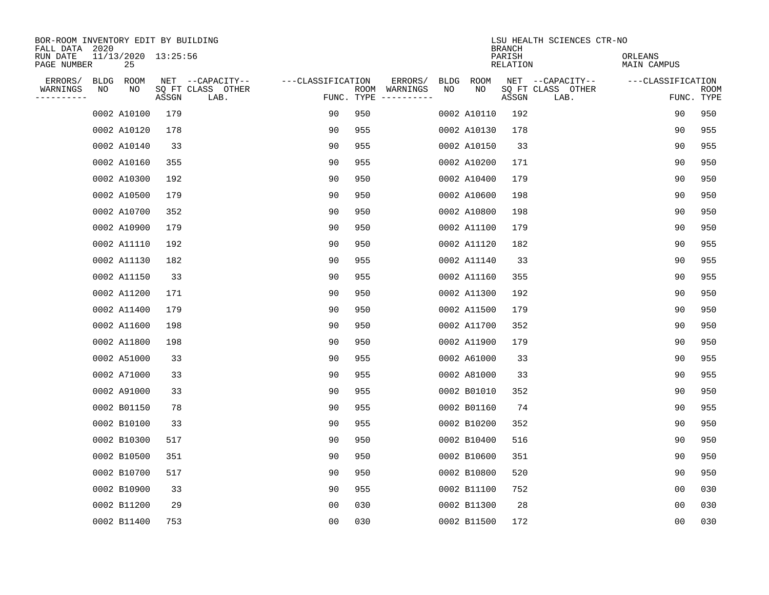BOR-ROOM INVENTORY EDIT BY BUILDING
FALL DATA 2020
RUN DATE 11/13/2020 13:25:56
PAGE NUMBER 25

LSU HEALTH SCIENCES CTR-NO
BRANCH
PARISH ORLEANS
RELATION MAIN CAMPUS

| ERRORS/ WARNINGS | BLDG NO | ROOM NO | NET SQ FT ASSGN | --CAPACITY-- CLASS LAB. | OTHER | ---CLASSIFICATION FUNC. | ROOM TYPE | ERRORS/ WARNINGS | BLDG NO | ROOM NO | NET SQ FT ASSGN | --CAPACITY-- CLASS LAB. | OTHER | ---CLASSIFICATION FUNC. | ROOM TYPE |
|---|---|---|---|---|---|---|---|---|---|---|---|---|---|---|---|
| | 0002 | A10100 | 179 | | | 90 | 950 | | 0002 | A10110 | 192 | | | 90 | 950 |
| | 0002 | A10120 | 178 | | | 90 | 955 | | 0002 | A10130 | 178 | | | 90 | 955 |
| | 0002 | A10140 | 33 | | | 90 | 955 | | 0002 | A10150 | 33 | | | 90 | 955 |
| | 0002 | A10160 | 355 | | | 90 | 955 | | 0002 | A10200 | 171 | | | 90 | 950 |
| | 0002 | A10300 | 192 | | | 90 | 950 | | 0002 | A10400 | 179 | | | 90 | 950 |
| | 0002 | A10500 | 179 | | | 90 | 950 | | 0002 | A10600 | 198 | | | 90 | 950 |
| | 0002 | A10700 | 352 | | | 90 | 950 | | 0002 | A10800 | 198 | | | 90 | 950 |
| | 0002 | A10900 | 179 | | | 90 | 950 | | 0002 | A11100 | 179 | | | 90 | 950 |
| | 0002 | A11110 | 192 | | | 90 | 950 | | 0002 | A11120 | 182 | | | 90 | 955 |
| | 0002 | A11130 | 182 | | | 90 | 955 | | 0002 | A11140 | 33 | | | 90 | 955 |
| | 0002 | A11150 | 33 | | | 90 | 955 | | 0002 | A11160 | 355 | | | 90 | 955 |
| | 0002 | A11200 | 171 | | | 90 | 950 | | 0002 | A11300 | 192 | | | 90 | 950 |
| | 0002 | A11400 | 179 | | | 90 | 950 | | 0002 | A11500 | 179 | | | 90 | 950 |
| | 0002 | A11600 | 198 | | | 90 | 950 | | 0002 | A11700 | 352 | | | 90 | 950 |
| | 0002 | A11800 | 198 | | | 90 | 950 | | 0002 | A11900 | 179 | | | 90 | 950 |
| | 0002 | A51000 | 33 | | | 90 | 955 | | 0002 | A61000 | 33 | | | 90 | 955 |
| | 0002 | A71000 | 33 | | | 90 | 955 | | 0002 | A81000 | 33 | | | 90 | 955 |
| | 0002 | A91000 | 33 | | | 90 | 955 | | 0002 | B01010 | 352 | | | 90 | 950 |
| | 0002 | B01150 | 78 | | | 90 | 955 | | 0002 | B01160 | 74 | | | 90 | 955 |
| | 0002 | B10100 | 33 | | | 90 | 955 | | 0002 | B10200 | 352 | | | 90 | 950 |
| | 0002 | B10300 | 517 | | | 90 | 950 | | 0002 | B10400 | 516 | | | 90 | 950 |
| | 0002 | B10500 | 351 | | | 90 | 950 | | 0002 | B10600 | 351 | | | 90 | 950 |
| | 0002 | B10700 | 517 | | | 90 | 950 | | 0002 | B10800 | 520 | | | 90 | 950 |
| | 0002 | B10900 | 33 | | | 90 | 955 | | 0002 | B11100 | 752 | | | 00 | 030 |
| | 0002 | B11200 | 29 | | | 00 | 030 | | 0002 | B11300 | 28 | | | 00 | 030 |
| | 0002 | B11400 | 753 | | | 00 | 030 | | 0002 | B11500 | 172 | | | 00 | 030 |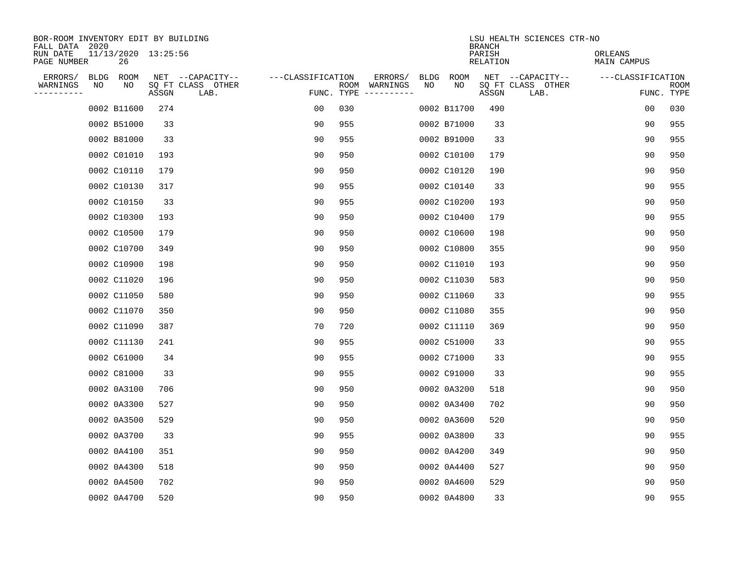BOR-ROOM INVENTORY EDIT BY BUILDING
FALL DATA 2020
RUN DATE 11/13/2020 13:25:56
PAGE NUMBER 26

LSU HEALTH SCIENCES CTR-NO
BRANCH
PARISH ORLEANS
RELATION MAIN CAMPUS

| ERRORS/ WARNINGS | BLDG NO | ROOM NO | NET SQ FT ASSGN | CAPACITY CLASS LAB. | CAPACITY OTHER | CLASSIFICATION FUNC. | ROOM TYPE | ERRORS/ WARNINGS | BLDG NO | ROOM NO | NET SQ FT ASSGN | CAPACITY CLASS LAB. | CAPACITY OTHER | CLASSIFICATION FUNC. | ROOM TYPE |
|---|---|---|---|---|---|---|---|---|---|---|---|---|---|---|---|
| | 0002 | B11600 | 274 | | | 00 | 030 | | 0002 | B11700 | 490 | | | 00 | 030 |
| | 0002 | B51000 | 33 | | | 90 | 955 | | 0002 | B71000 | 33 | | | 90 | 955 |
| | 0002 | B81000 | 33 | | | 90 | 955 | | 0002 | B91000 | 33 | | | 90 | 955 |
| | 0002 | C01010 | 193 | | | 90 | 950 | | 0002 | C10100 | 179 | | | 90 | 950 |
| | 0002 | C10110 | 179 | | | 90 | 950 | | 0002 | C10120 | 190 | | | 90 | 950 |
| | 0002 | C10130 | 317 | | | 90 | 955 | | 0002 | C10140 | 33 | | | 90 | 955 |
| | 0002 | C10150 | 33 | | | 90 | 955 | | 0002 | C10200 | 193 | | | 90 | 950 |
| | 0002 | C10300 | 193 | | | 90 | 950 | | 0002 | C10400 | 179 | | | 90 | 955 |
| | 0002 | C10500 | 179 | | | 90 | 950 | | 0002 | C10600 | 198 | | | 90 | 950 |
| | 0002 | C10700 | 349 | | | 90 | 950 | | 0002 | C10800 | 355 | | | 90 | 950 |
| | 0002 | C10900 | 198 | | | 90 | 950 | | 0002 | C11010 | 193 | | | 90 | 950 |
| | 0002 | C11020 | 196 | | | 90 | 950 | | 0002 | C11030 | 583 | | | 90 | 950 |
| | 0002 | C11050 | 580 | | | 90 | 950 | | 0002 | C11060 | 33 | | | 90 | 955 |
| | 0002 | C11070 | 350 | | | 90 | 950 | | 0002 | C11080 | 355 | | | 90 | 950 |
| | 0002 | C11090 | 387 | | | 70 | 720 | | 0002 | C11110 | 369 | | | 90 | 950 |
| | 0002 | C11130 | 241 | | | 90 | 955 | | 0002 | C51000 | 33 | | | 90 | 955 |
| | 0002 | C61000 | 34 | | | 90 | 955 | | 0002 | C71000 | 33 | | | 90 | 955 |
| | 0002 | C81000 | 33 | | | 90 | 955 | | 0002 | C91000 | 33 | | | 90 | 955 |
| | 0002 | 0A3100 | 706 | | | 90 | 950 | | 0002 | 0A3200 | 518 | | | 90 | 950 |
| | 0002 | 0A3300 | 527 | | | 90 | 950 | | 0002 | 0A3400 | 702 | | | 90 | 950 |
| | 0002 | 0A3500 | 529 | | | 90 | 950 | | 0002 | 0A3600 | 520 | | | 90 | 950 |
| | 0002 | 0A3700 | 33 | | | 90 | 955 | | 0002 | 0A3800 | 33 | | | 90 | 955 |
| | 0002 | 0A4100 | 351 | | | 90 | 950 | | 0002 | 0A4200 | 349 | | | 90 | 950 |
| | 0002 | 0A4300 | 518 | | | 90 | 950 | | 0002 | 0A4400 | 527 | | | 90 | 950 |
| | 0002 | 0A4500 | 702 | | | 90 | 950 | | 0002 | 0A4600 | 529 | | | 90 | 950 |
| | 0002 | 0A4700 | 520 | | | 90 | 950 | | 0002 | 0A4800 | 33 | | | 90 | 955 |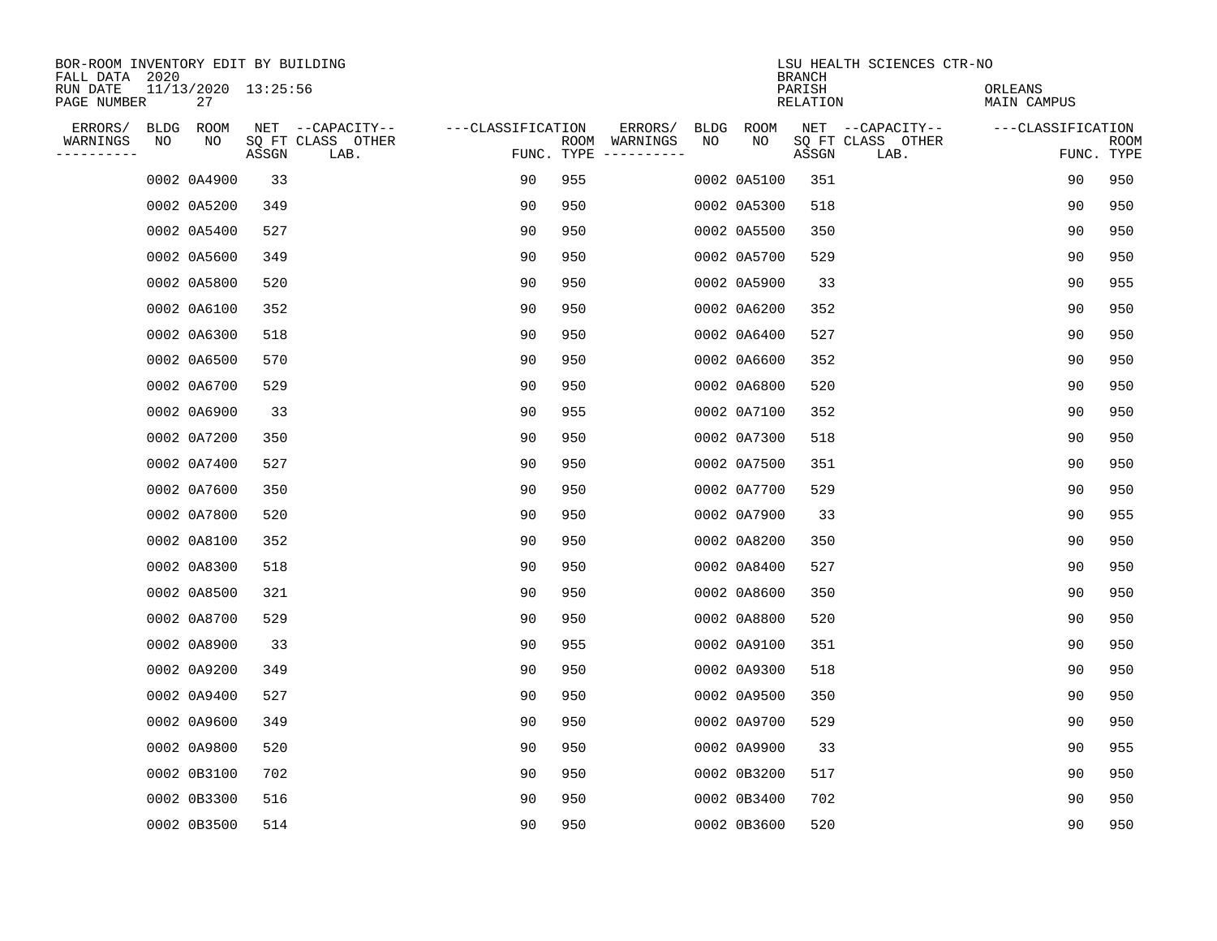BOR-ROOM INVENTORY EDIT BY BUILDING
FALL DATA 2020
RUN DATE 11/13/2020 13:25:56
PAGE NUMBER 27

LSU HEALTH SCIENCES CTR-NO
BRANCH
PARISH ORLEANS
RELATION MAIN CAMPUS

| ERRORS/ WARNINGS | BLDG NO | ROOM NO | NET SQ FT ASSGN | CAPACITY CLASS | CAPACITY OTHER LAB. | CLASSIFICATION FUNC. | ROOM TYPE | ERRORS/ WARNINGS | BLDG NO | ROOM NO | NET SQ FT ASSGN | CAPACITY CLASS | CAPACITY OTHER LAB. | CLASSIFICATION FUNC. | ROOM TYPE |
|---|---|---|---|---|---|---|---|---|---|---|---|---|---|---|---|
| | 0002 | 0A4900 | 33 | | | 90 | 955 | | 0002 | 0A5100 | 351 | | | 90 | 950 |
| | 0002 | 0A5200 | 349 | | | 90 | 950 | | 0002 | 0A5300 | 518 | | | 90 | 950 |
| | 0002 | 0A5400 | 527 | | | 90 | 950 | | 0002 | 0A5500 | 350 | | | 90 | 950 |
| | 0002 | 0A5600 | 349 | | | 90 | 950 | | 0002 | 0A5700 | 529 | | | 90 | 950 |
| | 0002 | 0A5800 | 520 | | | 90 | 950 | | 0002 | 0A5900 | 33 | | | 90 | 955 |
| | 0002 | 0A6100 | 352 | | | 90 | 950 | | 0002 | 0A6200 | 352 | | | 90 | 950 |
| | 0002 | 0A6300 | 518 | | | 90 | 950 | | 0002 | 0A6400 | 527 | | | 90 | 950 |
| | 0002 | 0A6500 | 570 | | | 90 | 950 | | 0002 | 0A6600 | 352 | | | 90 | 950 |
| | 0002 | 0A6700 | 529 | | | 90 | 950 | | 0002 | 0A6800 | 520 | | | 90 | 950 |
| | 0002 | 0A6900 | 33 | | | 90 | 955 | | 0002 | 0A7100 | 352 | | | 90 | 950 |
| | 0002 | 0A7200 | 350 | | | 90 | 950 | | 0002 | 0A7300 | 518 | | | 90 | 950 |
| | 0002 | 0A7400 | 527 | | | 90 | 950 | | 0002 | 0A7500 | 351 | | | 90 | 950 |
| | 0002 | 0A7600 | 350 | | | 90 | 950 | | 0002 | 0A7700 | 529 | | | 90 | 950 |
| | 0002 | 0A7800 | 520 | | | 90 | 950 | | 0002 | 0A7900 | 33 | | | 90 | 955 |
| | 0002 | 0A8100 | 352 | | | 90 | 950 | | 0002 | 0A8200 | 350 | | | 90 | 950 |
| | 0002 | 0A8300 | 518 | | | 90 | 950 | | 0002 | 0A8400 | 527 | | | 90 | 950 |
| | 0002 | 0A8500 | 321 | | | 90 | 950 | | 0002 | 0A8600 | 350 | | | 90 | 950 |
| | 0002 | 0A8700 | 529 | | | 90 | 950 | | 0002 | 0A8800 | 520 | | | 90 | 950 |
| | 0002 | 0A8900 | 33 | | | 90 | 955 | | 0002 | 0A9100 | 351 | | | 90 | 950 |
| | 0002 | 0A9200 | 349 | | | 90 | 950 | | 0002 | 0A9300 | 518 | | | 90 | 950 |
| | 0002 | 0A9400 | 527 | | | 90 | 950 | | 0002 | 0A9500 | 350 | | | 90 | 950 |
| | 0002 | 0A9600 | 349 | | | 90 | 950 | | 0002 | 0A9700 | 529 | | | 90 | 950 |
| | 0002 | 0A9800 | 520 | | | 90 | 950 | | 0002 | 0A9900 | 33 | | | 90 | 955 |
| | 0002 | 0B3100 | 702 | | | 90 | 950 | | 0002 | 0B3200 | 517 | | | 90 | 950 |
| | 0002 | 0B3300 | 516 | | | 90 | 950 | | 0002 | 0B3400 | 702 | | | 90 | 950 |
| | 0002 | 0B3500 | 514 | | | 90 | 950 | | 0002 | 0B3600 | 520 | | | 90 | 950 |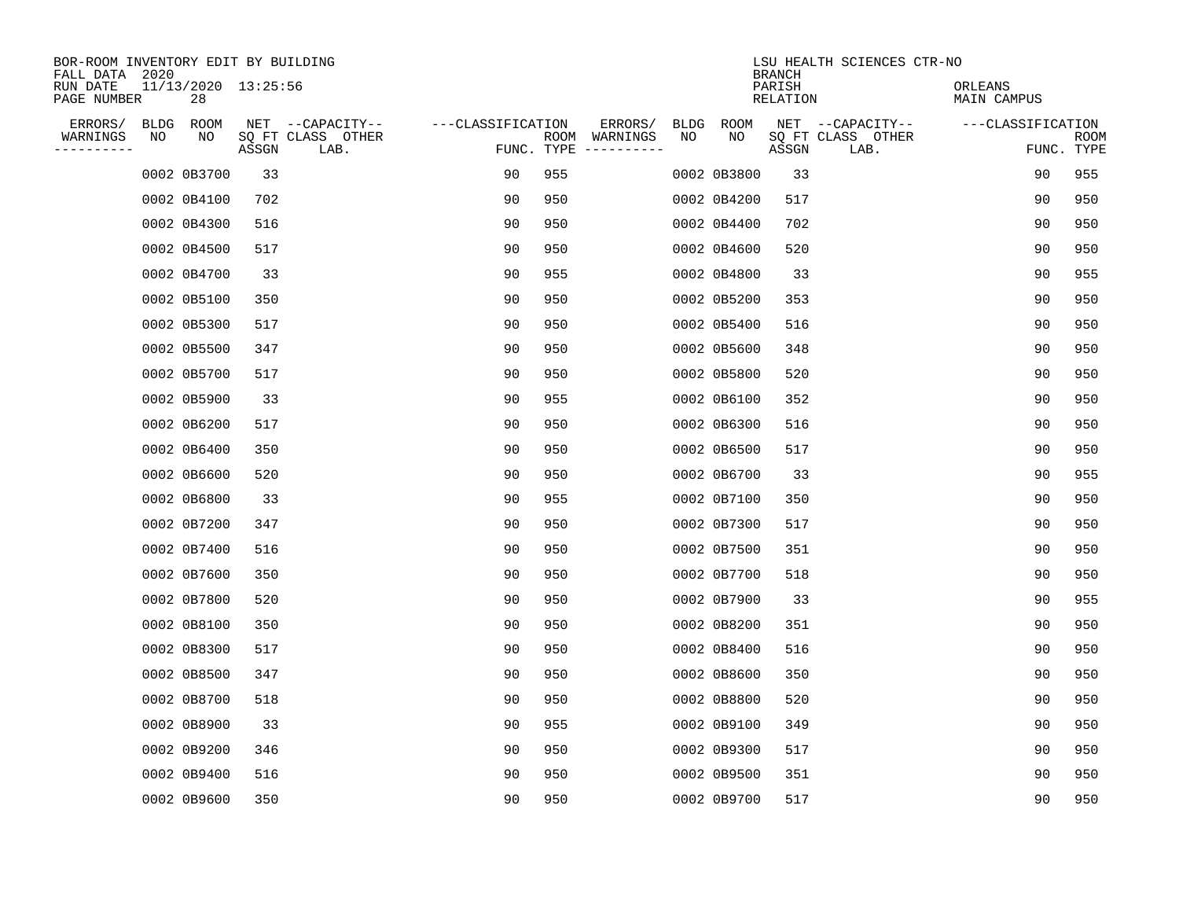BOR-ROOM INVENTORY EDIT BY BUILDING
FALL DATA 2020
RUN DATE 11/13/2020 13:25:56
PAGE NUMBER 28

LSU HEALTH SCIENCES CTR-NO
BRANCH
PARISH ORLEANS
RELATION MAIN CAMPUS

| ERRORS/ WARNINGS | BLDG NO | ROOM NO | NET SQ FT ASSGN | CAPACITY CLASS LAB. | CAPACITY OTHER | CLASSIFICATION FUNC. | ROOM TYPE | ERRORS/ WARNINGS | BLDG NO | ROOM NO | NET SQ FT ASSGN | CAPACITY CLASS LAB. | CAPACITY OTHER | CLASSIFICATION FUNC. | ROOM TYPE |
|---|---|---|---|---|---|---|---|---|---|---|---|---|---|---|---|
| | 0002 | 0B3700 | 33 | | | 90 | 955 | | 0002 | 0B3800 | 33 | | | 90 | 955 |
| | 0002 | 0B4100 | 702 | | | 90 | 950 | | 0002 | 0B4200 | 517 | | | 90 | 950 |
| | 0002 | 0B4300 | 516 | | | 90 | 950 | | 0002 | 0B4400 | 702 | | | 90 | 950 |
| | 0002 | 0B4500 | 517 | | | 90 | 950 | | 0002 | 0B4600 | 520 | | | 90 | 950 |
| | 0002 | 0B4700 | 33 | | | 90 | 955 | | 0002 | 0B4800 | 33 | | | 90 | 955 |
| | 0002 | 0B5100 | 350 | | | 90 | 950 | | 0002 | 0B5200 | 353 | | | 90 | 950 |
| | 0002 | 0B5300 | 517 | | | 90 | 950 | | 0002 | 0B5400 | 516 | | | 90 | 950 |
| | 0002 | 0B5500 | 347 | | | 90 | 950 | | 0002 | 0B5600 | 348 | | | 90 | 950 |
| | 0002 | 0B5700 | 517 | | | 90 | 950 | | 0002 | 0B5800 | 520 | | | 90 | 950 |
| | 0002 | 0B5900 | 33 | | | 90 | 955 | | 0002 | 0B6100 | 352 | | | 90 | 950 |
| | 0002 | 0B6200 | 517 | | | 90 | 950 | | 0002 | 0B6300 | 516 | | | 90 | 950 |
| | 0002 | 0B6400 | 350 | | | 90 | 950 | | 0002 | 0B6500 | 517 | | | 90 | 950 |
| | 0002 | 0B6600 | 520 | | | 90 | 950 | | 0002 | 0B6700 | 33 | | | 90 | 955 |
| | 0002 | 0B6800 | 33 | | | 90 | 955 | | 0002 | 0B7100 | 350 | | | 90 | 950 |
| | 0002 | 0B7200 | 347 | | | 90 | 950 | | 0002 | 0B7300 | 517 | | | 90 | 950 |
| | 0002 | 0B7400 | 516 | | | 90 | 950 | | 0002 | 0B7500 | 351 | | | 90 | 950 |
| | 0002 | 0B7600 | 350 | | | 90 | 950 | | 0002 | 0B7700 | 518 | | | 90 | 950 |
| | 0002 | 0B7800 | 520 | | | 90 | 950 | | 0002 | 0B7900 | 33 | | | 90 | 955 |
| | 0002 | 0B8100 | 350 | | | 90 | 950 | | 0002 | 0B8200 | 351 | | | 90 | 950 |
| | 0002 | 0B8300 | 517 | | | 90 | 950 | | 0002 | 0B8400 | 516 | | | 90 | 950 |
| | 0002 | 0B8500 | 347 | | | 90 | 950 | | 0002 | 0B8600 | 350 | | | 90 | 950 |
| | 0002 | 0B8700 | 518 | | | 90 | 950 | | 0002 | 0B8800 | 520 | | | 90 | 950 |
| | 0002 | 0B8900 | 33 | | | 90 | 955 | | 0002 | 0B9100 | 349 | | | 90 | 950 |
| | 0002 | 0B9200 | 346 | | | 90 | 950 | | 0002 | 0B9300 | 517 | | | 90 | 950 |
| | 0002 | 0B9400 | 516 | | | 90 | 950 | | 0002 | 0B9500 | 351 | | | 90 | 950 |
| | 0002 | 0B9600 | 350 | | | 90 | 950 | | 0002 | 0B9700 | 517 | | | 90 | 950 |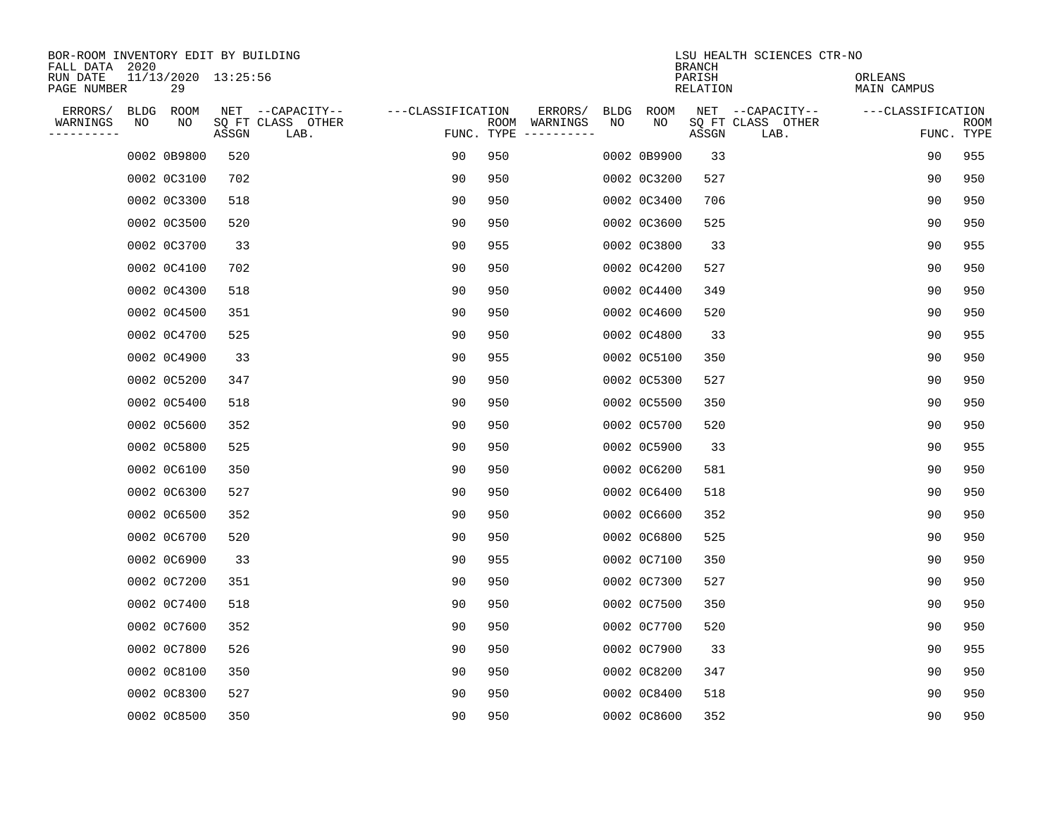BOR-ROOM INVENTORY EDIT BY BUILDING
FALL DATA 2020
RUN DATE 11/13/2020 13:25:56
PAGE NUMBER 29

LSU HEALTH SCIENCES CTR-NO
BRANCH
PARISH ORLEANS
RELATION MAIN CAMPUS

| ERRORS/ WARNINGS | BLDG NO | ROOM NO | NET SQ FT ASSGN | CAPACITY CLASS LAB. | CAPACITY OTHER | CLASSIFICATION FUNC. | ROOM TYPE | ERRORS/ WARNINGS | BLDG NO | ROOM NO | NET SQ FT ASSGN | CAPACITY CLASS LAB. | CAPACITY OTHER | CLASSIFICATION FUNC. | ROOM TYPE |
|---|---|---|---|---|---|---|---|---|---|---|---|---|---|---|---|
| | 0002 | 0B9800 | 520 | | | 90 | 950 | | 0002 | 0B9900 | 33 | | | 90 | 955 |
| | 0002 | 0C3100 | 702 | | | 90 | 950 | | 0002 | 0C3200 | 527 | | | 90 | 950 |
| | 0002 | 0C3300 | 518 | | | 90 | 950 | | 0002 | 0C3400 | 706 | | | 90 | 950 |
| | 0002 | 0C3500 | 520 | | | 90 | 950 | | 0002 | 0C3600 | 525 | | | 90 | 950 |
| | 0002 | 0C3700 | 33 | | | 90 | 955 | | 0002 | 0C3800 | 33 | | | 90 | 955 |
| | 0002 | 0C4100 | 702 | | | 90 | 950 | | 0002 | 0C4200 | 527 | | | 90 | 950 |
| | 0002 | 0C4300 | 518 | | | 90 | 950 | | 0002 | 0C4400 | 349 | | | 90 | 950 |
| | 0002 | 0C4500 | 351 | | | 90 | 950 | | 0002 | 0C4600 | 520 | | | 90 | 950 |
| | 0002 | 0C4700 | 525 | | | 90 | 950 | | 0002 | 0C4800 | 33 | | | 90 | 955 |
| | 0002 | 0C4900 | 33 | | | 90 | 955 | | 0002 | 0C5100 | 350 | | | 90 | 950 |
| | 0002 | 0C5200 | 347 | | | 90 | 950 | | 0002 | 0C5300 | 527 | | | 90 | 950 |
| | 0002 | 0C5400 | 518 | | | 90 | 950 | | 0002 | 0C5500 | 350 | | | 90 | 950 |
| | 0002 | 0C5600 | 352 | | | 90 | 950 | | 0002 | 0C5700 | 520 | | | 90 | 950 |
| | 0002 | 0C5800 | 525 | | | 90 | 950 | | 0002 | 0C5900 | 33 | | | 90 | 955 |
| | 0002 | 0C6100 | 350 | | | 90 | 950 | | 0002 | 0C6200 | 581 | | | 90 | 950 |
| | 0002 | 0C6300 | 527 | | | 90 | 950 | | 0002 | 0C6400 | 518 | | | 90 | 950 |
| | 0002 | 0C6500 | 352 | | | 90 | 950 | | 0002 | 0C6600 | 352 | | | 90 | 950 |
| | 0002 | 0C6700 | 520 | | | 90 | 950 | | 0002 | 0C6800 | 525 | | | 90 | 950 |
| | 0002 | 0C6900 | 33 | | | 90 | 955 | | 0002 | 0C7100 | 350 | | | 90 | 950 |
| | 0002 | 0C7200 | 351 | | | 90 | 950 | | 0002 | 0C7300 | 527 | | | 90 | 950 |
| | 0002 | 0C7400 | 518 | | | 90 | 950 | | 0002 | 0C7500 | 350 | | | 90 | 950 |
| | 0002 | 0C7600 | 352 | | | 90 | 950 | | 0002 | 0C7700 | 520 | | | 90 | 950 |
| | 0002 | 0C7800 | 526 | | | 90 | 950 | | 0002 | 0C7900 | 33 | | | 90 | 955 |
| | 0002 | 0C8100 | 350 | | | 90 | 950 | | 0002 | 0C8200 | 347 | | | 90 | 950 |
| | 0002 | 0C8300 | 527 | | | 90 | 950 | | 0002 | 0C8400 | 518 | | | 90 | 950 |
| | 0002 | 0C8500 | 350 | | | 90 | 950 | | 0002 | 0C8600 | 352 | | | 90 | 950 |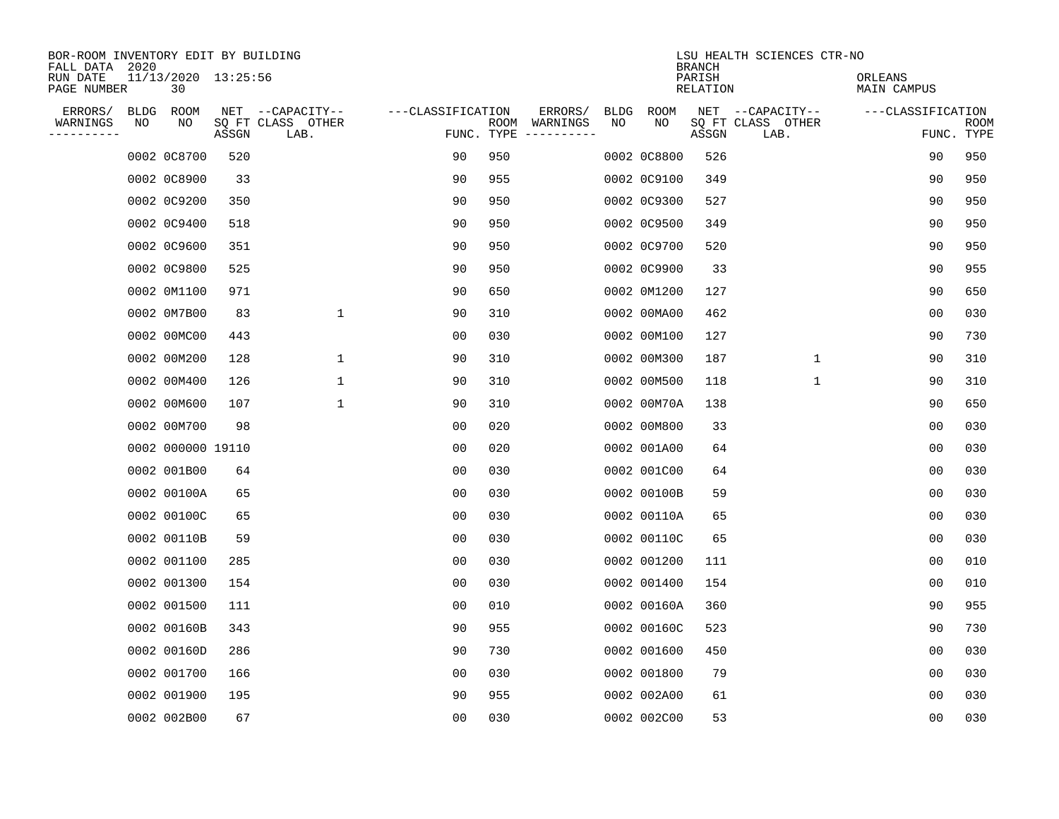BOR-ROOM INVENTORY EDIT BY BUILDING
FALL DATA 2020
RUN DATE 11/13/2020 13:25:56
PAGE NUMBER 30

LSU HEALTH SCIENCES CTR-NO
BRANCH
PARISH ORLEANS
RELATION MAIN CAMPUS

| ERRORS/ WARNINGS | BLDG NO | ROOM NO | NET SQ FT ASSGN | CAPACITY CLASS LAB. | CAPACITY OTHER | CLASSIFICATION FUNC. | ROOM TYPE | ERRORS/ WARNINGS | BLDG NO | ROOM NO | NET SQ FT ASSGN | CAPACITY CLASS LAB. | CAPACITY OTHER | CLASSIFICATION FUNC. | ROOM TYPE |
|---|---|---|---|---|---|---|---|---|---|---|---|---|---|---|---|
| | 0002 | 0C8700 | 520 | | | 90 | 950 | | 0002 | 0C8800 | 526 | | | 90 | 950 |
| | 0002 | 0C8900 | 33 | | | 90 | 955 | | 0002 | 0C9100 | 349 | | | 90 | 950 |
| | 0002 | 0C9200 | 350 | | | 90 | 950 | | 0002 | 0C9300 | 527 | | | 90 | 950 |
| | 0002 | 0C9400 | 518 | | | 90 | 950 | | 0002 | 0C9500 | 349 | | | 90 | 950 |
| | 0002 | 0C9600 | 351 | | | 90 | 950 | | 0002 | 0C9700 | 520 | | | 90 | 950 |
| | 0002 | 0C9800 | 525 | | | 90 | 950 | | 0002 | 0C9900 | 33 | | | 90 | 955 |
| | 0002 | 0M1100 | 971 | | | 90 | 650 | | 0002 | 0M1200 | 127 | | | 90 | 650 |
| | 0002 | 0M7B00 | 83 | | 1 | 90 | 310 | | 0002 | 00MA00 | 462 | | | 00 | 030 |
| | 0002 | 00MC00 | 443 | | | 00 | 030 | | 0002 | 00M100 | 127 | | | 90 | 730 |
| | 0002 | 00M200 | 128 | | 1 | 90 | 310 | | 0002 | 00M300 | 187 | | 1 | 90 | 310 |
| | 0002 | 00M400 | 126 | | 1 | 90 | 310 | | 0002 | 00M500 | 118 | | 1 | 90 | 310 |
| | 0002 | 00M600 | 107 | | 1 | 90 | 310 | | 0002 | 00M70A | 138 | | | 90 | 650 |
| | 0002 | 00M700 | 98 | | | 00 | 020 | | 0002 | 00M800 | 33 | | | 00 | 030 |
| | 0002 | 000000 | 19110 | | | 00 | 020 | | 0002 | 001A00 | 64 | | | 00 | 030 |
| | 0002 | 001B00 | 64 | | | 00 | 030 | | 0002 | 001C00 | 64 | | | 00 | 030 |
| | 0002 | 00100A | 65 | | | 00 | 030 | | 0002 | 00100B | 59 | | | 00 | 030 |
| | 0002 | 00100C | 65 | | | 00 | 030 | | 0002 | 00110A | 65 | | | 00 | 030 |
| | 0002 | 00110B | 59 | | | 00 | 030 | | 0002 | 00110C | 65 | | | 00 | 030 |
| | 0002 | 001100 | 285 | | | 00 | 030 | | 0002 | 001200 | 111 | | | 00 | 010 |
| | 0002 | 001300 | 154 | | | 00 | 030 | | 0002 | 001400 | 154 | | | 00 | 010 |
| | 0002 | 001500 | 111 | | | 00 | 010 | | 0002 | 00160A | 360 | | | 90 | 955 |
| | 0002 | 00160B | 343 | | | 90 | 955 | | 0002 | 00160C | 523 | | | 90 | 730 |
| | 0002 | 00160D | 286 | | | 90 | 730 | | 0002 | 001600 | 450 | | | 00 | 030 |
| | 0002 | 001700 | 166 | | | 00 | 030 | | 0002 | 001800 | 79 | | | 00 | 030 |
| | 0002 | 001900 | 195 | | | 90 | 955 | | 0002 | 002A00 | 61 | | | 00 | 030 |
| | 0002 | 002B00 | 67 | | | 00 | 030 | | 0002 | 002C00 | 53 | | | 00 | 030 |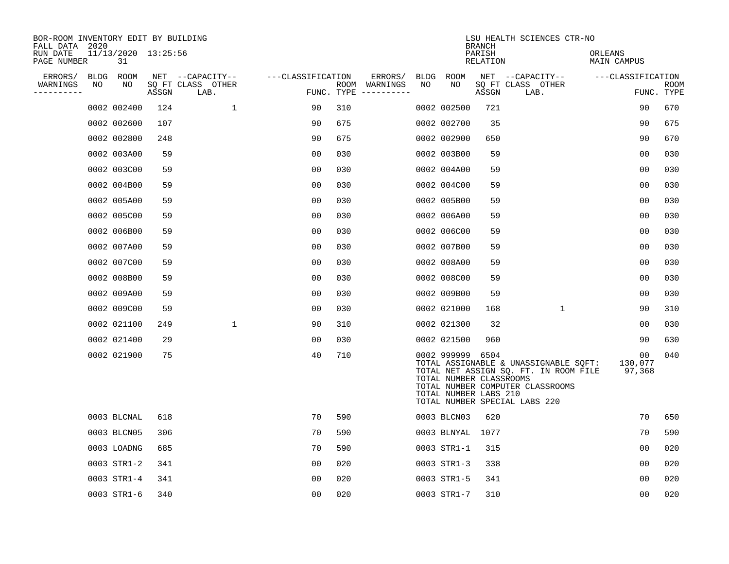BOR-ROOM INVENTORY EDIT BY BUILDING
FALL DATA 2020
RUN DATE 11/13/2020 13:25:56

LSU HEALTH SCIENCES CTR-NO
BRANCH
PARISH ORLEANS
RELATION MAIN CAMPUS

| ERRORS/ WARNINGS | BLDG NO | ROOM NO | NET SQ FT ASSGN | CAPACITY CLASS LAB. | CAPACITY OTHER | CLASSIFICATION FUNC. | ROOM TYPE | ERRORS/ WARNINGS | BLDG NO | ROOM NO | NET SQ FT ASSGN | CAPACITY CLASS LAB. | CAPACITY OTHER | CLASSIFICATION FUNC. | ROOM TYPE |
|---|---|---|---|---|---|---|---|---|---|---|---|---|---|---|---|
| | 0002 | 002400 | 124 | | 1 | 90 | 310 | | 0002 | 002500 | 721 | | | 90 | 670 |
| | 0002 | 002600 | 107 | | | 90 | 675 | | 0002 | 002700 | 35 | | | 90 | 675 |
| | 0002 | 002800 | 248 | | | 90 | 675 | | 0002 | 002900 | 650 | | | 90 | 670 |
| | 0002 | 003A00 | 59 | | | 00 | 030 | | 0002 | 003B00 | 59 | | | 00 | 030 |
| | 0002 | 003C00 | 59 | | | 00 | 030 | | 0002 | 004A00 | 59 | | | 00 | 030 |
| | 0002 | 004B00 | 59 | | | 00 | 030 | | 0002 | 004C00 | 59 | | | 00 | 030 |
| | 0002 | 005A00 | 59 | | | 00 | 030 | | 0002 | 005B00 | 59 | | | 00 | 030 |
| | 0002 | 005C00 | 59 | | | 00 | 030 | | 0002 | 006A00 | 59 | | | 00 | 030 |
| | 0002 | 006B00 | 59 | | | 00 | 030 | | 0002 | 006C00 | 59 | | | 00 | 030 |
| | 0002 | 007A00 | 59 | | | 00 | 030 | | 0002 | 007B00 | 59 | | | 00 | 030 |
| | 0002 | 007C00 | 59 | | | 00 | 030 | | 0002 | 008A00 | 59 | | | 00 | 030 |
| | 0002 | 008B00 | 59 | | | 00 | 030 | | 0002 | 008C00 | 59 | | | 00 | 030 |
| | 0002 | 009A00 | 59 | | | 00 | 030 | | 0002 | 009B00 | 59 | | | 00 | 030 |
| | 0002 | 009C00 | 59 | | | 00 | 030 | | 0002 | 021000 | 168 | | 1 | 90 | 310 |
| | 0002 | 021100 | 249 | | 1 | 90 | 310 | | 0002 | 021300 | 32 | | | 00 | 030 |
| | 0002 | 021400 | 29 | | | 00 | 030 | | 0002 | 021500 | 960 | | | 90 | 630 |
| | 0002 | 021900 | 75 | | | 40 | 710 | | 0002 | 999999 | 6504 | | | 00 | 040 |
| | 0003 | BLCNAL | 618 | | | 70 | 590 | | 0003 | BLCN03 | 620 | | | 70 | 650 |
| | 0003 | BLCN05 | 306 | | | 70 | 590 | | 0003 | BLNYAL | 1077 | | | 70 | 590 |
| | 0003 | LOADNG | 685 | | | 70 | 590 | | 0003 | STR1-1 | 315 | | | 00 | 020 |
| | 0003 | STR1-2 | 341 | | | 00 | 020 | | 0003 | STR1-3 | 338 | | | 00 | 020 |
| | 0003 | STR1-4 | 341 | | | 00 | 020 | | 0003 | STR1-5 | 341 | | | 00 | 020 |
| | 0003 | STR1-6 | 340 | | | 00 | 020 | | 0003 | STR1-7 | 310 | | | 00 | 020 |

TOTAL ASSIGNABLE & UNASSIGNABLE SQFT: 130,077
TOTAL NET ASSIGN SQ. FT. IN ROOM FILE 97,368
TOTAL NUMBER CLASSROOMS
TOTAL NUMBER COMPUTER CLASSROOMS
TOTAL NUMBER LABS 210
TOTAL NUMBER SPECIAL LABS 220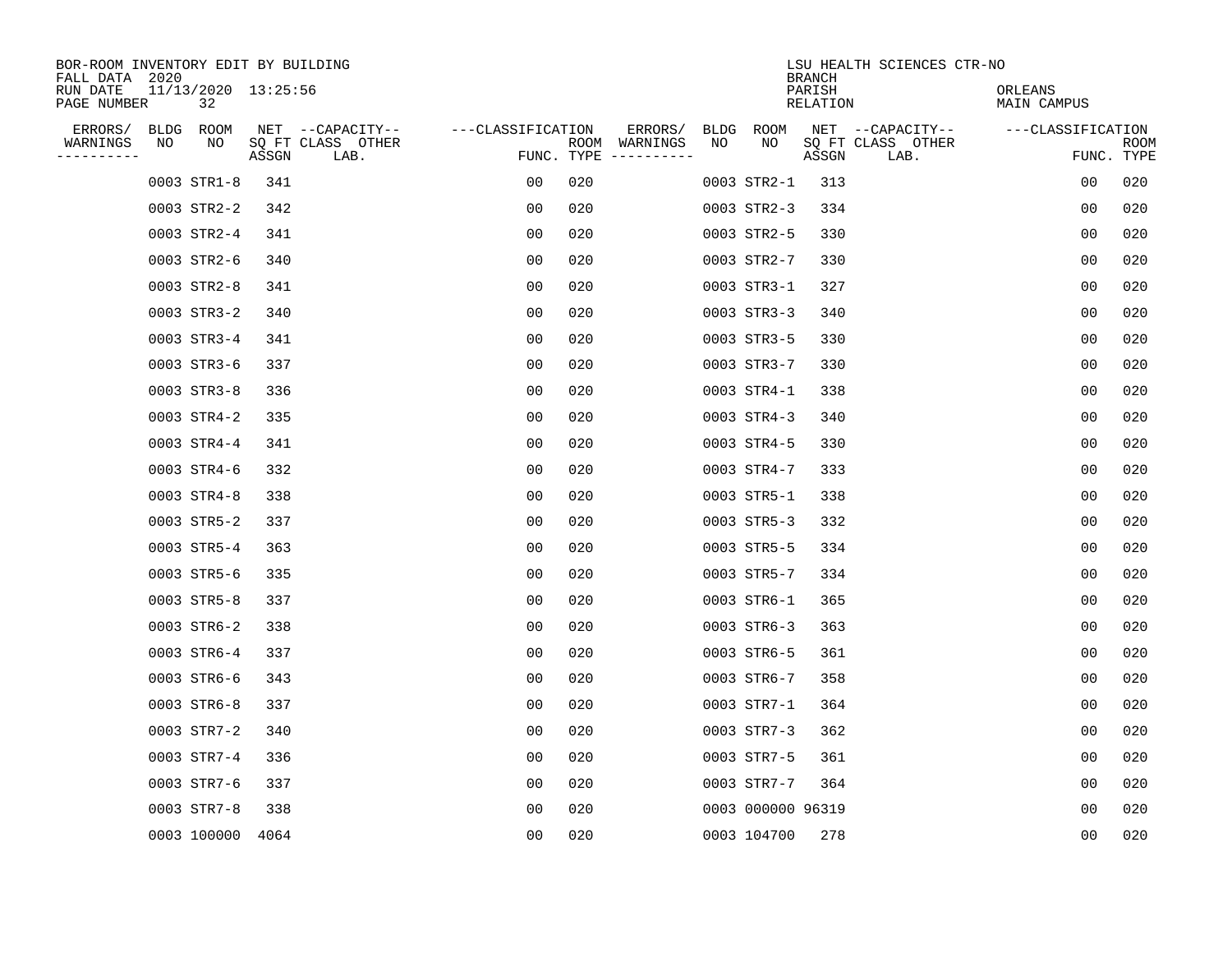BOR-ROOM INVENTORY EDIT BY BUILDING
FALL DATA 2020
RUN DATE 11/13/2020 13:25:56
PAGE NUMBER 32

LSU HEALTH SCIENCES CTR-NO
BRANCH
PARISH ORLEANS
RELATION MAIN CAMPUS

| ERRORS/ WARNINGS | BLDG NO | ROOM NO | NET SQ FT ASSGN | --CAPACITY-- CLASS LAB. | OTHER | ---CLASSIFICATION FUNC. | ROOM TYPE | ERRORS/ WARNINGS | BLDG NO | ROOM NO | NET SQ FT ASSGN | --CAPACITY-- CLASS LAB. | OTHER | ---CLASSIFICATION FUNC. | ROOM TYPE |
|---|---|---|---|---|---|---|---|---|---|---|---|---|---|---|---|
| | 0003 | STR1-8 | 341 | | | 00 | 020 | | 0003 | STR2-1 | 313 | | | 00 | 020 |
| | 0003 | STR2-2 | 342 | | | 00 | 020 | | 0003 | STR2-3 | 334 | | | 00 | 020 |
| | 0003 | STR2-4 | 341 | | | 00 | 020 | | 0003 | STR2-5 | 330 | | | 00 | 020 |
| | 0003 | STR2-6 | 340 | | | 00 | 020 | | 0003 | STR2-7 | 330 | | | 00 | 020 |
| | 0003 | STR2-8 | 341 | | | 00 | 020 | | 0003 | STR3-1 | 327 | | | 00 | 020 |
| | 0003 | STR3-2 | 340 | | | 00 | 020 | | 0003 | STR3-3 | 340 | | | 00 | 020 |
| | 0003 | STR3-4 | 341 | | | 00 | 020 | | 0003 | STR3-5 | 330 | | | 00 | 020 |
| | 0003 | STR3-6 | 337 | | | 00 | 020 | | 0003 | STR3-7 | 330 | | | 00 | 020 |
| | 0003 | STR3-8 | 336 | | | 00 | 020 | | 0003 | STR4-1 | 338 | | | 00 | 020 |
| | 0003 | STR4-2 | 335 | | | 00 | 020 | | 0003 | STR4-3 | 340 | | | 00 | 020 |
| | 0003 | STR4-4 | 341 | | | 00 | 020 | | 0003 | STR4-5 | 330 | | | 00 | 020 |
| | 0003 | STR4-6 | 332 | | | 00 | 020 | | 0003 | STR4-7 | 333 | | | 00 | 020 |
| | 0003 | STR4-8 | 338 | | | 00 | 020 | | 0003 | STR5-1 | 338 | | | 00 | 020 |
| | 0003 | STR5-2 | 337 | | | 00 | 020 | | 0003 | STR5-3 | 332 | | | 00 | 020 |
| | 0003 | STR5-4 | 363 | | | 00 | 020 | | 0003 | STR5-5 | 334 | | | 00 | 020 |
| | 0003 | STR5-6 | 335 | | | 00 | 020 | | 0003 | STR5-7 | 334 | | | 00 | 020 |
| | 0003 | STR5-8 | 337 | | | 00 | 020 | | 0003 | STR6-1 | 365 | | | 00 | 020 |
| | 0003 | STR6-2 | 338 | | | 00 | 020 | | 0003 | STR6-3 | 363 | | | 00 | 020 |
| | 0003 | STR6-4 | 337 | | | 00 | 020 | | 0003 | STR6-5 | 361 | | | 00 | 020 |
| | 0003 | STR6-6 | 343 | | | 00 | 020 | | 0003 | STR6-7 | 358 | | | 00 | 020 |
| | 0003 | STR6-8 | 337 | | | 00 | 020 | | 0003 | STR7-1 | 364 | | | 00 | 020 |
| | 0003 | STR7-2 | 340 | | | 00 | 020 | | 0003 | STR7-3 | 362 | | | 00 | 020 |
| | 0003 | STR7-4 | 336 | | | 00 | 020 | | 0003 | STR7-5 | 361 | | | 00 | 020 |
| | 0003 | STR7-6 | 337 | | | 00 | 020 | | 0003 | STR7-7 | 364 | | | 00 | 020 |
| | 0003 | STR7-8 | 338 | | | 00 | 020 | | 0003 | 000000 | 96319 | | | 00 | 020 |
| | 0003 | 100000 | 4064 | | | 00 | 020 | | 0003 | 104700 | 278 | | | 00 | 020 |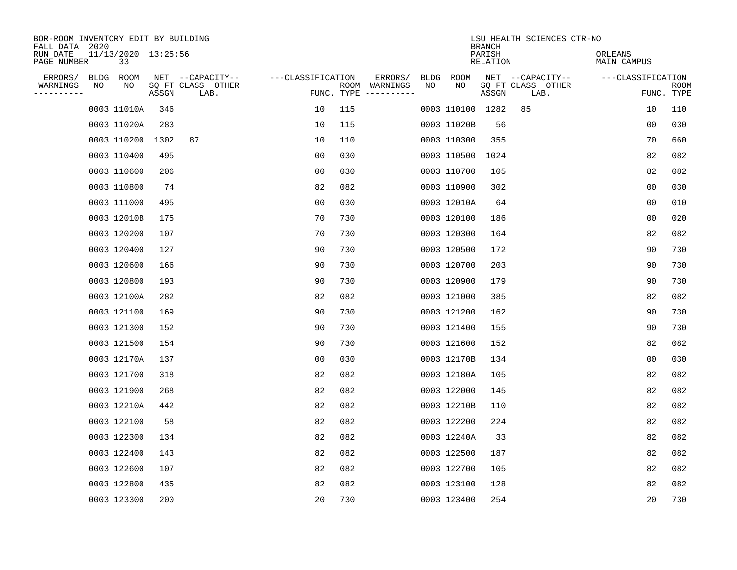BOR-ROOM INVENTORY EDIT BY BUILDING
FALL DATA 2020
RUN DATE 11/13/2020 13:25:56
PAGE NUMBER 33

LSU HEALTH SCIENCES CTR-NO
BRANCH
PARISH ORLEANS
RELATION MAIN CAMPUS

| ERRORS/ WARNINGS | BLDG NO | ROOM NO | NET SQ FT ASSGN | CAPACITY CLASS LAB. | CAPACITY OTHER | CLASSIFICATION FUNC. | ROOM TYPE | ERRORS/ WARNINGS | BLDG NO | ROOM NO | NET SQ FT ASSGN | CAPACITY CLASS LAB. | CAPACITY OTHER | CLASSIFICATION FUNC. | ROOM TYPE |
|---|---|---|---|---|---|---|---|---|---|---|---|---|---|---|---|
| | 0003 | 11010A | 346 | | | 10 | 115 | | 0003 | 110100 | 1282 | 85 | | 10 | 110 |
| | 0003 | 11020A | 283 | | | 10 | 115 | | 0003 | 11020B | 56 | | | 00 | 030 |
| | 0003 | 110200 | 1302 | 87 | | 10 | 110 | | 0003 | 110300 | 355 | | | 70 | 660 |
| | 0003 | 110400 | 495 | | | 00 | 030 | | 0003 | 110500 | 1024 | | | 82 | 082 |
| | 0003 | 110600 | 206 | | | 00 | 030 | | 0003 | 110700 | 105 | | | 82 | 082 |
| | 0003 | 110800 | 74 | | | 82 | 082 | | 0003 | 110900 | 302 | | | 00 | 030 |
| | 0003 | 111000 | 495 | | | 00 | 030 | | 0003 | 12010A | 64 | | | 00 | 010 |
| | 0003 | 12010B | 175 | | | 70 | 730 | | 0003 | 120100 | 186 | | | 00 | 020 |
| | 0003 | 120200 | 107 | | | 70 | 730 | | 0003 | 120300 | 164 | | | 82 | 082 |
| | 0003 | 120400 | 127 | | | 90 | 730 | | 0003 | 120500 | 172 | | | 90 | 730 |
| | 0003 | 120600 | 166 | | | 90 | 730 | | 0003 | 120700 | 203 | | | 90 | 730 |
| | 0003 | 120800 | 193 | | | 90 | 730 | | 0003 | 120900 | 179 | | | 90 | 730 |
| | 0003 | 12100A | 282 | | | 82 | 082 | | 0003 | 121000 | 385 | | | 82 | 082 |
| | 0003 | 121100 | 169 | | | 90 | 730 | | 0003 | 121200 | 162 | | | 90 | 730 |
| | 0003 | 121300 | 152 | | | 90 | 730 | | 0003 | 121400 | 155 | | | 90 | 730 |
| | 0003 | 121500 | 154 | | | 90 | 730 | | 0003 | 121600 | 152 | | | 82 | 082 |
| | 0003 | 12170A | 137 | | | 00 | 030 | | 0003 | 12170B | 134 | | | 00 | 030 |
| | 0003 | 121700 | 318 | | | 82 | 082 | | 0003 | 12180A | 105 | | | 82 | 082 |
| | 0003 | 121900 | 268 | | | 82 | 082 | | 0003 | 122000 | 145 | | | 82 | 082 |
| | 0003 | 12210A | 442 | | | 82 | 082 | | 0003 | 12210B | 110 | | | 82 | 082 |
| | 0003 | 122100 | 58 | | | 82 | 082 | | 0003 | 122200 | 224 | | | 82 | 082 |
| | 0003 | 122300 | 134 | | | 82 | 082 | | 0003 | 12240A | 33 | | | 82 | 082 |
| | 0003 | 122400 | 143 | | | 82 | 082 | | 0003 | 122500 | 187 | | | 82 | 082 |
| | 0003 | 122600 | 107 | | | 82 | 082 | | 0003 | 122700 | 105 | | | 82 | 082 |
| | 0003 | 122800 | 435 | | | 82 | 082 | | 0003 | 123100 | 128 | | | 82 | 082 |
| | 0003 | 123300 | 200 | | | 20 | 730 | | 0003 | 123400 | 254 | | | 20 | 730 |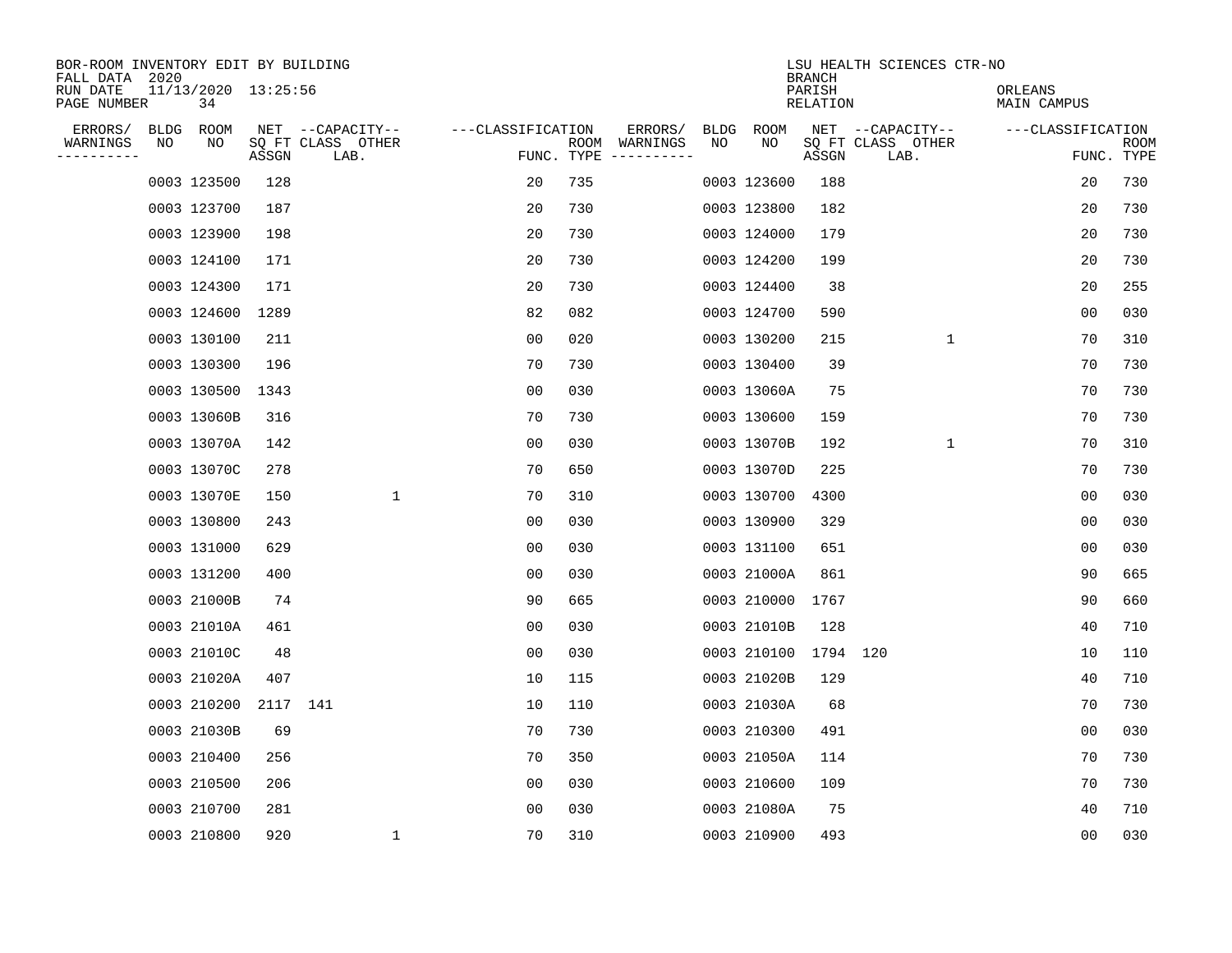BOR-ROOM INVENTORY EDIT BY BUILDING
FALL DATA 2020
RUN DATE 11/13/2020 13:25:56
PAGE NUMBER 34

LSU HEALTH SCIENCES CTR-NO
BRANCH
PARISH ORLEANS
RELATION MAIN CAMPUS

| ERRORS/ WARNINGS | BLDG NO | ROOM NO | NET SQ FT ASSGN | --CAPACITY-- CLASS LAB. | OTHER | ---CLASSIFICATION FUNC. | ROOM TYPE | ERRORS/ WARNINGS | BLDG NO | ROOM NO | NET SQ FT ASSGN | --CAPACITY-- CLASS LAB. | OTHER | ---CLASSIFICATION FUNC. | ROOM TYPE |
|---|---|---|---|---|---|---|---|---|---|---|---|---|---|---|---|
| | 0003 | 123500 | 128 | | | 20 | 735 | | 0003 | 123600 | 188 | | | 20 | 730 |
| | 0003 | 123700 | 187 | | | 20 | 730 | | 0003 | 123800 | 182 | | | 20 | 730 |
| | 0003 | 123900 | 198 | | | 20 | 730 | | 0003 | 124000 | 179 | | | 20 | 730 |
| | 0003 | 124100 | 171 | | | 20 | 730 | | 0003 | 124200 | 199 | | | 20 | 730 |
| | 0003 | 124300 | 171 | | | 20 | 730 | | 0003 | 124400 | 38 | | | 20 | 255 |
| | 0003 | 124600 | 1289 | | | 82 | 082 | | 0003 | 124700 | 590 | | | 00 | 030 |
| | 0003 | 130100 | 211 | | | 00 | 020 | | 0003 | 130200 | 215 | | 1 | 70 | 310 |
| | 0003 | 130300 | 196 | | | 70 | 730 | | 0003 | 130400 | 39 | | | 70 | 730 |
| | 0003 | 130500 | 1343 | | | 00 | 030 | | 0003 | 13060A | 75 | | | 70 | 730 |
| | 0003 | 13060B | 316 | | | 70 | 730 | | 0003 | 130600 | 159 | | | 70 | 730 |
| | 0003 | 13070A | 142 | | | 00 | 030 | | 0003 | 13070B | 192 | | 1 | 70 | 310 |
| | 0003 | 13070C | 278 | | | 70 | 650 | | 0003 | 13070D | 225 | | | 70 | 730 |
| | 0003 | 13070E | 150 | | 1 | 70 | 310 | | 0003 | 130700 | 4300 | | | 00 | 030 |
| | 0003 | 130800 | 243 | | | 00 | 030 | | 0003 | 130900 | 329 | | | 00 | 030 |
| | 0003 | 131000 | 629 | | | 00 | 030 | | 0003 | 131100 | 651 | | | 00 | 030 |
| | 0003 | 131200 | 400 | | | 00 | 030 | | 0003 | 21000A | 861 | | | 90 | 665 |
| | 0003 | 21000B | 74 | | | 90 | 665 | | 0003 | 210000 | 1767 | | | 90 | 660 |
| | 0003 | 21010A | 461 | | | 00 | 030 | | 0003 | 21010B | 128 | | | 40 | 710 |
| | 0003 | 21010C | 48 | | | 00 | 030 | | 0003 | 210100 | 1794 | 120 | | 10 | 110 |
| | 0003 | 21020A | 407 | | | 10 | 115 | | 0003 | 21020B | 129 | | | 40 | 710 |
| | 0003 | 210200 | 2117 | 141 | | 10 | 110 | | 0003 | 21030A | 68 | | | 70 | 730 |
| | 0003 | 21030B | 69 | | | 70 | 730 | | 0003 | 210300 | 491 | | | 00 | 030 |
| | 0003 | 210400 | 256 | | | 70 | 350 | | 0003 | 21050A | 114 | | | 70 | 730 |
| | 0003 | 210500 | 206 | | | 00 | 030 | | 0003 | 210600 | 109 | | | 70 | 730 |
| | 0003 | 210700 | 281 | | | 00 | 030 | | 0003 | 21080A | 75 | | | 40 | 710 |
| | 0003 | 210800 | 920 | | 1 | 70 | 310 | | 0003 | 210900 | 493 | | | 00 | 030 |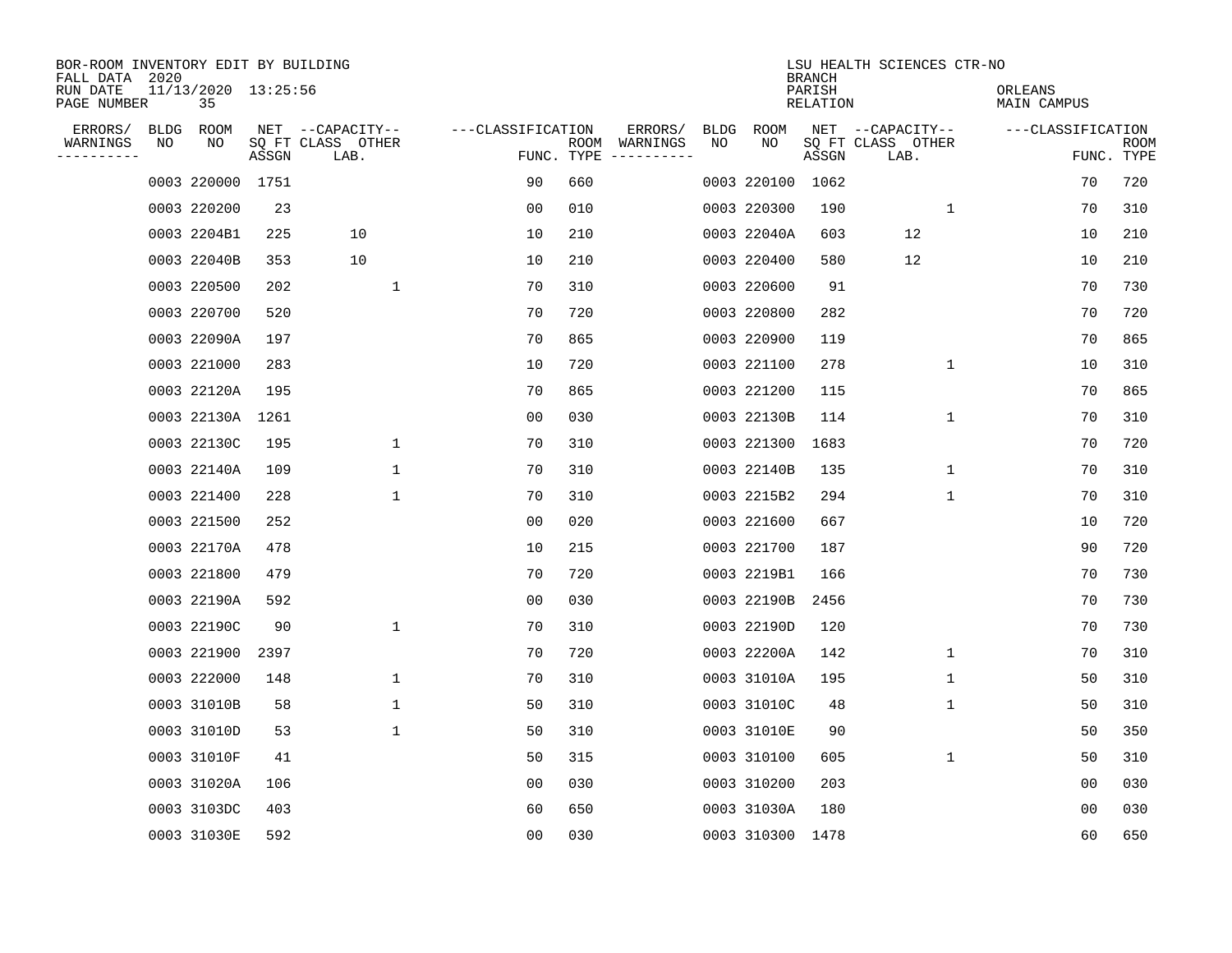BOR-ROOM INVENTORY EDIT BY BUILDING
FALL DATA 2020
RUN DATE 11/13/2020 13:25:56
PAGE NUMBER 35

LSU HEALTH SCIENCES CTR-NO
BRANCH
PARISH ORLEANS
RELATION MAIN CAMPUS

| ERRORS/ WARNINGS | BLDG NO | ROOM NO | NET SQ FT ASSGN | CAPACITY CLASS LAB. | CAPACITY OTHER | CLASSIFICATION FUNC. | ROOM TYPE | ERRORS/ WARNINGS | BLDG NO | ROOM NO | NET SQ FT ASSGN | CAPACITY CLASS LAB. | CAPACITY OTHER | CLASSIFICATION FUNC. | ROOM TYPE |
|---|---|---|---|---|---|---|---|---|---|---|---|---|---|---|---|
| | 0003 | 220000 | 1751 | | | 90 | 660 | | 0003 | 220100 | 1062 | | | 70 | 720 |
| | 0003 | 220200 | 23 | | | 00 | 010 | | 0003 | 220300 | 190 | | 1 | 70 | 310 |
| | 0003 | 2204B1 | 225 | 10 | | 10 | 210 | | 0003 | 22040A | 603 | 12 | | 10 | 210 |
| | 0003 | 22040B | 353 | 10 | | 10 | 210 | | 0003 | 220400 | 580 | 12 | | 10 | 210 |
| | 0003 | 220500 | 202 | | 1 | 70 | 310 | | 0003 | 220600 | 91 | | | 70 | 730 |
| | 0003 | 220700 | 520 | | | 70 | 720 | | 0003 | 220800 | 282 | | | 70 | 720 |
| | 0003 | 22090A | 197 | | | 70 | 865 | | 0003 | 220900 | 119 | | | 70 | 865 |
| | 0003 | 221000 | 283 | | | 10 | 720 | | 0003 | 221100 | 278 | | 1 | 10 | 310 |
| | 0003 | 22120A | 195 | | | 70 | 865 | | 0003 | 221200 | 115 | | | 70 | 865 |
| | 0003 | 22130A | 1261 | | | 00 | 030 | | 0003 | 22130B | 114 | | 1 | 70 | 310 |
| | 0003 | 22130C | 195 | | 1 | 70 | 310 | | 0003 | 221300 | 1683 | | | 70 | 720 |
| | 0003 | 22140A | 109 | | 1 | 70 | 310 | | 0003 | 22140B | 135 | | 1 | 70 | 310 |
| | 0003 | 221400 | 228 | | 1 | 70 | 310 | | 0003 | 2215B2 | 294 | | 1 | 70 | 310 |
| | 0003 | 221500 | 252 | | | 00 | 020 | | 0003 | 221600 | 667 | | | 10 | 720 |
| | 0003 | 22170A | 478 | | | 10 | 215 | | 0003 | 221700 | 187 | | | 90 | 720 |
| | 0003 | 221800 | 479 | | | 70 | 720 | | 0003 | 2219B1 | 166 | | | 70 | 730 |
| | 0003 | 22190A | 592 | | | 00 | 030 | | 0003 | 22190B | 2456 | | | 70 | 730 |
| | 0003 | 22190C | 90 | | 1 | 70 | 310 | | 0003 | 22190D | 120 | | | 70 | 730 |
| | 0003 | 221900 | 2397 | | | 70 | 720 | | 0003 | 22200A | 142 | | 1 | 70 | 310 |
| | 0003 | 222000 | 148 | | 1 | 70 | 310 | | 0003 | 31010A | 195 | | 1 | 50 | 310 |
| | 0003 | 31010B | 58 | | 1 | 50 | 310 | | 0003 | 31010C | 48 | | 1 | 50 | 310 |
| | 0003 | 31010D | 53 | | 1 | 50 | 310 | | 0003 | 31010E | 90 | | | 50 | 350 |
| | 0003 | 31010F | 41 | | | 50 | 315 | | 0003 | 310100 | 605 | | 1 | 50 | 310 |
| | 0003 | 31020A | 106 | | | 00 | 030 | | 0003 | 310200 | 203 | | | 00 | 030 |
| | 0003 | 3103DC | 403 | | | 60 | 650 | | 0003 | 31030A | 180 | | | 00 | 030 |
| | 0003 | 31030E | 592 | | | 00 | 030 | | 0003 | 310300 | 1478 | | | 60 | 650 |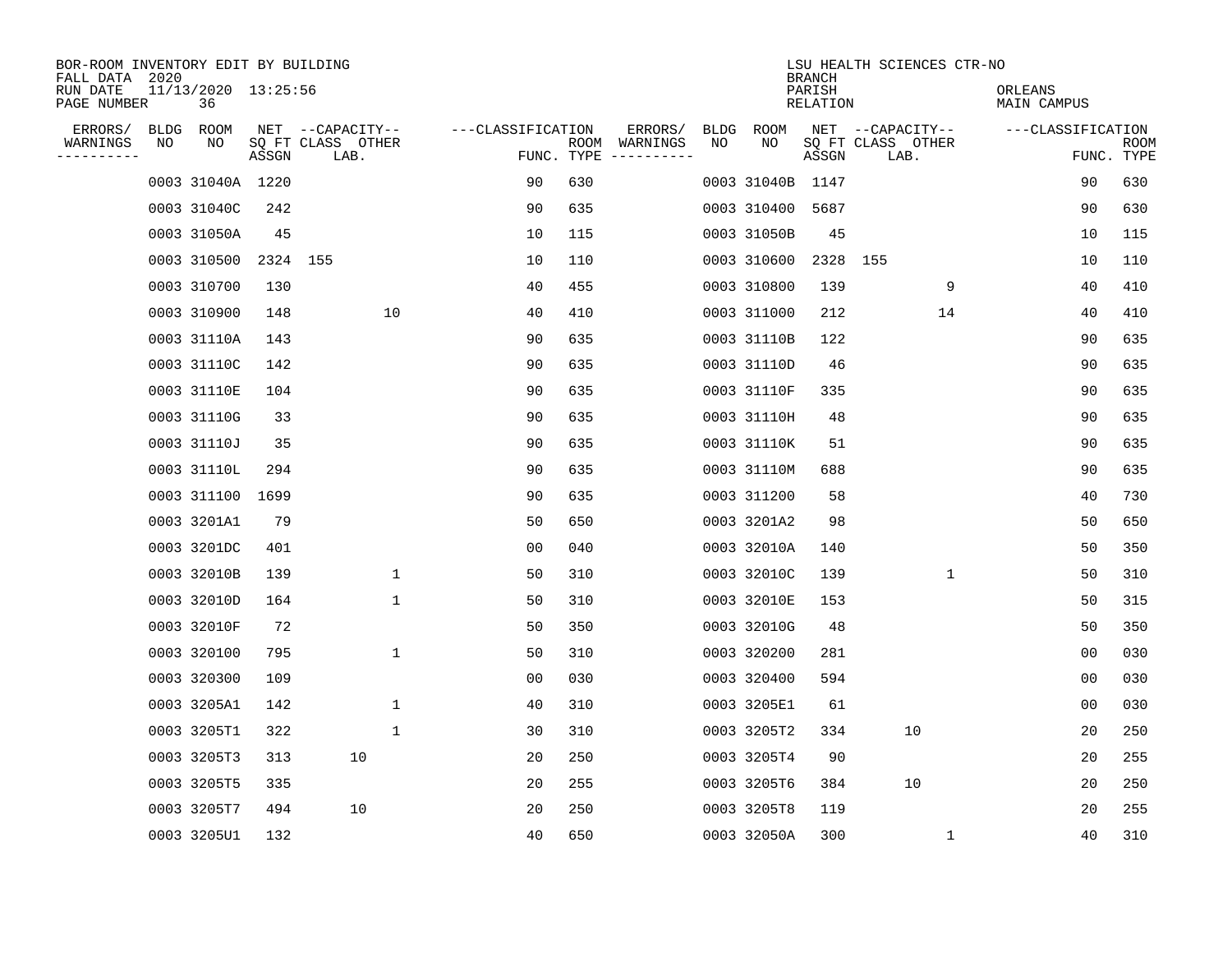BOR-ROOM INVENTORY EDIT BY BUILDING
FALL DATA 2020
RUN DATE 11/13/2020 13:25:56
PAGE NUMBER 36

LSU HEALTH SCIENCES CTR-NO
BRANCH
PARISH ORLEANS
RELATION MAIN CAMPUS

| ERRORS/ WARNINGS | BLDG NO | ROOM NO | NET SQ FT ASSGN | CAPACITY CLASS LAB. | CAPACITY OTHER | CLASSIFICATION FUNC. | ROOM TYPE | ERRORS/ WARNINGS | BLDG NO | ROOM NO | NET SQ FT ASSGN | CAPACITY CLASS LAB. | CAPACITY OTHER | CLASSIFICATION FUNC. | ROOM TYPE |
|---|---|---|---|---|---|---|---|---|---|---|---|---|---|---|---|
| | 0003 | 31040A | 1220 | | | 90 | 630 | | 0003 | 31040B | 1147 | | | 90 | 630 |
| | 0003 | 31040C | 242 | | | 90 | 635 | | 0003 | 310400 | 5687 | | | 90 | 630 |
| | 0003 | 31050A | 45 | | | 10 | 115 | | 0003 | 31050B | 45 | | | 10 | 115 |
| | 0003 | 310500 | 2324 | 155 | | 10 | 110 | | 0003 | 310600 | 2328 | 155 | | 10 | 110 |
| | 0003 | 310700 | 130 | | | 40 | 455 | | 0003 | 310800 | 139 | | 9 | 40 | 410 |
| | 0003 | 310900 | 148 | | 10 | 40 | 410 | | 0003 | 311000 | 212 | | 14 | 40 | 410 |
| | 0003 | 31110A | 143 | | | 90 | 635 | | 0003 | 31110B | 122 | | | 90 | 635 |
| | 0003 | 31110C | 142 | | | 90 | 635 | | 0003 | 31110D | 46 | | | 90 | 635 |
| | 0003 | 31110E | 104 | | | 90 | 635 | | 0003 | 31110F | 335 | | | 90 | 635 |
| | 0003 | 31110G | 33 | | | 90 | 635 | | 0003 | 31110H | 48 | | | 90 | 635 |
| | 0003 | 31110J | 35 | | | 90 | 635 | | 0003 | 31110K | 51 | | | 90 | 635 |
| | 0003 | 31110L | 294 | | | 90 | 635 | | 0003 | 31110M | 688 | | | 90 | 635 |
| | 0003 | 311100 | 1699 | | | 90 | 635 | | 0003 | 311200 | 58 | | | 40 | 730 |
| | 0003 | 3201A1 | 79 | | | 50 | 650 | | 0003 | 3201A2 | 98 | | | 50 | 650 |
| | 0003 | 3201DC | 401 | | | 00 | 040 | | 0003 | 32010A | 140 | | | 50 | 350 |
| | 0003 | 32010B | 139 | | 1 | 50 | 310 | | 0003 | 32010C | 139 | | 1 | 50 | 310 |
| | 0003 | 32010D | 164 | | 1 | 50 | 310 | | 0003 | 32010E | 153 | | | 50 | 315 |
| | 0003 | 32010F | 72 | | | 50 | 350 | | 0003 | 32010G | 48 | | | 50 | 350 |
| | 0003 | 320100 | 795 | | 1 | 50 | 310 | | 0003 | 320200 | 281 | | | 00 | 030 |
| | 0003 | 320300 | 109 | | | 00 | 030 | | 0003 | 320400 | 594 | | | 00 | 030 |
| | 0003 | 3205A1 | 142 | | 1 | 40 | 310 | | 0003 | 3205E1 | 61 | | | 00 | 030 |
| | 0003 | 3205T1 | 322 | | 1 | 30 | 310 | | 0003 | 3205T2 | 334 | 10 | | 20 | 250 |
| | 0003 | 3205T3 | 313 | 10 | | 20 | 250 | | 0003 | 3205T4 | 90 | | | 20 | 255 |
| | 0003 | 3205T5 | 335 | | | 20 | 255 | | 0003 | 3205T6 | 384 | 10 | | 20 | 250 |
| | 0003 | 3205T7 | 494 | 10 | | 20 | 250 | | 0003 | 3205T8 | 119 | | | 20 | 255 |
| | 0003 | 3205U1 | 132 | | | 40 | 650 | | 0003 | 32050A | 300 | | 1 | 40 | 310 |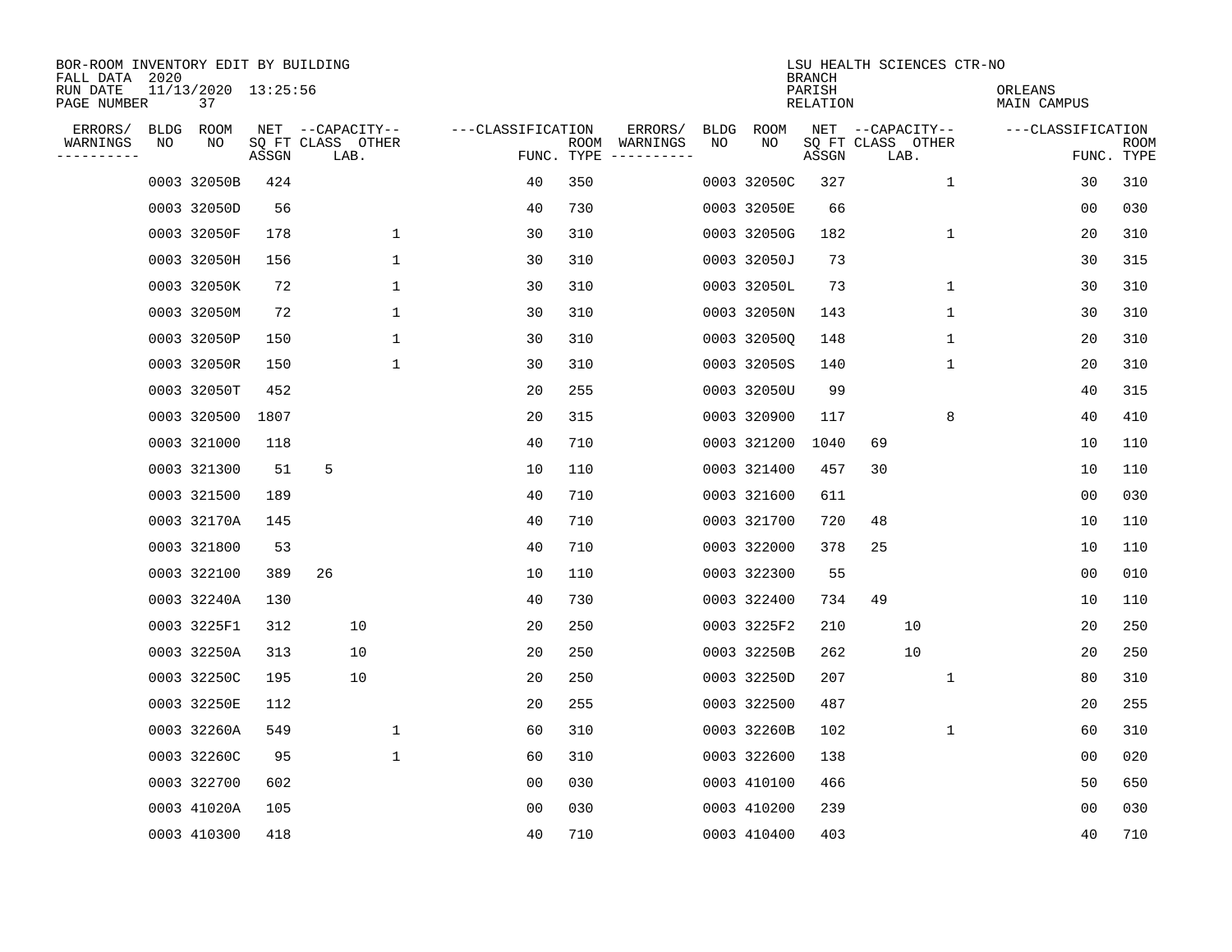BOR-ROOM INVENTORY EDIT BY BUILDING
FALL DATA 2020
RUN DATE 11/13/2020 13:25:56
PAGE NUMBER 37

LSU HEALTH SCIENCES CTR-NO
BRANCH
PARISH ORLEANS
RELATION MAIN CAMPUS

| ERRORS/ WARNINGS | BLDG NO | ROOM NO | NET SQ FT ASSGN | CAPACITY CLASS | CAPACITY LAB. | CAPACITY OTHER | CLASSIFICATION FUNC. | ROOM TYPE | ERRORS/ WARNINGS | BLDG NO | ROOM NO | NET SQ FT ASSGN | CAPACITY CLASS | CAPACITY LAB. | CAPACITY OTHER | CLASSIFICATION FUNC. | ROOM TYPE |
|---|---|---|---|---|---|---|---|---|---|---|---|---|---|---|---|---|---|
| | 0003 | 32050B | 424 | | | | 40 | 350 | | 0003 | 32050C | 327 | | | 1 | 30 | 310 |
| | 0003 | 32050D | 56 | | | | 40 | 730 | | 0003 | 32050E | 66 | | | | 00 | 030 |
| | 0003 | 32050F | 178 | | | 1 | 30 | 310 | | 0003 | 32050G | 182 | | | 1 | 20 | 310 |
| | 0003 | 32050H | 156 | | | 1 | 30 | 310 | | 0003 | 32050J | 73 | | | | 30 | 315 |
| | 0003 | 32050K | 72 | | | 1 | 30 | 310 | | 0003 | 32050L | 73 | | | 1 | 30 | 310 |
| | 0003 | 32050M | 72 | | | 1 | 30 | 310 | | 0003 | 32050N | 143 | | | 1 | 30 | 310 |
| | 0003 | 32050P | 150 | | | 1 | 30 | 310 | | 0003 | 32050Q | 148 | | | 1 | 20 | 310 |
| | 0003 | 32050R | 150 | | | 1 | 30 | 310 | | 0003 | 32050S | 140 | | | 1 | 20 | 310 |
| | 0003 | 32050T | 452 | | | | 20 | 255 | | 0003 | 32050U | 99 | | | | 40 | 315 |
| | 0003 | 320500 | 1807 | | | | 20 | 315 | | 0003 | 320900 | 117 | | | 8 | 40 | 410 |
| | 0003 | 321000 | 118 | | | | 40 | 710 | | 0003 | 321200 | 1040 | 69 | | | 10 | 110 |
| | 0003 | 321300 | 51 | 5 | | | 10 | 110 | | 0003 | 321400 | 457 | 30 | | | 10 | 110 |
| | 0003 | 321500 | 189 | | | | 40 | 710 | | 0003 | 321600 | 611 | | | | 00 | 030 |
| | 0003 | 32170A | 145 | | | | 40 | 710 | | 0003 | 321700 | 720 | 48 | | | 10 | 110 |
| | 0003 | 321800 | 53 | | | | 40 | 710 | | 0003 | 322000 | 378 | 25 | | | 10 | 110 |
| | 0003 | 322100 | 389 | 26 | | | 10 | 110 | | 0003 | 322300 | 55 | | | | 00 | 010 |
| | 0003 | 32240A | 130 | | | | 40 | 730 | | 0003 | 322400 | 734 | 49 | | | 10 | 110 |
| | 0003 | 3225F1 | 312 | | 10 | | 20 | 250 | | 0003 | 3225F2 | 210 | | 10 | | 20 | 250 |
| | 0003 | 32250A | 313 | | 10 | | 20 | 250 | | 0003 | 32250B | 262 | | 10 | | 20 | 250 |
| | 0003 | 32250C | 195 | | 10 | | 20 | 250 | | 0003 | 32250D | 207 | | | 1 | 80 | 310 |
| | 0003 | 32250E | 112 | | | | 20 | 255 | | 0003 | 322500 | 487 | | | | 20 | 255 |
| | 0003 | 32260A | 549 | | | 1 | 60 | 310 | | 0003 | 32260B | 102 | | | 1 | 60 | 310 |
| | 0003 | 32260C | 95 | | | 1 | 60 | 310 | | 0003 | 322600 | 138 | | | | 00 | 020 |
| | 0003 | 322700 | 602 | | | | 00 | 030 | | 0003 | 410100 | 466 | | | | 50 | 650 |
| | 0003 | 41020A | 105 | | | | 00 | 030 | | 0003 | 410200 | 239 | | | | 00 | 030 |
| | 0003 | 410300 | 418 | | | | 40 | 710 | | 0003 | 410400 | 403 | | | | 40 | 710 |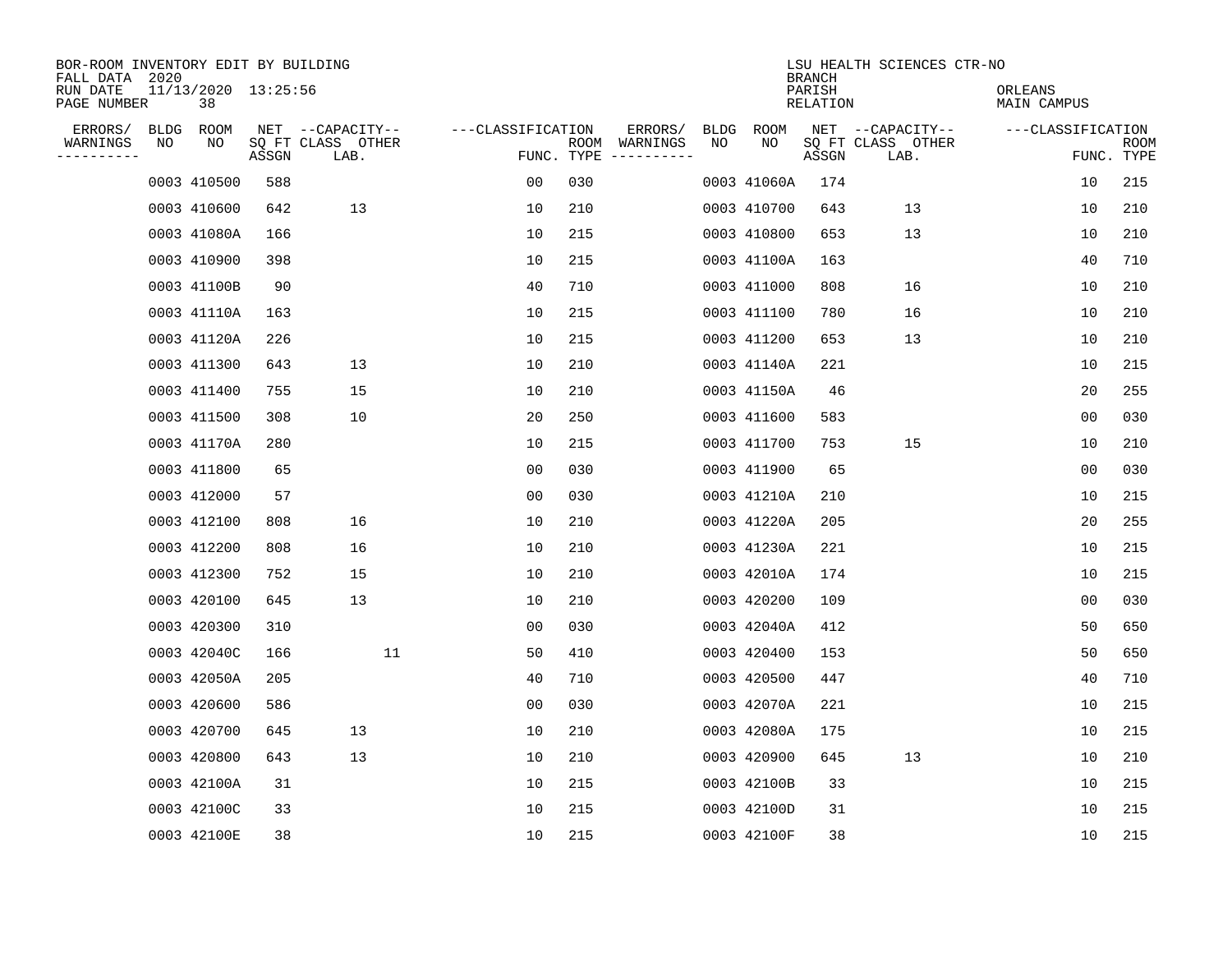BOR-ROOM INVENTORY EDIT BY BUILDING
FALL DATA 2020
RUN DATE 11/13/2020 13:25:56
PAGE NUMBER 38

LSU HEALTH SCIENCES CTR-NO
BRANCH
PARISH ORLEANS
RELATION MAIN CAMPUS

| ERRORS/ WARNINGS | BLDG NO | ROOM NO | NET SQ FT ASSGN | --CAPACITY-- CLASS LAB. | OTHER | ---CLASSIFICATION FUNC. | ROOM TYPE | ERRORS/ WARNINGS | BLDG NO | ROOM NO | NET SQ FT ASSGN | --CAPACITY-- CLASS LAB. | OTHER | ---CLASSIFICATION FUNC. | ROOM TYPE |
|---|---|---|---|---|---|---|---|---|---|---|---|---|---|---|---|
| | 0003 | 410500 | 588 | | | 00 | 030 | | 0003 | 41060A | 174 | | | 10 | 215 |
| | 0003 | 410600 | 642 | 13 | | 10 | 210 | | 0003 | 410700 | 643 | 13 | | 10 | 210 |
| | 0003 | 41080A | 166 | | | 10 | 215 | | 0003 | 410800 | 653 | 13 | | 10 | 210 |
| | 0003 | 410900 | 398 | | | 10 | 215 | | 0003 | 41100A | 163 | | | 40 | 710 |
| | 0003 | 41100B | 90 | | | 40 | 710 | | 0003 | 411000 | 808 | 16 | | 10 | 210 |
| | 0003 | 41110A | 163 | | | 10 | 215 | | 0003 | 411100 | 780 | 16 | | 10 | 210 |
| | 0003 | 41120A | 226 | | | 10 | 215 | | 0003 | 411200 | 653 | 13 | | 10 | 210 |
| | 0003 | 411300 | 643 | 13 | | 10 | 210 | | 0003 | 41140A | 221 | | | 10 | 215 |
| | 0003 | 411400 | 755 | 15 | | 10 | 210 | | 0003 | 41150A | 46 | | | 20 | 255 |
| | 0003 | 411500 | 308 | 10 | | 20 | 250 | | 0003 | 411600 | 583 | | | 00 | 030 |
| | 0003 | 41170A | 280 | | | 10 | 215 | | 0003 | 411700 | 753 | 15 | | 10 | 210 |
| | 0003 | 411800 | 65 | | | 00 | 030 | | 0003 | 411900 | 65 | | | 00 | 030 |
| | 0003 | 412000 | 57 | | | 00 | 030 | | 0003 | 41210A | 210 | | | 10 | 215 |
| | 0003 | 412100 | 808 | 16 | | 10 | 210 | | 0003 | 41220A | 205 | | | 20 | 255 |
| | 0003 | 412200 | 808 | 16 | | 10 | 210 | | 0003 | 41230A | 221 | | | 10 | 215 |
| | 0003 | 412300 | 752 | 15 | | 10 | 210 | | 0003 | 42010A | 174 | | | 10 | 215 |
| | 0003 | 420100 | 645 | 13 | | 10 | 210 | | 0003 | 420200 | 109 | | | 00 | 030 |
| | 0003 | 420300 | 310 | | | 00 | 030 | | 0003 | 42040A | 412 | | | 50 | 650 |
| | 0003 | 42040C | 166 | | 11 | 50 | 410 | | 0003 | 420400 | 153 | | | 50 | 650 |
| | 0003 | 42050A | 205 | | | 40 | 710 | | 0003 | 420500 | 447 | | | 40 | 710 |
| | 0003 | 420600 | 586 | | | 00 | 030 | | 0003 | 42070A | 221 | | | 10 | 215 |
| | 0003 | 420700 | 645 | 13 | | 10 | 210 | | 0003 | 42080A | 175 | | | 10 | 215 |
| | 0003 | 420800 | 643 | 13 | | 10 | 210 | | 0003 | 420900 | 645 | 13 | | 10 | 210 |
| | 0003 | 42100A | 31 | | | 10 | 215 | | 0003 | 42100B | 33 | | | 10 | 215 |
| | 0003 | 42100C | 33 | | | 10 | 215 | | 0003 | 42100D | 31 | | | 10 | 215 |
| | 0003 | 42100E | 38 | | | 10 | 215 | | 0003 | 42100F | 38 | | | 10 | 215 |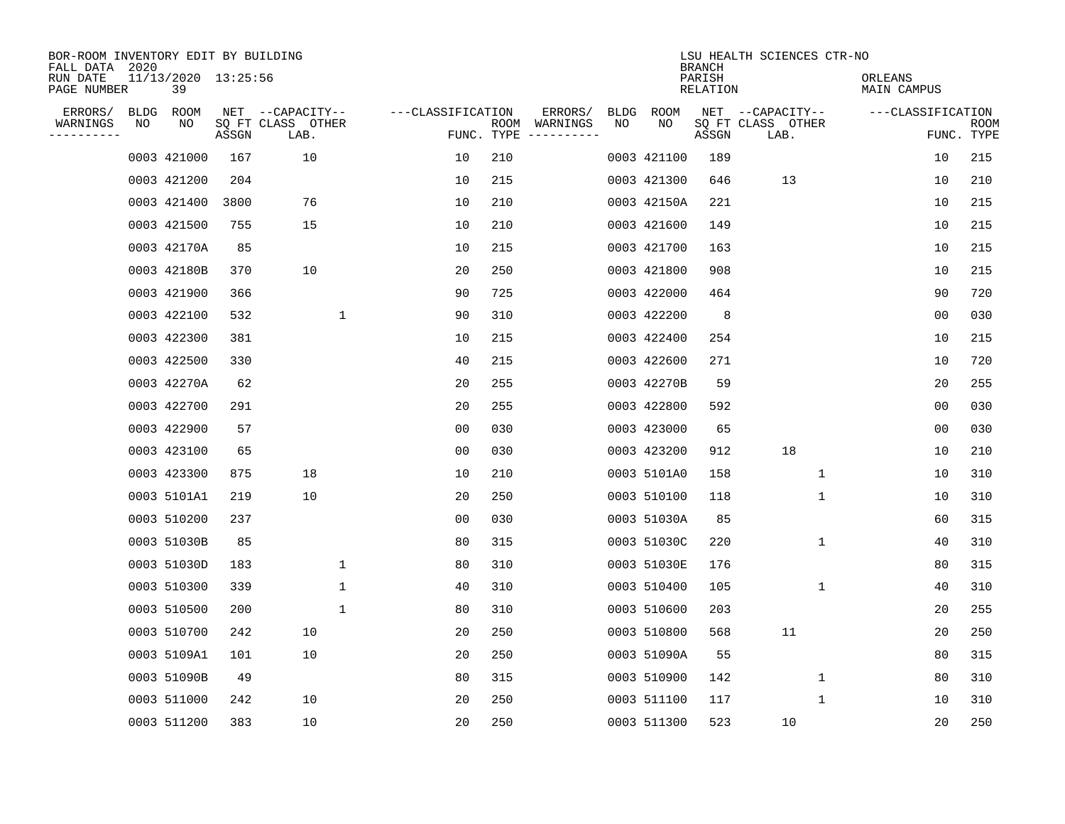BOR-ROOM INVENTORY EDIT BY BUILDING
FALL DATA 2020
RUN DATE 11/13/2020 13:25:56
PAGE NUMBER 39

LSU HEALTH SCIENCES CTR-NO
BRANCH
PARISH ORLEANS
RELATION MAIN CAMPUS

| ERRORS/ WARNINGS | BLDG NO | ROOM NO | NET SQ FT ASSGN | CAPACITY CLASS LAB. | CAPACITY OTHER | CLASSIFICATION FUNC. | ROOM TYPE | ERRORS/ WARNINGS | BLDG NO | ROOM NO | NET SQ FT ASSGN | CAPACITY CLASS LAB. | CAPACITY OTHER | CLASSIFICATION FUNC. | ROOM TYPE |
|---|---|---|---|---|---|---|---|---|---|---|---|---|---|---|---|
| | 0003 | 421000 | 167 | 10 | | 10 | 210 | | 0003 | 421100 | 189 | | | 10 | 215 |
| | 0003 | 421200 | 204 | | | 10 | 215 | | 0003 | 421300 | 646 | 13 | | 10 | 210 |
| | 0003 | 421400 | 3800 | 76 | | 10 | 210 | | 0003 | 42150A | 221 | | | 10 | 215 |
| | 0003 | 421500 | 755 | 15 | | 10 | 210 | | 0003 | 421600 | 149 | | | 10 | 215 |
| | 0003 | 42170A | 85 | | | 10 | 215 | | 0003 | 421700 | 163 | | | 10 | 215 |
| | 0003 | 42180B | 370 | 10 | | 20 | 250 | | 0003 | 421800 | 908 | | | 10 | 215 |
| | 0003 | 421900 | 366 | | | 90 | 725 | | 0003 | 422000 | 464 | | | 90 | 720 |
| | 0003 | 422100 | 532 | | 1 | 90 | 310 | | 0003 | 422200 | 8 | | | 00 | 030 |
| | 0003 | 422300 | 381 | | | 10 | 215 | | 0003 | 422400 | 254 | | | 10 | 215 |
| | 0003 | 422500 | 330 | | | 40 | 215 | | 0003 | 422600 | 271 | | | 10 | 720 |
| | 0003 | 42270A | 62 | | | 20 | 255 | | 0003 | 42270B | 59 | | | 20 | 255 |
| | 0003 | 422700 | 291 | | | 20 | 255 | | 0003 | 422800 | 592 | | | 00 | 030 |
| | 0003 | 422900 | 57 | | | 00 | 030 | | 0003 | 423000 | 65 | | | 00 | 030 |
| | 0003 | 423100 | 65 | | | 00 | 030 | | 0003 | 423200 | 912 | 18 | | 10 | 210 |
| | 0003 | 423300 | 875 | 18 | | 10 | 210 | | 0003 | 5101A0 | 158 | | 1 | 10 | 310 |
| | 0003 | 5101A1 | 219 | 10 | | 20 | 250 | | 0003 | 510100 | 118 | | 1 | 10 | 310 |
| | 0003 | 510200 | 237 | | | 00 | 030 | | 0003 | 51030A | 85 | | | 60 | 315 |
| | 0003 | 51030B | 85 | | | 80 | 315 | | 0003 | 51030C | 220 | | 1 | 40 | 310 |
| | 0003 | 51030D | 183 | | 1 | 80 | 310 | | 0003 | 51030E | 176 | | | 80 | 315 |
| | 0003 | 510300 | 339 | | 1 | 40 | 310 | | 0003 | 510400 | 105 | | 1 | 40 | 310 |
| | 0003 | 510500 | 200 | | 1 | 80 | 310 | | 0003 | 510600 | 203 | | | 20 | 255 |
| | 0003 | 510700 | 242 | 10 | | 20 | 250 | | 0003 | 510800 | 568 | 11 | | 20 | 250 |
| | 0003 | 5109A1 | 101 | 10 | | 20 | 250 | | 0003 | 51090A | 55 | | | 80 | 315 |
| | 0003 | 51090B | 49 | | | 80 | 315 | | 0003 | 510900 | 142 | | 1 | 80 | 310 |
| | 0003 | 511000 | 242 | 10 | | 20 | 250 | | 0003 | 511100 | 117 | | 1 | 10 | 310 |
| | 0003 | 511200 | 383 | 10 | | 20 | 250 | | 0003 | 511300 | 523 | 10 | | 20 | 250 |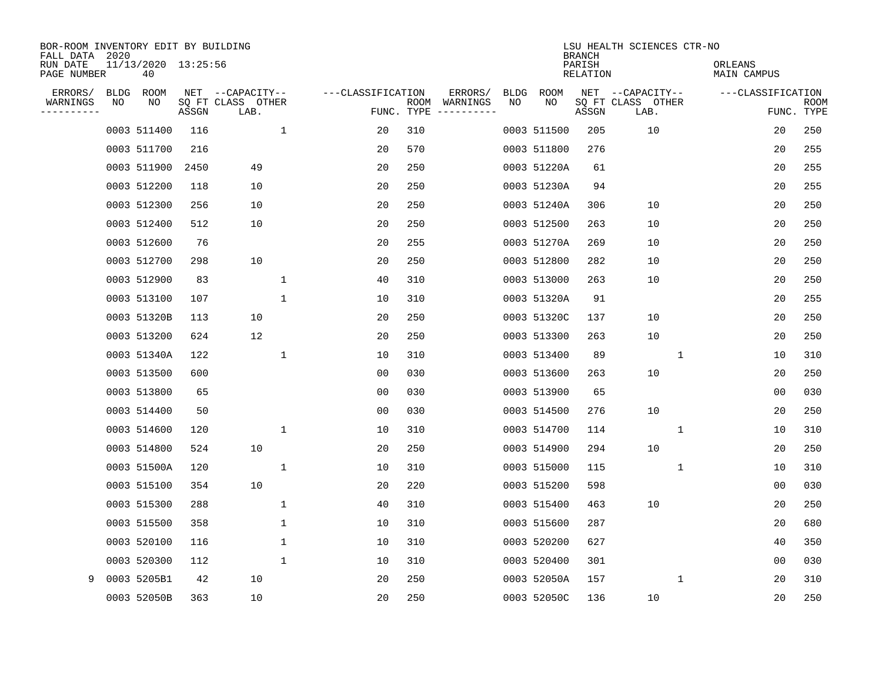BOR-ROOM INVENTORY EDIT BY BUILDING
FALL DATA 2020
RUN DATE 11/13/2020 13:25:56
PAGE NUMBER 40

LSU HEALTH SCIENCES CTR-NO
BRANCH
PARISH ORLEANS
RELATION MAIN CAMPUS

| ERRORS/ WARNINGS | BLDG NO | ROOM NO | NET SQ FT ASSGN | CAPACITY CLASS LAB. | CAPACITY OTHER | CLASSIFICATION FUNC. | ROOM TYPE | ERRORS/ WARNINGS | BLDG NO | ROOM NO | NET SQ FT ASSGN | CAPACITY CLASS LAB. | CAPACITY OTHER | CLASSIFICATION FUNC. | ROOM TYPE |
|---|---|---|---|---|---|---|---|---|---|---|---|---|---|---|---|
| | 0003 | 511400 | 116 | | 1 | 20 | 310 | | 0003 | 511500 | 205 | 10 | | 20 | 250 |
| | 0003 | 511700 | 216 | | | 20 | 570 | | 0003 | 511800 | 276 | | | 20 | 255 |
| | 0003 | 511900 | 2450 | 49 | | 20 | 250 | | 0003 | 51220A | 61 | | | 20 | 255 |
| | 0003 | 512200 | 118 | 10 | | 20 | 250 | | 0003 | 51230A | 94 | | | 20 | 255 |
| | 0003 | 512300 | 256 | 10 | | 20 | 250 | | 0003 | 51240A | 306 | 10 | | 20 | 250 |
| | 0003 | 512400 | 512 | 10 | | 20 | 250 | | 0003 | 512500 | 263 | 10 | | 20 | 250 |
| | 0003 | 512600 | 76 | | | 20 | 255 | | 0003 | 51270A | 269 | 10 | | 20 | 250 |
| | 0003 | 512700 | 298 | 10 | | 20 | 250 | | 0003 | 512800 | 282 | 10 | | 20 | 250 |
| | 0003 | 512900 | 83 | | 1 | 40 | 310 | | 0003 | 513000 | 263 | 10 | | 20 | 250 |
| | 0003 | 513100 | 107 | | 1 | 10 | 310 | | 0003 | 51320A | 91 | | | 20 | 255 |
| | 0003 | 51320B | 113 | 10 | | 20 | 250 | | 0003 | 51320C | 137 | 10 | | 20 | 250 |
| | 0003 | 513200 | 624 | 12 | | 20 | 250 | | 0003 | 513300 | 263 | 10 | | 20 | 250 |
| | 0003 | 51340A | 122 | | 1 | 10 | 310 | | 0003 | 513400 | 89 | | 1 | 10 | 310 |
| | 0003 | 513500 | 600 | | | 00 | 030 | | 0003 | 513600 | 263 | 10 | | 20 | 250 |
| | 0003 | 513800 | 65 | | | 00 | 030 | | 0003 | 513900 | 65 | | | 00 | 030 |
| | 0003 | 514400 | 50 | | | 00 | 030 | | 0003 | 514500 | 276 | 10 | | 20 | 250 |
| | 0003 | 514600 | 120 | | 1 | 10 | 310 | | 0003 | 514700 | 114 | | 1 | 10 | 310 |
| | 0003 | 514800 | 524 | 10 | | 20 | 250 | | 0003 | 514900 | 294 | 10 | | 20 | 250 |
| | 0003 | 51500A | 120 | | 1 | 10 | 310 | | 0003 | 515000 | 115 | | 1 | 10 | 310 |
| | 0003 | 515100 | 354 | 10 | | 20 | 220 | | 0003 | 515200 | 598 | | | 00 | 030 |
| | 0003 | 515300 | 288 | | 1 | 40 | 310 | | 0003 | 515400 | 463 | 10 | | 20 | 250 |
| | 0003 | 515500 | 358 | | 1 | 10 | 310 | | 0003 | 515600 | 287 | | | 20 | 680 |
| | 0003 | 520100 | 116 | | 1 | 10 | 310 | | 0003 | 520200 | 627 | | | 40 | 350 |
| | 0003 | 520300 | 112 | | 1 | 10 | 310 | | 0003 | 520400 | 301 | | | 00 | 030 |
| 9 | 0003 | 5205B1 | 42 | 10 | | 20 | 250 | | 0003 | 52050A | 157 | | 1 | 20 | 310 |
| | 0003 | 52050B | 363 | 10 | | 20 | 250 | | 0003 | 52050C | 136 | 10 | | 20 | 250 |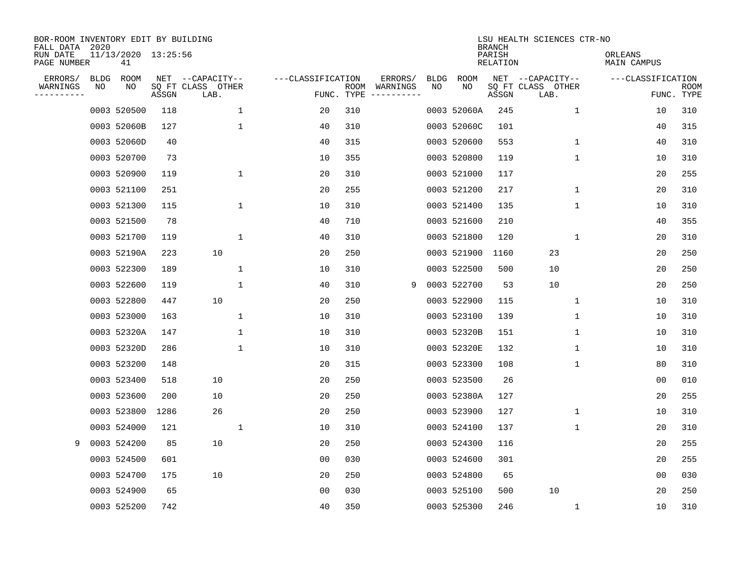BOR-ROOM INVENTORY EDIT BY BUILDING
FALL DATA 2020
RUN DATE 11/13/2020 13:25:56
PAGE NUMBER 41

LSU HEALTH SCIENCES CTR-NO
BRANCH
PARISH ORLEANS
RELATION MAIN CAMPUS

| ERRORS/ WARNINGS | BLDG NO | ROOM NO | NET SQ FT ASSGN | CAPACITY CLASS LAB. | CAPACITY OTHER | CLASSIFICATION FUNC. | ROOM TYPE | ERRORS/ WARNINGS | BLDG NO | ROOM NO | NET SQ FT ASSGN | CAPACITY CLASS LAB. | CAPACITY OTHER | CLASSIFICATION FUNC. | ROOM TYPE |
|---|---|---|---|---|---|---|---|---|---|---|---|---|---|---|---|
| | 0003 | 520500 | 118 | | 1 | 20 | 310 | | 0003 | 52060A | 245 | | 1 | 10 | 310 |
| | 0003 | 52060B | 127 | | 1 | 40 | 310 | | 0003 | 52060C | 101 | | | 40 | 315 |
| | 0003 | 52060D | 40 | | | 40 | 315 | | 0003 | 520600 | 553 | | 1 | 40 | 310 |
| | 0003 | 520700 | 73 | | | 10 | 355 | | 0003 | 520800 | 119 | | 1 | 10 | 310 |
| | 0003 | 520900 | 119 | | 1 | 20 | 310 | | 0003 | 521000 | 117 | | | 20 | 255 |
| | 0003 | 521100 | 251 | | | 20 | 255 | | 0003 | 521200 | 217 | | 1 | 20 | 310 |
| | 0003 | 521300 | 115 | | 1 | 10 | 310 | | 0003 | 521400 | 135 | | 1 | 10 | 310 |
| | 0003 | 521500 | 78 | | | 40 | 710 | | 0003 | 521600 | 210 | | | 40 | 355 |
| | 0003 | 521700 | 119 | | 1 | 40 | 310 | | 0003 | 521800 | 120 | | 1 | 20 | 310 |
| | 0003 | 52190A | 223 | 10 | | 20 | 250 | | 0003 | 521900 | 1160 | 23 | | 20 | 250 |
| | 0003 | 522300 | 189 | | 1 | 10 | 310 | | 0003 | 522500 | 500 | 10 | | 20 | 250 |
| | 0003 | 522600 | 119 | | 1 | 40 | 310 | 9 | 0003 | 522700 | 53 | 10 | | 20 | 250 |
| | 0003 | 522800 | 447 | 10 | | 20 | 250 | | 0003 | 522900 | 115 | | 1 | 10 | 310 |
| | 0003 | 523000 | 163 | | 1 | 10 | 310 | | 0003 | 523100 | 139 | | 1 | 10 | 310 |
| | 0003 | 52320A | 147 | | 1 | 10 | 310 | | 0003 | 52320B | 151 | | 1 | 10 | 310 |
| | 0003 | 52320D | 286 | | 1 | 10 | 310 | | 0003 | 52320E | 132 | | 1 | 10 | 310 |
| | 0003 | 523200 | 148 | | | 20 | 315 | | 0003 | 523300 | 108 | | 1 | 80 | 310 |
| | 0003 | 523400 | 518 | 10 | | 20 | 250 | | 0003 | 523500 | 26 | | | 00 | 010 |
| | 0003 | 523600 | 200 | 10 | | 20 | 250 | | 0003 | 52380A | 127 | | | 20 | 255 |
| | 0003 | 523800 | 1286 | 26 | | 20 | 250 | | 0003 | 523900 | 127 | | 1 | 10 | 310 |
| | 0003 | 524000 | 121 | | 1 | 10 | 310 | | 0003 | 524100 | 137 | | 1 | 20 | 310 |
| 9 | 0003 | 524200 | 85 | 10 | | 20 | 250 | | 0003 | 524300 | 116 | | | 20 | 255 |
| | 0003 | 524500 | 601 | | | 00 | 030 | | 0003 | 524600 | 301 | | | 20 | 255 |
| | 0003 | 524700 | 175 | 10 | | 20 | 250 | | 0003 | 524800 | 65 | | | 00 | 030 |
| | 0003 | 524900 | 65 | | | 00 | 030 | | 0003 | 525100 | 500 | 10 | | 20 | 250 |
| | 0003 | 525200 | 742 | | | 40 | 350 | | 0003 | 525300 | 246 | | 1 | 10 | 310 |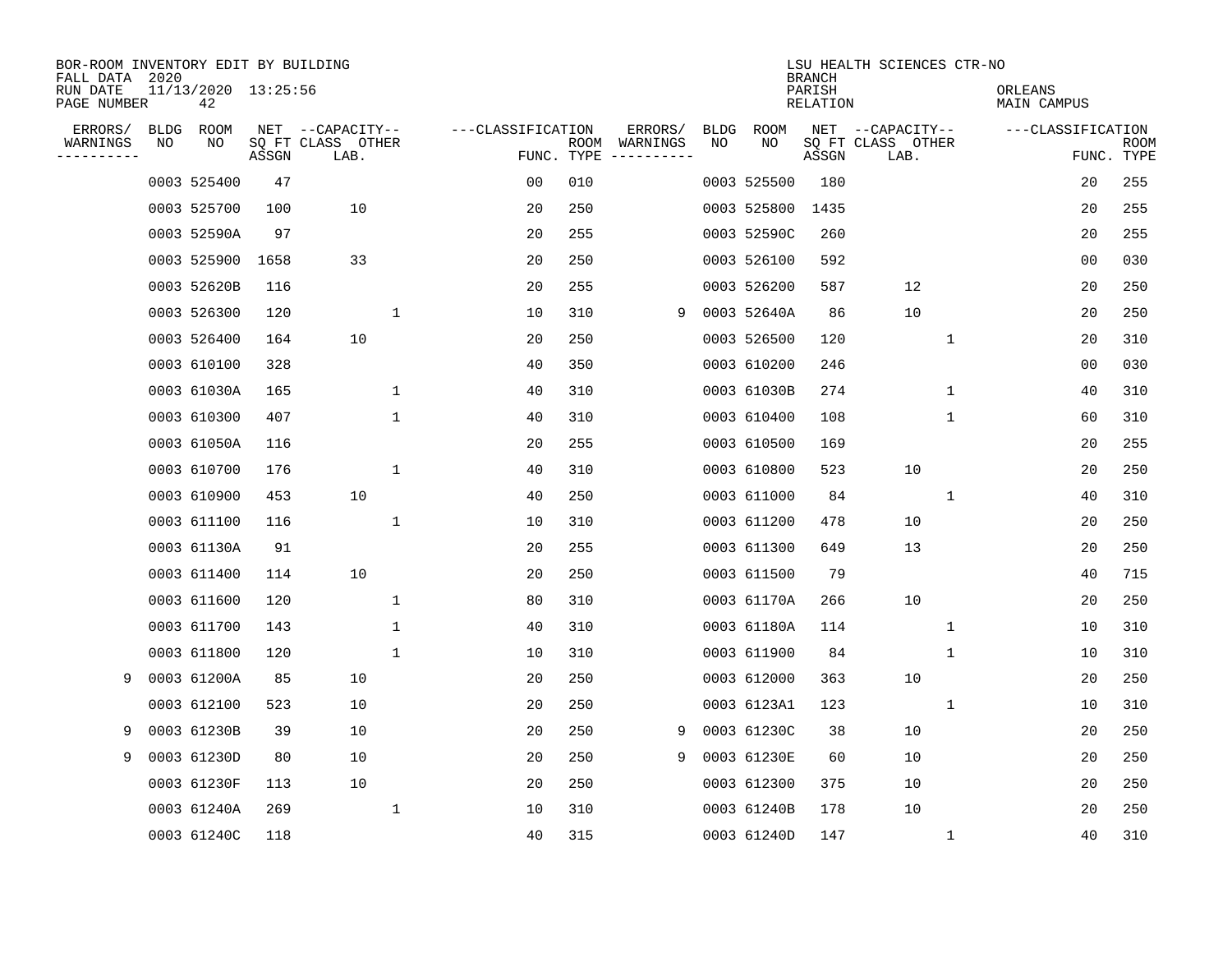BOR-ROOM INVENTORY EDIT BY BUILDING
FALL DATA 2020
RUN DATE 11/13/2020 13:25:56
PAGE NUMBER 42

LSU HEALTH SCIENCES CTR-NO
BRANCH
PARISH ORLEANS
RELATION MAIN CAMPUS

| ERRORS/ WARNINGS | BLDG NO | ROOM NO | NET SQ FT ASSGN | CAPACITY CLASS LAB. | CAPACITY OTHER | CLASSIFICATION FUNC. | ROOM TYPE | ERRORS/ WARNINGS | BLDG NO | ROOM NO | NET SQ FT ASSGN | CAPACITY CLASS LAB. | CAPACITY OTHER | CLASSIFICATION FUNC. | ROOM TYPE |
|---|---|---|---|---|---|---|---|---|---|---|---|---|---|---|---|
| | 0003 | 525400 | 47 | | | 00 | 010 | | 0003 | 525500 | 180 | | | 20 | 255 |
| | 0003 | 525700 | 100 | 10 | | 20 | 250 | | 0003 | 525800 | 1435 | | | 20 | 255 |
| | 0003 | 52590A | 97 | | | 20 | 255 | | 0003 | 52590C | 260 | | | 20 | 255 |
| | 0003 | 525900 | 1658 | 33 | | 20 | 250 | | 0003 | 526100 | 592 | | | 00 | 030 |
| | 0003 | 52620B | 116 | | | 20 | 255 | | 0003 | 526200 | 587 | 12 | | 20 | 250 |
| | 0003 | 526300 | 120 | | 1 | 10 | 310 | 9 | 0003 | 52640A | 86 | 10 | | 20 | 250 |
| | 0003 | 526400 | 164 | 10 | | 20 | 250 | | 0003 | 526500 | 120 | | 1 | 20 | 310 |
| | 0003 | 610100 | 328 | | | 40 | 350 | | 0003 | 610200 | 246 | | | 00 | 030 |
| | 0003 | 61030A | 165 | | 1 | 40 | 310 | | 0003 | 61030B | 274 | | 1 | 40 | 310 |
| | 0003 | 610300 | 407 | | 1 | 40 | 310 | | 0003 | 610400 | 108 | | 1 | 60 | 310 |
| | 0003 | 61050A | 116 | | | 20 | 255 | | 0003 | 610500 | 169 | | | 20 | 255 |
| | 0003 | 610700 | 176 | | 1 | 40 | 310 | | 0003 | 610800 | 523 | 10 | | 20 | 250 |
| | 0003 | 610900 | 453 | 10 | | 40 | 250 | | 0003 | 611000 | 84 | | 1 | 40 | 310 |
| | 0003 | 611100 | 116 | | 1 | 10 | 310 | | 0003 | 611200 | 478 | 10 | | 20 | 250 |
| | 0003 | 61130A | 91 | | | 20 | 255 | | 0003 | 611300 | 649 | 13 | | 20 | 250 |
| | 0003 | 611400 | 114 | 10 | | 20 | 250 | | 0003 | 611500 | 79 | | | 40 | 715 |
| | 0003 | 611600 | 120 | | 1 | 80 | 310 | | 0003 | 61170A | 266 | 10 | | 20 | 250 |
| | 0003 | 611700 | 143 | | 1 | 40 | 310 | | 0003 | 61180A | 114 | | 1 | 10 | 310 |
| | 0003 | 611800 | 120 | | 1 | 10 | 310 | | 0003 | 611900 | 84 | | 1 | 10 | 310 |
| 9 | 0003 | 61200A | 85 | 10 | | 20 | 250 | | 0003 | 612000 | 363 | 10 | | 20 | 250 |
| | 0003 | 612100 | 523 | 10 | | 20 | 250 | | 0003 | 6123A1 | 123 | | 1 | 10 | 310 |
| 9 | 0003 | 61230B | 39 | 10 | | 20 | 250 | 9 | 0003 | 61230C | 38 | 10 | | 20 | 250 |
| 9 | 0003 | 61230D | 80 | 10 | | 20 | 250 | 9 | 0003 | 61230E | 60 | 10 | | 20 | 250 |
| | 0003 | 61230F | 113 | 10 | | 20 | 250 | | 0003 | 612300 | 375 | 10 | | 20 | 250 |
| | 0003 | 61240A | 269 | | 1 | 10 | 310 | | 0003 | 61240B | 178 | 10 | | 20 | 250 |
| | 0003 | 61240C | 118 | | | 40 | 315 | | 0003 | 61240D | 147 | | 1 | 40 | 310 |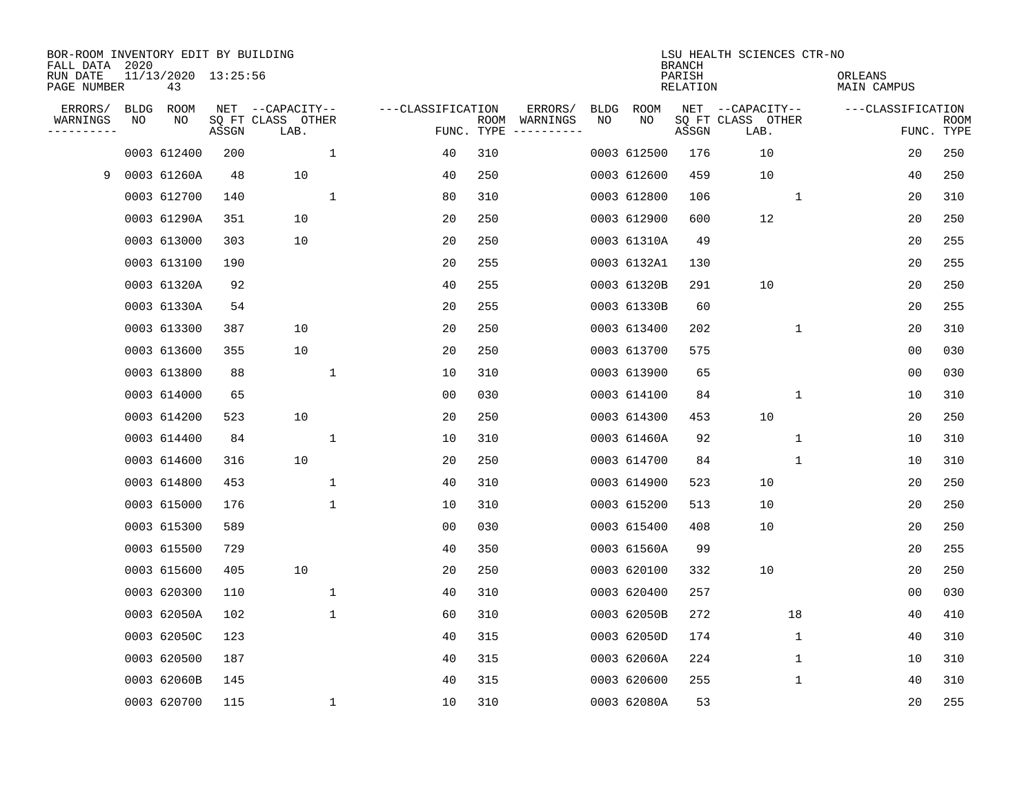BOR-ROOM INVENTORY EDIT BY BUILDING
FALL DATA 2020
RUN DATE 11/13/2020 13:25:56
PAGE NUMBER 43

LSU HEALTH SCIENCES CTR-NO
BRANCH
PARISH ORLEANS
RELATION MAIN CAMPUS

| ERRORS/ WARNINGS | BLDG NO | ROOM NO | NET SQ FT ASSGN | CAPACITY CLASS LAB. | CAPACITY OTHER | CLASSIFICATION FUNC. | ROOM TYPE | ERRORS/ WARNINGS | BLDG NO | ROOM NO | NET SQ FT ASSGN | CAPACITY CLASS LAB. | CAPACITY OTHER | CLASSIFICATION FUNC. | ROOM TYPE |
|---|---|---|---|---|---|---|---|---|---|---|---|---|---|---|---|
| | 0003 | 612400 | 200 | | 1 | 40 | 310 | | 0003 | 612500 | 176 | 10 | | 20 | 250 |
| 9 | 0003 | 61260A | 48 | 10 | | 40 | 250 | | 0003 | 612600 | 459 | 10 | | 40 | 250 |
| | 0003 | 612700 | 140 | | 1 | 80 | 310 | | 0003 | 612800 | 106 | | 1 | 20 | 310 |
| | 0003 | 61290A | 351 | 10 | | 20 | 250 | | 0003 | 612900 | 600 | 12 | | 20 | 250 |
| | 0003 | 613000 | 303 | 10 | | 20 | 250 | | 0003 | 61310A | 49 | | | 20 | 255 |
| | 0003 | 613100 | 190 | | | 20 | 255 | | 0003 | 6132A1 | 130 | | | 20 | 255 |
| | 0003 | 61320A | 92 | | | 40 | 255 | | 0003 | 61320B | 291 | 10 | | 20 | 250 |
| | 0003 | 61330A | 54 | | | 20 | 255 | | 0003 | 61330B | 60 | | | 20 | 255 |
| | 0003 | 613300 | 387 | 10 | | 20 | 250 | | 0003 | 613400 | 202 | | 1 | 20 | 310 |
| | 0003 | 613600 | 355 | 10 | | 20 | 250 | | 0003 | 613700 | 575 | | | 00 | 030 |
| | 0003 | 613800 | 88 | | 1 | 10 | 310 | | 0003 | 613900 | 65 | | | 00 | 030 |
| | 0003 | 614000 | 65 | | | 00 | 030 | | 0003 | 614100 | 84 | | 1 | 10 | 310 |
| | 0003 | 614200 | 523 | 10 | | 20 | 250 | | 0003 | 614300 | 453 | 10 | | 20 | 250 |
| | 0003 | 614400 | 84 | | 1 | 10 | 310 | | 0003 | 61460A | 92 | | 1 | 10 | 310 |
| | 0003 | 614600 | 316 | 10 | | 20 | 250 | | 0003 | 614700 | 84 | | 1 | 10 | 310 |
| | 0003 | 614800 | 453 | | 1 | 40 | 310 | | 0003 | 614900 | 523 | 10 | | 20 | 250 |
| | 0003 | 615000 | 176 | | 1 | 10 | 310 | | 0003 | 615200 | 513 | 10 | | 20 | 250 |
| | 0003 | 615300 | 589 | | | 00 | 030 | | 0003 | 615400 | 408 | 10 | | 20 | 250 |
| | 0003 | 615500 | 729 | | | 40 | 350 | | 0003 | 61560A | 99 | | | 20 | 255 |
| | 0003 | 615600 | 405 | 10 | | 20 | 250 | | 0003 | 620100 | 332 | 10 | | 20 | 250 |
| | 0003 | 620300 | 110 | | 1 | 40 | 310 | | 0003 | 620400 | 257 | | | 00 | 030 |
| | 0003 | 62050A | 102 | | 1 | 60 | 310 | | 0003 | 62050B | 272 | | 18 | 40 | 410 |
| | 0003 | 62050C | 123 | | | 40 | 315 | | 0003 | 62050D | 174 | | 1 | 40 | 310 |
| | 0003 | 620500 | 187 | | | 40 | 315 | | 0003 | 62060A | 224 | | 1 | 10 | 310 |
| | 0003 | 62060B | 145 | | | 40 | 315 | | 0003 | 620600 | 255 | | 1 | 40 | 310 |
| | 0003 | 620700 | 115 | | 1 | 10 | 310 | | 0003 | 62080A | 53 | | | 20 | 255 |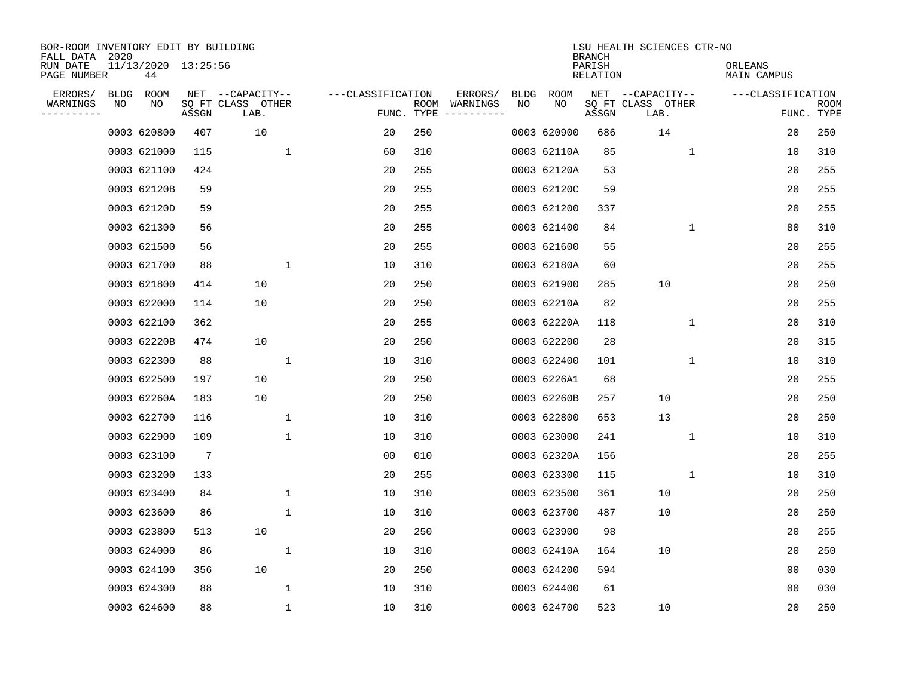BOR-ROOM INVENTORY EDIT BY BUILDING
FALL DATA 2020
RUN DATE 11/13/2020 13:25:56
PAGE NUMBER 44

LSU HEALTH SCIENCES CTR-NO
BRANCH
PARISH ORLEANS
RELATION MAIN CAMPUS

| ERRORS/ WARNINGS | BLDG NO | ROOM NO | NET SQ FT ASSGN | CAPACITY CLASS LAB. | CAPACITY OTHER | CLASSIFICATION FUNC. | ROOM TYPE | ERRORS/ WARNINGS | BLDG NO | ROOM NO | NET SQ FT ASSGN | CAPACITY CLASS LAB. | CAPACITY OTHER | CLASSIFICATION FUNC. | ROOM TYPE |
|---|---|---|---|---|---|---|---|---|---|---|---|---|---|---|---|
| | 0003 | 620800 | 407 | 10 | | 20 | 250 | | 0003 | 620900 | 686 | 14 | | 20 | 250 |
| | 0003 | 621000 | 115 | | 1 | 60 | 310 | | 0003 | 62110A | 85 | | 1 | 10 | 310 |
| | 0003 | 621100 | 424 | | | 20 | 255 | | 0003 | 62120A | 53 | | | 20 | 255 |
| | 0003 | 62120B | 59 | | | 20 | 255 | | 0003 | 62120C | 59 | | | 20 | 255 |
| | 0003 | 62120D | 59 | | | 20 | 255 | | 0003 | 621200 | 337 | | | 20 | 255 |
| | 0003 | 621300 | 56 | | | 20 | 255 | | 0003 | 621400 | 84 | | 1 | 80 | 310 |
| | 0003 | 621500 | 56 | | | 20 | 255 | | 0003 | 621600 | 55 | | | 20 | 255 |
| | 0003 | 621700 | 88 | | 1 | 10 | 310 | | 0003 | 62180A | 60 | | | 20 | 255 |
| | 0003 | 621800 | 414 | 10 | | 20 | 250 | | 0003 | 621900 | 285 | 10 | | 20 | 250 |
| | 0003 | 622000 | 114 | 10 | | 20 | 250 | | 0003 | 62210A | 82 | | | 20 | 255 |
| | 0003 | 622100 | 362 | | | 20 | 255 | | 0003 | 62220A | 118 | | 1 | 20 | 310 |
| | 0003 | 62220B | 474 | 10 | | 20 | 250 | | 0003 | 622200 | 28 | | | 20 | 315 |
| | 0003 | 622300 | 88 | | 1 | 10 | 310 | | 0003 | 622400 | 101 | | 1 | 10 | 310 |
| | 0003 | 622500 | 197 | 10 | | 20 | 250 | | 0003 | 6226A1 | 68 | | | 20 | 255 |
| | 0003 | 62260A | 183 | 10 | | 20 | 250 | | 0003 | 62260B | 257 | 10 | | 20 | 250 |
| | 0003 | 622700 | 116 | | 1 | 10 | 310 | | 0003 | 622800 | 653 | 13 | | 20 | 250 |
| | 0003 | 622900 | 109 | | 1 | 10 | 310 | | 0003 | 623000 | 241 | | 1 | 10 | 310 |
| | 0003 | 623100 | 7 | | | 00 | 010 | | 0003 | 62320A | 156 | | | 20 | 255 |
| | 0003 | 623200 | 133 | | | 20 | 255 | | 0003 | 623300 | 115 | | 1 | 10 | 310 |
| | 0003 | 623400 | 84 | | 1 | 10 | 310 | | 0003 | 623500 | 361 | 10 | | 20 | 250 |
| | 0003 | 623600 | 86 | | 1 | 10 | 310 | | 0003 | 623700 | 487 | 10 | | 20 | 250 |
| | 0003 | 623800 | 513 | 10 | | 20 | 250 | | 0003 | 623900 | 98 | | | 20 | 255 |
| | 0003 | 624000 | 86 | | 1 | 10 | 310 | | 0003 | 62410A | 164 | 10 | | 20 | 250 |
| | 0003 | 624100 | 356 | 10 | | 20 | 250 | | 0003 | 624200 | 594 | | | 00 | 030 |
| | 0003 | 624300 | 88 | | 1 | 10 | 310 | | 0003 | 624400 | 61 | | | 00 | 030 |
| | 0003 | 624600 | 88 | | 1 | 10 | 310 | | 0003 | 624700 | 523 | 10 | | 20 | 250 |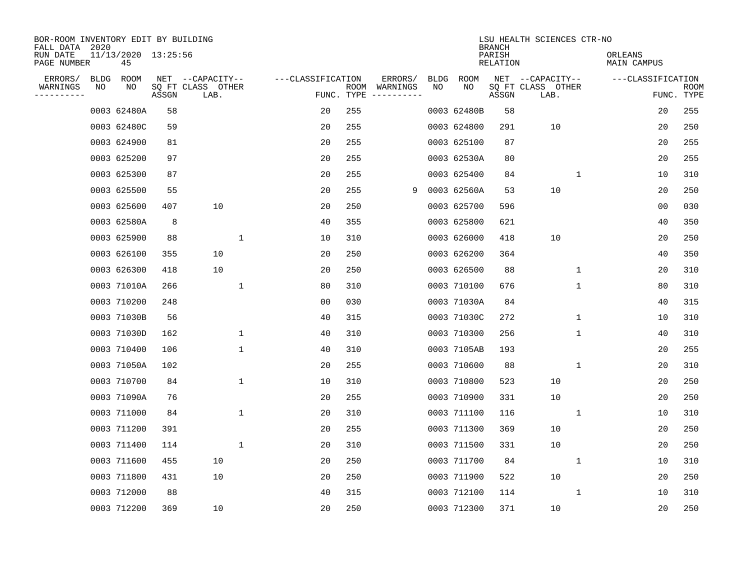BOR-ROOM INVENTORY EDIT BY BUILDING
FALL DATA 2020
RUN DATE 11/13/2020 13:25:56
PAGE NUMBER 45

LSU HEALTH SCIENCES CTR-NO
BRANCH
PARISH ORLEANS
RELATION MAIN CAMPUS

| ERRORS/ WARNINGS | BLDG NO | ROOM NO | NET SQ FT ASSGN | CAPACITY CLASS LAB. | CAPACITY OTHER | CLASSIFICATION FUNC. | ROOM TYPE | ERRORS/ WARNINGS | BLDG NO | ROOM NO | NET SQ FT ASSGN | CAPACITY CLASS LAB. | CAPACITY OTHER | CLASSIFICATION FUNC. | ROOM TYPE |
|---|---|---|---|---|---|---|---|---|---|---|---|---|---|---|---|
| | 0003 | 62480A | 58 | | | 20 | 255 | | 0003 | 62480B | 58 | | | 20 | 255 |
| | 0003 | 62480C | 59 | | | 20 | 255 | | 0003 | 624800 | 291 | 10 | | 20 | 250 |
| | 0003 | 624900 | 81 | | | 20 | 255 | | 0003 | 625100 | 87 | | | 20 | 255 |
| | 0003 | 625200 | 97 | | | 20 | 255 | | 0003 | 62530A | 80 | | | 20 | 255 |
| | 0003 | 625300 | 87 | | | 20 | 255 | | 0003 | 625400 | 84 | | 1 | 10 | 310 |
| | 0003 | 625500 | 55 | | | 20 | 255 | 9 | 0003 | 62560A | 53 | 10 | | 20 | 250 |
| | 0003 | 625600 | 407 | 10 | | 20 | 250 | | 0003 | 625700 | 596 | | | 00 | 030 |
| | 0003 | 62580A | 8 | | | 40 | 355 | | 0003 | 625800 | 621 | | | 40 | 350 |
| | 0003 | 625900 | 88 | | 1 | 10 | 310 | | 0003 | 626000 | 418 | 10 | | 20 | 250 |
| | 0003 | 626100 | 355 | 10 | | 20 | 250 | | 0003 | 626200 | 364 | | | 40 | 350 |
| | 0003 | 626300 | 418 | 10 | | 20 | 250 | | 0003 | 626500 | 88 | | 1 | 20 | 310 |
| | 0003 | 71010A | 266 | | 1 | 80 | 310 | | 0003 | 710100 | 676 | | 1 | 80 | 310 |
| | 0003 | 710200 | 248 | | | 00 | 030 | | 0003 | 71030A | 84 | | | 40 | 315 |
| | 0003 | 71030B | 56 | | | 40 | 315 | | 0003 | 71030C | 272 | | 1 | 10 | 310 |
| | 0003 | 71030D | 162 | | 1 | 40 | 310 | | 0003 | 710300 | 256 | | 1 | 40 | 310 |
| | 0003 | 710400 | 106 | | 1 | 40 | 310 | | 0003 | 7105AB | 193 | | | 20 | 255 |
| | 0003 | 71050A | 102 | | | 20 | 255 | | 0003 | 710600 | 88 | | 1 | 20 | 310 |
| | 0003 | 710700 | 84 | | 1 | 10 | 310 | | 0003 | 710800 | 523 | 10 | | 20 | 250 |
| | 0003 | 71090A | 76 | | | 20 | 255 | | 0003 | 710900 | 331 | 10 | | 20 | 250 |
| | 0003 | 711000 | 84 | | 1 | 20 | 310 | | 0003 | 711100 | 116 | | 1 | 10 | 310 |
| | 0003 | 711200 | 391 | | | 20 | 255 | | 0003 | 711300 | 369 | 10 | | 20 | 250 |
| | 0003 | 711400 | 114 | | 1 | 20 | 310 | | 0003 | 711500 | 331 | 10 | | 20 | 250 |
| | 0003 | 711600 | 455 | 10 | | 20 | 250 | | 0003 | 711700 | 84 | | 1 | 10 | 310 |
| | 0003 | 711800 | 431 | 10 | | 20 | 250 | | 0003 | 711900 | 522 | 10 | | 20 | 250 |
| | 0003 | 712000 | 88 | | | 40 | 315 | | 0003 | 712100 | 114 | | 1 | 10 | 310 |
| | 0003 | 712200 | 369 | 10 | | 20 | 250 | | 0003 | 712300 | 371 | 10 | | 20 | 250 |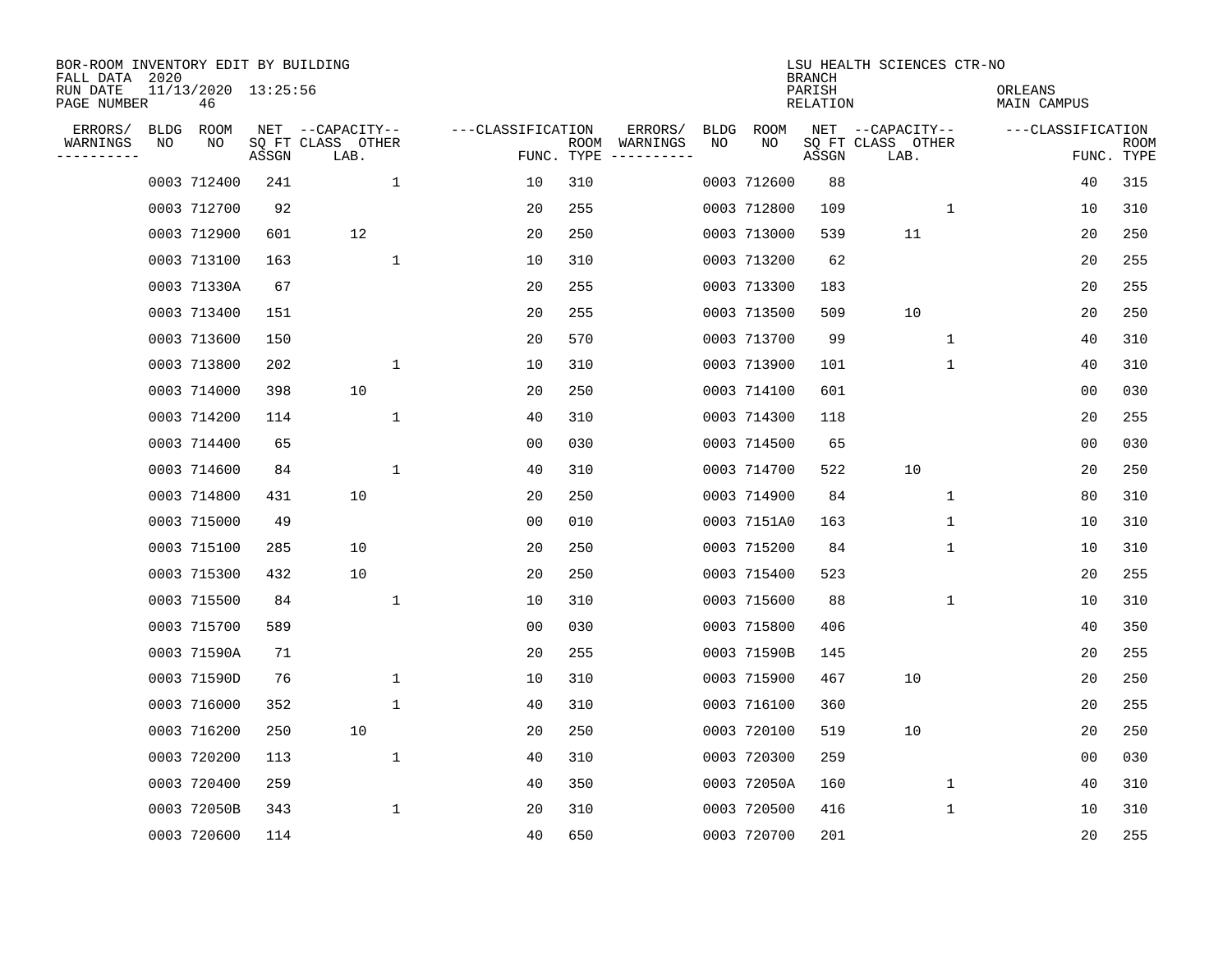BOR-ROOM INVENTORY EDIT BY BUILDING
FALL DATA 2020
RUN DATE 11/13/2020 13:25:56
PAGE NUMBER 46

LSU HEALTH SCIENCES CTR-NO
BRANCH
PARISH ORLEANS
RELATION MAIN CAMPUS

| ERRORS/ WARNINGS | BLDG NO | ROOM NO | NET SQ FT ASSGN | CAPACITY CLASS LAB. | CAPACITY OTHER | CLASSIFICATION FUNC. | ROOM TYPE | ERRORS/ WARNINGS | BLDG NO | ROOM NO | NET SQ FT ASSGN | CAPACITY CLASS LAB. | CAPACITY OTHER | CLASSIFICATION FUNC. | ROOM TYPE |
|---|---|---|---|---|---|---|---|---|---|---|---|---|---|---|---|
| | 0003 | 712400 | 241 | | 1 | 10 | 310 | | 0003 | 712600 | 88 | | | 40 | 315 |
| | 0003 | 712700 | 92 | | | 20 | 255 | | 0003 | 712800 | 109 | | 1 | 10 | 310 |
| | 0003 | 712900 | 601 | 12 | | 20 | 250 | | 0003 | 713000 | 539 | 11 | | 20 | 250 |
| | 0003 | 713100 | 163 | | 1 | 10 | 310 | | 0003 | 713200 | 62 | | | 20 | 255 |
| | 0003 | 71330A | 67 | | | 20 | 255 | | 0003 | 713300 | 183 | | | 20 | 255 |
| | 0003 | 713400 | 151 | | | 20 | 255 | | 0003 | 713500 | 509 | 10 | | 20 | 250 |
| | 0003 | 713600 | 150 | | | 20 | 570 | | 0003 | 713700 | 99 | | 1 | 40 | 310 |
| | 0003 | 713800 | 202 | | 1 | 10 | 310 | | 0003 | 713900 | 101 | | 1 | 40 | 310 |
| | 0003 | 714000 | 398 | 10 | | 20 | 250 | | 0003 | 714100 | 601 | | | 00 | 030 |
| | 0003 | 714200 | 114 | | 1 | 40 | 310 | | 0003 | 714300 | 118 | | | 20 | 255 |
| | 0003 | 714400 | 65 | | | 00 | 030 | | 0003 | 714500 | 65 | | | 00 | 030 |
| | 0003 | 714600 | 84 | | 1 | 40 | 310 | | 0003 | 714700 | 522 | 10 | | 20 | 250 |
| | 0003 | 714800 | 431 | 10 | | 20 | 250 | | 0003 | 714900 | 84 | | 1 | 80 | 310 |
| | 0003 | 715000 | 49 | | | 00 | 010 | | 0003 | 7151A0 | 163 | | 1 | 10 | 310 |
| | 0003 | 715100 | 285 | 10 | | 20 | 250 | | 0003 | 715200 | 84 | | 1 | 10 | 310 |
| | 0003 | 715300 | 432 | 10 | | 20 | 250 | | 0003 | 715400 | 523 | | | 20 | 255 |
| | 0003 | 715500 | 84 | | 1 | 10 | 310 | | 0003 | 715600 | 88 | | 1 | 10 | 310 |
| | 0003 | 715700 | 589 | | | 00 | 030 | | 0003 | 715800 | 406 | | | 40 | 350 |
| | 0003 | 71590A | 71 | | | 20 | 255 | | 0003 | 71590B | 145 | | | 20 | 255 |
| | 0003 | 71590D | 76 | | 1 | 10 | 310 | | 0003 | 715900 | 467 | 10 | | 20 | 250 |
| | 0003 | 716000 | 352 | | 1 | 40 | 310 | | 0003 | 716100 | 360 | | | 20 | 255 |
| | 0003 | 716200 | 250 | 10 | | 20 | 250 | | 0003 | 720100 | 519 | 10 | | 20 | 250 |
| | 0003 | 720200 | 113 | | 1 | 40 | 310 | | 0003 | 720300 | 259 | | | 00 | 030 |
| | 0003 | 720400 | 259 | | | 40 | 350 | | 0003 | 72050A | 160 | | 1 | 40 | 310 |
| | 0003 | 72050B | 343 | | 1 | 20 | 310 | | 0003 | 720500 | 416 | | 1 | 10 | 310 |
| | 0003 | 720600 | 114 | | | 40 | 650 | | 0003 | 720700 | 201 | | | 20 | 255 |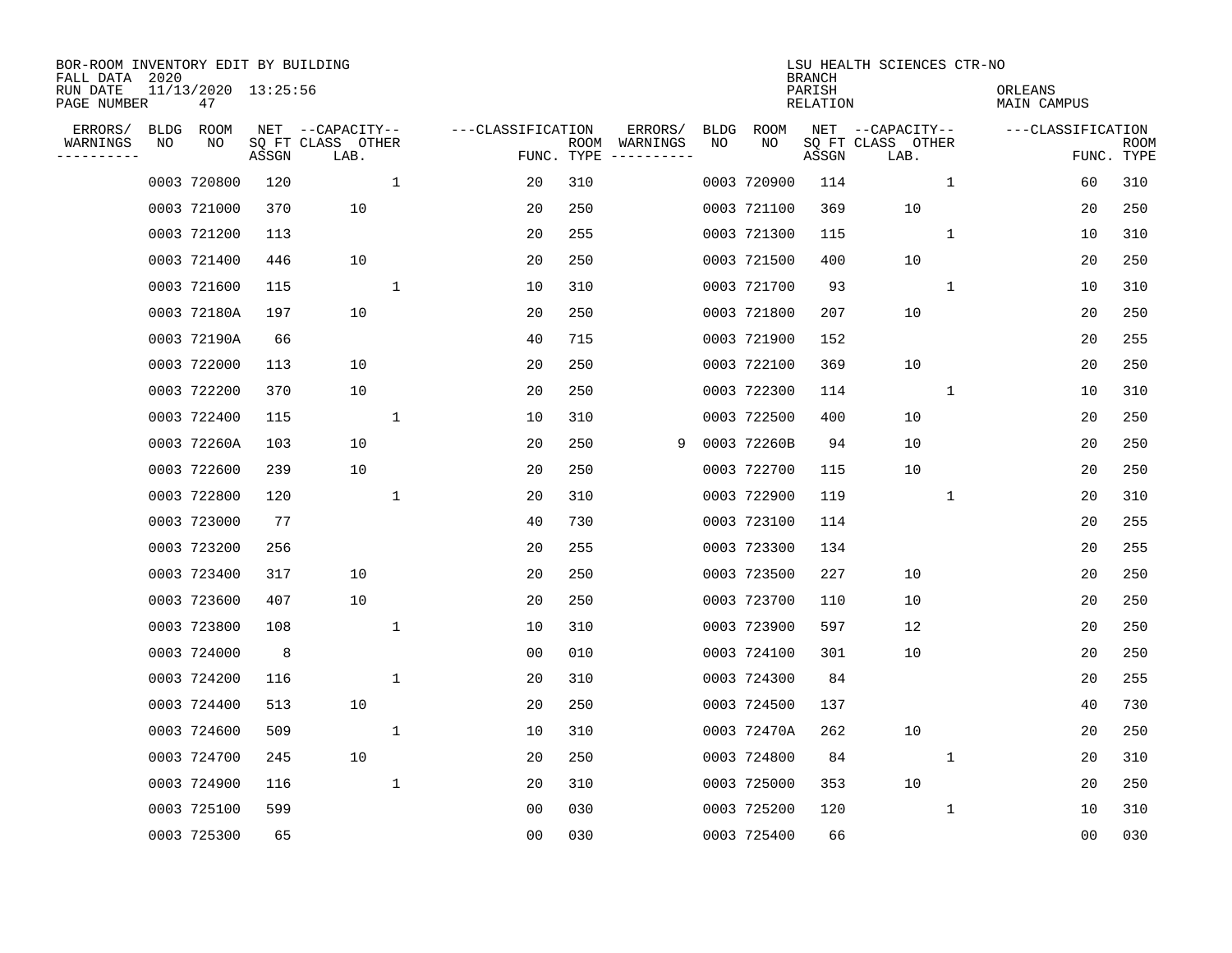BOR-ROOM INVENTORY EDIT BY BUILDING
FALL DATA 2020
RUN DATE 11/13/2020 13:25:56
PAGE NUMBER 47

LSU HEALTH SCIENCES CTR-NO
BRANCH
PARISH ORLEANS
RELATION MAIN CAMPUS

| ERRORS/ WARNINGS | BLDG NO | ROOM NO | NET SQ FT ASSGN | CAPACITY CLASS LAB. | CAPACITY OTHER | CLASSIFICATION FUNC. | ROOM TYPE | ERRORS/ WARNINGS | BLDG NO | ROOM NO | NET SQ FT ASSGN | CAPACITY CLASS LAB. | CAPACITY OTHER | CLASSIFICATION FUNC. | ROOM TYPE |
|---|---|---|---|---|---|---|---|---|---|---|---|---|---|---|---|
| | 0003 | 720800 | 120 | | 1 | 20 | 310 | | 0003 | 720900 | 114 | | 1 | 60 | 310 |
| | 0003 | 721000 | 370 | 10 | | 20 | 250 | | 0003 | 721100 | 369 | 10 | | 20 | 250 |
| | 0003 | 721200 | 113 | | | 20 | 255 | | 0003 | 721300 | 115 | | 1 | 10 | 310 |
| | 0003 | 721400 | 446 | 10 | | 20 | 250 | | 0003 | 721500 | 400 | 10 | | 20 | 250 |
| | 0003 | 721600 | 115 | | 1 | 10 | 310 | | 0003 | 721700 | 93 | | 1 | 10 | 310 |
| | 0003 | 72180A | 197 | 10 | | 20 | 250 | | 0003 | 721800 | 207 | 10 | | 20 | 250 |
| | 0003 | 72190A | 66 | | | 40 | 715 | | 0003 | 721900 | 152 | | | 20 | 255 |
| | 0003 | 722000 | 113 | 10 | | 20 | 250 | | 0003 | 722100 | 369 | 10 | | 20 | 250 |
| | 0003 | 722200 | 370 | 10 | | 20 | 250 | | 0003 | 722300 | 114 | | 1 | 10 | 310 |
| | 0003 | 722400 | 115 | | 1 | 10 | 310 | | 0003 | 722500 | 400 | 10 | | 20 | 250 |
| | 0003 | 72260A | 103 | 10 | | 20 | 250 | 9 | 0003 | 72260B | 94 | 10 | | 20 | 250 |
| | 0003 | 722600 | 239 | 10 | | 20 | 250 | | 0003 | 722700 | 115 | 10 | | 20 | 250 |
| | 0003 | 722800 | 120 | | 1 | 20 | 310 | | 0003 | 722900 | 119 | | 1 | 20 | 310 |
| | 0003 | 723000 | 77 | | | 40 | 730 | | 0003 | 723100 | 114 | | | 20 | 255 |
| | 0003 | 723200 | 256 | | | 20 | 255 | | 0003 | 723300 | 134 | | | 20 | 255 |
| | 0003 | 723400 | 317 | 10 | | 20 | 250 | | 0003 | 723500 | 227 | 10 | | 20 | 250 |
| | 0003 | 723600 | 407 | 10 | | 20 | 250 | | 0003 | 723700 | 110 | 10 | | 20 | 250 |
| | 0003 | 723800 | 108 | | 1 | 10 | 310 | | 0003 | 723900 | 597 | 12 | | 20 | 250 |
| | 0003 | 724000 | 8 | | | 00 | 010 | | 0003 | 724100 | 301 | 10 | | 20 | 250 |
| | 0003 | 724200 | 116 | | 1 | 20 | 310 | | 0003 | 724300 | 84 | | | 20 | 255 |
| | 0003 | 724400 | 513 | 10 | | 20 | 250 | | 0003 | 724500 | 137 | | | 40 | 730 |
| | 0003 | 724600 | 509 | | 1 | 10 | 310 | | 0003 | 72470A | 262 | 10 | | 20 | 250 |
| | 0003 | 724700 | 245 | 10 | | 20 | 250 | | 0003 | 724800 | 84 | | 1 | 20 | 310 |
| | 0003 | 724900 | 116 | | 1 | 20 | 310 | | 0003 | 725000 | 353 | 10 | | 20 | 250 |
| | 0003 | 725100 | 599 | | | 00 | 030 | | 0003 | 725200 | 120 | | 1 | 10 | 310 |
| | 0003 | 725300 | 65 | | | 00 | 030 | | 0003 | 725400 | 66 | | | 00 | 030 |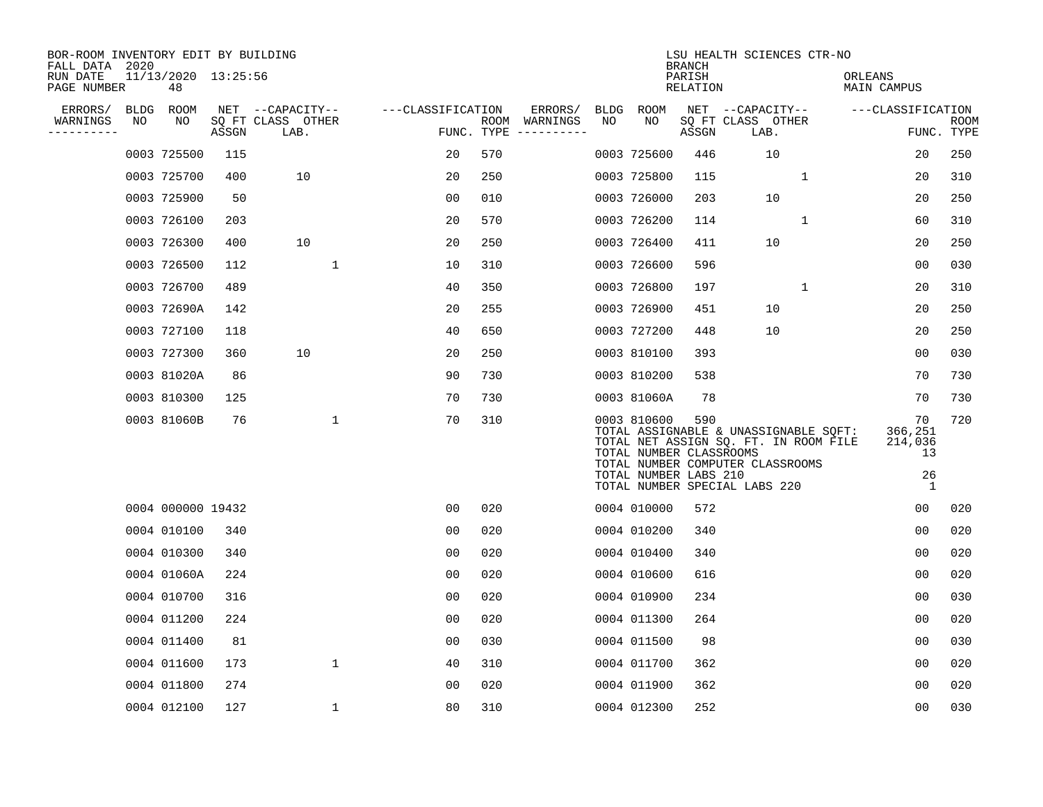BOR-ROOM INVENTORY EDIT BY BUILDING
FALL DATA 2020
RUN DATE 11/13/2020 13:25:56
PAGE NUMBER 48

LSU HEALTH SCIENCES CTR-NO
BRANCH
PARISH ORLEANS
RELATION MAIN CAMPUS

| ERRORS/ WARNINGS | BLDG NO | ROOM NO | NET SQ FT ASSGN | CAPACITY CLASS LAB. | CAPACITY OTHER | CLASSIFICATION FUNC. | ROOM TYPE | ERRORS/ WARNINGS | BLDG NO | ROOM NO | NET SQ FT ASSGN | CAPACITY CLASS LAB. | CAPACITY OTHER | CLASSIFICATION FUNC. | ROOM TYPE |
|---|---|---|---|---|---|---|---|---|---|---|---|---|---|---|---|
| | 0003 | 725500 | 115 | | | 20 | 570 | | 0003 | 725600 | 446 | 10 | | 20 | 250 |
| | 0003 | 725700 | 400 | 10 | | 20 | 250 | | 0003 | 725800 | 115 | | 1 | 20 | 310 |
| | 0003 | 725900 | 50 | | | 00 | 010 | | 0003 | 726000 | 203 | 10 | | 20 | 250 |
| | 0003 | 726100 | 203 | | | 20 | 570 | | 0003 | 726200 | 114 | | 1 | 60 | 310 |
| | 0003 | 726300 | 400 | 10 | | 20 | 250 | | 0003 | 726400 | 411 | 10 | | 20 | 250 |
| | 0003 | 726500 | 112 | | 1 | 10 | 310 | | 0003 | 726600 | 596 | | | 00 | 030 |
| | 0003 | 726700 | 489 | | | 40 | 350 | | 0003 | 726800 | 197 | | 1 | 20 | 310 |
| | 0003 | 72690A | 142 | | | 20 | 255 | | 0003 | 726900 | 451 | 10 | | 20 | 250 |
| | 0003 | 727100 | 118 | | | 40 | 650 | | 0003 | 727200 | 448 | 10 | | 20 | 250 |
| | 0003 | 727300 | 360 | 10 | | 20 | 250 | | 0003 | 810100 | 393 | | | 00 | 030 |
| | 0003 | 81020A | 86 | | | 90 | 730 | | 0003 | 810200 | 538 | | | 70 | 730 |
| | 0003 | 810300 | 125 | | | 70 | 730 | | 0003 | 81060A | 78 | | | 70 | 730 |
| | 0003 | 81060B | 76 | | 1 | 70 | 310 | | 0003 | 810600 | 590 | | | 70 | 720 |

TOTAL ASSIGNABLE & UNASSIGNABLE SQFT: 366,251
TOTAL NET ASSIGN SQ. FT. IN ROOM FILE 214,036
TOTAL NUMBER CLASSROOMS 13
TOTAL NUMBER COMPUTER CLASSROOMS
TOTAL NUMBER LABS 210 26
TOTAL NUMBER SPECIAL LABS 220 1

| ERRORS/ WARNINGS | BLDG NO | ROOM NO | NET SQ FT ASSGN | CAPACITY CLASS LAB. | CAPACITY OTHER | CLASSIFICATION FUNC. | ROOM TYPE | ERRORS/ WARNINGS | BLDG NO | ROOM NO | NET SQ FT ASSGN | CAPACITY CLASS LAB. | CAPACITY OTHER | CLASSIFICATION FUNC. | ROOM TYPE |
|---|---|---|---|---|---|---|---|---|---|---|---|---|---|---|---|
| | 0004 | 000000 | 19432 | | | 00 | 020 | | 0004 | 010000 | 572 | | | 00 | 020 |
| | 0004 | 010100 | 340 | | | 00 | 020 | | 0004 | 010200 | 340 | | | 00 | 020 |
| | 0004 | 010300 | 340 | | | 00 | 020 | | 0004 | 010400 | 340 | | | 00 | 020 |
| | 0004 | 01060A | 224 | | | 00 | 020 | | 0004 | 010600 | 616 | | | 00 | 020 |
| | 0004 | 010700 | 316 | | | 00 | 020 | | 0004 | 010900 | 234 | | | 00 | 030 |
| | 0004 | 011200 | 224 | | | 00 | 020 | | 0004 | 011300 | 264 | | | 00 | 020 |
| | 0004 | 011400 | 81 | | | 00 | 030 | | 0004 | 011500 | 98 | | | 00 | 030 |
| | 0004 | 011600 | 173 | | 1 | 40 | 310 | | 0004 | 011700 | 362 | | | 00 | 020 |
| | 0004 | 011800 | 274 | | | 00 | 020 | | 0004 | 011900 | 362 | | | 00 | 020 |
| | 0004 | 012100 | 127 | | 1 | 80 | 310 | | 0004 | 012300 | 252 | | | 00 | 030 |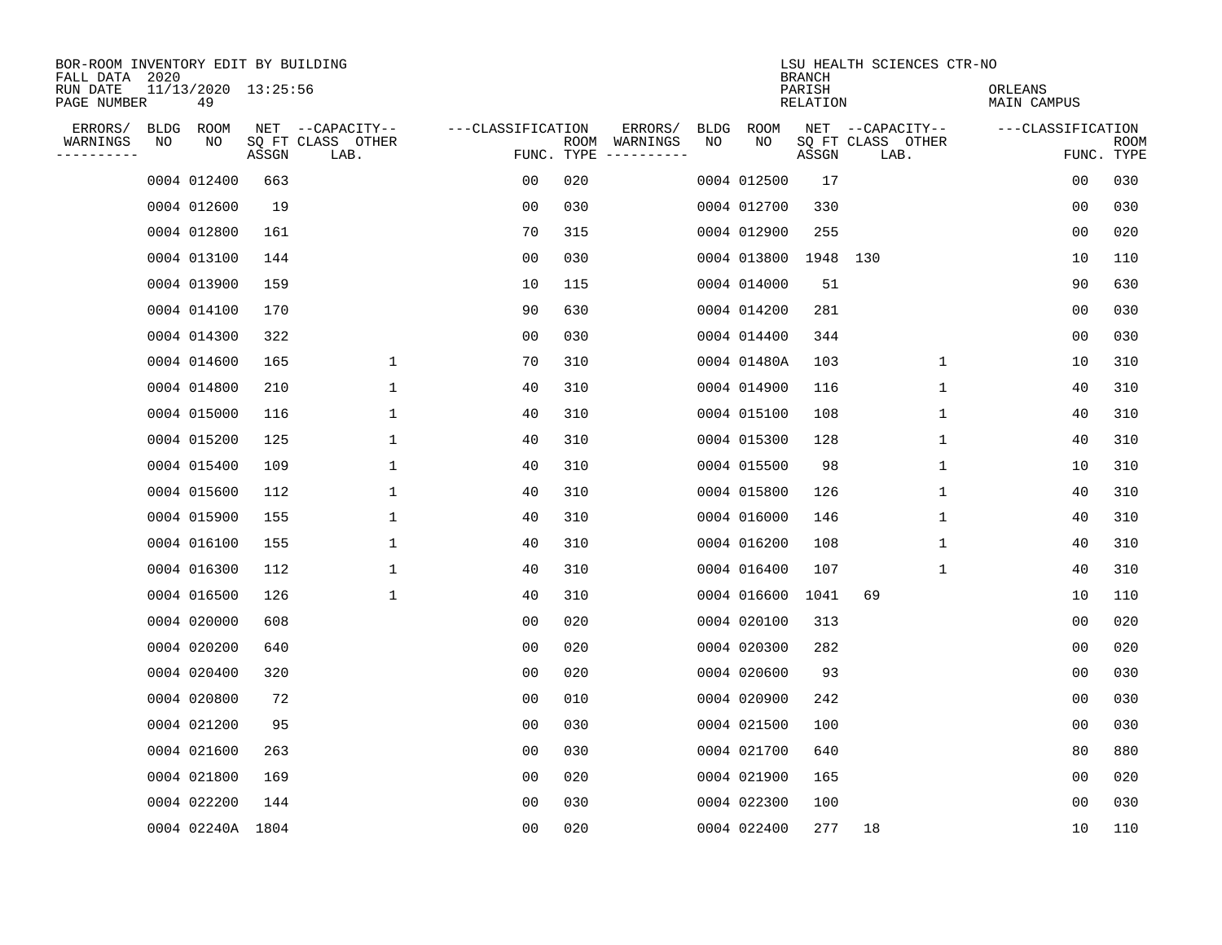BOR-ROOM INVENTORY EDIT BY BUILDING
FALL DATA 2020
RUN DATE 11/13/2020 13:25:56
PAGE NUMBER 49

LSU HEALTH SCIENCES CTR-NO
BRANCH
PARISH ORLEANS
RELATION MAIN CAMPUS

| ERRORS/ WARNINGS | BLDG NO | ROOM NO | NET SQ FT ASSGN | CAPACITY CLASS LAB. | CAPACITY OTHER | CLASSIFICATION FUNC. | ROOM TYPE | ERRORS/ WARNINGS | BLDG NO | ROOM NO | NET SQ FT ASSGN | CAPACITY CLASS LAB. | CAPACITY OTHER | CLASSIFICATION FUNC. | ROOM TYPE |
|---|---|---|---|---|---|---|---|---|---|---|---|---|---|---|---|
| | 0004 | 012400 | 663 | | | 00 | 020 | | 0004 | 012500 | 17 | | | 00 | 030 |
| | 0004 | 012600 | 19 | | | 00 | 030 | | 0004 | 012700 | 330 | | | 00 | 030 |
| | 0004 | 012800 | 161 | | | 70 | 315 | | 0004 | 012900 | 255 | | | 00 | 020 |
| | 0004 | 013100 | 144 | | | 00 | 030 | | 0004 | 013800 | 1948 | 130 | | 10 | 110 |
| | 0004 | 013900 | 159 | | | 10 | 115 | | 0004 | 014000 | 51 | | | 90 | 630 |
| | 0004 | 014100 | 170 | | | 90 | 630 | | 0004 | 014200 | 281 | | | 00 | 030 |
| | 0004 | 014300 | 322 | | | 00 | 030 | | 0004 | 014400 | 344 | | | 00 | 030 |
| | 0004 | 014600 | 165 | | 1 | 70 | 310 | | 0004 | 01480A | 103 | | 1 | 10 | 310 |
| | 0004 | 014800 | 210 | | 1 | 40 | 310 | | 0004 | 014900 | 116 | | 1 | 40 | 310 |
| | 0004 | 015000 | 116 | | 1 | 40 | 310 | | 0004 | 015100 | 108 | | 1 | 40 | 310 |
| | 0004 | 015200 | 125 | | 1 | 40 | 310 | | 0004 | 015300 | 128 | | 1 | 40 | 310 |
| | 0004 | 015400 | 109 | | 1 | 40 | 310 | | 0004 | 015500 | 98 | | 1 | 10 | 310 |
| | 0004 | 015600 | 112 | | 1 | 40 | 310 | | 0004 | 015800 | 126 | | 1 | 40 | 310 |
| | 0004 | 015900 | 155 | | 1 | 40 | 310 | | 0004 | 016000 | 146 | | 1 | 40 | 310 |
| | 0004 | 016100 | 155 | | 1 | 40 | 310 | | 0004 | 016200 | 108 | | 1 | 40 | 310 |
| | 0004 | 016300 | 112 | | 1 | 40 | 310 | | 0004 | 016400 | 107 | | 1 | 40 | 310 |
| | 0004 | 016500 | 126 | | 1 | 40 | 310 | | 0004 | 016600 | 1041 | 69 | | 10 | 110 |
| | 0004 | 020000 | 608 | | | 00 | 020 | | 0004 | 020100 | 313 | | | 00 | 020 |
| | 0004 | 020200 | 640 | | | 00 | 020 | | 0004 | 020300 | 282 | | | 00 | 020 |
| | 0004 | 020400 | 320 | | | 00 | 020 | | 0004 | 020600 | 93 | | | 00 | 030 |
| | 0004 | 020800 | 72 | | | 00 | 010 | | 0004 | 020900 | 242 | | | 00 | 030 |
| | 0004 | 021200 | 95 | | | 00 | 030 | | 0004 | 021500 | 100 | | | 00 | 030 |
| | 0004 | 021600 | 263 | | | 00 | 030 | | 0004 | 021700 | 640 | | | 80 | 880 |
| | 0004 | 021800 | 169 | | | 00 | 020 | | 0004 | 021900 | 165 | | | 00 | 020 |
| | 0004 | 022200 | 144 | | | 00 | 030 | | 0004 | 022300 | 100 | | | 00 | 030 |
| | 0004 | 02240A | 1804 | | | 00 | 020 | | 0004 | 022400 | 277 | 18 | | 10 | 110 |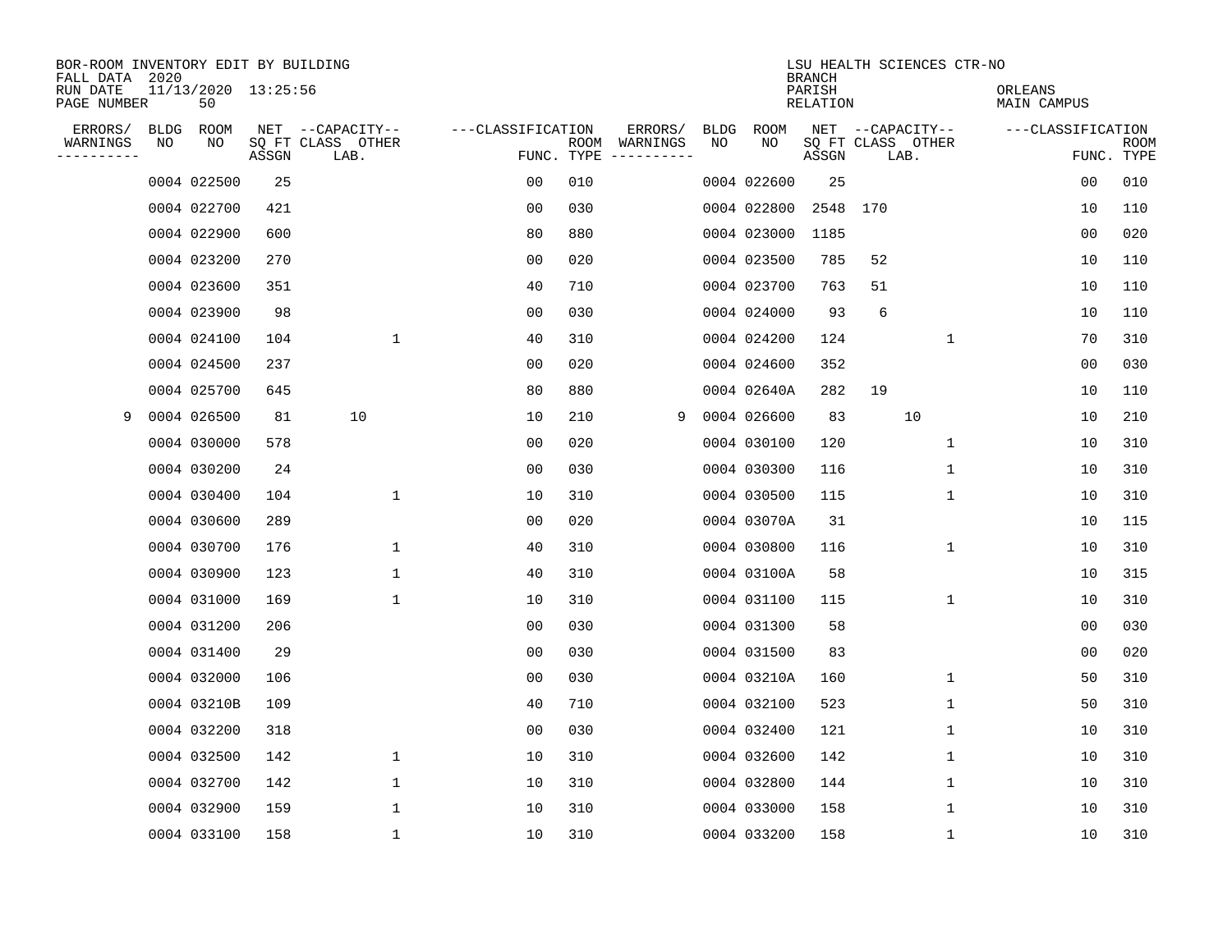BOR-ROOM INVENTORY EDIT BY BUILDING
FALL DATA 2020
RUN DATE 11/13/2020 13:25:56
PAGE NUMBER 50

LSU HEALTH SCIENCES CTR-NO
BRANCH
PARISH ORLEANS
RELATION MAIN CAMPUS

| ERRORS/ WARNINGS | BLDG NO | ROOM NO | NET SQ FT ASSGN | CAPACITY CLASS LAB. | CAPACITY OTHER | CLASSIFICATION FUNC. | ROOM TYPE | ERRORS/ WARNINGS | BLDG NO | ROOM NO | NET SQ FT ASSGN | CAPACITY CLASS LAB. | CAPACITY OTHER | CLASSIFICATION FUNC. | ROOM TYPE |
|---|---|---|---|---|---|---|---|---|---|---|---|---|---|---|---|
| | 0004 | 022500 | 25 | | | 00 | 010 | | 0004 | 022600 | 25 | | | 00 | 010 |
| | 0004 | 022700 | 421 | | | 00 | 030 | | 0004 | 022800 | 2548 | 170 | | 10 | 110 |
| | 0004 | 022900 | 600 | | | 80 | 880 | | 0004 | 023000 | 1185 | | | 00 | 020 |
| | 0004 | 023200 | 270 | | | 00 | 020 | | 0004 | 023500 | 785 | 52 | | 10 | 110 |
| | 0004 | 023600 | 351 | | | 40 | 710 | | 0004 | 023700 | 763 | 51 | | 10 | 110 |
| | 0004 | 023900 | 98 | | | 00 | 030 | | 0004 | 024000 | 93 | 6 | | 10 | 110 |
| | 0004 | 024100 | 104 | | 1 | 40 | 310 | | 0004 | 024200 | 124 | | 1 | 70 | 310 |
| | 0004 | 024500 | 237 | | | 00 | 020 | | 0004 | 024600 | 352 | | | 00 | 030 |
| | 0004 | 025700 | 645 | | | 80 | 880 | | 0004 | 02640A | 282 | 19 | | 10 | 110 |
| 9 | 0004 | 026500 | 81 | 10 | | 10 | 210 | 9 | 0004 | 026600 | 83 | 10 | | 10 | 210 |
| | 0004 | 030000 | 578 | | | 00 | 020 | | 0004 | 030100 | 120 | | 1 | 10 | 310 |
| | 0004 | 030200 | 24 | | | 00 | 030 | | 0004 | 030300 | 116 | | 1 | 10 | 310 |
| | 0004 | 030400 | 104 | | 1 | 10 | 310 | | 0004 | 030500 | 115 | | 1 | 10 | 310 |
| | 0004 | 030600 | 289 | | | 00 | 020 | | 0004 | 03070A | 31 | | | 10 | 115 |
| | 0004 | 030700 | 176 | | 1 | 40 | 310 | | 0004 | 030800 | 116 | | 1 | 10 | 310 |
| | 0004 | 030900 | 123 | | 1 | 40 | 310 | | 0004 | 03100A | 58 | | | 10 | 315 |
| | 0004 | 031000 | 169 | | 1 | 10 | 310 | | 0004 | 031100 | 115 | | 1 | 10 | 310 |
| | 0004 | 031200 | 206 | | | 00 | 030 | | 0004 | 031300 | 58 | | | 00 | 030 |
| | 0004 | 031400 | 29 | | | 00 | 030 | | 0004 | 031500 | 83 | | | 00 | 020 |
| | 0004 | 032000 | 106 | | | 00 | 030 | | 0004 | 03210A | 160 | | 1 | 50 | 310 |
| | 0004 | 03210B | 109 | | | 40 | 710 | | 0004 | 032100 | 523 | | 1 | 50 | 310 |
| | 0004 | 032200 | 318 | | | 00 | 030 | | 0004 | 032400 | 121 | | 1 | 10 | 310 |
| | 0004 | 032500 | 142 | | 1 | 10 | 310 | | 0004 | 032600 | 142 | | 1 | 10 | 310 |
| | 0004 | 032700 | 142 | | 1 | 10 | 310 | | 0004 | 032800 | 144 | | 1 | 10 | 310 |
| | 0004 | 032900 | 159 | | 1 | 10 | 310 | | 0004 | 033000 | 158 | | 1 | 10 | 310 |
| | 0004 | 033100 | 158 | | 1 | 10 | 310 | | 0004 | 033200 | 158 | | 1 | 10 | 310 |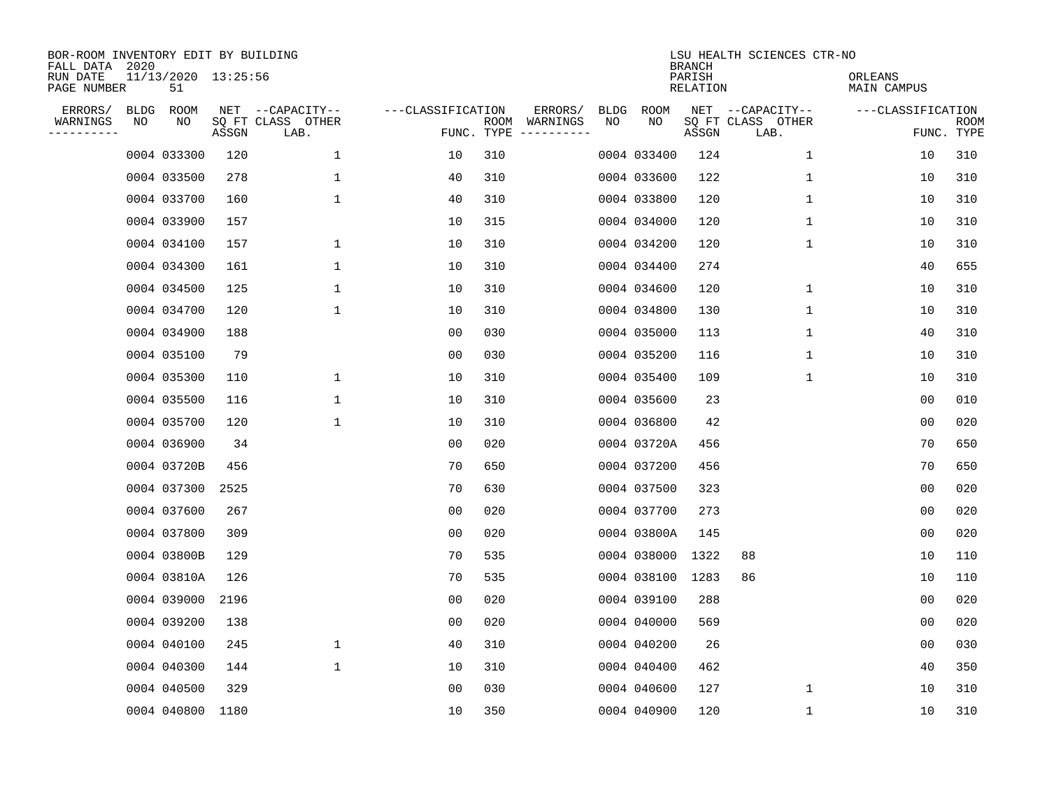BOR-ROOM INVENTORY EDIT BY BUILDING
FALL DATA 2020
RUN DATE 11/13/2020 13:25:56
PAGE NUMBER 51

LSU HEALTH SCIENCES CTR-NO
BRANCH
PARISH ORLEANS
RELATION MAIN CAMPUS

| ERRORS/ WARNINGS | BLDG NO | ROOM NO | NET SQ FT ASSGN | CAPACITY CLASS LAB. | CAPACITY OTHER | CLASSIFICATION FUNC. | ROOM TYPE | ERRORS/ WARNINGS | BLDG NO | ROOM NO | NET SQ FT ASSGN | CAPACITY CLASS LAB. | CAPACITY OTHER | CLASSIFICATION FUNC. | ROOM TYPE |
|---|---|---|---|---|---|---|---|---|---|---|---|---|---|---|---|
| | 0004 | 033300 | 120 | | 1 | 10 | 310 | | 0004 | 033400 | 124 | | 1 | 10 | 310 |
| | 0004 | 033500 | 278 | | 1 | 40 | 310 | | 0004 | 033600 | 122 | | 1 | 10 | 310 |
| | 0004 | 033700 | 160 | | 1 | 40 | 310 | | 0004 | 033800 | 120 | | 1 | 10 | 310 |
| | 0004 | 033900 | 157 | | | 10 | 315 | | 0004 | 034000 | 120 | | 1 | 10 | 310 |
| | 0004 | 034100 | 157 | | 1 | 10 | 310 | | 0004 | 034200 | 120 | | 1 | 10 | 310 |
| | 0004 | 034300 | 161 | | 1 | 10 | 310 | | 0004 | 034400 | 274 | | | 40 | 655 |
| | 0004 | 034500 | 125 | | 1 | 10 | 310 | | 0004 | 034600 | 120 | | 1 | 10 | 310 |
| | 0004 | 034700 | 120 | | 1 | 10 | 310 | | 0004 | 034800 | 130 | | 1 | 10 | 310 |
| | 0004 | 034900 | 188 | | | 00 | 030 | | 0004 | 035000 | 113 | | 1 | 40 | 310 |
| | 0004 | 035100 | 79 | | | 00 | 030 | | 0004 | 035200 | 116 | | 1 | 10 | 310 |
| | 0004 | 035300 | 110 | | 1 | 10 | 310 | | 0004 | 035400 | 109 | | 1 | 10 | 310 |
| | 0004 | 035500 | 116 | | 1 | 10 | 310 | | 0004 | 035600 | 23 | | | 00 | 010 |
| | 0004 | 035700 | 120 | | 1 | 10 | 310 | | 0004 | 036800 | 42 | | | 00 | 020 |
| | 0004 | 036900 | 34 | | | 00 | 020 | | 0004 | 03720A | 456 | | | 70 | 650 |
| | 0004 | 03720B | 456 | | | 70 | 650 | | 0004 | 037200 | 456 | | | 70 | 650 |
| | 0004 | 037300 | 2525 | | | 70 | 630 | | 0004 | 037500 | 323 | | | 00 | 020 |
| | 0004 | 037600 | 267 | | | 00 | 020 | | 0004 | 037700 | 273 | | | 00 | 020 |
| | 0004 | 037800 | 309 | | | 00 | 020 | | 0004 | 03800A | 145 | | | 00 | 020 |
| | 0004 | 03800B | 129 | | | 70 | 535 | | 0004 | 038000 | 1322 | 88 | | 10 | 110 |
| | 0004 | 03810A | 126 | | | 70 | 535 | | 0004 | 038100 | 1283 | 86 | | 10 | 110 |
| | 0004 | 039000 | 2196 | | | 00 | 020 | | 0004 | 039100 | 288 | | | 00 | 020 |
| | 0004 | 039200 | 138 | | | 00 | 020 | | 0004 | 040000 | 569 | | | 00 | 020 |
| | 0004 | 040100 | 245 | | 1 | 40 | 310 | | 0004 | 040200 | 26 | | | 00 | 030 |
| | 0004 | 040300 | 144 | | 1 | 10 | 310 | | 0004 | 040400 | 462 | | | 40 | 350 |
| | 0004 | 040500 | 329 | | | 00 | 030 | | 0004 | 040600 | 127 | | 1 | 10 | 310 |
| | 0004 | 040800 | 1180 | | | 10 | 350 | | 0004 | 040900 | 120 | | 1 | 10 | 310 |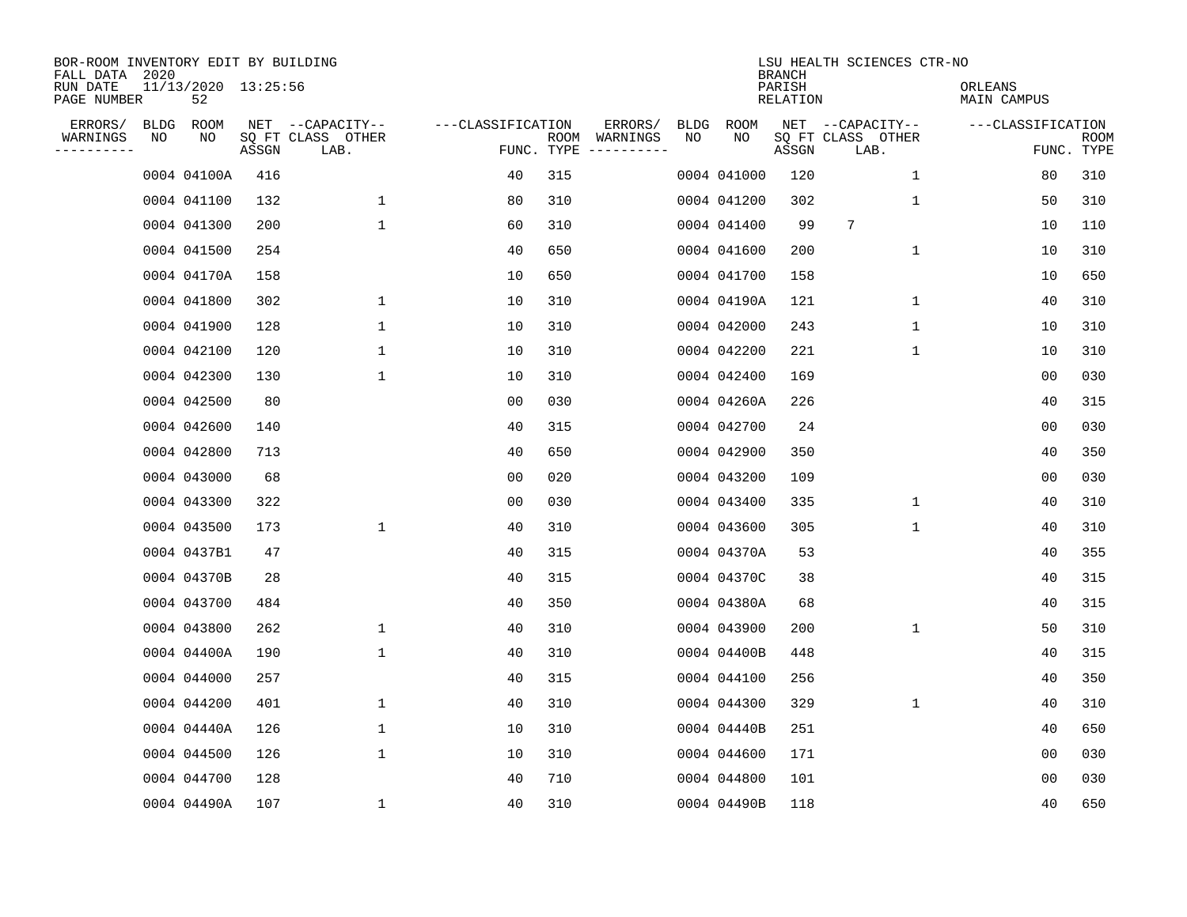BOR-ROOM INVENTORY EDIT BY BUILDING
FALL DATA 2020
RUN DATE 11/13/2020 13:25:56
PAGE NUMBER 52

LSU HEALTH SCIENCES CTR-NO
BRANCH
PARISH ORLEANS
RELATION MAIN CAMPUS

| ERRORS/ WARNINGS | BLDG NO | ROOM NO | NET SQ FT ASSGN | CAPACITY CLASS LAB. | CAPACITY OTHER | CLASSIFICATION FUNC. | ROOM TYPE | ERRORS/ WARNINGS | BLDG NO | ROOM NO | NET SQ FT ASSGN | CAPACITY CLASS LAB. | CAPACITY OTHER | CLASSIFICATION FUNC. | ROOM TYPE |
|---|---|---|---|---|---|---|---|---|---|---|---|---|---|---|---|
| | 0004 | 04100A | 416 | | | 40 | 315 | | 0004 | 041000 | 120 | | 1 | 80 | 310 |
| | 0004 | 041100 | 132 | | 1 | 80 | 310 | | 0004 | 041200 | 302 | | 1 | 50 | 310 |
| | 0004 | 041300 | 200 | | 1 | 60 | 310 | | 0004 | 041400 | 99 | 7 | | 10 | 110 |
| | 0004 | 041500 | 254 | | | 40 | 650 | | 0004 | 041600 | 200 | | 1 | 10 | 310 |
| | 0004 | 04170A | 158 | | | 10 | 650 | | 0004 | 041700 | 158 | | | 10 | 650 |
| | 0004 | 041800 | 302 | | 1 | 10 | 310 | | 0004 | 04190A | 121 | | 1 | 40 | 310 |
| | 0004 | 041900 | 128 | | 1 | 10 | 310 | | 0004 | 042000 | 243 | | 1 | 10 | 310 |
| | 0004 | 042100 | 120 | | 1 | 10 | 310 | | 0004 | 042200 | 221 | | 1 | 10 | 310 |
| | 0004 | 042300 | 130 | | 1 | 10 | 310 | | 0004 | 042400 | 169 | | | 00 | 030 |
| | 0004 | 042500 | 80 | | | 00 | 030 | | 0004 | 04260A | 226 | | | 40 | 315 |
| | 0004 | 042600 | 140 | | | 40 | 315 | | 0004 | 042700 | 24 | | | 00 | 030 |
| | 0004 | 042800 | 713 | | | 40 | 650 | | 0004 | 042900 | 350 | | | 40 | 350 |
| | 0004 | 043000 | 68 | | | 00 | 020 | | 0004 | 043200 | 109 | | | 00 | 030 |
| | 0004 | 043300 | 322 | | | 00 | 030 | | 0004 | 043400 | 335 | | 1 | 40 | 310 |
| | 0004 | 043500 | 173 | | 1 | 40 | 310 | | 0004 | 043600 | 305 | | 1 | 40 | 310 |
| | 0004 | 0437B1 | 47 | | | 40 | 315 | | 0004 | 04370A | 53 | | | 40 | 355 |
| | 0004 | 04370B | 28 | | | 40 | 315 | | 0004 | 04370C | 38 | | | 40 | 315 |
| | 0004 | 043700 | 484 | | | 40 | 350 | | 0004 | 04380A | 68 | | | 40 | 315 |
| | 0004 | 043800 | 262 | | 1 | 40 | 310 | | 0004 | 043900 | 200 | | 1 | 50 | 310 |
| | 0004 | 04400A | 190 | | 1 | 40 | 310 | | 0004 | 04400B | 448 | | | 40 | 315 |
| | 0004 | 044000 | 257 | | | 40 | 315 | | 0004 | 044100 | 256 | | | 40 | 350 |
| | 0004 | 044200 | 401 | | 1 | 40 | 310 | | 0004 | 044300 | 329 | | 1 | 40 | 310 |
| | 0004 | 04440A | 126 | | 1 | 10 | 310 | | 0004 | 04440B | 251 | | | 40 | 650 |
| | 0004 | 044500 | 126 | | 1 | 10 | 310 | | 0004 | 044600 | 171 | | | 00 | 030 |
| | 0004 | 044700 | 128 | | | 40 | 710 | | 0004 | 044800 | 101 | | | 00 | 030 |
| | 0004 | 04490A | 107 | | 1 | 40 | 310 | | 0004 | 04490B | 118 | | | 40 | 650 |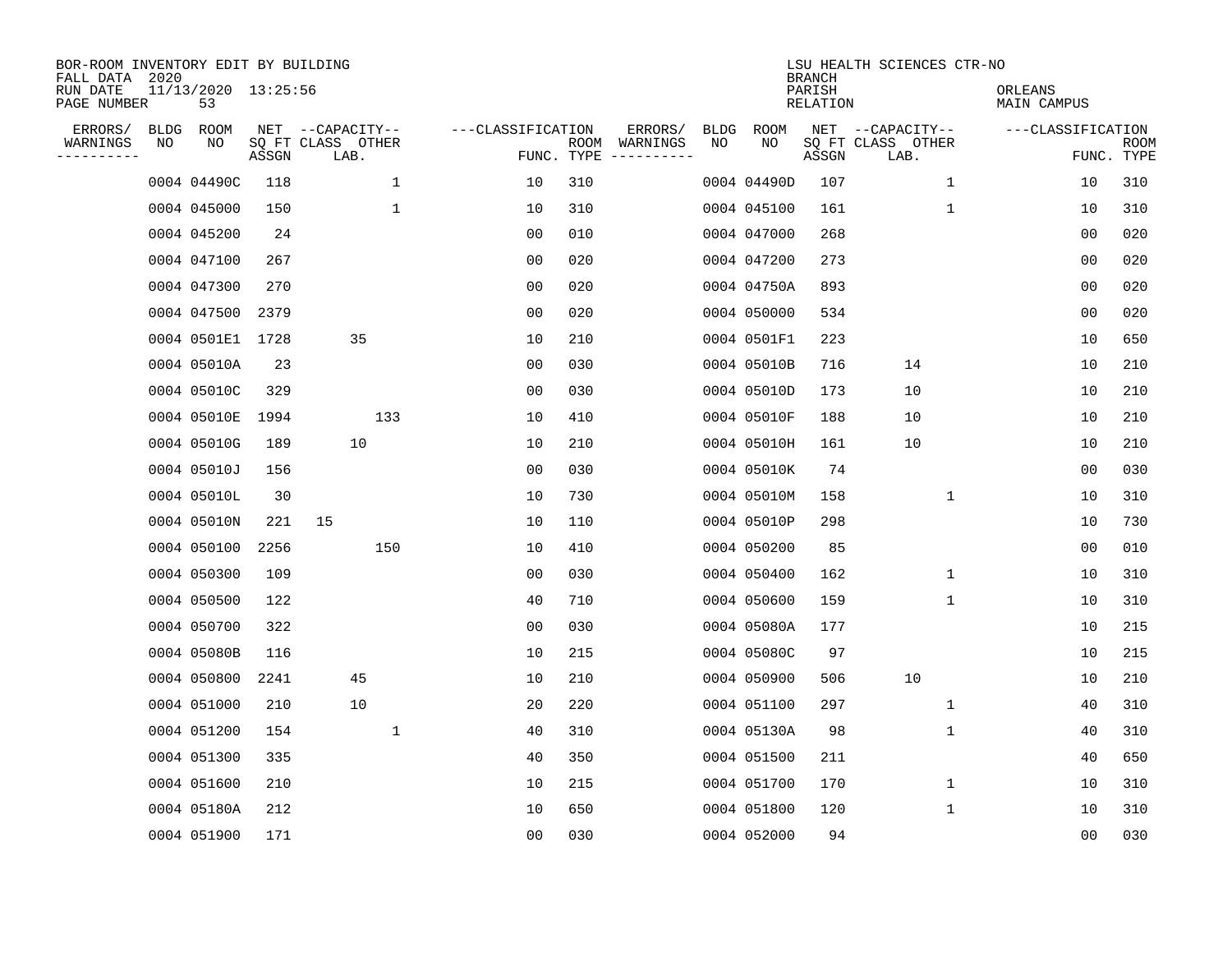BOR-ROOM INVENTORY EDIT BY BUILDING
FALL DATA 2020
RUN DATE 11/13/2020 13:25:56
PAGE NUMBER 53

LSU HEALTH SCIENCES CTR-NO
BRANCH
PARISH ORLEANS
RELATION MAIN CAMPUS

| ERRORS/ WARNINGS | BLDG NO | ROOM NO | NET SQ FT ASSGN | CAPACITY CLASS LAB. | CAPACITY OTHER | CLASSIFICATION FUNC. | ROOM TYPE | ERRORS/ WARNINGS | BLDG NO | ROOM NO | NET SQ FT ASSGN | CAPACITY CLASS LAB. | CAPACITY OTHER | CLASSIFICATION FUNC. | ROOM TYPE |
|---|---|---|---|---|---|---|---|---|---|---|---|---|---|---|---|
| | 0004 | 04490C | 118 | | 1 | 10 | 310 | | 0004 | 04490D | 107 | | 1 | 10 | 310 |
| | 0004 | 045000 | 150 | | 1 | 10 | 310 | | 0004 | 045100 | 161 | | 1 | 10 | 310 |
| | 0004 | 045200 | 24 | | | 00 | 010 | | 0004 | 047000 | 268 | | | 00 | 020 |
| | 0004 | 047100 | 267 | | | 00 | 020 | | 0004 | 047200 | 273 | | | 00 | 020 |
| | 0004 | 047300 | 270 | | | 00 | 020 | | 0004 | 04750A | 893 | | | 00 | 020 |
| | 0004 | 047500 | 2379 | | | 00 | 020 | | 0004 | 050000 | 534 | | | 00 | 020 |
| | 0004 | 0501E1 | 1728 | 35 | | 10 | 210 | | 0004 | 0501F1 | 223 | | | 10 | 650 |
| | 0004 | 05010A | 23 | | | 00 | 030 | | 0004 | 05010B | 716 | 14 | | 10 | 210 |
| | 0004 | 05010C | 329 | | | 00 | 030 | | 0004 | 05010D | 173 | 10 | | 10 | 210 |
| | 0004 | 05010E | 1994 | | 133 | 10 | 410 | | 0004 | 05010F | 188 | 10 | | 10 | 210 |
| | 0004 | 05010G | 189 | 10 | | 10 | 210 | | 0004 | 05010H | 161 | 10 | | 10 | 210 |
| | 0004 | 05010J | 156 | | | 00 | 030 | | 0004 | 05010K | 74 | | | 00 | 030 |
| | 0004 | 05010L | 30 | | | 10 | 730 | | 0004 | 05010M | 158 | | 1 | 10 | 310 |
| | 0004 | 05010N | 221 | 15 | | 10 | 110 | | 0004 | 05010P | 298 | | | 10 | 730 |
| | 0004 | 050100 | 2256 | | 150 | 10 | 410 | | 0004 | 050200 | 85 | | | 00 | 010 |
| | 0004 | 050300 | 109 | | | 00 | 030 | | 0004 | 050400 | 162 | | 1 | 10 | 310 |
| | 0004 | 050500 | 122 | | | 40 | 710 | | 0004 | 050600 | 159 | | 1 | 10 | 310 |
| | 0004 | 050700 | 322 | | | 00 | 030 | | 0004 | 05080A | 177 | | | 10 | 215 |
| | 0004 | 05080B | 116 | | | 10 | 215 | | 0004 | 05080C | 97 | | | 10 | 215 |
| | 0004 | 050800 | 2241 | 45 | | 10 | 210 | | 0004 | 050900 | 506 | 10 | | 10 | 210 |
| | 0004 | 051000 | 210 | 10 | | 20 | 220 | | 0004 | 051100 | 297 | | 1 | 40 | 310 |
| | 0004 | 051200 | 154 | | 1 | 40 | 310 | | 0004 | 05130A | 98 | | 1 | 40 | 310 |
| | 0004 | 051300 | 335 | | | 40 | 350 | | 0004 | 051500 | 211 | | | 40 | 650 |
| | 0004 | 051600 | 210 | | | 10 | 215 | | 0004 | 051700 | 170 | | 1 | 10 | 310 |
| | 0004 | 05180A | 212 | | | 10 | 650 | | 0004 | 051800 | 120 | | 1 | 10 | 310 |
| | 0004 | 051900 | 171 | | | 00 | 030 | | 0004 | 052000 | 94 | | | 00 | 030 |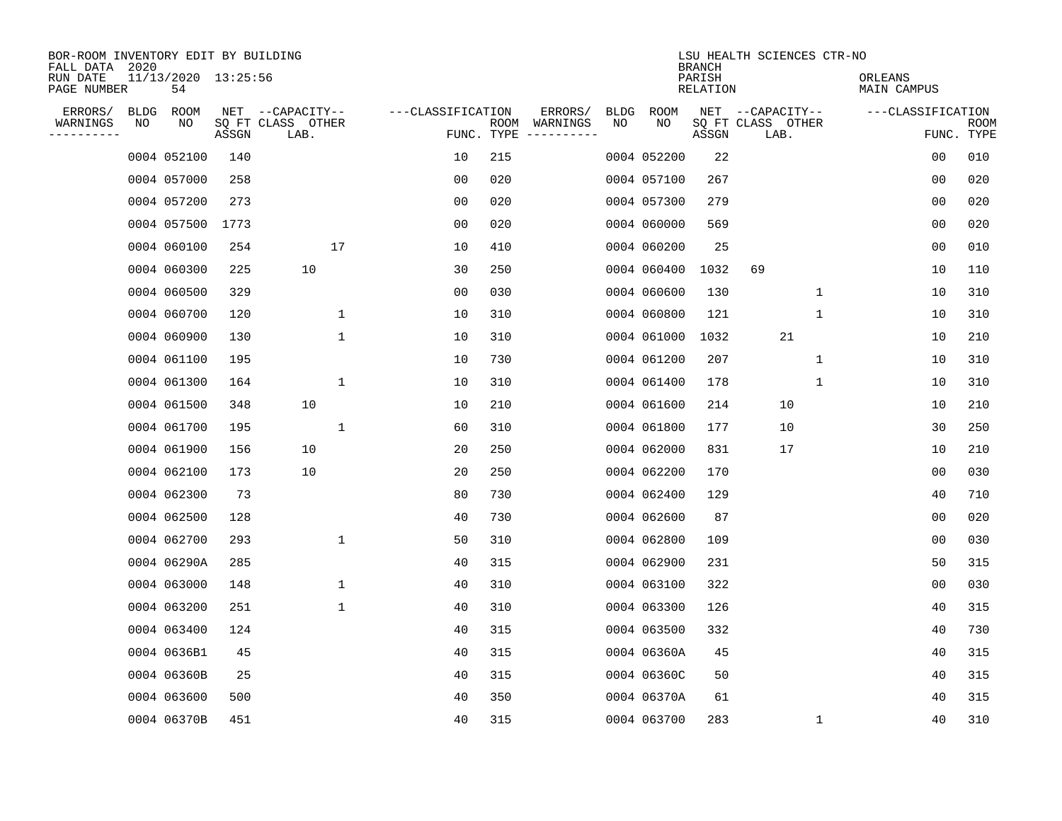BOR-ROOM INVENTORY EDIT BY BUILDING
FALL DATA 2020
RUN DATE 11/13/2020 13:25:56
PAGE NUMBER 54

LSU HEALTH SCIENCES CTR-NO
BRANCH
PARISH ORLEANS
RELATION MAIN CAMPUS

| ERRORS/ WARNINGS | BLDG NO | ROOM NO | NET SQ FT ASSGN | CAPACITY CLASS LAB. | CAPACITY OTHER | CLASSIFICATION FUNC. | ROOM TYPE | ERRORS/ WARNINGS | BLDG NO | ROOM NO | NET SQ FT ASSGN | CAPACITY CLASS LAB. | CAPACITY OTHER | CLASSIFICATION FUNC. | ROOM TYPE |
|---|---|---|---|---|---|---|---|---|---|---|---|---|---|---|---|
| | 0004 | 052100 | 140 | | | 10 | 215 | | 0004 | 052200 | 22 | | | 00 | 010 |
| | 0004 | 057000 | 258 | | | 00 | 020 | | 0004 | 057100 | 267 | | | 00 | 020 |
| | 0004 | 057200 | 273 | | | 00 | 020 | | 0004 | 057300 | 279 | | | 00 | 020 |
| | 0004 | 057500 | 1773 | | | 00 | 020 | | 0004 | 060000 | 569 | | | 00 | 020 |
| | 0004 | 060100 | 254 | | 17 | 10 | 410 | | 0004 | 060200 | 25 | | | 00 | 010 |
| | 0004 | 060300 | 225 | 10 | | 30 | 250 | | 0004 | 060400 | 1032 | 69 | | 10 | 110 |
| | 0004 | 060500 | 329 | | | 00 | 030 | | 0004 | 060600 | 130 | | 1 | 10 | 310 |
| | 0004 | 060700 | 120 | | 1 | 10 | 310 | | 0004 | 060800 | 121 | | 1 | 10 | 310 |
| | 0004 | 060900 | 130 | | 1 | 10 | 310 | | 0004 | 061000 | 1032 | 21 | | 10 | 210 |
| | 0004 | 061100 | 195 | | | 10 | 730 | | 0004 | 061200 | 207 | | 1 | 10 | 310 |
| | 0004 | 061300 | 164 | | 1 | 10 | 310 | | 0004 | 061400 | 178 | | 1 | 10 | 310 |
| | 0004 | 061500 | 348 | 10 | | 10 | 210 | | 0004 | 061600 | 214 | 10 | | 10 | 210 |
| | 0004 | 061700 | 195 | | 1 | 60 | 310 | | 0004 | 061800 | 177 | 10 | | 30 | 250 |
| | 0004 | 061900 | 156 | 10 | | 20 | 250 | | 0004 | 062000 | 831 | 17 | | 10 | 210 |
| | 0004 | 062100 | 173 | 10 | | 20 | 250 | | 0004 | 062200 | 170 | | | 00 | 030 |
| | 0004 | 062300 | 73 | | | 80 | 730 | | 0004 | 062400 | 129 | | | 40 | 710 |
| | 0004 | 062500 | 128 | | | 40 | 730 | | 0004 | 062600 | 87 | | | 00 | 020 |
| | 0004 | 062700 | 293 | | 1 | 50 | 310 | | 0004 | 062800 | 109 | | | 00 | 030 |
| | 0004 | 06290A | 285 | | | 40 | 315 | | 0004 | 062900 | 231 | | | 50 | 315 |
| | 0004 | 063000 | 148 | | 1 | 40 | 310 | | 0004 | 063100 | 322 | | | 00 | 030 |
| | 0004 | 063200 | 251 | | 1 | 40 | 310 | | 0004 | 063300 | 126 | | | 40 | 315 |
| | 0004 | 063400 | 124 | | | 40 | 315 | | 0004 | 063500 | 332 | | | 40 | 730 |
| | 0004 | 0636B1 | 45 | | | 40 | 315 | | 0004 | 06360A | 45 | | | 40 | 315 |
| | 0004 | 06360B | 25 | | | 40 | 315 | | 0004 | 06360C | 50 | | | 40 | 315 |
| | 0004 | 063600 | 500 | | | 40 | 350 | | 0004 | 06370A | 61 | | | 40 | 315 |
| | 0004 | 06370B | 451 | | | 40 | 315 | | 0004 | 063700 | 283 | | 1 | 40 | 310 |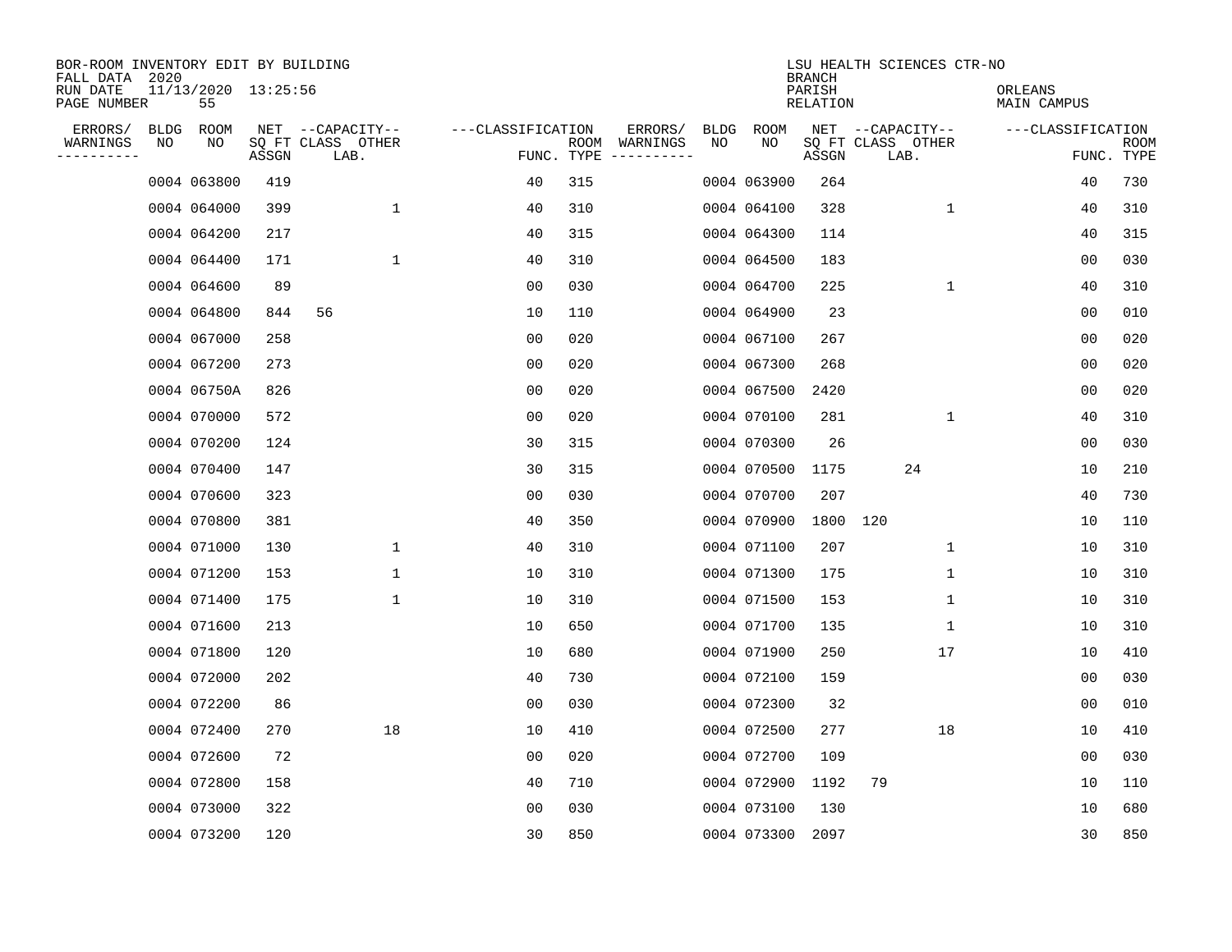BOR-ROOM INVENTORY EDIT BY BUILDING
FALL DATA 2020
RUN DATE 11/13/2020 13:25:56
PAGE NUMBER 55

LSU HEALTH SCIENCES CTR-NO
BRANCH
PARISH ORLEANS
RELATION MAIN CAMPUS

| ERRORS/ WARNINGS | BLDG NO | ROOM NO | NET SQ FT ASSGN | CAPACITY CLASS LAB. | CAPACITY OTHER | CLASSIFICATION FUNC. | ROOM TYPE | ERRORS/ WARNINGS | BLDG NO | ROOM NO | NET SQ FT ASSGN | CAPACITY CLASS LAB. | CAPACITY OTHER | CLASSIFICATION FUNC. | ROOM TYPE |
|---|---|---|---|---|---|---|---|---|---|---|---|---|---|---|---|
| | 0004 | 063800 | 419 | | | 40 | 315 | | 0004 | 063900 | 264 | | | 40 | 730 |
| | 0004 | 064000 | 399 | | 1 | 40 | 310 | | 0004 | 064100 | 328 | | 1 | 40 | 310 |
| | 0004 | 064200 | 217 | | | 40 | 315 | | 0004 | 064300 | 114 | | | 40 | 315 |
| | 0004 | 064400 | 171 | | 1 | 40 | 310 | | 0004 | 064500 | 183 | | | 00 | 030 |
| | 0004 | 064600 | 89 | | | 00 | 030 | | 0004 | 064700 | 225 | | 1 | 40 | 310 |
| | 0004 | 064800 | 844 | 56 | | 10 | 110 | | 0004 | 064900 | 23 | | | 00 | 010 |
| | 0004 | 067000 | 258 | | | 00 | 020 | | 0004 | 067100 | 267 | | | 00 | 020 |
| | 0004 | 067200 | 273 | | | 00 | 020 | | 0004 | 067300 | 268 | | | 00 | 020 |
| | 0004 | 06750A | 826 | | | 00 | 020 | | 0004 | 067500 | 2420 | | | 00 | 020 |
| | 0004 | 070000 | 572 | | | 00 | 020 | | 0004 | 070100 | 281 | | 1 | 40 | 310 |
| | 0004 | 070200 | 124 | | | 30 | 315 | | 0004 | 070300 | 26 | | | 00 | 030 |
| | 0004 | 070400 | 147 | | | 30 | 315 | | 0004 | 070500 | 1175 | 24 | | 10 | 210 |
| | 0004 | 070600 | 323 | | | 00 | 030 | | 0004 | 070700 | 207 | | | 40 | 730 |
| | 0004 | 070800 | 381 | | | 40 | 350 | | 0004 | 070900 | 1800 | 120 | | 10 | 110 |
| | 0004 | 071000 | 130 | | 1 | 40 | 310 | | 0004 | 071100 | 207 | | 1 | 10 | 310 |
| | 0004 | 071200 | 153 | | 1 | 10 | 310 | | 0004 | 071300 | 175 | | 1 | 10 | 310 |
| | 0004 | 071400 | 175 | | 1 | 10 | 310 | | 0004 | 071500 | 153 | | 1 | 10 | 310 |
| | 0004 | 071600 | 213 | | | 10 | 650 | | 0004 | 071700 | 135 | | 1 | 10 | 310 |
| | 0004 | 071800 | 120 | | | 10 | 680 | | 0004 | 071900 | 250 | | 17 | 10 | 410 |
| | 0004 | 072000 | 202 | | | 40 | 730 | | 0004 | 072100 | 159 | | | 00 | 030 |
| | 0004 | 072200 | 86 | | | 00 | 030 | | 0004 | 072300 | 32 | | | 00 | 010 |
| | 0004 | 072400 | 270 | | 18 | 10 | 410 | | 0004 | 072500 | 277 | | 18 | 10 | 410 |
| | 0004 | 072600 | 72 | | | 00 | 020 | | 0004 | 072700 | 109 | | | 00 | 030 |
| | 0004 | 072800 | 158 | | | 40 | 710 | | 0004 | 072900 | 1192 | 79 | | 10 | 110 |
| | 0004 | 073000 | 322 | | | 00 | 030 | | 0004 | 073100 | 130 | | | 10 | 680 |
| | 0004 | 073200 | 120 | | | 30 | 850 | | 0004 | 073300 | 2097 | | | 30 | 850 |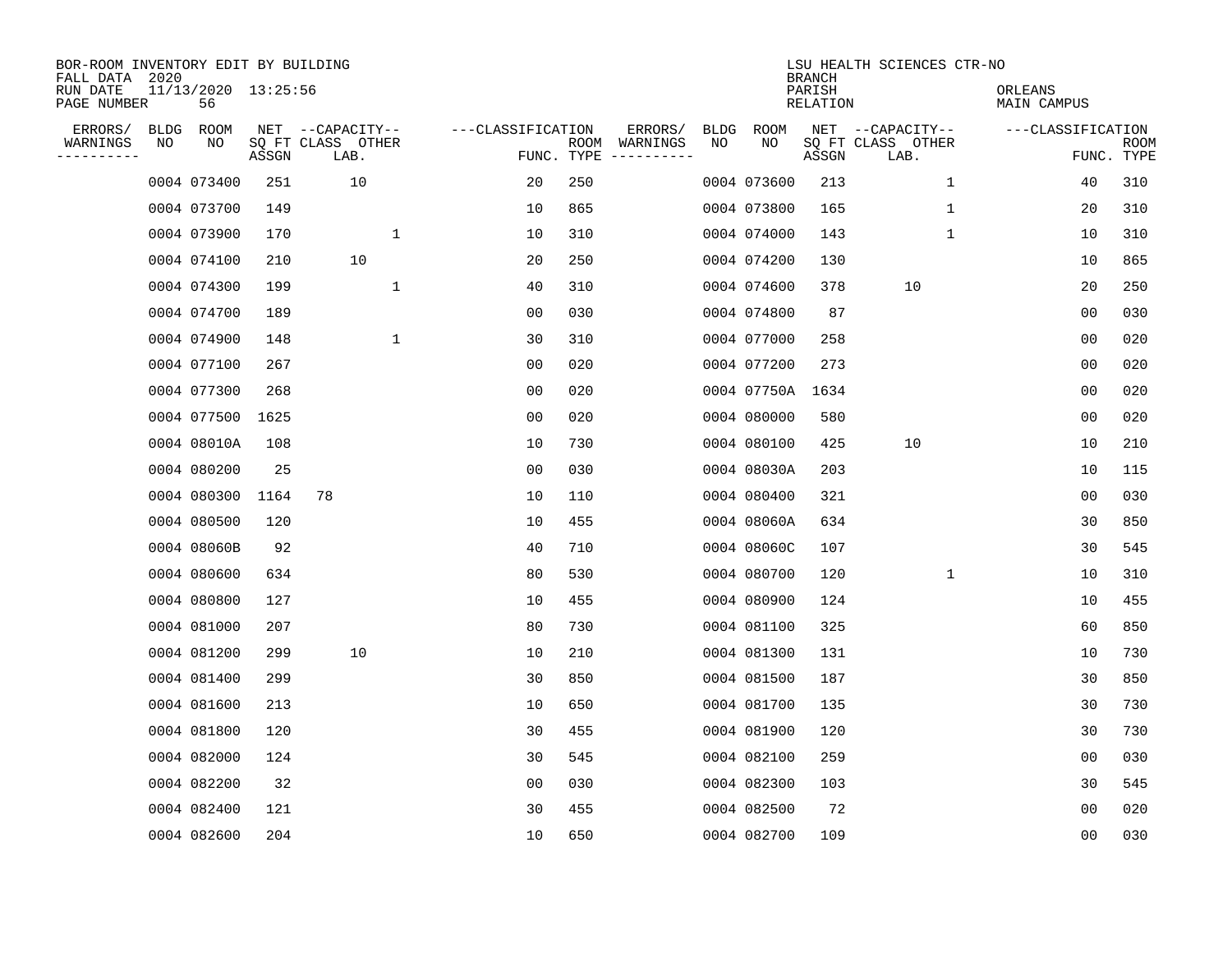BOR-ROOM INVENTORY EDIT BY BUILDING
FALL DATA 2020
RUN DATE 11/13/2020 13:25:56
PAGE NUMBER 56

LSU HEALTH SCIENCES CTR-NO
BRANCH
PARISH ORLEANS
RELATION MAIN CAMPUS

| ERRORS/ WARNINGS | BLDG NO | ROOM NO | NET SQ FT ASSGN | CAPACITY CLASS | CAPACITY LAB. | CAPACITY OTHER | CLASSIFICATION FUNC. | ROOM TYPE | ERRORS/ WARNINGS | BLDG NO | ROOM NO | NET SQ FT ASSGN | CAPACITY CLASS | CAPACITY LAB. | CAPACITY OTHER | CLASSIFICATION FUNC. | ROOM TYPE |
|---|---|---|---|---|---|---|---|---|---|---|---|---|---|---|---|---|---|
| | 0004 | 073400 | 251 | | 10 | | 20 | 250 | | 0004 | 073600 | 213 | | | 1 | 40 | 310 |
| | 0004 | 073700 | 149 | | | | 10 | 865 | | 0004 | 073800 | 165 | | | 1 | 20 | 310 |
| | 0004 | 073900 | 170 | | | 1 | 10 | 310 | | 0004 | 074000 | 143 | | | 1 | 10 | 310 |
| | 0004 | 074100 | 210 | | 10 | | 20 | 250 | | 0004 | 074200 | 130 | | | | 10 | 865 |
| | 0004 | 074300 | 199 | | | 1 | 40 | 310 | | 0004 | 074600 | 378 | | 10 | | 20 | 250 |
| | 0004 | 074700 | 189 | | | | 00 | 030 | | 0004 | 074800 | 87 | | | | 00 | 030 |
| | 0004 | 074900 | 148 | | | 1 | 30 | 310 | | 0004 | 077000 | 258 | | | | 00 | 020 |
| | 0004 | 077100 | 267 | | | | 00 | 020 | | 0004 | 077200 | 273 | | | | 00 | 020 |
| | 0004 | 077300 | 268 | | | | 00 | 020 | | 0004 | 07750A | 1634 | | | | 00 | 020 |
| | 0004 | 077500 | 1625 | | | | 00 | 020 | | 0004 | 080000 | 580 | | | | 00 | 020 |
| | 0004 | 08010A | 108 | | | | 10 | 730 | | 0004 | 080100 | 425 | | 10 | | 10 | 210 |
| | 0004 | 080200 | 25 | | | | 00 | 030 | | 0004 | 08030A | 203 | | | | 10 | 115 |
| | 0004 | 080300 | 1164 | 78 | | | 10 | 110 | | 0004 | 080400 | 321 | | | | 00 | 030 |
| | 0004 | 080500 | 120 | | | | 10 | 455 | | 0004 | 08060A | 634 | | | | 30 | 850 |
| | 0004 | 08060B | 92 | | | | 40 | 710 | | 0004 | 08060C | 107 | | | | 30 | 545 |
| | 0004 | 080600 | 634 | | | | 80 | 530 | | 0004 | 080700 | 120 | | | 1 | 10 | 310 |
| | 0004 | 080800 | 127 | | | | 10 | 455 | | 0004 | 080900 | 124 | | | | 10 | 455 |
| | 0004 | 081000 | 207 | | | | 80 | 730 | | 0004 | 081100 | 325 | | | | 60 | 850 |
| | 0004 | 081200 | 299 | | 10 | | 10 | 210 | | 0004 | 081300 | 131 | | | | 10 | 730 |
| | 0004 | 081400 | 299 | | | | 30 | 850 | | 0004 | 081500 | 187 | | | | 30 | 850 |
| | 0004 | 081600 | 213 | | | | 10 | 650 | | 0004 | 081700 | 135 | | | | 30 | 730 |
| | 0004 | 081800 | 120 | | | | 30 | 455 | | 0004 | 081900 | 120 | | | | 30 | 730 |
| | 0004 | 082000 | 124 | | | | 30 | 545 | | 0004 | 082100 | 259 | | | | 00 | 030 |
| | 0004 | 082200 | 32 | | | | 00 | 030 | | 0004 | 082300 | 103 | | | | 30 | 545 |
| | 0004 | 082400 | 121 | | | | 30 | 455 | | 0004 | 082500 | 72 | | | | 00 | 020 |
| | 0004 | 082600 | 204 | | | | 10 | 650 | | 0004 | 082700 | 109 | | | | 00 | 030 |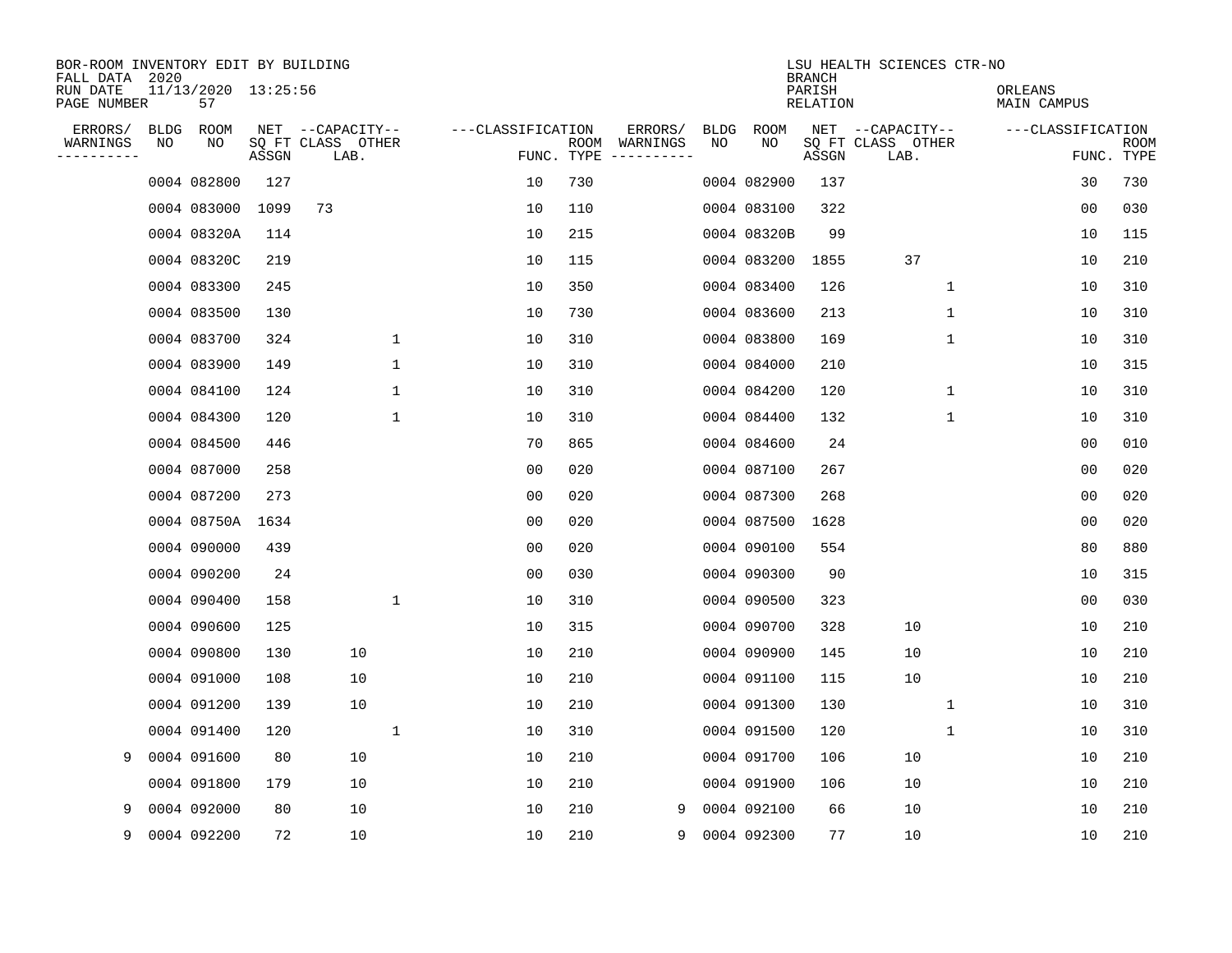BOR-ROOM INVENTORY EDIT BY BUILDING
FALL DATA 2020
RUN DATE 11/13/2020 13:25:56
PAGE NUMBER 57

LSU HEALTH SCIENCES CTR-NO
BRANCH
PARISH ORLEANS
RELATION MAIN CAMPUS

| ERRORS/ WARNINGS | BLDG NO | ROOM NO | NET SQ FT ASSGN | CAPACITY CLASS LAB. | CAPACITY OTHER | CLASSIFICATION FUNC. | ROOM TYPE | ERRORS/ WARNINGS | BLDG NO | ROOM NO | NET SQ FT ASSGN | CAPACITY CLASS LAB. | CAPACITY OTHER | CLASSIFICATION FUNC. | ROOM TYPE |
|---|---|---|---|---|---|---|---|---|---|---|---|---|---|---|---|
| | 0004 | 082800 | 127 | | | 10 | 730 | | 0004 | 082900 | 137 | | | 30 | 730 |
| | 0004 | 083000 | 1099 | 73 | | 10 | 110 | | 0004 | 083100 | 322 | | | 00 | 030 |
| | 0004 | 08320A | 114 | | | 10 | 215 | | 0004 | 08320B | 99 | | | 10 | 115 |
| | 0004 | 08320C | 219 | | | 10 | 115 | | 0004 | 083200 | 1855 | 37 | | 10 | 210 |
| | 0004 | 083300 | 245 | | | 10 | 350 | | 0004 | 083400 | 126 | | 1 | 10 | 310 |
| | 0004 | 083500 | 130 | | | 10 | 730 | | 0004 | 083600 | 213 | | 1 | 10 | 310 |
| | 0004 | 083700 | 324 | | 1 | 10 | 310 | | 0004 | 083800 | 169 | | 1 | 10 | 310 |
| | 0004 | 083900 | 149 | | 1 | 10 | 310 | | 0004 | 084000 | 210 | | | 10 | 315 |
| | 0004 | 084100 | 124 | | 1 | 10 | 310 | | 0004 | 084200 | 120 | | 1 | 10 | 310 |
| | 0004 | 084300 | 120 | | 1 | 10 | 310 | | 0004 | 084400 | 132 | | 1 | 10 | 310 |
| | 0004 | 084500 | 446 | | | 70 | 865 | | 0004 | 084600 | 24 | | | 00 | 010 |
| | 0004 | 087000 | 258 | | | 00 | 020 | | 0004 | 087100 | 267 | | | 00 | 020 |
| | 0004 | 087200 | 273 | | | 00 | 020 | | 0004 | 087300 | 268 | | | 00 | 020 |
| | 0004 | 08750A | 1634 | | | 00 | 020 | | 0004 | 087500 | 1628 | | | 00 | 020 |
| | 0004 | 090000 | 439 | | | 00 | 020 | | 0004 | 090100 | 554 | | | 80 | 880 |
| | 0004 | 090200 | 24 | | | 00 | 030 | | 0004 | 090300 | 90 | | | 10 | 315 |
| | 0004 | 090400 | 158 | | 1 | 10 | 310 | | 0004 | 090500 | 323 | | | 00 | 030 |
| | 0004 | 090600 | 125 | | | 10 | 315 | | 0004 | 090700 | 328 | 10 | | 10 | 210 |
| | 0004 | 090800 | 130 | 10 | | 10 | 210 | | 0004 | 090900 | 145 | 10 | | 10 | 210 |
| | 0004 | 091000 | 108 | 10 | | 10 | 210 | | 0004 | 091100 | 115 | 10 | | 10 | 210 |
| | 0004 | 091200 | 139 | 10 | | 10 | 210 | | 0004 | 091300 | 130 | | 1 | 10 | 310 |
| | 0004 | 091400 | 120 | | 1 | 10 | 310 | | 0004 | 091500 | 120 | | 1 | 10 | 310 |
| 9 | 0004 | 091600 | 80 | 10 | | 10 | 210 | | 0004 | 091700 | 106 | 10 | | 10 | 210 |
| | 0004 | 091800 | 179 | 10 | | 10 | 210 | | 0004 | 091900 | 106 | 10 | | 10 | 210 |
| 9 | 0004 | 092000 | 80 | 10 | | 10 | 210 | 9 | 0004 | 092100 | 66 | 10 | | 10 | 210 |
| 9 | 0004 | 092200 | 72 | 10 | | 10 | 210 | 9 | 0004 | 092300 | 77 | 10 | | 10 | 210 |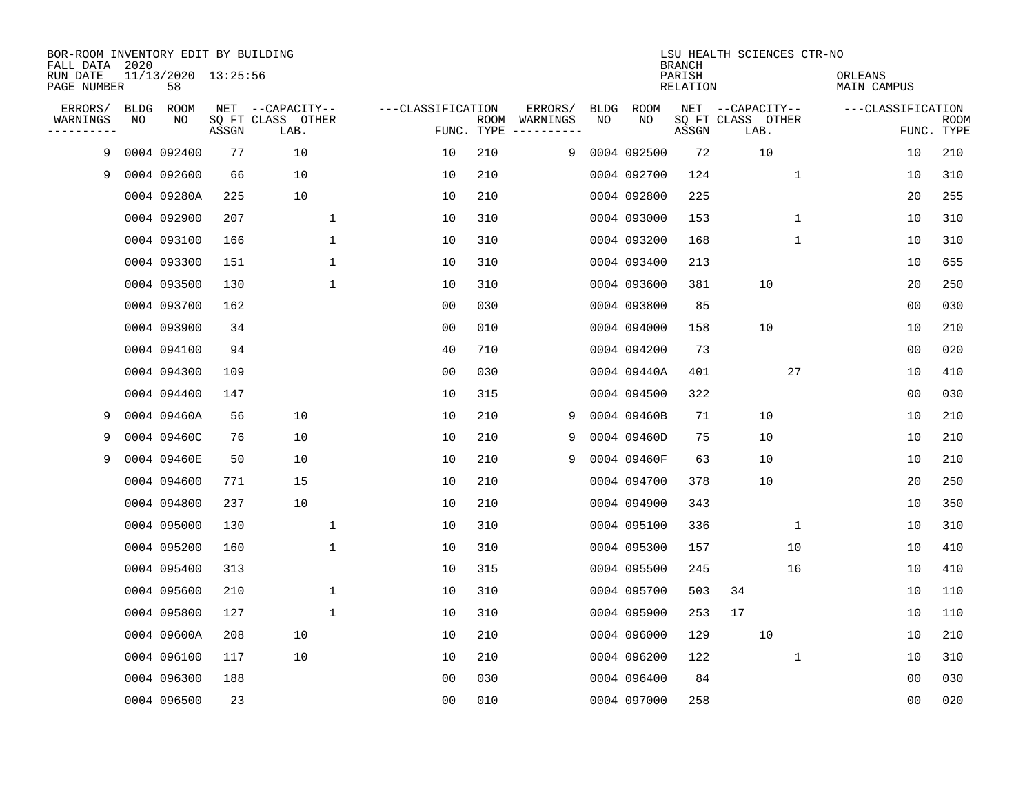BOR-ROOM INVENTORY EDIT BY BUILDING
FALL DATA 2020
RUN DATE 11/13/2020 13:25:56
PAGE NUMBER 58

LSU HEALTH SCIENCES CTR-NO
BRANCH
PARISH ORLEANS
RELATION MAIN CAMPUS

| ERRORS/ WARNINGS | BLDG NO | ROOM NO | NET SQ FT ASSGN | CAPACITY CLASS LAB. | CAPACITY OTHER | CLASSIFICATION FUNC. | ROOM TYPE | ERRORS/ WARNINGS | BLDG NO | ROOM NO | NET SQ FT ASSGN | CAPACITY CLASS LAB. | CAPACITY OTHER | CLASSIFICATION FUNC. | ROOM TYPE |
|---|---|---|---|---|---|---|---|---|---|---|---|---|---|---|---|
| 9 | 0004 | 092400 | 77 | 10 | | 10 | 210 | 9 | 0004 | 092500 | 72 | 10 | | 10 | 210 |
| 9 | 0004 | 092600 | 66 | 10 | | 10 | 210 | | 0004 | 092700 | 124 | | 1 | 10 | 310 |
| | 0004 | 09280A | 225 | 10 | | 10 | 210 | | 0004 | 092800 | 225 | | | 20 | 255 |
| | 0004 | 092900 | 207 | | 1 | 10 | 310 | | 0004 | 093000 | 153 | | 1 | 10 | 310 |
| | 0004 | 093100 | 166 | | 1 | 10 | 310 | | 0004 | 093200 | 168 | | 1 | 10 | 310 |
| | 0004 | 093300 | 151 | | 1 | 10 | 310 | | 0004 | 093400 | 213 | | | 10 | 655 |
| | 0004 | 093500 | 130 | | 1 | 10 | 310 | | 0004 | 093600 | 381 | 10 | | 20 | 250 |
| | 0004 | 093700 | 162 | | | 00 | 030 | | 0004 | 093800 | 85 | | | 00 | 030 |
| | 0004 | 093900 | 34 | | | 00 | 010 | | 0004 | 094000 | 158 | 10 | | 10 | 210 |
| | 0004 | 094100 | 94 | | | 40 | 710 | | 0004 | 094200 | 73 | | | 00 | 020 |
| | 0004 | 094300 | 109 | | | 00 | 030 | | 0004 | 09440A | 401 | | 27 | 10 | 410 |
| | 0004 | 094400 | 147 | | | 10 | 315 | | 0004 | 094500 | 322 | | | 00 | 030 |
| 9 | 0004 | 09460A | 56 | 10 | | 10 | 210 | 9 | 0004 | 09460B | 71 | 10 | | 10 | 210 |
| 9 | 0004 | 09460C | 76 | 10 | | 10 | 210 | 9 | 0004 | 09460D | 75 | 10 | | 10 | 210 |
| 9 | 0004 | 09460E | 50 | 10 | | 10 | 210 | 9 | 0004 | 09460F | 63 | 10 | | 10 | 210 |
| | 0004 | 094600 | 771 | 15 | | 10 | 210 | | 0004 | 094700 | 378 | 10 | | 20 | 250 |
| | 0004 | 094800 | 237 | 10 | | 10 | 210 | | 0004 | 094900 | 343 | | | 10 | 350 |
| | 0004 | 095000 | 130 | | 1 | 10 | 310 | | 0004 | 095100 | 336 | | 1 | 10 | 310 |
| | 0004 | 095200 | 160 | | 1 | 10 | 310 | | 0004 | 095300 | 157 | | 10 | 10 | 410 |
| | 0004 | 095400 | 313 | | | 10 | 315 | | 0004 | 095500 | 245 | | 16 | 10 | 410 |
| | 0004 | 095600 | 210 | | 1 | 10 | 310 | | 0004 | 095700 | 503 | 34 | | 10 | 110 |
| | 0004 | 095800 | 127 | | 1 | 10 | 310 | | 0004 | 095900 | 253 | 17 | | 10 | 110 |
| | 0004 | 09600A | 208 | 10 | | 10 | 210 | | 0004 | 096000 | 129 | 10 | | 10 | 210 |
| | 0004 | 096100 | 117 | 10 | | 10 | 210 | | 0004 | 096200 | 122 | | 1 | 10 | 310 |
| | 0004 | 096300 | 188 | | | 00 | 030 | | 0004 | 096400 | 84 | | | 00 | 030 |
| | 0004 | 096500 | 23 | | | 00 | 010 | | 0004 | 097000 | 258 | | | 00 | 020 |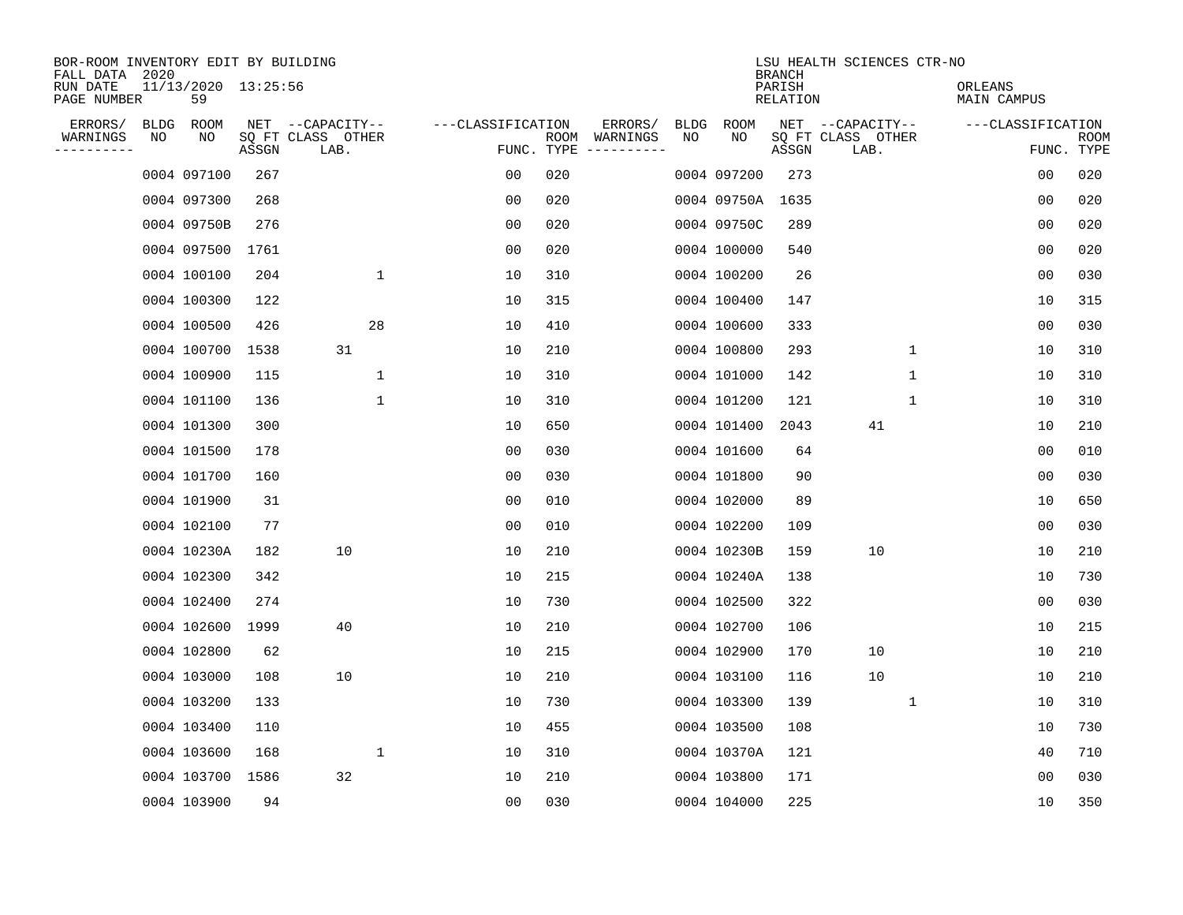BOR-ROOM INVENTORY EDIT BY BUILDING
FALL DATA 2020
RUN DATE 11/13/2020 13:25:56

LSU HEALTH SCIENCES CTR-NO
BRANCH
PARISH ORLEANS
RELATION MAIN CAMPUS

| ERRORS/ WARNINGS | BLDG NO | ROOM NO | NET SQ FT ASSGN | CAPACITY CLASS LAB. | CAPACITY OTHER | CLASSIFICATION FUNC. | ROOM TYPE | ERRORS/ WARNINGS | BLDG NO | ROOM NO | NET SQ FT ASSGN | CAPACITY CLASS LAB. | CAPACITY OTHER | CLASSIFICATION FUNC. | ROOM TYPE |
|---|---|---|---|---|---|---|---|---|---|---|---|---|---|---|---|
| | 0004 | 097100 | 267 | | | 00 | 020 | | 0004 | 097200 | 273 | | | 00 | 020 |
| | 0004 | 097300 | 268 | | | 00 | 020 | | 0004 | 09750A | 1635 | | | 00 | 020 |
| | 0004 | 09750B | 276 | | | 00 | 020 | | 0004 | 09750C | 289 | | | 00 | 020 |
| | 0004 | 097500 | 1761 | | | 00 | 020 | | 0004 | 100000 | 540 | | | 00 | 020 |
| | 0004 | 100100 | 204 | | 1 | 10 | 310 | | 0004 | 100200 | 26 | | | 00 | 030 |
| | 0004 | 100300 | 122 | | | 10 | 315 | | 0004 | 100400 | 147 | | | 10 | 315 |
| | 0004 | 100500 | 426 | | 28 | 10 | 410 | | 0004 | 100600 | 333 | | | 00 | 030 |
| | 0004 | 100700 | 1538 | 31 | | 10 | 210 | | 0004 | 100800 | 293 | | 1 | 10 | 310 |
| | 0004 | 100900 | 115 | | 1 | 10 | 310 | | 0004 | 101000 | 142 | | 1 | 10 | 310 |
| | 0004 | 101100 | 136 | | 1 | 10 | 310 | | 0004 | 101200 | 121 | | 1 | 10 | 310 |
| | 0004 | 101300 | 300 | | | 10 | 650 | | 0004 | 101400 | 2043 | 41 | | 10 | 210 |
| | 0004 | 101500 | 178 | | | 00 | 030 | | 0004 | 101600 | 64 | | | 00 | 010 |
| | 0004 | 101700 | 160 | | | 00 | 030 | | 0004 | 101800 | 90 | | | 00 | 030 |
| | 0004 | 101900 | 31 | | | 00 | 010 | | 0004 | 102000 | 89 | | | 10 | 650 |
| | 0004 | 102100 | 77 | | | 00 | 010 | | 0004 | 102200 | 109 | | | 00 | 030 |
| | 0004 | 10230A | 182 | 10 | | 10 | 210 | | 0004 | 10230B | 159 | 10 | | 10 | 210 |
| | 0004 | 102300 | 342 | | | 10 | 215 | | 0004 | 10240A | 138 | | | 10 | 730 |
| | 0004 | 102400 | 274 | | | 10 | 730 | | 0004 | 102500 | 322 | | | 00 | 030 |
| | 0004 | 102600 | 1999 | 40 | | 10 | 210 | | 0004 | 102700 | 106 | | | 10 | 215 |
| | 0004 | 102800 | 62 | | | 10 | 215 | | 0004 | 102900 | 170 | 10 | | 10 | 210 |
| | 0004 | 103000 | 108 | 10 | | 10 | 210 | | 0004 | 103100 | 116 | 10 | | 10 | 210 |
| | 0004 | 103200 | 133 | | | 10 | 730 | | 0004 | 103300 | 139 | | 1 | 10 | 310 |
| | 0004 | 103400 | 110 | | | 10 | 455 | | 0004 | 103500 | 108 | | | 10 | 730 |
| | 0004 | 103600 | 168 | | 1 | 10 | 310 | | 0004 | 10370A | 121 | | | 40 | 710 |
| | 0004 | 103700 | 1586 | 32 | | 10 | 210 | | 0004 | 103800 | 171 | | | 00 | 030 |
| | 0004 | 103900 | 94 | | | 00 | 030 | | 0004 | 104000 | 225 | | | 10 | 350 |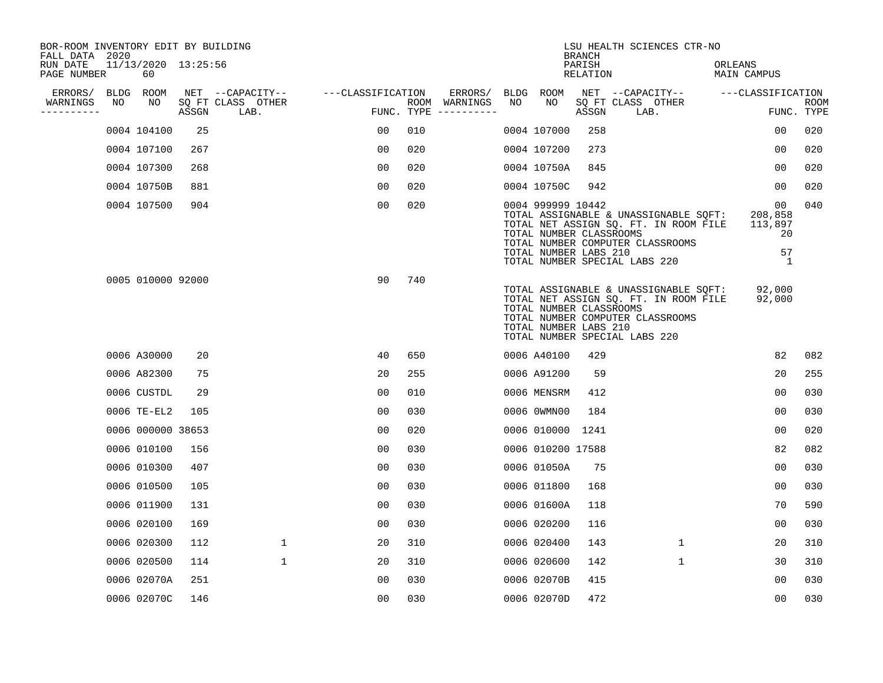BOR-ROOM INVENTORY EDIT BY BUILDING
FALL DATA 2020
RUN DATE 11/13/2020 13:25:56
PAGE NUMBER 60

LSU HEALTH SCIENCES CTR-NO
BRANCH
PARISH ORLEANS
RELATION MAIN CAMPUS

| ERRORS/ WARNINGS | BLDG NO | ROOM NO | NET SQ FT ASSGN | CAPACITY CLASS | CAPACITY OTHER LAB. | CLASSIFICATION FUNC. | ROOM TYPE | ERRORS/ WARNINGS | BLDG NO | ROOM NO | NET SQ FT ASSGN | CAPACITY CLASS | CAPACITY OTHER LAB. | CLASSIFICATION FUNC. | ROOM TYPE |
|---|---|---|---|---|---|---|---|---|---|---|---|---|---|---|---|
| | 0004 | 104100 | 25 | | | 00 | 010 | | 0004 | 107000 | 258 | | | 00 | 020 |
| | 0004 | 107100 | 267 | | | 00 | 020 | | 0004 | 107200 | 273 | | | 00 | 020 |
| | 0004 | 107300 | 268 | | | 00 | 020 | | 0004 | 10750A | 845 | | | 00 | 020 |
| | 0004 | 10750B | 881 | | | 00 | 020 | | 0004 | 10750C | 942 | | | 00 | 020 |
| | 0004 | 107500 | 904 | | | 00 | 020 | | 0004 | 999999 | 10442 | | | 00 | 040 |

TOTAL ASSIGNABLE & UNASSIGNABLE SQFT: 208,858
TOTAL NET ASSIGN SQ. FT. IN ROOM FILE 113,897
TOTAL NUMBER CLASSROOMS 20
TOTAL NUMBER COMPUTER CLASSROOMS
TOTAL NUMBER LABS 210 57
TOTAL NUMBER SPECIAL LABS 220 1

| ERRORS/ WARNINGS | BLDG NO | ROOM NO | NET SQ FT ASSGN | CAPACITY CLASS | CAPACITY OTHER LAB. | CLASSIFICATION FUNC. | ROOM TYPE |
|---|---|---|---|---|---|---|---|
| | 0005 | 010000 | 92000 | | | 90 | 740 |

TOTAL ASSIGNABLE & UNASSIGNABLE SQFT: 92,000
TOTAL NET ASSIGN SQ. FT. IN ROOM FILE 92,000
TOTAL NUMBER CLASSROOMS
TOTAL NUMBER COMPUTER CLASSROOMS
TOTAL NUMBER LABS 210
TOTAL NUMBER SPECIAL LABS 220

| ERRORS/ WARNINGS | BLDG NO | ROOM NO | NET SQ FT ASSGN | CAPACITY CLASS | CAPACITY OTHER LAB. | CLASSIFICATION FUNC. | ROOM TYPE | ERRORS/ WARNINGS | BLDG NO | ROOM NO | NET SQ FT ASSGN | CAPACITY CLASS | CAPACITY OTHER LAB. | CLASSIFICATION FUNC. | ROOM TYPE |
|---|---|---|---|---|---|---|---|---|---|---|---|---|---|---|---|
| | 0006 | A30000 | 20 | | | 40 | 650 | | 0006 | A40100 | 429 | | | 82 | 082 |
| | 0006 | A82300 | 75 | | | 20 | 255 | | 0006 | A91200 | 59 | | | 20 | 255 |
| | 0006 | CUSTDL | 29 | | | 00 | 010 | | 0006 | MENSRM | 412 | | | 00 | 030 |
| | 0006 | TE-EL2 | 105 | | | 00 | 030 | | 0006 | 0WMN00 | 184 | | | 00 | 030 |
| | 0006 | 000000 | 38653 | | | 00 | 020 | | 0006 | 010000 | 1241 | | | 00 | 020 |
| | 0006 | 010100 | 156 | | | 00 | 030 | | 0006 | 010200 | 17588 | | | 82 | 082 |
| | 0006 | 010300 | 407 | | | 00 | 030 | | 0006 | 01050A | 75 | | | 00 | 030 |
| | 0006 | 010500 | 105 | | | 00 | 030 | | 0006 | 011800 | 168 | | | 00 | 030 |
| | 0006 | 011900 | 131 | | | 00 | 030 | | 0006 | 01600A | 118 | | | 70 | 590 |
| | 0006 | 020100 | 169 | | | 00 | 030 | | 0006 | 020200 | 116 | | | 00 | 030 |
| | 0006 | 020300 | 112 | | 1 | 20 | 310 | | 0006 | 020400 | 143 | | 1 | 20 | 310 |
| | 0006 | 020500 | 114 | | 1 | 20 | 310 | | 0006 | 020600 | 142 | | 1 | 30 | 310 |
| | 0006 | 02070A | 251 | | | 00 | 030 | | 0006 | 02070B | 415 | | | 00 | 030 |
| | 0006 | 02070C | 146 | | | 00 | 030 | | 0006 | 02070D | 472 | | | 00 | 030 |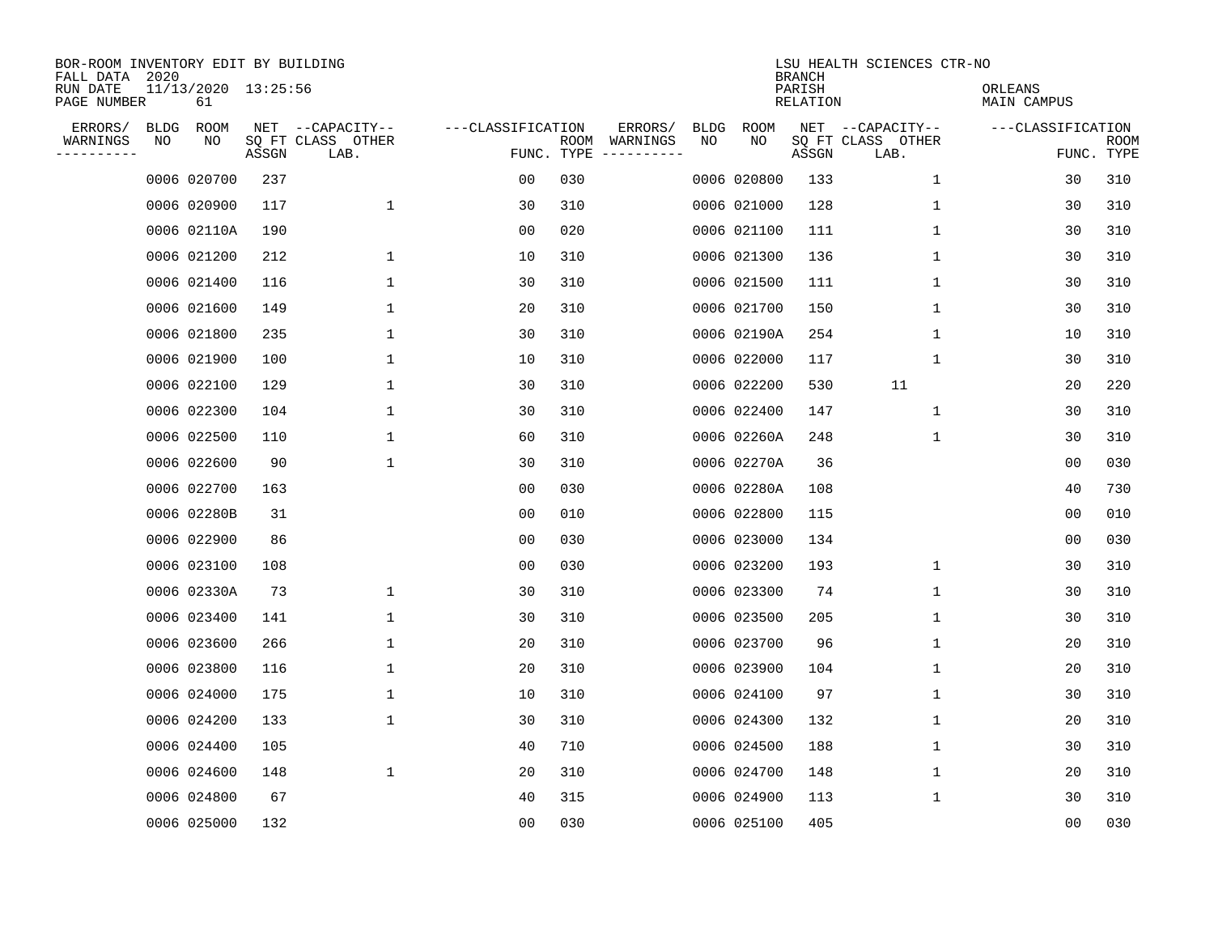BOR-ROOM INVENTORY EDIT BY BUILDING
FALL DATA 2020
RUN DATE 11/13/2020 13:25:56
PAGE NUMBER 61

LSU HEALTH SCIENCES CTR-NO
BRANCH
PARISH ORLEANS
RELATION MAIN CAMPUS

| ERRORS/ WARNINGS | BLDG NO | ROOM NO | NET SQ FT ASSGN | CAPACITY CLASS LAB. | CAPACITY OTHER | CLASSIFICATION FUNC. | ROOM TYPE | ERRORS/ WARNINGS | BLDG NO | ROOM NO | NET SQ FT ASSGN | CAPACITY CLASS LAB. | CAPACITY OTHER | CLASSIFICATION FUNC. | ROOM TYPE |
|---|---|---|---|---|---|---|---|---|---|---|---|---|---|---|---|
| | 0006 | 020700 | 237 | | | 00 | 030 | | 0006 | 020800 | 133 | | 1 | 30 | 310 |
| | 0006 | 020900 | 117 | | 1 | 30 | 310 | | 0006 | 021000 | 128 | | 1 | 30 | 310 |
| | 0006 | 02110A | 190 | | | 00 | 020 | | 0006 | 021100 | 111 | | 1 | 30 | 310 |
| | 0006 | 021200 | 212 | | 1 | 10 | 310 | | 0006 | 021300 | 136 | | 1 | 30 | 310 |
| | 0006 | 021400 | 116 | | 1 | 30 | 310 | | 0006 | 021500 | 111 | | 1 | 30 | 310 |
| | 0006 | 021600 | 149 | | 1 | 20 | 310 | | 0006 | 021700 | 150 | | 1 | 30 | 310 |
| | 0006 | 021800 | 235 | | 1 | 30 | 310 | | 0006 | 02190A | 254 | | 1 | 10 | 310 |
| | 0006 | 021900 | 100 | | 1 | 10 | 310 | | 0006 | 022000 | 117 | | 1 | 30 | 310 |
| | 0006 | 022100 | 129 | | 1 | 30 | 310 | | 0006 | 022200 | 530 | 11 | | 20 | 220 |
| | 0006 | 022300 | 104 | | 1 | 30 | 310 | | 0006 | 022400 | 147 | | 1 | 30 | 310 |
| | 0006 | 022500 | 110 | | 1 | 60 | 310 | | 0006 | 02260A | 248 | | 1 | 30 | 310 |
| | 0006 | 022600 | 90 | | 1 | 30 | 310 | | 0006 | 02270A | 36 | | | 00 | 030 |
| | 0006 | 022700 | 163 | | | 00 | 030 | | 0006 | 02280A | 108 | | | 40 | 730 |
| | 0006 | 02280B | 31 | | | 00 | 010 | | 0006 | 022800 | 115 | | | 00 | 010 |
| | 0006 | 022900 | 86 | | | 00 | 030 | | 0006 | 023000 | 134 | | | 00 | 030 |
| | 0006 | 023100 | 108 | | | 00 | 030 | | 0006 | 023200 | 193 | | 1 | 30 | 310 |
| | 0006 | 02330A | 73 | | 1 | 30 | 310 | | 0006 | 023300 | 74 | | 1 | 30 | 310 |
| | 0006 | 023400 | 141 | | 1 | 30 | 310 | | 0006 | 023500 | 205 | | 1 | 30 | 310 |
| | 0006 | 023600 | 266 | | 1 | 20 | 310 | | 0006 | 023700 | 96 | | 1 | 20 | 310 |
| | 0006 | 023800 | 116 | | 1 | 20 | 310 | | 0006 | 023900 | 104 | | 1 | 20 | 310 |
| | 0006 | 024000 | 175 | | 1 | 10 | 310 | | 0006 | 024100 | 97 | | 1 | 30 | 310 |
| | 0006 | 024200 | 133 | | 1 | 30 | 310 | | 0006 | 024300 | 132 | | 1 | 20 | 310 |
| | 0006 | 024400 | 105 | | | 40 | 710 | | 0006 | 024500 | 188 | | 1 | 30 | 310 |
| | 0006 | 024600 | 148 | | 1 | 20 | 310 | | 0006 | 024700 | 148 | | 1 | 20 | 310 |
| | 0006 | 024800 | 67 | | | 40 | 315 | | 0006 | 024900 | 113 | | 1 | 30 | 310 |
| | 0006 | 025000 | 132 | | | 00 | 030 | | 0006 | 025100 | 405 | | | 00 | 030 |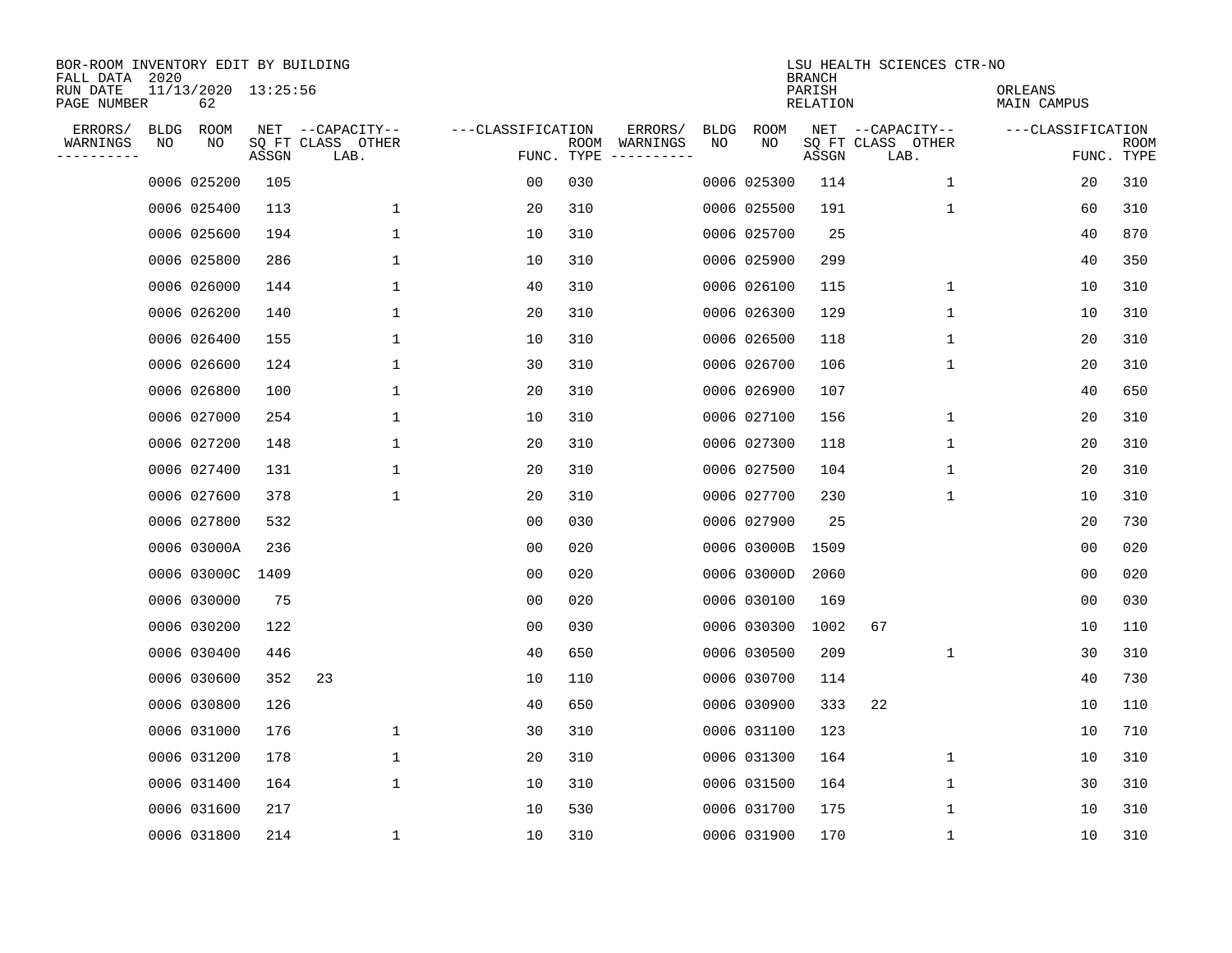BOR-ROOM INVENTORY EDIT BY BUILDING
FALL DATA 2020
RUN DATE 11/13/2020 13:25:56
PAGE NUMBER 62

LSU HEALTH SCIENCES CTR-NO
BRANCH
PARISH ORLEANS
RELATION MAIN CAMPUS

| ERRORS/ WARNINGS | BLDG NO | ROOM NO | NET SQ FT ASSGN | --CAPACITY-- CLASS LAB. | OTHER | ---CLASSIFICATION FUNC. | ROOM TYPE | ERRORS/ WARNINGS | BLDG NO | ROOM NO | NET SQ FT ASSGN | --CAPACITY-- CLASS LAB. | OTHER | ---CLASSIFICATION FUNC. | ROOM TYPE |
|---|---|---|---|---|---|---|---|---|---|---|---|---|---|---|---|
| | 0006 | 025200 | 105 | | | 00 | 030 | | 0006 | 025300 | 114 | | 1 | 20 | 310 |
| | 0006 | 025400 | 113 | | 1 | 20 | 310 | | 0006 | 025500 | 191 | | 1 | 60 | 310 |
| | 0006 | 025600 | 194 | | 1 | 10 | 310 | | 0006 | 025700 | 25 | | | 40 | 870 |
| | 0006 | 025800 | 286 | | 1 | 10 | 310 | | 0006 | 025900 | 299 | | | 40 | 350 |
| | 0006 | 026000 | 144 | | 1 | 40 | 310 | | 0006 | 026100 | 115 | | 1 | 10 | 310 |
| | 0006 | 026200 | 140 | | 1 | 20 | 310 | | 0006 | 026300 | 129 | | 1 | 10 | 310 |
| | 0006 | 026400 | 155 | | 1 | 10 | 310 | | 0006 | 026500 | 118 | | 1 | 20 | 310 |
| | 0006 | 026600 | 124 | | 1 | 30 | 310 | | 0006 | 026700 | 106 | | 1 | 20 | 310 |
| | 0006 | 026800 | 100 | | 1 | 20 | 310 | | 0006 | 026900 | 107 | | | 40 | 650 |
| | 0006 | 027000 | 254 | | 1 | 10 | 310 | | 0006 | 027100 | 156 | | 1 | 20 | 310 |
| | 0006 | 027200 | 148 | | 1 | 20 | 310 | | 0006 | 027300 | 118 | | 1 | 20 | 310 |
| | 0006 | 027400 | 131 | | 1 | 20 | 310 | | 0006 | 027500 | 104 | | 1 | 20 | 310 |
| | 0006 | 027600 | 378 | | 1 | 20 | 310 | | 0006 | 027700 | 230 | | 1 | 10 | 310 |
| | 0006 | 027800 | 532 | | | 00 | 030 | | 0006 | 027900 | 25 | | | 20 | 730 |
| | 0006 | 03000A | 236 | | | 00 | 020 | | 0006 | 03000B | 1509 | | | 00 | 020 |
| | 0006 | 03000C | 1409 | | | 00 | 020 | | 0006 | 03000D | 2060 | | | 00 | 020 |
| | 0006 | 030000 | 75 | | | 00 | 020 | | 0006 | 030100 | 169 | | | 00 | 030 |
| | 0006 | 030200 | 122 | | | 00 | 030 | | 0006 | 030300 | 1002 | 67 | | 10 | 110 |
| | 0006 | 030400 | 446 | | | 40 | 650 | | 0006 | 030500 | 209 | | 1 | 30 | 310 |
| | 0006 | 030600 | 352 | 23 | | 10 | 110 | | 0006 | 030700 | 114 | | | 40 | 730 |
| | 0006 | 030800 | 126 | | | 40 | 650 | | 0006 | 030900 | 333 | 22 | | 10 | 110 |
| | 0006 | 031000 | 176 | | 1 | 30 | 310 | | 0006 | 031100 | 123 | | | 10 | 710 |
| | 0006 | 031200 | 178 | | 1 | 20 | 310 | | 0006 | 031300 | 164 | | 1 | 10 | 310 |
| | 0006 | 031400 | 164 | | 1 | 10 | 310 | | 0006 | 031500 | 164 | | 1 | 30 | 310 |
| | 0006 | 031600 | 217 | | | 10 | 530 | | 0006 | 031700 | 175 | | 1 | 10 | 310 |
| | 0006 | 031800 | 214 | | 1 | 10 | 310 | | 0006 | 031900 | 170 | | 1 | 10 | 310 |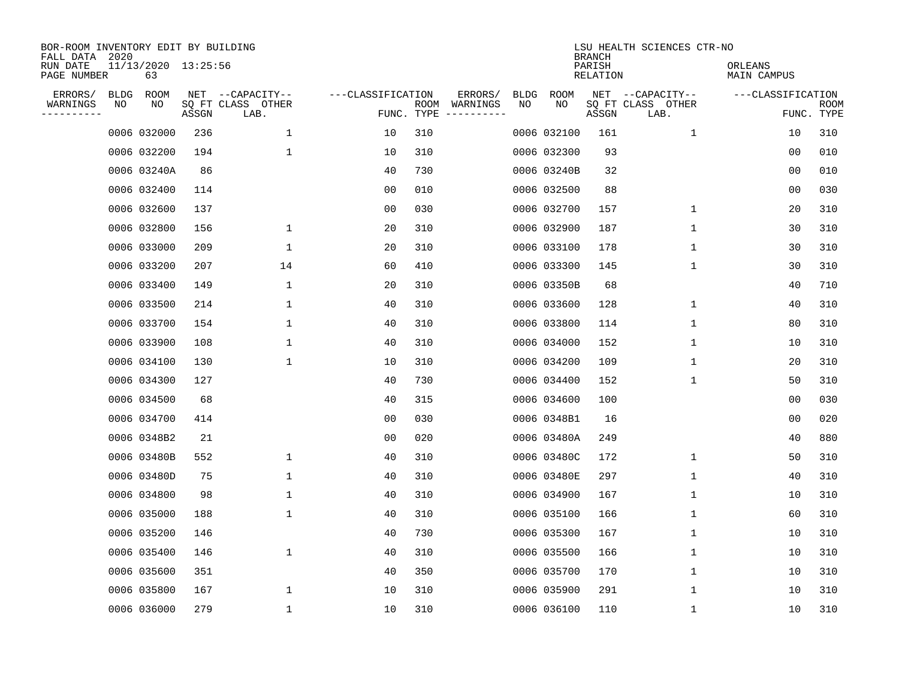BOR-ROOM INVENTORY EDIT BY BUILDING
FALL DATA 2020
RUN DATE 11/13/2020 13:25:56
PAGE NUMBER 63

LSU HEALTH SCIENCES CTR-NO
BRANCH
PARISH ORLEANS
RELATION MAIN CAMPUS

| ERRORS/ WARNINGS | BLDG NO | ROOM NO | NET SQ FT ASSGN | CAPACITY CLASS LAB. | CAPACITY OTHER | CLASSIFICATION FUNC. | ROOM TYPE | ERRORS/ WARNINGS | BLDG NO | ROOM NO | NET SQ FT ASSGN | CAPACITY CLASS LAB. | CAPACITY OTHER | CLASSIFICATION FUNC. | ROOM TYPE |
|---|---|---|---|---|---|---|---|---|---|---|---|---|---|---|---|
| | 0006 | 032000 | 236 | | 1 | 10 | 310 | | 0006 | 032100 | 161 | | 1 | 10 | 310 |
| | 0006 | 032200 | 194 | | 1 | 10 | 310 | | 0006 | 032300 | 93 | | | 00 | 010 |
| | 0006 | 03240A | 86 | | | 40 | 730 | | 0006 | 03240B | 32 | | | 00 | 010 |
| | 0006 | 032400 | 114 | | | 00 | 010 | | 0006 | 032500 | 88 | | | 00 | 030 |
| | 0006 | 032600 | 137 | | | 00 | 030 | | 0006 | 032700 | 157 | | 1 | 20 | 310 |
| | 0006 | 032800 | 156 | | 1 | 20 | 310 | | 0006 | 032900 | 187 | | 1 | 30 | 310 |
| | 0006 | 033000 | 209 | | 1 | 20 | 310 | | 0006 | 033100 | 178 | | 1 | 30 | 310 |
| | 0006 | 033200 | 207 | | 14 | 60 | 410 | | 0006 | 033300 | 145 | | 1 | 30 | 310 |
| | 0006 | 033400 | 149 | | 1 | 20 | 310 | | 0006 | 03350B | 68 | | | 40 | 710 |
| | 0006 | 033500 | 214 | | 1 | 40 | 310 | | 0006 | 033600 | 128 | | 1 | 40 | 310 |
| | 0006 | 033700 | 154 | | 1 | 40 | 310 | | 0006 | 033800 | 114 | | 1 | 80 | 310 |
| | 0006 | 033900 | 108 | | 1 | 40 | 310 | | 0006 | 034000 | 152 | | 1 | 10 | 310 |
| | 0006 | 034100 | 130 | | 1 | 10 | 310 | | 0006 | 034200 | 109 | | 1 | 20 | 310 |
| | 0006 | 034300 | 127 | | | 40 | 730 | | 0006 | 034400 | 152 | | 1 | 50 | 310 |
| | 0006 | 034500 | 68 | | | 40 | 315 | | 0006 | 034600 | 100 | | | 00 | 030 |
| | 0006 | 034700 | 414 | | | 00 | 030 | | 0006 | 0348B1 | 16 | | | 00 | 020 |
| | 0006 | 0348B2 | 21 | | | 00 | 020 | | 0006 | 03480A | 249 | | | 40 | 880 |
| | 0006 | 03480B | 552 | | 1 | 40 | 310 | | 0006 | 03480C | 172 | | 1 | 50 | 310 |
| | 0006 | 03480D | 75 | | 1 | 40 | 310 | | 0006 | 03480E | 297 | | 1 | 40 | 310 |
| | 0006 | 034800 | 98 | | 1 | 40 | 310 | | 0006 | 034900 | 167 | | 1 | 10 | 310 |
| | 0006 | 035000 | 188 | | 1 | 40 | 310 | | 0006 | 035100 | 166 | | 1 | 60 | 310 |
| | 0006 | 035200 | 146 | | | 40 | 730 | | 0006 | 035300 | 167 | | 1 | 10 | 310 |
| | 0006 | 035400 | 146 | | 1 | 40 | 310 | | 0006 | 035500 | 166 | | 1 | 10 | 310 |
| | 0006 | 035600 | 351 | | | 40 | 350 | | 0006 | 035700 | 170 | | 1 | 10 | 310 |
| | 0006 | 035800 | 167 | | 1 | 10 | 310 | | 0006 | 035900 | 291 | | 1 | 10 | 310 |
| | 0006 | 036000 | 279 | | 1 | 10 | 310 | | 0006 | 036100 | 110 | | 1 | 10 | 310 |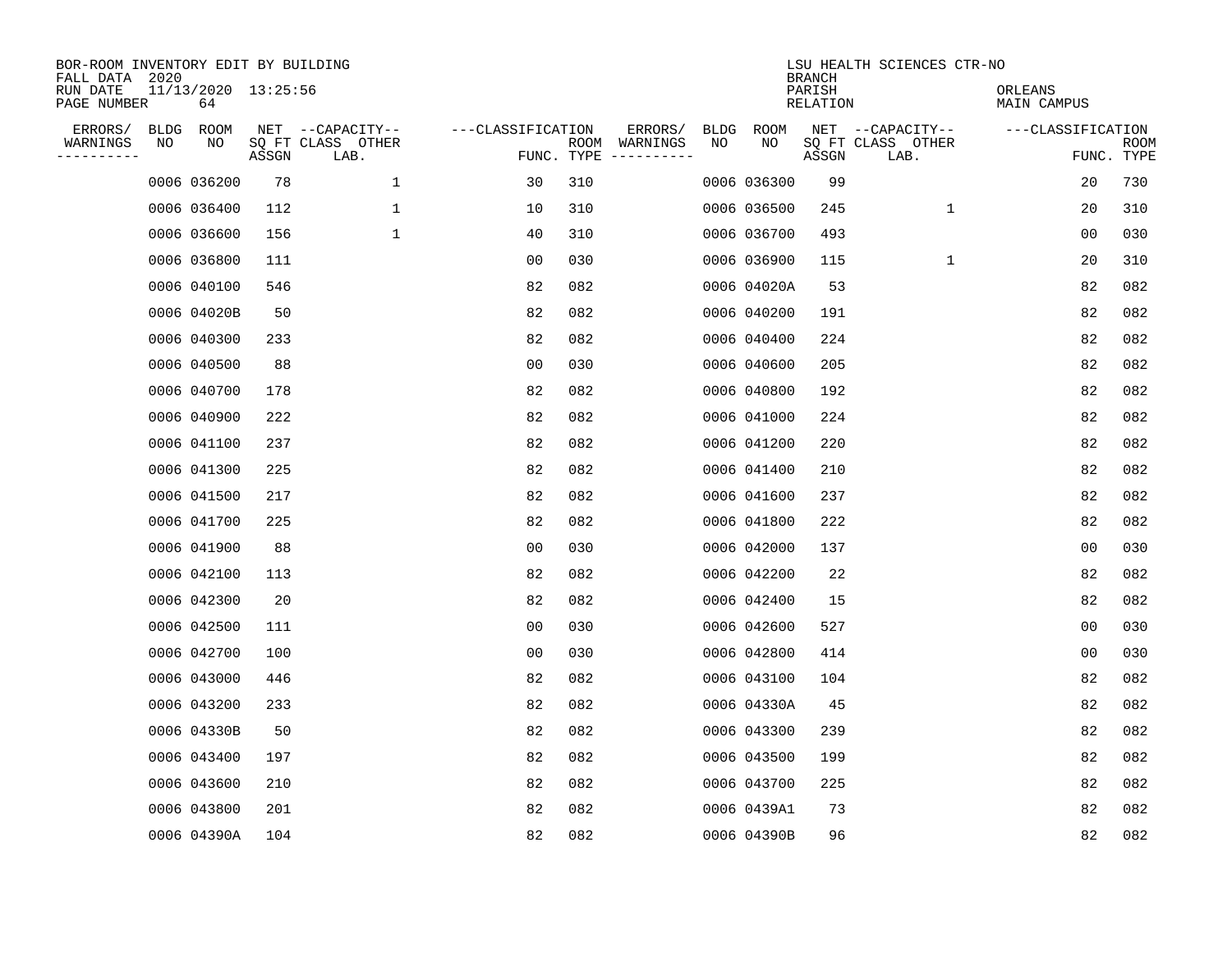BOR-ROOM INVENTORY EDIT BY BUILDING
FALL DATA 2020
RUN DATE 11/13/2020 13:25:56
PAGE NUMBER 64

LSU HEALTH SCIENCES CTR-NO
BRANCH
PARISH ORLEANS
RELATION MAIN CAMPUS

| ERRORS/ WARNINGS | BLDG NO | ROOM NO | NET SQ FT ASSGN | CAPACITY CLASS LAB. | CAPACITY OTHER | CLASSIFICATION FUNC. | ROOM TYPE | ERRORS/ WARNINGS | BLDG NO | ROOM NO | NET SQ FT ASSGN | CAPACITY CLASS LAB. | CAPACITY OTHER | CLASSIFICATION FUNC. | ROOM TYPE |
|---|---|---|---|---|---|---|---|---|---|---|---|---|---|---|---|
| | 0006 | 036200 | 78 | | 1 | 30 | 310 | | 0006 | 036300 | 99 | | | 20 | 730 |
| | 0006 | 036400 | 112 | | 1 | 10 | 310 | | 0006 | 036500 | 245 | | 1 | 20 | 310 |
| | 0006 | 036600 | 156 | | 1 | 40 | 310 | | 0006 | 036700 | 493 | | | 00 | 030 |
| | 0006 | 036800 | 111 | | | 00 | 030 | | 0006 | 036900 | 115 | | 1 | 20 | 310 |
| | 0006 | 040100 | 546 | | | 82 | 082 | | 0006 | 04020A | 53 | | | 82 | 082 |
| | 0006 | 04020B | 50 | | | 82 | 082 | | 0006 | 040200 | 191 | | | 82 | 082 |
| | 0006 | 040300 | 233 | | | 82 | 082 | | 0006 | 040400 | 224 | | | 82 | 082 |
| | 0006 | 040500 | 88 | | | 00 | 030 | | 0006 | 040600 | 205 | | | 82 | 082 |
| | 0006 | 040700 | 178 | | | 82 | 082 | | 0006 | 040800 | 192 | | | 82 | 082 |
| | 0006 | 040900 | 222 | | | 82 | 082 | | 0006 | 041000 | 224 | | | 82 | 082 |
| | 0006 | 041100 | 237 | | | 82 | 082 | | 0006 | 041200 | 220 | | | 82 | 082 |
| | 0006 | 041300 | 225 | | | 82 | 082 | | 0006 | 041400 | 210 | | | 82 | 082 |
| | 0006 | 041500 | 217 | | | 82 | 082 | | 0006 | 041600 | 237 | | | 82 | 082 |
| | 0006 | 041700 | 225 | | | 82 | 082 | | 0006 | 041800 | 222 | | | 82 | 082 |
| | 0006 | 041900 | 88 | | | 00 | 030 | | 0006 | 042000 | 137 | | | 00 | 030 |
| | 0006 | 042100 | 113 | | | 82 | 082 | | 0006 | 042200 | 22 | | | 82 | 082 |
| | 0006 | 042300 | 20 | | | 82 | 082 | | 0006 | 042400 | 15 | | | 82 | 082 |
| | 0006 | 042500 | 111 | | | 00 | 030 | | 0006 | 042600 | 527 | | | 00 | 030 |
| | 0006 | 042700 | 100 | | | 00 | 030 | | 0006 | 042800 | 414 | | | 00 | 030 |
| | 0006 | 043000 | 446 | | | 82 | 082 | | 0006 | 043100 | 104 | | | 82 | 082 |
| | 0006 | 043200 | 233 | | | 82 | 082 | | 0006 | 04330A | 45 | | | 82 | 082 |
| | 0006 | 04330B | 50 | | | 82 | 082 | | 0006 | 043300 | 239 | | | 82 | 082 |
| | 0006 | 043400 | 197 | | | 82 | 082 | | 0006 | 043500 | 199 | | | 82 | 082 |
| | 0006 | 043600 | 210 | | | 82 | 082 | | 0006 | 043700 | 225 | | | 82 | 082 |
| | 0006 | 043800 | 201 | | | 82 | 082 | | 0006 | 0439A1 | 73 | | | 82 | 082 |
| | 0006 | 04390A | 104 | | | 82 | 082 | | 0006 | 04390B | 96 | | | 82 | 082 |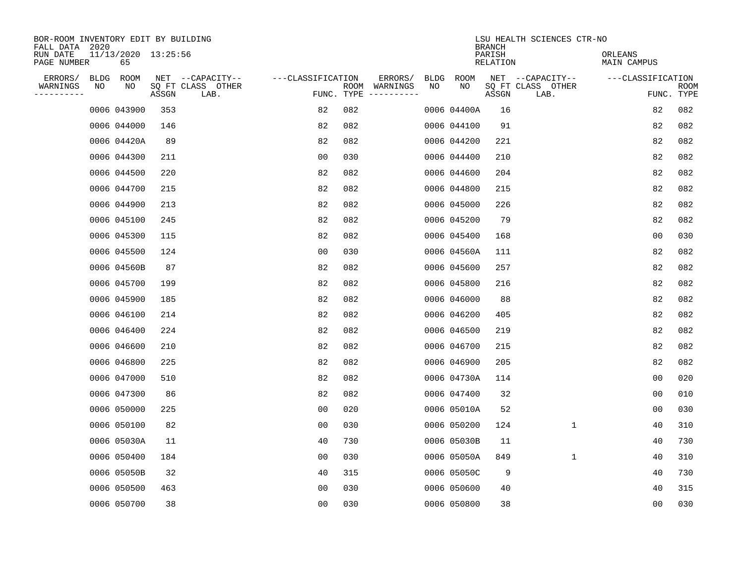BOR-ROOM INVENTORY EDIT BY BUILDING
FALL DATA 2020
RUN DATE 11/13/2020 13:25:56
PAGE NUMBER 65

LSU HEALTH SCIENCES CTR-NO
BRANCH
PARISH ORLEANS
RELATION MAIN CAMPUS

| ERRORS/ WARNINGS | BLDG NO | ROOM NO | NET SQ FT ASSGN | CAPACITY CLASS LAB. | CAPACITY OTHER | CLASSIFICATION FUNC. | ROOM TYPE | ERRORS/ WARNINGS | BLDG NO | ROOM NO | NET SQ FT ASSGN | CAPACITY CLASS LAB. | CAPACITY OTHER | CLASSIFICATION FUNC. | ROOM TYPE |
|---|---|---|---|---|---|---|---|---|---|---|---|---|---|---|---|
| | 0006 | 043900 | 353 | | | 82 | 082 | | 0006 | 04400A | 16 | | | 82 | 082 |
| | 0006 | 044000 | 146 | | | 82 | 082 | | 0006 | 044100 | 91 | | | 82 | 082 |
| | 0006 | 04420A | 89 | | | 82 | 082 | | 0006 | 044200 | 221 | | | 82 | 082 |
| | 0006 | 044300 | 211 | | | 00 | 030 | | 0006 | 044400 | 210 | | | 82 | 082 |
| | 0006 | 044500 | 220 | | | 82 | 082 | | 0006 | 044600 | 204 | | | 82 | 082 |
| | 0006 | 044700 | 215 | | | 82 | 082 | | 0006 | 044800 | 215 | | | 82 | 082 |
| | 0006 | 044900 | 213 | | | 82 | 082 | | 0006 | 045000 | 226 | | | 82 | 082 |
| | 0006 | 045100 | 245 | | | 82 | 082 | | 0006 | 045200 | 79 | | | 82 | 082 |
| | 0006 | 045300 | 115 | | | 82 | 082 | | 0006 | 045400 | 168 | | | 00 | 030 |
| | 0006 | 045500 | 124 | | | 00 | 030 | | 0006 | 04560A | 111 | | | 82 | 082 |
| | 0006 | 04560B | 87 | | | 82 | 082 | | 0006 | 045600 | 257 | | | 82 | 082 |
| | 0006 | 045700 | 199 | | | 82 | 082 | | 0006 | 045800 | 216 | | | 82 | 082 |
| | 0006 | 045900 | 185 | | | 82 | 082 | | 0006 | 046000 | 88 | | | 82 | 082 |
| | 0006 | 046100 | 214 | | | 82 | 082 | | 0006 | 046200 | 405 | | | 82 | 082 |
| | 0006 | 046400 | 224 | | | 82 | 082 | | 0006 | 046500 | 219 | | | 82 | 082 |
| | 0006 | 046600 | 210 | | | 82 | 082 | | 0006 | 046700 | 215 | | | 82 | 082 |
| | 0006 | 046800 | 225 | | | 82 | 082 | | 0006 | 046900 | 205 | | | 82 | 082 |
| | 0006 | 047000 | 510 | | | 82 | 082 | | 0006 | 04730A | 114 | | | 00 | 020 |
| | 0006 | 047300 | 86 | | | 82 | 082 | | 0006 | 047400 | 32 | | | 00 | 010 |
| | 0006 | 050000 | 225 | | | 00 | 020 | | 0006 | 05010A | 52 | | | 00 | 030 |
| | 0006 | 050100 | 82 | | | 00 | 030 | | 0006 | 050200 | 124 | | 1 | 40 | 310 |
| | 0006 | 05030A | 11 | | | 40 | 730 | | 0006 | 05030B | 11 | | | 40 | 730 |
| | 0006 | 050400 | 184 | | | 00 | 030 | | 0006 | 05050A | 849 | | 1 | 40 | 310 |
| | 0006 | 05050B | 32 | | | 40 | 315 | | 0006 | 05050C | 9 | | | 40 | 730 |
| | 0006 | 050500 | 463 | | | 00 | 030 | | 0006 | 050600 | 40 | | | 40 | 315 |
| | 0006 | 050700 | 38 | | | 00 | 030 | | 0006 | 050800 | 38 | | | 00 | 030 |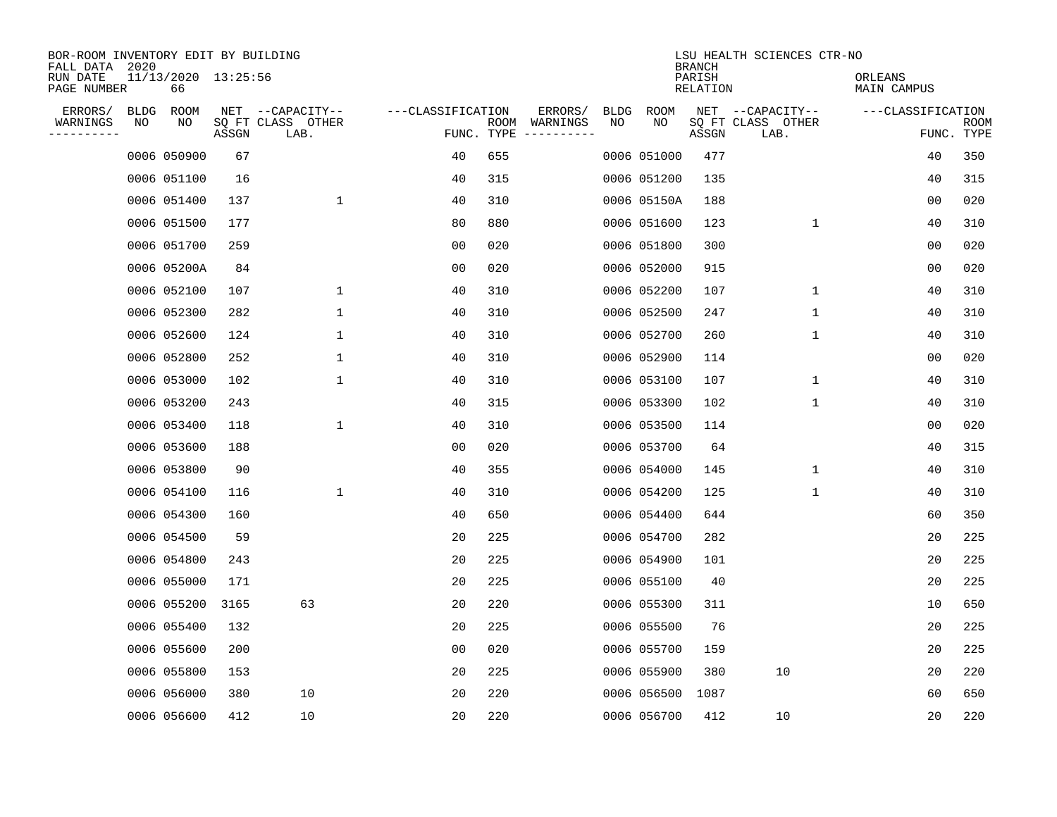BOR-ROOM INVENTORY EDIT BY BUILDING
FALL DATA 2020
RUN DATE 11/13/2020 13:25:56
PAGE NUMBER 66

LSU HEALTH SCIENCES CTR-NO
BRANCH
PARISH ORLEANS
RELATION MAIN CAMPUS

| ERRORS/ WARNINGS | BLDG NO | ROOM NO | NET SQ FT ASSGN | CAPACITY CLASS LAB. | CAPACITY OTHER | CLASSIFICATION FUNC. | ROOM TYPE | ERRORS/ WARNINGS | BLDG NO | ROOM NO | NET SQ FT ASSGN | CAPACITY CLASS LAB. | CAPACITY OTHER | CLASSIFICATION FUNC. | ROOM TYPE |
|---|---|---|---|---|---|---|---|---|---|---|---|---|---|---|---|
| | 0006 | 050900 | 67 | | | 40 | 655 | | 0006 | 051000 | 477 | | | 40 | 350 |
| | 0006 | 051100 | 16 | | | 40 | 315 | | 0006 | 051200 | 135 | | | 40 | 315 |
| | 0006 | 051400 | 137 | | 1 | 40 | 310 | | 0006 | 05150A | 188 | | | 00 | 020 |
| | 0006 | 051500 | 177 | | | 80 | 880 | | 0006 | 051600 | 123 | | 1 | 40 | 310 |
| | 0006 | 051700 | 259 | | | 00 | 020 | | 0006 | 051800 | 300 | | | 00 | 020 |
| | 0006 | 05200A | 84 | | | 00 | 020 | | 0006 | 052000 | 915 | | | 00 | 020 |
| | 0006 | 052100 | 107 | | 1 | 40 | 310 | | 0006 | 052200 | 107 | | 1 | 40 | 310 |
| | 0006 | 052300 | 282 | | 1 | 40 | 310 | | 0006 | 052500 | 247 | | 1 | 40 | 310 |
| | 0006 | 052600 | 124 | | 1 | 40 | 310 | | 0006 | 052700 | 260 | | 1 | 40 | 310 |
| | 0006 | 052800 | 252 | | 1 | 40 | 310 | | 0006 | 052900 | 114 | | | 00 | 020 |
| | 0006 | 053000 | 102 | | 1 | 40 | 310 | | 0006 | 053100 | 107 | | 1 | 40 | 310 |
| | 0006 | 053200 | 243 | | | 40 | 315 | | 0006 | 053300 | 102 | | 1 | 40 | 310 |
| | 0006 | 053400 | 118 | | 1 | 40 | 310 | | 0006 | 053500 | 114 | | | 00 | 020 |
| | 0006 | 053600 | 188 | | | 00 | 020 | | 0006 | 053700 | 64 | | | 40 | 315 |
| | 0006 | 053800 | 90 | | | 40 | 355 | | 0006 | 054000 | 145 | | 1 | 40 | 310 |
| | 0006 | 054100 | 116 | | 1 | 40 | 310 | | 0006 | 054200 | 125 | | 1 | 40 | 310 |
| | 0006 | 054300 | 160 | | | 40 | 650 | | 0006 | 054400 | 644 | | | 60 | 350 |
| | 0006 | 054500 | 59 | | | 20 | 225 | | 0006 | 054700 | 282 | | | 20 | 225 |
| | 0006 | 054800 | 243 | | | 20 | 225 | | 0006 | 054900 | 101 | | | 20 | 225 |
| | 0006 | 055000 | 171 | | | 20 | 225 | | 0006 | 055100 | 40 | | | 20 | 225 |
| | 0006 | 055200 | 3165 | 63 | | 20 | 220 | | 0006 | 055300 | 311 | | | 10 | 650 |
| | 0006 | 055400 | 132 | | | 20 | 225 | | 0006 | 055500 | 76 | | | 20 | 225 |
| | 0006 | 055600 | 200 | | | 00 | 020 | | 0006 | 055700 | 159 | | | 20 | 225 |
| | 0006 | 055800 | 153 | | | 20 | 225 | | 0006 | 055900 | 380 | 10 | | 20 | 220 |
| | 0006 | 056000 | 380 | 10 | | 20 | 220 | | 0006 | 056500 | 1087 | | | 60 | 650 |
| | 0006 | 056600 | 412 | 10 | | 20 | 220 | | 0006 | 056700 | 412 | 10 | | 20 | 220 |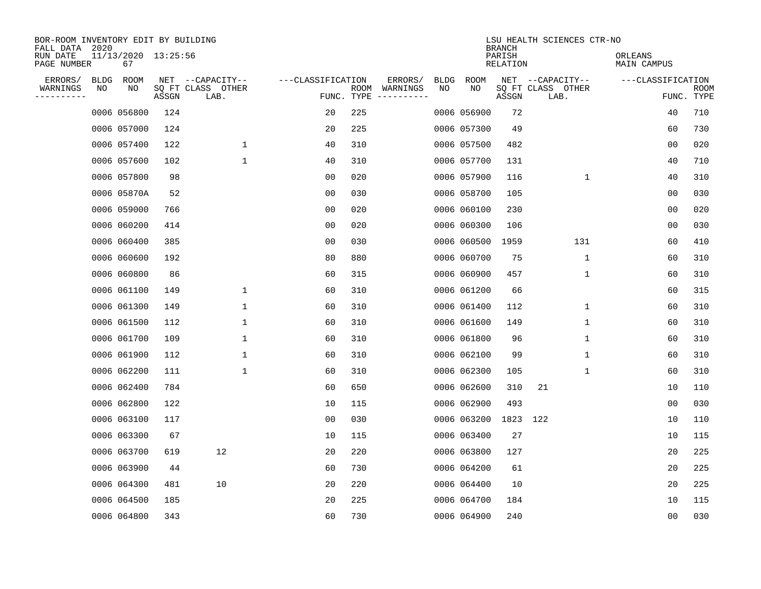BOR-ROOM INVENTORY EDIT BY BUILDING
FALL DATA 2020
RUN DATE 11/13/2020 13:25:56
PAGE NUMBER 67

LSU HEALTH SCIENCES CTR-NO
BRANCH
PARISH ORLEANS
RELATION MAIN CAMPUS

| ERRORS/ WARNINGS | BLDG NO | ROOM NO | NET SQ FT ASSGN | CAPACITY CLASS LAB. | CAPACITY OTHER | CLASSIFICATION FUNC. | ROOM TYPE | ERRORS/ WARNINGS | BLDG NO | ROOM NO | NET SQ FT ASSGN | CAPACITY CLASS LAB. | CAPACITY OTHER | CLASSIFICATION FUNC. | ROOM TYPE |
|---|---|---|---|---|---|---|---|---|---|---|---|---|---|---|---|
| | 0006 | 056800 | 124 | | | 20 | 225 | | 0006 | 056900 | 72 | | | 40 | 710 |
| | 0006 | 057000 | 124 | | | 20 | 225 | | 0006 | 057300 | 49 | | | 60 | 730 |
| | 0006 | 057400 | 122 | | 1 | 40 | 310 | | 0006 | 057500 | 482 | | | 00 | 020 |
| | 0006 | 057600 | 102 | | 1 | 40 | 310 | | 0006 | 057700 | 131 | | | 40 | 710 |
| | 0006 | 057800 | 98 | | | 00 | 020 | | 0006 | 057900 | 116 | | 1 | 40 | 310 |
| | 0006 | 05870A | 52 | | | 00 | 030 | | 0006 | 058700 | 105 | | | 00 | 030 |
| | 0006 | 059000 | 766 | | | 00 | 020 | | 0006 | 060100 | 230 | | | 00 | 020 |
| | 0006 | 060200 | 414 | | | 00 | 020 | | 0006 | 060300 | 106 | | | 00 | 030 |
| | 0006 | 060400 | 385 | | | 00 | 030 | | 0006 | 060500 | 1959 | | 131 | 60 | 410 |
| | 0006 | 060600 | 192 | | | 80 | 880 | | 0006 | 060700 | 75 | | 1 | 60 | 310 |
| | 0006 | 060800 | 86 | | | 60 | 315 | | 0006 | 060900 | 457 | | 1 | 60 | 310 |
| | 0006 | 061100 | 149 | | 1 | 60 | 310 | | 0006 | 061200 | 66 | | | 60 | 315 |
| | 0006 | 061300 | 149 | | 1 | 60 | 310 | | 0006 | 061400 | 112 | | 1 | 60 | 310 |
| | 0006 | 061500 | 112 | | 1 | 60 | 310 | | 0006 | 061600 | 149 | | 1 | 60 | 310 |
| | 0006 | 061700 | 109 | | 1 | 60 | 310 | | 0006 | 061800 | 96 | | 1 | 60 | 310 |
| | 0006 | 061900 | 112 | | 1 | 60 | 310 | | 0006 | 062100 | 99 | | 1 | 60 | 310 |
| | 0006 | 062200 | 111 | | 1 | 60 | 310 | | 0006 | 062300 | 105 | | 1 | 60 | 310 |
| | 0006 | 062400 | 784 | | | 60 | 650 | | 0006 | 062600 | 310 | 21 | | 10 | 110 |
| | 0006 | 062800 | 122 | | | 10 | 115 | | 0006 | 062900 | 493 | | | 00 | 030 |
| | 0006 | 063100 | 117 | | | 00 | 030 | | 0006 | 063200 | 1823 | 122 | | 10 | 110 |
| | 0006 | 063300 | 67 | | | 10 | 115 | | 0006 | 063400 | 27 | | | 10 | 115 |
| | 0006 | 063700 | 619 | 12 | | 20 | 220 | | 0006 | 063800 | 127 | | | 20 | 225 |
| | 0006 | 063900 | 44 | | | 60 | 730 | | 0006 | 064200 | 61 | | | 20 | 225 |
| | 0006 | 064300 | 481 | 10 | | 20 | 220 | | 0006 | 064400 | 10 | | | 20 | 225 |
| | 0006 | 064500 | 185 | | | 20 | 225 | | 0006 | 064700 | 184 | | | 10 | 115 |
| | 0006 | 064800 | 343 | | | 60 | 730 | | 0006 | 064900 | 240 | | | 00 | 030 |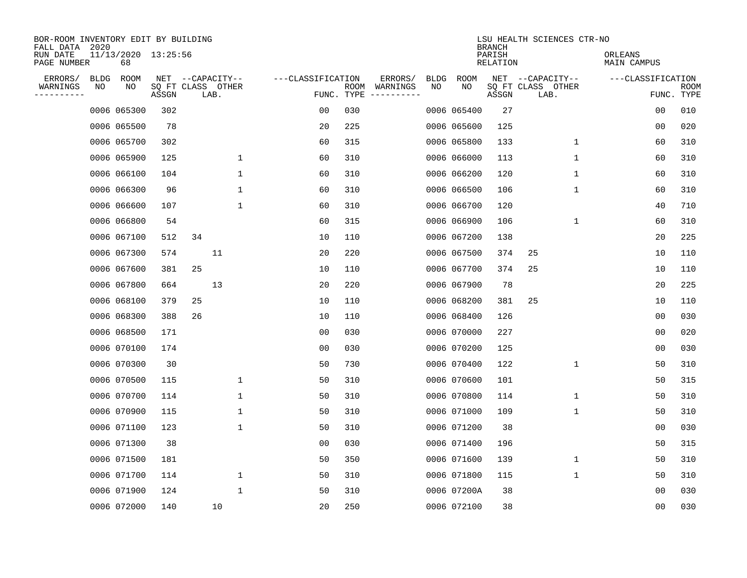BOR-ROOM INVENTORY EDIT BY BUILDING
FALL DATA 2020
RUN DATE 11/13/2020 13:25:56
PAGE NUMBER 68

LSU HEALTH SCIENCES CTR-NO
BRANCH
PARISH ORLEANS
RELATION MAIN CAMPUS

| ERRORS/ WARNINGS | BLDG NO | ROOM NO | NET SQ FT ASSGN | CAPACITY CLASS | CAPACITY LAB. | CAPACITY OTHER | CLASSIFICATION FUNC. | ROOM TYPE | ERRORS/ WARNINGS | BLDG NO | ROOM NO | NET SQ FT ASSGN | CAPACITY CLASS | CAPACITY LAB. | CAPACITY OTHER | CLASSIFICATION FUNC. | ROOM TYPE |
|---|---|---|---|---|---|---|---|---|---|---|---|---|---|---|---|---|---|
| | 0006 | 065300 | 302 | | | | 00 | 030 | | 0006 | 065400 | 27 | | | | 00 | 010 |
| | 0006 | 065500 | 78 | | | | 20 | 225 | | 0006 | 065600 | 125 | | | | 00 | 020 |
| | 0006 | 065700 | 302 | | | | 60 | 315 | | 0006 | 065800 | 133 | | | 1 | 60 | 310 |
| | 0006 | 065900 | 125 | | | 1 | 60 | 310 | | 0006 | 066000 | 113 | | | 1 | 60 | 310 |
| | 0006 | 066100 | 104 | | | 1 | 60 | 310 | | 0006 | 066200 | 120 | | | 1 | 60 | 310 |
| | 0006 | 066300 | 96 | | | 1 | 60 | 310 | | 0006 | 066500 | 106 | | | 1 | 60 | 310 |
| | 0006 | 066600 | 107 | | | 1 | 60 | 310 | | 0006 | 066700 | 120 | | | | 40 | 710 |
| | 0006 | 066800 | 54 | | | | 60 | 315 | | 0006 | 066900 | 106 | | | 1 | 60 | 310 |
| | 0006 | 067100 | 512 | 34 | | | 10 | 110 | | 0006 | 067200 | 138 | | | | 20 | 225 |
| | 0006 | 067300 | 574 | | 11 | | 20 | 220 | | 0006 | 067500 | 374 | 25 | | | 10 | 110 |
| | 0006 | 067600 | 381 | 25 | | | 10 | 110 | | 0006 | 067700 | 374 | 25 | | | 10 | 110 |
| | 0006 | 067800 | 664 | | 13 | | 20 | 220 | | 0006 | 067900 | 78 | | | | 20 | 225 |
| | 0006 | 068100 | 379 | 25 | | | 10 | 110 | | 0006 | 068200 | 381 | 25 | | | 10 | 110 |
| | 0006 | 068300 | 388 | 26 | | | 10 | 110 | | 0006 | 068400 | 126 | | | | 00 | 030 |
| | 0006 | 068500 | 171 | | | | 00 | 030 | | 0006 | 070000 | 227 | | | | 00 | 020 |
| | 0006 | 070100 | 174 | | | | 00 | 030 | | 0006 | 070200 | 125 | | | | 00 | 030 |
| | 0006 | 070300 | 30 | | | | 50 | 730 | | 0006 | 070400 | 122 | | | 1 | 50 | 310 |
| | 0006 | 070500 | 115 | | | 1 | 50 | 310 | | 0006 | 070600 | 101 | | | | 50 | 315 |
| | 0006 | 070700 | 114 | | | 1 | 50 | 310 | | 0006 | 070800 | 114 | | | 1 | 50 | 310 |
| | 0006 | 070900 | 115 | | | 1 | 50 | 310 | | 0006 | 071000 | 109 | | | 1 | 50 | 310 |
| | 0006 | 071100 | 123 | | | 1 | 50 | 310 | | 0006 | 071200 | 38 | | | | 00 | 030 |
| | 0006 | 071300 | 38 | | | | 00 | 030 | | 0006 | 071400 | 196 | | | | 50 | 315 |
| | 0006 | 071500 | 181 | | | | 50 | 350 | | 0006 | 071600 | 139 | | | 1 | 50 | 310 |
| | 0006 | 071700 | 114 | | | 1 | 50 | 310 | | 0006 | 071800 | 115 | | | 1 | 50 | 310 |
| | 0006 | 071900 | 124 | | | 1 | 50 | 310 | | 0006 | 07200A | 38 | | | | 00 | 030 |
| | 0006 | 072000 | 140 | | 10 | | 20 | 250 | | 0006 | 072100 | 38 | | | | 00 | 030 |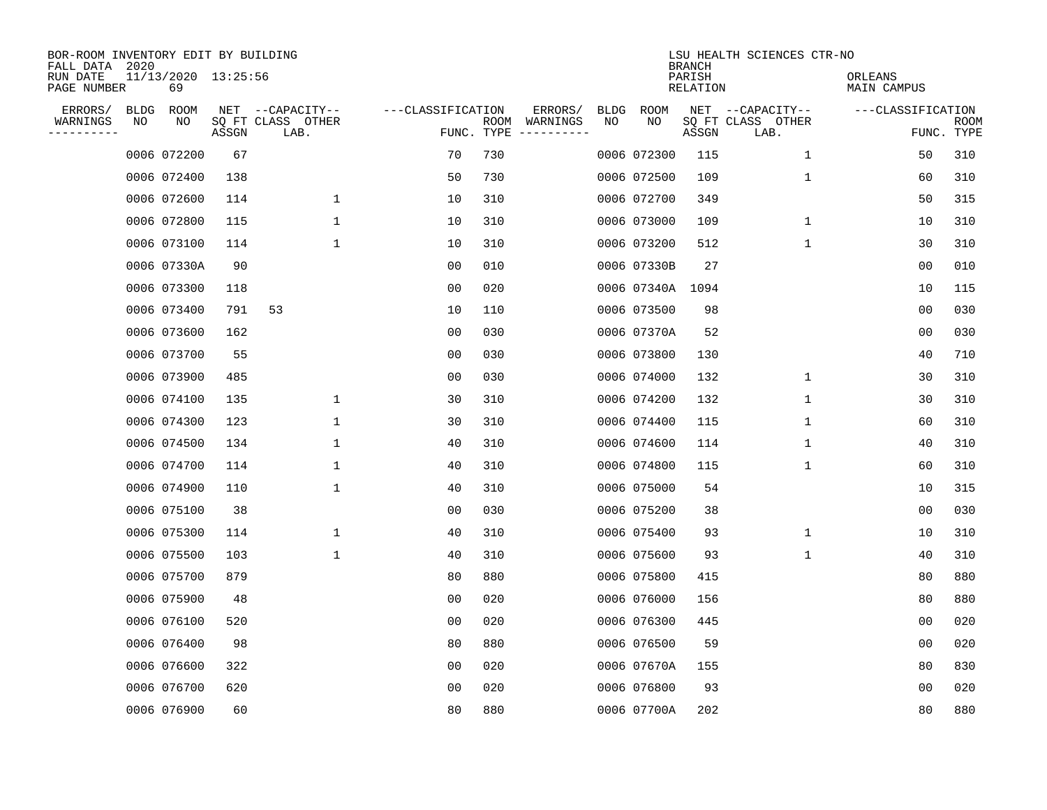BOR-ROOM INVENTORY EDIT BY BUILDING
FALL DATA 2020
RUN DATE 11/13/2020 13:25:56
PAGE NUMBER 69

LSU HEALTH SCIENCES CTR-NO
BRANCH
PARISH ORLEANS
RELATION MAIN CAMPUS

| ERRORS/ WARNINGS | BLDG NO | ROOM NO | NET SQ FT ASSGN | CAPACITY CLASS | CAPACITY OTHER LAB. | CLASSIFICATION FUNC. | ROOM TYPE | ERRORS/ WARNINGS | BLDG NO | ROOM NO | NET SQ FT ASSGN | CAPACITY CLASS | CAPACITY OTHER LAB. | CLASSIFICATION FUNC. | ROOM TYPE |
|---|---|---|---|---|---|---|---|---|---|---|---|---|---|---|---|
| | 0006 | 072200 | 67 | | | 70 | 730 | | 0006 | 072300 | 115 | | 1 | 50 | 310 |
| | 0006 | 072400 | 138 | | | 50 | 730 | | 0006 | 072500 | 109 | | 1 | 60 | 310 |
| | 0006 | 072600 | 114 | | 1 | 10 | 310 | | 0006 | 072700 | 349 | | | 50 | 315 |
| | 0006 | 072800 | 115 | | 1 | 10 | 310 | | 0006 | 073000 | 109 | | 1 | 10 | 310 |
| | 0006 | 073100 | 114 | | 1 | 10 | 310 | | 0006 | 073200 | 512 | | 1 | 30 | 310 |
| | 0006 | 07330A | 90 | | | 00 | 010 | | 0006 | 07330B | 27 | | | 00 | 010 |
| | 0006 | 073300 | 118 | | | 00 | 020 | | 0006 | 07340A | 1094 | | | 10 | 115 |
| | 0006 | 073400 | 791 | 53 | | 10 | 110 | | 0006 | 073500 | 98 | | | 00 | 030 |
| | 0006 | 073600 | 162 | | | 00 | 030 | | 0006 | 07370A | 52 | | | 00 | 030 |
| | 0006 | 073700 | 55 | | | 00 | 030 | | 0006 | 073800 | 130 | | | 40 | 710 |
| | 0006 | 073900 | 485 | | | 00 | 030 | | 0006 | 074000 | 132 | | 1 | 30 | 310 |
| | 0006 | 074100 | 135 | | 1 | 30 | 310 | | 0006 | 074200 | 132 | | 1 | 30 | 310 |
| | 0006 | 074300 | 123 | | 1 | 30 | 310 | | 0006 | 074400 | 115 | | 1 | 60 | 310 |
| | 0006 | 074500 | 134 | | 1 | 40 | 310 | | 0006 | 074600 | 114 | | 1 | 40 | 310 |
| | 0006 | 074700 | 114 | | 1 | 40 | 310 | | 0006 | 074800 | 115 | | 1 | 60 | 310 |
| | 0006 | 074900 | 110 | | 1 | 40 | 310 | | 0006 | 075000 | 54 | | | 10 | 315 |
| | 0006 | 075100 | 38 | | | 00 | 030 | | 0006 | 075200 | 38 | | | 00 | 030 |
| | 0006 | 075300 | 114 | | 1 | 40 | 310 | | 0006 | 075400 | 93 | | 1 | 10 | 310 |
| | 0006 | 075500 | 103 | | 1 | 40 | 310 | | 0006 | 075600 | 93 | | 1 | 40 | 310 |
| | 0006 | 075700 | 879 | | | 80 | 880 | | 0006 | 075800 | 415 | | | 80 | 880 |
| | 0006 | 075900 | 48 | | | 00 | 020 | | 0006 | 076000 | 156 | | | 80 | 880 |
| | 0006 | 076100 | 520 | | | 00 | 020 | | 0006 | 076300 | 445 | | | 00 | 020 |
| | 0006 | 076400 | 98 | | | 80 | 880 | | 0006 | 076500 | 59 | | | 00 | 020 |
| | 0006 | 076600 | 322 | | | 00 | 020 | | 0006 | 07670A | 155 | | | 80 | 830 |
| | 0006 | 076700 | 620 | | | 00 | 020 | | 0006 | 076800 | 93 | | | 00 | 020 |
| | 0006 | 076900 | 60 | | | 80 | 880 | | 0006 | 07700A | 202 | | | 80 | 880 |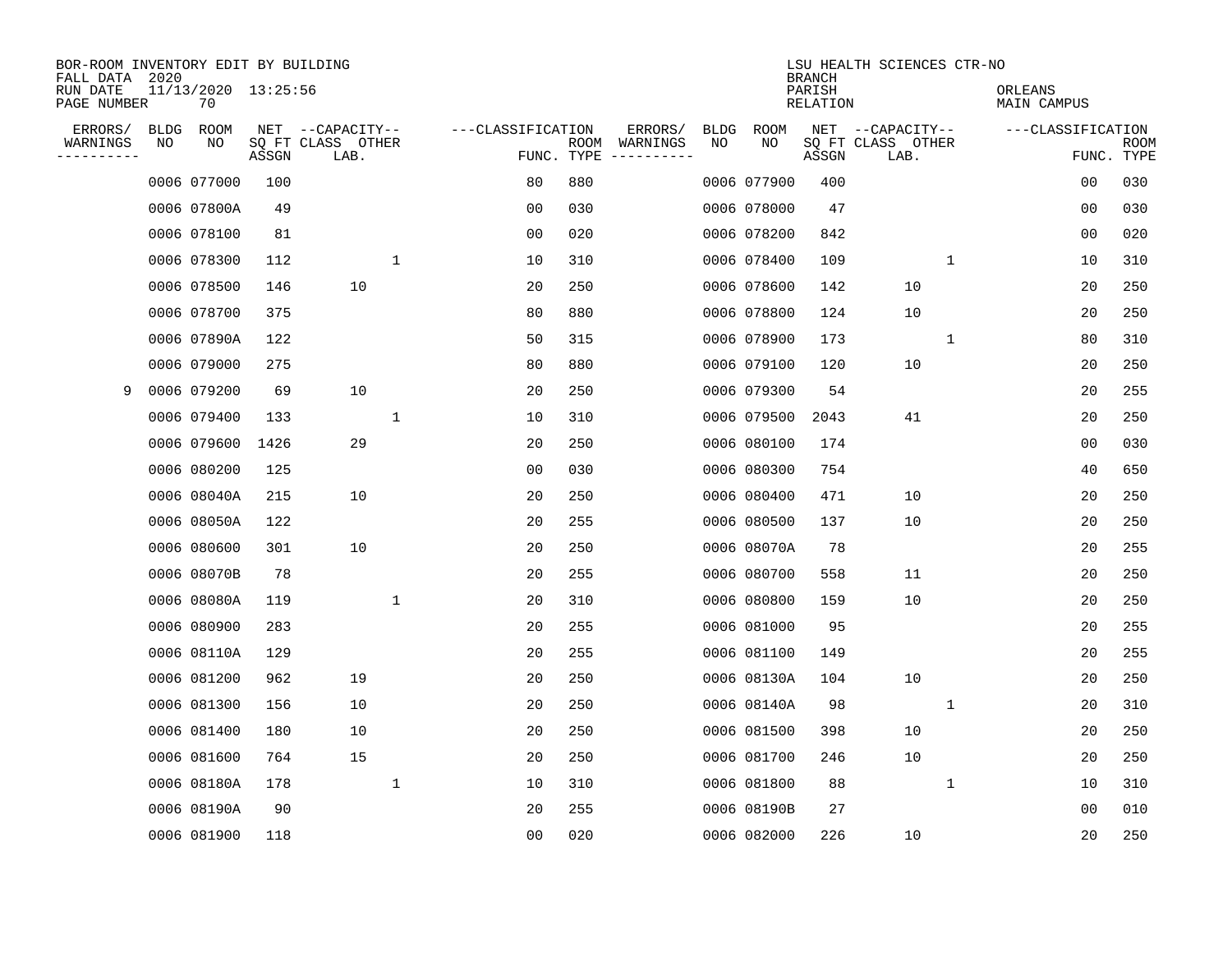BOR-ROOM INVENTORY EDIT BY BUILDING
FALL DATA 2020
RUN DATE 11/13/2020 13:25:56
PAGE NUMBER 70

LSU HEALTH SCIENCES CTR-NO
BRANCH
PARISH ORLEANS
RELATION MAIN CAMPUS

| ERRORS/ WARNINGS | BLDG NO | ROOM NO | NET SQ FT ASSGN | CAPACITY CLASS LAB. | CAPACITY OTHER | CLASSIFICATION FUNC. | ROOM TYPE | ERRORS/ WARNINGS | BLDG NO | ROOM NO | NET SQ FT ASSGN | CAPACITY CLASS LAB. | CAPACITY OTHER | CLASSIFICATION FUNC. | ROOM TYPE |
|---|---|---|---|---|---|---|---|---|---|---|---|---|---|---|---|
| | 0006 | 077000 | 100 | | | 80 | 880 | | 0006 | 077900 | 400 | | | 00 | 030 |
| | 0006 | 07800A | 49 | | | 00 | 030 | | 0006 | 078000 | 47 | | | 00 | 030 |
| | 0006 | 078100 | 81 | | | 00 | 020 | | 0006 | 078200 | 842 | | | 00 | 020 |
| | 0006 | 078300 | 112 | | 1 | 10 | 310 | | 0006 | 078400 | 109 | | 1 | 10 | 310 |
| | 0006 | 078500 | 146 | 10 | | 20 | 250 | | 0006 | 078600 | 142 | 10 | | 20 | 250 |
| | 0006 | 078700 | 375 | | | 80 | 880 | | 0006 | 078800 | 124 | 10 | | 20 | 250 |
| | 0006 | 07890A | 122 | | | 50 | 315 | | 0006 | 078900 | 173 | | 1 | 80 | 310 |
| | 0006 | 079000 | 275 | | | 80 | 880 | | 0006 | 079100 | 120 | 10 | | 20 | 250 |
| 9 | 0006 | 079200 | 69 | 10 | | 20 | 250 | | 0006 | 079300 | 54 | | | 20 | 255 |
| | 0006 | 079400 | 133 | | 1 | 10 | 310 | | 0006 | 079500 | 2043 | 41 | | 20 | 250 |
| | 0006 | 079600 | 1426 | 29 | | 20 | 250 | | 0006 | 080100 | 174 | | | 00 | 030 |
| | 0006 | 080200 | 125 | | | 00 | 030 | | 0006 | 080300 | 754 | | | 40 | 650 |
| | 0006 | 08040A | 215 | 10 | | 20 | 250 | | 0006 | 080400 | 471 | 10 | | 20 | 250 |
| | 0006 | 08050A | 122 | | | 20 | 255 | | 0006 | 080500 | 137 | 10 | | 20 | 250 |
| | 0006 | 080600 | 301 | 10 | | 20 | 250 | | 0006 | 08070A | 78 | | | 20 | 255 |
| | 0006 | 08070B | 78 | | | 20 | 255 | | 0006 | 080700 | 558 | 11 | | 20 | 250 |
| | 0006 | 08080A | 119 | | 1 | 20 | 310 | | 0006 | 080800 | 159 | 10 | | 20 | 250 |
| | 0006 | 080900 | 283 | | | 20 | 255 | | 0006 | 081000 | 95 | | | 20 | 255 |
| | 0006 | 08110A | 129 | | | 20 | 255 | | 0006 | 081100 | 149 | | | 20 | 255 |
| | 0006 | 081200 | 962 | 19 | | 20 | 250 | | 0006 | 08130A | 104 | 10 | | 20 | 250 |
| | 0006 | 081300 | 156 | 10 | | 20 | 250 | | 0006 | 08140A | 98 | | 1 | 20 | 310 |
| | 0006 | 081400 | 180 | 10 | | 20 | 250 | | 0006 | 081500 | 398 | 10 | | 20 | 250 |
| | 0006 | 081600 | 764 | 15 | | 20 | 250 | | 0006 | 081700 | 246 | 10 | | 20 | 250 |
| | 0006 | 08180A | 178 | | 1 | 10 | 310 | | 0006 | 081800 | 88 | | 1 | 10 | 310 |
| | 0006 | 08190A | 90 | | | 20 | 255 | | 0006 | 08190B | 27 | | | 00 | 010 |
| | 0006 | 081900 | 118 | | | 00 | 020 | | 0006 | 082000 | 226 | 10 | | 20 | 250 |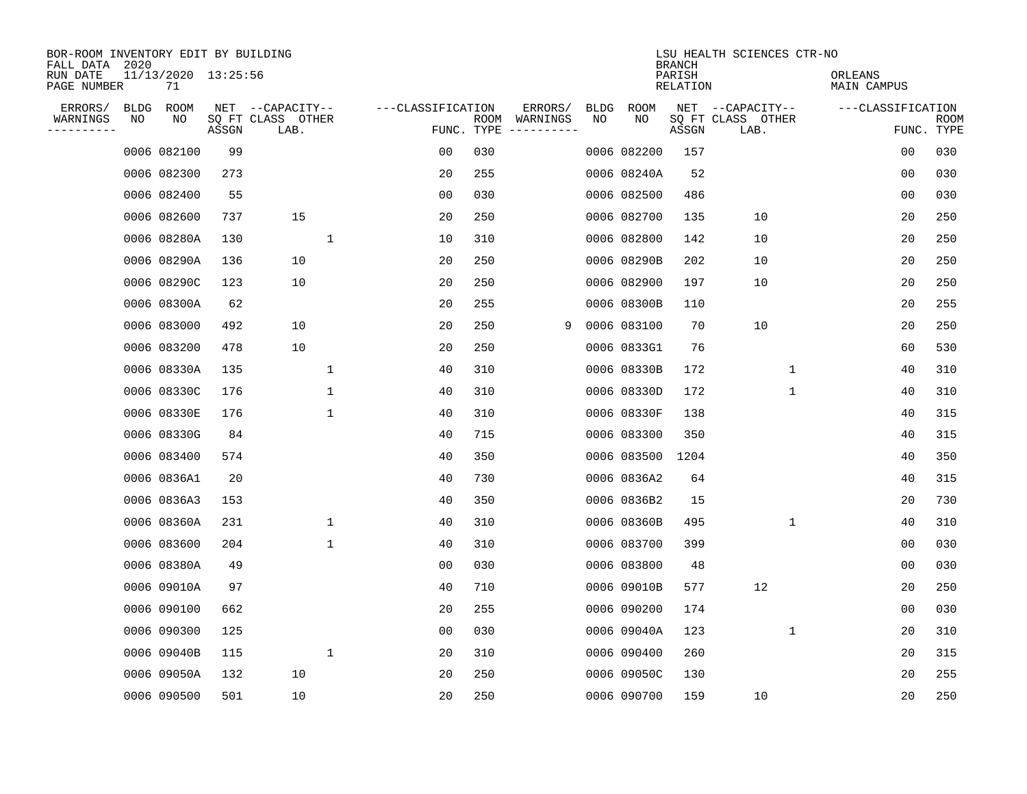BOR-ROOM INVENTORY EDIT BY BUILDING
FALL DATA 2020
RUN DATE 11/13/2020 13:25:56
PAGE NUMBER 71

LSU HEALTH SCIENCES CTR-NO
BRANCH
PARISH ORLEANS
RELATION MAIN CAMPUS

| ERRORS/ WARNINGS | BLDG NO | ROOM NO | NET SQ FT ASSGN | CAPACITY CLASS LAB. | CAPACITY OTHER | CLASSIFICATION FUNC. | ROOM TYPE | ERRORS/ WARNINGS | BLDG NO | ROOM NO | NET SQ FT ASSGN | CAPACITY CLASS LAB. | CAPACITY OTHER | CLASSIFICATION FUNC. | ROOM TYPE |
|---|---|---|---|---|---|---|---|---|---|---|---|---|---|---|---|
| | 0006 | 082100 | 99 | | | 00 | 030 | | 0006 | 082200 | 157 | | | 00 | 030 |
| | 0006 | 082300 | 273 | | | 20 | 255 | | 0006 | 08240A | 52 | | | 00 | 030 |
| | 0006 | 082400 | 55 | | | 00 | 030 | | 0006 | 082500 | 486 | | | 00 | 030 |
| | 0006 | 082600 | 737 | 15 | | 20 | 250 | | 0006 | 082700 | 135 | 10 | | 20 | 250 |
| | 0006 | 08280A | 130 | | 1 | 10 | 310 | | 0006 | 082800 | 142 | 10 | | 20 | 250 |
| | 0006 | 08290A | 136 | 10 | | 20 | 250 | | 0006 | 08290B | 202 | 10 | | 20 | 250 |
| | 0006 | 08290C | 123 | 10 | | 20 | 250 | | 0006 | 082900 | 197 | 10 | | 20 | 250 |
| | 0006 | 08300A | 62 | | | 20 | 255 | | 0006 | 08300B | 110 | | | 20 | 255 |
| | 0006 | 083000 | 492 | 10 | | 20 | 250 | 9 | 0006 | 083100 | 70 | 10 | | 20 | 250 |
| | 0006 | 083200 | 478 | 10 | | 20 | 250 | | 0006 | 0833G1 | 76 | | | 60 | 530 |
| | 0006 | 08330A | 135 | | 1 | 40 | 310 | | 0006 | 08330B | 172 | | 1 | 40 | 310 |
| | 0006 | 08330C | 176 | | 1 | 40 | 310 | | 0006 | 08330D | 172 | | 1 | 40 | 310 |
| | 0006 | 08330E | 176 | | 1 | 40 | 310 | | 0006 | 08330F | 138 | | | 40 | 315 |
| | 0006 | 08330G | 84 | | | 40 | 715 | | 0006 | 083300 | 350 | | | 40 | 315 |
| | 0006 | 083400 | 574 | | | 40 | 350 | | 0006 | 083500 | 1204 | | | 40 | 350 |
| | 0006 | 0836A1 | 20 | | | 40 | 730 | | 0006 | 0836A2 | 64 | | | 40 | 315 |
| | 0006 | 0836A3 | 153 | | | 40 | 350 | | 0006 | 0836B2 | 15 | | | 20 | 730 |
| | 0006 | 08360A | 231 | | 1 | 40 | 310 | | 0006 | 08360B | 495 | | 1 | 40 | 310 |
| | 0006 | 083600 | 204 | | 1 | 40 | 310 | | 0006 | 083700 | 399 | | | 00 | 030 |
| | 0006 | 08380A | 49 | | | 00 | 030 | | 0006 | 083800 | 48 | | | 00 | 030 |
| | 0006 | 09010A | 97 | | | 40 | 710 | | 0006 | 09010B | 577 | 12 | | 20 | 250 |
| | 0006 | 090100 | 662 | | | 20 | 255 | | 0006 | 090200 | 174 | | | 00 | 030 |
| | 0006 | 090300 | 125 | | | 00 | 030 | | 0006 | 09040A | 123 | | 1 | 20 | 310 |
| | 0006 | 09040B | 115 | | 1 | 20 | 310 | | 0006 | 090400 | 260 | | | 20 | 315 |
| | 0006 | 09050A | 132 | 10 | | 20 | 250 | | 0006 | 09050C | 130 | | | 20 | 255 |
| | 0006 | 090500 | 501 | 10 | | 20 | 250 | | 0006 | 090700 | 159 | 10 | | 20 | 250 |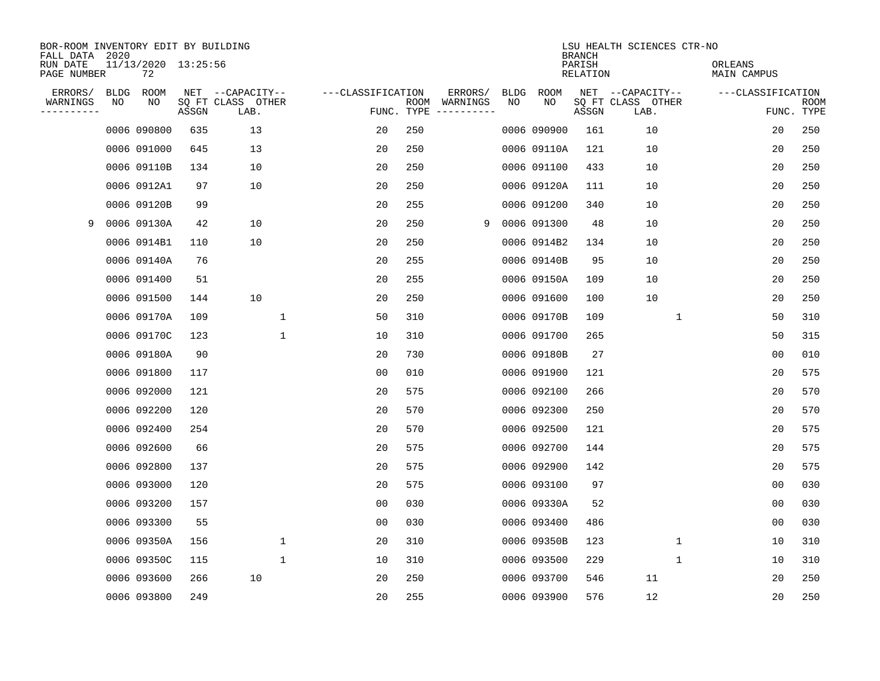BOR-ROOM INVENTORY EDIT BY BUILDING
FALL DATA 2020
RUN DATE 11/13/2020 13:25:56
PAGE NUMBER 72

LSU HEALTH SCIENCES CTR-NO
BRANCH
PARISH ORLEANS
RELATION MAIN CAMPUS

| ERRORS/ WARNINGS | BLDG NO | ROOM NO | NET SQ FT ASSGN | CAPACITY CLASS LAB. | CAPACITY OTHER | CLASSIFICATION FUNC. | ROOM TYPE | ERRORS/ WARNINGS | BLDG NO | ROOM NO | NET SQ FT ASSGN | CAPACITY CLASS LAB. | CAPACITY OTHER | CLASSIFICATION FUNC. | ROOM TYPE |
|---|---|---|---|---|---|---|---|---|---|---|---|---|---|---|---|
| | 0006 | 090800 | 635 | 13 | | 20 | 250 | | 0006 | 090900 | 161 | 10 | | 20 | 250 |
| | 0006 | 091000 | 645 | 13 | | 20 | 250 | | 0006 | 09110A | 121 | 10 | | 20 | 250 |
| | 0006 | 09110B | 134 | 10 | | 20 | 250 | | 0006 | 091100 | 433 | 10 | | 20 | 250 |
| | 0006 | 0912A1 | 97 | 10 | | 20 | 250 | | 0006 | 09120A | 111 | 10 | | 20 | 250 |
| | 0006 | 09120B | 99 | | | 20 | 255 | | 0006 | 091200 | 340 | 10 | | 20 | 250 |
| 9 | 0006 | 09130A | 42 | 10 | | 20 | 250 | 9 | 0006 | 091300 | 48 | 10 | | 20 | 250 |
| | 0006 | 0914B1 | 110 | 10 | | 20 | 250 | | 0006 | 0914B2 | 134 | 10 | | 20 | 250 |
| | 0006 | 09140A | 76 | | | 20 | 255 | | 0006 | 09140B | 95 | 10 | | 20 | 250 |
| | 0006 | 091400 | 51 | | | 20 | 255 | | 0006 | 09150A | 109 | 10 | | 20 | 250 |
| | 0006 | 091500 | 144 | 10 | | 20 | 250 | | 0006 | 091600 | 100 | 10 | | 20 | 250 |
| | 0006 | 09170A | 109 | | 1 | 50 | 310 | | 0006 | 09170B | 109 | | 1 | 50 | 310 |
| | 0006 | 09170C | 123 | | 1 | 10 | 310 | | 0006 | 091700 | 265 | | | 50 | 315 |
| | 0006 | 09180A | 90 | | | 20 | 730 | | 0006 | 09180B | 27 | | | 00 | 010 |
| | 0006 | 091800 | 117 | | | 00 | 010 | | 0006 | 091900 | 121 | | | 20 | 575 |
| | 0006 | 092000 | 121 | | | 20 | 575 | | 0006 | 092100 | 266 | | | 20 | 570 |
| | 0006 | 092200 | 120 | | | 20 | 570 | | 0006 | 092300 | 250 | | | 20 | 570 |
| | 0006 | 092400 | 254 | | | 20 | 570 | | 0006 | 092500 | 121 | | | 20 | 575 |
| | 0006 | 092600 | 66 | | | 20 | 575 | | 0006 | 092700 | 144 | | | 20 | 575 |
| | 0006 | 092800 | 137 | | | 20 | 575 | | 0006 | 092900 | 142 | | | 20 | 575 |
| | 0006 | 093000 | 120 | | | 20 | 575 | | 0006 | 093100 | 97 | | | 00 | 030 |
| | 0006 | 093200 | 157 | | | 00 | 030 | | 0006 | 09330A | 52 | | | 00 | 030 |
| | 0006 | 093300 | 55 | | | 00 | 030 | | 0006 | 093400 | 486 | | | 00 | 030 |
| | 0006 | 09350A | 156 | | 1 | 20 | 310 | | 0006 | 09350B | 123 | | 1 | 10 | 310 |
| | 0006 | 09350C | 115 | | 1 | 10 | 310 | | 0006 | 093500 | 229 | | 1 | 10 | 310 |
| | 0006 | 093600 | 266 | 10 | | 20 | 250 | | 0006 | 093700 | 546 | 11 | | 20 | 250 |
| | 0006 | 093800 | 249 | | | 20 | 255 | | 0006 | 093900 | 576 | 12 | | 20 | 250 |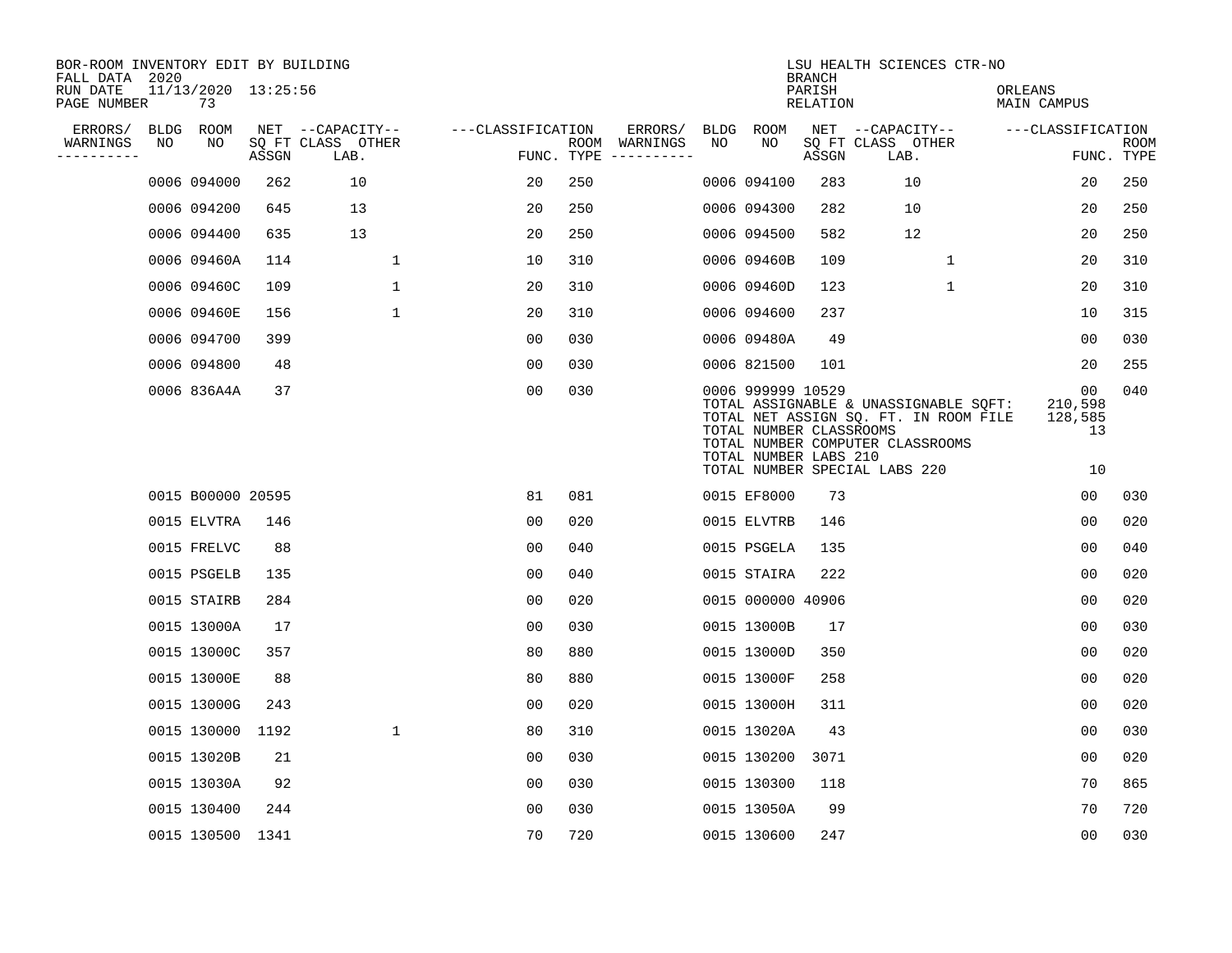BOR-ROOM INVENTORY EDIT BY BUILDING
FALL DATA 2020
RUN DATE 11/13/2020 13:25:56

LSU HEALTH SCIENCES CTR-NO
BRANCH
PARISH ORLEANS
RELATION MAIN CAMPUS

| ERRORS/ WARNINGS | BLDG NO | ROOM NO | NET SQ FT ASSGN | CAPACITY CLASS LAB. | CAPACITY OTHER | CLASSIFICATION FUNC. | ROOM TYPE | ERRORS/ WARNINGS | BLDG NO | ROOM NO | NET SQ FT ASSGN | CAPACITY CLASS LAB. | CAPACITY OTHER | CLASSIFICATION FUNC. | ROOM TYPE |
|---|---|---|---|---|---|---|---|---|---|---|---|---|---|---|---|
| | 0006 | 094000 | 262 | 10 | | 20 | 250 | | 0006 | 094100 | 283 | 10 | | 20 | 250 |
| | 0006 | 094200 | 645 | 13 | | 20 | 250 | | 0006 | 094300 | 282 | 10 | | 20 | 250 |
| | 0006 | 094400 | 635 | 13 | | 20 | 250 | | 0006 | 094500 | 582 | 12 | | 20 | 250 |
| | 0006 | 09460A | 114 | | 1 | 10 | 310 | | 0006 | 09460B | 109 | | 1 | 20 | 310 |
| | 0006 | 09460C | 109 | | 1 | 20 | 310 | | 0006 | 09460D | 123 | | 1 | 20 | 310 |
| | 0006 | 09460E | 156 | | 1 | 20 | 310 | | 0006 | 094600 | 237 | | | 10 | 315 |
| | 0006 | 094700 | 399 | | | 00 | 030 | | 0006 | 09480A | 49 | | | 00 | 030 |
| | 0006 | 094800 | 48 | | | 00 | 030 | | 0006 | 821500 | 101 | | | 20 | 255 |
| | 0006 | 836A4A | 37 | | | 00 | 030 | | 0006 | 999999 | 10529 | | | 00 | 040 |

TOTAL ASSIGNABLE & UNASSIGNABLE SQFT: 210,598
TOTAL NET ASSIGN SQ. FT. IN ROOM FILE 128,585
TOTAL NUMBER CLASSROOMS 13
TOTAL NUMBER COMPUTER CLASSROOMS
TOTAL NUMBER LABS 210
TOTAL NUMBER SPECIAL LABS 220 10

| ERRORS/ WARNINGS | BLDG NO | ROOM NO | NET SQ FT ASSGN | CAPACITY CLASS LAB. | CAPACITY OTHER | CLASSIFICATION FUNC. | ROOM TYPE | ERRORS/ WARNINGS | BLDG NO | ROOM NO | NET SQ FT ASSGN | CAPACITY CLASS LAB. | CAPACITY OTHER | CLASSIFICATION FUNC. | ROOM TYPE |
|---|---|---|---|---|---|---|---|---|---|---|---|---|---|---|---|
| | 0015 | B00000 | 20595 | | | 81 | 081 | | 0015 | EF8000 | 73 | | | 00 | 030 |
| | 0015 | ELVTRA | 146 | | | 00 | 020 | | 0015 | ELVTRB | 146 | | | 00 | 020 |
| | 0015 | FRELVC | 88 | | | 00 | 040 | | 0015 | PSGELA | 135 | | | 00 | 040 |
| | 0015 | PSGELB | 135 | | | 00 | 040 | | 0015 | STAIRA | 222 | | | 00 | 020 |
| | 0015 | STAIRB | 284 | | | 00 | 020 | | 0015 | 000000 | 40906 | | | 00 | 020 |
| | 0015 | 13000A | 17 | | | 00 | 030 | | 0015 | 13000B | 17 | | | 00 | 030 |
| | 0015 | 13000C | 357 | | | 80 | 880 | | 0015 | 13000D | 350 | | | 00 | 020 |
| | 0015 | 13000E | 88 | | | 80 | 880 | | 0015 | 13000F | 258 | | | 00 | 020 |
| | 0015 | 13000G | 243 | | | 00 | 020 | | 0015 | 13000H | 311 | | | 00 | 020 |
| | 0015 | 130000 | 1192 | | 1 | 80 | 310 | | 0015 | 13020A | 43 | | | 00 | 030 |
| | 0015 | 13020B | 21 | | | 00 | 030 | | 0015 | 130200 | 3071 | | | 00 | 020 |
| | 0015 | 13030A | 92 | | | 00 | 030 | | 0015 | 130300 | 118 | | | 70 | 865 |
| | 0015 | 130400 | 244 | | | 00 | 030 | | 0015 | 13050A | 99 | | | 70 | 720 |
| | 0015 | 130500 | 1341 | | | 70 | 720 | | 0015 | 130600 | 247 | | | 00 | 030 |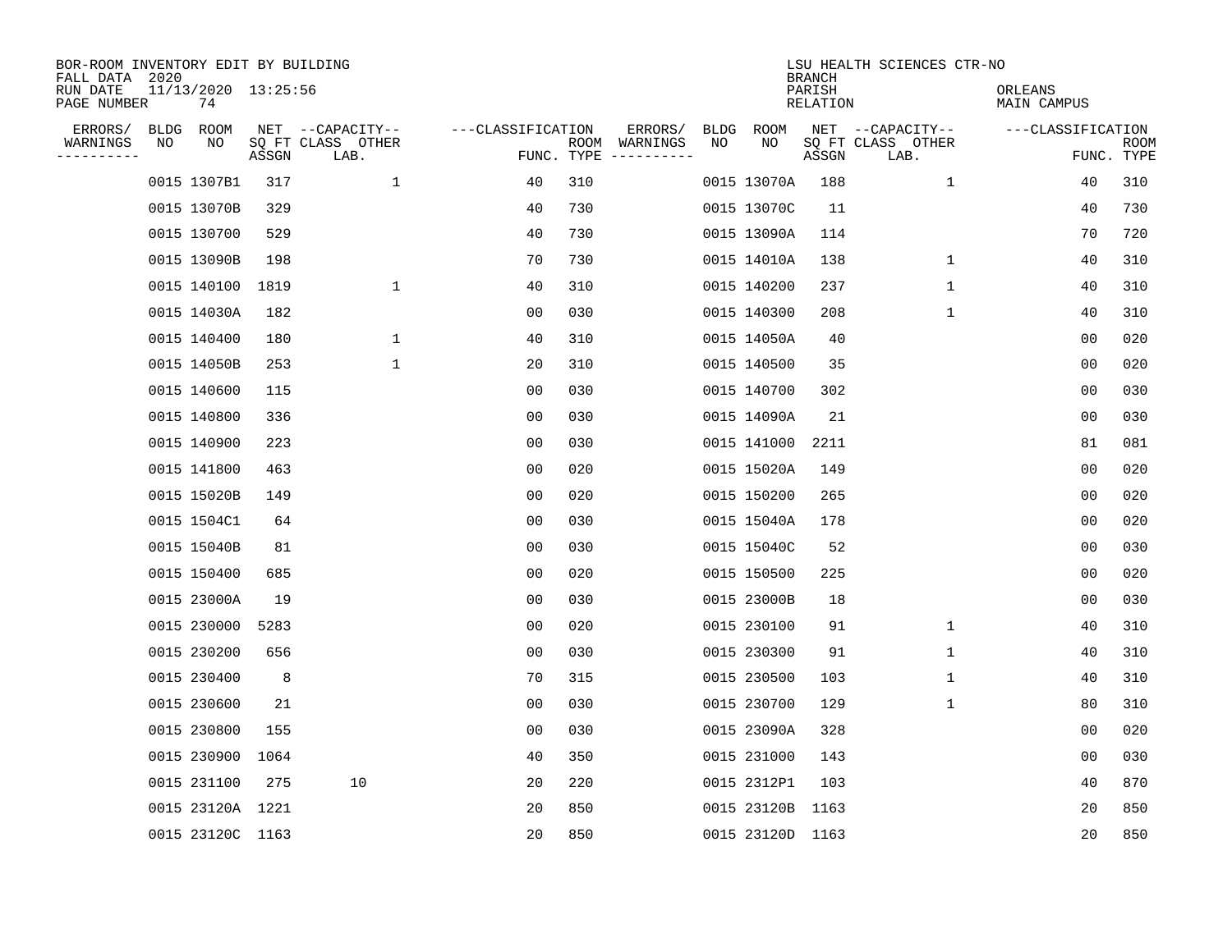BOR-ROOM INVENTORY EDIT BY BUILDING
FALL DATA 2020
RUN DATE 11/13/2020 13:25:56
PAGE NUMBER 74

LSU HEALTH SCIENCES CTR-NO
BRANCH
PARISH ORLEANS
RELATION MAIN CAMPUS

| ERRORS/ WARNINGS | BLDG NO | ROOM NO | NET SQ FT ASSGN | CAPACITY CLASS LAB. | CAPACITY OTHER | CLASSIFICATION FUNC. | ROOM TYPE | ERRORS/ WARNINGS | BLDG NO | ROOM NO | NET SQ FT ASSGN | CAPACITY CLASS LAB. | CAPACITY OTHER | CLASSIFICATION FUNC. | ROOM TYPE |
|---|---|---|---|---|---|---|---|---|---|---|---|---|---|---|---|
| | 0015 | 1307B1 | 317 | | 1 | 40 | 310 | | 0015 | 13070A | 188 | | 1 | 40 | 310 |
| | 0015 | 13070B | 329 | | | 40 | 730 | | 0015 | 13070C | 11 | | | 40 | 730 |
| | 0015 | 130700 | 529 | | | 40 | 730 | | 0015 | 13090A | 114 | | | 70 | 720 |
| | 0015 | 13090B | 198 | | | 70 | 730 | | 0015 | 14010A | 138 | | 1 | 40 | 310 |
| | 0015 | 140100 | 1819 | | 1 | 40 | 310 | | 0015 | 140200 | 237 | | 1 | 40 | 310 |
| | 0015 | 14030A | 182 | | | 00 | 030 | | 0015 | 140300 | 208 | | 1 | 40 | 310 |
| | 0015 | 140400 | 180 | | 1 | 40 | 310 | | 0015 | 14050A | 40 | | | 00 | 020 |
| | 0015 | 14050B | 253 | | 1 | 20 | 310 | | 0015 | 140500 | 35 | | | 00 | 020 |
| | 0015 | 140600 | 115 | | | 00 | 030 | | 0015 | 140700 | 302 | | | 00 | 030 |
| | 0015 | 140800 | 336 | | | 00 | 030 | | 0015 | 14090A | 21 | | | 00 | 030 |
| | 0015 | 140900 | 223 | | | 00 | 030 | | 0015 | 141000 | 2211 | | | 81 | 081 |
| | 0015 | 141800 | 463 | | | 00 | 020 | | 0015 | 15020A | 149 | | | 00 | 020 |
| | 0015 | 15020B | 149 | | | 00 | 020 | | 0015 | 150200 | 265 | | | 00 | 020 |
| | 0015 | 1504C1 | 64 | | | 00 | 030 | | 0015 | 15040A | 178 | | | 00 | 020 |
| | 0015 | 15040B | 81 | | | 00 | 030 | | 0015 | 15040C | 52 | | | 00 | 030 |
| | 0015 | 150400 | 685 | | | 00 | 020 | | 0015 | 150500 | 225 | | | 00 | 020 |
| | 0015 | 23000A | 19 | | | 00 | 030 | | 0015 | 23000B | 18 | | | 00 | 030 |
| | 0015 | 230000 | 5283 | | | 00 | 020 | | 0015 | 230100 | 91 | | 1 | 40 | 310 |
| | 0015 | 230200 | 656 | | | 00 | 030 | | 0015 | 230300 | 91 | | 1 | 40 | 310 |
| | 0015 | 230400 | 8 | | | 70 | 315 | | 0015 | 230500 | 103 | | 1 | 40 | 310 |
| | 0015 | 230600 | 21 | | | 00 | 030 | | 0015 | 230700 | 129 | | 1 | 80 | 310 |
| | 0015 | 230800 | 155 | | | 00 | 030 | | 0015 | 23090A | 328 | | | 00 | 020 |
| | 0015 | 230900 | 1064 | | | 40 | 350 | | 0015 | 231000 | 143 | | | 00 | 030 |
| | 0015 | 231100 | 275 | 10 | | 20 | 220 | | 0015 | 2312P1 | 103 | | | 40 | 870 |
| | 0015 | 23120A | 1221 | | | 20 | 850 | | 0015 | 23120B | 1163 | | | 20 | 850 |
| | 0015 | 23120C | 1163 | | | 20 | 850 | | 0015 | 23120D | 1163 | | | 20 | 850 |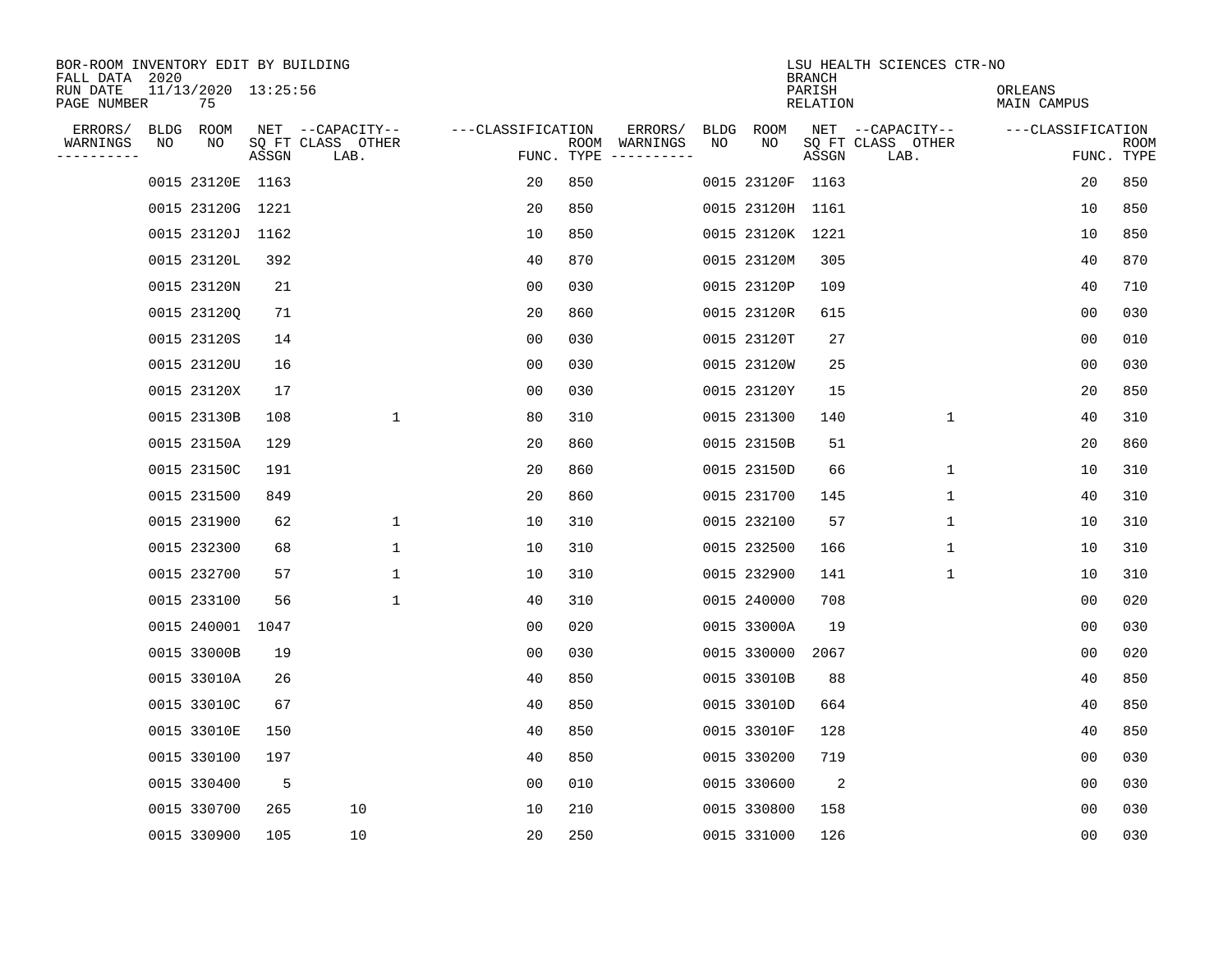BOR-ROOM INVENTORY EDIT BY BUILDING
FALL DATA 2020
RUN DATE 11/13/2020 13:25:56
PAGE NUMBER 75

LSU HEALTH SCIENCES CTR-NO
BRANCH
PARISH ORLEANS
RELATION MAIN CAMPUS

| ERRORS/ WARNINGS | BLDG NO | ROOM NO | NET SQ FT ASSGN | CAPACITY CLASS LAB. | CAPACITY OTHER | CLASSIFICATION FUNC. | ROOM TYPE | ERRORS/ WARNINGS | BLDG NO | ROOM NO | NET SQ FT ASSGN | CAPACITY CLASS LAB. | CAPACITY OTHER | CLASSIFICATION FUNC. | ROOM TYPE |
|---|---|---|---|---|---|---|---|---|---|---|---|---|---|---|---|
| | 0015 | 23120E | 1163 | | | 20 | 850 | | 0015 | 23120F | 1163 | | | 20 | 850 |
| | 0015 | 23120G | 1221 | | | 20 | 850 | | 0015 | 23120H | 1161 | | | 10 | 850 |
| | 0015 | 23120J | 1162 | | | 10 | 850 | | 0015 | 23120K | 1221 | | | 10 | 850 |
| | 0015 | 23120L | 392 | | | 40 | 870 | | 0015 | 23120M | 305 | | | 40 | 870 |
| | 0015 | 23120N | 21 | | | 00 | 030 | | 0015 | 23120P | 109 | | | 40 | 710 |
| | 0015 | 23120Q | 71 | | | 20 | 860 | | 0015 | 23120R | 615 | | | 00 | 030 |
| | 0015 | 23120S | 14 | | | 00 | 030 | | 0015 | 23120T | 27 | | | 00 | 010 |
| | 0015 | 23120U | 16 | | | 00 | 030 | | 0015 | 23120W | 25 | | | 00 | 030 |
| | 0015 | 23120X | 17 | | | 00 | 030 | | 0015 | 23120Y | 15 | | | 20 | 850 |
| | 0015 | 23130B | 108 | | 1 | 80 | 310 | | 0015 | 231300 | 140 | | 1 | 40 | 310 |
| | 0015 | 23150A | 129 | | | 20 | 860 | | 0015 | 23150B | 51 | | | 20 | 860 |
| | 0015 | 23150C | 191 | | | 20 | 860 | | 0015 | 23150D | 66 | | 1 | 10 | 310 |
| | 0015 | 231500 | 849 | | | 20 | 860 | | 0015 | 231700 | 145 | | 1 | 40 | 310 |
| | 0015 | 231900 | 62 | | 1 | 10 | 310 | | 0015 | 232100 | 57 | | 1 | 10 | 310 |
| | 0015 | 232300 | 68 | | 1 | 10 | 310 | | 0015 | 232500 | 166 | | 1 | 10 | 310 |
| | 0015 | 232700 | 57 | | 1 | 10 | 310 | | 0015 | 232900 | 141 | | 1 | 10 | 310 |
| | 0015 | 233100 | 56 | | 1 | 40 | 310 | | 0015 | 240000 | 708 | | | 00 | 020 |
| | 0015 | 240001 | 1047 | | | 00 | 020 | | 0015 | 33000A | 19 | | | 00 | 030 |
| | 0015 | 33000B | 19 | | | 00 | 030 | | 0015 | 330000 | 2067 | | | 00 | 020 |
| | 0015 | 33010A | 26 | | | 40 | 850 | | 0015 | 33010B | 88 | | | 40 | 850 |
| | 0015 | 33010C | 67 | | | 40 | 850 | | 0015 | 33010D | 664 | | | 40 | 850 |
| | 0015 | 33010E | 150 | | | 40 | 850 | | 0015 | 33010F | 128 | | | 40 | 850 |
| | 0015 | 330100 | 197 | | | 40 | 850 | | 0015 | 330200 | 719 | | | 00 | 030 |
| | 0015 | 330400 | 5 | | | 00 | 010 | | 0015 | 330600 | 2 | | | 00 | 030 |
| | 0015 | 330700 | 265 | 10 | | 10 | 210 | | 0015 | 330800 | 158 | | | 00 | 030 |
| | 0015 | 330900 | 105 | 10 | | 20 | 250 | | 0015 | 331000 | 126 | | | 00 | 030 |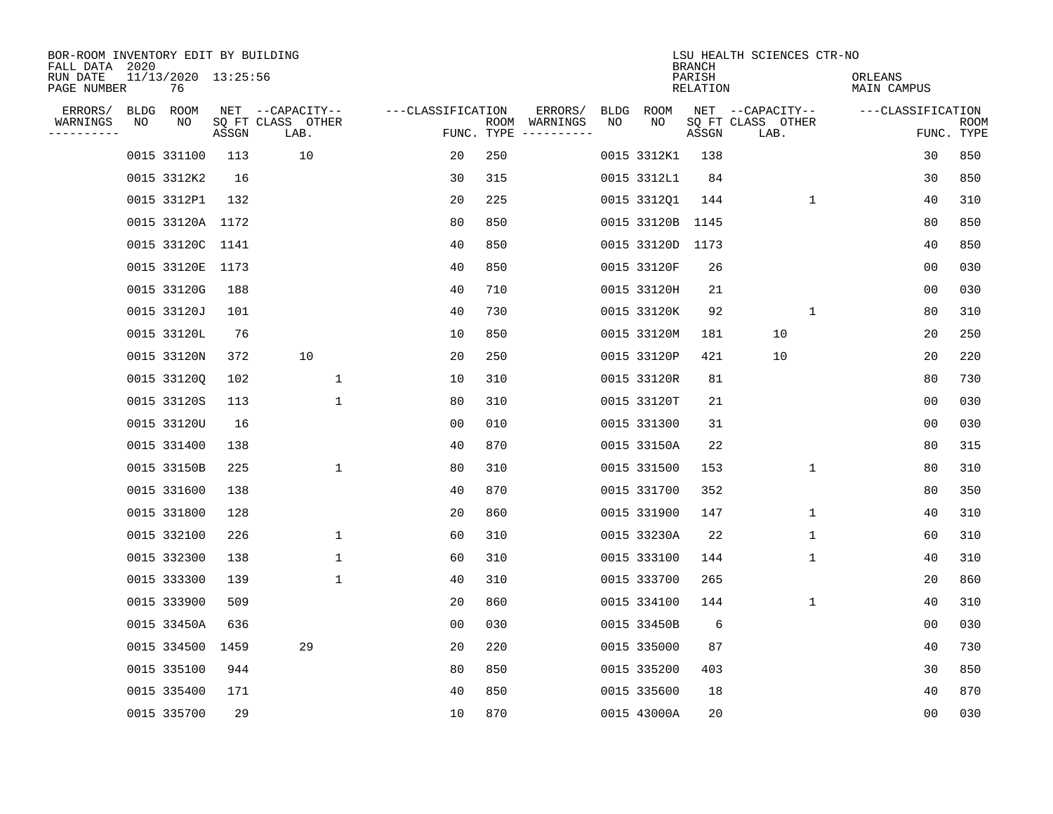BOR-ROOM INVENTORY EDIT BY BUILDING
FALL DATA 2020
RUN DATE 11/13/2020 13:25:56
PAGE NUMBER 76

LSU HEALTH SCIENCES CTR-NO
BRANCH
PARISH ORLEANS
RELATION MAIN CAMPUS

| ERRORS/ WARNINGS | BLDG NO | ROOM NO | NET SQ FT ASSGN | CAPACITY CLASS LAB. | CAPACITY OTHER | CLASSIFICATION FUNC. | ROOM TYPE | ERRORS/ WARNINGS | BLDG NO | ROOM NO | NET SQ FT ASSGN | CAPACITY CLASS LAB. | CAPACITY OTHER | CLASSIFICATION FUNC. | ROOM TYPE |
|---|---|---|---|---|---|---|---|---|---|---|---|---|---|---|---|
| | 0015 | 331100 | 113 | 10 | | 20 | 250 | | 0015 | 3312K1 | 138 | | | 30 | 850 |
| | 0015 | 3312K2 | 16 | | | 30 | 315 | | 0015 | 3312L1 | 84 | | | 30 | 850 |
| | 0015 | 3312P1 | 132 | | | 20 | 225 | | 0015 | 3312Q1 | 144 | | 1 | 40 | 310 |
| | 0015 | 33120A | 1172 | | | 80 | 850 | | 0015 | 33120B | 1145 | | | 80 | 850 |
| | 0015 | 33120C | 1141 | | | 40 | 850 | | 0015 | 33120D | 1173 | | | 40 | 850 |
| | 0015 | 33120E | 1173 | | | 40 | 850 | | 0015 | 33120F | 26 | | | 00 | 030 |
| | 0015 | 33120G | 188 | | | 40 | 710 | | 0015 | 33120H | 21 | | | 00 | 030 |
| | 0015 | 33120J | 101 | | | 40 | 730 | | 0015 | 33120K | 92 | | 1 | 80 | 310 |
| | 0015 | 33120L | 76 | | | 10 | 850 | | 0015 | 33120M | 181 | 10 | | 20 | 250 |
| | 0015 | 33120N | 372 | 10 | | 20 | 250 | | 0015 | 33120P | 421 | 10 | | 20 | 220 |
| | 0015 | 33120Q | 102 | | 1 | 10 | 310 | | 0015 | 33120R | 81 | | | 80 | 730 |
| | 0015 | 33120S | 113 | | 1 | 80 | 310 | | 0015 | 33120T | 21 | | | 00 | 030 |
| | 0015 | 33120U | 16 | | | 00 | 010 | | 0015 | 331300 | 31 | | | 00 | 030 |
| | 0015 | 331400 | 138 | | | 40 | 870 | | 0015 | 33150A | 22 | | | 80 | 315 |
| | 0015 | 33150B | 225 | | 1 | 80 | 310 | | 0015 | 331500 | 153 | | 1 | 80 | 310 |
| | 0015 | 331600 | 138 | | | 40 | 870 | | 0015 | 331700 | 352 | | | 80 | 350 |
| | 0015 | 331800 | 128 | | | 20 | 860 | | 0015 | 331900 | 147 | | 1 | 40 | 310 |
| | 0015 | 332100 | 226 | | 1 | 60 | 310 | | 0015 | 33230A | 22 | | 1 | 60 | 310 |
| | 0015 | 332300 | 138 | | 1 | 60 | 310 | | 0015 | 333100 | 144 | | 1 | 40 | 310 |
| | 0015 | 333300 | 139 | | 1 | 40 | 310 | | 0015 | 333700 | 265 | | | 20 | 860 |
| | 0015 | 333900 | 509 | | | 20 | 860 | | 0015 | 334100 | 144 | | 1 | 40 | 310 |
| | 0015 | 33450A | 636 | | | 00 | 030 | | 0015 | 33450B | 6 | | | 00 | 030 |
| | 0015 | 334500 | 1459 | 29 | | 20 | 220 | | 0015 | 335000 | 87 | | | 40 | 730 |
| | 0015 | 335100 | 944 | | | 80 | 850 | | 0015 | 335200 | 403 | | | 30 | 850 |
| | 0015 | 335400 | 171 | | | 40 | 850 | | 0015 | 335600 | 18 | | | 40 | 870 |
| | 0015 | 335700 | 29 | | | 10 | 870 | | 0015 | 43000A | 20 | | | 00 | 030 |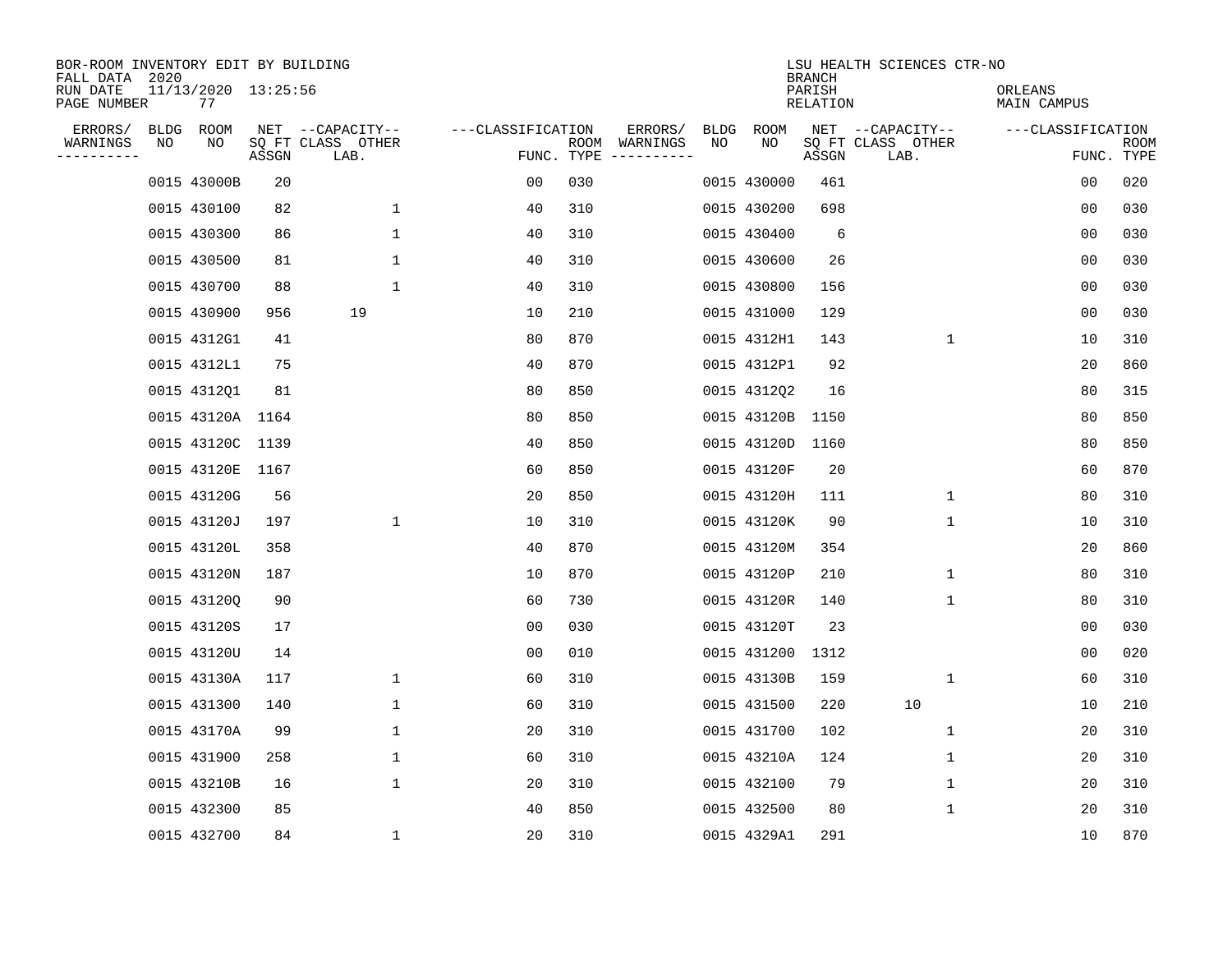BOR-ROOM INVENTORY EDIT BY BUILDING
FALL DATA 2020
RUN DATE 11/13/2020 13:25:56
PAGE NUMBER 77

LSU HEALTH SCIENCES CTR-NO
BRANCH
PARISH ORLEANS
RELATION MAIN CAMPUS

| ERRORS/ WARNINGS | BLDG NO | ROOM NO | NET SQ FT ASSGN | CAPACITY CLASS LAB. | CAPACITY OTHER | CLASSIFICATION FUNC. | ROOM TYPE | ERRORS/ WARNINGS | BLDG NO | ROOM NO | NET SQ FT ASSGN | CAPACITY CLASS LAB. | CAPACITY OTHER | CLASSIFICATION FUNC. | ROOM TYPE |
|---|---|---|---|---|---|---|---|---|---|---|---|---|---|---|---|
| | 0015 | 43000B | 20 | | | 00 | 030 | | 0015 | 430000 | 461 | | | 00 | 020 |
| | 0015 | 430100 | 82 | | 1 | 40 | 310 | | 0015 | 430200 | 698 | | | 00 | 030 |
| | 0015 | 430300 | 86 | | 1 | 40 | 310 | | 0015 | 430400 | 6 | | | 00 | 030 |
| | 0015 | 430500 | 81 | | 1 | 40 | 310 | | 0015 | 430600 | 26 | | | 00 | 030 |
| | 0015 | 430700 | 88 | | 1 | 40 | 310 | | 0015 | 430800 | 156 | | | 00 | 030 |
| | 0015 | 430900 | 956 | 19 | | 10 | 210 | | 0015 | 431000 | 129 | | | 00 | 030 |
| | 0015 | 4312G1 | 41 | | | 80 | 870 | | 0015 | 4312H1 | 143 | | 1 | 10 | 310 |
| | 0015 | 4312L1 | 75 | | | 40 | 870 | | 0015 | 4312P1 | 92 | | | 20 | 860 |
| | 0015 | 4312Q1 | 81 | | | 80 | 850 | | 0015 | 4312Q2 | 16 | | | 80 | 315 |
| | 0015 | 43120A | 1164 | | | 80 | 850 | | 0015 | 43120B | 1150 | | | 80 | 850 |
| | 0015 | 43120C | 1139 | | | 40 | 850 | | 0015 | 43120D | 1160 | | | 80 | 850 |
| | 0015 | 43120E | 1167 | | | 60 | 850 | | 0015 | 43120F | 20 | | | 60 | 870 |
| | 0015 | 43120G | 56 | | | 20 | 850 | | 0015 | 43120H | 111 | | 1 | 80 | 310 |
| | 0015 | 43120J | 197 | | 1 | 10 | 310 | | 0015 | 43120K | 90 | | 1 | 10 | 310 |
| | 0015 | 43120L | 358 | | | 40 | 870 | | 0015 | 43120M | 354 | | | 20 | 860 |
| | 0015 | 43120N | 187 | | | 10 | 870 | | 0015 | 43120P | 210 | | 1 | 80 | 310 |
| | 0015 | 43120Q | 90 | | | 60 | 730 | | 0015 | 43120R | 140 | | 1 | 80 | 310 |
| | 0015 | 43120S | 17 | | | 00 | 030 | | 0015 | 43120T | 23 | | | 00 | 030 |
| | 0015 | 43120U | 14 | | | 00 | 010 | | 0015 | 431200 | 1312 | | | 00 | 020 |
| | 0015 | 43130A | 117 | | 1 | 60 | 310 | | 0015 | 43130B | 159 | | 1 | 60 | 310 |
| | 0015 | 431300 | 140 | | 1 | 60 | 310 | | 0015 | 431500 | 220 | 10 | | 10 | 210 |
| | 0015 | 43170A | 99 | | 1 | 20 | 310 | | 0015 | 431700 | 102 | | 1 | 20 | 310 |
| | 0015 | 431900 | 258 | | 1 | 60 | 310 | | 0015 | 43210A | 124 | | 1 | 20 | 310 |
| | 0015 | 43210B | 16 | | 1 | 20 | 310 | | 0015 | 432100 | 79 | | 1 | 20 | 310 |
| | 0015 | 432300 | 85 | | | 40 | 850 | | 0015 | 432500 | 80 | | 1 | 20 | 310 |
| | 0015 | 432700 | 84 | | 1 | 20 | 310 | | 0015 | 4329A1 | 291 | | | 10 | 870 |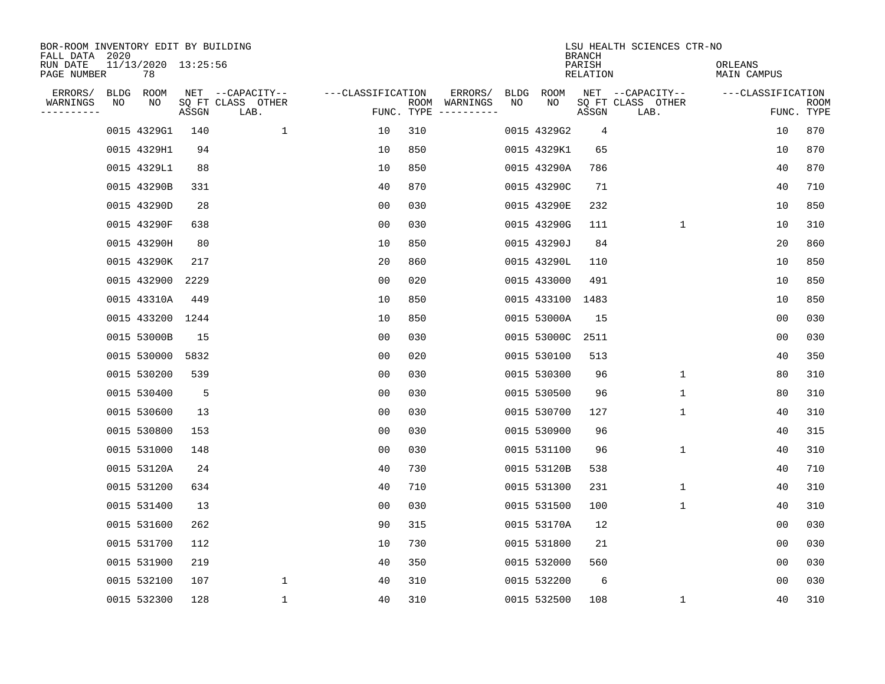BOR-ROOM INVENTORY EDIT BY BUILDING
FALL DATA 2020
RUN DATE 11/13/2020 13:25:56
PAGE NUMBER 78

LSU HEALTH SCIENCES CTR-NO
BRANCH
PARISH ORLEANS
RELATION MAIN CAMPUS

| ERRORS/ WARNINGS | BLDG NO | ROOM NO | NET SQ FT ASSGN | CAPACITY CLASS LAB. | CAPACITY OTHER | CLASSIFICATION FUNC. | ROOM TYPE | ERRORS/ WARNINGS | BLDG NO | ROOM NO | NET SQ FT ASSGN | CAPACITY CLASS LAB. | CAPACITY OTHER | CLASSIFICATION FUNC. | ROOM TYPE |
|---|---|---|---|---|---|---|---|---|---|---|---|---|---|---|---|
| | 0015 | 4329G1 | 140 | | 1 | 10 | 310 | | 0015 | 4329G2 | 4 | | | 10 | 870 |
| | 0015 | 4329H1 | 94 | | | 10 | 850 | | 0015 | 4329K1 | 65 | | | 10 | 870 |
| | 0015 | 4329L1 | 88 | | | 10 | 850 | | 0015 | 43290A | 786 | | | 40 | 870 |
| | 0015 | 43290B | 331 | | | 40 | 870 | | 0015 | 43290C | 71 | | | 40 | 710 |
| | 0015 | 43290D | 28 | | | 00 | 030 | | 0015 | 43290E | 232 | | | 10 | 850 |
| | 0015 | 43290F | 638 | | | 00 | 030 | | 0015 | 43290G | 111 | | 1 | 10 | 310 |
| | 0015 | 43290H | 80 | | | 10 | 850 | | 0015 | 43290J | 84 | | | 20 | 860 |
| | 0015 | 43290K | 217 | | | 20 | 860 | | 0015 | 43290L | 110 | | | 10 | 850 |
| | 0015 | 432900 | 2229 | | | 00 | 020 | | 0015 | 433000 | 491 | | | 10 | 850 |
| | 0015 | 43310A | 449 | | | 10 | 850 | | 0015 | 433100 | 1483 | | | 10 | 850 |
| | 0015 | 433200 | 1244 | | | 10 | 850 | | 0015 | 53000A | 15 | | | 00 | 030 |
| | 0015 | 53000B | 15 | | | 00 | 030 | | 0015 | 53000C | 2511 | | | 00 | 030 |
| | 0015 | 530000 | 5832 | | | 00 | 020 | | 0015 | 530100 | 513 | | | 40 | 350 |
| | 0015 | 530200 | 539 | | | 00 | 030 | | 0015 | 530300 | 96 | | 1 | 80 | 310 |
| | 0015 | 530400 | 5 | | | 00 | 030 | | 0015 | 530500 | 96 | | 1 | 80 | 310 |
| | 0015 | 530600 | 13 | | | 00 | 030 | | 0015 | 530700 | 127 | | 1 | 40 | 310 |
| | 0015 | 530800 | 153 | | | 00 | 030 | | 0015 | 530900 | 96 | | | 40 | 315 |
| | 0015 | 531000 | 148 | | | 00 | 030 | | 0015 | 531100 | 96 | | 1 | 40 | 310 |
| | 0015 | 53120A | 24 | | | 40 | 730 | | 0015 | 53120B | 538 | | | 40 | 710 |
| | 0015 | 531200 | 634 | | | 40 | 710 | | 0015 | 531300 | 231 | | 1 | 40 | 310 |
| | 0015 | 531400 | 13 | | | 00 | 030 | | 0015 | 531500 | 100 | | 1 | 40 | 310 |
| | 0015 | 531600 | 262 | | | 90 | 315 | | 0015 | 53170A | 12 | | | 00 | 030 |
| | 0015 | 531700 | 112 | | | 10 | 730 | | 0015 | 531800 | 21 | | | 00 | 030 |
| | 0015 | 531900 | 219 | | | 40 | 350 | | 0015 | 532000 | 560 | | | 00 | 030 |
| | 0015 | 532100 | 107 | | 1 | 40 | 310 | | 0015 | 532200 | 6 | | | 00 | 030 |
| | 0015 | 532300 | 128 | | 1 | 40 | 310 | | 0015 | 532500 | 108 | | 1 | 40 | 310 |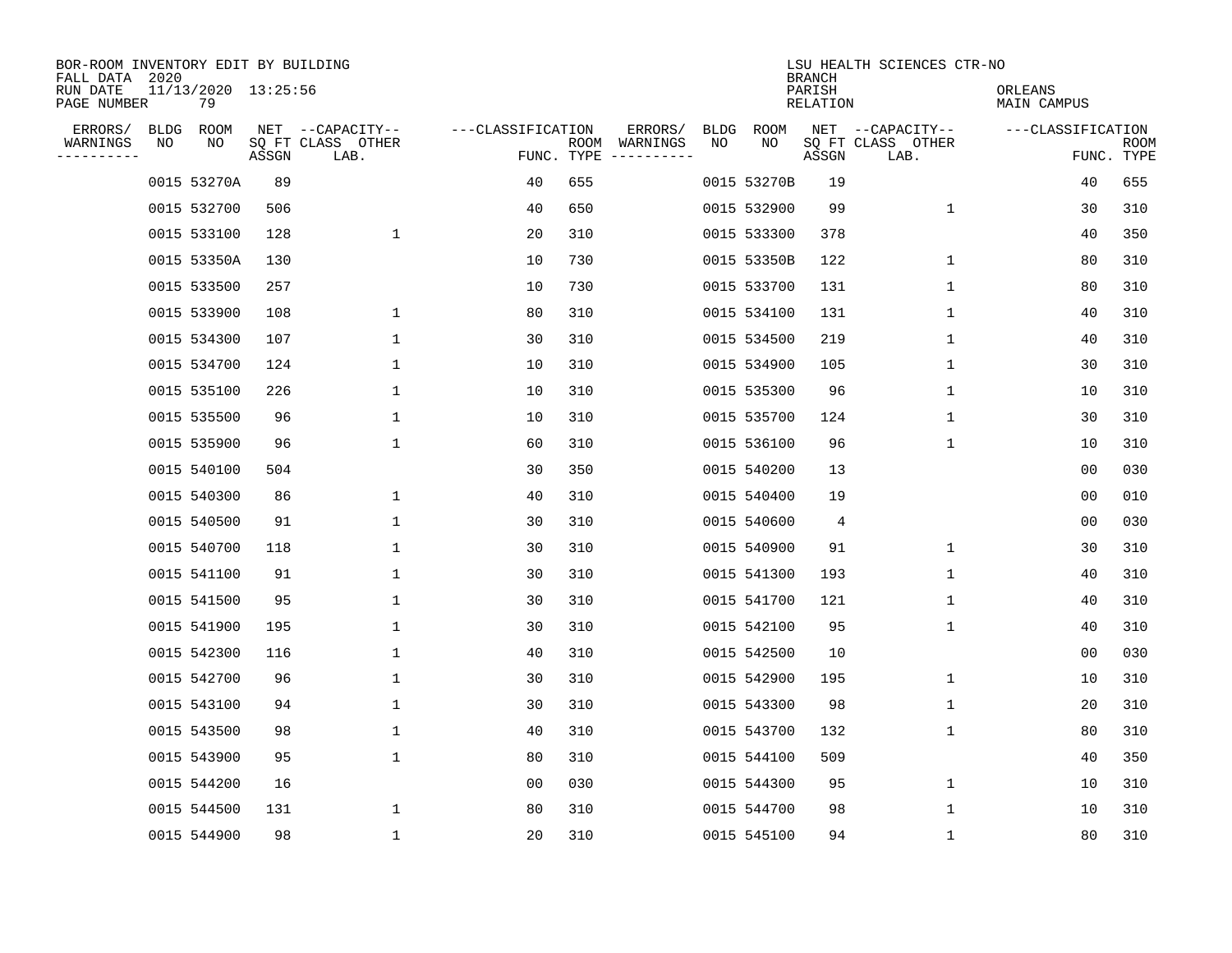BOR-ROOM INVENTORY EDIT BY BUILDING
FALL DATA 2020
RUN DATE 11/13/2020 13:25:56
PAGE NUMBER 79

LSU HEALTH SCIENCES CTR-NO
BRANCH
PARISH ORLEANS
RELATION MAIN CAMPUS

| ERRORS/ WARNINGS | BLDG NO | ROOM NO | NET SQ FT ASSGN | --CAPACITY-- CLASS LAB. | OTHER | ---CLASSIFICATION FUNC. | ROOM TYPE | ERRORS/ WARNINGS | BLDG NO | ROOM NO | NET SQ FT ASSGN | --CAPACITY-- CLASS LAB. | OTHER | ---CLASSIFICATION FUNC. | ROOM TYPE |
|---|---|---|---|---|---|---|---|---|---|---|---|---|---|---|---|
| | 0015 | 53270A | 89 | | | 40 | 655 | | 0015 | 53270B | 19 | | | 40 | 655 |
| | 0015 | 532700 | 506 | | | 40 | 650 | | 0015 | 532900 | 99 | | 1 | 30 | 310 |
| | 0015 | 533100 | 128 | | 1 | 20 | 310 | | 0015 | 533300 | 378 | | | 40 | 350 |
| | 0015 | 53350A | 130 | | | 10 | 730 | | 0015 | 53350B | 122 | | 1 | 80 | 310 |
| | 0015 | 533500 | 257 | | | 10 | 730 | | 0015 | 533700 | 131 | | 1 | 80 | 310 |
| | 0015 | 533900 | 108 | | 1 | 80 | 310 | | 0015 | 534100 | 131 | | 1 | 40 | 310 |
| | 0015 | 534300 | 107 | | 1 | 30 | 310 | | 0015 | 534500 | 219 | | 1 | 40 | 310 |
| | 0015 | 534700 | 124 | | 1 | 10 | 310 | | 0015 | 534900 | 105 | | 1 | 30 | 310 |
| | 0015 | 535100 | 226 | | 1 | 10 | 310 | | 0015 | 535300 | 96 | | 1 | 10 | 310 |
| | 0015 | 535500 | 96 | | 1 | 10 | 310 | | 0015 | 535700 | 124 | | 1 | 30 | 310 |
| | 0015 | 535900 | 96 | | 1 | 60 | 310 | | 0015 | 536100 | 96 | | 1 | 10 | 310 |
| | 0015 | 540100 | 504 | | | 30 | 350 | | 0015 | 540200 | 13 | | | 00 | 030 |
| | 0015 | 540300 | 86 | | 1 | 40 | 310 | | 0015 | 540400 | 19 | | | 00 | 010 |
| | 0015 | 540500 | 91 | | 1 | 30 | 310 | | 0015 | 540600 | 4 | | | 00 | 030 |
| | 0015 | 540700 | 118 | | 1 | 30 | 310 | | 0015 | 540900 | 91 | | 1 | 30 | 310 |
| | 0015 | 541100 | 91 | | 1 | 30 | 310 | | 0015 | 541300 | 193 | | 1 | 40 | 310 |
| | 0015 | 541500 | 95 | | 1 | 30 | 310 | | 0015 | 541700 | 121 | | 1 | 40 | 310 |
| | 0015 | 541900 | 195 | | 1 | 30 | 310 | | 0015 | 542100 | 95 | | 1 | 40 | 310 |
| | 0015 | 542300 | 116 | | 1 | 40 | 310 | | 0015 | 542500 | 10 | | | 00 | 030 |
| | 0015 | 542700 | 96 | | 1 | 30 | 310 | | 0015 | 542900 | 195 | | 1 | 10 | 310 |
| | 0015 | 543100 | 94 | | 1 | 30 | 310 | | 0015 | 543300 | 98 | | 1 | 20 | 310 |
| | 0015 | 543500 | 98 | | 1 | 40 | 310 | | 0015 | 543700 | 132 | | 1 | 80 | 310 |
| | 0015 | 543900 | 95 | | 1 | 80 | 310 | | 0015 | 544100 | 509 | | | 40 | 350 |
| | 0015 | 544200 | 16 | | | 00 | 030 | | 0015 | 544300 | 95 | | 1 | 10 | 310 |
| | 0015 | 544500 | 131 | | 1 | 80 | 310 | | 0015 | 544700 | 98 | | 1 | 10 | 310 |
| | 0015 | 544900 | 98 | | 1 | 20 | 310 | | 0015 | 545100 | 94 | | 1 | 80 | 310 |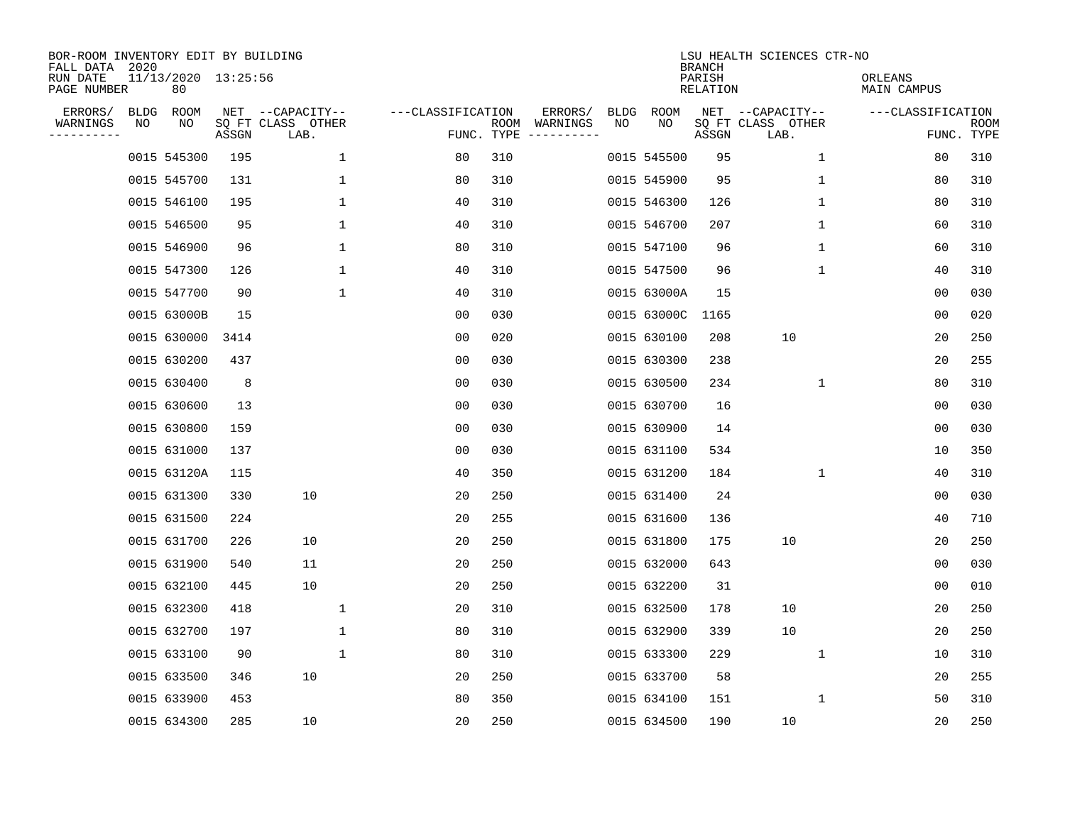BOR-ROOM INVENTORY EDIT BY BUILDING
FALL DATA 2020
RUN DATE 11/13/2020 13:25:56
PAGE NUMBER 80

LSU HEALTH SCIENCES CTR-NO
BRANCH
PARISH ORLEANS
RELATION MAIN CAMPUS

| ERRORS/ WARNINGS | BLDG NO | ROOM NO | NET SQ FT ASSGN | CAPACITY CLASS LAB. | CAPACITY OTHER | CLASSIFICATION FUNC. | ROOM TYPE | ERRORS/ WARNINGS | BLDG NO | ROOM NO | NET SQ FT ASSGN | CAPACITY CLASS LAB. | CAPACITY OTHER | CLASSIFICATION FUNC. | ROOM TYPE |
|---|---|---|---|---|---|---|---|---|---|---|---|---|---|---|---|
| | 0015 | 545300 | 195 | | 1 | 80 | 310 | | 0015 | 545500 | 95 | | 1 | 80 | 310 |
| | 0015 | 545700 | 131 | | 1 | 80 | 310 | | 0015 | 545900 | 95 | | 1 | 80 | 310 |
| | 0015 | 546100 | 195 | | 1 | 40 | 310 | | 0015 | 546300 | 126 | | 1 | 80 | 310 |
| | 0015 | 546500 | 95 | | 1 | 40 | 310 | | 0015 | 546700 | 207 | | 1 | 60 | 310 |
| | 0015 | 546900 | 96 | | 1 | 80 | 310 | | 0015 | 547100 | 96 | | 1 | 60 | 310 |
| | 0015 | 547300 | 126 | | 1 | 40 | 310 | | 0015 | 547500 | 96 | | 1 | 40 | 310 |
| | 0015 | 547700 | 90 | | 1 | 40 | 310 | | 0015 | 63000A | 15 | | | 00 | 030 |
| | 0015 | 63000B | 15 | | | 00 | 030 | | 0015 | 63000C | 1165 | | | 00 | 020 |
| | 0015 | 630000 | 3414 | | | 00 | 020 | | 0015 | 630100 | 208 | 10 | | 20 | 250 |
| | 0015 | 630200 | 437 | | | 00 | 030 | | 0015 | 630300 | 238 | | | 20 | 255 |
| | 0015 | 630400 | 8 | | | 00 | 030 | | 0015 | 630500 | 234 | | 1 | 80 | 310 |
| | 0015 | 630600 | 13 | | | 00 | 030 | | 0015 | 630700 | 16 | | | 00 | 030 |
| | 0015 | 630800 | 159 | | | 00 | 030 | | 0015 | 630900 | 14 | | | 00 | 030 |
| | 0015 | 631000 | 137 | | | 00 | 030 | | 0015 | 631100 | 534 | | | 10 | 350 |
| | 0015 | 63120A | 115 | | | 40 | 350 | | 0015 | 631200 | 184 | | 1 | 40 | 310 |
| | 0015 | 631300 | 330 | 10 | | 20 | 250 | | 0015 | 631400 | 24 | | | 00 | 030 |
| | 0015 | 631500 | 224 | | | 20 | 255 | | 0015 | 631600 | 136 | | | 40 | 710 |
| | 0015 | 631700 | 226 | 10 | | 20 | 250 | | 0015 | 631800 | 175 | 10 | | 20 | 250 |
| | 0015 | 631900 | 540 | 11 | | 20 | 250 | | 0015 | 632000 | 643 | | | 00 | 030 |
| | 0015 | 632100 | 445 | 10 | | 20 | 250 | | 0015 | 632200 | 31 | | | 00 | 010 |
| | 0015 | 632300 | 418 | | 1 | 20 | 310 | | 0015 | 632500 | 178 | 10 | | 20 | 250 |
| | 0015 | 632700 | 197 | | 1 | 80 | 310 | | 0015 | 632900 | 339 | 10 | | 20 | 250 |
| | 0015 | 633100 | 90 | | 1 | 80 | 310 | | 0015 | 633300 | 229 | | 1 | 10 | 310 |
| | 0015 | 633500 | 346 | 10 | | 20 | 250 | | 0015 | 633700 | 58 | | | 20 | 255 |
| | 0015 | 633900 | 453 | | | 80 | 350 | | 0015 | 634100 | 151 | | 1 | 50 | 310 |
| | 0015 | 634300 | 285 | 10 | | 20 | 250 | | 0015 | 634500 | 190 | 10 | | 20 | 250 |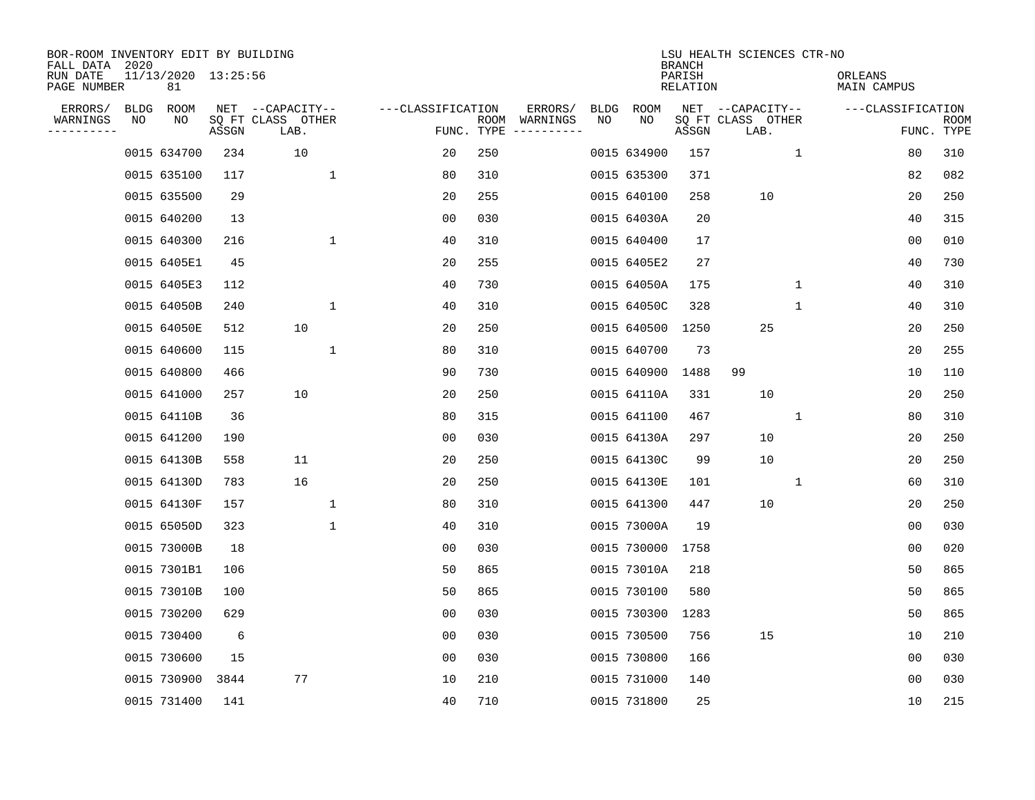BOR-ROOM INVENTORY EDIT BY BUILDING
FALL DATA 2020
RUN DATE 11/13/2020 13:25:56
PAGE NUMBER 81

LSU HEALTH SCIENCES CTR-NO
BRANCH
PARISH ORLEANS
RELATION MAIN CAMPUS

| ERRORS/ WARNINGS | BLDG NO | ROOM NO | NET SQ FT ASSGN | CAPACITY CLASS LAB. | CAPACITY OTHER | FUNC. | ROOM TYPE | ERRORS/ WARNINGS | BLDG NO | ROOM NO | NET SQ FT ASSGN | CAPACITY CLASS LAB. | CAPACITY OTHER | FUNC. | ROOM TYPE |
|---|---|---|---|---|---|---|---|---|---|---|---|---|---|---|---|
| | 0015 | 634700 | 234 | 10 | | 20 | 250 | | 0015 | 634900 | 157 | | 1 | 80 | 310 |
| | 0015 | 635100 | 117 | | 1 | 80 | 310 | | 0015 | 635300 | 371 | | | 82 | 082 |
| | 0015 | 635500 | 29 | | | 20 | 255 | | 0015 | 640100 | 258 | 10 | | 20 | 250 |
| | 0015 | 640200 | 13 | | | 00 | 030 | | 0015 | 64030A | 20 | | | 40 | 315 |
| | 0015 | 640300 | 216 | | 1 | 40 | 310 | | 0015 | 640400 | 17 | | | 00 | 010 |
| | 0015 | 6405E1 | 45 | | | 20 | 255 | | 0015 | 6405E2 | 27 | | | 40 | 730 |
| | 0015 | 6405E3 | 112 | | | 40 | 730 | | 0015 | 64050A | 175 | | 1 | 40 | 310 |
| | 0015 | 64050B | 240 | | 1 | 40 | 310 | | 0015 | 64050C | 328 | | 1 | 40 | 310 |
| | 0015 | 64050E | 512 | 10 | | 20 | 250 | | 0015 | 640500 | 1250 | 25 | | 20 | 250 |
| | 0015 | 640600 | 115 | | 1 | 80 | 310 | | 0015 | 640700 | 73 | | | 20 | 255 |
| | 0015 | 640800 | 466 | | | 90 | 730 | | 0015 | 640900 | 1488 | 99 | | 10 | 110 |
| | 0015 | 641000 | 257 | 10 | | 20 | 250 | | 0015 | 64110A | 331 | 10 | | 20 | 250 |
| | 0015 | 64110B | 36 | | | 80 | 315 | | 0015 | 641100 | 467 | | 1 | 80 | 310 |
| | 0015 | 641200 | 190 | | | 00 | 030 | | 0015 | 64130A | 297 | 10 | | 20 | 250 |
| | 0015 | 64130B | 558 | 11 | | 20 | 250 | | 0015 | 64130C | 99 | 10 | | 20 | 250 |
| | 0015 | 64130D | 783 | 16 | | 20 | 250 | | 0015 | 64130E | 101 | | 1 | 60 | 310 |
| | 0015 | 64130F | 157 | | 1 | 80 | 310 | | 0015 | 641300 | 447 | 10 | | 20 | 250 |
| | 0015 | 65050D | 323 | | 1 | 40 | 310 | | 0015 | 73000A | 19 | | | 00 | 030 |
| | 0015 | 73000B | 18 | | | 00 | 030 | | 0015 | 730000 | 1758 | | | 00 | 020 |
| | 0015 | 7301B1 | 106 | | | 50 | 865 | | 0015 | 73010A | 218 | | | 50 | 865 |
| | 0015 | 73010B | 100 | | | 50 | 865 | | 0015 | 730100 | 580 | | | 50 | 865 |
| | 0015 | 730200 | 629 | | | 00 | 030 | | 0015 | 730300 | 1283 | | | 50 | 865 |
| | 0015 | 730400 | 6 | | | 00 | 030 | | 0015 | 730500 | 756 | 15 | | 10 | 210 |
| | 0015 | 730600 | 15 | | | 00 | 030 | | 0015 | 730800 | 166 | | | 00 | 030 |
| | 0015 | 730900 | 3844 | 77 | | 10 | 210 | | 0015 | 731000 | 140 | | | 00 | 030 |
| | 0015 | 731400 | 141 | | | 40 | 710 | | 0015 | 731800 | 25 | | | 10 | 215 |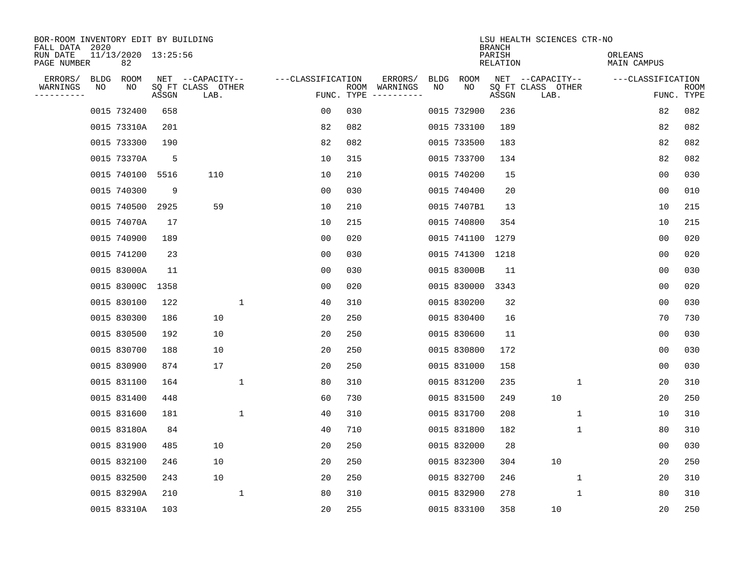BOR-ROOM INVENTORY EDIT BY BUILDING
FALL DATA 2020
RUN DATE 11/13/2020 13:25:56
PAGE NUMBER 82

LSU HEALTH SCIENCES CTR-NO
BRANCH
PARISH ORLEANS
RELATION MAIN CAMPUS

| ERRORS/ WARNINGS | BLDG NO | ROOM NO | NET SQ FT ASSGN | CAPACITY CLASS LAB. | CAPACITY OTHER | CLASSIFICATION FUNC. | ROOM TYPE | ERRORS/ WARNINGS | BLDG NO | ROOM NO | NET SQ FT ASSGN | CAPACITY CLASS LAB. | CAPACITY OTHER | CLASSIFICATION FUNC. | ROOM TYPE |
|---|---|---|---|---|---|---|---|---|---|---|---|---|---|---|---|
| | 0015 | 732400 | 658 | | | 00 | 030 | | 0015 | 732900 | 236 | | | 82 | 082 |
| | 0015 | 73310A | 201 | | | 82 | 082 | | 0015 | 733100 | 189 | | | 82 | 082 |
| | 0015 | 733300 | 190 | | | 82 | 082 | | 0015 | 733500 | 183 | | | 82 | 082 |
| | 0015 | 73370A | 5 | | | 10 | 315 | | 0015 | 733700 | 134 | | | 82 | 082 |
| | 0015 | 740100 | 5516 | 110 | | 10 | 210 | | 0015 | 740200 | 15 | | | 00 | 030 |
| | 0015 | 740300 | 9 | | | 00 | 030 | | 0015 | 740400 | 20 | | | 00 | 010 |
| | 0015 | 740500 | 2925 | 59 | | 10 | 210 | | 0015 | 7407B1 | 13 | | | 10 | 215 |
| | 0015 | 74070A | 17 | | | 10 | 215 | | 0015 | 740800 | 354 | | | 10 | 215 |
| | 0015 | 740900 | 189 | | | 00 | 020 | | 0015 | 741100 | 1279 | | | 00 | 020 |
| | 0015 | 741200 | 23 | | | 00 | 030 | | 0015 | 741300 | 1218 | | | 00 | 020 |
| | 0015 | 83000A | 11 | | | 00 | 030 | | 0015 | 83000B | 11 | | | 00 | 030 |
| | 0015 | 83000C | 1358 | | | 00 | 020 | | 0015 | 830000 | 3343 | | | 00 | 020 |
| | 0015 | 830100 | 122 | | 1 | 40 | 310 | | 0015 | 830200 | 32 | | | 00 | 030 |
| | 0015 | 830300 | 186 | 10 | | 20 | 250 | | 0015 | 830400 | 16 | | | 70 | 730 |
| | 0015 | 830500 | 192 | 10 | | 20 | 250 | | 0015 | 830600 | 11 | | | 00 | 030 |
| | 0015 | 830700 | 188 | 10 | | 20 | 250 | | 0015 | 830800 | 172 | | | 00 | 030 |
| | 0015 | 830900 | 874 | 17 | | 20 | 250 | | 0015 | 831000 | 158 | | | 00 | 030 |
| | 0015 | 831100 | 164 | | 1 | 80 | 310 | | 0015 | 831200 | 235 | | 1 | 20 | 310 |
| | 0015 | 831400 | 448 | | | 60 | 730 | | 0015 | 831500 | 249 | 10 | | 20 | 250 |
| | 0015 | 831600 | 181 | | 1 | 40 | 310 | | 0015 | 831700 | 208 | | 1 | 10 | 310 |
| | 0015 | 83180A | 84 | | | 40 | 710 | | 0015 | 831800 | 182 | | 1 | 80 | 310 |
| | 0015 | 831900 | 485 | 10 | | 20 | 250 | | 0015 | 832000 | 28 | | | 00 | 030 |
| | 0015 | 832100 | 246 | 10 | | 20 | 250 | | 0015 | 832300 | 304 | 10 | | 20 | 250 |
| | 0015 | 832500 | 243 | 10 | | 20 | 250 | | 0015 | 832700 | 246 | | 1 | 20 | 310 |
| | 0015 | 83290A | 210 | | 1 | 80 | 310 | | 0015 | 832900 | 278 | | 1 | 80 | 310 |
| | 0015 | 83310A | 103 | | | 20 | 255 | | 0015 | 833100 | 358 | 10 | | 20 | 250 |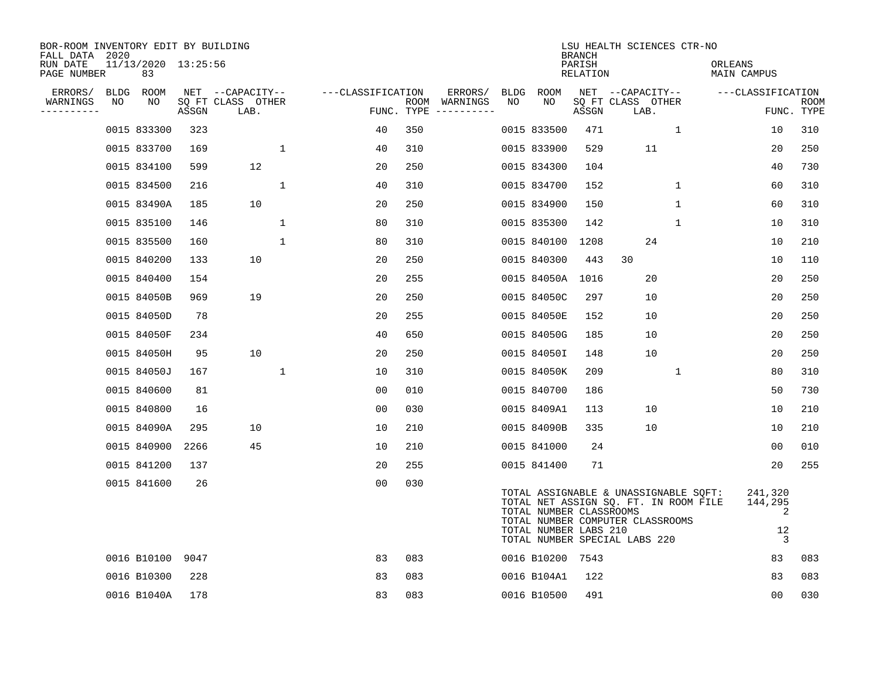BOR-ROOM INVENTORY EDIT BY BUILDING
FALL DATA 2020
RUN DATE 11/13/2020 13:25:56
PAGE NUMBER 83

LSU HEALTH SCIENCES CTR-NO
BRANCH
PARISH ORLEANS
RELATION MAIN CAMPUS

| ERRORS/ WARNINGS | BLDG NO | ROOM NO | NET SQ FT ASSGN | CAPACITY CLASS LAB. | CAPACITY OTHER | CLASSIFICATION FUNC. | ROOM TYPE | ERRORS/ WARNINGS | BLDG NO | ROOM NO | NET SQ FT ASSGN | CAPACITY CLASS LAB. | CAPACITY OTHER | CLASSIFICATION FUNC. | ROOM TYPE |
|---|---|---|---|---|---|---|---|---|---|---|---|---|---|---|---|
| | 0015 | 833300 | 323 | | | 40 | 350 | | 0015 | 833500 | 471 | | 1 | 10 | 310 |
| | 0015 | 833700 | 169 | | 1 | 40 | 310 | | 0015 | 833900 | 529 | 11 | | 20 | 250 |
| | 0015 | 834100 | 599 | 12 | | 20 | 250 | | 0015 | 834300 | 104 | | | 40 | 730 |
| | 0015 | 834500 | 216 | | 1 | 40 | 310 | | 0015 | 834700 | 152 | | 1 | 60 | 310 |
| | 0015 | 83490A | 185 | 10 | | 20 | 250 | | 0015 | 834900 | 150 | | 1 | 60 | 310 |
| | 0015 | 835100 | 146 | | 1 | 80 | 310 | | 0015 | 835300 | 142 | | 1 | 10 | 310 |
| | 0015 | 835500 | 160 | | 1 | 80 | 310 | | 0015 | 840100 | 1208 | 24 | | 10 | 210 |
| | 0015 | 840200 | 133 | 10 | | 20 | 250 | | 0015 | 840300 | 443 | 30 | | 10 | 110 |
| | 0015 | 840400 | 154 | | | 20 | 255 | | 0015 | 84050A | 1016 | 20 | | 20 | 250 |
| | 0015 | 84050B | 969 | 19 | | 20 | 250 | | 0015 | 84050C | 297 | 10 | | 20 | 250 |
| | 0015 | 84050D | 78 | | | 20 | 255 | | 0015 | 84050E | 152 | 10 | | 20 | 250 |
| | 0015 | 84050F | 234 | | | 40 | 650 | | 0015 | 84050G | 185 | 10 | | 20 | 250 |
| | 0015 | 84050H | 95 | 10 | | 20 | 250 | | 0015 | 84050I | 148 | 10 | | 20 | 250 |
| | 0015 | 84050J | 167 | | 1 | 10 | 310 | | 0015 | 84050K | 209 | | 1 | 80 | 310 |
| | 0015 | 840600 | 81 | | | 00 | 010 | | 0015 | 840700 | 186 | | | 50 | 730 |
| | 0015 | 840800 | 16 | | | 00 | 030 | | 0015 | 8409A1 | 113 | 10 | | 10 | 210 |
| | 0015 | 84090A | 295 | 10 | | 10 | 210 | | 0015 | 84090B | 335 | 10 | | 10 | 210 |
| | 0015 | 840900 | 2266 | 45 | | 10 | 210 | | 0015 | 841000 | 24 | | | 00 | 010 |
| | 0015 | 841200 | 137 | | | 20 | 255 | | 0015 | 841400 | 71 | | | 20 | 255 |
| | 0015 | 841600 | 26 | | | 00 | 030 | | | | | | | | |

TOTAL ASSIGNABLE & UNASSIGNABLE SQFT: 241,320
TOTAL NET ASSIGN SQ. FT. IN ROOM FILE 144,295
TOTAL NUMBER CLASSROOMS 2
TOTAL NUMBER COMPUTER CLASSROOMS
TOTAL NUMBER LABS 210 12
TOTAL NUMBER SPECIAL LABS 220 3

| ERRORS/ WARNINGS | BLDG NO | ROOM NO | NET SQ FT ASSGN | CAPACITY CLASS LAB. | CAPACITY OTHER | CLASSIFICATION FUNC. | ROOM TYPE | ERRORS/ WARNINGS | BLDG NO | ROOM NO | NET SQ FT ASSGN | CAPACITY CLASS LAB. | CAPACITY OTHER | CLASSIFICATION FUNC. | ROOM TYPE |
|---|---|---|---|---|---|---|---|---|---|---|---|---|---|---|---|
| | 0016 | B10100 | 9047 | | | 83 | 083 | | 0016 | B10200 | 7543 | | | 83 | 083 |
| | 0016 | B10300 | 228 | | | 83 | 083 | | 0016 | B104A1 | 122 | | | 83 | 083 |
| | 0016 | B1040A | 178 | | | 83 | 083 | | 0016 | B10500 | 491 | | | 00 | 030 |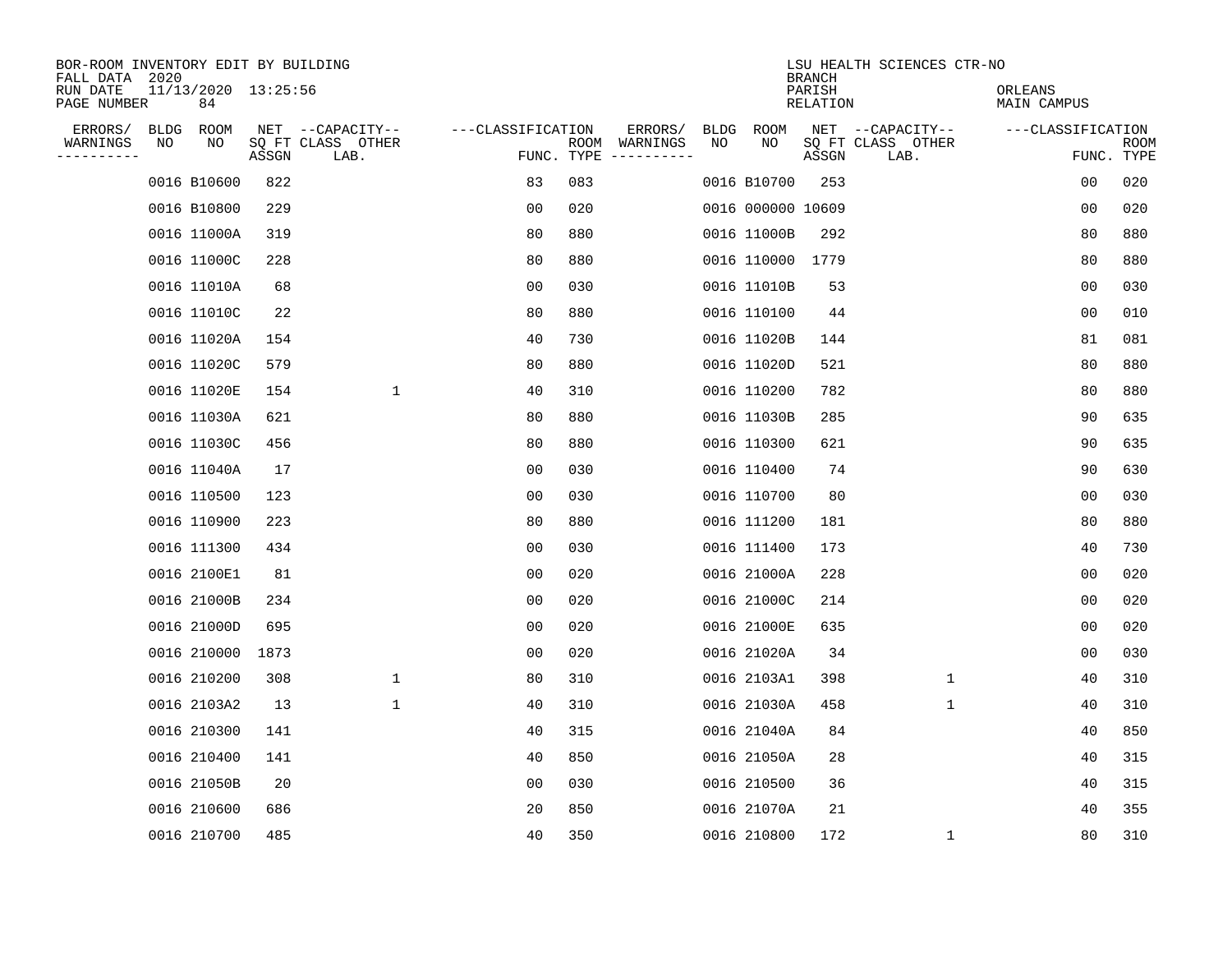BOR-ROOM INVENTORY EDIT BY BUILDING
FALL DATA 2020
RUN DATE 11/13/2020 13:25:56
PAGE NUMBER 84

LSU HEALTH SCIENCES CTR-NO
BRANCH
PARISH ORLEANS
RELATION MAIN CAMPUS

| ERRORS/ WARNINGS | BLDG NO | ROOM NO | NET SQ FT ASSGN | CAPACITY CLASS LAB. | CAPACITY OTHER | CLASSIFICATION FUNC. | ROOM TYPE | ERRORS/ WARNINGS | BLDG NO | ROOM NO | NET SQ FT ASSGN | CAPACITY CLASS LAB. | CAPACITY OTHER | CLASSIFICATION FUNC. | ROOM TYPE |
|---|---|---|---|---|---|---|---|---|---|---|---|---|---|---|---|
| | 0016 | B10600 | 822 | | | 83 | 083 | | 0016 | B10700 | 253 | | | 00 | 020 |
| | 0016 | B10800 | 229 | | | 00 | 020 | | 0016 | 000000 | 10609 | | | 00 | 020 |
| | 0016 | 11000A | 319 | | | 80 | 880 | | 0016 | 11000B | 292 | | | 80 | 880 |
| | 0016 | 11000C | 228 | | | 80 | 880 | | 0016 | 110000 | 1779 | | | 80 | 880 |
| | 0016 | 11010A | 68 | | | 00 | 030 | | 0016 | 11010B | 53 | | | 00 | 030 |
| | 0016 | 11010C | 22 | | | 80 | 880 | | 0016 | 110100 | 44 | | | 00 | 010 |
| | 0016 | 11020A | 154 | | | 40 | 730 | | 0016 | 11020B | 144 | | | 81 | 081 |
| | 0016 | 11020C | 579 | | | 80 | 880 | | 0016 | 11020D | 521 | | | 80 | 880 |
| | 0016 | 11020E | 154 | | 1 | 40 | 310 | | 0016 | 110200 | 782 | | | 80 | 880 |
| | 0016 | 11030A | 621 | | | 80 | 880 | | 0016 | 11030B | 285 | | | 90 | 635 |
| | 0016 | 11030C | 456 | | | 80 | 880 | | 0016 | 110300 | 621 | | | 90 | 635 |
| | 0016 | 11040A | 17 | | | 00 | 030 | | 0016 | 110400 | 74 | | | 90 | 630 |
| | 0016 | 110500 | 123 | | | 00 | 030 | | 0016 | 110700 | 80 | | | 00 | 030 |
| | 0016 | 110900 | 223 | | | 80 | 880 | | 0016 | 111200 | 181 | | | 80 | 880 |
| | 0016 | 111300 | 434 | | | 00 | 030 | | 0016 | 111400 | 173 | | | 40 | 730 |
| | 0016 | 2100E1 | 81 | | | 00 | 020 | | 0016 | 21000A | 228 | | | 00 | 020 |
| | 0016 | 21000B | 234 | | | 00 | 020 | | 0016 | 21000C | 214 | | | 00 | 020 |
| | 0016 | 21000D | 695 | | | 00 | 020 | | 0016 | 21000E | 635 | | | 00 | 020 |
| | 0016 | 210000 | 1873 | | | 00 | 020 | | 0016 | 21020A | 34 | | | 00 | 030 |
| | 0016 | 210200 | 308 | | 1 | 80 | 310 | | 0016 | 2103A1 | 398 | | 1 | 40 | 310 |
| | 0016 | 2103A2 | 13 | | 1 | 40 | 310 | | 0016 | 21030A | 458 | | 1 | 40 | 310 |
| | 0016 | 210300 | 141 | | | 40 | 315 | | 0016 | 21040A | 84 | | | 40 | 850 |
| | 0016 | 210400 | 141 | | | 40 | 850 | | 0016 | 21050A | 28 | | | 40 | 315 |
| | 0016 | 21050B | 20 | | | 00 | 030 | | 0016 | 210500 | 36 | | | 40 | 315 |
| | 0016 | 210600 | 686 | | | 20 | 850 | | 0016 | 21070A | 21 | | | 40 | 355 |
| | 0016 | 210700 | 485 | | | 40 | 350 | | 0016 | 210800 | 172 | | 1 | 80 | 310 |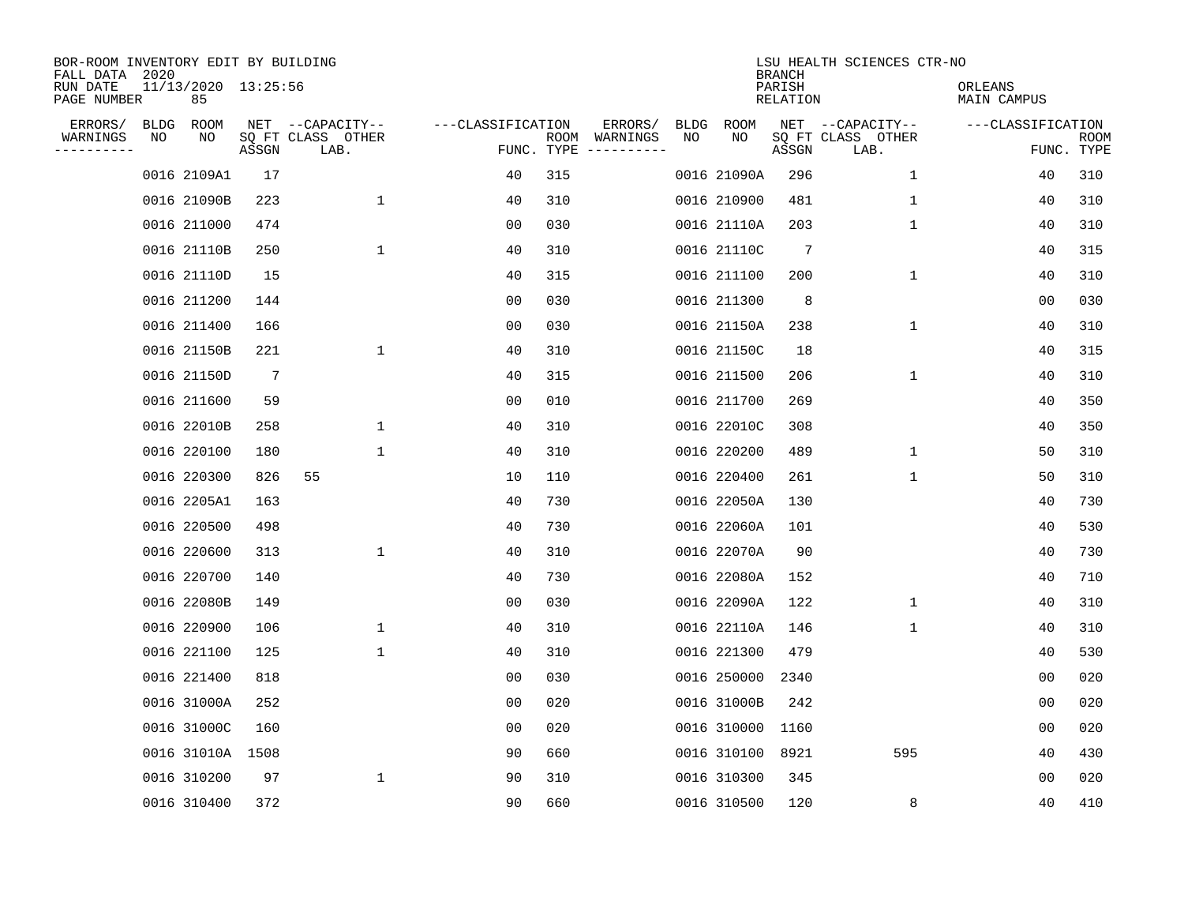BOR-ROOM INVENTORY EDIT BY BUILDING
FALL DATA 2020
RUN DATE 11/13/2020 13:25:56
PAGE NUMBER 85

LSU HEALTH SCIENCES CTR-NO
BRANCH
PARISH ORLEANS
RELATION MAIN CAMPUS

| ERRORS/ WARNINGS | BLDG NO | ROOM NO | NET SQ FT ASSGN | CAPACITY CLASS | CAPACITY OTHER LAB. | FUNC. | ROOM TYPE | ERRORS/ WARNINGS | BLDG NO | ROOM NO | NET SQ FT ASSGN | CAPACITY CLASS | CAPACITY OTHER LAB. | FUNC. | ROOM TYPE |
|---|---|---|---|---|---|---|---|---|---|---|---|---|---|---|---|
| | 0016 | 2109A1 | 17 | | | 40 | 315 | | 0016 | 21090A | 296 | | 1 | 40 | 310 |
| | 0016 | 21090B | 223 | | 1 | 40 | 310 | | 0016 | 210900 | 481 | | 1 | 40 | 310 |
| | 0016 | 211000 | 474 | | | 00 | 030 | | 0016 | 21110A | 203 | | 1 | 40 | 310 |
| | 0016 | 21110B | 250 | | 1 | 40 | 310 | | 0016 | 21110C | 7 | | | 40 | 315 |
| | 0016 | 21110D | 15 | | | 40 | 315 | | 0016 | 211100 | 200 | | 1 | 40 | 310 |
| | 0016 | 211200 | 144 | | | 00 | 030 | | 0016 | 211300 | 8 | | | 00 | 030 |
| | 0016 | 211400 | 166 | | | 00 | 030 | | 0016 | 21150A | 238 | | 1 | 40 | 310 |
| | 0016 | 21150B | 221 | | 1 | 40 | 310 | | 0016 | 21150C | 18 | | | 40 | 315 |
| | 0016 | 21150D | 7 | | | 40 | 315 | | 0016 | 211500 | 206 | | 1 | 40 | 310 |
| | 0016 | 211600 | 59 | | | 00 | 010 | | 0016 | 211700 | 269 | | | 40 | 350 |
| | 0016 | 22010B | 258 | | 1 | 40 | 310 | | 0016 | 22010C | 308 | | | 40 | 350 |
| | 0016 | 220100 | 180 | | 1 | 40 | 310 | | 0016 | 220200 | 489 | | 1 | 50 | 310 |
| | 0016 | 220300 | 826 | 55 | | 10 | 110 | | 0016 | 220400 | 261 | | 1 | 50 | 310 |
| | 0016 | 2205A1 | 163 | | | 40 | 730 | | 0016 | 22050A | 130 | | | 40 | 730 |
| | 0016 | 220500 | 498 | | | 40 | 730 | | 0016 | 22060A | 101 | | | 40 | 530 |
| | 0016 | 220600 | 313 | | 1 | 40 | 310 | | 0016 | 22070A | 90 | | | 40 | 730 |
| | 0016 | 220700 | 140 | | | 40 | 730 | | 0016 | 22080A | 152 | | | 40 | 710 |
| | 0016 | 22080B | 149 | | | 00 | 030 | | 0016 | 22090A | 122 | | 1 | 40 | 310 |
| | 0016 | 220900 | 106 | | 1 | 40 | 310 | | 0016 | 22110A | 146 | | 1 | 40 | 310 |
| | 0016 | 221100 | 125 | | 1 | 40 | 310 | | 0016 | 221300 | 479 | | | 40 | 530 |
| | 0016 | 221400 | 818 | | | 00 | 030 | | 0016 | 250000 | 2340 | | | 00 | 020 |
| | 0016 | 31000A | 252 | | | 00 | 020 | | 0016 | 31000B | 242 | | | 00 | 020 |
| | 0016 | 31000C | 160 | | | 00 | 020 | | 0016 | 310000 | 1160 | | | 00 | 020 |
| | 0016 | 31010A | 1508 | | | 90 | 660 | | 0016 | 310100 | 8921 | | 595 | 40 | 430 |
| | 0016 | 310200 | 97 | | 1 | 90 | 310 | | 0016 | 310300 | 345 | | | 00 | 020 |
| | 0016 | 310400 | 372 | | | 90 | 660 | | 0016 | 310500 | 120 | | 8 | 40 | 410 |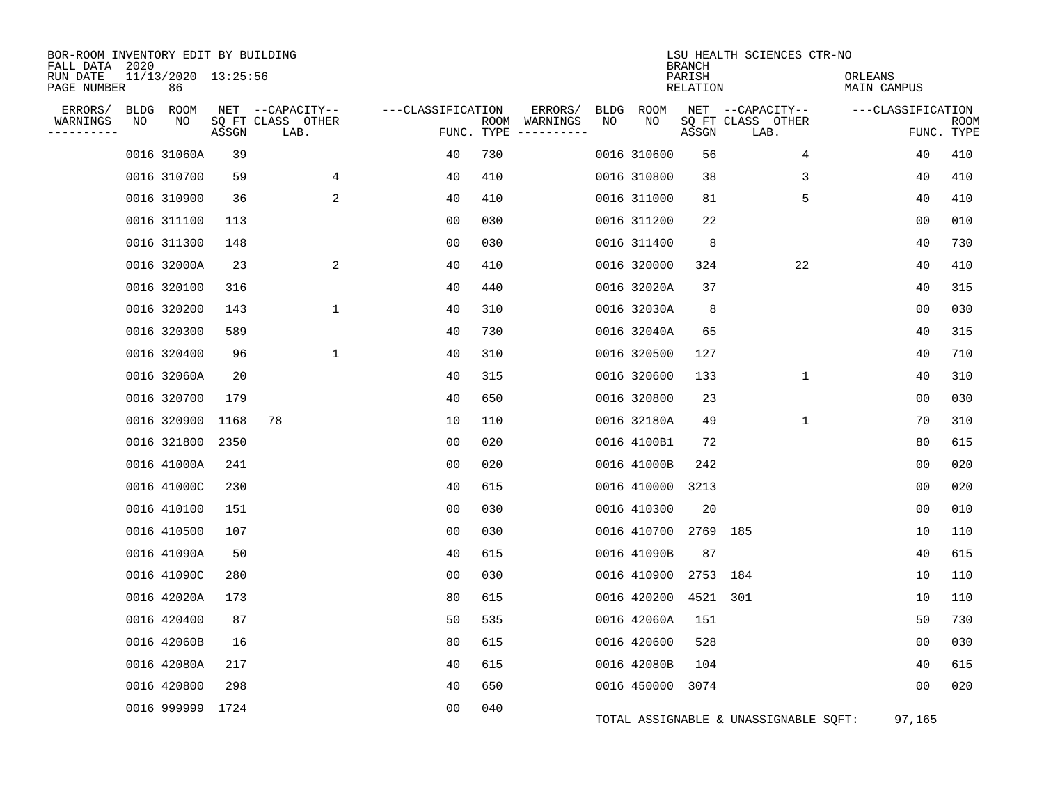BOR-ROOM INVENTORY EDIT BY BUILDING
FALL DATA 2020
RUN DATE 11/13/2020 13:25:56
PAGE NUMBER 86

LSU HEALTH SCIENCES CTR-NO
BRANCH
PARISH ORLEANS
RELATION MAIN CAMPUS

| ERRORS/ WARNINGS | BLDG NO | ROOM NO | NET SQ FT ASSGN | CAPACITY CLASS LAB. | CAPACITY OTHER | CLASSIFICATION FUNC. | ROOM TYPE | ERRORS/ WARNINGS | BLDG NO | ROOM NO | NET SQ FT ASSGN | CAPACITY CLASS LAB. | CAPACITY OTHER | CLASSIFICATION FUNC. | ROOM TYPE |
|---|---|---|---|---|---|---|---|---|---|---|---|---|---|---|---|
| | 0016 | 31060A | 39 | | | 40 | 730 | | 0016 | 310600 | 56 | | 4 | 40 | 410 |
| | 0016 | 310700 | 59 | | 4 | 40 | 410 | | 0016 | 310800 | 38 | | 3 | 40 | 410 |
| | 0016 | 310900 | 36 | | 2 | 40 | 410 | | 0016 | 311000 | 81 | | 5 | 40 | 410 |
| | 0016 | 311100 | 113 | | | 00 | 030 | | 0016 | 311200 | 22 | | | 00 | 010 |
| | 0016 | 311300 | 148 | | | 00 | 030 | | 0016 | 311400 | 8 | | | 40 | 730 |
| | 0016 | 32000A | 23 | | 2 | 40 | 410 | | 0016 | 320000 | 324 | | 22 | 40 | 410 |
| | 0016 | 320100 | 316 | | | 40 | 440 | | 0016 | 32020A | 37 | | | 40 | 315 |
| | 0016 | 320200 | 143 | | 1 | 40 | 310 | | 0016 | 32030A | 8 | | | 00 | 030 |
| | 0016 | 320300 | 589 | | | 40 | 730 | | 0016 | 32040A | 65 | | | 40 | 315 |
| | 0016 | 320400 | 96 | | 1 | 40 | 310 | | 0016 | 320500 | 127 | | | 40 | 710 |
| | 0016 | 32060A | 20 | | | 40 | 315 | | 0016 | 320600 | 133 | | 1 | 40 | 310 |
| | 0016 | 320700 | 179 | | | 40 | 650 | | 0016 | 320800 | 23 | | | 00 | 030 |
| | 0016 | 320900 | 1168 | 78 | | 10 | 110 | | 0016 | 32180A | 49 | | 1 | 70 | 310 |
| | 0016 | 321800 | 2350 | | | 00 | 020 | | 0016 | 4100B1 | 72 | | | 80 | 615 |
| | 0016 | 41000A | 241 | | | 00 | 020 | | 0016 | 41000B | 242 | | | 00 | 020 |
| | 0016 | 41000C | 230 | | | 40 | 615 | | 0016 | 410000 | 3213 | | | 00 | 020 |
| | 0016 | 410100 | 151 | | | 00 | 030 | | 0016 | 410300 | 20 | | | 00 | 010 |
| | 0016 | 410500 | 107 | | | 00 | 030 | | 0016 | 410700 | 2769 | 185 | | 10 | 110 |
| | 0016 | 41090A | 50 | | | 40 | 615 | | 0016 | 41090B | 87 | | | 40 | 615 |
| | 0016 | 41090C | 280 | | | 00 | 030 | | 0016 | 410900 | 2753 | 184 | | 10 | 110 |
| | 0016 | 42020A | 173 | | | 80 | 615 | | 0016 | 420200 | 4521 | 301 | | 10 | 110 |
| | 0016 | 420400 | 87 | | | 50 | 535 | | 0016 | 42060A | 151 | | | 50 | 730 |
| | 0016 | 42060B | 16 | | | 80 | 615 | | 0016 | 420600 | 528 | | | 00 | 030 |
| | 0016 | 42080A | 217 | | | 40 | 615 | | 0016 | 42080B | 104 | | | 40 | 615 |
| | 0016 | 420800 | 298 | | | 40 | 650 | | 0016 | 450000 | 3074 | | | 00 | 020 |
| | 0016 | 999999 | 1724 | | | 00 | 040 | | | | | | | | |

TOTAL ASSIGNABLE & UNASSIGNABLE SQFT: 97,165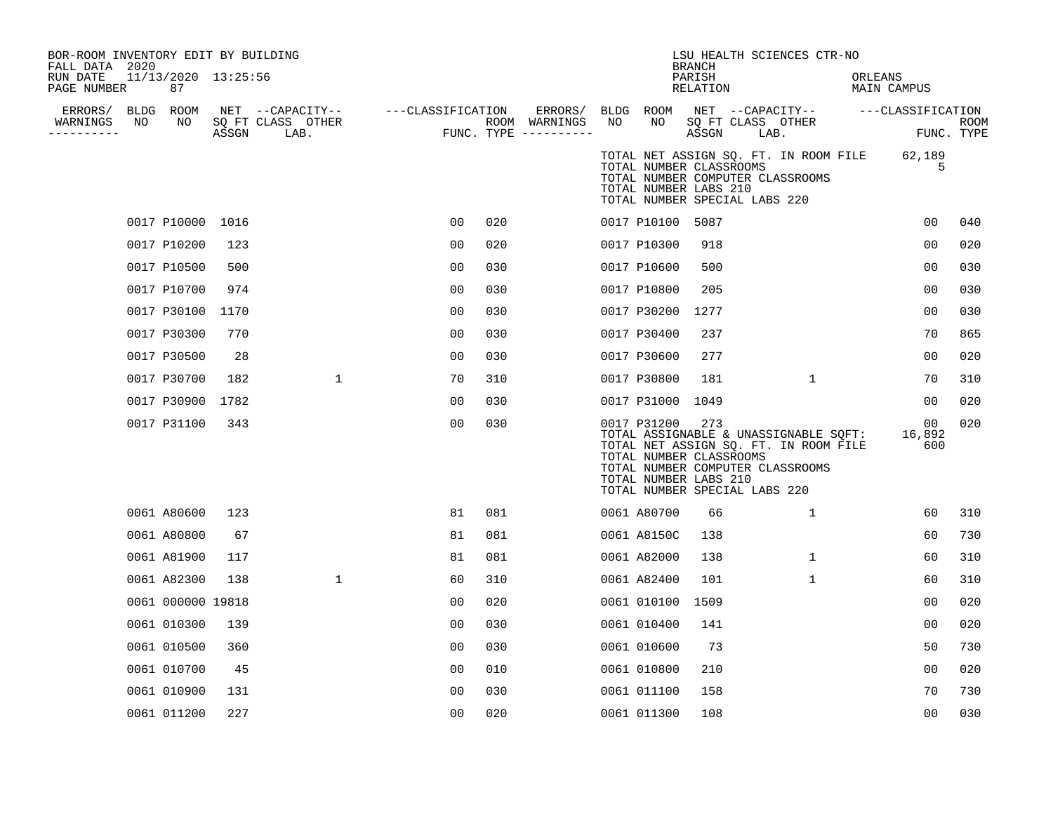BOR-ROOM INVENTORY EDIT BY BUILDING
FALL DATA 2020
RUN DATE 11/13/2020 13:25:56

LSU HEALTH SCIENCES CTR-NO
BRANCH
PARISH ORLEANS
RELATION MAIN CAMPUS

| ERRORS/ WARNINGS | BLDG NO | ROOM NO | NET SQ FT ASSGN | CAPACITY CLASS | CAPACITY LAB. | CAPACITY OTHER | CLASSIFICATION FUNC. | ROOM TYPE | ERRORS/ WARNINGS | BLDG NO | ROOM NO | NET SQ FT ASSGN | CAPACITY CLASS | CAPACITY LAB. | CAPACITY OTHER | CLASSIFICATION FUNC. | ROOM TYPE |
|---|---|---|---|---|---|---|---|---|---|---|---|---|---|---|---|---|---|
| | | | | | | | | | | | | | | | | | |

TOTAL NET ASSIGN SQ. FT. IN ROOM FILE 62,189
TOTAL NUMBER CLASSROOMS 5
TOTAL NUMBER COMPUTER CLASSROOMS
TOTAL NUMBER LABS 210
TOTAL NUMBER SPECIAL LABS 220

| ERRORS/ WARNINGS | BLDG NO | ROOM NO | NET SQ FT ASSGN | CAPACITY CLASS | CAPACITY LAB. | CAPACITY OTHER | CLASSIFICATION FUNC. | ROOM TYPE | ERRORS/ WARNINGS | BLDG NO | ROOM NO | NET SQ FT ASSGN | CAPACITY CLASS | CAPACITY LAB. | CAPACITY OTHER | CLASSIFICATION FUNC. | ROOM TYPE |
|---|---|---|---|---|---|---|---|---|---|---|---|---|---|---|---|---|---|
| | 0017 | P10000 | 1016 | | | | 00 | 020 | | 0017 | P10100 | 5087 | | | | 00 | 040 |
| | 0017 | P10200 | 123 | | | | 00 | 020 | | 0017 | P10300 | 918 | | | | 00 | 020 |
| | 0017 | P10500 | 500 | | | | 00 | 030 | | 0017 | P10600 | 500 | | | | 00 | 030 |
| | 0017 | P10700 | 974 | | | | 00 | 030 | | 0017 | P10800 | 205 | | | | 00 | 030 |
| | 0017 | P30100 | 1170 | | | | 00 | 030 | | 0017 | P30200 | 1277 | | | | 00 | 030 |
| | 0017 | P30300 | 770 | | | | 00 | 030 | | 0017 | P30400 | 237 | | | | 70 | 865 |
| | 0017 | P30500 | 28 | | | | 00 | 030 | | 0017 | P30600 | 277 | | | | 00 | 020 |
| | 0017 | P30700 | 182 | | 1 | | 70 | 310 | | 0017 | P30800 | 181 | | 1 | | 70 | 310 |
| | 0017 | P30900 | 1782 | | | | 00 | 030 | | 0017 | P31000 | 1049 | | | | 00 | 020 |
| | 0017 | P31100 | 343 | | | | 00 | 030 | | 0017 | P31200 | 273 | | | | 00 | 020 |

TOTAL ASSIGNABLE & UNASSIGNABLE SQFT: 16,892
TOTAL NET ASSIGN SQ. FT. IN ROOM FILE 600
TOTAL NUMBER CLASSROOMS
TOTAL NUMBER COMPUTER CLASSROOMS
TOTAL NUMBER LABS 210
TOTAL NUMBER SPECIAL LABS 220

| ERRORS/ WARNINGS | BLDG NO | ROOM NO | NET SQ FT ASSGN | CAPACITY CLASS | CAPACITY LAB. | CAPACITY OTHER | CLASSIFICATION FUNC. | ROOM TYPE | ERRORS/ WARNINGS | BLDG NO | ROOM NO | NET SQ FT ASSGN | CAPACITY CLASS | CAPACITY LAB. | CAPACITY OTHER | CLASSIFICATION FUNC. | ROOM TYPE |
|---|---|---|---|---|---|---|---|---|---|---|---|---|---|---|---|---|---|
| | 0061 | A80600 | 123 | | | | 81 | 081 | | 0061 | A80700 | 66 | | 1 | | 60 | 310 |
| | 0061 | A80800 | 67 | | | | 81 | 081 | | 0061 | A8150C | 138 | | | | 60 | 730 |
| | 0061 | A81900 | 117 | | | | 81 | 081 | | 0061 | A82000 | 138 | | 1 | | 60 | 310 |
| | 0061 | A82300 | 138 | | 1 | | 60 | 310 | | 0061 | A82400 | 101 | | 1 | | 60 | 310 |
| | 0061 | 000000 | 19818 | | | | 00 | 020 | | 0061 | 010100 | 1509 | | | | 00 | 020 |
| | 0061 | 010300 | 139 | | | | 00 | 030 | | 0061 | 010400 | 141 | | | | 00 | 020 |
| | 0061 | 010500 | 360 | | | | 00 | 030 | | 0061 | 010600 | 73 | | | | 50 | 730 |
| | 0061 | 010700 | 45 | | | | 00 | 010 | | 0061 | 010800 | 210 | | | | 00 | 020 |
| | 0061 | 010900 | 131 | | | | 00 | 030 | | 0061 | 011100 | 158 | | | | 70 | 730 |
| | 0061 | 011200 | 227 | | | | 00 | 020 | | 0061 | 011300 | 108 | | | | 00 | 030 |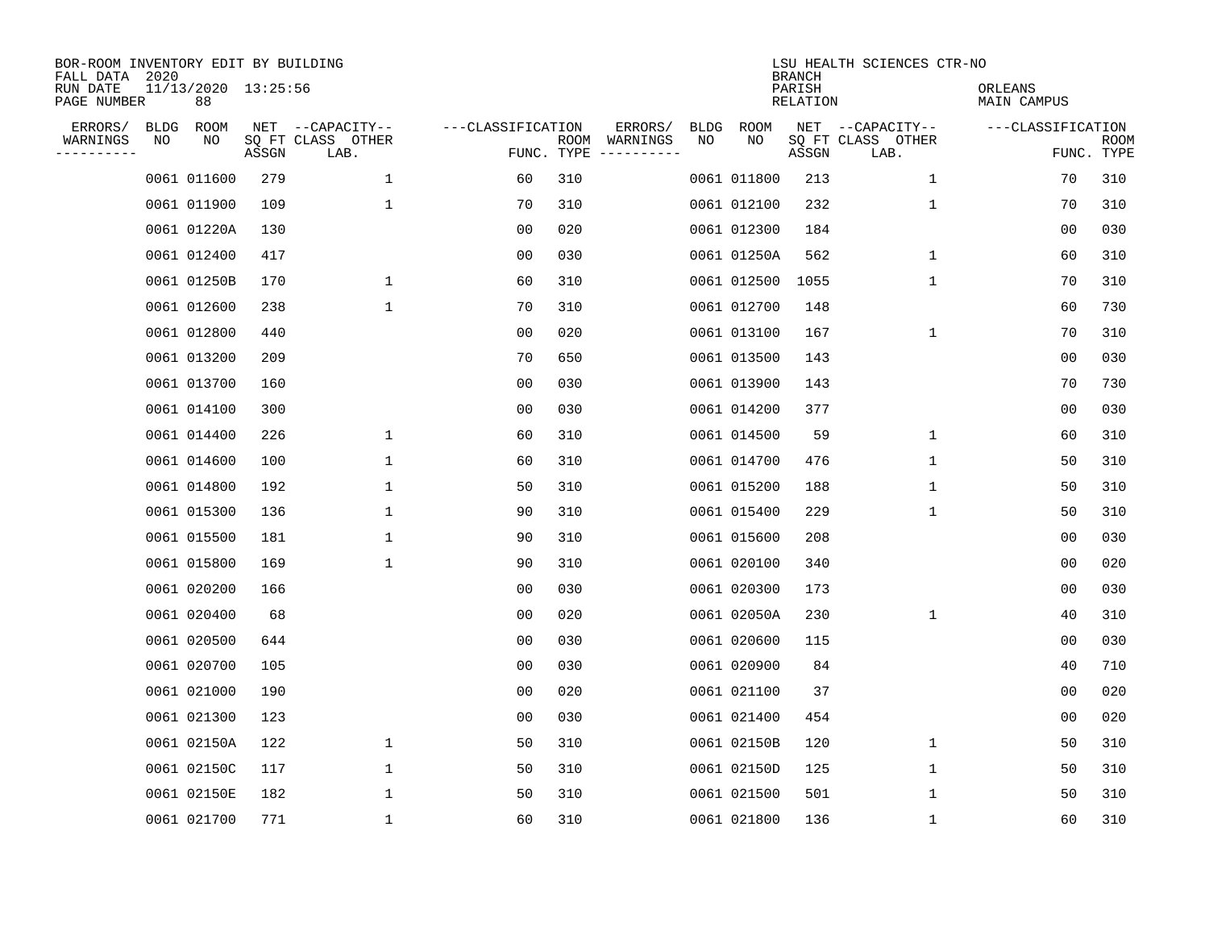BOR-ROOM INVENTORY EDIT BY BUILDING
FALL DATA 2020
RUN DATE 11/13/2020 13:25:56
PAGE NUMBER 88

LSU HEALTH SCIENCES CTR-NO
BRANCH
PARISH ORLEANS
RELATION MAIN CAMPUS

| ERRORS/ WARNINGS | BLDG NO | ROOM NO | NET SQ FT ASSGN | CAPACITY CLASS LAB. | CAPACITY OTHER | CLASSIFICATION FUNC. | ROOM TYPE | ERRORS/ WARNINGS | BLDG NO | ROOM NO | NET SQ FT ASSGN | CAPACITY CLASS LAB. | CAPACITY OTHER | CLASSIFICATION FUNC. | ROOM TYPE |
|---|---|---|---|---|---|---|---|---|---|---|---|---|---|---|---|
| | 0061 | 011600 | 279 | | 1 | 60 | 310 | | 0061 | 011800 | 213 | | 1 | 70 | 310 |
| | 0061 | 011900 | 109 | | 1 | 70 | 310 | | 0061 | 012100 | 232 | | 1 | 70 | 310 |
| | 0061 | 01220A | 130 | | | 00 | 020 | | 0061 | 012300 | 184 | | | 00 | 030 |
| | 0061 | 012400 | 417 | | | 00 | 030 | | 0061 | 01250A | 562 | | 1 | 60 | 310 |
| | 0061 | 01250B | 170 | | 1 | 60 | 310 | | 0061 | 012500 | 1055 | | 1 | 70 | 310 |
| | 0061 | 012600 | 238 | | 1 | 70 | 310 | | 0061 | 012700 | 148 | | | 60 | 730 |
| | 0061 | 012800 | 440 | | | 00 | 020 | | 0061 | 013100 | 167 | | 1 | 70 | 310 |
| | 0061 | 013200 | 209 | | | 70 | 650 | | 0061 | 013500 | 143 | | | 00 | 030 |
| | 0061 | 013700 | 160 | | | 00 | 030 | | 0061 | 013900 | 143 | | | 70 | 730 |
| | 0061 | 014100 | 300 | | | 00 | 030 | | 0061 | 014200 | 377 | | | 00 | 030 |
| | 0061 | 014400 | 226 | | 1 | 60 | 310 | | 0061 | 014500 | 59 | | 1 | 60 | 310 |
| | 0061 | 014600 | 100 | | 1 | 60 | 310 | | 0061 | 014700 | 476 | | 1 | 50 | 310 |
| | 0061 | 014800 | 192 | | 1 | 50 | 310 | | 0061 | 015200 | 188 | | 1 | 50 | 310 |
| | 0061 | 015300 | 136 | | 1 | 90 | 310 | | 0061 | 015400 | 229 | | 1 | 50 | 310 |
| | 0061 | 015500 | 181 | | 1 | 90 | 310 | | 0061 | 015600 | 208 | | | 00 | 030 |
| | 0061 | 015800 | 169 | | 1 | 90 | 310 | | 0061 | 020100 | 340 | | | 00 | 020 |
| | 0061 | 020200 | 166 | | | 00 | 030 | | 0061 | 020300 | 173 | | | 00 | 030 |
| | 0061 | 020400 | 68 | | | 00 | 020 | | 0061 | 02050A | 230 | | 1 | 40 | 310 |
| | 0061 | 020500 | 644 | | | 00 | 030 | | 0061 | 020600 | 115 | | | 00 | 030 |
| | 0061 | 020700 | 105 | | | 00 | 030 | | 0061 | 020900 | 84 | | | 40 | 710 |
| | 0061 | 021000 | 190 | | | 00 | 020 | | 0061 | 021100 | 37 | | | 00 | 020 |
| | 0061 | 021300 | 123 | | | 00 | 030 | | 0061 | 021400 | 454 | | | 00 | 020 |
| | 0061 | 02150A | 122 | | 1 | 50 | 310 | | 0061 | 02150B | 120 | | 1 | 50 | 310 |
| | 0061 | 02150C | 117 | | 1 | 50 | 310 | | 0061 | 02150D | 125 | | 1 | 50 | 310 |
| | 0061 | 02150E | 182 | | 1 | 50 | 310 | | 0061 | 021500 | 501 | | 1 | 50 | 310 |
| | 0061 | 021700 | 771 | | 1 | 60 | 310 | | 0061 | 021800 | 136 | | 1 | 60 | 310 |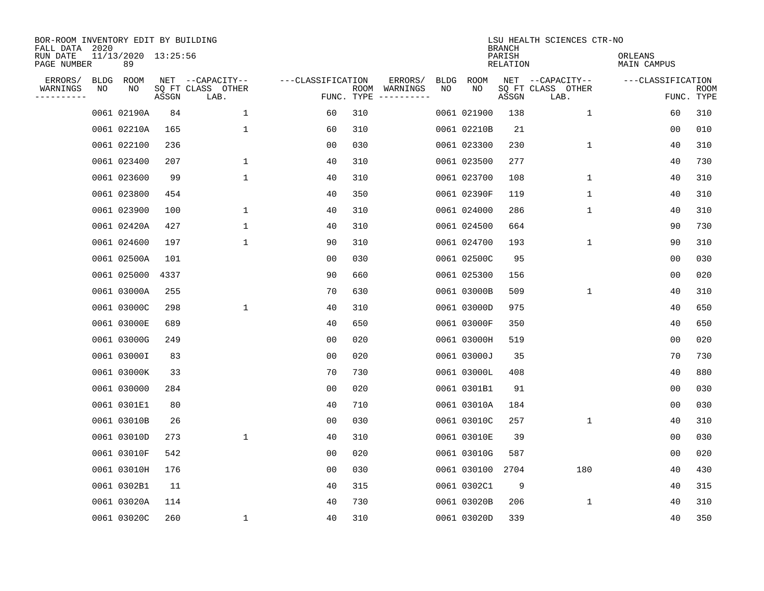BOR-ROOM INVENTORY EDIT BY BUILDING
FALL DATA 2020
RUN DATE 11/13/2020 13:25:56
PAGE NUMBER 89

LSU HEALTH SCIENCES CTR-NO
BRANCH
PARISH ORLEANS
RELATION MAIN CAMPUS

| ERRORS/ WARNINGS | BLDG NO | ROOM NO | NET SQ FT ASSGN | CAPACITY CLASS LAB. | CAPACITY OTHER | CLASSIFICATION FUNC. | ROOM TYPE | ERRORS/ WARNINGS | BLDG NO | ROOM NO | NET SQ FT ASSGN | CAPACITY CLASS LAB. | CAPACITY OTHER | CLASSIFICATION FUNC. | ROOM TYPE |
|---|---|---|---|---|---|---|---|---|---|---|---|---|---|---|---|
| | 0061 | 02190A | 84 | | 1 | 60 | 310 | | 0061 | 021900 | 138 | | 1 | 60 | 310 |
| | 0061 | 02210A | 165 | | 1 | 60 | 310 | | 0061 | 02210B | 21 | | | 00 | 010 |
| | 0061 | 022100 | 236 | | | 00 | 030 | | 0061 | 023300 | 230 | | 1 | 40 | 310 |
| | 0061 | 023400 | 207 | | 1 | 40 | 310 | | 0061 | 023500 | 277 | | | 40 | 730 |
| | 0061 | 023600 | 99 | | 1 | 40 | 310 | | 0061 | 023700 | 108 | | 1 | 40 | 310 |
| | 0061 | 023800 | 454 | | | 40 | 350 | | 0061 | 02390F | 119 | | 1 | 40 | 310 |
| | 0061 | 023900 | 100 | | 1 | 40 | 310 | | 0061 | 024000 | 286 | | 1 | 40 | 310 |
| | 0061 | 02420A | 427 | | 1 | 40 | 310 | | 0061 | 024500 | 664 | | | 90 | 730 |
| | 0061 | 024600 | 197 | | 1 | 90 | 310 | | 0061 | 024700 | 193 | | 1 | 90 | 310 |
| | 0061 | 02500A | 101 | | | 00 | 030 | | 0061 | 02500C | 95 | | | 00 | 030 |
| | 0061 | 025000 | 4337 | | | 90 | 660 | | 0061 | 025300 | 156 | | | 00 | 020 |
| | 0061 | 03000A | 255 | | | 70 | 630 | | 0061 | 03000B | 509 | | 1 | 40 | 310 |
| | 0061 | 03000C | 298 | | 1 | 40 | 310 | | 0061 | 03000D | 975 | | | 40 | 650 |
| | 0061 | 03000E | 689 | | | 40 | 650 | | 0061 | 03000F | 350 | | | 40 | 650 |
| | 0061 | 03000G | 249 | | | 00 | 020 | | 0061 | 03000H | 519 | | | 00 | 020 |
| | 0061 | 03000I | 83 | | | 00 | 020 | | 0061 | 03000J | 35 | | | 70 | 730 |
| | 0061 | 03000K | 33 | | | 70 | 730 | | 0061 | 03000L | 408 | | | 40 | 880 |
| | 0061 | 030000 | 284 | | | 00 | 020 | | 0061 | 0301B1 | 91 | | | 00 | 030 |
| | 0061 | 0301E1 | 80 | | | 40 | 710 | | 0061 | 03010A | 184 | | | 00 | 030 |
| | 0061 | 03010B | 26 | | | 00 | 030 | | 0061 | 03010C | 257 | | 1 | 40 | 310 |
| | 0061 | 03010D | 273 | | 1 | 40 | 310 | | 0061 | 03010E | 39 | | | 00 | 030 |
| | 0061 | 03010F | 542 | | | 00 | 020 | | 0061 | 03010G | 587 | | | 00 | 020 |
| | 0061 | 03010H | 176 | | | 00 | 030 | | 0061 | 030100 | 2704 | 180 | | 40 | 430 |
| | 0061 | 0302B1 | 11 | | | 40 | 315 | | 0061 | 0302C1 | 9 | | | 40 | 315 |
| | 0061 | 03020A | 114 | | | 40 | 730 | | 0061 | 03020B | 206 | | 1 | 40 | 310 |
| | 0061 | 03020C | 260 | | 1 | 40 | 310 | | 0061 | 03020D | 339 | | | 40 | 350 |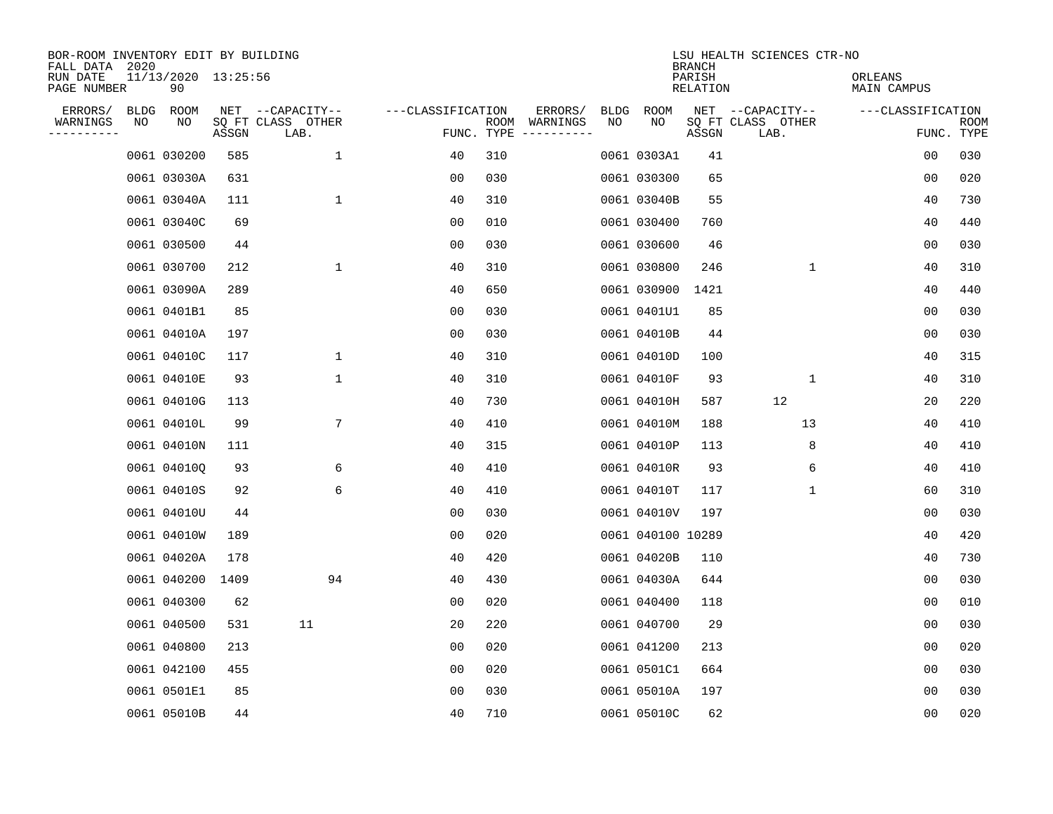BOR-ROOM INVENTORY EDIT BY BUILDING
FALL DATA 2020
RUN DATE 11/13/2020 13:25:56
PAGE NUMBER 90

LSU HEALTH SCIENCES CTR-NO
BRANCH
PARISH ORLEANS
RELATION MAIN CAMPUS

| ERRORS/ WARNINGS | BLDG NO | ROOM NO | NET SQ FT ASSGN | --CAPACITY-- CLASS LAB. | OTHER | ---CLASSIFICATION FUNC. | ROOM TYPE | ERRORS/ WARNINGS | BLDG NO | ROOM NO | NET SQ FT ASSGN | --CAPACITY-- CLASS LAB. | OTHER | ---CLASSIFICATION FUNC. | ROOM TYPE |
|---|---|---|---|---|---|---|---|---|---|---|---|---|---|---|---|
| | 0061 | 030200 | 585 | | 1 | 40 | 310 | | 0061 | 0303A1 | 41 | | | 00 | 030 |
| | 0061 | 03030A | 631 | | | 00 | 030 | | 0061 | 030300 | 65 | | | 00 | 020 |
| | 0061 | 03040A | 111 | | 1 | 40 | 310 | | 0061 | 03040B | 55 | | | 40 | 730 |
| | 0061 | 03040C | 69 | | | 00 | 010 | | 0061 | 030400 | 760 | | | 40 | 440 |
| | 0061 | 030500 | 44 | | | 00 | 030 | | 0061 | 030600 | 46 | | | 00 | 030 |
| | 0061 | 030700 | 212 | | 1 | 40 | 310 | | 0061 | 030800 | 246 | | 1 | 40 | 310 |
| | 0061 | 03090A | 289 | | | 40 | 650 | | 0061 | 030900 | 1421 | | | 40 | 440 |
| | 0061 | 0401B1 | 85 | | | 00 | 030 | | 0061 | 0401U1 | 85 | | | 00 | 030 |
| | 0061 | 04010A | 197 | | | 00 | 030 | | 0061 | 04010B | 44 | | | 00 | 030 |
| | 0061 | 04010C | 117 | | 1 | 40 | 310 | | 0061 | 04010D | 100 | | | 40 | 315 |
| | 0061 | 04010E | 93 | | 1 | 40 | 310 | | 0061 | 04010F | 93 | | 1 | 40 | 310 |
| | 0061 | 04010G | 113 | | | 40 | 730 | | 0061 | 04010H | 587 | 12 | | 20 | 220 |
| | 0061 | 04010L | 99 | | 7 | 40 | 410 | | 0061 | 04010M | 188 | | 13 | 40 | 410 |
| | 0061 | 04010N | 111 | | | 40 | 315 | | 0061 | 04010P | 113 | | 8 | 40 | 410 |
| | 0061 | 04010Q | 93 | | 6 | 40 | 410 | | 0061 | 04010R | 93 | | 6 | 40 | 410 |
| | 0061 | 04010S | 92 | | 6 | 40 | 410 | | 0061 | 04010T | 117 | | 1 | 60 | 310 |
| | 0061 | 04010U | 44 | | | 00 | 030 | | 0061 | 04010V | 197 | | | 00 | 030 |
| | 0061 | 04010W | 189 | | | 00 | 020 | | 0061 | 040100 | 10289 | | | 40 | 420 |
| | 0061 | 04020A | 178 | | | 40 | 420 | | 0061 | 04020B | 110 | | | 40 | 730 |
| | 0061 | 040200 | 1409 | | 94 | 40 | 430 | | 0061 | 04030A | 644 | | | 00 | 030 |
| | 0061 | 040300 | 62 | | | 00 | 020 | | 0061 | 040400 | 118 | | | 00 | 010 |
| | 0061 | 040500 | 531 | 11 | | 20 | 220 | | 0061 | 040700 | 29 | | | 00 | 030 |
| | 0061 | 040800 | 213 | | | 00 | 020 | | 0061 | 041200 | 213 | | | 00 | 020 |
| | 0061 | 042100 | 455 | | | 00 | 020 | | 0061 | 0501C1 | 664 | | | 00 | 030 |
| | 0061 | 0501E1 | 85 | | | 00 | 030 | | 0061 | 05010A | 197 | | | 00 | 030 |
| | 0061 | 05010B | 44 | | | 40 | 710 | | 0061 | 05010C | 62 | | | 00 | 020 |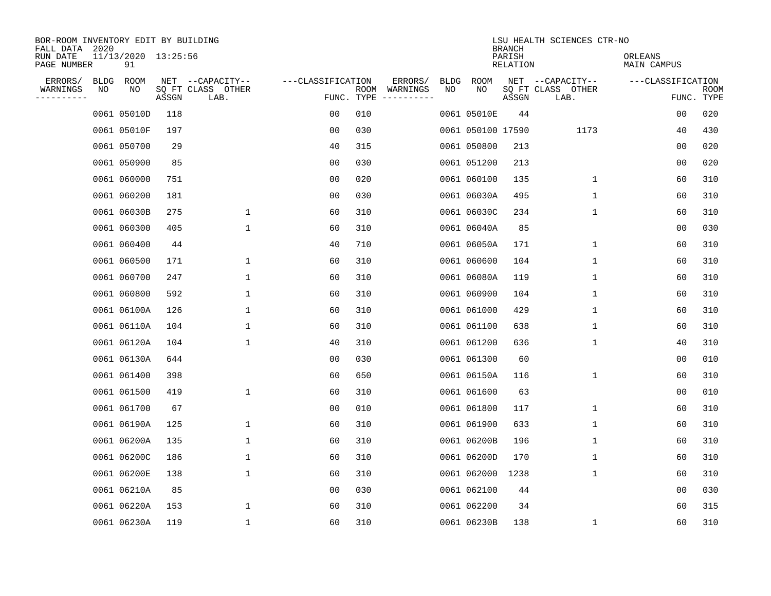BOR-ROOM INVENTORY EDIT BY BUILDING
FALL DATA 2020
RUN DATE 11/13/2020 13:25:56
PAGE NUMBER 91

LSU HEALTH SCIENCES CTR-NO
BRANCH
PARISH ORLEANS
RELATION MAIN CAMPUS

| ERRORS/ WARNINGS | BLDG NO | ROOM NO | NET SQ FT ASSGN | CAPACITY CLASS LAB. | CAPACITY OTHER | CLASSIFICATION FUNC. | ROOM TYPE | ERRORS/ WARNINGS | BLDG NO | ROOM NO | NET SQ FT ASSGN | CAPACITY CLASS LAB. | CAPACITY OTHER | CLASSIFICATION FUNC. | ROOM TYPE |
|---|---|---|---|---|---|---|---|---|---|---|---|---|---|---|---|
| | 0061 | 05010D | 118 | | | 00 | 010 | | 0061 | 05010E | 44 | | | 00 | 020 |
| | 0061 | 05010F | 197 | | | 00 | 030 | | 0061 | 050100 | 17590 | | 1173 | 40 | 430 |
| | 0061 | 050700 | 29 | | | 40 | 315 | | 0061 | 050800 | 213 | | | 00 | 020 |
| | 0061 | 050900 | 85 | | | 00 | 030 | | 0061 | 051200 | 213 | | | 00 | 020 |
| | 0061 | 060000 | 751 | | | 00 | 020 | | 0061 | 060100 | 135 | | 1 | 60 | 310 |
| | 0061 | 060200 | 181 | | | 00 | 030 | | 0061 | 06030A | 495 | | 1 | 60 | 310 |
| | 0061 | 06030B | 275 | | 1 | 60 | 310 | | 0061 | 06030C | 234 | | 1 | 60 | 310 |
| | 0061 | 060300 | 405 | | 1 | 60 | 310 | | 0061 | 06040A | 85 | | | 00 | 030 |
| | 0061 | 060400 | 44 | | | 40 | 710 | | 0061 | 06050A | 171 | | 1 | 60 | 310 |
| | 0061 | 060500 | 171 | | 1 | 60 | 310 | | 0061 | 060600 | 104 | | 1 | 60 | 310 |
| | 0061 | 060700 | 247 | | 1 | 60 | 310 | | 0061 | 06080A | 119 | | 1 | 60 | 310 |
| | 0061 | 060800 | 592 | | 1 | 60 | 310 | | 0061 | 060900 | 104 | | 1 | 60 | 310 |
| | 0061 | 06100A | 126 | | 1 | 60 | 310 | | 0061 | 061000 | 429 | | 1 | 60 | 310 |
| | 0061 | 06110A | 104 | | 1 | 60 | 310 | | 0061 | 061100 | 638 | | 1 | 60 | 310 |
| | 0061 | 06120A | 104 | | 1 | 40 | 310 | | 0061 | 061200 | 636 | | 1 | 40 | 310 |
| | 0061 | 06130A | 644 | | | 00 | 030 | | 0061 | 061300 | 60 | | | 00 | 010 |
| | 0061 | 061400 | 398 | | | 60 | 650 | | 0061 | 06150A | 116 | | 1 | 60 | 310 |
| | 0061 | 061500 | 419 | | 1 | 60 | 310 | | 0061 | 061600 | 63 | | | 00 | 010 |
| | 0061 | 061700 | 67 | | | 00 | 010 | | 0061 | 061800 | 117 | | 1 | 60 | 310 |
| | 0061 | 06190A | 125 | | 1 | 60 | 310 | | 0061 | 061900 | 633 | | 1 | 60 | 310 |
| | 0061 | 06200A | 135 | | 1 | 60 | 310 | | 0061 | 06200B | 196 | | 1 | 60 | 310 |
| | 0061 | 06200C | 186 | | 1 | 60 | 310 | | 0061 | 06200D | 170 | | 1 | 60 | 310 |
| | 0061 | 06200E | 138 | | 1 | 60 | 310 | | 0061 | 062000 | 1238 | | 1 | 60 | 310 |
| | 0061 | 06210A | 85 | | | 00 | 030 | | 0061 | 062100 | 44 | | | 00 | 030 |
| | 0061 | 06220A | 153 | | 1 | 60 | 310 | | 0061 | 062200 | 34 | | | 60 | 315 |
| | 0061 | 06230A | 119 | | 1 | 60 | 310 | | 0061 | 06230B | 138 | | 1 | 60 | 310 |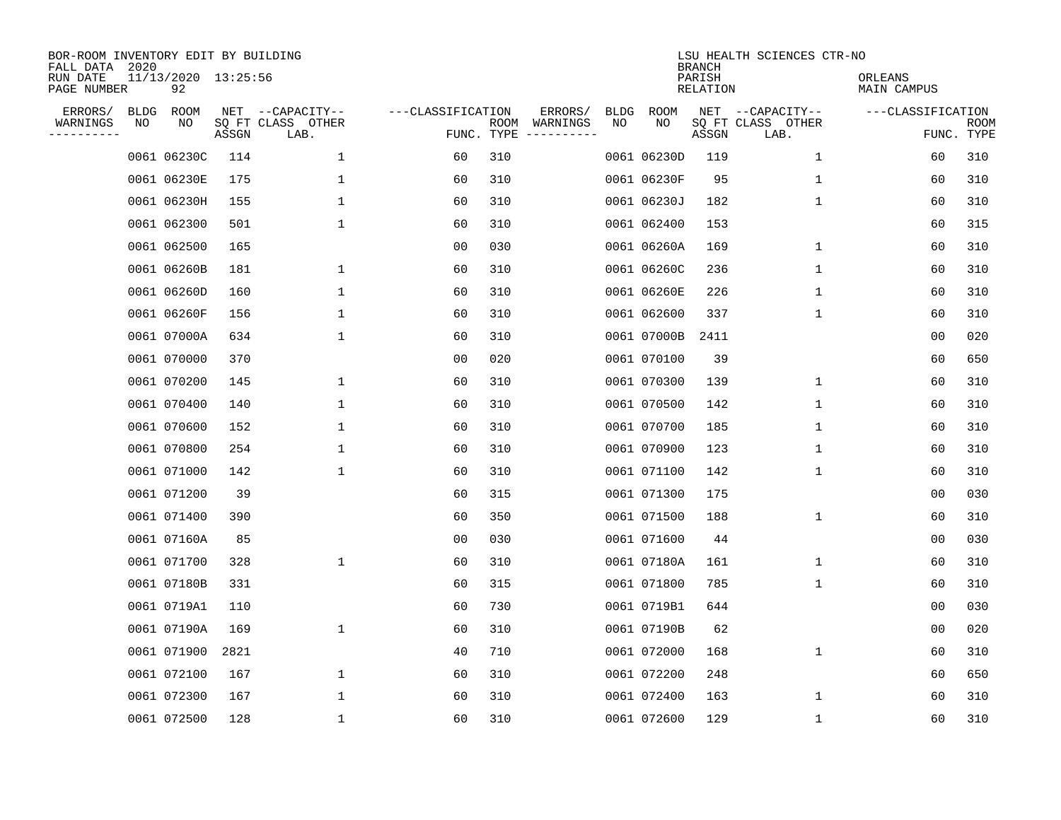BOR-ROOM INVENTORY EDIT BY BUILDING
FALL DATA 2020
RUN DATE 11/13/2020 13:25:56
PAGE NUMBER 92

LSU HEALTH SCIENCES CTR-NO
BRANCH
PARISH ORLEANS
RELATION MAIN CAMPUS

| ERRORS/ WARNINGS | BLDG NO | ROOM NO | NET SQ FT ASSGN | CAPACITY CLASS LAB. | CAPACITY OTHER | CLASSIFICATION FUNC. | ROOM TYPE | ERRORS/ WARNINGS | BLDG NO | ROOM NO | NET SQ FT ASSGN | CAPACITY CLASS LAB. | CAPACITY OTHER | CLASSIFICATION FUNC. | ROOM TYPE |
|---|---|---|---|---|---|---|---|---|---|---|---|---|---|---|---|
| | 0061 | 06230C | 114 | | 1 | 60 | 310 | | 0061 | 06230D | 119 | | 1 | 60 | 310 |
| | 0061 | 06230E | 175 | | 1 | 60 | 310 | | 0061 | 06230F | 95 | | 1 | 60 | 310 |
| | 0061 | 06230H | 155 | | 1 | 60 | 310 | | 0061 | 06230J | 182 | | 1 | 60 | 310 |
| | 0061 | 062300 | 501 | | 1 | 60 | 310 | | 0061 | 062400 | 153 | | | 60 | 315 |
| | 0061 | 062500 | 165 | | | 00 | 030 | | 0061 | 06260A | 169 | | 1 | 60 | 310 |
| | 0061 | 06260B | 181 | | 1 | 60 | 310 | | 0061 | 06260C | 236 | | 1 | 60 | 310 |
| | 0061 | 06260D | 160 | | 1 | 60 | 310 | | 0061 | 06260E | 226 | | 1 | 60 | 310 |
| | 0061 | 06260F | 156 | | 1 | 60 | 310 | | 0061 | 062600 | 337 | | 1 | 60 | 310 |
| | 0061 | 07000A | 634 | | 1 | 60 | 310 | | 0061 | 07000B | 2411 | | | 00 | 020 |
| | 0061 | 070000 | 370 | | | 00 | 020 | | 0061 | 070100 | 39 | | | 60 | 650 |
| | 0061 | 070200 | 145 | | 1 | 60 | 310 | | 0061 | 070300 | 139 | | 1 | 60 | 310 |
| | 0061 | 070400 | 140 | | 1 | 60 | 310 | | 0061 | 070500 | 142 | | 1 | 60 | 310 |
| | 0061 | 070600 | 152 | | 1 | 60 | 310 | | 0061 | 070700 | 185 | | 1 | 60 | 310 |
| | 0061 | 070800 | 254 | | 1 | 60 | 310 | | 0061 | 070900 | 123 | | 1 | 60 | 310 |
| | 0061 | 071000 | 142 | | 1 | 60 | 310 | | 0061 | 071100 | 142 | | 1 | 60 | 310 |
| | 0061 | 071200 | 39 | | | 60 | 315 | | 0061 | 071300 | 175 | | | 00 | 030 |
| | 0061 | 071400 | 390 | | | 60 | 350 | | 0061 | 071500 | 188 | | 1 | 60 | 310 |
| | 0061 | 07160A | 85 | | | 00 | 030 | | 0061 | 071600 | 44 | | | 00 | 030 |
| | 0061 | 071700 | 328 | | 1 | 60 | 310 | | 0061 | 07180A | 161 | | 1 | 60 | 310 |
| | 0061 | 07180B | 331 | | | 60 | 315 | | 0061 | 071800 | 785 | | 1 | 60 | 310 |
| | 0061 | 0719A1 | 110 | | | 60 | 730 | | 0061 | 0719B1 | 644 | | | 00 | 030 |
| | 0061 | 07190A | 169 | | 1 | 60 | 310 | | 0061 | 07190B | 62 | | | 00 | 020 |
| | 0061 | 071900 | 2821 | | | 40 | 710 | | 0061 | 072000 | 168 | | 1 | 60 | 310 |
| | 0061 | 072100 | 167 | | 1 | 60 | 310 | | 0061 | 072200 | 248 | | | 60 | 650 |
| | 0061 | 072300 | 167 | | 1 | 60 | 310 | | 0061 | 072400 | 163 | | 1 | 60 | 310 |
| | 0061 | 072500 | 128 | | 1 | 60 | 310 | | 0061 | 072600 | 129 | | 1 | 60 | 310 |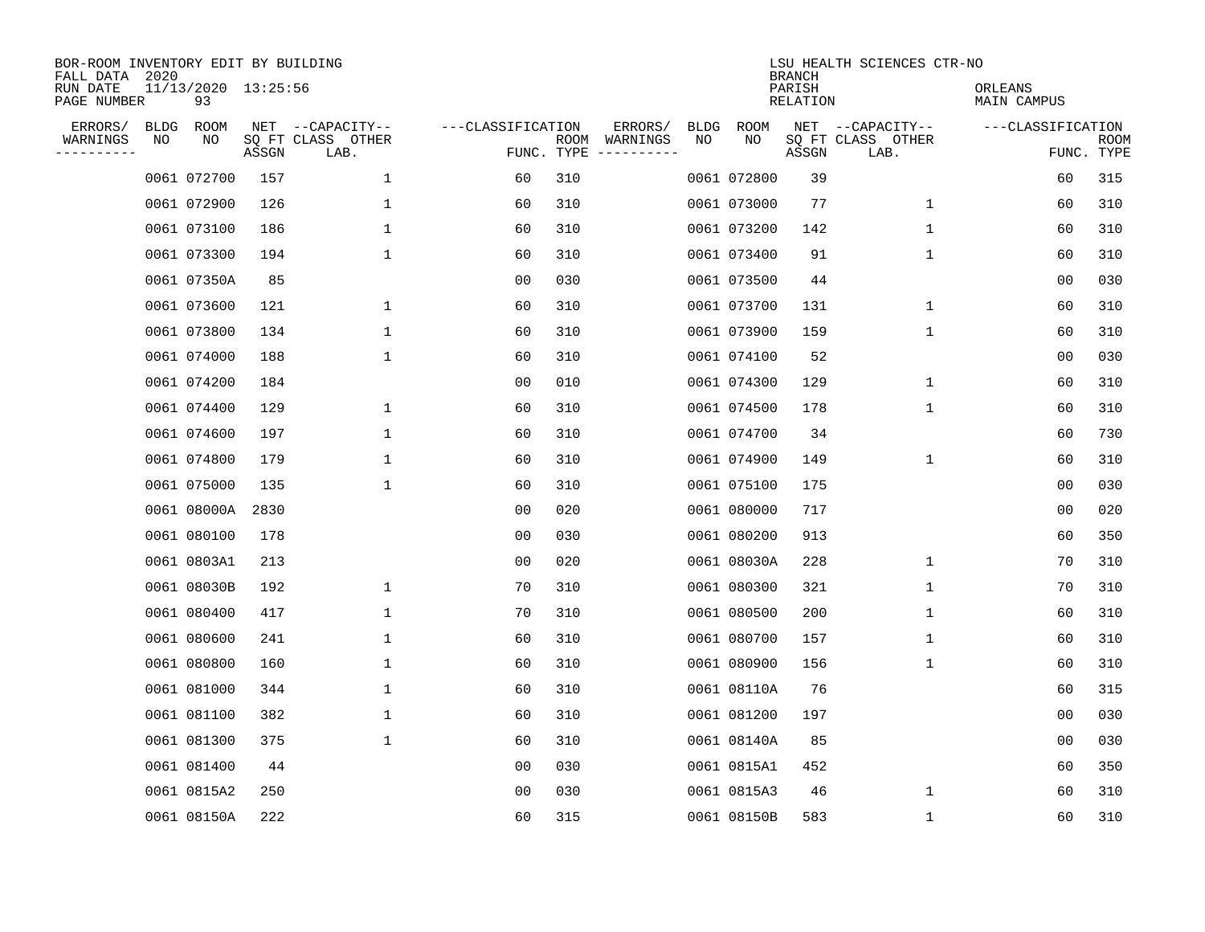BOR-ROOM INVENTORY EDIT BY BUILDING
FALL DATA 2020
RUN DATE 11/13/2020 13:25:56
PAGE NUMBER 93

LSU HEALTH SCIENCES CTR-NO
BRANCH
PARISH ORLEANS
RELATION MAIN CAMPUS

| ERRORS/ WARNINGS | BLDG NO | ROOM NO | NET SQ FT ASSGN | CAPACITY CLASS LAB. | CAPACITY OTHER | FUNC. | ROOM TYPE | ERRORS/ WARNINGS | BLDG NO | ROOM NO | NET SQ FT ASSGN | CAPACITY CLASS LAB. | CAPACITY OTHER | FUNC. | ROOM TYPE |
|---|---|---|---|---|---|---|---|---|---|---|---|---|---|---|---|
| | 0061 | 072700 | 157 | | 1 | 60 | 310 | | 0061 | 072800 | 39 | | | 60 | 315 |
| | 0061 | 072900 | 126 | | 1 | 60 | 310 | | 0061 | 073000 | 77 | | 1 | 60 | 310 |
| | 0061 | 073100 | 186 | | 1 | 60 | 310 | | 0061 | 073200 | 142 | | 1 | 60 | 310 |
| | 0061 | 073300 | 194 | | 1 | 60 | 310 | | 0061 | 073400 | 91 | | 1 | 60 | 310 |
| | 0061 | 07350A | 85 | | | 00 | 030 | | 0061 | 073500 | 44 | | | 00 | 030 |
| | 0061 | 073600 | 121 | | 1 | 60 | 310 | | 0061 | 073700 | 131 | | 1 | 60 | 310 |
| | 0061 | 073800 | 134 | | 1 | 60 | 310 | | 0061 | 073900 | 159 | | 1 | 60 | 310 |
| | 0061 | 074000 | 188 | | 1 | 60 | 310 | | 0061 | 074100 | 52 | | | 00 | 030 |
| | 0061 | 074200 | 184 | | | 00 | 010 | | 0061 | 074300 | 129 | | 1 | 60 | 310 |
| | 0061 | 074400 | 129 | | 1 | 60 | 310 | | 0061 | 074500 | 178 | | 1 | 60 | 310 |
| | 0061 | 074600 | 197 | | 1 | 60 | 310 | | 0061 | 074700 | 34 | | | 60 | 730 |
| | 0061 | 074800 | 179 | | 1 | 60 | 310 | | 0061 | 074900 | 149 | | 1 | 60 | 310 |
| | 0061 | 075000 | 135 | | 1 | 60 | 310 | | 0061 | 075100 | 175 | | | 00 | 030 |
| | 0061 | 08000A | 2830 | | | 00 | 020 | | 0061 | 080000 | 717 | | | 00 | 020 |
| | 0061 | 080100 | 178 | | | 00 | 030 | | 0061 | 080200 | 913 | | | 60 | 350 |
| | 0061 | 0803A1 | 213 | | | 00 | 020 | | 0061 | 08030A | 228 | | 1 | 70 | 310 |
| | 0061 | 08030B | 192 | | 1 | 70 | 310 | | 0061 | 080300 | 321 | | 1 | 70 | 310 |
| | 0061 | 080400 | 417 | | 1 | 70 | 310 | | 0061 | 080500 | 200 | | 1 | 60 | 310 |
| | 0061 | 080600 | 241 | | 1 | 60 | 310 | | 0061 | 080700 | 157 | | 1 | 60 | 310 |
| | 0061 | 080800 | 160 | | 1 | 60 | 310 | | 0061 | 080900 | 156 | | 1 | 60 | 310 |
| | 0061 | 081000 | 344 | | 1 | 60 | 310 | | 0061 | 08110A | 76 | | | 60 | 315 |
| | 0061 | 081100 | 382 | | 1 | 60 | 310 | | 0061 | 081200 | 197 | | | 00 | 030 |
| | 0061 | 081300 | 375 | | 1 | 60 | 310 | | 0061 | 08140A | 85 | | | 00 | 030 |
| | 0061 | 081400 | 44 | | | 00 | 030 | | 0061 | 0815A1 | 452 | | | 60 | 350 |
| | 0061 | 0815A2 | 250 | | | 00 | 030 | | 0061 | 0815A3 | 46 | | 1 | 60 | 310 |
| | 0061 | 08150A | 222 | | | 60 | 315 | | 0061 | 08150B | 583 | | 1 | 60 | 310 |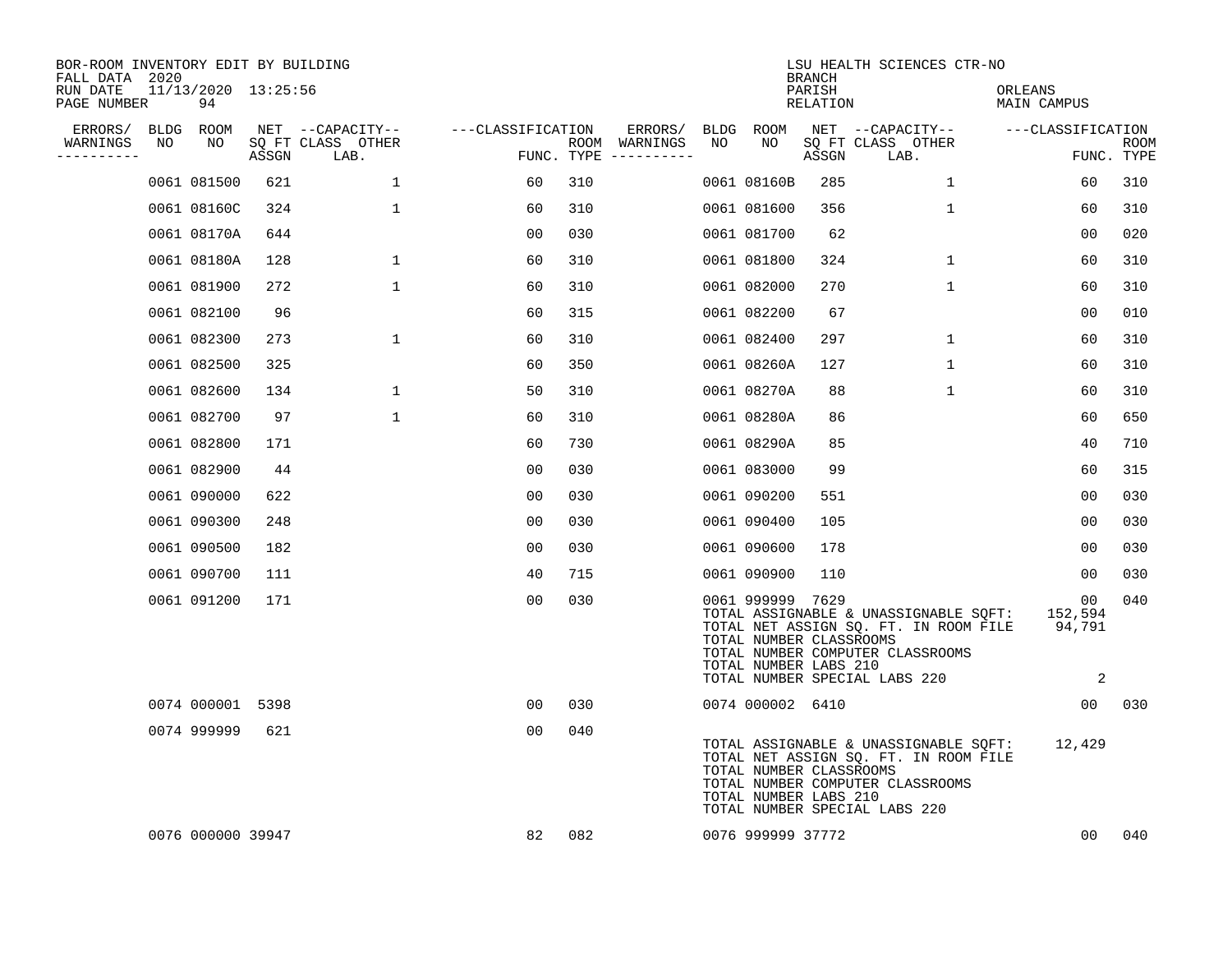BOR-ROOM INVENTORY EDIT BY BUILDING
FALL DATA 2020
RUN DATE 11/13/2020 13:25:56
PAGE NUMBER 94

LSU HEALTH SCIENCES CTR-NO
BRANCH
PARISH ORLEANS
RELATION MAIN CAMPUS

| ERRORS/ WARNINGS | BLDG NO | ROOM NO | NET SQ FT ASSGN | --CAPACITY-- CLASS LAB. | OTHER | ---CLASSIFICATION FUNC. | ROOM TYPE | ERRORS/ WARNINGS | BLDG NO | ROOM NO | NET SQ FT ASSGN | --CAPACITY-- CLASS LAB. | OTHER | ---CLASSIFICATION FUNC. | ROOM TYPE |
|---|---|---|---|---|---|---|---|---|---|---|---|---|---|---|---|
| | 0061 | 081500 | 621 | | 1 | 60 | 310 | | 0061 | 08160B | 285 | | 1 | 60 | 310 |
| | 0061 | 08160C | 324 | | 1 | 60 | 310 | | 0061 | 081600 | 356 | | 1 | 60 | 310 |
| | 0061 | 08170A | 644 | | | 00 | 030 | | 0061 | 081700 | 62 | | | 00 | 020 |
| | 0061 | 08180A | 128 | | 1 | 60 | 310 | | 0061 | 081800 | 324 | | 1 | 60 | 310 |
| | 0061 | 081900 | 272 | | 1 | 60 | 310 | | 0061 | 082000 | 270 | | 1 | 60 | 310 |
| | 0061 | 082100 | 96 | | | 60 | 315 | | 0061 | 082200 | 67 | | | 00 | 010 |
| | 0061 | 082300 | 273 | | 1 | 60 | 310 | | 0061 | 082400 | 297 | | 1 | 60 | 310 |
| | 0061 | 082500 | 325 | | | 60 | 350 | | 0061 | 08260A | 127 | | 1 | 60 | 310 |
| | 0061 | 082600 | 134 | | 1 | 50 | 310 | | 0061 | 08270A | 88 | | 1 | 60 | 310 |
| | 0061 | 082700 | 97 | | 1 | 60 | 310 | | 0061 | 08280A | 86 | | | 60 | 650 |
| | 0061 | 082800 | 171 | | | 60 | 730 | | 0061 | 08290A | 85 | | | 40 | 710 |
| | 0061 | 082900 | 44 | | | 00 | 030 | | 0061 | 083000 | 99 | | | 60 | 315 |
| | 0061 | 090000 | 622 | | | 00 | 030 | | 0061 | 090200 | 551 | | | 00 | 030 |
| | 0061 | 090300 | 248 | | | 00 | 030 | | 0061 | 090400 | 105 | | | 00 | 030 |
| | 0061 | 090500 | 182 | | | 00 | 030 | | 0061 | 090600 | 178 | | | 00 | 030 |
| | 0061 | 090700 | 111 | | | 40 | 715 | | 0061 | 090900 | 110 | | | 00 | 030 |
| | 0061 | 091200 | 171 | | | 00 | 030 | | 0061 | 999999 | 7629 | | | 00 | 040 |

TOTAL ASSIGNABLE & UNASSIGNABLE SQFT: 152,594
TOTAL NET ASSIGN SQ. FT. IN ROOM FILE 94,791
TOTAL NUMBER CLASSROOMS
TOTAL NUMBER COMPUTER CLASSROOMS
TOTAL NUMBER LABS 210
TOTAL NUMBER SPECIAL LABS 220 2

| ERRORS/ WARNINGS | BLDG NO | ROOM NO | NET SQ FT ASSGN | --CAPACITY-- CLASS LAB. | OTHER | ---CLASSIFICATION FUNC. | ROOM TYPE | ERRORS/ WARNINGS | BLDG NO | ROOM NO | NET SQ FT ASSGN | --CAPACITY-- CLASS LAB. | OTHER | ---CLASSIFICATION FUNC. | ROOM TYPE |
|---|---|---|---|---|---|---|---|---|---|---|---|---|---|---|---|
| | 0074 | 000001 | 5398 | | | 00 | 030 | | 0074 | 000002 | 6410 | | | 00 | 030 |
| | 0074 | 999999 | 621 | | | 00 | 040 | | | | | | | | |

TOTAL ASSIGNABLE & UNASSIGNABLE SQFT: 12,429
TOTAL NET ASSIGN SQ. FT. IN ROOM FILE
TOTAL NUMBER CLASSROOMS
TOTAL NUMBER COMPUTER CLASSROOMS
TOTAL NUMBER LABS 210
TOTAL NUMBER SPECIAL LABS 220

| ERRORS/ WARNINGS | BLDG NO | ROOM NO | NET SQ FT ASSGN | --CAPACITY-- CLASS LAB. | OTHER | ---CLASSIFICATION FUNC. | ROOM TYPE | ERRORS/ WARNINGS | BLDG NO | ROOM NO | NET SQ FT ASSGN | --CAPACITY-- CLASS LAB. | OTHER | ---CLASSIFICATION FUNC. | ROOM TYPE |
|---|---|---|---|---|---|---|---|---|---|---|---|---|---|---|---|
| | 0076 | 000000 | 39947 | | | 82 | 082 | | 0076 | 999999 | 37772 | | | 00 | 040 |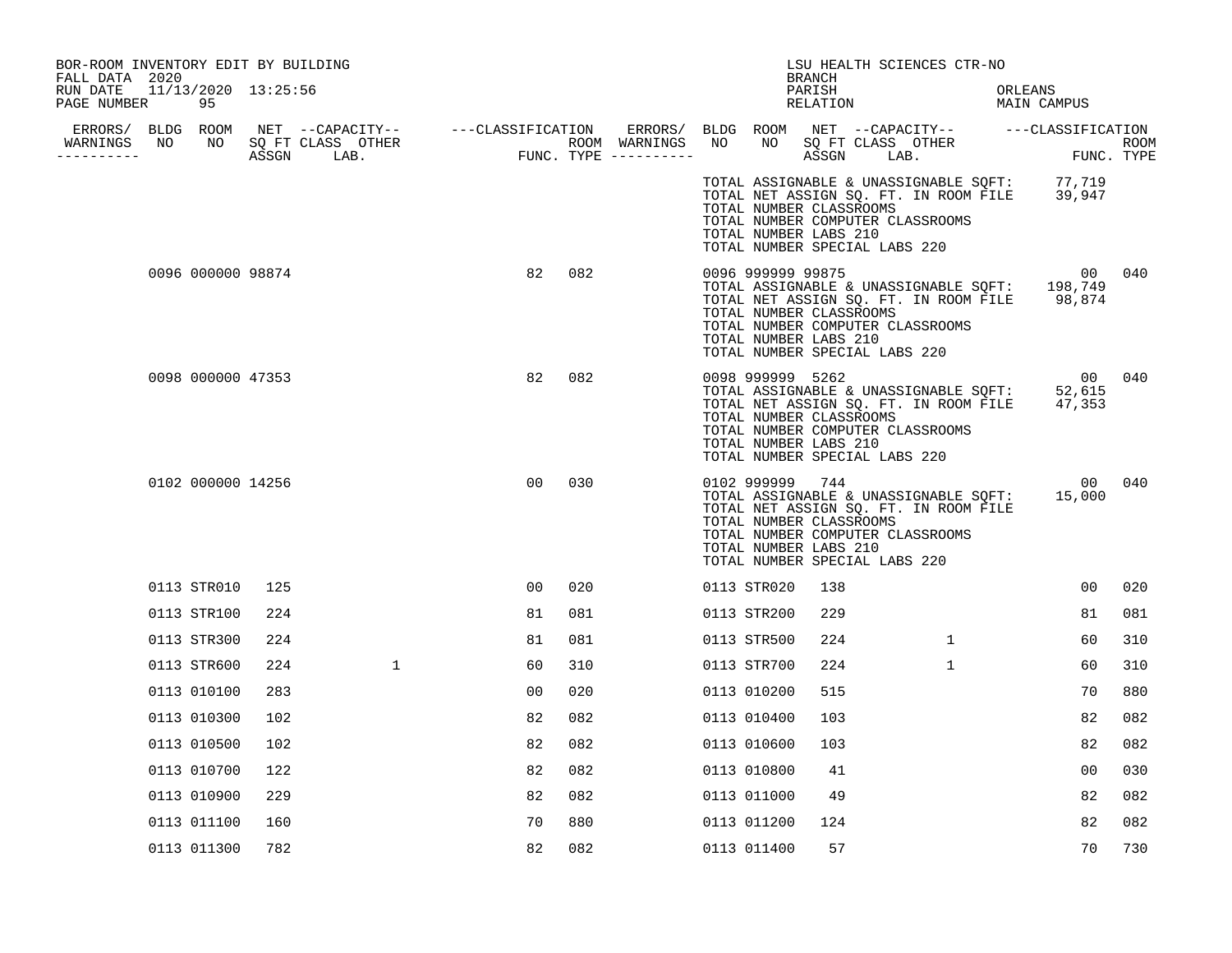BOR-ROOM INVENTORY EDIT BY BUILDING
FALL DATA 2020
RUN DATE 11/13/2020 13:25:56
PAGE NUMBER 95

LSU HEALTH SCIENCES CTR-NO
BRANCH
PARISH ORLEANS
RELATION MAIN CAMPUS

| ERRORS/ WARNINGS | BLDG NO | ROOM NO | NET SQ FT ASSGN | CAPACITY CLASS LAB. | CAPACITY OTHER | CLASSIFICATION FUNC. | ROOM TYPE | ERRORS/ WARNINGS | BLDG NO | ROOM NO | NET SQ FT ASSGN | CAPACITY CLASS LAB. | CAPACITY OTHER | CLASSIFICATION FUNC. | ROOM TYPE |
|---|---|---|---|---|---|---|---|---|---|---|---|---|---|---|---|
| | | | | | | | | | TOTAL ASSIGNABLE & UNASSIGNABLE SQFT: 77,719 TOTAL NET ASSIGN SQ. FT. IN ROOM FILE 39,947 TOTAL NUMBER CLASSROOMS TOTAL NUMBER COMPUTER CLASSROOMS TOTAL NUMBER LABS 210 TOTAL NUMBER SPECIAL LABS 220 | | | | | | |
| | 0096 | 000000 | 98874 | | | 82 | 082 | | 0096 | 999999 | 99875 | | | 00 | 040 |
| | | | | | | | | | TOTAL ASSIGNABLE & UNASSIGNABLE SQFT: 198,749 TOTAL NET ASSIGN SQ. FT. IN ROOM FILE 98,874 TOTAL NUMBER CLASSROOMS TOTAL NUMBER COMPUTER CLASSROOMS TOTAL NUMBER LABS 210 TOTAL NUMBER SPECIAL LABS 220 | | | | | | |
| | 0098 | 000000 | 47353 | | | 82 | 082 | | 0098 | 999999 | 5262 | | | 00 | 040 |
| | | | | | | | | | TOTAL ASSIGNABLE & UNASSIGNABLE SQFT: 52,615 TOTAL NET ASSIGN SQ. FT. IN ROOM FILE 47,353 TOTAL NUMBER CLASSROOMS TOTAL NUMBER COMPUTER CLASSROOMS TOTAL NUMBER LABS 210 TOTAL NUMBER SPECIAL LABS 220 | | | | | | |
| | 0102 | 000000 | 14256 | | | 00 | 030 | | 0102 | 999999 | 744 | | | 00 | 040 |
| | | | | | | | | | TOTAL ASSIGNABLE & UNASSIGNABLE SQFT: 15,000 TOTAL NET ASSIGN SQ. FT. IN ROOM FILE TOTAL NUMBER CLASSROOMS TOTAL NUMBER COMPUTER CLASSROOMS TOTAL NUMBER LABS 210 TOTAL NUMBER SPECIAL LABS 220 | | | | | | |
| | 0113 | STR010 | 125 | | | 00 | 020 | | 0113 | STR020 | 138 | | | 00 | 020 |
| | 0113 | STR100 | 224 | | | 81 | 081 | | 0113 | STR200 | 229 | | | 81 | 081 |
| | 0113 | STR300 | 224 | | | 81 | 081 | | 0113 | STR500 | 224 | | 1 | 60 | 310 |
| | 0113 | STR600 | 224 | | 1 | 60 | 310 | | 0113 | STR700 | 224 | | 1 | 60 | 310 |
| | 0113 | 010100 | 283 | | | 00 | 020 | | 0113 | 010200 | 515 | | | 70 | 880 |
| | 0113 | 010300 | 102 | | | 82 | 082 | | 0113 | 010400 | 103 | | | 82 | 082 |
| | 0113 | 010500 | 102 | | | 82 | 082 | | 0113 | 010600 | 103 | | | 82 | 082 |
| | 0113 | 010700 | 122 | | | 82 | 082 | | 0113 | 010800 | 41 | | | 00 | 030 |
| | 0113 | 010900 | 229 | | | 82 | 082 | | 0113 | 011000 | 49 | | | 82 | 082 |
| | 0113 | 011100 | 160 | | | 70 | 880 | | 0113 | 011200 | 124 | | | 82 | 082 |
| | 0113 | 011300 | 782 | | | 82 | 082 | | 0113 | 011400 | 57 | | | 70 | 730 |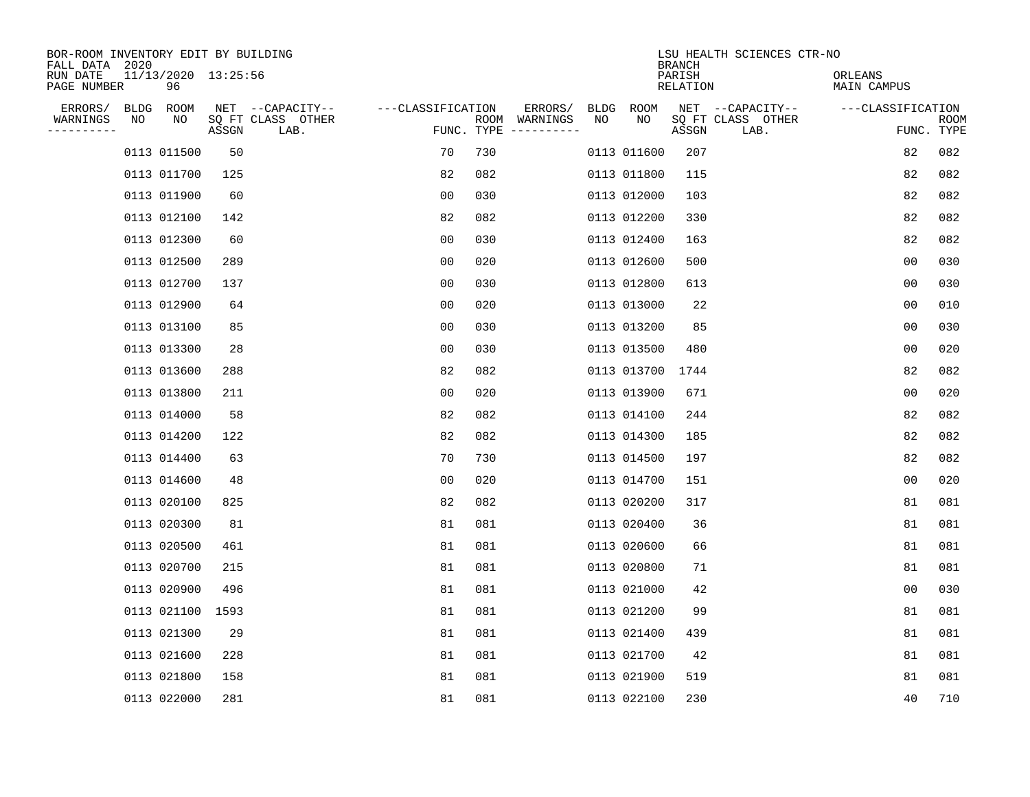BOR-ROOM INVENTORY EDIT BY BUILDING
FALL DATA 2020
RUN DATE 11/13/2020 13:25:56
PAGE NUMBER 96

LSU HEALTH SCIENCES CTR-NO
BRANCH
PARISH ORLEANS
RELATION MAIN CAMPUS

| ERRORS/ WARNINGS | BLDG NO | ROOM NO | NET SQ FT ASSGN | --CAPACITY-- CLASS LAB. | OTHER | ---CLASSIFICATION FUNC. | ROOM TYPE | ERRORS/ WARNINGS | BLDG NO | ROOM NO | NET SQ FT ASSGN | --CAPACITY-- CLASS LAB. | OTHER | ---CLASSIFICATION FUNC. | ROOM TYPE |
|---|---|---|---|---|---|---|---|---|---|---|---|---|---|---|---|
| | 0113 | 011500 | 50 | | | 70 | 730 | | 0113 | 011600 | 207 | | | 82 | 082 |
| | 0113 | 011700 | 125 | | | 82 | 082 | | 0113 | 011800 | 115 | | | 82 | 082 |
| | 0113 | 011900 | 60 | | | 00 | 030 | | 0113 | 012000 | 103 | | | 82 | 082 |
| | 0113 | 012100 | 142 | | | 82 | 082 | | 0113 | 012200 | 330 | | | 82 | 082 |
| | 0113 | 012300 | 60 | | | 00 | 030 | | 0113 | 012400 | 163 | | | 82 | 082 |
| | 0113 | 012500 | 289 | | | 00 | 020 | | 0113 | 012600 | 500 | | | 00 | 030 |
| | 0113 | 012700 | 137 | | | 00 | 030 | | 0113 | 012800 | 613 | | | 00 | 030 |
| | 0113 | 012900 | 64 | | | 00 | 020 | | 0113 | 013000 | 22 | | | 00 | 010 |
| | 0113 | 013100 | 85 | | | 00 | 030 | | 0113 | 013200 | 85 | | | 00 | 030 |
| | 0113 | 013300 | 28 | | | 00 | 030 | | 0113 | 013500 | 480 | | | 00 | 020 |
| | 0113 | 013600 | 288 | | | 82 | 082 | | 0113 | 013700 | 1744 | | | 82 | 082 |
| | 0113 | 013800 | 211 | | | 00 | 020 | | 0113 | 013900 | 671 | | | 00 | 020 |
| | 0113 | 014000 | 58 | | | 82 | 082 | | 0113 | 014100 | 244 | | | 82 | 082 |
| | 0113 | 014200 | 122 | | | 82 | 082 | | 0113 | 014300 | 185 | | | 82 | 082 |
| | 0113 | 014400 | 63 | | | 70 | 730 | | 0113 | 014500 | 197 | | | 82 | 082 |
| | 0113 | 014600 | 48 | | | 00 | 020 | | 0113 | 014700 | 151 | | | 00 | 020 |
| | 0113 | 020100 | 825 | | | 82 | 082 | | 0113 | 020200 | 317 | | | 81 | 081 |
| | 0113 | 020300 | 81 | | | 81 | 081 | | 0113 | 020400 | 36 | | | 81 | 081 |
| | 0113 | 020500 | 461 | | | 81 | 081 | | 0113 | 020600 | 66 | | | 81 | 081 |
| | 0113 | 020700 | 215 | | | 81 | 081 | | 0113 | 020800 | 71 | | | 81 | 081 |
| | 0113 | 020900 | 496 | | | 81 | 081 | | 0113 | 021000 | 42 | | | 00 | 030 |
| | 0113 | 021100 | 1593 | | | 81 | 081 | | 0113 | 021200 | 99 | | | 81 | 081 |
| | 0113 | 021300 | 29 | | | 81 | 081 | | 0113 | 021400 | 439 | | | 81 | 081 |
| | 0113 | 021600 | 228 | | | 81 | 081 | | 0113 | 021700 | 42 | | | 81 | 081 |
| | 0113 | 021800 | 158 | | | 81 | 081 | | 0113 | 021900 | 519 | | | 81 | 081 |
| | 0113 | 022000 | 281 | | | 81 | 081 | | 0113 | 022100 | 230 | | | 40 | 710 |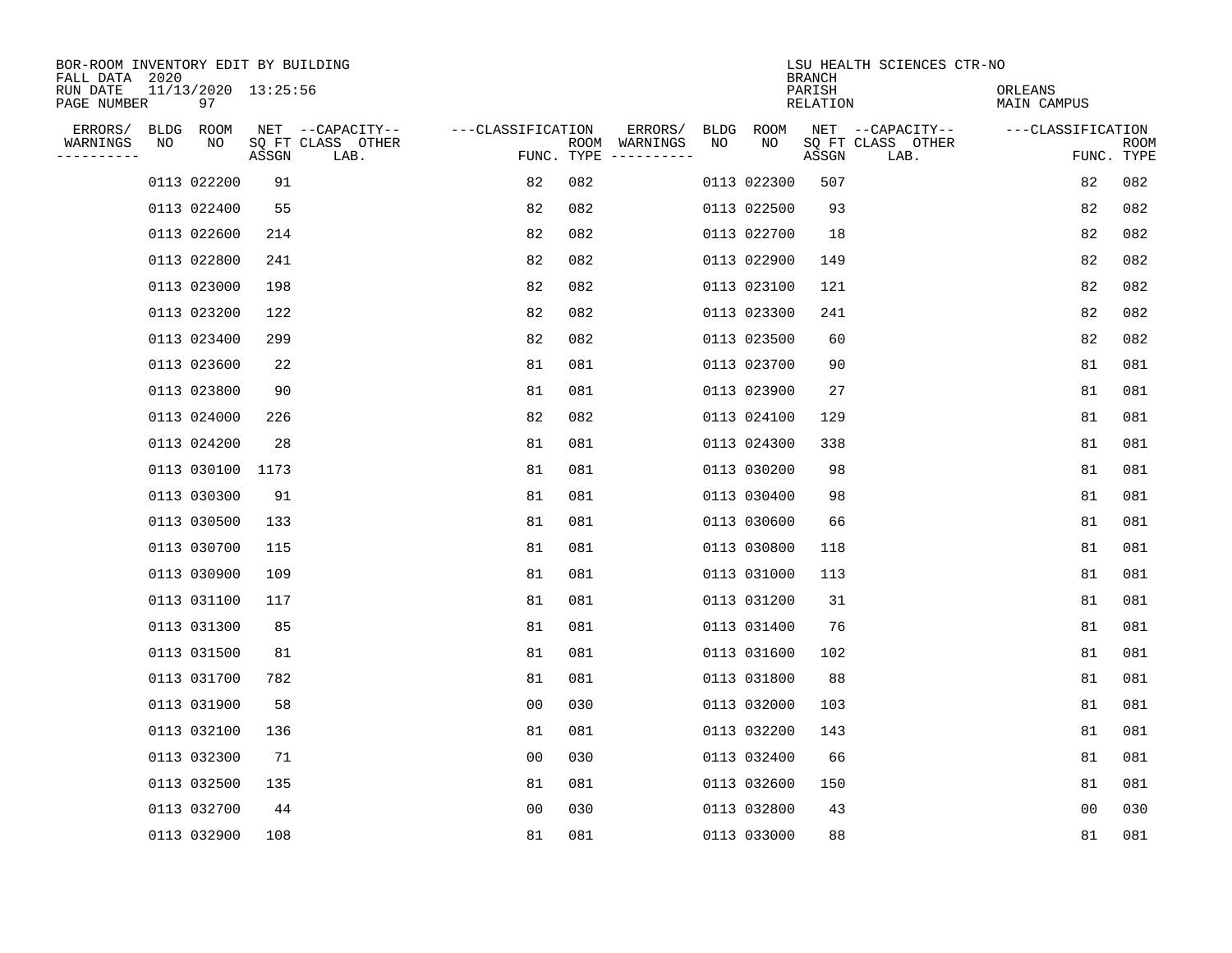BOR-ROOM INVENTORY EDIT BY BUILDING
FALL DATA 2020
RUN DATE 11/13/2020 13:25:56
PAGE NUMBER 97

LSU HEALTH SCIENCES CTR-NO
BRANCH
PARISH ORLEANS
RELATION MAIN CAMPUS

| ERRORS/ WARNINGS | BLDG NO | ROOM NO | NET SQ FT ASSGN | CAPACITY CLASS LAB. | CAPACITY OTHER | CLASSIFICATION FUNC. | ROOM TYPE | ERRORS/ WARNINGS | BLDG NO | ROOM NO | NET SQ FT ASSGN | CAPACITY CLASS LAB. | CAPACITY OTHER | CLASSIFICATION FUNC. | ROOM TYPE |
|---|---|---|---|---|---|---|---|---|---|---|---|---|---|---|---|
| | 0113 | 022200 | 91 | | | 82 | 082 | | 0113 | 022300 | 507 | | | 82 | 082 |
| | 0113 | 022400 | 55 | | | 82 | 082 | | 0113 | 022500 | 93 | | | 82 | 082 |
| | 0113 | 022600 | 214 | | | 82 | 082 | | 0113 | 022700 | 18 | | | 82 | 082 |
| | 0113 | 022800 | 241 | | | 82 | 082 | | 0113 | 022900 | 149 | | | 82 | 082 |
| | 0113 | 023000 | 198 | | | 82 | 082 | | 0113 | 023100 | 121 | | | 82 | 082 |
| | 0113 | 023200 | 122 | | | 82 | 082 | | 0113 | 023300 | 241 | | | 82 | 082 |
| | 0113 | 023400 | 299 | | | 82 | 082 | | 0113 | 023500 | 60 | | | 82 | 082 |
| | 0113 | 023600 | 22 | | | 81 | 081 | | 0113 | 023700 | 90 | | | 81 | 081 |
| | 0113 | 023800 | 90 | | | 81 | 081 | | 0113 | 023900 | 27 | | | 81 | 081 |
| | 0113 | 024000 | 226 | | | 82 | 082 | | 0113 | 024100 | 129 | | | 81 | 081 |
| | 0113 | 024200 | 28 | | | 81 | 081 | | 0113 | 024300 | 338 | | | 81 | 081 |
| | 0113 | 030100 | 1173 | | | 81 | 081 | | 0113 | 030200 | 98 | | | 81 | 081 |
| | 0113 | 030300 | 91 | | | 81 | 081 | | 0113 | 030400 | 98 | | | 81 | 081 |
| | 0113 | 030500 | 133 | | | 81 | 081 | | 0113 | 030600 | 66 | | | 81 | 081 |
| | 0113 | 030700 | 115 | | | 81 | 081 | | 0113 | 030800 | 118 | | | 81 | 081 |
| | 0113 | 030900 | 109 | | | 81 | 081 | | 0113 | 031000 | 113 | | | 81 | 081 |
| | 0113 | 031100 | 117 | | | 81 | 081 | | 0113 | 031200 | 31 | | | 81 | 081 |
| | 0113 | 031300 | 85 | | | 81 | 081 | | 0113 | 031400 | 76 | | | 81 | 081 |
| | 0113 | 031500 | 81 | | | 81 | 081 | | 0113 | 031600 | 102 | | | 81 | 081 |
| | 0113 | 031700 | 782 | | | 81 | 081 | | 0113 | 031800 | 88 | | | 81 | 081 |
| | 0113 | 031900 | 58 | | | 00 | 030 | | 0113 | 032000 | 103 | | | 81 | 081 |
| | 0113 | 032100 | 136 | | | 81 | 081 | | 0113 | 032200 | 143 | | | 81 | 081 |
| | 0113 | 032300 | 71 | | | 00 | 030 | | 0113 | 032400 | 66 | | | 81 | 081 |
| | 0113 | 032500 | 135 | | | 81 | 081 | | 0113 | 032600 | 150 | | | 81 | 081 |
| | 0113 | 032700 | 44 | | | 00 | 030 | | 0113 | 032800 | 43 | | | 00 | 030 |
| | 0113 | 032900 | 108 | | | 81 | 081 | | 0113 | 033000 | 88 | | | 81 | 081 |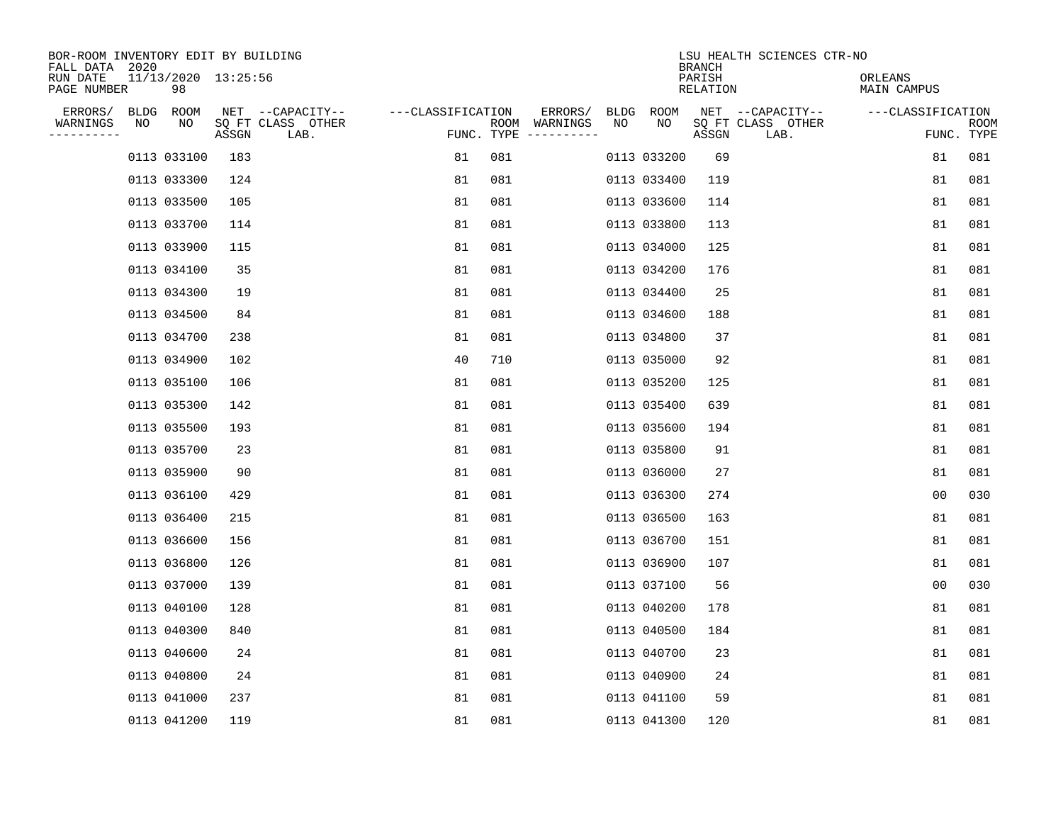BOR-ROOM INVENTORY EDIT BY BUILDING
FALL DATA 2020
RUN DATE 11/13/2020 13:25:56
PAGE NUMBER 98

LSU HEALTH SCIENCES CTR-NO
BRANCH
PARISH ORLEANS
RELATION MAIN CAMPUS

| ERRORS/ WARNINGS | BLDG NO | ROOM NO | NET SQ FT ASSGN | CAPACITY CLASS LAB. | CAPACITY OTHER | CLASSIFICATION FUNC. | ROOM TYPE | ERRORS/ WARNINGS | BLDG NO | ROOM NO | NET SQ FT ASSGN | CAPACITY CLASS LAB. | CAPACITY OTHER | CLASSIFICATION FUNC. | ROOM TYPE |
|---|---|---|---|---|---|---|---|---|---|---|---|---|---|---|---|
| | 0113 | 033100 | 183 | | | 81 | 081 | | 0113 | 033200 | 69 | | | 81 | 081 |
| | 0113 | 033300 | 124 | | | 81 | 081 | | 0113 | 033400 | 119 | | | 81 | 081 |
| | 0113 | 033500 | 105 | | | 81 | 081 | | 0113 | 033600 | 114 | | | 81 | 081 |
| | 0113 | 033700 | 114 | | | 81 | 081 | | 0113 | 033800 | 113 | | | 81 | 081 |
| | 0113 | 033900 | 115 | | | 81 | 081 | | 0113 | 034000 | 125 | | | 81 | 081 |
| | 0113 | 034100 | 35 | | | 81 | 081 | | 0113 | 034200 | 176 | | | 81 | 081 |
| | 0113 | 034300 | 19 | | | 81 | 081 | | 0113 | 034400 | 25 | | | 81 | 081 |
| | 0113 | 034500 | 84 | | | 81 | 081 | | 0113 | 034600 | 188 | | | 81 | 081 |
| | 0113 | 034700 | 238 | | | 81 | 081 | | 0113 | 034800 | 37 | | | 81 | 081 |
| | 0113 | 034900 | 102 | | | 40 | 710 | | 0113 | 035000 | 92 | | | 81 | 081 |
| | 0113 | 035100 | 106 | | | 81 | 081 | | 0113 | 035200 | 125 | | | 81 | 081 |
| | 0113 | 035300 | 142 | | | 81 | 081 | | 0113 | 035400 | 639 | | | 81 | 081 |
| | 0113 | 035500 | 193 | | | 81 | 081 | | 0113 | 035600 | 194 | | | 81 | 081 |
| | 0113 | 035700 | 23 | | | 81 | 081 | | 0113 | 035800 | 91 | | | 81 | 081 |
| | 0113 | 035900 | 90 | | | 81 | 081 | | 0113 | 036000 | 27 | | | 81 | 081 |
| | 0113 | 036100 | 429 | | | 81 | 081 | | 0113 | 036300 | 274 | | | 00 | 030 |
| | 0113 | 036400 | 215 | | | 81 | 081 | | 0113 | 036500 | 163 | | | 81 | 081 |
| | 0113 | 036600 | 156 | | | 81 | 081 | | 0113 | 036700 | 151 | | | 81 | 081 |
| | 0113 | 036800 | 126 | | | 81 | 081 | | 0113 | 036900 | 107 | | | 81 | 081 |
| | 0113 | 037000 | 139 | | | 81 | 081 | | 0113 | 037100 | 56 | | | 00 | 030 |
| | 0113 | 040100 | 128 | | | 81 | 081 | | 0113 | 040200 | 178 | | | 81 | 081 |
| | 0113 | 040300 | 840 | | | 81 | 081 | | 0113 | 040500 | 184 | | | 81 | 081 |
| | 0113 | 040600 | 24 | | | 81 | 081 | | 0113 | 040700 | 23 | | | 81 | 081 |
| | 0113 | 040800 | 24 | | | 81 | 081 | | 0113 | 040900 | 24 | | | 81 | 081 |
| | 0113 | 041000 | 237 | | | 81 | 081 | | 0113 | 041100 | 59 | | | 81 | 081 |
| | 0113 | 041200 | 119 | | | 81 | 081 | | 0113 | 041300 | 120 | | | 81 | 081 |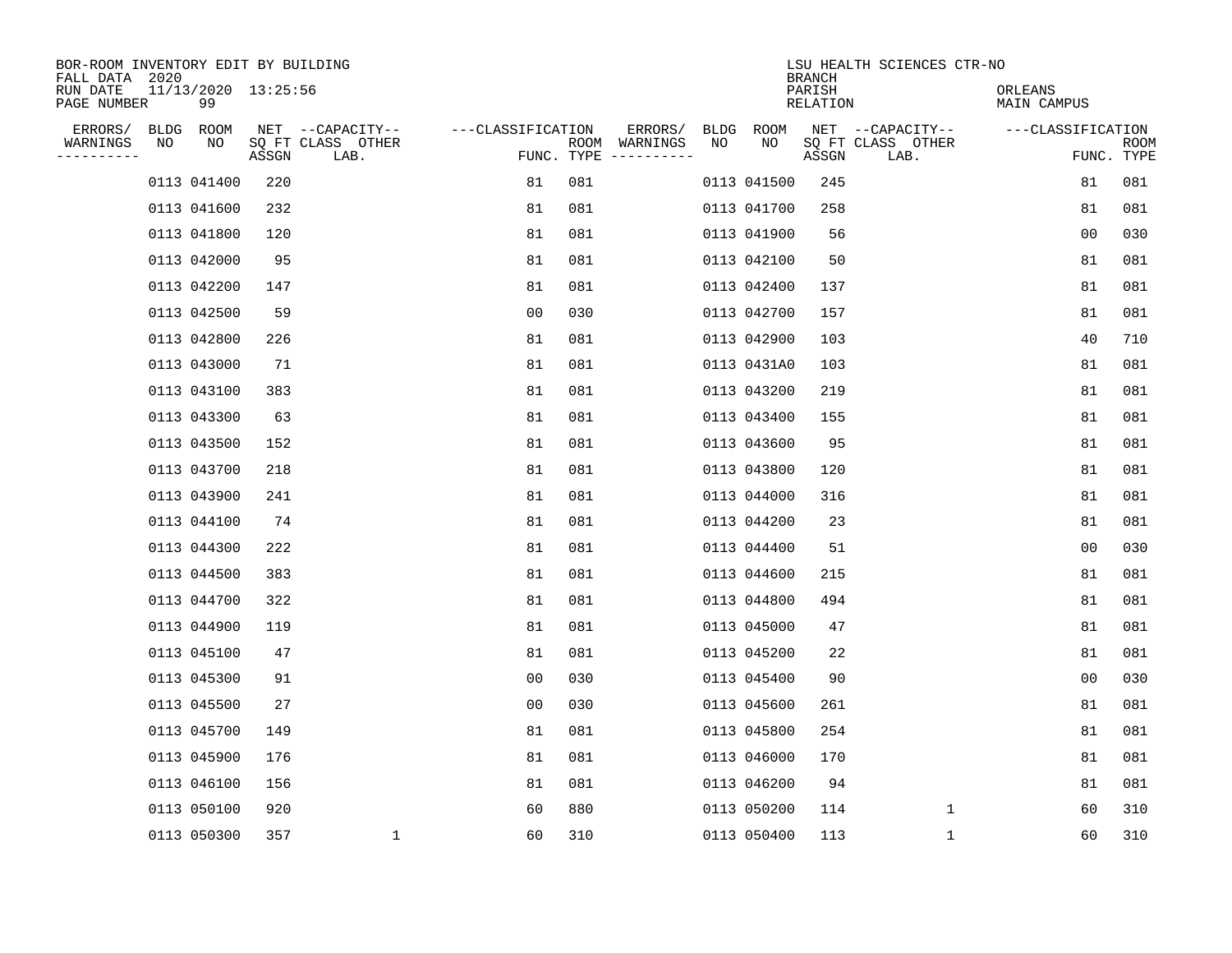BOR-ROOM INVENTORY EDIT BY BUILDING
FALL DATA 2020
RUN DATE 11/13/2020 13:25:56
PAGE NUMBER 99

LSU HEALTH SCIENCES CTR-NO
BRANCH
PARISH ORLEANS
RELATION MAIN CAMPUS

| ERRORS/ WARNINGS | BLDG NO | ROOM NO | NET SQ FT ASSGN | CAPACITY CLASS LAB. | CAPACITY OTHER | CLASSIFICATION FUNC. | ROOM TYPE | ERRORS/ WARNINGS | BLDG NO | ROOM NO | NET SQ FT ASSGN | CAPACITY CLASS LAB. | CAPACITY OTHER | CLASSIFICATION FUNC. | ROOM TYPE |
|---|---|---|---|---|---|---|---|---|---|---|---|---|---|---|---|
| | 0113 | 041400 | 220 | | | 81 | 081 | | 0113 | 041500 | 245 | | | 81 | 081 |
| | 0113 | 041600 | 232 | | | 81 | 081 | | 0113 | 041700 | 258 | | | 81 | 081 |
| | 0113 | 041800 | 120 | | | 81 | 081 | | 0113 | 041900 | 56 | | | 00 | 030 |
| | 0113 | 042000 | 95 | | | 81 | 081 | | 0113 | 042100 | 50 | | | 81 | 081 |
| | 0113 | 042200 | 147 | | | 81 | 081 | | 0113 | 042400 | 137 | | | 81 | 081 |
| | 0113 | 042500 | 59 | | | 00 | 030 | | 0113 | 042700 | 157 | | | 81 | 081 |
| | 0113 | 042800 | 226 | | | 81 | 081 | | 0113 | 042900 | 103 | | | 40 | 710 |
| | 0113 | 043000 | 71 | | | 81 | 081 | | 0113 | 0431A0 | 103 | | | 81 | 081 |
| | 0113 | 043100 | 383 | | | 81 | 081 | | 0113 | 043200 | 219 | | | 81 | 081 |
| | 0113 | 043300 | 63 | | | 81 | 081 | | 0113 | 043400 | 155 | | | 81 | 081 |
| | 0113 | 043500 | 152 | | | 81 | 081 | | 0113 | 043600 | 95 | | | 81 | 081 |
| | 0113 | 043700 | 218 | | | 81 | 081 | | 0113 | 043800 | 120 | | | 81 | 081 |
| | 0113 | 043900 | 241 | | | 81 | 081 | | 0113 | 044000 | 316 | | | 81 | 081 |
| | 0113 | 044100 | 74 | | | 81 | 081 | | 0113 | 044200 | 23 | | | 81 | 081 |
| | 0113 | 044300 | 222 | | | 81 | 081 | | 0113 | 044400 | 51 | | | 00 | 030 |
| | 0113 | 044500 | 383 | | | 81 | 081 | | 0113 | 044600 | 215 | | | 81 | 081 |
| | 0113 | 044700 | 322 | | | 81 | 081 | | 0113 | 044800 | 494 | | | 81 | 081 |
| | 0113 | 044900 | 119 | | | 81 | 081 | | 0113 | 045000 | 47 | | | 81 | 081 |
| | 0113 | 045100 | 47 | | | 81 | 081 | | 0113 | 045200 | 22 | | | 81 | 081 |
| | 0113 | 045300 | 91 | | | 00 | 030 | | 0113 | 045400 | 90 | | | 00 | 030 |
| | 0113 | 045500 | 27 | | | 00 | 030 | | 0113 | 045600 | 261 | | | 81 | 081 |
| | 0113 | 045700 | 149 | | | 81 | 081 | | 0113 | 045800 | 254 | | | 81 | 081 |
| | 0113 | 045900 | 176 | | | 81 | 081 | | 0113 | 046000 | 170 | | | 81 | 081 |
| | 0113 | 046100 | 156 | | | 81 | 081 | | 0113 | 046200 | 94 | | | 81 | 081 |
| | 0113 | 050100 | 920 | | | 60 | 880 | | 0113 | 050200 | 114 | | 1 | 60 | 310 |
| | 0113 | 050300 | 357 | | 1 | 60 | 310 | | 0113 | 050400 | 113 | | 1 | 60 | 310 |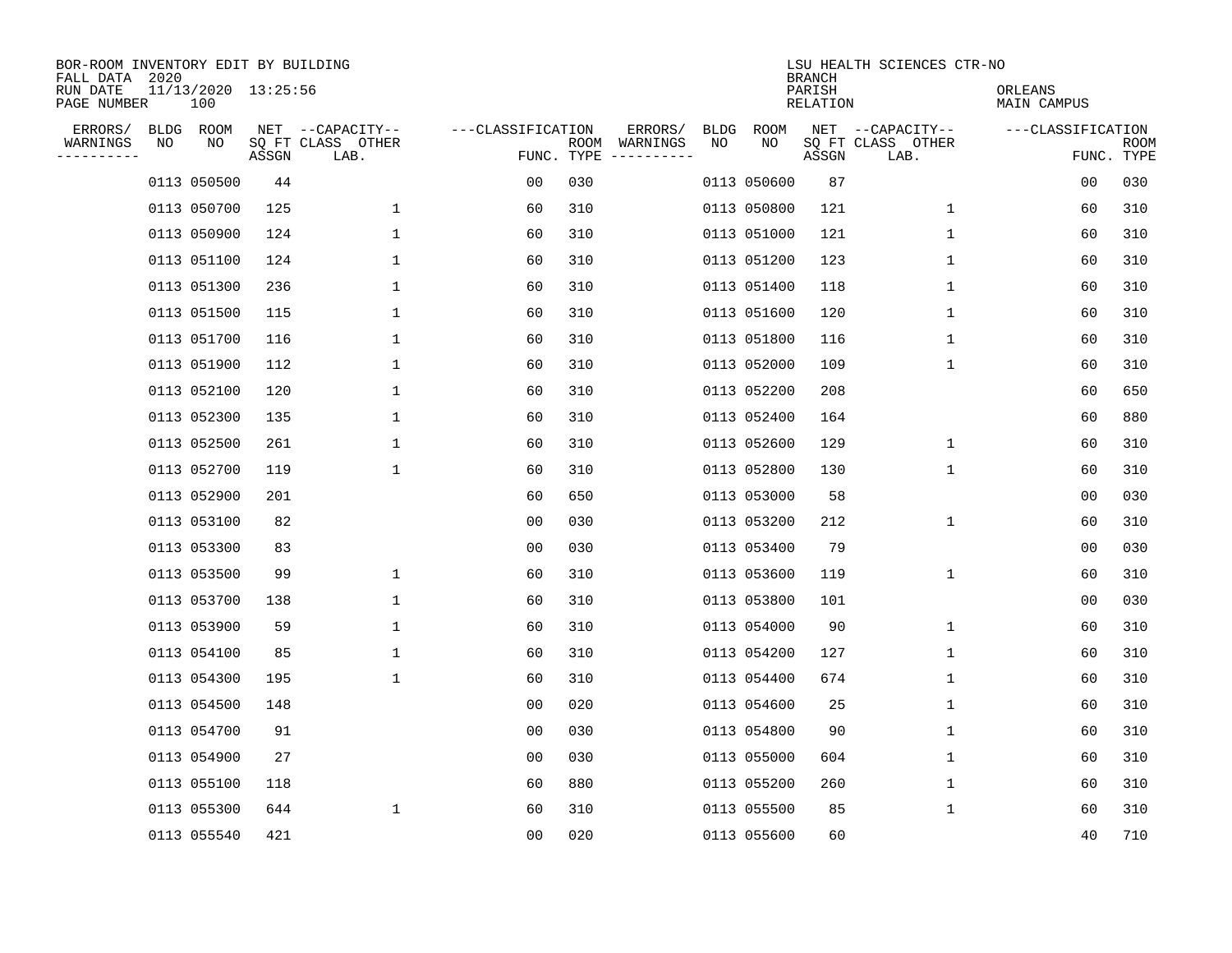BOR-ROOM INVENTORY EDIT BY BUILDING
FALL DATA 2020
RUN DATE 11/13/2020 13:25:56
PAGE NUMBER 100

LSU HEALTH SCIENCES CTR-NO
BRANCH
PARISH ORLEANS
RELATION MAIN CAMPUS

| ERRORS/ WARNINGS | BLDG NO | ROOM NO | NET SQ FT ASSGN | CAPACITY CLASS LAB. | CAPACITY OTHER | CLASSIFICATION FUNC. | ROOM TYPE | ERRORS/ WARNINGS | BLDG NO | ROOM NO | NET SQ FT ASSGN | CAPACITY CLASS LAB. | CAPACITY OTHER | CLASSIFICATION FUNC. | ROOM TYPE |
|---|---|---|---|---|---|---|---|---|---|---|---|---|---|---|---|
| | 0113 | 050500 | 44 | | | 00 | 030 | | 0113 | 050600 | 87 | | | 00 | 030 |
| | 0113 | 050700 | 125 | | 1 | 60 | 310 | | 0113 | 050800 | 121 | | 1 | 60 | 310 |
| | 0113 | 050900 | 124 | | 1 | 60 | 310 | | 0113 | 051000 | 121 | | 1 | 60 | 310 |
| | 0113 | 051100 | 124 | | 1 | 60 | 310 | | 0113 | 051200 | 123 | | 1 | 60 | 310 |
| | 0113 | 051300 | 236 | | 1 | 60 | 310 | | 0113 | 051400 | 118 | | 1 | 60 | 310 |
| | 0113 | 051500 | 115 | | 1 | 60 | 310 | | 0113 | 051600 | 120 | | 1 | 60 | 310 |
| | 0113 | 051700 | 116 | | 1 | 60 | 310 | | 0113 | 051800 | 116 | | 1 | 60 | 310 |
| | 0113 | 051900 | 112 | | 1 | 60 | 310 | | 0113 | 052000 | 109 | | 1 | 60 | 310 |
| | 0113 | 052100 | 120 | | 1 | 60 | 310 | | 0113 | 052200 | 208 | | | 60 | 650 |
| | 0113 | 052300 | 135 | | 1 | 60 | 310 | | 0113 | 052400 | 164 | | | 60 | 880 |
| | 0113 | 052500 | 261 | | 1 | 60 | 310 | | 0113 | 052600 | 129 | | 1 | 60 | 310 |
| | 0113 | 052700 | 119 | | 1 | 60 | 310 | | 0113 | 052800 | 130 | | 1 | 60 | 310 |
| | 0113 | 052900 | 201 | | | 60 | 650 | | 0113 | 053000 | 58 | | | 00 | 030 |
| | 0113 | 053100 | 82 | | | 00 | 030 | | 0113 | 053200 | 212 | | 1 | 60 | 310 |
| | 0113 | 053300 | 83 | | | 00 | 030 | | 0113 | 053400 | 79 | | | 00 | 030 |
| | 0113 | 053500 | 99 | | 1 | 60 | 310 | | 0113 | 053600 | 119 | | 1 | 60 | 310 |
| | 0113 | 053700 | 138 | | 1 | 60 | 310 | | 0113 | 053800 | 101 | | | 00 | 030 |
| | 0113 | 053900 | 59 | | 1 | 60 | 310 | | 0113 | 054000 | 90 | | 1 | 60 | 310 |
| | 0113 | 054100 | 85 | | 1 | 60 | 310 | | 0113 | 054200 | 127 | | 1 | 60 | 310 |
| | 0113 | 054300 | 195 | | 1 | 60 | 310 | | 0113 | 054400 | 674 | | 1 | 60 | 310 |
| | 0113 | 054500 | 148 | | | 00 | 020 | | 0113 | 054600 | 25 | | 1 | 60 | 310 |
| | 0113 | 054700 | 91 | | | 00 | 030 | | 0113 | 054800 | 90 | | 1 | 60 | 310 |
| | 0113 | 054900 | 27 | | | 00 | 030 | | 0113 | 055000 | 604 | | 1 | 60 | 310 |
| | 0113 | 055100 | 118 | | | 60 | 880 | | 0113 | 055200 | 260 | | 1 | 60 | 310 |
| | 0113 | 055300 | 644 | | 1 | 60 | 310 | | 0113 | 055500 | 85 | | 1 | 60 | 310 |
| | 0113 | 055540 | 421 | | | 00 | 020 | | 0113 | 055600 | 60 | | | 40 | 710 |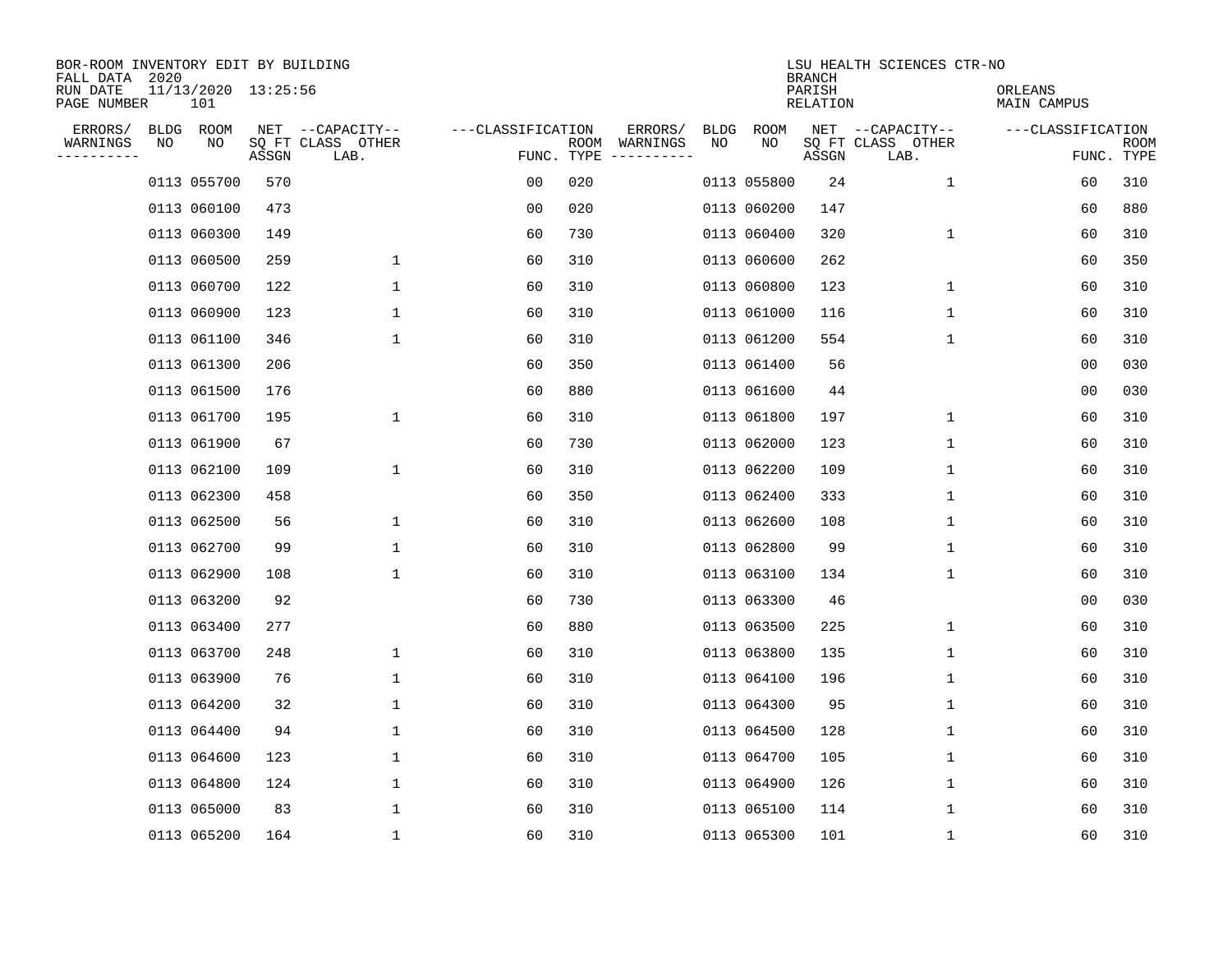BOR-ROOM INVENTORY EDIT BY BUILDING
FALL DATA 2020
RUN DATE 11/13/2020 13:25:56
PAGE NUMBER 101

LSU HEALTH SCIENCES CTR-NO
BRANCH
PARISH ORLEANS
RELATION MAIN CAMPUS

| ERRORS/ WARNINGS | BLDG NO | ROOM NO | NET SQ FT ASSGN | CAPACITY CLASS LAB. | CAPACITY OTHER | CLASSIFICATION FUNC. | ROOM TYPE | ERRORS/ WARNINGS | BLDG NO | ROOM NO | NET SQ FT ASSGN | CAPACITY CLASS LAB. | CAPACITY OTHER | CLASSIFICATION FUNC. | ROOM TYPE |
|---|---|---|---|---|---|---|---|---|---|---|---|---|---|---|---|
| | 0113 | 055700 | 570 | | | 00 | 020 | | 0113 | 055800 | 24 | | 1 | 60 | 310 |
| | 0113 | 060100 | 473 | | | 00 | 020 | | 0113 | 060200 | 147 | | | 60 | 880 |
| | 0113 | 060300 | 149 | | | 60 | 730 | | 0113 | 060400 | 320 | | 1 | 60 | 310 |
| | 0113 | 060500 | 259 | | 1 | 60 | 310 | | 0113 | 060600 | 262 | | | 60 | 350 |
| | 0113 | 060700 | 122 | | 1 | 60 | 310 | | 0113 | 060800 | 123 | | 1 | 60 | 310 |
| | 0113 | 060900 | 123 | | 1 | 60 | 310 | | 0113 | 061000 | 116 | | 1 | 60 | 310 |
| | 0113 | 061100 | 346 | | 1 | 60 | 310 | | 0113 | 061200 | 554 | | 1 | 60 | 310 |
| | 0113 | 061300 | 206 | | | 60 | 350 | | 0113 | 061400 | 56 | | | 00 | 030 |
| | 0113 | 061500 | 176 | | | 60 | 880 | | 0113 | 061600 | 44 | | | 00 | 030 |
| | 0113 | 061700 | 195 | | 1 | 60 | 310 | | 0113 | 061800 | 197 | | 1 | 60 | 310 |
| | 0113 | 061900 | 67 | | | 60 | 730 | | 0113 | 062000 | 123 | | 1 | 60 | 310 |
| | 0113 | 062100 | 109 | | 1 | 60 | 310 | | 0113 | 062200 | 109 | | 1 | 60 | 310 |
| | 0113 | 062300 | 458 | | | 60 | 350 | | 0113 | 062400 | 333 | | 1 | 60 | 310 |
| | 0113 | 062500 | 56 | | 1 | 60 | 310 | | 0113 | 062600 | 108 | | 1 | 60 | 310 |
| | 0113 | 062700 | 99 | | 1 | 60 | 310 | | 0113 | 062800 | 99 | | 1 | 60 | 310 |
| | 0113 | 062900 | 108 | | 1 | 60 | 310 | | 0113 | 063100 | 134 | | 1 | 60 | 310 |
| | 0113 | 063200 | 92 | | | 60 | 730 | | 0113 | 063300 | 46 | | | 00 | 030 |
| | 0113 | 063400 | 277 | | | 60 | 880 | | 0113 | 063500 | 225 | | 1 | 60 | 310 |
| | 0113 | 063700 | 248 | | 1 | 60 | 310 | | 0113 | 063800 | 135 | | 1 | 60 | 310 |
| | 0113 | 063900 | 76 | | 1 | 60 | 310 | | 0113 | 064100 | 196 | | 1 | 60 | 310 |
| | 0113 | 064200 | 32 | | 1 | 60 | 310 | | 0113 | 064300 | 95 | | 1 | 60 | 310 |
| | 0113 | 064400 | 94 | | 1 | 60 | 310 | | 0113 | 064500 | 128 | | 1 | 60 | 310 |
| | 0113 | 064600 | 123 | | 1 | 60 | 310 | | 0113 | 064700 | 105 | | 1 | 60 | 310 |
| | 0113 | 064800 | 124 | | 1 | 60 | 310 | | 0113 | 064900 | 126 | | 1 | 60 | 310 |
| | 0113 | 065000 | 83 | | 1 | 60 | 310 | | 0113 | 065100 | 114 | | 1 | 60 | 310 |
| | 0113 | 065200 | 164 | | 1 | 60 | 310 | | 0113 | 065300 | 101 | | 1 | 60 | 310 |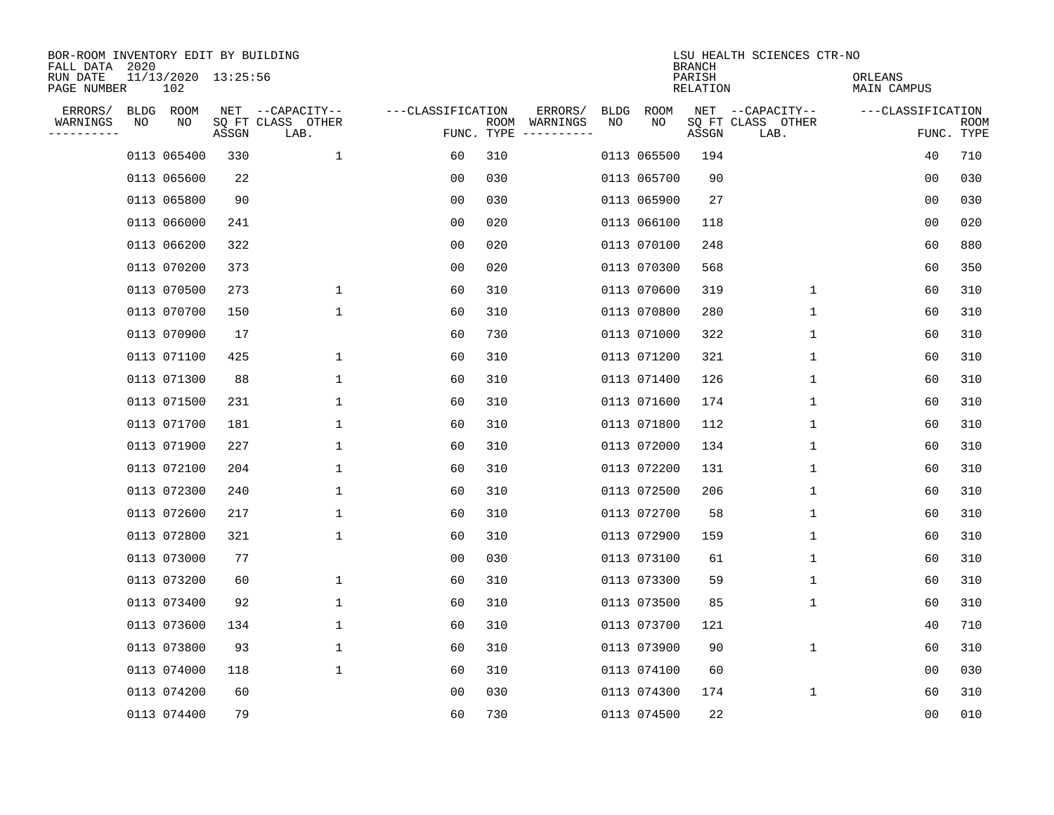BOR-ROOM INVENTORY EDIT BY BUILDING
FALL DATA 2020
RUN DATE 11/13/2020 13:25:56
PAGE NUMBER 102

LSU HEALTH SCIENCES CTR-NO
BRANCH
PARISH ORLEANS
RELATION MAIN CAMPUS

| ERRORS/ WARNINGS | BLDG NO | ROOM NO | NET SQ FT ASSGN | CAPACITY CLASS LAB. | CAPACITY OTHER | CLASSIFICATION FUNC. | ROOM TYPE | ERRORS/ WARNINGS | BLDG NO | ROOM NO | NET SQ FT ASSGN | CAPACITY CLASS LAB. | CAPACITY OTHER | CLASSIFICATION FUNC. | ROOM TYPE |
|---|---|---|---|---|---|---|---|---|---|---|---|---|---|---|---|
| | 0113 | 065400 | 330 | | 1 | 60 | 310 | | 0113 | 065500 | 194 | | | 40 | 710 |
| | 0113 | 065600 | 22 | | | 00 | 030 | | 0113 | 065700 | 90 | | | 00 | 030 |
| | 0113 | 065800 | 90 | | | 00 | 030 | | 0113 | 065900 | 27 | | | 00 | 030 |
| | 0113 | 066000 | 241 | | | 00 | 020 | | 0113 | 066100 | 118 | | | 00 | 020 |
| | 0113 | 066200 | 322 | | | 00 | 020 | | 0113 | 070100 | 248 | | | 60 | 880 |
| | 0113 | 070200 | 373 | | | 00 | 020 | | 0113 | 070300 | 568 | | | 60 | 350 |
| | 0113 | 070500 | 273 | | 1 | 60 | 310 | | 0113 | 070600 | 319 | | 1 | 60 | 310 |
| | 0113 | 070700 | 150 | | 1 | 60 | 310 | | 0113 | 070800 | 280 | | 1 | 60 | 310 |
| | 0113 | 070900 | 17 | | | 60 | 730 | | 0113 | 071000 | 322 | | 1 | 60 | 310 |
| | 0113 | 071100 | 425 | | 1 | 60 | 310 | | 0113 | 071200 | 321 | | 1 | 60 | 310 |
| | 0113 | 071300 | 88 | | 1 | 60 | 310 | | 0113 | 071400 | 126 | | 1 | 60 | 310 |
| | 0113 | 071500 | 231 | | 1 | 60 | 310 | | 0113 | 071600 | 174 | | 1 | 60 | 310 |
| | 0113 | 071700 | 181 | | 1 | 60 | 310 | | 0113 | 071800 | 112 | | 1 | 60 | 310 |
| | 0113 | 071900 | 227 | | 1 | 60 | 310 | | 0113 | 072000 | 134 | | 1 | 60 | 310 |
| | 0113 | 072100 | 204 | | 1 | 60 | 310 | | 0113 | 072200 | 131 | | 1 | 60 | 310 |
| | 0113 | 072300 | 240 | | 1 | 60 | 310 | | 0113 | 072500 | 206 | | 1 | 60 | 310 |
| | 0113 | 072600 | 217 | | 1 | 60 | 310 | | 0113 | 072700 | 58 | | 1 | 60 | 310 |
| | 0113 | 072800 | 321 | | 1 | 60 | 310 | | 0113 | 072900 | 159 | | 1 | 60 | 310 |
| | 0113 | 073000 | 77 | | | 00 | 030 | | 0113 | 073100 | 61 | | 1 | 60 | 310 |
| | 0113 | 073200 | 60 | | 1 | 60 | 310 | | 0113 | 073300 | 59 | | 1 | 60 | 310 |
| | 0113 | 073400 | 92 | | 1 | 60 | 310 | | 0113 | 073500 | 85 | | 1 | 60 | 310 |
| | 0113 | 073600 | 134 | | 1 | 60 | 310 | | 0113 | 073700 | 121 | | | 40 | 710 |
| | 0113 | 073800 | 93 | | 1 | 60 | 310 | | 0113 | 073900 | 90 | | 1 | 60 | 310 |
| | 0113 | 074000 | 118 | | 1 | 60 | 310 | | 0113 | 074100 | 60 | | | 00 | 030 |
| | 0113 | 074200 | 60 | | | 00 | 030 | | 0113 | 074300 | 174 | | 1 | 60 | 310 |
| | 0113 | 074400 | 79 | | | 60 | 730 | | 0113 | 074500 | 22 | | | 00 | 010 |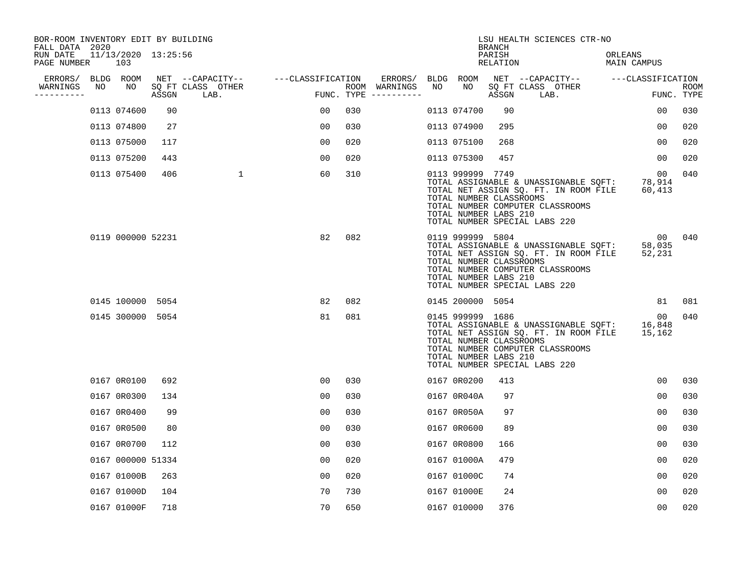BOR-ROOM INVENTORY EDIT BY BUILDING
FALL DATA 2020
RUN DATE 11/13/2020 13:25:56

LSU HEALTH SCIENCES CTR-NO
BRANCH
PARISH ORLEANS
RELATION MAIN CAMPUS

| ERRORS/ WARNINGS | BLDG NO | ROOM NO | NET SQ FT ASSGN | CAPACITY CLASS LAB. | CAPACITY OTHER | CLASSIFICATION FUNC. | ROOM TYPE | ERRORS/ WARNINGS | BLDG NO | ROOM NO | NET SQ FT ASSGN | CAPACITY CLASS LAB. | CAPACITY OTHER | CLASSIFICATION FUNC. | ROOM TYPE |
|---|---|---|---|---|---|---|---|---|---|---|---|---|---|---|---|
| | 0113 | 074600 | 90 | | | 00 | 030 | | 0113 | 074700 | 90 | | | 00 | 030 |
| | 0113 | 074800 | 27 | | | 00 | 030 | | 0113 | 074900 | 295 | | | 00 | 020 |
| | 0113 | 075000 | 117 | | | 00 | 020 | | 0113 | 075100 | 268 | | | 00 | 020 |
| | 0113 | 075200 | 443 | | | 00 | 020 | | 0113 | 075300 | 457 | | | 00 | 020 |
| | 0113 | 075400 | 406 | | 1 | 60 | 310 | | 0113 | 999999 | 7749 | | | 00 | 040 |
| | | | | | | | | | TOTAL ASSIGNABLE & UNASSIGNABLE SQFT: | | | | | 78,914 | |
| | | | | | | | | | TOTAL NET ASSIGN SQ. FT. IN ROOM FILE | | | | | 60,413 | |
| | | | | | | | | | TOTAL NUMBER CLASSROOMS | | | | | | |
| | | | | | | | | | TOTAL NUMBER COMPUTER CLASSROOMS | | | | | | |
| | | | | | | | | | TOTAL NUMBER LABS 210 | | | | | | |
| | | | | | | | | | TOTAL NUMBER SPECIAL LABS 220 | | | | | | |
| | 0119 | 000000 | 52231 | | | 82 | 082 | | 0119 | 999999 | 5804 | | | 00 | 040 |
| | | | | | | | | | TOTAL ASSIGNABLE & UNASSIGNABLE SQFT: | | | | | 58,035 | |
| | | | | | | | | | TOTAL NET ASSIGN SQ. FT. IN ROOM FILE | | | | | 52,231 | |
| | | | | | | | | | TOTAL NUMBER CLASSROOMS | | | | | | |
| | | | | | | | | | TOTAL NUMBER COMPUTER CLASSROOMS | | | | | | |
| | | | | | | | | | TOTAL NUMBER LABS 210 | | | | | | |
| | | | | | | | | | TOTAL NUMBER SPECIAL LABS 220 | | | | | | |
| | 0145 | 100000 | 5054 | | | 82 | 082 | | 0145 | 200000 | 5054 | | | 81 | 081 |
| | 0145 | 300000 | 5054 | | | 81 | 081 | | 0145 | 999999 | 1686 | | | 00 | 040 |
| | | | | | | | | | TOTAL ASSIGNABLE & UNASSIGNABLE SQFT: | | | | | 16,848 | |
| | | | | | | | | | TOTAL NET ASSIGN SQ. FT. IN ROOM FILE | | | | | 15,162 | |
| | | | | | | | | | TOTAL NUMBER CLASSROOMS | | | | | | |
| | | | | | | | | | TOTAL NUMBER COMPUTER CLASSROOMS | | | | | | |
| | | | | | | | | | TOTAL NUMBER LABS 210 | | | | | | |
| | | | | | | | | | TOTAL NUMBER SPECIAL LABS 220 | | | | | | |
| | 0167 | 0R0100 | 692 | | | 00 | 030 | | 0167 | 0R0200 | 413 | | | 00 | 030 |
| | 0167 | 0R0300 | 134 | | | 00 | 030 | | 0167 | 0R040A | 97 | | | 00 | 030 |
| | 0167 | 0R0400 | 99 | | | 00 | 030 | | 0167 | 0R050A | 97 | | | 00 | 030 |
| | 0167 | 0R0500 | 80 | | | 00 | 030 | | 0167 | 0R0600 | 89 | | | 00 | 030 |
| | 0167 | 0R0700 | 112 | | | 00 | 030 | | 0167 | 0R0800 | 166 | | | 00 | 030 |
| | 0167 | 000000 | 51334 | | | 00 | 020 | | 0167 | 01000A | 479 | | | 00 | 020 |
| | 0167 | 01000B | 263 | | | 00 | 020 | | 0167 | 01000C | 74 | | | 00 | 020 |
| | 0167 | 01000D | 104 | | | 70 | 730 | | 0167 | 01000E | 24 | | | 00 | 020 |
| | 0167 | 01000F | 718 | | | 70 | 650 | | 0167 | 010000 | 376 | | | 00 | 020 |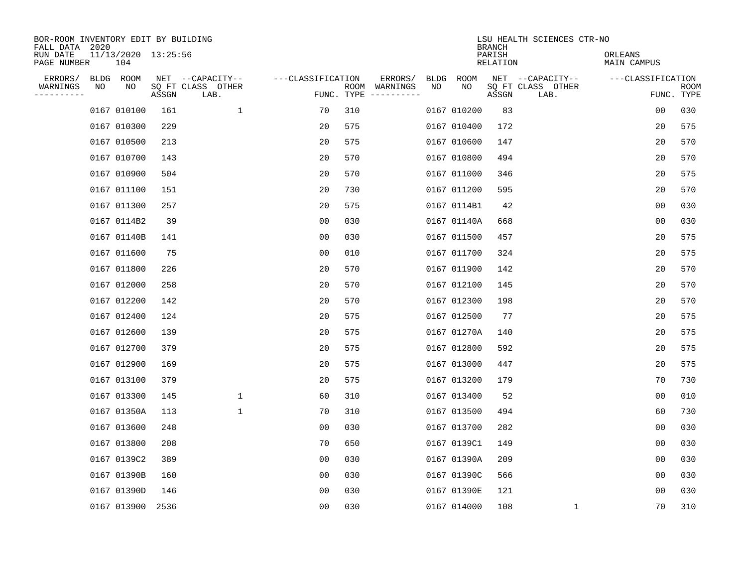BOR-ROOM INVENTORY EDIT BY BUILDING
FALL DATA 2020
RUN DATE 11/13/2020 13:25:56
PAGE NUMBER 104

LSU HEALTH SCIENCES CTR-NO
BRANCH
PARISH ORLEANS
RELATION MAIN CAMPUS

| ERRORS/ WARNINGS | BLDG NO | ROOM NO | NET SQ FT ASSGN | CAPACITY CLASS LAB. | CAPACITY OTHER | CLASSIFICATION FUNC. | ROOM TYPE | ERRORS/ WARNINGS | BLDG NO | ROOM NO | NET SQ FT ASSGN | CAPACITY CLASS LAB. | CAPACITY OTHER | CLASSIFICATION FUNC. | ROOM TYPE |
|---|---|---|---|---|---|---|---|---|---|---|---|---|---|---|---|
| | 0167 | 010100 | 161 | | 1 | 70 | 310 | | 0167 | 010200 | 83 | | | 00 | 030 |
| | 0167 | 010300 | 229 | | | 20 | 575 | | 0167 | 010400 | 172 | | | 20 | 575 |
| | 0167 | 010500 | 213 | | | 20 | 575 | | 0167 | 010600 | 147 | | | 20 | 570 |
| | 0167 | 010700 | 143 | | | 20 | 570 | | 0167 | 010800 | 494 | | | 20 | 570 |
| | 0167 | 010900 | 504 | | | 20 | 570 | | 0167 | 011000 | 346 | | | 20 | 575 |
| | 0167 | 011100 | 151 | | | 20 | 730 | | 0167 | 011200 | 595 | | | 20 | 570 |
| | 0167 | 011300 | 257 | | | 20 | 575 | | 0167 | 0114B1 | 42 | | | 00 | 030 |
| | 0167 | 0114B2 | 39 | | | 00 | 030 | | 0167 | 01140A | 668 | | | 00 | 030 |
| | 0167 | 01140B | 141 | | | 00 | 030 | | 0167 | 011500 | 457 | | | 20 | 575 |
| | 0167 | 011600 | 75 | | | 00 | 010 | | 0167 | 011700 | 324 | | | 20 | 575 |
| | 0167 | 011800 | 226 | | | 20 | 570 | | 0167 | 011900 | 142 | | | 20 | 570 |
| | 0167 | 012000 | 258 | | | 20 | 570 | | 0167 | 012100 | 145 | | | 20 | 570 |
| | 0167 | 012200 | 142 | | | 20 | 570 | | 0167 | 012300 | 198 | | | 20 | 570 |
| | 0167 | 012400 | 124 | | | 20 | 575 | | 0167 | 012500 | 77 | | | 20 | 575 |
| | 0167 | 012600 | 139 | | | 20 | 575 | | 0167 | 01270A | 140 | | | 20 | 575 |
| | 0167 | 012700 | 379 | | | 20 | 575 | | 0167 | 012800 | 592 | | | 20 | 575 |
| | 0167 | 012900 | 169 | | | 20 | 575 | | 0167 | 013000 | 447 | | | 20 | 575 |
| | 0167 | 013100 | 379 | | | 20 | 575 | | 0167 | 013200 | 179 | | | 70 | 730 |
| | 0167 | 013300 | 145 | | 1 | 60 | 310 | | 0167 | 013400 | 52 | | | 00 | 010 |
| | 0167 | 01350A | 113 | | 1 | 70 | 310 | | 0167 | 013500 | 494 | | | 60 | 730 |
| | 0167 | 013600 | 248 | | | 00 | 030 | | 0167 | 013700 | 282 | | | 00 | 030 |
| | 0167 | 013800 | 208 | | | 70 | 650 | | 0167 | 0139C1 | 149 | | | 00 | 030 |
| | 0167 | 0139C2 | 389 | | | 00 | 030 | | 0167 | 01390A | 209 | | | 00 | 030 |
| | 0167 | 01390B | 160 | | | 00 | 030 | | 0167 | 01390C | 566 | | | 00 | 030 |
| | 0167 | 01390D | 146 | | | 00 | 030 | | 0167 | 01390E | 121 | | | 00 | 030 |
| | 0167 | 013900 | 2536 | | | 00 | 030 | | 0167 | 014000 | 108 | | 1 | 70 | 310 |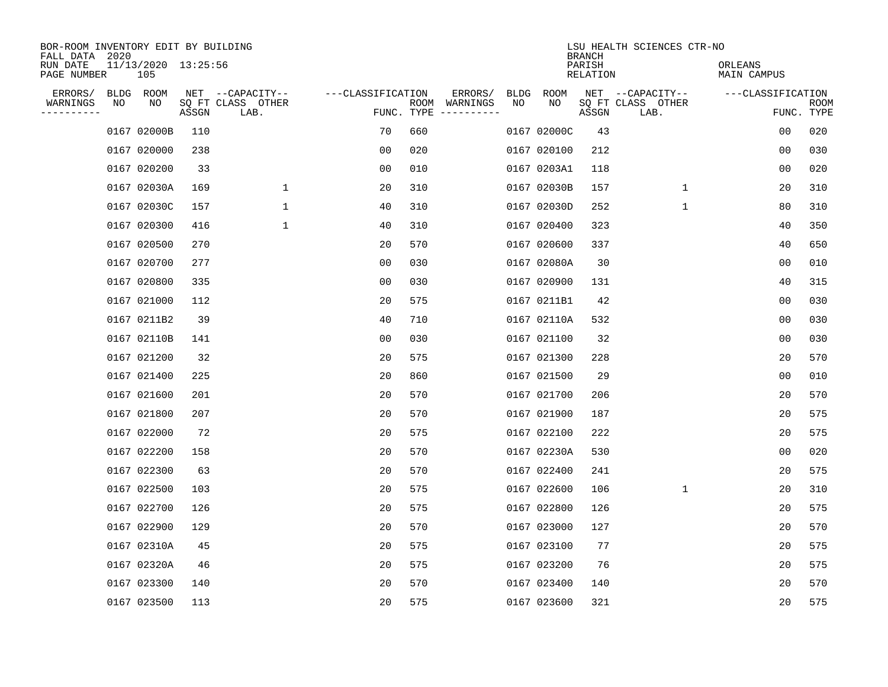BOR-ROOM INVENTORY EDIT BY BUILDING
FALL DATA 2020
RUN DATE 11/13/2020 13:25:56
PAGE NUMBER 105

LSU HEALTH SCIENCES CTR-NO
BRANCH
PARISH ORLEANS
RELATION MAIN CAMPUS

| ERRORS/ WARNINGS | BLDG NO | ROOM NO | NET SQ FT ASSGN | CAPACITY CLASS LAB. | CAPACITY OTHER | CLASSIFICATION FUNC. | ROOM TYPE | ERRORS/ WARNINGS | BLDG NO | ROOM NO | NET SQ FT ASSGN | CAPACITY CLASS LAB. | CAPACITY OTHER | CLASSIFICATION FUNC. | ROOM TYPE |
|---|---|---|---|---|---|---|---|---|---|---|---|---|---|---|---|
| | 0167 | 02000B | 110 | | | 70 | 660 | | 0167 | 02000C | 43 | | | 00 | 020 |
| | 0167 | 020000 | 238 | | | 00 | 020 | | 0167 | 020100 | 212 | | | 00 | 030 |
| | 0167 | 020200 | 33 | | | 00 | 010 | | 0167 | 0203A1 | 118 | | | 00 | 020 |
| | 0167 | 02030A | 169 | | 1 | 20 | 310 | | 0167 | 02030B | 157 | | 1 | 20 | 310 |
| | 0167 | 02030C | 157 | | 1 | 40 | 310 | | 0167 | 02030D | 252 | | 1 | 80 | 310 |
| | 0167 | 020300 | 416 | | 1 | 40 | 310 | | 0167 | 020400 | 323 | | | 40 | 350 |
| | 0167 | 020500 | 270 | | | 20 | 570 | | 0167 | 020600 | 337 | | | 40 | 650 |
| | 0167 | 020700 | 277 | | | 00 | 030 | | 0167 | 02080A | 30 | | | 00 | 010 |
| | 0167 | 020800 | 335 | | | 00 | 030 | | 0167 | 020900 | 131 | | | 40 | 315 |
| | 0167 | 021000 | 112 | | | 20 | 575 | | 0167 | 0211B1 | 42 | | | 00 | 030 |
| | 0167 | 0211B2 | 39 | | | 40 | 710 | | 0167 | 02110A | 532 | | | 00 | 030 |
| | 0167 | 02110B | 141 | | | 00 | 030 | | 0167 | 021100 | 32 | | | 00 | 030 |
| | 0167 | 021200 | 32 | | | 20 | 575 | | 0167 | 021300 | 228 | | | 20 | 570 |
| | 0167 | 021400 | 225 | | | 20 | 860 | | 0167 | 021500 | 29 | | | 00 | 010 |
| | 0167 | 021600 | 201 | | | 20 | 570 | | 0167 | 021700 | 206 | | | 20 | 570 |
| | 0167 | 021800 | 207 | | | 20 | 570 | | 0167 | 021900 | 187 | | | 20 | 575 |
| | 0167 | 022000 | 72 | | | 20 | 575 | | 0167 | 022100 | 222 | | | 20 | 575 |
| | 0167 | 022200 | 158 | | | 20 | 570 | | 0167 | 02230A | 530 | | | 00 | 020 |
| | 0167 | 022300 | 63 | | | 20 | 570 | | 0167 | 022400 | 241 | | | 20 | 575 |
| | 0167 | 022500 | 103 | | | 20 | 575 | | 0167 | 022600 | 106 | | 1 | 20 | 310 |
| | 0167 | 022700 | 126 | | | 20 | 575 | | 0167 | 022800 | 126 | | | 20 | 575 |
| | 0167 | 022900 | 129 | | | 20 | 570 | | 0167 | 023000 | 127 | | | 20 | 570 |
| | 0167 | 02310A | 45 | | | 20 | 575 | | 0167 | 023100 | 77 | | | 20 | 575 |
| | 0167 | 02320A | 46 | | | 20 | 575 | | 0167 | 023200 | 76 | | | 20 | 575 |
| | 0167 | 023300 | 140 | | | 20 | 570 | | 0167 | 023400 | 140 | | | 20 | 570 |
| | 0167 | 023500 | 113 | | | 20 | 575 | | 0167 | 023600 | 321 | | | 20 | 575 |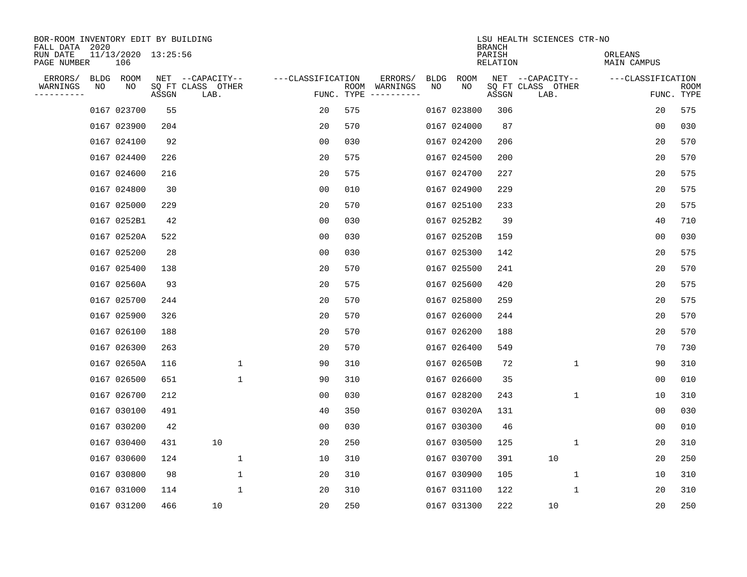BOR-ROOM INVENTORY EDIT BY BUILDING
FALL DATA 2020
RUN DATE 11/13/2020 13:25:56
PAGE NUMBER 106

LSU HEALTH SCIENCES CTR-NO
BRANCH
PARISH ORLEANS
RELATION MAIN CAMPUS

| ERRORS/ WARNINGS | BLDG NO | ROOM NO | NET SQ FT ASSGN | CAPACITY CLASS LAB. | CAPACITY OTHER | CLASSIFICATION FUNC. | ROOM TYPE | ERRORS/ WARNINGS | BLDG NO | ROOM NO | NET SQ FT ASSGN | CAPACITY CLASS LAB. | CAPACITY OTHER | CLASSIFICATION FUNC. | ROOM TYPE |
|---|---|---|---|---|---|---|---|---|---|---|---|---|---|---|---|
| | 0167 | 023700 | 55 | | | 20 | 575 | | 0167 | 023800 | 306 | | | 20 | 575 |
| | 0167 | 023900 | 204 | | | 20 | 570 | | 0167 | 024000 | 87 | | | 00 | 030 |
| | 0167 | 024100 | 92 | | | 00 | 030 | | 0167 | 024200 | 206 | | | 20 | 570 |
| | 0167 | 024400 | 226 | | | 20 | 575 | | 0167 | 024500 | 200 | | | 20 | 570 |
| | 0167 | 024600 | 216 | | | 20 | 575 | | 0167 | 024700 | 227 | | | 20 | 575 |
| | 0167 | 024800 | 30 | | | 00 | 010 | | 0167 | 024900 | 229 | | | 20 | 575 |
| | 0167 | 025000 | 229 | | | 20 | 570 | | 0167 | 025100 | 233 | | | 20 | 575 |
| | 0167 | 0252B1 | 42 | | | 00 | 030 | | 0167 | 0252B2 | 39 | | | 40 | 710 |
| | 0167 | 02520A | 522 | | | 00 | 030 | | 0167 | 02520B | 159 | | | 00 | 030 |
| | 0167 | 025200 | 28 | | | 00 | 030 | | 0167 | 025300 | 142 | | | 20 | 575 |
| | 0167 | 025400 | 138 | | | 20 | 570 | | 0167 | 025500 | 241 | | | 20 | 570 |
| | 0167 | 02560A | 93 | | | 20 | 575 | | 0167 | 025600 | 420 | | | 20 | 575 |
| | 0167 | 025700 | 244 | | | 20 | 570 | | 0167 | 025800 | 259 | | | 20 | 575 |
| | 0167 | 025900 | 326 | | | 20 | 570 | | 0167 | 026000 | 244 | | | 20 | 570 |
| | 0167 | 026100 | 188 | | | 20 | 570 | | 0167 | 026200 | 188 | | | 20 | 570 |
| | 0167 | 026300 | 263 | | | 20 | 570 | | 0167 | 026400 | 549 | | | 70 | 730 |
| | 0167 | 02650A | 116 | | 1 | 90 | 310 | | 0167 | 02650B | 72 | | 1 | 90 | 310 |
| | 0167 | 026500 | 651 | | 1 | 90 | 310 | | 0167 | 026600 | 35 | | | 00 | 010 |
| | 0167 | 026700 | 212 | | | 00 | 030 | | 0167 | 028200 | 243 | | 1 | 10 | 310 |
| | 0167 | 030100 | 491 | | | 40 | 350 | | 0167 | 03020A | 131 | | | 00 | 030 |
| | 0167 | 030200 | 42 | | | 00 | 030 | | 0167 | 030300 | 46 | | | 00 | 010 |
| | 0167 | 030400 | 431 | 10 | | 20 | 250 | | 0167 | 030500 | 125 | | 1 | 20 | 310 |
| | 0167 | 030600 | 124 | | 1 | 10 | 310 | | 0167 | 030700 | 391 | 10 | | 20 | 250 |
| | 0167 | 030800 | 98 | | 1 | 20 | 310 | | 0167 | 030900 | 105 | | 1 | 10 | 310 |
| | 0167 | 031000 | 114 | | 1 | 20 | 310 | | 0167 | 031100 | 122 | | 1 | 20 | 310 |
| | 0167 | 031200 | 466 | 10 | | 20 | 250 | | 0167 | 031300 | 222 | 10 | | 20 | 250 |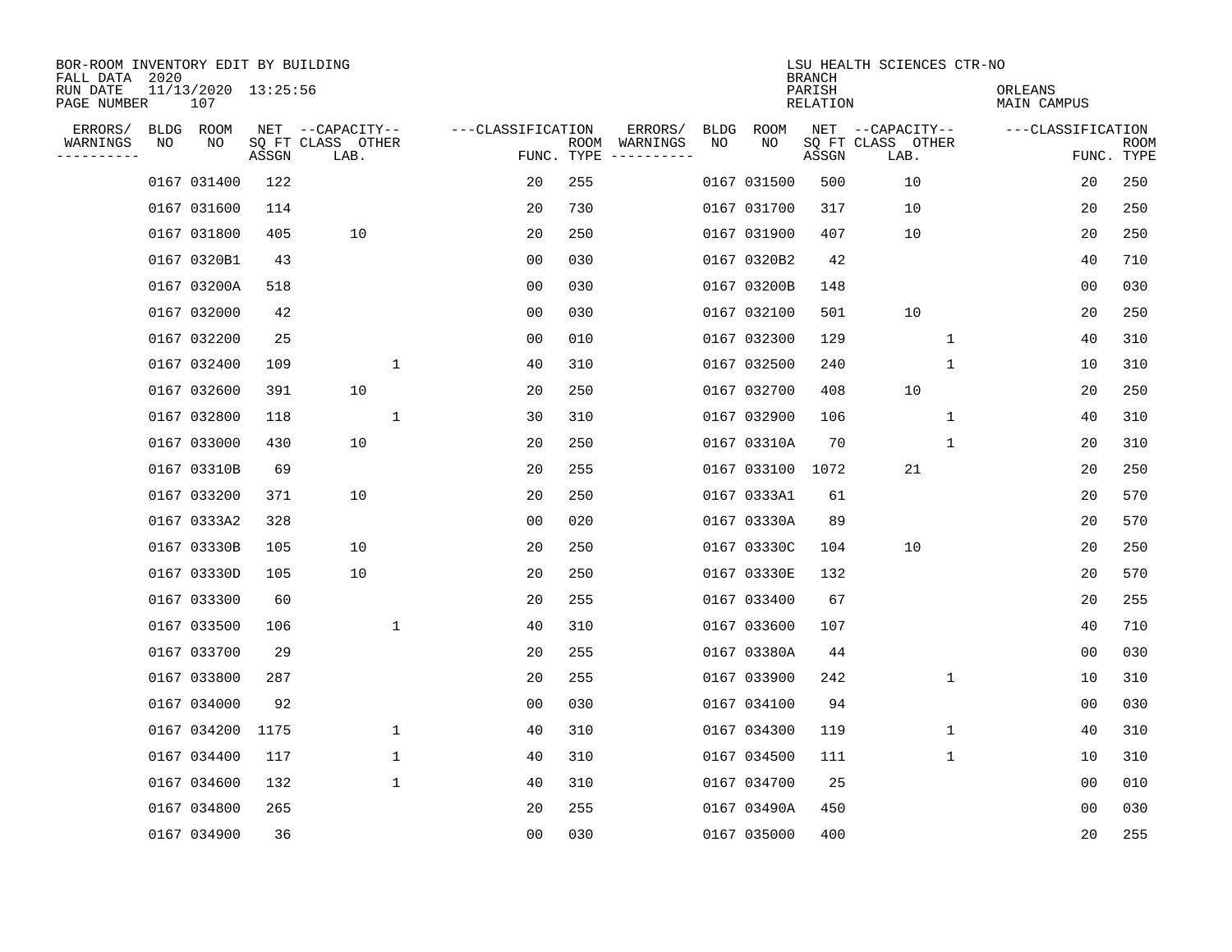BOR-ROOM INVENTORY EDIT BY BUILDING
FALL DATA 2020
RUN DATE 11/13/2020 13:25:56
PAGE NUMBER 107

LSU HEALTH SCIENCES CTR-NO
BRANCH
PARISH ORLEANS
RELATION MAIN CAMPUS

| ERRORS/ WARNINGS | BLDG NO | ROOM NO | NET SQ FT ASSGN | CAPACITY CLASS LAB. | CAPACITY OTHER | CLASSIFICATION FUNC. | ROOM TYPE | ERRORS/ WARNINGS | BLDG NO | ROOM NO | NET SQ FT ASSGN | CAPACITY CLASS LAB. | CAPACITY OTHER | CLASSIFICATION FUNC. | ROOM TYPE |
|---|---|---|---|---|---|---|---|---|---|---|---|---|---|---|---|
| | 0167 | 031400 | 122 | | | 20 | 255 | | 0167 | 031500 | 500 | 10 | | 20 | 250 |
| | 0167 | 031600 | 114 | | | 20 | 730 | | 0167 | 031700 | 317 | 10 | | 20 | 250 |
| | 0167 | 031800 | 405 | 10 | | 20 | 250 | | 0167 | 031900 | 407 | 10 | | 20 | 250 |
| | 0167 | 0320B1 | 43 | | | 00 | 030 | | 0167 | 0320B2 | 42 | | | 40 | 710 |
| | 0167 | 03200A | 518 | | | 00 | 030 | | 0167 | 03200B | 148 | | | 00 | 030 |
| | 0167 | 032000 | 42 | | | 00 | 030 | | 0167 | 032100 | 501 | 10 | | 20 | 250 |
| | 0167 | 032200 | 25 | | | 00 | 010 | | 0167 | 032300 | 129 | | 1 | 40 | 310 |
| | 0167 | 032400 | 109 | | 1 | 40 | 310 | | 0167 | 032500 | 240 | | 1 | 10 | 310 |
| | 0167 | 032600 | 391 | 10 | | 20 | 250 | | 0167 | 032700 | 408 | 10 | | 20 | 250 |
| | 0167 | 032800 | 118 | | 1 | 30 | 310 | | 0167 | 032900 | 106 | | 1 | 40 | 310 |
| | 0167 | 033000 | 430 | 10 | | 20 | 250 | | 0167 | 03310A | 70 | | 1 | 20 | 310 |
| | 0167 | 03310B | 69 | | | 20 | 255 | | 0167 | 033100 | 1072 | 21 | | 20 | 250 |
| | 0167 | 033200 | 371 | 10 | | 20 | 250 | | 0167 | 0333A1 | 61 | | | 20 | 570 |
| | 0167 | 0333A2 | 328 | | | 00 | 020 | | 0167 | 03330A | 89 | | | 20 | 570 |
| | 0167 | 03330B | 105 | 10 | | 20 | 250 | | 0167 | 03330C | 104 | 10 | | 20 | 250 |
| | 0167 | 03330D | 105 | 10 | | 20 | 250 | | 0167 | 03330E | 132 | | | 20 | 570 |
| | 0167 | 033300 | 60 | | | 20 | 255 | | 0167 | 033400 | 67 | | | 20 | 255 |
| | 0167 | 033500 | 106 | | 1 | 40 | 310 | | 0167 | 033600 | 107 | | | 40 | 710 |
| | 0167 | 033700 | 29 | | | 20 | 255 | | 0167 | 03380A | 44 | | | 00 | 030 |
| | 0167 | 033800 | 287 | | | 20 | 255 | | 0167 | 033900 | 242 | | 1 | 10 | 310 |
| | 0167 | 034000 | 92 | | | 00 | 030 | | 0167 | 034100 | 94 | | | 00 | 030 |
| | 0167 | 034200 | 1175 | | 1 | 40 | 310 | | 0167 | 034300 | 119 | | 1 | 40 | 310 |
| | 0167 | 034400 | 117 | | 1 | 40 | 310 | | 0167 | 034500 | 111 | | 1 | 10 | 310 |
| | 0167 | 034600 | 132 | | 1 | 40 | 310 | | 0167 | 034700 | 25 | | | 00 | 010 |
| | 0167 | 034800 | 265 | | | 20 | 255 | | 0167 | 03490A | 450 | | | 00 | 030 |
| | 0167 | 034900 | 36 | | | 00 | 030 | | 0167 | 035000 | 400 | | | 20 | 255 |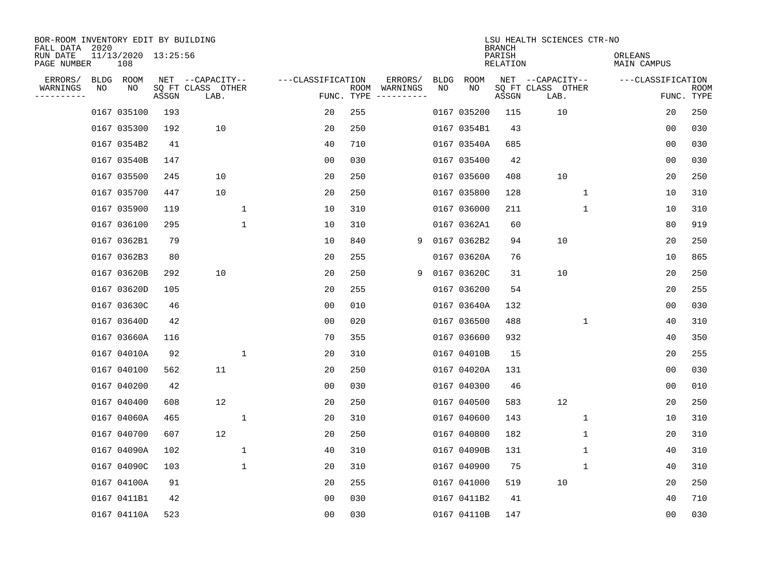BOR-ROOM INVENTORY EDIT BY BUILDING
FALL DATA 2020
RUN DATE 11/13/2020 13:25:56
PAGE NUMBER 108

LSU HEALTH SCIENCES CTR-NO
BRANCH
PARISH ORLEANS
RELATION MAIN CAMPUS

| ERRORS/ WARNINGS | BLDG NO | ROOM NO | NET SQ FT ASSGN | CAPACITY LAB. | CAPACITY CLASS OTHER | CLASSIFICATION FUNC. | ROOM TYPE | ERRORS/ WARNINGS | BLDG NO | ROOM NO | NET SQ FT ASSGN | CAPACITY LAB. | CAPACITY CLASS OTHER | CLASSIFICATION FUNC. | ROOM TYPE |
|---|---|---|---|---|---|---|---|---|---|---|---|---|---|---|---|
| | 0167 | 035100 | 193 | | | 20 | 255 | | 0167 | 035200 | 115 | 10 | | 20 | 250 |
| | 0167 | 035300 | 192 | 10 | | 20 | 250 | | 0167 | 0354B1 | 43 | | | 00 | 030 |
| | 0167 | 0354B2 | 41 | | | 40 | 710 | | 0167 | 03540A | 685 | | | 00 | 030 |
| | 0167 | 03540B | 147 | | | 00 | 030 | | 0167 | 035400 | 42 | | | 00 | 030 |
| | 0167 | 035500 | 245 | 10 | | 20 | 250 | | 0167 | 035600 | 408 | 10 | | 20 | 250 |
| | 0167 | 035700 | 447 | 10 | | 20 | 250 | | 0167 | 035800 | 128 | | 1 | 10 | 310 |
| | 0167 | 035900 | 119 | | 1 | 10 | 310 | | 0167 | 036000 | 211 | | 1 | 10 | 310 |
| | 0167 | 036100 | 295 | | 1 | 10 | 310 | | 0167 | 0362A1 | 60 | | | 80 | 919 |
| | 0167 | 0362B1 | 79 | | | 10 | 840 | 9 | 0167 | 0362B2 | 94 | 10 | | 20 | 250 |
| | 0167 | 0362B3 | 80 | | | 20 | 255 | | 0167 | 03620A | 76 | | | 10 | 865 |
| | 0167 | 03620B | 292 | 10 | | 20 | 250 | 9 | 0167 | 03620C | 31 | 10 | | 20 | 250 |
| | 0167 | 03620D | 105 | | | 20 | 255 | | 0167 | 036200 | 54 | | | 20 | 255 |
| | 0167 | 03630C | 46 | | | 00 | 010 | | 0167 | 03640A | 132 | | | 00 | 030 |
| | 0167 | 03640D | 42 | | | 00 | 020 | | 0167 | 036500 | 488 | | 1 | 40 | 310 |
| | 0167 | 03660A | 116 | | | 70 | 355 | | 0167 | 036600 | 932 | | | 40 | 350 |
| | 0167 | 04010A | 92 | | 1 | 20 | 310 | | 0167 | 04010B | 15 | | | 20 | 255 |
| | 0167 | 040100 | 562 | 11 | | 20 | 250 | | 0167 | 04020A | 131 | | | 00 | 030 |
| | 0167 | 040200 | 42 | | | 00 | 030 | | 0167 | 040300 | 46 | | | 00 | 010 |
| | 0167 | 040400 | 608 | 12 | | 20 | 250 | | 0167 | 040500 | 583 | 12 | | 20 | 250 |
| | 0167 | 04060A | 465 | | 1 | 20 | 310 | | 0167 | 040600 | 143 | | 1 | 10 | 310 |
| | 0167 | 040700 | 607 | 12 | | 20 | 250 | | 0167 | 040800 | 182 | | 1 | 20 | 310 |
| | 0167 | 04090A | 102 | | 1 | 40 | 310 | | 0167 | 04090B | 131 | | 1 | 40 | 310 |
| | 0167 | 04090C | 103 | | 1 | 20 | 310 | | 0167 | 040900 | 75 | | 1 | 40 | 310 |
| | 0167 | 04100A | 91 | | | 20 | 255 | | 0167 | 041000 | 519 | 10 | | 20 | 250 |
| | 0167 | 0411B1 | 42 | | | 00 | 030 | | 0167 | 0411B2 | 41 | | | 40 | 710 |
| | 0167 | 04110A | 523 | | | 00 | 030 | | 0167 | 04110B | 147 | | | 00 | 030 |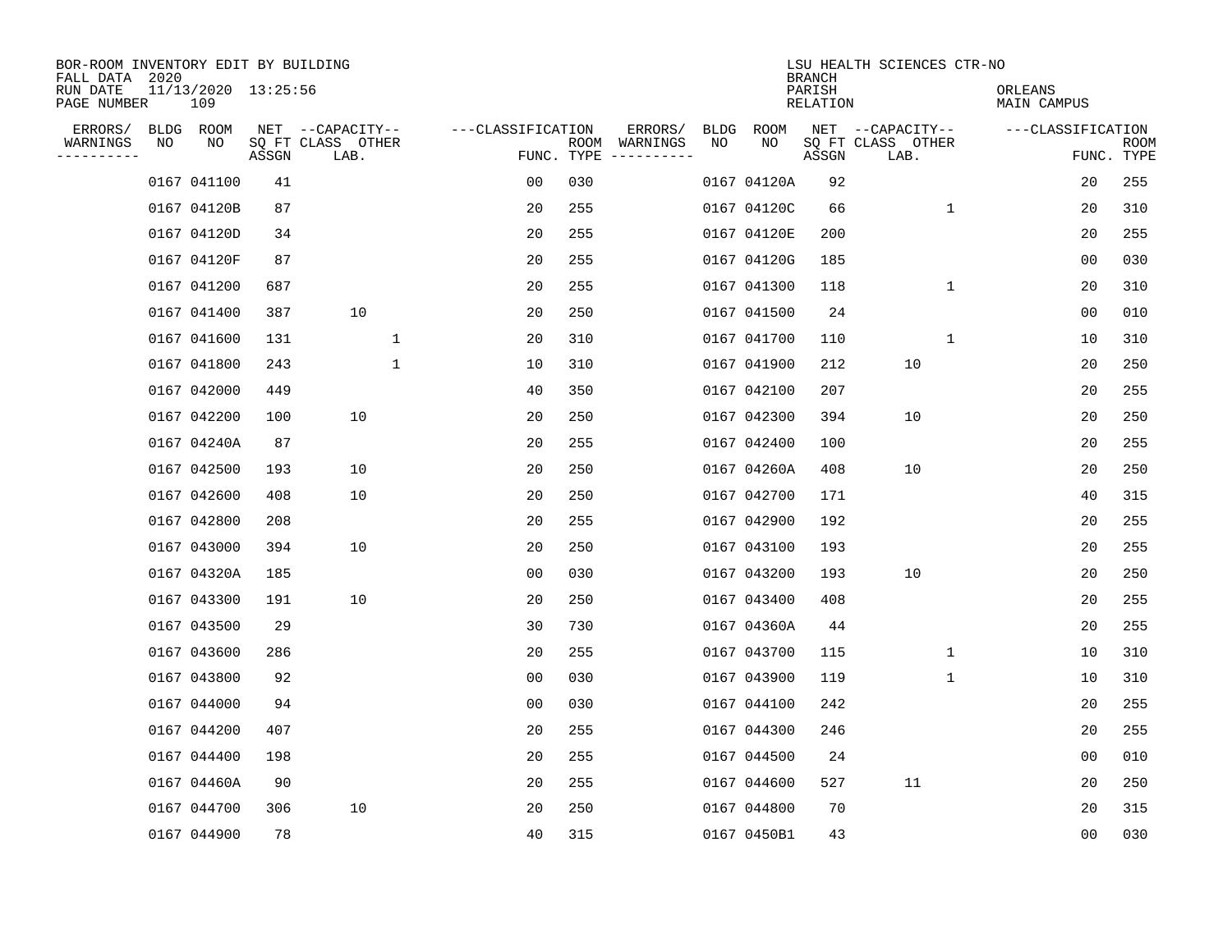BOR-ROOM INVENTORY EDIT BY BUILDING
FALL DATA 2020
RUN DATE 11/13/2020 13:25:56
PAGE NUMBER 109

LSU HEALTH SCIENCES CTR-NO
BRANCH
PARISH ORLEANS
RELATION MAIN CAMPUS

| ERRORS/ WARNINGS | BLDG NO | ROOM NO | NET SQ FT ASSGN | CAPACITY CLASS LAB. | CAPACITY OTHER | CLASSIFICATION FUNC. | ROOM TYPE | ERRORS/ WARNINGS | BLDG NO | ROOM NO | NET SQ FT ASSGN | CAPACITY CLASS LAB. | CAPACITY OTHER | CLASSIFICATION FUNC. | ROOM TYPE |
|---|---|---|---|---|---|---|---|---|---|---|---|---|---|---|---|
| | 0167 | 041100 | 41 | | | 00 | 030 | | 0167 | 04120A | 92 | | | 20 | 255 |
| | 0167 | 04120B | 87 | | | 20 | 255 | | 0167 | 04120C | 66 | | 1 | 20 | 310 |
| | 0167 | 04120D | 34 | | | 20 | 255 | | 0167 | 04120E | 200 | | | 20 | 255 |
| | 0167 | 04120F | 87 | | | 20 | 255 | | 0167 | 04120G | 185 | | | 00 | 030 |
| | 0167 | 041200 | 687 | | | 20 | 255 | | 0167 | 041300 | 118 | | 1 | 20 | 310 |
| | 0167 | 041400 | 387 | 10 | | 20 | 250 | | 0167 | 041500 | 24 | | | 00 | 010 |
| | 0167 | 041600 | 131 | | 1 | 20 | 310 | | 0167 | 041700 | 110 | | 1 | 10 | 310 |
| | 0167 | 041800 | 243 | | 1 | 10 | 310 | | 0167 | 041900 | 212 | 10 | | 20 | 250 |
| | 0167 | 042000 | 449 | | | 40 | 350 | | 0167 | 042100 | 207 | | | 20 | 255 |
| | 0167 | 042200 | 100 | 10 | | 20 | 250 | | 0167 | 042300 | 394 | 10 | | 20 | 250 |
| | 0167 | 04240A | 87 | | | 20 | 255 | | 0167 | 042400 | 100 | | | 20 | 255 |
| | 0167 | 042500 | 193 | 10 | | 20 | 250 | | 0167 | 04260A | 408 | 10 | | 20 | 250 |
| | 0167 | 042600 | 408 | 10 | | 20 | 250 | | 0167 | 042700 | 171 | | | 40 | 315 |
| | 0167 | 042800 | 208 | | | 20 | 255 | | 0167 | 042900 | 192 | | | 20 | 255 |
| | 0167 | 043000 | 394 | 10 | | 20 | 250 | | 0167 | 043100 | 193 | | | 20 | 255 |
| | 0167 | 04320A | 185 | | | 00 | 030 | | 0167 | 043200 | 193 | 10 | | 20 | 250 |
| | 0167 | 043300 | 191 | 10 | | 20 | 250 | | 0167 | 043400 | 408 | | | 20 | 255 |
| | 0167 | 043500 | 29 | | | 30 | 730 | | 0167 | 04360A | 44 | | | 20 | 255 |
| | 0167 | 043600 | 286 | | | 20 | 255 | | 0167 | 043700 | 115 | | 1 | 10 | 310 |
| | 0167 | 043800 | 92 | | | 00 | 030 | | 0167 | 043900 | 119 | | 1 | 10 | 310 |
| | 0167 | 044000 | 94 | | | 00 | 030 | | 0167 | 044100 | 242 | | | 20 | 255 |
| | 0167 | 044200 | 407 | | | 20 | 255 | | 0167 | 044300 | 246 | | | 20 | 255 |
| | 0167 | 044400 | 198 | | | 20 | 255 | | 0167 | 044500 | 24 | | | 00 | 010 |
| | 0167 | 04460A | 90 | | | 20 | 255 | | 0167 | 044600 | 527 | 11 | | 20 | 250 |
| | 0167 | 044700 | 306 | 10 | | 20 | 250 | | 0167 | 044800 | 70 | | | 20 | 315 |
| | 0167 | 044900 | 78 | | | 40 | 315 | | 0167 | 0450B1 | 43 | | | 00 | 030 |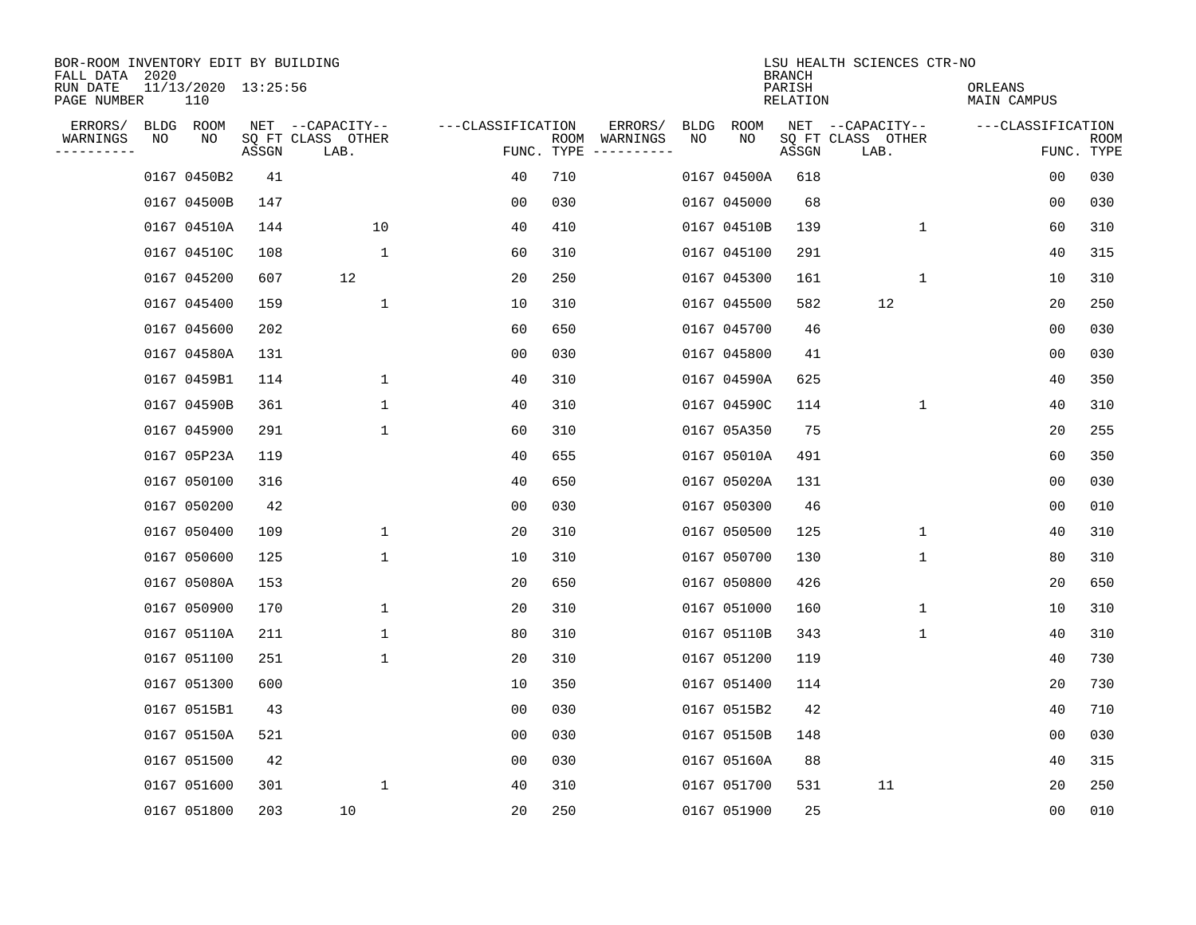BOR-ROOM INVENTORY EDIT BY BUILDING
FALL DATA 2020
RUN DATE 11/13/2020 13:25:56
PAGE NUMBER 110

LSU HEALTH SCIENCES CTR-NO
BRANCH
PARISH ORLEANS
RELATION MAIN CAMPUS

| ERRORS/ WARNINGS | BLDG NO | ROOM NO | NET SQ FT ASSGN | CAPACITY CLASS LAB. | CAPACITY OTHER | CLASSIFICATION FUNC. | ROOM TYPE | ERRORS/ WARNINGS | BLDG NO | ROOM NO | NET SQ FT ASSGN | CAPACITY CLASS LAB. | CAPACITY OTHER | CLASSIFICATION FUNC. | ROOM TYPE |
|---|---|---|---|---|---|---|---|---|---|---|---|---|---|---|---|
| | 0167 | 0450B2 | 41 | | | 40 | 710 | | 0167 | 04500A | 618 | | | 00 | 030 |
| | 0167 | 04500B | 147 | | | 00 | 030 | | 0167 | 045000 | 68 | | | 00 | 030 |
| | 0167 | 04510A | 144 | | 10 | 40 | 410 | | 0167 | 04510B | 139 | | 1 | 60 | 310 |
| | 0167 | 04510C | 108 | | 1 | 60 | 310 | | 0167 | 045100 | 291 | | | 40 | 315 |
| | 0167 | 045200 | 607 | 12 | | 20 | 250 | | 0167 | 045300 | 161 | | 1 | 10 | 310 |
| | 0167 | 045400 | 159 | | 1 | 10 | 310 | | 0167 | 045500 | 582 | 12 | | 20 | 250 |
| | 0167 | 045600 | 202 | | | 60 | 650 | | 0167 | 045700 | 46 | | | 00 | 030 |
| | 0167 | 04580A | 131 | | | 00 | 030 | | 0167 | 045800 | 41 | | | 00 | 030 |
| | 0167 | 0459B1 | 114 | | 1 | 40 | 310 | | 0167 | 04590A | 625 | | | 40 | 350 |
| | 0167 | 04590B | 361 | | 1 | 40 | 310 | | 0167 | 04590C | 114 | | 1 | 40 | 310 |
| | 0167 | 045900 | 291 | | 1 | 60 | 310 | | 0167 | 05A350 | 75 | | | 20 | 255 |
| | 0167 | 05P23A | 119 | | | 40 | 655 | | 0167 | 05010A | 491 | | | 60 | 350 |
| | 0167 | 050100 | 316 | | | 40 | 650 | | 0167 | 05020A | 131 | | | 00 | 030 |
| | 0167 | 050200 | 42 | | | 00 | 030 | | 0167 | 050300 | 46 | | | 00 | 010 |
| | 0167 | 050400 | 109 | | 1 | 20 | 310 | | 0167 | 050500 | 125 | | 1 | 40 | 310 |
| | 0167 | 050600 | 125 | | 1 | 10 | 310 | | 0167 | 050700 | 130 | | 1 | 80 | 310 |
| | 0167 | 05080A | 153 | | | 20 | 650 | | 0167 | 050800 | 426 | | | 20 | 650 |
| | 0167 | 050900 | 170 | | 1 | 20 | 310 | | 0167 | 051000 | 160 | | 1 | 10 | 310 |
| | 0167 | 05110A | 211 | | 1 | 80 | 310 | | 0167 | 05110B | 343 | | 1 | 40 | 310 |
| | 0167 | 051100 | 251 | | 1 | 20 | 310 | | 0167 | 051200 | 119 | | | 40 | 730 |
| | 0167 | 051300 | 600 | | | 10 | 350 | | 0167 | 051400 | 114 | | | 20 | 730 |
| | 0167 | 0515B1 | 43 | | | 00 | 030 | | 0167 | 0515B2 | 42 | | | 40 | 710 |
| | 0167 | 05150A | 521 | | | 00 | 030 | | 0167 | 05150B | 148 | | | 00 | 030 |
| | 0167 | 051500 | 42 | | | 00 | 030 | | 0167 | 05160A | 88 | | | 40 | 315 |
| | 0167 | 051600 | 301 | | 1 | 40 | 310 | | 0167 | 051700 | 531 | 11 | | 20 | 250 |
| | 0167 | 051800 | 203 | 10 | | 20 | 250 | | 0167 | 051900 | 25 | | | 00 | 010 |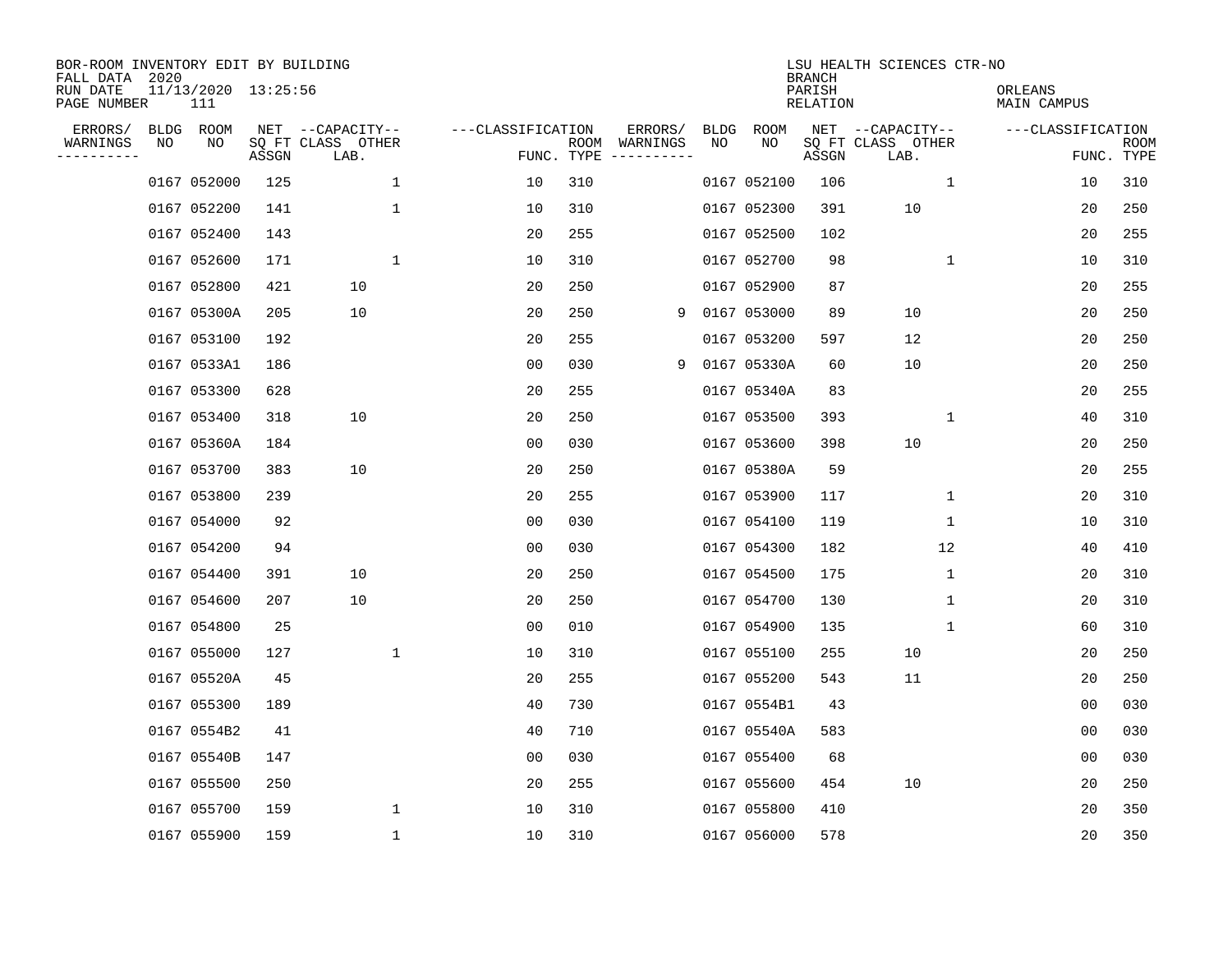BOR-ROOM INVENTORY EDIT BY BUILDING
FALL DATA 2020
RUN DATE 11/13/2020 13:25:56
PAGE NUMBER 111

LSU HEALTH SCIENCES CTR-NO
BRANCH
PARISH ORLEANS
RELATION MAIN CAMPUS

| ERRORS/ WARNINGS | BLDG NO | ROOM NO | NET SQ FT ASSGN | CAPACITY CLASS LAB. | CAPACITY OTHER | CLASSIFICATION FUNC. | ROOM TYPE | ERRORS/ WARNINGS | BLDG NO | ROOM NO | NET SQ FT ASSGN | CAPACITY CLASS LAB. | CAPACITY OTHER | CLASSIFICATION FUNC. | ROOM TYPE |
|---|---|---|---|---|---|---|---|---|---|---|---|---|---|---|---|
| | 0167 | 052000 | 125 | | 1 | 10 | 310 | | 0167 | 052100 | 106 | | 1 | 10 | 310 |
| | 0167 | 052200 | 141 | | 1 | 10 | 310 | | 0167 | 052300 | 391 | 10 | | 20 | 250 |
| | 0167 | 052400 | 143 | | | 20 | 255 | | 0167 | 052500 | 102 | | | 20 | 255 |
| | 0167 | 052600 | 171 | | 1 | 10 | 310 | | 0167 | 052700 | 98 | | 1 | 10 | 310 |
| | 0167 | 052800 | 421 | 10 | | 20 | 250 | | 0167 | 052900 | 87 | | | 20 | 255 |
| | 0167 | 05300A | 205 | 10 | | 20 | 250 | 9 | 0167 | 053000 | 89 | 10 | | 20 | 250 |
| | 0167 | 053100 | 192 | | | 20 | 255 | | 0167 | 053200 | 597 | 12 | | 20 | 250 |
| | 0167 | 0533A1 | 186 | | | 00 | 030 | 9 | 0167 | 05330A | 60 | 10 | | 20 | 250 |
| | 0167 | 053300 | 628 | | | 20 | 255 | | 0167 | 05340A | 83 | | | 20 | 255 |
| | 0167 | 053400 | 318 | 10 | | 20 | 250 | | 0167 | 053500 | 393 | | 1 | 40 | 310 |
| | 0167 | 05360A | 184 | | | 00 | 030 | | 0167 | 053600 | 398 | 10 | | 20 | 250 |
| | 0167 | 053700 | 383 | 10 | | 20 | 250 | | 0167 | 05380A | 59 | | | 20 | 255 |
| | 0167 | 053800 | 239 | | | 20 | 255 | | 0167 | 053900 | 117 | | 1 | 20 | 310 |
| | 0167 | 054000 | 92 | | | 00 | 030 | | 0167 | 054100 | 119 | | 1 | 10 | 310 |
| | 0167 | 054200 | 94 | | | 00 | 030 | | 0167 | 054300 | 182 | | 12 | 40 | 410 |
| | 0167 | 054400 | 391 | 10 | | 20 | 250 | | 0167 | 054500 | 175 | | 1 | 20 | 310 |
| | 0167 | 054600 | 207 | 10 | | 20 | 250 | | 0167 | 054700 | 130 | | 1 | 20 | 310 |
| | 0167 | 054800 | 25 | | | 00 | 010 | | 0167 | 054900 | 135 | | 1 | 60 | 310 |
| | 0167 | 055000 | 127 | | 1 | 10 | 310 | | 0167 | 055100 | 255 | 10 | | 20 | 250 |
| | 0167 | 05520A | 45 | | | 20 | 255 | | 0167 | 055200 | 543 | 11 | | 20 | 250 |
| | 0167 | 055300 | 189 | | | 40 | 730 | | 0167 | 0554B1 | 43 | | | 00 | 030 |
| | 0167 | 0554B2 | 41 | | | 40 | 710 | | 0167 | 05540A | 583 | | | 00 | 030 |
| | 0167 | 05540B | 147 | | | 00 | 030 | | 0167 | 055400 | 68 | | | 00 | 030 |
| | 0167 | 055500 | 250 | | | 20 | 255 | | 0167 | 055600 | 454 | 10 | | 20 | 250 |
| | 0167 | 055700 | 159 | | 1 | 10 | 310 | | 0167 | 055800 | 410 | | | 20 | 350 |
| | 0167 | 055900 | 159 | | 1 | 10 | 310 | | 0167 | 056000 | 578 | | | 20 | 350 |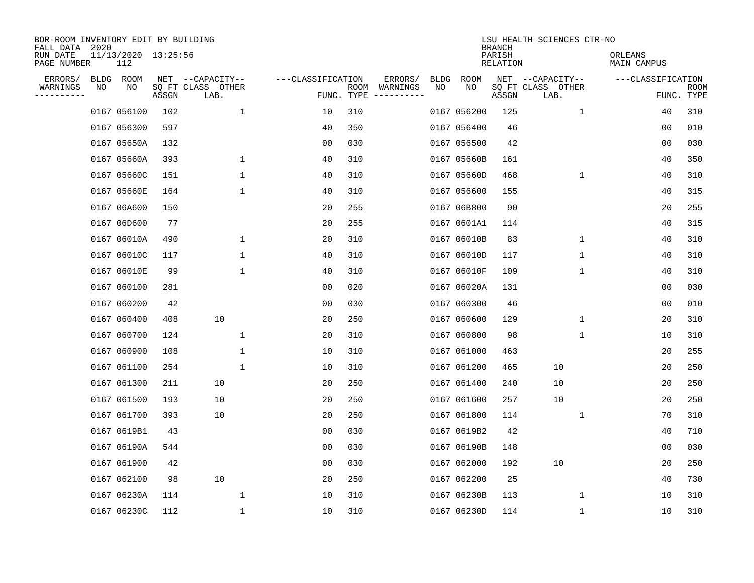BOR-ROOM INVENTORY EDIT BY BUILDING
FALL DATA 2020
RUN DATE 11/13/2020 13:25:56
PAGE NUMBER 112

LSU HEALTH SCIENCES CTR-NO
BRANCH
PARISH ORLEANS
RELATION MAIN CAMPUS

| ERRORS/ WARNINGS | BLDG NO | ROOM NO | NET SQ FT ASSGN | CAPACITY CLASS LAB. | CAPACITY OTHER | CLASSIFICATION FUNC. | ROOM TYPE | ERRORS/ WARNINGS | BLDG NO | ROOM NO | NET SQ FT ASSGN | CAPACITY CLASS LAB. | CAPACITY OTHER | CLASSIFICATION FUNC. | ROOM TYPE |
|---|---|---|---|---|---|---|---|---|---|---|---|---|---|---|---|
| | 0167 | 056100 | 102 | | 1 | 10 | 310 | | 0167 | 056200 | 125 | | 1 | 40 | 310 |
| | 0167 | 056300 | 597 | | | 40 | 350 | | 0167 | 056400 | 46 | | | 00 | 010 |
| | 0167 | 05650A | 132 | | | 00 | 030 | | 0167 | 056500 | 42 | | | 00 | 030 |
| | 0167 | 05660A | 393 | | 1 | 40 | 310 | | 0167 | 05660B | 161 | | | 40 | 350 |
| | 0167 | 05660C | 151 | | 1 | 40 | 310 | | 0167 | 05660D | 468 | | 1 | 40 | 310 |
| | 0167 | 05660E | 164 | | 1 | 40 | 310 | | 0167 | 056600 | 155 | | | 40 | 315 |
| | 0167 | 06A600 | 150 | | | 20 | 255 | | 0167 | 06B800 | 90 | | | 20 | 255 |
| | 0167 | 06D600 | 77 | | | 20 | 255 | | 0167 | 0601A1 | 114 | | | 40 | 315 |
| | 0167 | 06010A | 490 | | 1 | 20 | 310 | | 0167 | 06010B | 83 | | 1 | 40 | 310 |
| | 0167 | 06010C | 117 | | 1 | 40 | 310 | | 0167 | 06010D | 117 | | 1 | 40 | 310 |
| | 0167 | 06010E | 99 | | 1 | 40 | 310 | | 0167 | 06010F | 109 | | 1 | 40 | 310 |
| | 0167 | 060100 | 281 | | | 00 | 020 | | 0167 | 06020A | 131 | | | 00 | 030 |
| | 0167 | 060200 | 42 | | | 00 | 030 | | 0167 | 060300 | 46 | | | 00 | 010 |
| | 0167 | 060400 | 408 | 10 | | 20 | 250 | | 0167 | 060600 | 129 | | 1 | 20 | 310 |
| | 0167 | 060700 | 124 | | 1 | 20 | 310 | | 0167 | 060800 | 98 | | 1 | 10 | 310 |
| | 0167 | 060900 | 108 | | 1 | 10 | 310 | | 0167 | 061000 | 463 | | | 20 | 255 |
| | 0167 | 061100 | 254 | | 1 | 10 | 310 | | 0167 | 061200 | 465 | 10 | | 20 | 250 |
| | 0167 | 061300 | 211 | 10 | | 20 | 250 | | 0167 | 061400 | 240 | 10 | | 20 | 250 |
| | 0167 | 061500 | 193 | 10 | | 20 | 250 | | 0167 | 061600 | 257 | 10 | | 20 | 250 |
| | 0167 | 061700 | 393 | 10 | | 20 | 250 | | 0167 | 061800 | 114 | | 1 | 70 | 310 |
| | 0167 | 0619B1 | 43 | | | 00 | 030 | | 0167 | 0619B2 | 42 | | | 40 | 710 |
| | 0167 | 06190A | 544 | | | 00 | 030 | | 0167 | 06190B | 148 | | | 00 | 030 |
| | 0167 | 061900 | 42 | | | 00 | 030 | | 0167 | 062000 | 192 | 10 | | 20 | 250 |
| | 0167 | 062100 | 98 | 10 | | 20 | 250 | | 0167 | 062200 | 25 | | | 40 | 730 |
| | 0167 | 06230A | 114 | | 1 | 10 | 310 | | 0167 | 06230B | 113 | | 1 | 10 | 310 |
| | 0167 | 06230C | 112 | | 1 | 10 | 310 | | 0167 | 06230D | 114 | | 1 | 10 | 310 |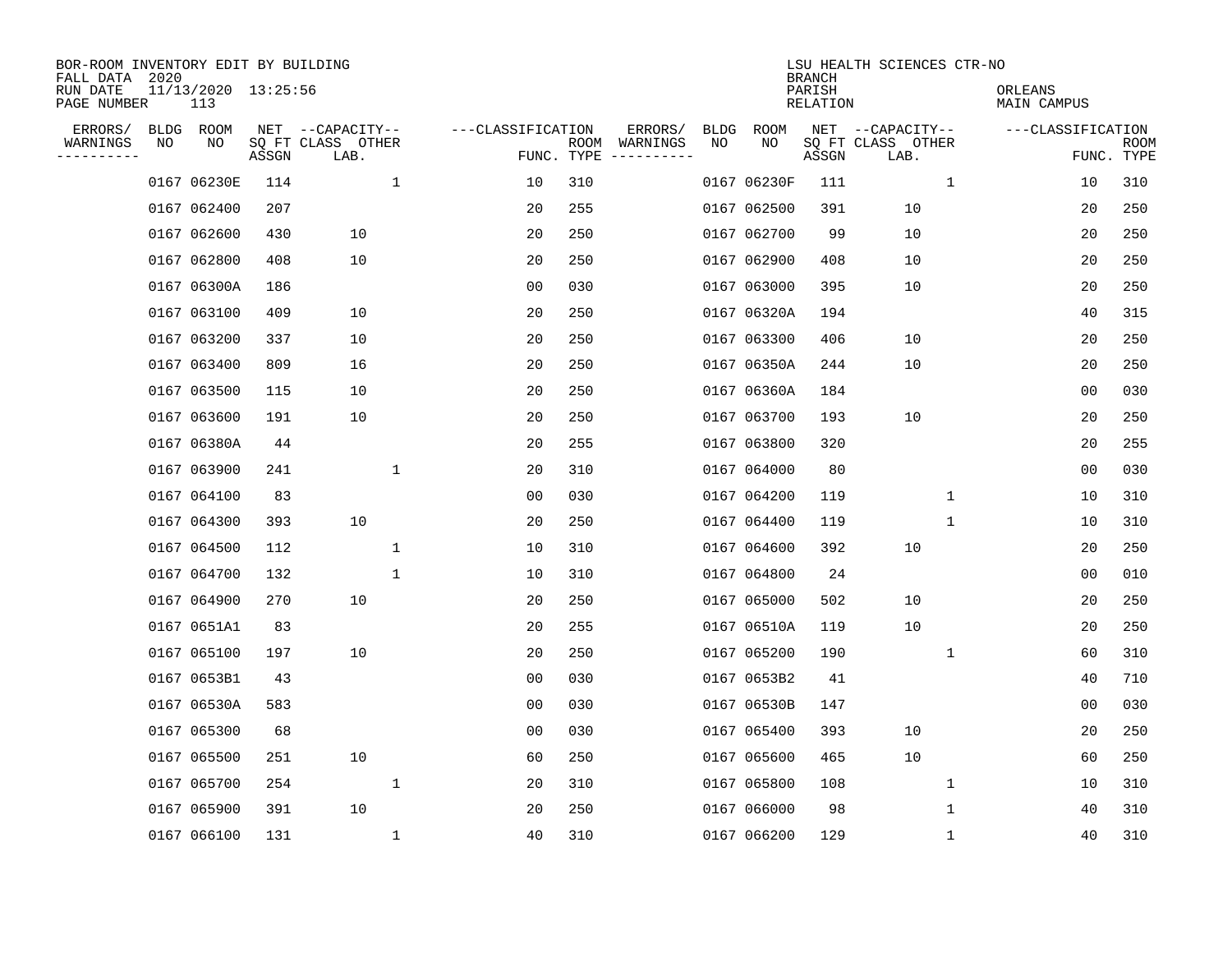BOR-ROOM INVENTORY EDIT BY BUILDING
FALL DATA 2020
RUN DATE 11/13/2020 13:25:56
PAGE NUMBER 113

LSU HEALTH SCIENCES CTR-NO
BRANCH
PARISH ORLEANS
RELATION MAIN CAMPUS

| ERRORS/ WARNINGS | BLDG NO | ROOM NO | NET SQ FT ASSGN | CAPACITY CLASS LAB. | CAPACITY OTHER | CLASSIFICATION FUNC. | ROOM TYPE | ERRORS/ WARNINGS | BLDG NO | ROOM NO | NET SQ FT ASSGN | CAPACITY CLASS LAB. | CAPACITY OTHER | CLASSIFICATION FUNC. | ROOM TYPE |
|---|---|---|---|---|---|---|---|---|---|---|---|---|---|---|---|
| | 0167 | 06230E | 114 | | 1 | 10 | 310 | | 0167 | 06230F | 111 | | 1 | 10 | 310 |
| | 0167 | 062400 | 207 | | | 20 | 255 | | 0167 | 062500 | 391 | 10 | | 20 | 250 |
| | 0167 | 062600 | 430 | 10 | | 20 | 250 | | 0167 | 062700 | 99 | 10 | | 20 | 250 |
| | 0167 | 062800 | 408 | 10 | | 20 | 250 | | 0167 | 062900 | 408 | 10 | | 20 | 250 |
| | 0167 | 06300A | 186 | | | 00 | 030 | | 0167 | 063000 | 395 | 10 | | 20 | 250 |
| | 0167 | 063100 | 409 | 10 | | 20 | 250 | | 0167 | 06320A | 194 | | | 40 | 315 |
| | 0167 | 063200 | 337 | 10 | | 20 | 250 | | 0167 | 063300 | 406 | 10 | | 20 | 250 |
| | 0167 | 063400 | 809 | 16 | | 20 | 250 | | 0167 | 06350A | 244 | 10 | | 20 | 250 |
| | 0167 | 063500 | 115 | 10 | | 20 | 250 | | 0167 | 06360A | 184 | | | 00 | 030 |
| | 0167 | 063600 | 191 | 10 | | 20 | 250 | | 0167 | 063700 | 193 | 10 | | 20 | 250 |
| | 0167 | 06380A | 44 | | | 20 | 255 | | 0167 | 063800 | 320 | | | 20 | 255 |
| | 0167 | 063900 | 241 | | 1 | 20 | 310 | | 0167 | 064000 | 80 | | | 00 | 030 |
| | 0167 | 064100 | 83 | | | 00 | 030 | | 0167 | 064200 | 119 | | 1 | 10 | 310 |
| | 0167 | 064300 | 393 | 10 | | 20 | 250 | | 0167 | 064400 | 119 | | 1 | 10 | 310 |
| | 0167 | 064500 | 112 | | 1 | 10 | 310 | | 0167 | 064600 | 392 | 10 | | 20 | 250 |
| | 0167 | 064700 | 132 | | 1 | 10 | 310 | | 0167 | 064800 | 24 | | | 00 | 010 |
| | 0167 | 064900 | 270 | 10 | | 20 | 250 | | 0167 | 065000 | 502 | 10 | | 20 | 250 |
| | 0167 | 0651A1 | 83 | | | 20 | 255 | | 0167 | 06510A | 119 | 10 | | 20 | 250 |
| | 0167 | 065100 | 197 | 10 | | 20 | 250 | | 0167 | 065200 | 190 | | 1 | 60 | 310 |
| | 0167 | 0653B1 | 43 | | | 00 | 030 | | 0167 | 0653B2 | 41 | | | 40 | 710 |
| | 0167 | 06530A | 583 | | | 00 | 030 | | 0167 | 06530B | 147 | | | 00 | 030 |
| | 0167 | 065300 | 68 | | | 00 | 030 | | 0167 | 065400 | 393 | 10 | | 20 | 250 |
| | 0167 | 065500 | 251 | 10 | | 60 | 250 | | 0167 | 065600 | 465 | 10 | | 60 | 250 |
| | 0167 | 065700 | 254 | | 1 | 20 | 310 | | 0167 | 065800 | 108 | | 1 | 10 | 310 |
| | 0167 | 065900 | 391 | 10 | | 20 | 250 | | 0167 | 066000 | 98 | | 1 | 40 | 310 |
| | 0167 | 066100 | 131 | | 1 | 40 | 310 | | 0167 | 066200 | 129 | | 1 | 40 | 310 |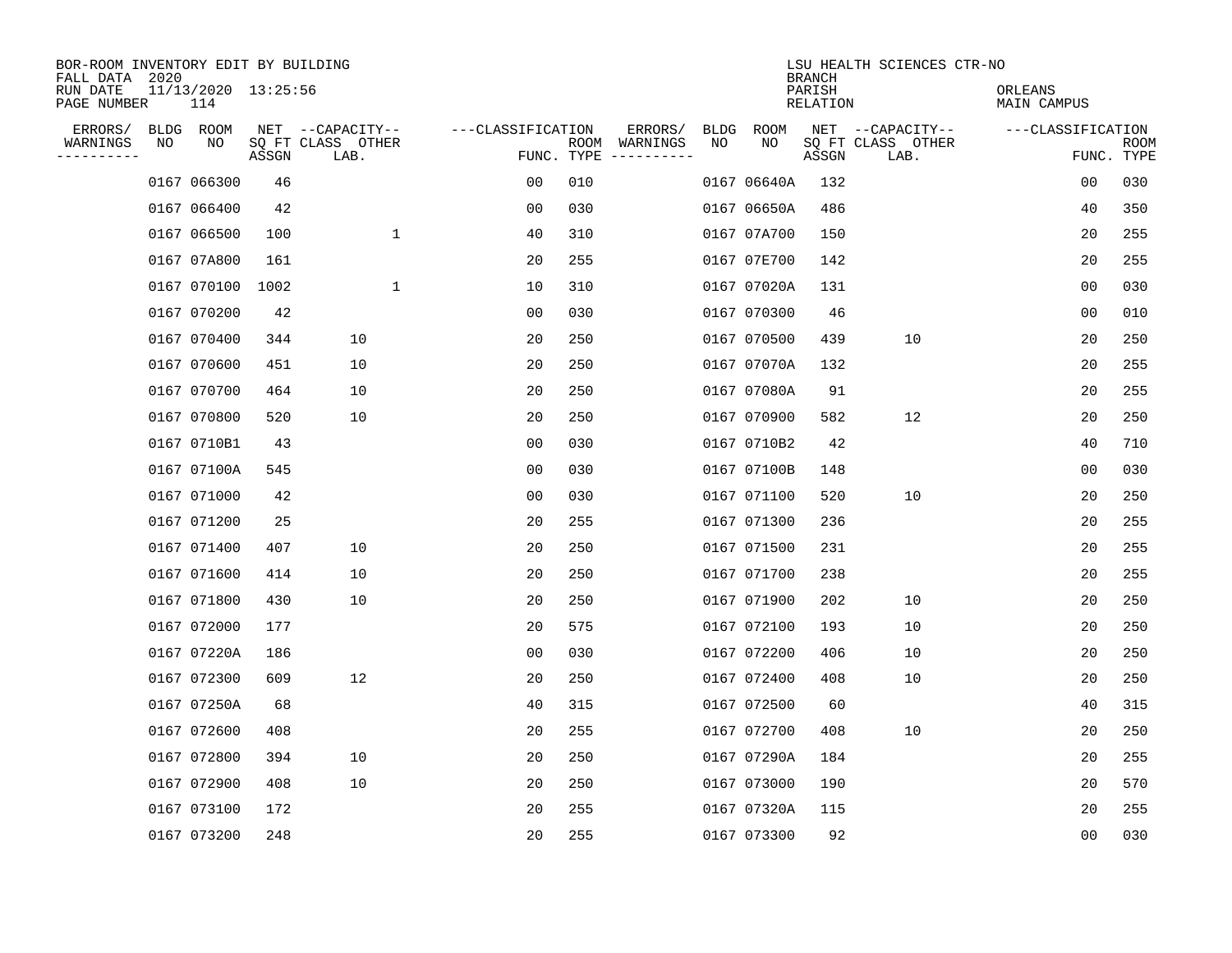BOR-ROOM INVENTORY EDIT BY BUILDING
FALL DATA 2020
RUN DATE 11/13/2020 13:25:56
PAGE NUMBER 114

LSU HEALTH SCIENCES CTR-NO
BRANCH
PARISH ORLEANS
RELATION MAIN CAMPUS

| ERRORS/ WARNINGS | BLDG NO | ROOM NO | NET SQ FT ASSGN | CAPACITY CLASS LAB. | CAPACITY OTHER | CLASSIFICATION FUNC. | ROOM TYPE | ERRORS/ WARNINGS | BLDG NO | ROOM NO | NET SQ FT ASSGN | CAPACITY CLASS LAB. | CAPACITY OTHER | CLASSIFICATION FUNC. | ROOM TYPE |
|---|---|---|---|---|---|---|---|---|---|---|---|---|---|---|---|
| | 0167 | 066300 | 46 | | | 00 | 010 | | 0167 | 06640A | 132 | | | 00 | 030 |
| | 0167 | 066400 | 42 | | | 00 | 030 | | 0167 | 06650A | 486 | | | 40 | 350 |
| | 0167 | 066500 | 100 | | 1 | 40 | 310 | | 0167 | 07A700 | 150 | | | 20 | 255 |
| | 0167 | 07A800 | 161 | | | 20 | 255 | | 0167 | 07E700 | 142 | | | 20 | 255 |
| | 0167 | 070100 | 1002 | | 1 | 10 | 310 | | 0167 | 07020A | 131 | | | 00 | 030 |
| | 0167 | 070200 | 42 | | | 00 | 030 | | 0167 | 070300 | 46 | | | 00 | 010 |
| | 0167 | 070400 | 344 | 10 | | 20 | 250 | | 0167 | 070500 | 439 | 10 | | 20 | 250 |
| | 0167 | 070600 | 451 | 10 | | 20 | 250 | | 0167 | 07070A | 132 | | | 20 | 255 |
| | 0167 | 070700 | 464 | 10 | | 20 | 250 | | 0167 | 07080A | 91 | | | 20 | 255 |
| | 0167 | 070800 | 520 | 10 | | 20 | 250 | | 0167 | 070900 | 582 | 12 | | 20 | 250 |
| | 0167 | 0710B1 | 43 | | | 00 | 030 | | 0167 | 0710B2 | 42 | | | 40 | 710 |
| | 0167 | 07100A | 545 | | | 00 | 030 | | 0167 | 07100B | 148 | | | 00 | 030 |
| | 0167 | 071000 | 42 | | | 00 | 030 | | 0167 | 071100 | 520 | 10 | | 20 | 250 |
| | 0167 | 071200 | 25 | | | 20 | 255 | | 0167 | 071300 | 236 | | | 20 | 255 |
| | 0167 | 071400 | 407 | 10 | | 20 | 250 | | 0167 | 071500 | 231 | | | 20 | 255 |
| | 0167 | 071600 | 414 | 10 | | 20 | 250 | | 0167 | 071700 | 238 | | | 20 | 255 |
| | 0167 | 071800 | 430 | 10 | | 20 | 250 | | 0167 | 071900 | 202 | 10 | | 20 | 250 |
| | 0167 | 072000 | 177 | | | 20 | 575 | | 0167 | 072100 | 193 | 10 | | 20 | 250 |
| | 0167 | 07220A | 186 | | | 00 | 030 | | 0167 | 072200 | 406 | 10 | | 20 | 250 |
| | 0167 | 072300 | 609 | 12 | | 20 | 250 | | 0167 | 072400 | 408 | 10 | | 20 | 250 |
| | 0167 | 07250A | 68 | | | 40 | 315 | | 0167 | 072500 | 60 | | | 40 | 315 |
| | 0167 | 072600 | 408 | | | 20 | 255 | | 0167 | 072700 | 408 | 10 | | 20 | 250 |
| | 0167 | 072800 | 394 | 10 | | 20 | 250 | | 0167 | 07290A | 184 | | | 20 | 255 |
| | 0167 | 072900 | 408 | 10 | | 20 | 250 | | 0167 | 073000 | 190 | | | 20 | 570 |
| | 0167 | 073100 | 172 | | | 20 | 255 | | 0167 | 07320A | 115 | | | 20 | 255 |
| | 0167 | 073200 | 248 | | | 20 | 255 | | 0167 | 073300 | 92 | | | 00 | 030 |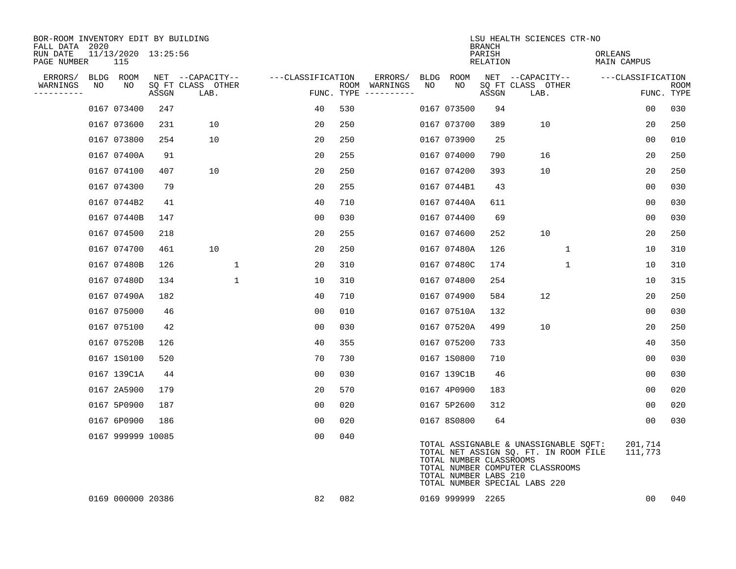BOR-ROOM INVENTORY EDIT BY BUILDING
FALL DATA 2020
RUN DATE 11/13/2020 13:25:56
PAGE NUMBER 115

LSU HEALTH SCIENCES CTR-NO
BRANCH
PARISH ORLEANS
RELATION MAIN CAMPUS

| ERRORS/ WARNINGS | BLDG NO | ROOM NO | NET SQ FT ASSGN | CAPACITY CLASS LAB. | CAPACITY OTHER | CLASSIFICATION FUNC. | ROOM TYPE | ERRORS/ WARNINGS | BLDG NO | ROOM NO | NET SQ FT ASSGN | CAPACITY CLASS LAB. | CAPACITY OTHER | CLASSIFICATION FUNC. | ROOM TYPE |
|---|---|---|---|---|---|---|---|---|---|---|---|---|---|---|---|
| | 0167 | 073400 | 247 | | | 40 | 530 | | 0167 | 073500 | 94 | | | 00 | 030 |
| | 0167 | 073600 | 231 | 10 | | 20 | 250 | | 0167 | 073700 | 389 | 10 | | 20 | 250 |
| | 0167 | 073800 | 254 | 10 | | 20 | 250 | | 0167 | 073900 | 25 | | | 00 | 010 |
| | 0167 | 07400A | 91 | | | 20 | 255 | | 0167 | 074000 | 790 | 16 | | 20 | 250 |
| | 0167 | 074100 | 407 | 10 | | 20 | 250 | | 0167 | 074200 | 393 | 10 | | 20 | 250 |
| | 0167 | 074300 | 79 | | | 20 | 255 | | 0167 | 0744B1 | 43 | | | 00 | 030 |
| | 0167 | 0744B2 | 41 | | | 40 | 710 | | 0167 | 07440A | 611 | | | 00 | 030 |
| | 0167 | 07440B | 147 | | | 00 | 030 | | 0167 | 074400 | 69 | | | 00 | 030 |
| | 0167 | 074500 | 218 | | | 20 | 255 | | 0167 | 074600 | 252 | 10 | | 20 | 250 |
| | 0167 | 074700 | 461 | 10 | | 20 | 250 | | 0167 | 07480A | 126 | | 1 | 10 | 310 |
| | 0167 | 07480B | 126 | | 1 | 20 | 310 | | 0167 | 07480C | 174 | | 1 | 10 | 310 |
| | 0167 | 07480D | 134 | | 1 | 10 | 310 | | 0167 | 074800 | 254 | | | 10 | 315 |
| | 0167 | 07490A | 182 | | | 40 | 710 | | 0167 | 074900 | 584 | 12 | | 20 | 250 |
| | 0167 | 075000 | 46 | | | 00 | 010 | | 0167 | 07510A | 132 | | | 00 | 030 |
| | 0167 | 075100 | 42 | | | 00 | 030 | | 0167 | 07520A | 499 | 10 | | 20 | 250 |
| | 0167 | 07520B | 126 | | | 40 | 355 | | 0167 | 075200 | 733 | | | 40 | 350 |
| | 0167 | 1S0100 | 520 | | | 70 | 730 | | 0167 | 1S0800 | 710 | | | 00 | 030 |
| | 0167 | 139C1A | 44 | | | 00 | 030 | | 0167 | 139C1B | 46 | | | 00 | 030 |
| | 0167 | 2A5900 | 179 | | | 20 | 570 | | 0167 | 4P0900 | 183 | | | 00 | 020 |
| | 0167 | 5P0900 | 187 | | | 00 | 020 | | 0167 | 5P2600 | 312 | | | 00 | 020 |
| | 0167 | 6P0900 | 186 | | | 00 | 020 | | 0167 | 8S0800 | 64 | | | 00 | 030 |
| | 0167 | 999999 | 10085 | | | 00 | 040 | | | | | | | | |

TOTAL ASSIGNABLE & UNASSIGNABLE SQFT: 201,714
TOTAL NET ASSIGN SQ. FT. IN ROOM FILE 111,773
TOTAL NUMBER CLASSROOMS
TOTAL NUMBER COMPUTER CLASSROOMS
TOTAL NUMBER LABS 210
TOTAL NUMBER SPECIAL LABS 220

| ERRORS/ WARNINGS | BLDG NO | ROOM NO | NET SQ FT ASSGN | CAPACITY CLASS LAB. | CAPACITY OTHER | CLASSIFICATION FUNC. | ROOM TYPE | ERRORS/ WARNINGS | BLDG NO | ROOM NO | NET SQ FT ASSGN | CAPACITY CLASS LAB. | CAPACITY OTHER | CLASSIFICATION FUNC. | ROOM TYPE |
|---|---|---|---|---|---|---|---|---|---|---|---|---|---|---|---|
| | 0169 | 000000 | 20386 | | | 82 | 082 | | 0169 | 999999 | 2265 | | | 00 | 040 |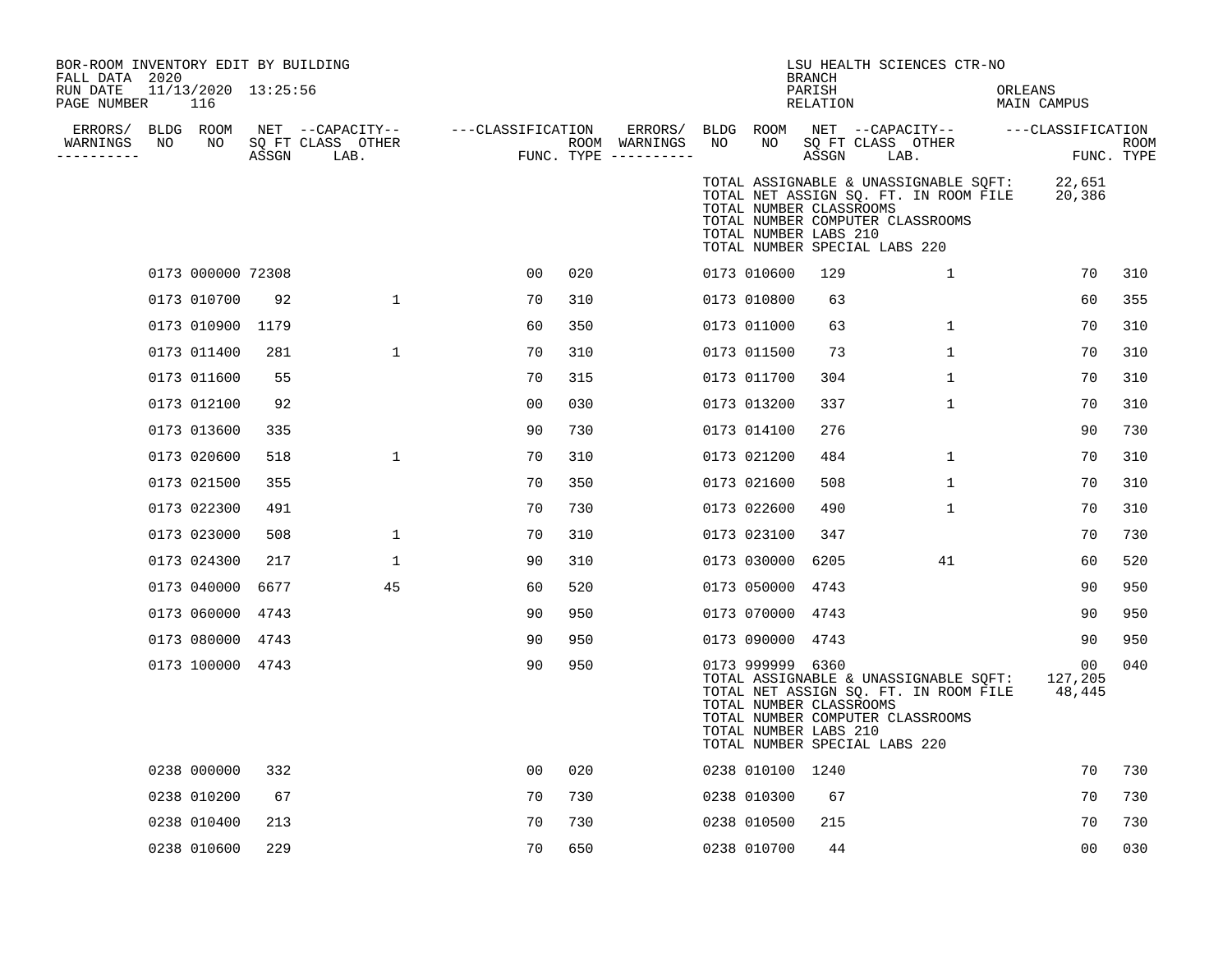BOR-ROOM INVENTORY EDIT BY BUILDING
FALL DATA 2020
RUN DATE 11/13/2020 13:25:56
PAGE NUMBER 116

LSU HEALTH SCIENCES CTR-NO
BRANCH
PARISH ORLEANS
RELATION MAIN CAMPUS

| ERRORS/ WARNINGS | BLDG NO | ROOM NO | NET SQ FT ASSGN | CAPACITY CLASS LAB. | CAPACITY OTHER | CLASSIFICATION FUNC. | ROOM TYPE | ERRORS/ WARNINGS | BLDG NO | ROOM NO | NET SQ FT ASSGN | CAPACITY CLASS LAB. | CAPACITY OTHER | CLASSIFICATION FUNC. | ROOM TYPE |
|---|---|---|---|---|---|---|---|---|---|---|---|---|---|---|---|
| | | | | | | | | | | | | | | | |

TOTAL ASSIGNABLE & UNASSIGNABLE SQFT: 22,651
TOTAL NET ASSIGN SQ. FT. IN ROOM FILE 20,386
TOTAL NUMBER CLASSROOMS
TOTAL NUMBER COMPUTER CLASSROOMS
TOTAL NUMBER LABS 210
TOTAL NUMBER SPECIAL LABS 220

| ERRORS/ WARNINGS | BLDG NO | ROOM NO | NET SQ FT ASSGN | CAPACITY CLASS LAB. | CAPACITY OTHER | CLASSIFICATION FUNC. | ROOM TYPE | ERRORS/ WARNINGS | BLDG NO | ROOM NO | NET SQ FT ASSGN | CAPACITY CLASS LAB. | CAPACITY OTHER | CLASSIFICATION FUNC. | ROOM TYPE |
|---|---|---|---|---|---|---|---|---|---|---|---|---|---|---|---|
| | 0173 | 000000 | 72308 | | | 00 | 020 | | 0173 | 010600 | 129 | | 1 | 70 | 310 |
| | 0173 | 010700 | 92 | | 1 | 70 | 310 | | 0173 | 010800 | 63 | | | 60 | 355 |
| | 0173 | 010900 | 1179 | | | 60 | 350 | | 0173 | 011000 | 63 | | 1 | 70 | 310 |
| | 0173 | 011400 | 281 | | 1 | 70 | 310 | | 0173 | 011500 | 73 | | 1 | 70 | 310 |
| | 0173 | 011600 | 55 | | | 70 | 315 | | 0173 | 011700 | 304 | | 1 | 70 | 310 |
| | 0173 | 012100 | 92 | | | 00 | 030 | | 0173 | 013200 | 337 | | 1 | 70 | 310 |
| | 0173 | 013600 | 335 | | | 90 | 730 | | 0173 | 014100 | 276 | | | 90 | 730 |
| | 0173 | 020600 | 518 | | 1 | 70 | 310 | | 0173 | 021200 | 484 | | 1 | 70 | 310 |
| | 0173 | 021500 | 355 | | | 70 | 350 | | 0173 | 021600 | 508 | | 1 | 70 | 310 |
| | 0173 | 022300 | 491 | | | 70 | 730 | | 0173 | 022600 | 490 | | 1 | 70 | 310 |
| | 0173 | 023000 | 508 | | 1 | 70 | 310 | | 0173 | 023100 | 347 | | | 70 | 730 |
| | 0173 | 024300 | 217 | | 1 | 90 | 310 | | 0173 | 030000 | 6205 | | 41 | 60 | 520 |
| | 0173 | 040000 | 6677 | | 45 | 60 | 520 | | 0173 | 050000 | 4743 | | | 90 | 950 |
| | 0173 | 060000 | 4743 | | | 90 | 950 | | 0173 | 070000 | 4743 | | | 90 | 950 |
| | 0173 | 080000 | 4743 | | | 90 | 950 | | 0173 | 090000 | 4743 | | | 90 | 950 |
| | 0173 | 100000 | 4743 | | | 90 | 950 | | 0173 | 999999 | 6360 | | | 00 | 040 |

TOTAL ASSIGNABLE & UNASSIGNABLE SQFT: 127,205
TOTAL NET ASSIGN SQ. FT. IN ROOM FILE 48,445
TOTAL NUMBER CLASSROOMS
TOTAL NUMBER COMPUTER CLASSROOMS
TOTAL NUMBER LABS 210
TOTAL NUMBER SPECIAL LABS 220

| ERRORS/ WARNINGS | BLDG NO | ROOM NO | NET SQ FT ASSGN | CAPACITY CLASS LAB. | CAPACITY OTHER | CLASSIFICATION FUNC. | ROOM TYPE | ERRORS/ WARNINGS | BLDG NO | ROOM NO | NET SQ FT ASSGN | CAPACITY CLASS LAB. | CAPACITY OTHER | CLASSIFICATION FUNC. | ROOM TYPE |
|---|---|---|---|---|---|---|---|---|---|---|---|---|---|---|---|
| | 0238 | 000000 | 332 | | | 00 | 020 | | 0238 | 010100 | 1240 | | | 70 | 730 |
| | 0238 | 010200 | 67 | | | 70 | 730 | | 0238 | 010300 | 67 | | | 70 | 730 |
| | 0238 | 010400 | 213 | | | 70 | 730 | | 0238 | 010500 | 215 | | | 70 | 730 |
| | 0238 | 010600 | 229 | | | 70 | 650 | | 0238 | 010700 | 44 | | | 00 | 030 |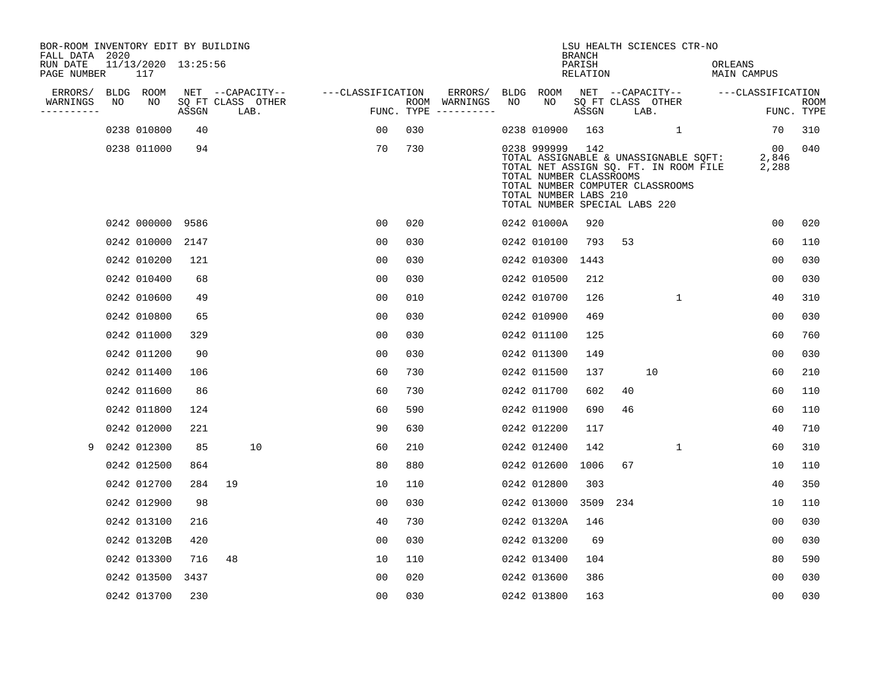BOR-ROOM INVENTORY EDIT BY BUILDING
FALL DATA 2020
RUN DATE 11/13/2020 13:25:56
PAGE NUMBER 117

LSU HEALTH SCIENCES CTR-NO
BRANCH
PARISH ORLEANS
RELATION MAIN CAMPUS

| ERRORS/ WARNINGS | BLDG NO | ROOM NO | NET SQ FT ASSGN | CAPACITY CLASS LAB. | CAPACITY OTHER | CLASSIFICATION FUNC. | ROOM TYPE | ERRORS/ WARNINGS | BLDG NO | ROOM NO | NET SQ FT ASSGN | CAPACITY CLASS LAB. | CAPACITY OTHER | CLASSIFICATION FUNC. | ROOM TYPE |
|---|---|---|---|---|---|---|---|---|---|---|---|---|---|---|---|
| | 0238 | 010800 | 40 | | | 00 | 030 | | 0238 | 010900 | 163 | | 1 | 70 | 310 |
| | 0238 | 011000 | 94 | | | 70 | 730 | | 0238 | 999999 | 142 | | | 00 | 040 |

TOTAL ASSIGNABLE & UNASSIGNABLE SQFT: 2,846
TOTAL NET ASSIGN SQ. FT. IN ROOM FILE 2,288
TOTAL NUMBER CLASSROOMS
TOTAL NUMBER COMPUTER CLASSROOMS
TOTAL NUMBER LABS 210
TOTAL NUMBER SPECIAL LABS 220

| ERRORS/ WARNINGS | BLDG NO | ROOM NO | NET SQ FT ASSGN | CAPACITY CLASS LAB. | CAPACITY OTHER | CLASSIFICATION FUNC. | ROOM TYPE | ERRORS/ WARNINGS | BLDG NO | ROOM NO | NET SQ FT ASSGN | CAPACITY CLASS LAB. | CAPACITY OTHER | CLASSIFICATION FUNC. | ROOM TYPE |
|---|---|---|---|---|---|---|---|---|---|---|---|---|---|---|---|
| | 0242 | 000000 | 9586 | | | 00 | 020 | | 0242 | 01000A | 920 | | | 00 | 020 |
| | 0242 | 010000 | 2147 | | | 00 | 030 | | 0242 | 010100 | 793 | 53 | | 60 | 110 |
| | 0242 | 010200 | 121 | | | 00 | 030 | | 0242 | 010300 | 1443 | | | 00 | 030 |
| | 0242 | 010400 | 68 | | | 00 | 030 | | 0242 | 010500 | 212 | | | 00 | 030 |
| | 0242 | 010600 | 49 | | | 00 | 010 | | 0242 | 010700 | 126 | | 1 | 40 | 310 |
| | 0242 | 010800 | 65 | | | 00 | 030 | | 0242 | 010900 | 469 | | | 00 | 030 |
| | 0242 | 011000 | 329 | | | 00 | 030 | | 0242 | 011100 | 125 | | | 60 | 760 |
| | 0242 | 011200 | 90 | | | 00 | 030 | | 0242 | 011300 | 149 | | | 00 | 030 |
| | 0242 | 011400 | 106 | | | 60 | 730 | | 0242 | 011500 | 137 | 10 | | 60 | 210 |
| | 0242 | 011600 | 86 | | | 60 | 730 | | 0242 | 011700 | 602 | 40 | | 60 | 110 |
| | 0242 | 011800 | 124 | | | 60 | 590 | | 0242 | 011900 | 690 | 46 | | 60 | 110 |
| | 0242 | 012000 | 221 | | | 90 | 630 | | 0242 | 012200 | 117 | | | 40 | 710 |
| 9 | 0242 | 012300 | 85 | 10 | | 60 | 210 | | 0242 | 012400 | 142 | | 1 | 60 | 310 |
| | 0242 | 012500 | 864 | | | 80 | 880 | | 0242 | 012600 | 1006 | 67 | | 10 | 110 |
| | 0242 | 012700 | 284 | 19 | | 10 | 110 | | 0242 | 012800 | 303 | | | 40 | 350 |
| | 0242 | 012900 | 98 | | | 00 | 030 | | 0242 | 013000 | 3509 | 234 | | 10 | 110 |
| | 0242 | 013100 | 216 | | | 40 | 730 | | 0242 | 01320A | 146 | | | 00 | 030 |
| | 0242 | 01320B | 420 | | | 00 | 030 | | 0242 | 013200 | 69 | | | 00 | 030 |
| | 0242 | 013300 | 716 | 48 | | 10 | 110 | | 0242 | 013400 | 104 | | | 80 | 590 |
| | 0242 | 013500 | 3437 | | | 00 | 020 | | 0242 | 013600 | 386 | | | 00 | 030 |
| | 0242 | 013700 | 230 | | | 00 | 030 | | 0242 | 013800 | 163 | | | 00 | 030 |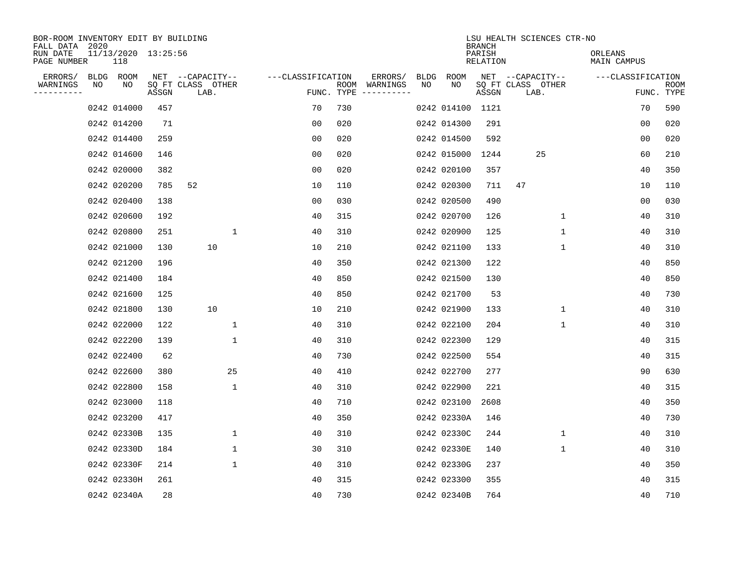BOR-ROOM INVENTORY EDIT BY BUILDING
FALL DATA 2020
RUN DATE 11/13/2020 13:25:56
PAGE NUMBER 118

LSU HEALTH SCIENCES CTR-NO
BRANCH
PARISH ORLEANS
RELATION MAIN CAMPUS

| ERRORS/ WARNINGS | BLDG NO | ROOM NO | NET SQ FT ASSGN | CAPACITY CLASS LAB. | CAPACITY OTHER | CLASSIFICATION FUNC. | ROOM TYPE | ERRORS/ WARNINGS | BLDG NO | ROOM NO | NET SQ FT ASSGN | CAPACITY CLASS LAB. | CAPACITY OTHER | CLASSIFICATION FUNC. | ROOM TYPE |
|---|---|---|---|---|---|---|---|---|---|---|---|---|---|---|---|
| | 0242 | 014000 | 457 | | | 70 | 730 | | 0242 | 014100 | 1121 | | | 70 | 590 |
| | 0242 | 014200 | 71 | | | 00 | 020 | | 0242 | 014300 | 291 | | | 00 | 020 |
| | 0242 | 014400 | 259 | | | 00 | 020 | | 0242 | 014500 | 592 | | | 00 | 020 |
| | 0242 | 014600 | 146 | | | 00 | 020 | | 0242 | 015000 | 1244 | 25 | | 60 | 210 |
| | 0242 | 020000 | 382 | | | 00 | 020 | | 0242 | 020100 | 357 | | | 40 | 350 |
| | 0242 | 020200 | 785 | 52 | | 10 | 110 | | 0242 | 020300 | 711 | 47 | | 10 | 110 |
| | 0242 | 020400 | 138 | | | 00 | 030 | | 0242 | 020500 | 490 | | | 00 | 030 |
| | 0242 | 020600 | 192 | | | 40 | 315 | | 0242 | 020700 | 126 | | 1 | 40 | 310 |
| | 0242 | 020800 | 251 | | 1 | 40 | 310 | | 0242 | 020900 | 125 | | 1 | 40 | 310 |
| | 0242 | 021000 | 130 | 10 | | 10 | 210 | | 0242 | 021100 | 133 | | 1 | 40 | 310 |
| | 0242 | 021200 | 196 | | | 40 | 350 | | 0242 | 021300 | 122 | | | 40 | 850 |
| | 0242 | 021400 | 184 | | | 40 | 850 | | 0242 | 021500 | 130 | | | 40 | 850 |
| | 0242 | 021600 | 125 | | | 40 | 850 | | 0242 | 021700 | 53 | | | 40 | 730 |
| | 0242 | 021800 | 130 | 10 | | 10 | 210 | | 0242 | 021900 | 133 | | 1 | 40 | 310 |
| | 0242 | 022000 | 122 | | 1 | 40 | 310 | | 0242 | 022100 | 204 | | 1 | 40 | 310 |
| | 0242 | 022200 | 139 | | 1 | 40 | 310 | | 0242 | 022300 | 129 | | | 40 | 315 |
| | 0242 | 022400 | 62 | | | 40 | 730 | | 0242 | 022500 | 554 | | | 40 | 315 |
| | 0242 | 022600 | 380 | | 25 | 40 | 410 | | 0242 | 022700 | 277 | | | 90 | 630 |
| | 0242 | 022800 | 158 | | 1 | 40 | 310 | | 0242 | 022900 | 221 | | | 40 | 315 |
| | 0242 | 023000 | 118 | | | 40 | 710 | | 0242 | 023100 | 2608 | | | 40 | 350 |
| | 0242 | 023200 | 417 | | | 40 | 350 | | 0242 | 02330A | 146 | | | 40 | 730 |
| | 0242 | 02330B | 135 | | 1 | 40 | 310 | | 0242 | 02330C | 244 | | 1 | 40 | 310 |
| | 0242 | 02330D | 184 | | 1 | 30 | 310 | | 0242 | 02330E | 140 | | 1 | 40 | 310 |
| | 0242 | 02330F | 214 | | 1 | 40 | 310 | | 0242 | 02330G | 237 | | | 40 | 350 |
| | 0242 | 02330H | 261 | | | 40 | 315 | | 0242 | 023300 | 355 | | | 40 | 315 |
| | 0242 | 02340A | 28 | | | 40 | 730 | | 0242 | 02340B | 764 | | | 40 | 710 |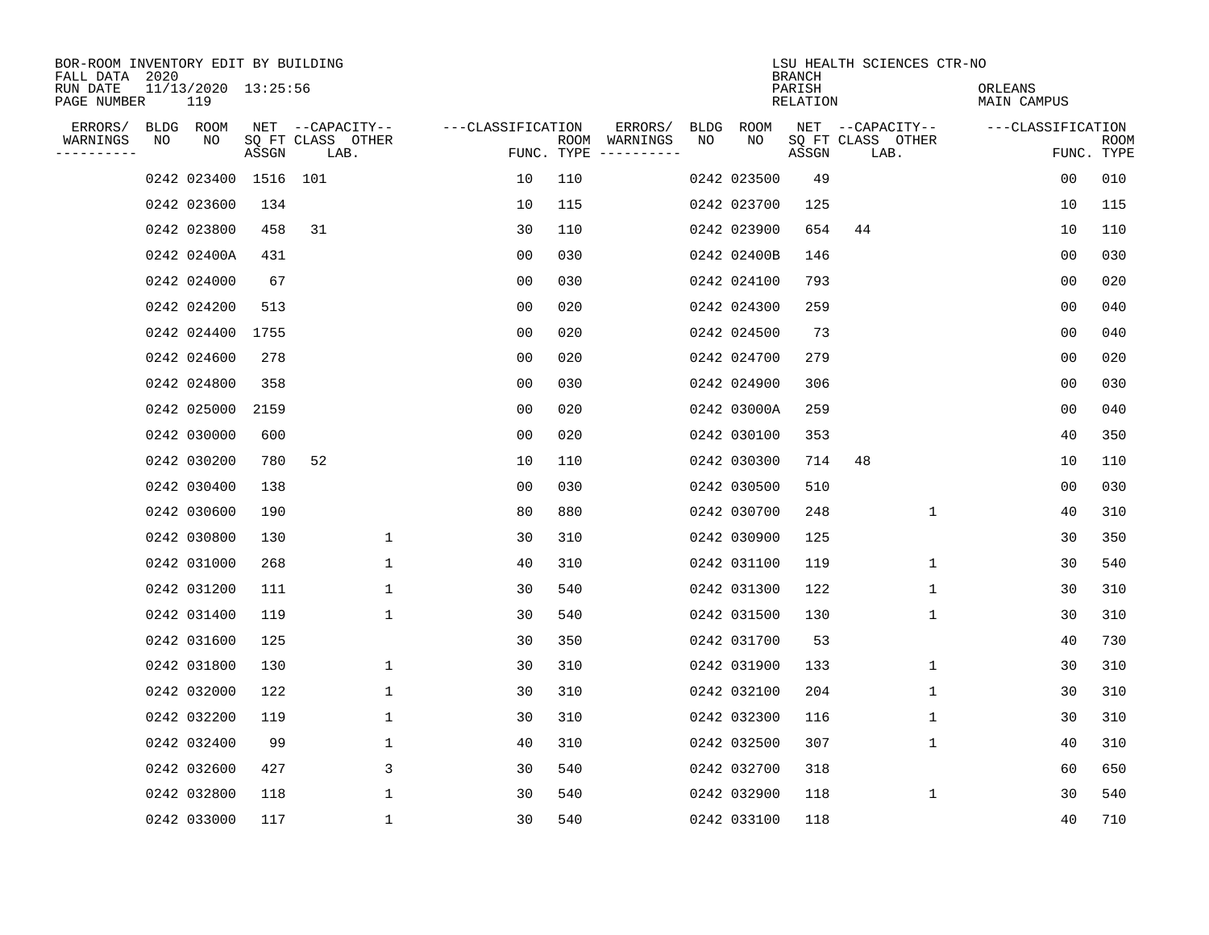BOR-ROOM INVENTORY EDIT BY BUILDING
FALL DATA 2020
RUN DATE 11/13/2020 13:25:56
PAGE NUMBER 119

LSU HEALTH SCIENCES CTR-NO
BRANCH
PARISH ORLEANS
RELATION MAIN CAMPUS

| ERRORS/ WARNINGS | BLDG NO | ROOM NO | NET SQ FT ASSGN | CAPACITY CLASS LAB. | CAPACITY OTHER | CLASSIFICATION FUNC. | ROOM TYPE | ERRORS/ WARNINGS | BLDG NO | ROOM NO | NET SQ FT ASSGN | CAPACITY CLASS LAB. | CAPACITY OTHER | CLASSIFICATION FUNC. | ROOM TYPE |
|---|---|---|---|---|---|---|---|---|---|---|---|---|---|---|---|
| | 0242 | 023400 | 1516 | 101 | | 10 | 110 | | 0242 | 023500 | 49 | | | 00 | 010 |
| | 0242 | 023600 | 134 | | | 10 | 115 | | 0242 | 023700 | 125 | | | 10 | 115 |
| | 0242 | 023800 | 458 | 31 | | 30 | 110 | | 0242 | 023900 | 654 | 44 | | 10 | 110 |
| | 0242 | 02400A | 431 | | | 00 | 030 | | 0242 | 02400B | 146 | | | 00 | 030 |
| | 0242 | 024000 | 67 | | | 00 | 030 | | 0242 | 024100 | 793 | | | 00 | 020 |
| | 0242 | 024200 | 513 | | | 00 | 020 | | 0242 | 024300 | 259 | | | 00 | 040 |
| | 0242 | 024400 | 1755 | | | 00 | 020 | | 0242 | 024500 | 73 | | | 00 | 040 |
| | 0242 | 024600 | 278 | | | 00 | 020 | | 0242 | 024700 | 279 | | | 00 | 020 |
| | 0242 | 024800 | 358 | | | 00 | 030 | | 0242 | 024900 | 306 | | | 00 | 030 |
| | 0242 | 025000 | 2159 | | | 00 | 020 | | 0242 | 03000A | 259 | | | 00 | 040 |
| | 0242 | 030000 | 600 | | | 00 | 020 | | 0242 | 030100 | 353 | | | 40 | 350 |
| | 0242 | 030200 | 780 | 52 | | 10 | 110 | | 0242 | 030300 | 714 | 48 | | 10 | 110 |
| | 0242 | 030400 | 138 | | | 00 | 030 | | 0242 | 030500 | 510 | | | 00 | 030 |
| | 0242 | 030600 | 190 | | | 80 | 880 | | 0242 | 030700 | 248 | | 1 | 40 | 310 |
| | 0242 | 030800 | 130 | | 1 | 30 | 310 | | 0242 | 030900 | 125 | | | 30 | 350 |
| | 0242 | 031000 | 268 | | 1 | 40 | 310 | | 0242 | 031100 | 119 | | 1 | 30 | 540 |
| | 0242 | 031200 | 111 | | 1 | 30 | 540 | | 0242 | 031300 | 122 | | 1 | 30 | 310 |
| | 0242 | 031400 | 119 | | 1 | 30 | 540 | | 0242 | 031500 | 130 | | 1 | 30 | 310 |
| | 0242 | 031600 | 125 | | | 30 | 350 | | 0242 | 031700 | 53 | | | 40 | 730 |
| | 0242 | 031800 | 130 | | 1 | 30 | 310 | | 0242 | 031900 | 133 | | 1 | 30 | 310 |
| | 0242 | 032000 | 122 | | 1 | 30 | 310 | | 0242 | 032100 | 204 | | 1 | 30 | 310 |
| | 0242 | 032200 | 119 | | 1 | 30 | 310 | | 0242 | 032300 | 116 | | 1 | 30 | 310 |
| | 0242 | 032400 | 99 | | 1 | 40 | 310 | | 0242 | 032500 | 307 | | 1 | 40 | 310 |
| | 0242 | 032600 | 427 | | 3 | 30 | 540 | | 0242 | 032700 | 318 | | | 60 | 650 |
| | 0242 | 032800 | 118 | | 1 | 30 | 540 | | 0242 | 032900 | 118 | | 1 | 30 | 540 |
| | 0242 | 033000 | 117 | | 1 | 30 | 540 | | 0242 | 033100 | 118 | | | 40 | 710 |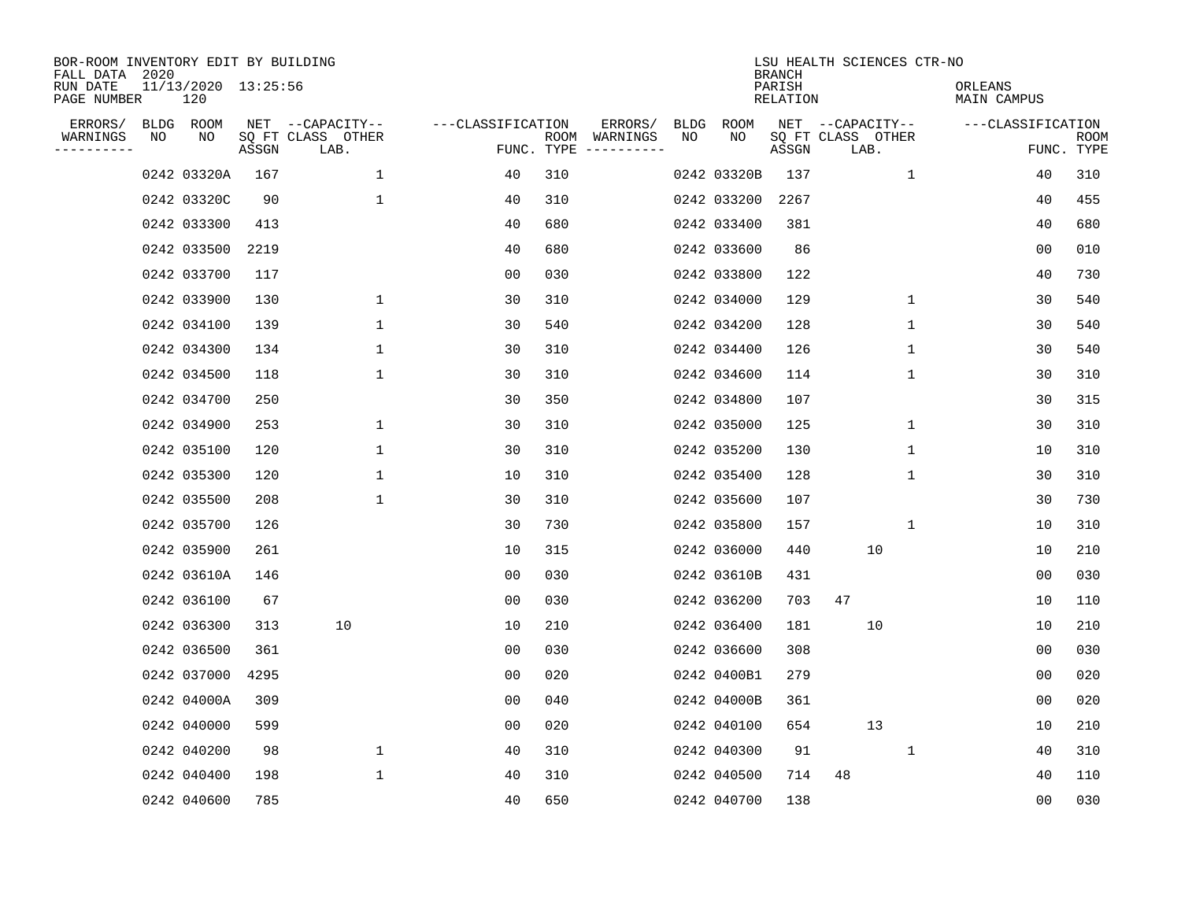BOR-ROOM INVENTORY EDIT BY BUILDING
FALL DATA 2020
RUN DATE 11/13/2020 13:25:56
PAGE NUMBER 120

LSU HEALTH SCIENCES CTR-NO
BRANCH
PARISH ORLEANS
RELATION MAIN CAMPUS

| ERRORS/ WARNINGS | BLDG NO | ROOM NO | NET SQ FT ASSGN | CAPACITY CLASS LAB. | CAPACITY OTHER | CLASSIFICATION FUNC. | ROOM TYPE | ERRORS/ WARNINGS | BLDG NO | ROOM NO | NET SQ FT ASSGN | CAPACITY CLASS LAB. | CAPACITY OTHER | CLASSIFICATION FUNC. | ROOM TYPE |
|---|---|---|---|---|---|---|---|---|---|---|---|---|---|---|---|
| | 0242 | 03320A | 167 | | 1 | 40 | 310 | | 0242 | 03320B | 137 | | 1 | 40 | 310 |
| | 0242 | 03320C | 90 | | 1 | 40 | 310 | | 0242 | 033200 | 2267 | | | 40 | 455 |
| | 0242 | 033300 | 413 | | | 40 | 680 | | 0242 | 033400 | 381 | | | 40 | 680 |
| | 0242 | 033500 | 2219 | | | 40 | 680 | | 0242 | 033600 | 86 | | | 00 | 010 |
| | 0242 | 033700 | 117 | | | 00 | 030 | | 0242 | 033800 | 122 | | | 40 | 730 |
| | 0242 | 033900 | 130 | | 1 | 30 | 310 | | 0242 | 034000 | 129 | | 1 | 30 | 540 |
| | 0242 | 034100 | 139 | | 1 | 30 | 540 | | 0242 | 034200 | 128 | | 1 | 30 | 540 |
| | 0242 | 034300 | 134 | | 1 | 30 | 310 | | 0242 | 034400 | 126 | | 1 | 30 | 540 |
| | 0242 | 034500 | 118 | | 1 | 30 | 310 | | 0242 | 034600 | 114 | | 1 | 30 | 310 |
| | 0242 | 034700 | 250 | | | 30 | 350 | | 0242 | 034800 | 107 | | | 30 | 315 |
| | 0242 | 034900 | 253 | | 1 | 30 | 310 | | 0242 | 035000 | 125 | | 1 | 30 | 310 |
| | 0242 | 035100 | 120 | | 1 | 30 | 310 | | 0242 | 035200 | 130 | | 1 | 10 | 310 |
| | 0242 | 035300 | 120 | | 1 | 10 | 310 | | 0242 | 035400 | 128 | | 1 | 30 | 310 |
| | 0242 | 035500 | 208 | | 1 | 30 | 310 | | 0242 | 035600 | 107 | | | 30 | 730 |
| | 0242 | 035700 | 126 | | | 30 | 730 | | 0242 | 035800 | 157 | | 1 | 10 | 310 |
| | 0242 | 035900 | 261 | | | 10 | 315 | | 0242 | 036000 | 440 | 10 | | 10 | 210 |
| | 0242 | 03610A | 146 | | | 00 | 030 | | 0242 | 03610B | 431 | | | 00 | 030 |
| | 0242 | 036100 | 67 | | | 00 | 030 | | 0242 | 036200 | 703 | 47 | | 10 | 110 |
| | 0242 | 036300 | 313 | 10 | | 10 | 210 | | 0242 | 036400 | 181 | 10 | | 10 | 210 |
| | 0242 | 036500 | 361 | | | 00 | 030 | | 0242 | 036600 | 308 | | | 00 | 030 |
| | 0242 | 037000 | 4295 | | | 00 | 020 | | 0242 | 0400B1 | 279 | | | 00 | 020 |
| | 0242 | 04000A | 309 | | | 00 | 040 | | 0242 | 04000B | 361 | | | 00 | 020 |
| | 0242 | 040000 | 599 | | | 00 | 020 | | 0242 | 040100 | 654 | 13 | | 10 | 210 |
| | 0242 | 040200 | 98 | | 1 | 40 | 310 | | 0242 | 040300 | 91 | | 1 | 40 | 310 |
| | 0242 | 040400 | 198 | | 1 | 40 | 310 | | 0242 | 040500 | 714 | 48 | | 40 | 110 |
| | 0242 | 040600 | 785 | | | 40 | 650 | | 0242 | 040700 | 138 | | | 00 | 030 |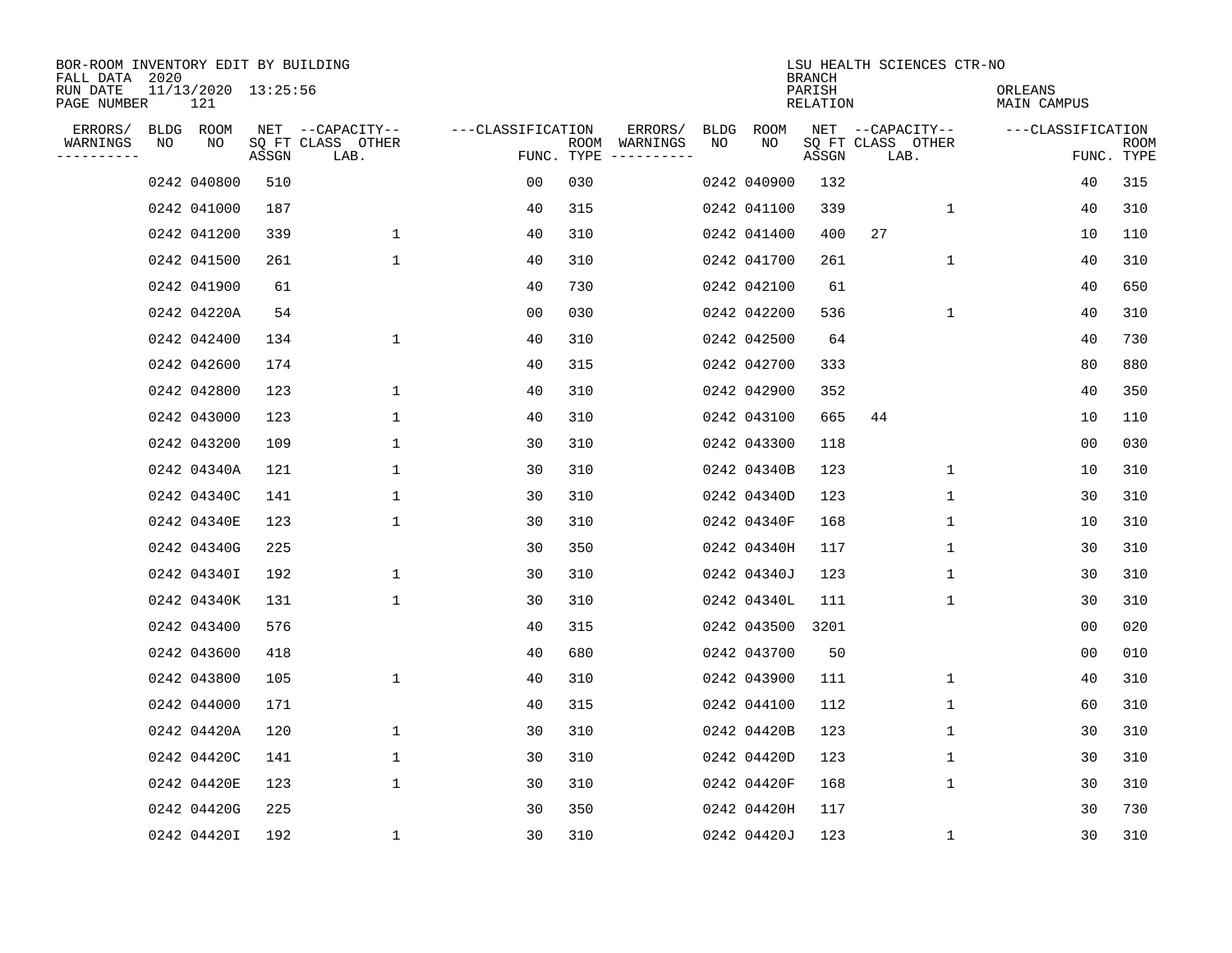BOR-ROOM INVENTORY EDIT BY BUILDING
FALL DATA 2020
RUN DATE 11/13/2020 13:25:56
PAGE NUMBER 121

LSU HEALTH SCIENCES CTR-NO
BRANCH
PARISH ORLEANS
RELATION MAIN CAMPUS

| ERRORS/ WARNINGS | BLDG NO | ROOM NO | NET SQ FT ASSGN | CAPACITY CLASS LAB. | CAPACITY OTHER | CLASSIFICATION FUNC. | ROOM TYPE | ERRORS/ WARNINGS | BLDG NO | ROOM NO | NET SQ FT ASSGN | CAPACITY CLASS LAB. | CAPACITY OTHER | CLASSIFICATION FUNC. | ROOM TYPE |
|---|---|---|---|---|---|---|---|---|---|---|---|---|---|---|---|
| | 0242 | 040800 | 510 | | | 00 | 030 | | 0242 | 040900 | 132 | | | 40 | 315 |
| | 0242 | 041000 | 187 | | | 40 | 315 | | 0242 | 041100 | 339 | | 1 | 40 | 310 |
| | 0242 | 041200 | 339 | | 1 | 40 | 310 | | 0242 | 041400 | 400 | 27 | | 10 | 110 |
| | 0242 | 041500 | 261 | | 1 | 40 | 310 | | 0242 | 041700 | 261 | | 1 | 40 | 310 |
| | 0242 | 041900 | 61 | | | 40 | 730 | | 0242 | 042100 | 61 | | | 40 | 650 |
| | 0242 | 04220A | 54 | | | 00 | 030 | | 0242 | 042200 | 536 | | 1 | 40 | 310 |
| | 0242 | 042400 | 134 | | 1 | 40 | 310 | | 0242 | 042500 | 64 | | | 40 | 730 |
| | 0242 | 042600 | 174 | | | 40 | 315 | | 0242 | 042700 | 333 | | | 80 | 880 |
| | 0242 | 042800 | 123 | | 1 | 40 | 310 | | 0242 | 042900 | 352 | | | 40 | 350 |
| | 0242 | 043000 | 123 | | 1 | 40 | 310 | | 0242 | 043100 | 665 | 44 | | 10 | 110 |
| | 0242 | 043200 | 109 | | 1 | 30 | 310 | | 0242 | 043300 | 118 | | | 00 | 030 |
| | 0242 | 04340A | 121 | | 1 | 30 | 310 | | 0242 | 04340B | 123 | | 1 | 10 | 310 |
| | 0242 | 04340C | 141 | | 1 | 30 | 310 | | 0242 | 04340D | 123 | | 1 | 30 | 310 |
| | 0242 | 04340E | 123 | | 1 | 30 | 310 | | 0242 | 04340F | 168 | | 1 | 10 | 310 |
| | 0242 | 04340G | 225 | | | 30 | 350 | | 0242 | 04340H | 117 | | 1 | 30 | 310 |
| | 0242 | 04340I | 192 | | 1 | 30 | 310 | | 0242 | 04340J | 123 | | 1 | 30 | 310 |
| | 0242 | 04340K | 131 | | 1 | 30 | 310 | | 0242 | 04340L | 111 | | 1 | 30 | 310 |
| | 0242 | 043400 | 576 | | | 40 | 315 | | 0242 | 043500 | 3201 | | | 00 | 020 |
| | 0242 | 043600 | 418 | | | 40 | 680 | | 0242 | 043700 | 50 | | | 00 | 010 |
| | 0242 | 043800 | 105 | | 1 | 40 | 310 | | 0242 | 043900 | 111 | | 1 | 40 | 310 |
| | 0242 | 044000 | 171 | | | 40 | 315 | | 0242 | 044100 | 112 | | 1 | 60 | 310 |
| | 0242 | 04420A | 120 | | 1 | 30 | 310 | | 0242 | 04420B | 123 | | 1 | 30 | 310 |
| | 0242 | 04420C | 141 | | 1 | 30 | 310 | | 0242 | 04420D | 123 | | 1 | 30 | 310 |
| | 0242 | 04420E | 123 | | 1 | 30 | 310 | | 0242 | 04420F | 168 | | 1 | 30 | 310 |
| | 0242 | 04420G | 225 | | | 30 | 350 | | 0242 | 04420H | 117 | | | 30 | 730 |
| | 0242 | 04420I | 192 | | 1 | 30 | 310 | | 0242 | 04420J | 123 | | 1 | 30 | 310 |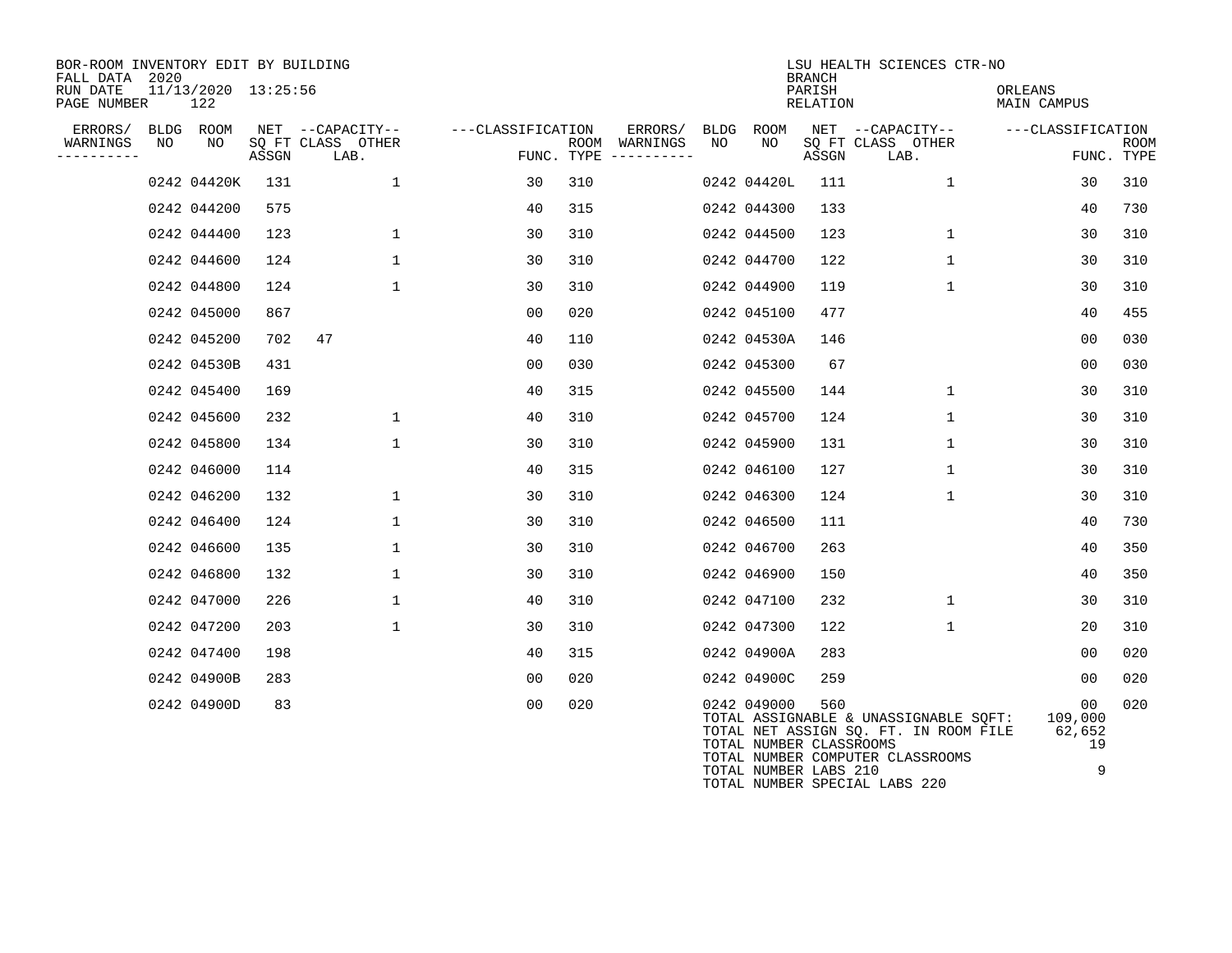BOR-ROOM INVENTORY EDIT BY BUILDING
FALL DATA 2020
RUN DATE 11/13/2020 13:25:56
PAGE NUMBER 122

LSU HEALTH SCIENCES CTR-NO
BRANCH
PARISH ORLEANS
RELATION MAIN CAMPUS

| ERRORS/ WARNINGS | BLDG NO | ROOM NO | NET SQ FT ASSGN | CAPACITY CLASS LAB. | CAPACITY OTHER | CLASSIFICATION FUNC. | ROOM TYPE | ERRORS/ WARNINGS | BLDG NO | ROOM NO | NET SQ FT ASSGN | CAPACITY CLASS LAB. | CAPACITY OTHER | CLASSIFICATION FUNC. | ROOM TYPE |
|---|---|---|---|---|---|---|---|---|---|---|---|---|---|---|---|
| | 0242 | 04420K | 131 | | 1 | 30 | 310 | | 0242 | 04420L | 111 | | 1 | 30 | 310 |
| | 0242 | 044200 | 575 | | | 40 | 315 | | 0242 | 044300 | 133 | | | 40 | 730 |
| | 0242 | 044400 | 123 | | 1 | 30 | 310 | | 0242 | 044500 | 123 | | 1 | 30 | 310 |
| | 0242 | 044600 | 124 | | 1 | 30 | 310 | | 0242 | 044700 | 122 | | 1 | 30 | 310 |
| | 0242 | 044800 | 124 | | 1 | 30 | 310 | | 0242 | 044900 | 119 | | 1 | 30 | 310 |
| | 0242 | 045000 | 867 | | | 00 | 020 | | 0242 | 045100 | 477 | | | 40 | 455 |
| | 0242 | 045200 | 702 | 47 | | 40 | 110 | | 0242 | 04530A | 146 | | | 00 | 030 |
| | 0242 | 04530B | 431 | | | 00 | 030 | | 0242 | 045300 | 67 | | | 00 | 030 |
| | 0242 | 045400 | 169 | | | 40 | 315 | | 0242 | 045500 | 144 | | 1 | 30 | 310 |
| | 0242 | 045600 | 232 | | 1 | 40 | 310 | | 0242 | 045700 | 124 | | 1 | 30 | 310 |
| | 0242 | 045800 | 134 | | 1 | 30 | 310 | | 0242 | 045900 | 131 | | 1 | 30 | 310 |
| | 0242 | 046000 | 114 | | | 40 | 315 | | 0242 | 046100 | 127 | | 1 | 30 | 310 |
| | 0242 | 046200 | 132 | | 1 | 30 | 310 | | 0242 | 046300 | 124 | | 1 | 30 | 310 |
| | 0242 | 046400 | 124 | | 1 | 30 | 310 | | 0242 | 046500 | 111 | | | 40 | 730 |
| | 0242 | 046600 | 135 | | 1 | 30 | 310 | | 0242 | 046700 | 263 | | | 40 | 350 |
| | 0242 | 046800 | 132 | | 1 | 30 | 310 | | 0242 | 046900 | 150 | | | 40 | 350 |
| | 0242 | 047000 | 226 | | 1 | 40 | 310 | | 0242 | 047100 | 232 | | 1 | 30 | 310 |
| | 0242 | 047200 | 203 | | 1 | 30 | 310 | | 0242 | 047300 | 122 | | 1 | 20 | 310 |
| | 0242 | 047400 | 198 | | | 40 | 315 | | 0242 | 04900A | 283 | | | 00 | 020 |
| | 0242 | 04900B | 283 | | | 00 | 020 | | 0242 | 04900C | 259 | | | 00 | 020 |
| | 0242 | 04900D | 83 | | | 00 | 020 | | 0242 | 049000 | 560 | | | 00 | 020 |

| | |
|---|---|
| TOTAL ASSIGNABLE & UNASSIGNABLE SQFT: | 109,000 |
| TOTAL NET ASSIGN SQ. FT. IN ROOM FILE | 62,652 |
| TOTAL NUMBER CLASSROOMS | 19 |
| TOTAL NUMBER COMPUTER CLASSROOMS | |
| TOTAL NUMBER LABS 210 | 9 |
| TOTAL NUMBER SPECIAL LABS 220 | |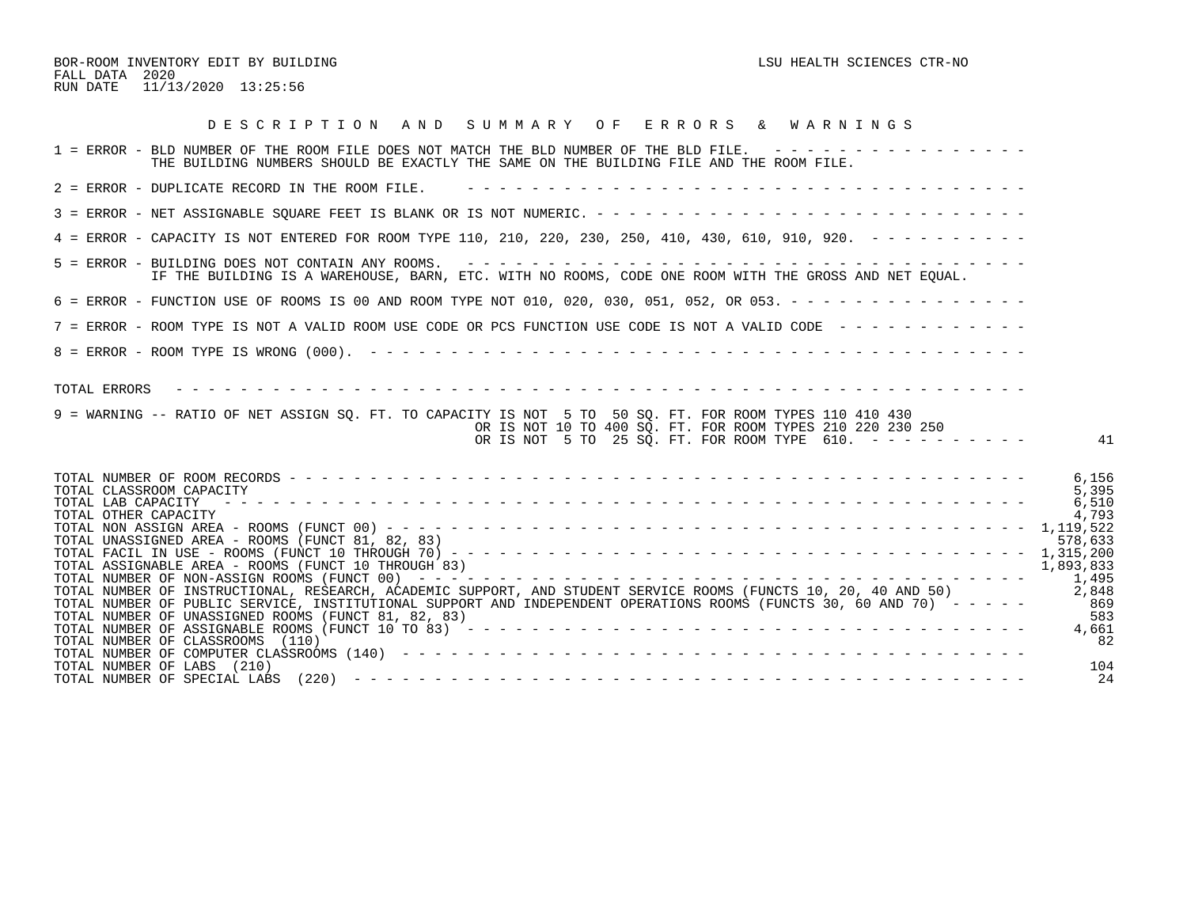BOR-ROOM INVENTORY EDIT BY BUILDING

LSU HEALTH SCIENCES CTR-NO

FALL DATA 2020

RUN DATE 11/13/2020 13:25:56

## DESCRIPTION AND SUMMARY OF ERRORS & WARNINGS

| | |
|---|---|
| 1 = ERROR - BLD NUMBER OF THE ROOM FILE DOES NOT MATCH THE BLD NUMBER OF THE BLD FILE. THE BUILDING NUMBERS SHOULD BE EXACTLY THE SAME ON THE BUILDING FILE AND THE ROOM FILE. | |
| 2 = ERROR - DUPLICATE RECORD IN THE ROOM FILE. | |
| 3 = ERROR - NET ASSIGNABLE SQUARE FEET IS BLANK OR IS NOT NUMERIC. | |
| 4 = ERROR - CAPACITY IS NOT ENTERED FOR ROOM TYPE 110, 210, 220, 230, 250, 410, 430, 610, 910, 920. | |
| 5 = ERROR - BUILDING DOES NOT CONTAIN ANY ROOMS. IF THE BUILDING IS A WAREHOUSE, BARN, ETC. WITH NO ROOMS, CODE ONE ROOM WITH THE GROSS AND NET EQUAL. | |
| 6 = ERROR - FUNCTION USE OF ROOMS IS 00 AND ROOM TYPE NOT 010, 020, 030, 051, 052, OR 053. | |
| 7 = ERROR - ROOM TYPE IS NOT A VALID ROOM USE CODE OR PCS FUNCTION USE CODE IS NOT A VALID CODE | |
| 8 = ERROR - ROOM TYPE IS WRONG (000). | |
| TOTAL ERRORS | |
| 9 = WARNING -- RATIO OF NET ASSIGN SQ. FT. TO CAPACITY IS NOT 5 TO 50 SQ. FT. FOR ROOM TYPES 110 410 430 OR IS NOT 10 TO 400 SQ. FT. FOR ROOM TYPES 210 220 230 250 OR IS NOT 5 TO 25 SQ. FT. FOR ROOM TYPE 610. | 41 |

| | |
|---|---|
| TOTAL NUMBER OF ROOM RECORDS | 6,156 |
| TOTAL CLASSROOM CAPACITY | 5,395 |
| TOTAL LAB CAPACITY | 6,510 |
| TOTAL OTHER CAPACITY | 4,793 |
| TOTAL NON ASSIGN AREA - ROOMS (FUNCT 00) | 1,119,522 |
| TOTAL UNASSIGNED AREA - ROOMS (FUNCT 81, 82, 83) | 578,633 |
| TOTAL FACIL IN USE - ROOMS (FUNCT 10 THROUGH 70) | 1,315,200 |
| TOTAL ASSIGNABLE AREA - ROOMS (FUNCT 10 THROUGH 83) | 1,893,833 |
| TOTAL NUMBER OF NON-ASSIGN ROOMS (FUNCT 00) | 1,495 |
| TOTAL NUMBER OF INSTRUCTIONAL, RESEARCH, ACADEMIC SUPPORT, AND STUDENT SERVICE ROOMS (FUNCTS 10, 20, 40 AND 50) | 2,848 |
| TOTAL NUMBER OF PUBLIC SERVICE, INSTITUTIONAL SUPPORT AND INDEPENDENT OPERATIONS ROOMS (FUNCTS 30, 60 AND 70) | 869 |
| TOTAL NUMBER OF UNASSIGNED ROOMS (FUNCT 81, 82, 83) | 583 |
| TOTAL NUMBER OF ASSIGNABLE ROOMS (FUNCT 10 TO 83) | 4,661 |
| TOTAL NUMBER OF CLASSROOMS (110) | 82 |
| TOTAL NUMBER OF COMPUTER CLASSROOMS (140) | |
| TOTAL NUMBER OF LABS (210) | 104 |
| TOTAL NUMBER OF SPECIAL LABS (220) | 24 |